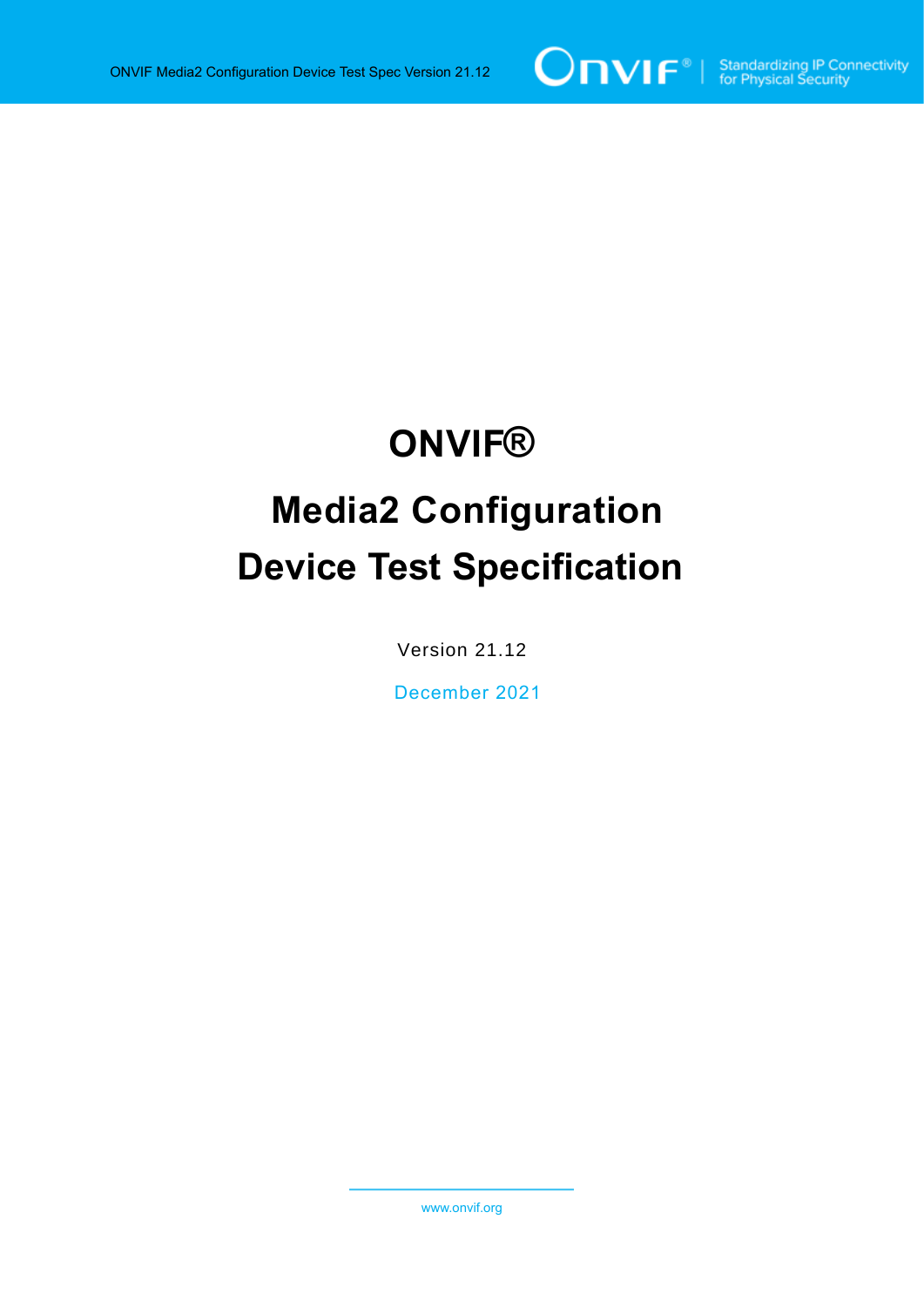# ONVIF®

# Media2 Configuration Device Test Specification

Version 21.12

December 2021

www.onvif.org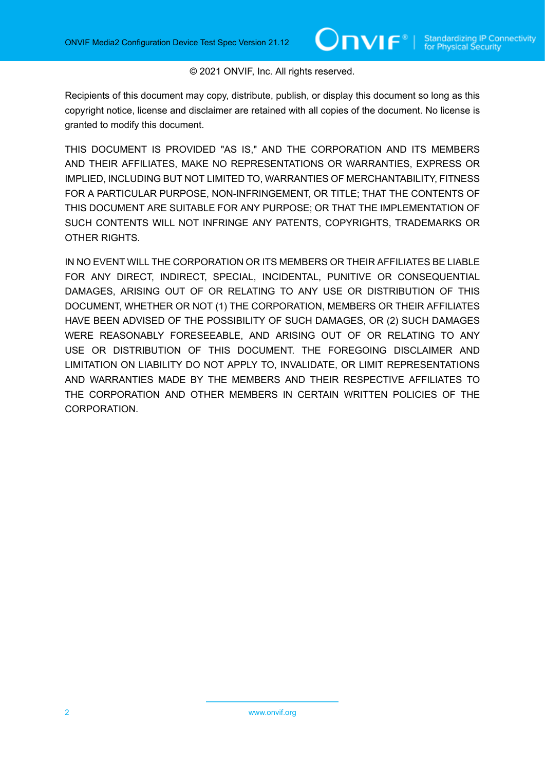© 2021 ONVIF, Inc. All rights reserved.

Recipients of this document may copy, distribute, publish, or display this document so long as this copyright notice, license and disclaimer are retained with all copies of the document. No license is granted to modify this document.

THIS DOCUMENT IS PROVIDED "AS IS," AND THE CORPORATION AND ITS MEMBERS AND THEIR AFFILIATES, MAKE NO REPRESENTATIONS OR WARRANTIES, EXPRESS OR IMPLIED, INCLUDING BUT NOT LIMITED TO, WARRANTIES OF MERCHANTABILITY, FITNESS FOR A PARTICULAR PURPOSE, NON-INFRINGEMENT, OR TITLE; THAT THE CONTENTS OF THIS DOCUMENT ARE SUITABLE FOR ANY PURPOSE; OR THAT THE IMPLEMENTATION OF SUCH CONTENTS WILL NOT INFRINGE ANY PATENTS, COPYRIGHTS, TRADEMARKS OR OTHER RIGHTS.

IN NO EVENT WILL THE CORPORATION OR ITS MEMBERS OR THEIR AFFILIATES BE LIABLE FOR ANY DIRECT, INDIRECT, SPECIAL, INCIDENTAL, PUNITIVE OR CONSEQUENTIAL DAMAGES, ARISING OUT OF OR RELATING TO ANY USE OR DISTRIBUTION OF THIS DOCUMENT, WHETHER OR NOT (1) THE CORPORATION, MEMBERS OR THEIR AFFILIATES HAVE BEEN ADVISED OF THE POSSIBILITY OF SUCH DAMAGES, OR (2) SUCH DAMAGES WERE REASONABLY FORESEEABLE, AND ARISING OUT OF OR RELATING TO ANY USE OR DISTRIBUTION OF THIS DOCUMENT. THE FOREGOING DISCLAIMER AND LIMITATION ON LIABILITY DO NOT APPLY TO, INVALIDATE, OR LIMIT REPRESENTATIONS AND WARRANTIES MADE BY THE MEMBERS AND THEIR RESPECTIVE AFFILIATES TO THE CORPORATION AND OTHER MEMBERS IN CERTAIN WRITTEN POLICIES OF THE CORPORATION.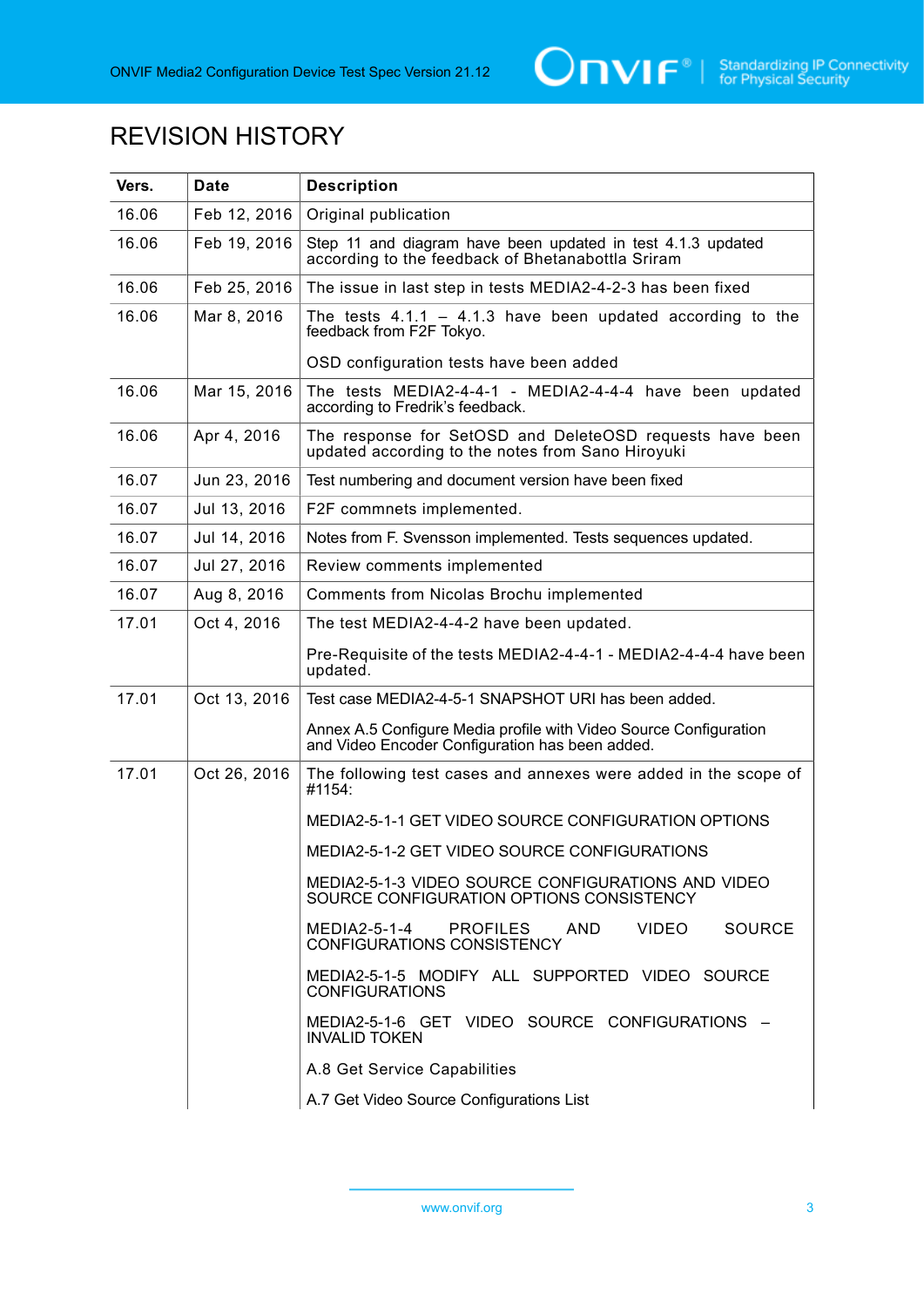# REVISION HISTORY

| Vers. | Date | Description |
| --- | --- | --- |
| 16.06 | Feb 12, 2016 | Original publication |
| 16.06 | Feb 19, 2016 | Step 11 and diagram have been updated in test 4.1.3 updated according to the feedback of Bhetanabottla Sriram |
| 16.06 | Feb 25, 2016 | The issue in last step in tests MEDIA2-4-2-3 has been fixed |
| 16.06 | Mar 8, 2016 | The tests 4.1.1 – 4.1.3 have been updated according to the feedback from F2F Tokyo.<br><br>OSD configuration tests have been added |
| 16.06 | Mar 15, 2016 | The tests MEDIA2-4-4-1 - MEDIA2-4-4-4 have been updated according to Fredrik's feedback. |
| 16.06 | Apr 4, 2016 | The response for SetOSD and DeleteOSD requests have been updated according to the notes from Sano Hiroyuki |
| 16.07 | Jun 23, 2016 | Test numbering and document version have been fixed |
| 16.07 | Jul 13, 2016 | F2F commnets implemented. |
| 16.07 | Jul 14, 2016 | Notes from F. Svensson implemented. Tests sequences updated. |
| 16.07 | Jul 27, 2016 | Review comments implemented |
| 16.07 | Aug 8, 2016 | Comments from Nicolas Brochu implemented |
| 17.01 | Oct 4, 2016 | The test MEDIA2-4-4-2 have been updated.<br><br>Pre-Requisite of the tests MEDIA2-4-4-1 - MEDIA2-4-4-4 have been updated. |
| 17.01 | Oct 13, 2016 | Test case MEDIA2-4-5-1 SNAPSHOT URI has been added.<br><br>Annex A.5 Configure Media profile with Video Source Configuration and Video Encoder Configuration has been added. |
| 17.01 | Oct 26, 2016 | The following test cases and annexes were added in the scope of #1154:<br><br>MEDIA2-5-1-1 GET VIDEO SOURCE CONFIGURATION OPTIONS<br><br>MEDIA2-5-1-2 GET VIDEO SOURCE CONFIGURATIONS<br><br>MEDIA2-5-1-3 VIDEO SOURCE CONFIGURATIONS AND VIDEO SOURCE CONFIGURATION OPTIONS CONSISTENCY<br><br>MEDIA2-5-1-4 PROFILES AND VIDEO SOURCE CONFIGURATIONS CONSISTENCY<br><br>MEDIA2-5-1-5 MODIFY ALL SUPPORTED VIDEO SOURCE CONFIGURATIONS<br><br>MEDIA2-5-1-6 GET VIDEO SOURCE CONFIGURATIONS – INVALID TOKEN<br><br>A.8 Get Service Capabilities<br><br>A.7 Get Video Source Configurations List |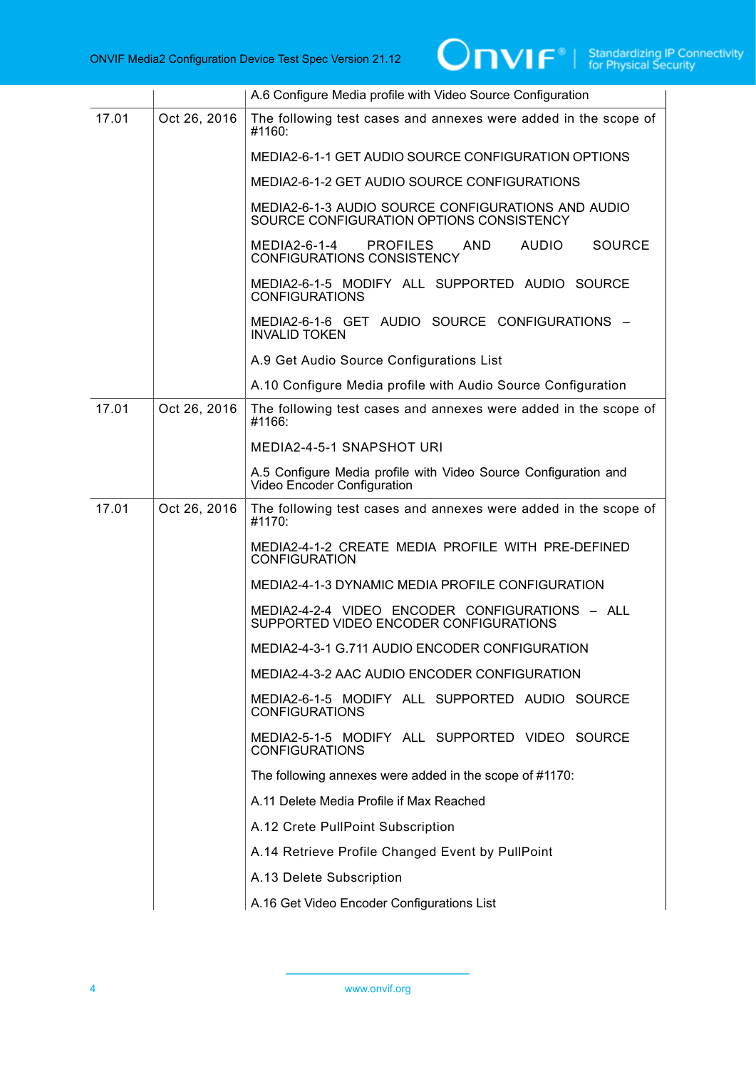| | | |
|---|---|---|
| | | A.6 Configure Media profile with Video Source Configuration |
| 17.01 | Oct 26, 2016 | The following test cases and annexes were added in the scope of #1160:<br><br>MEDIA2-6-1-1 GET AUDIO SOURCE CONFIGURATION OPTIONS<br><br>MEDIA2-6-1-2 GET AUDIO SOURCE CONFIGURATIONS<br><br>MEDIA2-6-1-3 AUDIO SOURCE CONFIGURATIONS AND AUDIO SOURCE CONFIGURATION OPTIONS CONSISTENCY<br><br>MEDIA2-6-1-4 PROFILES AND AUDIO SOURCE CONFIGURATIONS CONSISTENCY<br><br>MEDIA2-6-1-5 MODIFY ALL SUPPORTED AUDIO SOURCE CONFIGURATIONS<br><br>MEDIA2-6-1-6 GET AUDIO SOURCE CONFIGURATIONS – INVALID TOKEN<br><br>A.9 Get Audio Source Configurations List<br><br>A.10 Configure Media profile with Audio Source Configuration |
| 17.01 | Oct 26, 2016 | The following test cases and annexes were added in the scope of #1166:<br><br>MEDIA2-4-5-1 SNAPSHOT URI<br><br>A.5 Configure Media profile with Video Source Configuration and Video Encoder Configuration |
| 17.01 | Oct 26, 2016 | The following test cases and annexes were added in the scope of #1170:<br><br>MEDIA2-4-1-2 CREATE MEDIA PROFILE WITH PRE-DEFINED CONFIGURATION<br><br>MEDIA2-4-1-3 DYNAMIC MEDIA PROFILE CONFIGURATION<br><br>MEDIA2-4-2-4 VIDEO ENCODER CONFIGURATIONS – ALL SUPPORTED VIDEO ENCODER CONFIGURATIONS<br><br>MEDIA2-4-3-1 G.711 AUDIO ENCODER CONFIGURATION<br><br>MEDIA2-4-3-2 AAC AUDIO ENCODER CONFIGURATION<br><br>MEDIA2-6-1-5 MODIFY ALL SUPPORTED AUDIO SOURCE CONFIGURATIONS<br><br>MEDIA2-5-1-5 MODIFY ALL SUPPORTED VIDEO SOURCE CONFIGURATIONS<br><br>The following annexes were added in the scope of #1170:<br><br>A.11 Delete Media Profile if Max Reached<br><br>A.12 Crete PullPoint Subscription<br><br>A.14 Retrieve Profile Changed Event by PullPoint<br><br>A.13 Delete Subscription<br><br>A.16 Get Video Encoder Configurations List |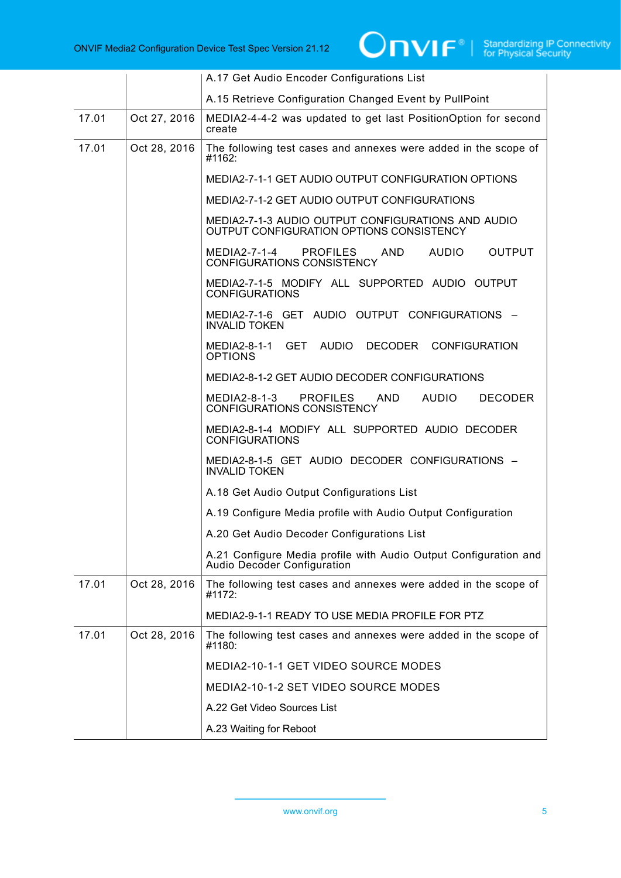| | | |
|---|---|---|
| | | A.17 Get Audio Encoder Configurations List<br><br>A.15 Retrieve Configuration Changed Event by PullPoint |
| 17.01 | Oct 27, 2016 | MEDIA2-4-4-2 was updated to get last PositionOption for second create |
| 17.01 | Oct 28, 2016 | The following test cases and annexes were added in the scope of #1162:<br><br>MEDIA2-7-1-1 GET AUDIO OUTPUT CONFIGURATION OPTIONS<br><br>MEDIA2-7-1-2 GET AUDIO OUTPUT CONFIGURATIONS<br><br>MEDIA2-7-1-3 AUDIO OUTPUT CONFIGURATIONS AND AUDIO OUTPUT CONFIGURATION OPTIONS CONSISTENCY<br><br>MEDIA2-7-1-4 PROFILES AND AUDIO OUTPUT CONFIGURATIONS CONSISTENCY<br><br>MEDIA2-7-1-5 MODIFY ALL SUPPORTED AUDIO OUTPUT CONFIGURATIONS<br><br>MEDIA2-7-1-6 GET AUDIO OUTPUT CONFIGURATIONS – INVALID TOKEN<br><br>MEDIA2-8-1-1 GET AUDIO DECODER CONFIGURATION OPTIONS<br><br>MEDIA2-8-1-2 GET AUDIO DECODER CONFIGURATIONS<br><br>MEDIA2-8-1-3 PROFILES AND AUDIO DECODER CONFIGURATIONS CONSISTENCY<br><br>MEDIA2-8-1-4 MODIFY ALL SUPPORTED AUDIO DECODER CONFIGURATIONS<br><br>MEDIA2-8-1-5 GET AUDIO DECODER CONFIGURATIONS – INVALID TOKEN<br><br>A.18 Get Audio Output Configurations List<br><br>A.19 Configure Media profile with Audio Output Configuration<br><br>A.20 Get Audio Decoder Configurations List<br><br>A.21 Configure Media profile with Audio Output Configuration and Audio Decoder Configuration |
| 17.01 | Oct 28, 2016 | The following test cases and annexes were added in the scope of #1172:<br><br>MEDIA2-9-1-1 READY TO USE MEDIA PROFILE FOR PTZ |
| 17.01 | Oct 28, 2016 | The following test cases and annexes were added in the scope of #1180:<br><br>MEDIA2-10-1-1 GET VIDEO SOURCE MODES<br><br>MEDIA2-10-1-2 SET VIDEO SOURCE MODES<br><br>A.22 Get Video Sources List<br><br>A.23 Waiting for Reboot |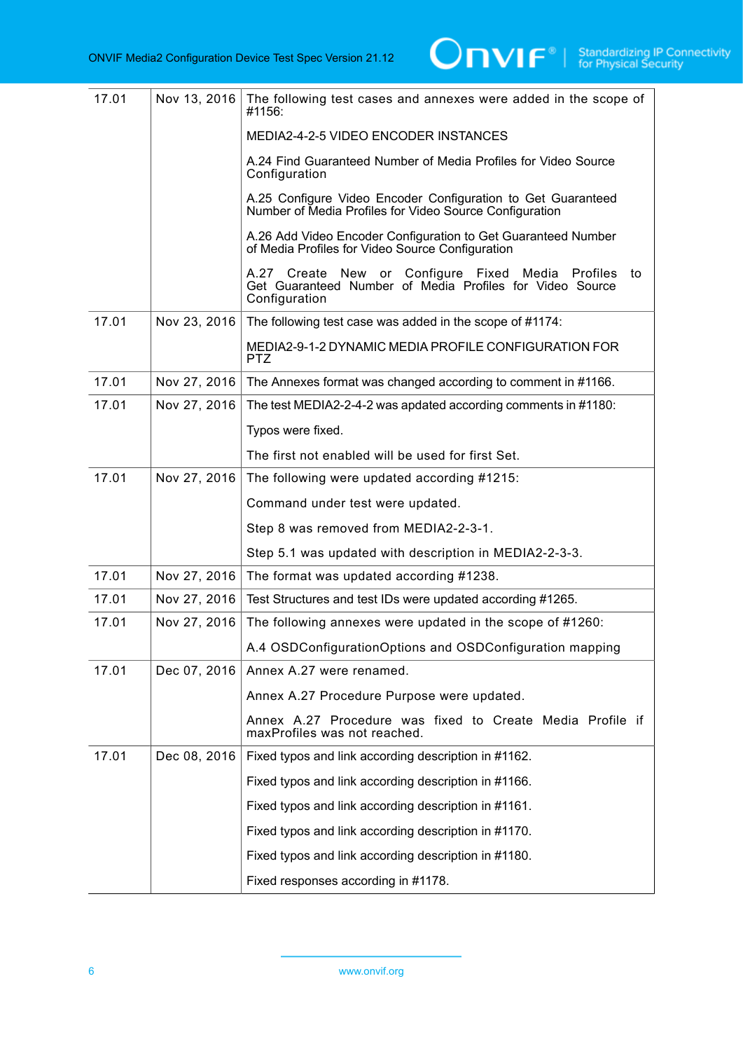| | | |
|---|---|---|
| 17.01 | Nov 13, 2016 | The following test cases and annexes were added in the scope of #1156:<br><br>MEDIA2-4-2-5 VIDEO ENCODER INSTANCES<br><br>A.24 Find Guaranteed Number of Media Profiles for Video Source Configuration<br><br>A.25 Configure Video Encoder Configuration to Get Guaranteed Number of Media Profiles for Video Source Configuration<br><br>A.26 Add Video Encoder Configuration to Get Guaranteed Number of Media Profiles for Video Source Configuration<br><br>A.27 Create New or Configure Fixed Media Profiles to Get Guaranteed Number of Media Profiles for Video Source Configuration |
| 17.01 | Nov 23, 2016 | The following test case was added in the scope of #1174:<br><br>MEDIA2-9-1-2 DYNAMIC MEDIA PROFILE CONFIGURATION FOR PTZ |
| 17.01 | Nov 27, 2016 | The Annexes format was changed according to comment in #1166. |
| 17.01 | Nov 27, 2016 | The test MEDIA2-2-4-2 was apdated according comments in #1180:<br><br>Typos were fixed.<br><br>The first not enabled will be used for first Set. |
| 17.01 | Nov 27, 2016 | The following were updated according #1215:<br><br>Command under test were updated.<br><br>Step 8 was removed from MEDIA2-2-3-1.<br><br>Step 5.1 was updated with description in MEDIA2-2-3-3. |
| 17.01 | Nov 27, 2016 | The format was updated according #1238. |
| 17.01 | Nov 27, 2016 | Test Structures and test IDs were updated according #1265. |
| 17.01 | Nov 27, 2016 | The following annexes were updated in the scope of #1260:<br><br>A.4 OSDConfigurationOptions and OSDConfiguration mapping |
| 17.01 | Dec 07, 2016 | Annex A.27 were renamed.<br><br>Annex A.27 Procedure Purpose were updated.<br><br>Annex A.27 Procedure was fixed to Create Media Profile if maxProfiles was not reached. |
| 17.01 | Dec 08, 2016 | Fixed typos and link according description in #1162.<br><br>Fixed typos and link according description in #1166.<br><br>Fixed typos and link according description in #1161.<br><br>Fixed typos and link according description in #1170.<br><br>Fixed typos and link according description in #1180.<br><br>Fixed responses according in #1178. |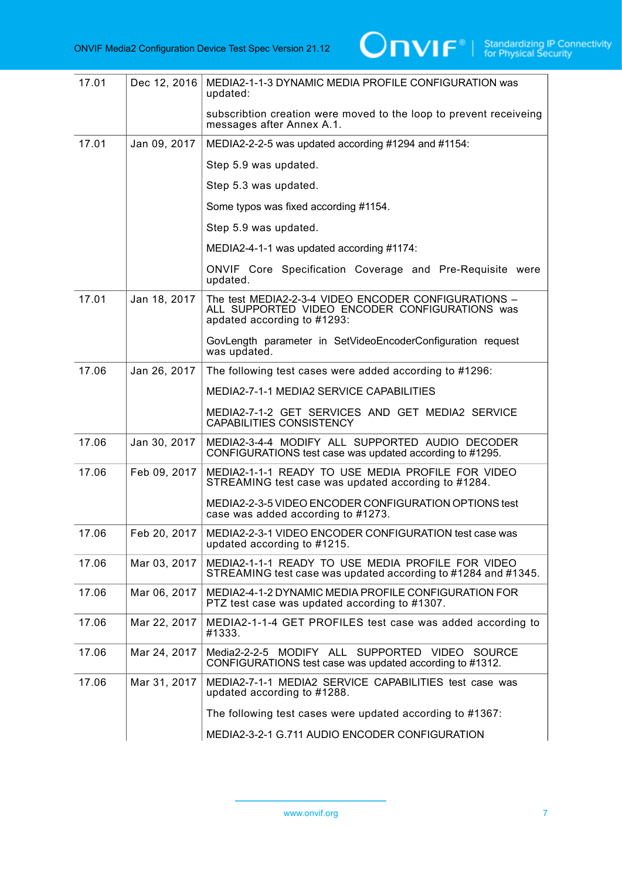| | | |
|---|---|---|
| 17.01 | Dec 12, 2016 | MEDIA2-1-1-3 DYNAMIC MEDIA PROFILE CONFIGURATION was updated:<br><br>subscribtion creation were moved to the loop to prevent receiveing messages after Annex A.1. |
| 17.01 | Jan 09, 2017 | MEDIA2-2-2-5 was updated according #1294 and #1154:<br><br>Step 5.9 was updated.<br><br>Step 5.3 was updated.<br><br>Some typos was fixed according #1154.<br><br>Step 5.9 was updated.<br><br>MEDIA2-4-1-1 was updated according #1174:<br><br>ONVIF Core Specification Coverage and Pre-Requisite were updated. |
| 17.01 | Jan 18, 2017 | The test MEDIA2-2-3-4 VIDEO ENCODER CONFIGURATIONS – ALL SUPPORTED VIDEO ENCODER CONFIGURATIONS was updated according to #1293:<br><br>GovLength parameter in SetVideoEncoderConfiguration request was updated. |
| 17.06 | Jan 26, 2017 | The following test cases were added according to #1296:<br><br>MEDIA2-7-1-1 MEDIA2 SERVICE CAPABILITIES<br><br>MEDIA2-7-1-2 GET SERVICES AND GET MEDIA2 SERVICE CAPABILITIES CONSISTENCY |
| 17.06 | Jan 30, 2017 | MEDIA2-3-4-4 MODIFY ALL SUPPORTED AUDIO DECODER CONFIGURATIONS test case was updated according to #1295. |
| 17.06 | Feb 09, 2017 | MEDIA2-1-1-1 READY TO USE MEDIA PROFILE FOR VIDEO STREAMING test case was updated according to #1284.<br><br>MEDIA2-2-3-5 VIDEO ENCODER CONFIGURATION OPTIONS test case was added according to #1273. |
| 17.06 | Feb 20, 2017 | MEDIA2-2-3-1 VIDEO ENCODER CONFIGURATION test case was updated according to #1215. |
| 17.06 | Mar 03, 2017 | MEDIA2-1-1-1 READY TO USE MEDIA PROFILE FOR VIDEO STREAMING test case was updated according to #1284 and #1345. |
| 17.06 | Mar 06, 2017 | MEDIA2-4-1-2 DYNAMIC MEDIA PROFILE CONFIGURATION FOR PTZ test case was updated according to #1307. |
| 17.06 | Mar 22, 2017 | MEDIA2-1-1-4 GET PROFILES test case was added according to #1333. |
| 17.06 | Mar 24, 2017 | Media2-2-2-5 MODIFY ALL SUPPORTED VIDEO SOURCE CONFIGURATIONS test case was updated according to #1312. |
| 17.06 | Mar 31, 2017 | MEDIA2-7-1-1 MEDIA2 SERVICE CAPABILITIES test case was updated according to #1288.<br><br>The following test cases were updated according to #1367:<br><br>MEDIA2-3-2-1 G.711 AUDIO ENCODER CONFIGURATION |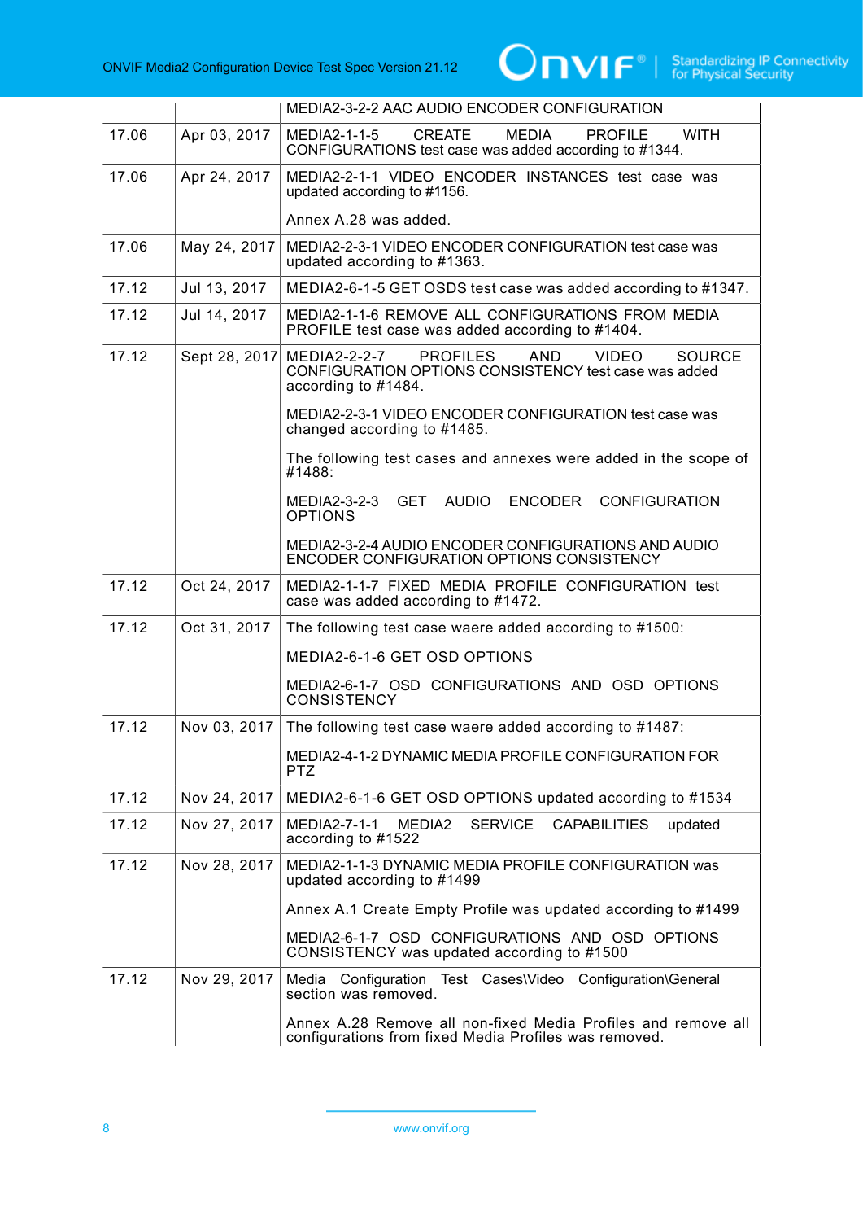| | | MEDIA2-3-2-2 AAC AUDIO ENCODER CONFIGURATION |
|---|---|---|
| 17.06 | Apr 03, 2017 | MEDIA2-1-1-5 CREATE MEDIA PROFILE WITH CONFIGURATIONS test case was added according to #1344. |
| 17.06 | Apr 24, 2017 | MEDIA2-2-1-1 VIDEO ENCODER INSTANCES test case was updated according to #1156.<br><br>Annex A.28 was added. |
| 17.06 | May 24, 2017 | MEDIA2-2-3-1 VIDEO ENCODER CONFIGURATION test case was updated according to #1363. |
| 17.12 | Jul 13, 2017 | MEDIA2-6-1-5 GET OSDS test case was added according to #1347. |
| 17.12 | Jul 14, 2017 | MEDIA2-1-1-6 REMOVE ALL CONFIGURATIONS FROM MEDIA PROFILE test case was added according to #1404. |
| 17.12 | Sept 28, 2017 | MEDIA2-2-2-7 PROFILES AND VIDEO SOURCE CONFIGURATION OPTIONS CONSISTENCY test case was added according to #1484.<br><br>MEDIA2-2-3-1 VIDEO ENCODER CONFIGURATION test case was changed according to #1485.<br><br>The following test cases and annexes were added in the scope of #1488:<br><br>MEDIA2-3-2-3 GET AUDIO ENCODER CONFIGURATION OPTIONS<br><br>MEDIA2-3-2-4 AUDIO ENCODER CONFIGURATIONS AND AUDIO ENCODER CONFIGURATION OPTIONS CONSISTENCY |
| 17.12 | Oct 24, 2017 | MEDIA2-1-1-7 FIXED MEDIA PROFILE CONFIGURATION test case was added according to #1472. |
| 17.12 | Oct 31, 2017 | The following test case waere added according to #1500:<br><br>MEDIA2-6-1-6 GET OSD OPTIONS<br><br>MEDIA2-6-1-7 OSD CONFIGURATIONS AND OSD OPTIONS CONSISTENCY |
| 17.12 | Nov 03, 2017 | The following test case waere added according to #1487:<br><br>MEDIA2-4-1-2 DYNAMIC MEDIA PROFILE CONFIGURATION FOR PTZ |
| 17.12 | Nov 24, 2017 | MEDIA2-6-1-6 GET OSD OPTIONS updated according to #1534 |
| 17.12 | Nov 27, 2017 | MEDIA2-7-1-1 MEDIA2 SERVICE CAPABILITIES updated according to #1522 |
| 17.12 | Nov 28, 2017 | MEDIA2-1-1-3 DYNAMIC MEDIA PROFILE CONFIGURATION was updated according to #1499<br><br>Annex A.1 Create Empty Profile was updated according to #1499<br><br>MEDIA2-6-1-7 OSD CONFIGURATIONS AND OSD OPTIONS CONSISTENCY was updated according to #1500 |
| 17.12 | Nov 29, 2017 | Media Configuration Test Cases\Video Configuration\General section was removed.<br><br>Annex A.28 Remove all non-fixed Media Profiles and remove all configurations from fixed Media Profiles was removed. |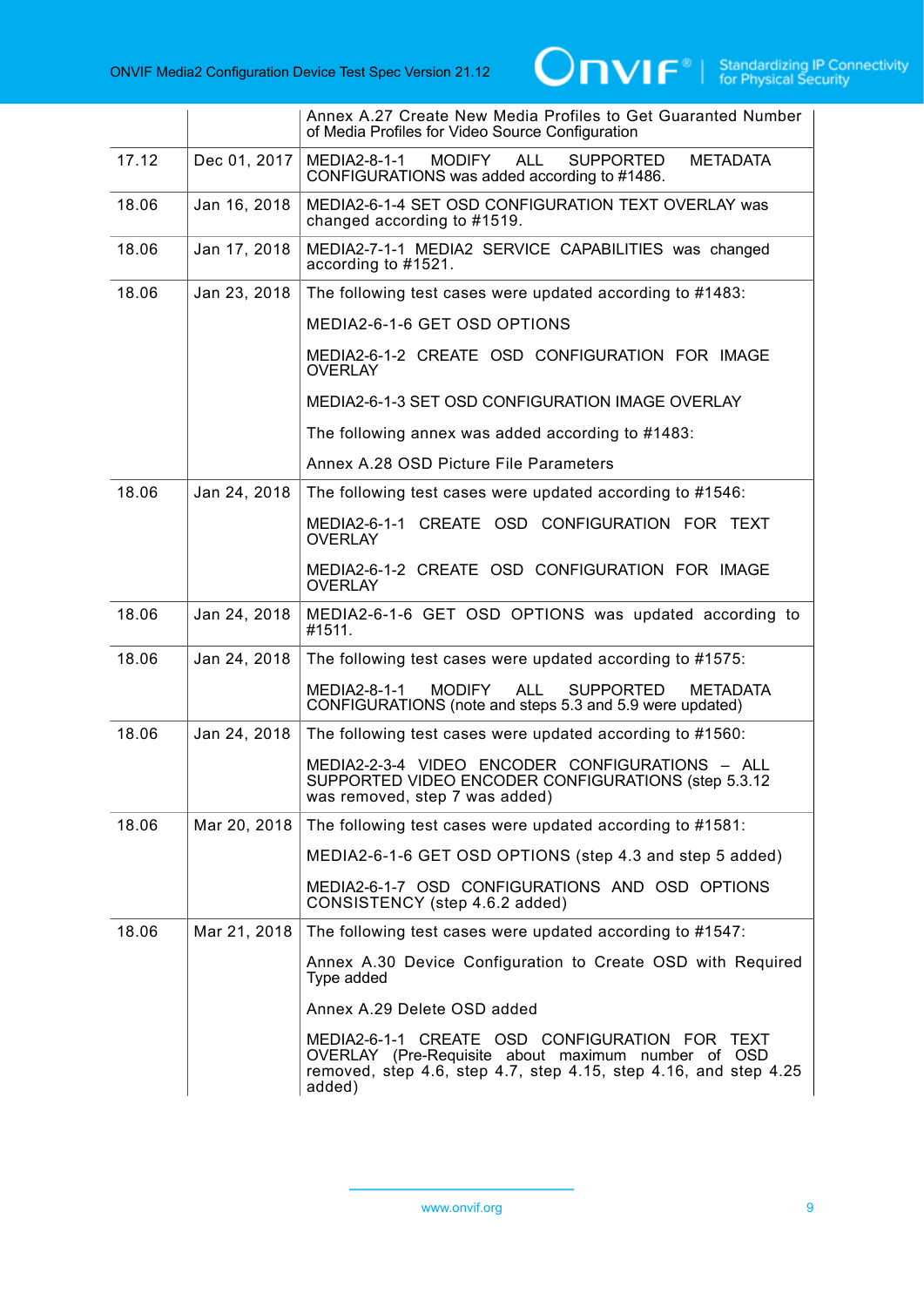| | | |
|---|---|---|
| | | Annex A.27 Create New Media Profiles to Get Guaranted Number of Media Profiles for Video Source Configuration |
| 17.12 | Dec 01, 2017 | MEDIA2-8-1-1 MODIFY ALL SUPPORTED METADATA CONFIGURATIONS was added according to #1486. |
| 18.06 | Jan 16, 2018 | MEDIA2-6-1-4 SET OSD CONFIGURATION TEXT OVERLAY was changed according to #1519. |
| 18.06 | Jan 17, 2018 | MEDIA2-7-1-1 MEDIA2 SERVICE CAPABILITIES was changed according to #1521. |
| 18.06 | Jan 23, 2018 | The following test cases were updated according to #1483:<br><br>MEDIA2-6-1-6 GET OSD OPTIONS<br><br>MEDIA2-6-1-2 CREATE OSD CONFIGURATION FOR IMAGE OVERLAY<br><br>MEDIA2-6-1-3 SET OSD CONFIGURATION IMAGE OVERLAY<br><br>The following annex was added according to #1483:<br><br>Annex A.28 OSD Picture File Parameters |
| 18.06 | Jan 24, 2018 | The following test cases were updated according to #1546:<br><br>MEDIA2-6-1-1 CREATE OSD CONFIGURATION FOR TEXT OVERLAY<br><br>MEDIA2-6-1-2 CREATE OSD CONFIGURATION FOR IMAGE OVERLAY |
| 18.06 | Jan 24, 2018 | MEDIA2-6-1-6 GET OSD OPTIONS was updated according to #1511. |
| 18.06 | Jan 24, 2018 | The following test cases were updated according to #1575:<br><br>MEDIA2-8-1-1 MODIFY ALL SUPPORTED METADATA CONFIGURATIONS (note and steps 5.3 and 5.9 were updated) |
| 18.06 | Jan 24, 2018 | The following test cases were updated according to #1560:<br><br>MEDIA2-2-3-4 VIDEO ENCODER CONFIGURATIONS – ALL SUPPORTED VIDEO ENCODER CONFIGURATIONS (step 5.3.12 was removed, step 7 was added) |
| 18.06 | Mar 20, 2018 | The following test cases were updated according to #1581:<br><br>MEDIA2-6-1-6 GET OSD OPTIONS (step 4.3 and step 5 added)<br><br>MEDIA2-6-1-7 OSD CONFIGURATIONS AND OSD OPTIONS CONSISTENCY (step 4.6.2 added) |
| 18.06 | Mar 21, 2018 | The following test cases were updated according to #1547:<br><br>Annex A.30 Device Configuration to Create OSD with Required Type added<br><br>Annex A.29 Delete OSD added<br><br>MEDIA2-6-1-1 CREATE OSD CONFIGURATION FOR TEXT OVERLAY (Pre-Requisite about maximum number of OSD removed, step 4.6, step 4.7, step 4.15, step 4.16, and step 4.25 added) |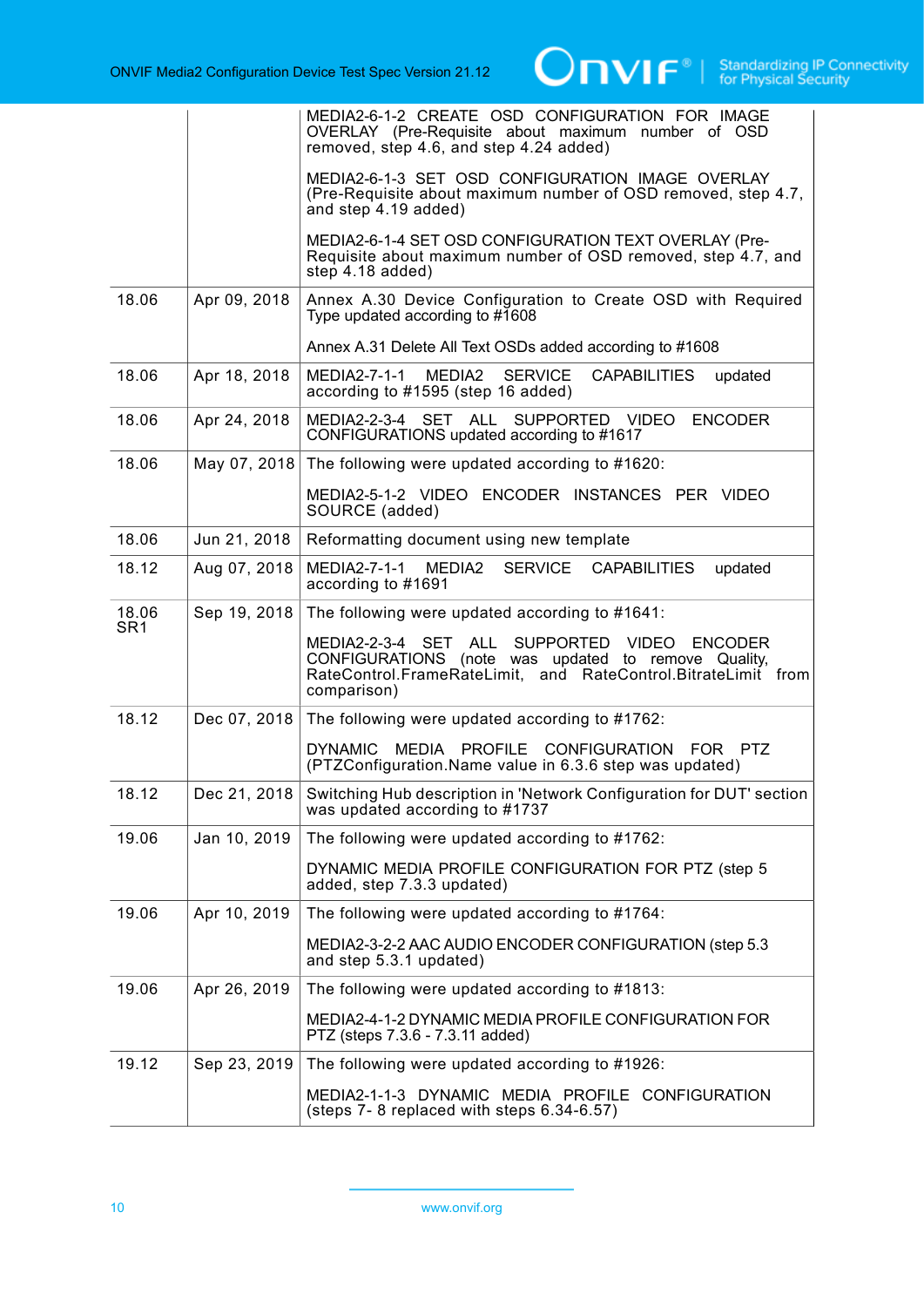|  |  | MEDIA2-6-1-2 CREATE OSD CONFIGURATION FOR IMAGE OVERLAY (Pre-Requisite about maximum number of OSD removed, step 4.6, and step 4.24 added)<br><br>MEDIA2-6-1-3 SET OSD CONFIGURATION IMAGE OVERLAY (Pre-Requisite about maximum number of OSD removed, step 4.7, and step 4.19 added)<br><br>MEDIA2-6-1-4 SET OSD CONFIGURATION TEXT OVERLAY (Pre-Requisite about maximum number of OSD removed, step 4.7, and step 4.18 added) |
|---|---|---|
| 18.06 | Apr 09, 2018 | Annex A.30 Device Configuration to Create OSD with Required Type updated according to #1608<br><br>Annex A.31 Delete All Text OSDs added according to #1608 |
| 18.06 | Apr 18, 2018 | MEDIA2-7-1-1 MEDIA2 SERVICE CAPABILITIES updated according to #1595 (step 16 added) |
| 18.06 | Apr 24, 2018 | MEDIA2-2-3-4 SET ALL SUPPORTED VIDEO ENCODER CONFIGURATIONS updated according to #1617 |
| 18.06 | May 07, 2018 | The following were updated according to #1620:<br><br>MEDIA2-5-1-2 VIDEO ENCODER INSTANCES PER VIDEO SOURCE (added) |
| 18.06 | Jun 21, 2018 | Reformatting document using new template |
| 18.12 | Aug 07, 2018 | MEDIA2-7-1-1 MEDIA2 SERVICE CAPABILITIES updated according to #1691 |
| 18.06 SR1 | Sep 19, 2018 | The following were updated according to #1641:<br><br>MEDIA2-2-3-4 SET ALL SUPPORTED VIDEO ENCODER CONFIGURATIONS (note was updated to remove Quality, RateControl.FrameRateLimit, and RateControl.BitrateLimit from comparison) |
| 18.12 | Dec 07, 2018 | The following were updated according to #1762:<br><br>DYNAMIC MEDIA PROFILE CONFIGURATION FOR PTZ (PTZConfiguration.Name value in 6.3.6 step was updated) |
| 18.12 | Dec 21, 2018 | Switching Hub description in 'Network Configuration for DUT' section was updated according to #1737 |
| 19.06 | Jan 10, 2019 | The following were updated according to #1762:<br><br>DYNAMIC MEDIA PROFILE CONFIGURATION FOR PTZ (step 5 added, step 7.3.3 updated) |
| 19.06 | Apr 10, 2019 | The following were updated according to #1764:<br><br>MEDIA2-3-2-2 AAC AUDIO ENCODER CONFIGURATION (step 5.3 and step 5.3.1 updated) |
| 19.06 | Apr 26, 2019 | The following were updated according to #1813:<br><br>MEDIA2-4-1-2 DYNAMIC MEDIA PROFILE CONFIGURATION FOR PTZ (steps 7.3.6 - 7.3.11 added) |
| 19.12 | Sep 23, 2019 | The following were updated according to #1926:<br><br>MEDIA2-1-1-3 DYNAMIC MEDIA PROFILE CONFIGURATION (steps 7- 8 replaced with steps 6.34-6.57) |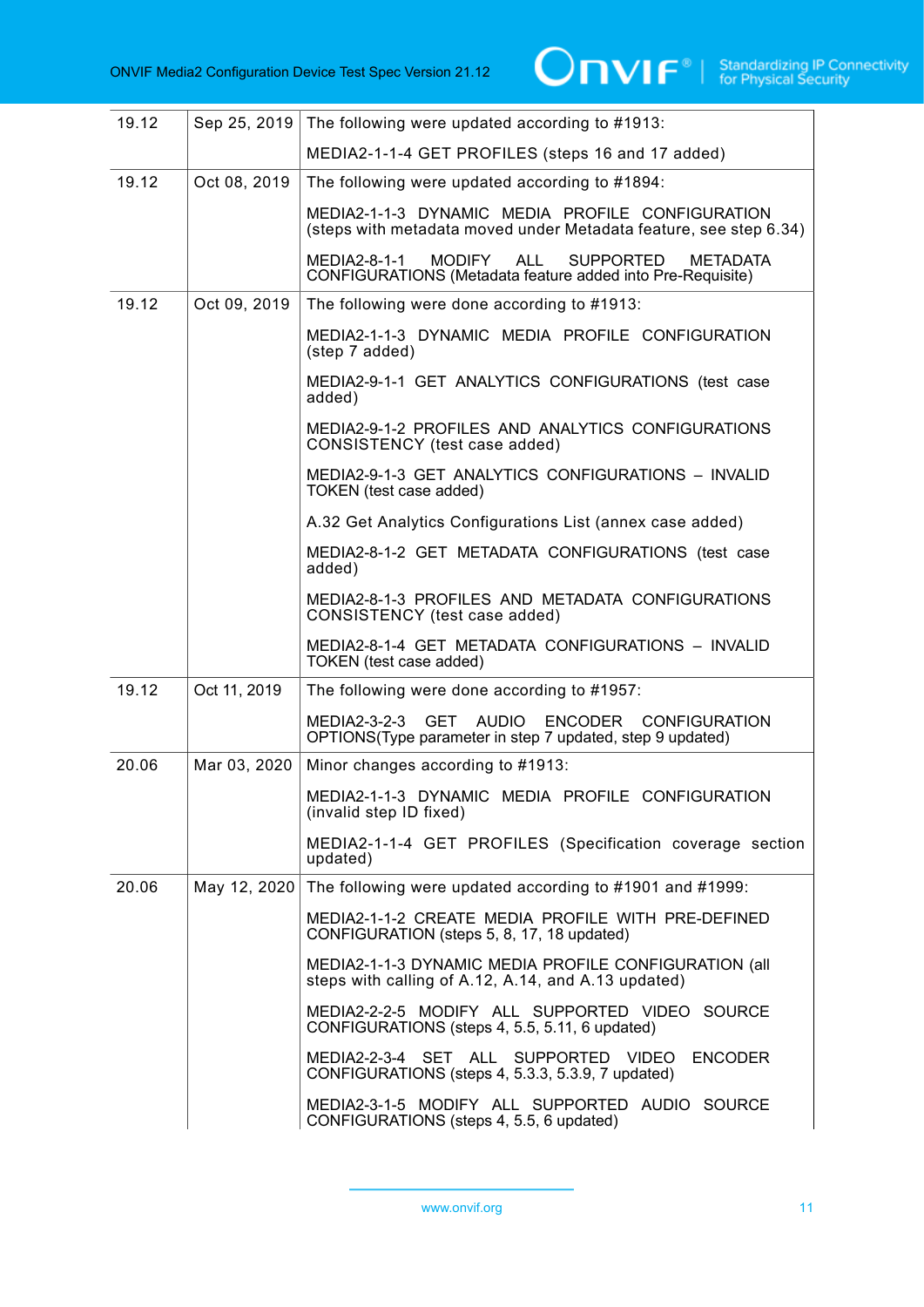| | | |
|---|---|---|
| 19.12 | Sep 25, 2019 | The following were updated according to #1913:<br><br>MEDIA2-1-1-4 GET PROFILES (steps 16 and 17 added) |
| 19.12 | Oct 08, 2019 | The following were updated according to #1894:<br><br>MEDIA2-1-1-3 DYNAMIC MEDIA PROFILE CONFIGURATION (steps with metadata moved under Metadata feature, see step 6.34)<br><br>MEDIA2-8-1-1 MODIFY ALL SUPPORTED METADATA CONFIGURATIONS (Metadata feature added into Pre-Requisite) |
| 19.12 | Oct 09, 2019 | The following were done according to #1913:<br><br>MEDIA2-1-1-3 DYNAMIC MEDIA PROFILE CONFIGURATION (step 7 added)<br><br>MEDIA2-9-1-1 GET ANALYTICS CONFIGURATIONS (test case added)<br><br>MEDIA2-9-1-2 PROFILES AND ANALYTICS CONFIGURATIONS CONSISTENCY (test case added)<br><br>MEDIA2-9-1-3 GET ANALYTICS CONFIGURATIONS – INVALID TOKEN (test case added)<br><br>A.32 Get Analytics Configurations List (annex case added)<br><br>MEDIA2-8-1-2 GET METADATA CONFIGURATIONS (test case added)<br><br>MEDIA2-8-1-3 PROFILES AND METADATA CONFIGURATIONS CONSISTENCY (test case added)<br><br>MEDIA2-8-1-4 GET METADATA CONFIGURATIONS – INVALID TOKEN (test case added) |
| 19.12 | Oct 11, 2019 | The following were done according to #1957:<br><br>MEDIA2-3-2-3 GET AUDIO ENCODER CONFIGURATION OPTIONS(Type parameter in step 7 updated, step 9 updated) |
| 20.06 | Mar 03, 2020 | Minor changes according to #1913:<br><br>MEDIA2-1-1-3 DYNAMIC MEDIA PROFILE CONFIGURATION (invalid step ID fixed)<br><br>MEDIA2-1-1-4 GET PROFILES (Specification coverage section updated) |
| 20.06 | May 12, 2020 | The following were updated according to #1901 and #1999:<br><br>MEDIA2-1-1-2 CREATE MEDIA PROFILE WITH PRE-DEFINED CONFIGURATION (steps 5, 8, 17, 18 updated)<br><br>MEDIA2-1-1-3 DYNAMIC MEDIA PROFILE CONFIGURATION (all steps with calling of A.12, A.14, and A.13 updated)<br><br>MEDIA2-2-2-5 MODIFY ALL SUPPORTED VIDEO SOURCE CONFIGURATIONS (steps 4, 5.5, 5.11, 6 updated)<br><br>MEDIA2-2-3-4 SET ALL SUPPORTED VIDEO ENCODER CONFIGURATIONS (steps 4, 5.3.3, 5.3.9, 7 updated)<br><br>MEDIA2-3-1-5 MODIFY ALL SUPPORTED AUDIO SOURCE CONFIGURATIONS (steps 4, 5.5, 6 updated) |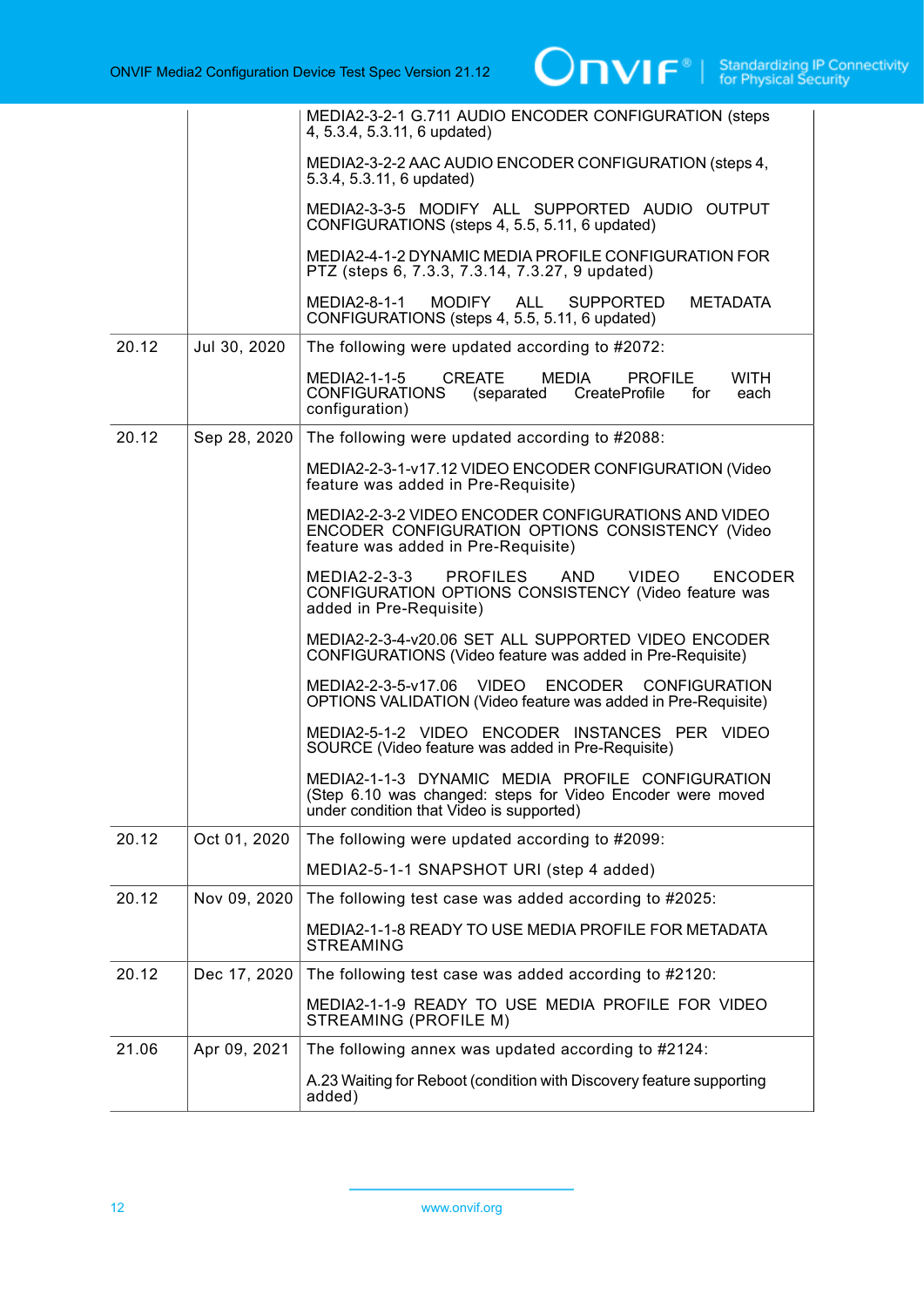| | | MEDIA2-3-2-1 G.711 AUDIO ENCODER CONFIGURATION (steps 4, 5.3.4, 5.3.11, 6 updated)<br><br>MEDIA2-3-2-2 AAC AUDIO ENCODER CONFIGURATION (steps 4, 5.3.4, 5.3.11, 6 updated)<br><br>MEDIA2-3-3-5 MODIFY ALL SUPPORTED AUDIO OUTPUT CONFIGURATIONS (steps 4, 5.5, 5.11, 6 updated)<br><br>MEDIA2-4-1-2 DYNAMIC MEDIA PROFILE CONFIGURATION FOR PTZ (steps 6, 7.3.3, 7.3.14, 7.3.27, 9 updated)<br><br>MEDIA2-8-1-1 MODIFY ALL SUPPORTED METADATA CONFIGURATIONS (steps 4, 5.5, 5.11, 6 updated) |
|---|---|---|
| 20.12 | Jul 30, 2020 | The following were updated according to #2072:<br><br>MEDIA2-1-1-5 CREATE MEDIA PROFILE WITH CONFIGURATIONS (separated CreateProfile for each configuration) |
| 20.12 | Sep 28, 2020 | The following were updated according to #2088:<br><br>MEDIA2-2-3-1-v17.12 VIDEO ENCODER CONFIGURATION (Video feature was added in Pre-Requisite)<br><br>MEDIA2-2-3-2 VIDEO ENCODER CONFIGURATIONS AND VIDEO ENCODER CONFIGURATION OPTIONS CONSISTENCY (Video feature was added in Pre-Requisite)<br><br>MEDIA2-2-3-3 PROFILES AND VIDEO ENCODER CONFIGURATION OPTIONS CONSISTENCY (Video feature was added in Pre-Requisite)<br><br>MEDIA2-2-3-4-v20.06 SET ALL SUPPORTED VIDEO ENCODER CONFIGURATIONS (Video feature was added in Pre-Requisite)<br><br>MEDIA2-2-3-5-v17.06 VIDEO ENCODER CONFIGURATION OPTIONS VALIDATION (Video feature was added in Pre-Requisite)<br><br>MEDIA2-5-1-2 VIDEO ENCODER INSTANCES PER VIDEO SOURCE (Video feature was added in Pre-Requisite)<br><br>MEDIA2-1-1-3 DYNAMIC MEDIA PROFILE CONFIGURATION (Step 6.10 was changed: steps for Video Encoder were moved under condition that Video is supported) |
| 20.12 | Oct 01, 2020 | The following were updated according to #2099:<br><br>MEDIA2-5-1-1 SNAPSHOT URI (step 4 added) |
| 20.12 | Nov 09, 2020 | The following test case was added according to #2025:<br><br>MEDIA2-1-1-8 READY TO USE MEDIA PROFILE FOR METADATA STREAMING |
| 20.12 | Dec 17, 2020 | The following test case was added according to #2120:<br><br>MEDIA2-1-1-9 READY TO USE MEDIA PROFILE FOR VIDEO STREAMING (PROFILE M) |
| 21.06 | Apr 09, 2021 | The following annex was updated according to #2124:<br><br>A.23 Waiting for Reboot (condition with Discovery feature supporting added) |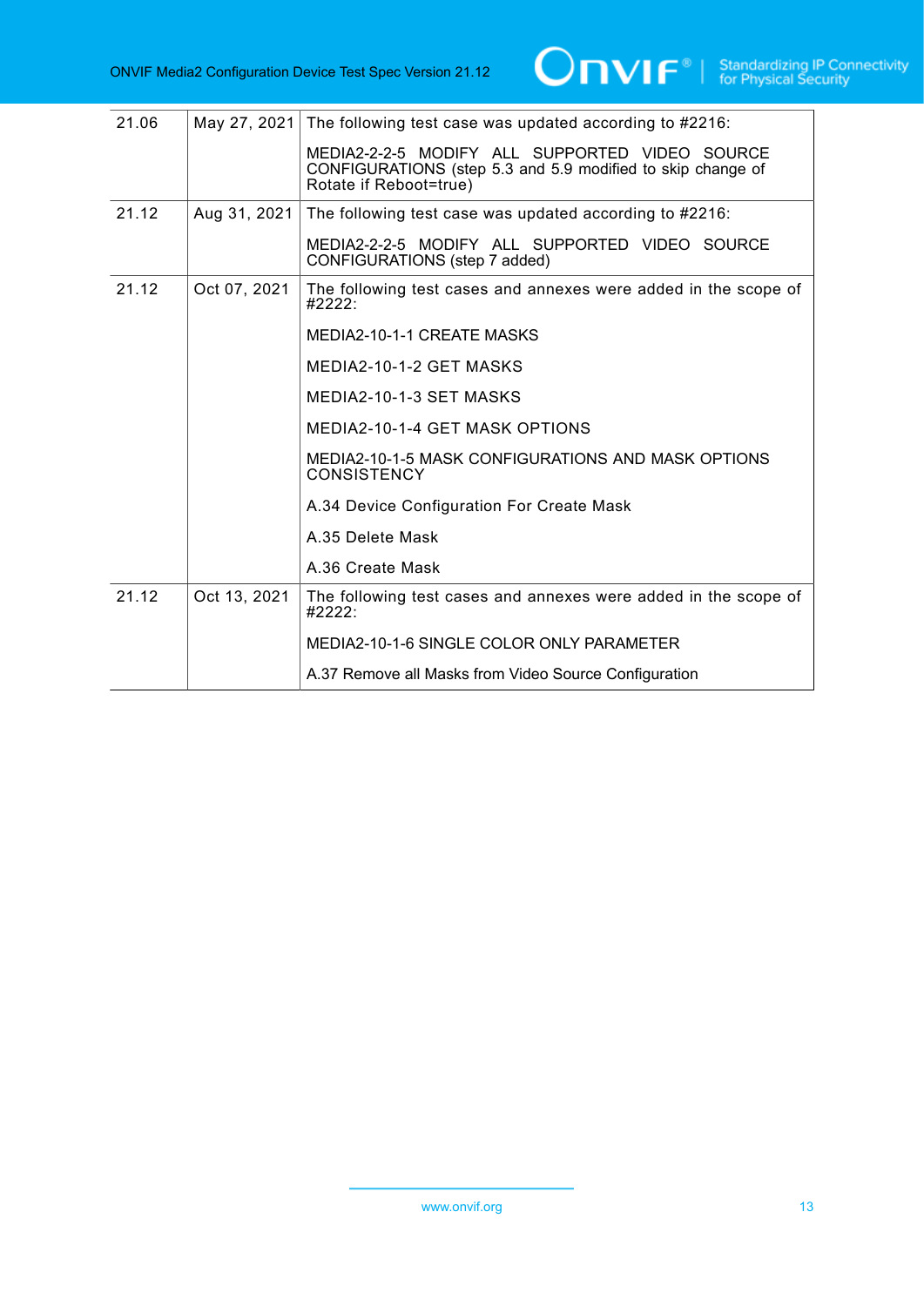| | | |
|---|---|---|
| 21.06 | May 27, 2021 | The following test case was updated according to #2216:<br><br>MEDIA2-2-2-5 MODIFY ALL SUPPORTED VIDEO SOURCE CONFIGURATIONS (step 5.3 and 5.9 modified to skip change of Rotate if Reboot=true) |
| 21.12 | Aug 31, 2021 | The following test case was updated according to #2216:<br><br>MEDIA2-2-2-5 MODIFY ALL SUPPORTED VIDEO SOURCE CONFIGURATIONS (step 7 added) |
| 21.12 | Oct 07, 2021 | The following test cases and annexes were added in the scope of #2222:<br><br>MEDIA2-10-1-1 CREATE MASKS<br><br>MEDIA2-10-1-2 GET MASKS<br><br>MEDIA2-10-1-3 SET MASKS<br><br>MEDIA2-10-1-4 GET MASK OPTIONS<br><br>MEDIA2-10-1-5 MASK CONFIGURATIONS AND MASK OPTIONS CONSISTENCY<br><br>A.34 Device Configuration For Create Mask<br><br>A.35 Delete Mask<br><br>A.36 Create Mask |
| 21.12 | Oct 13, 2021 | The following test cases and annexes were added in the scope of #2222:<br><br>MEDIA2-10-1-6 SINGLE COLOR ONLY PARAMETER<br><br>A.37 Remove all Masks from Video Source Configuration |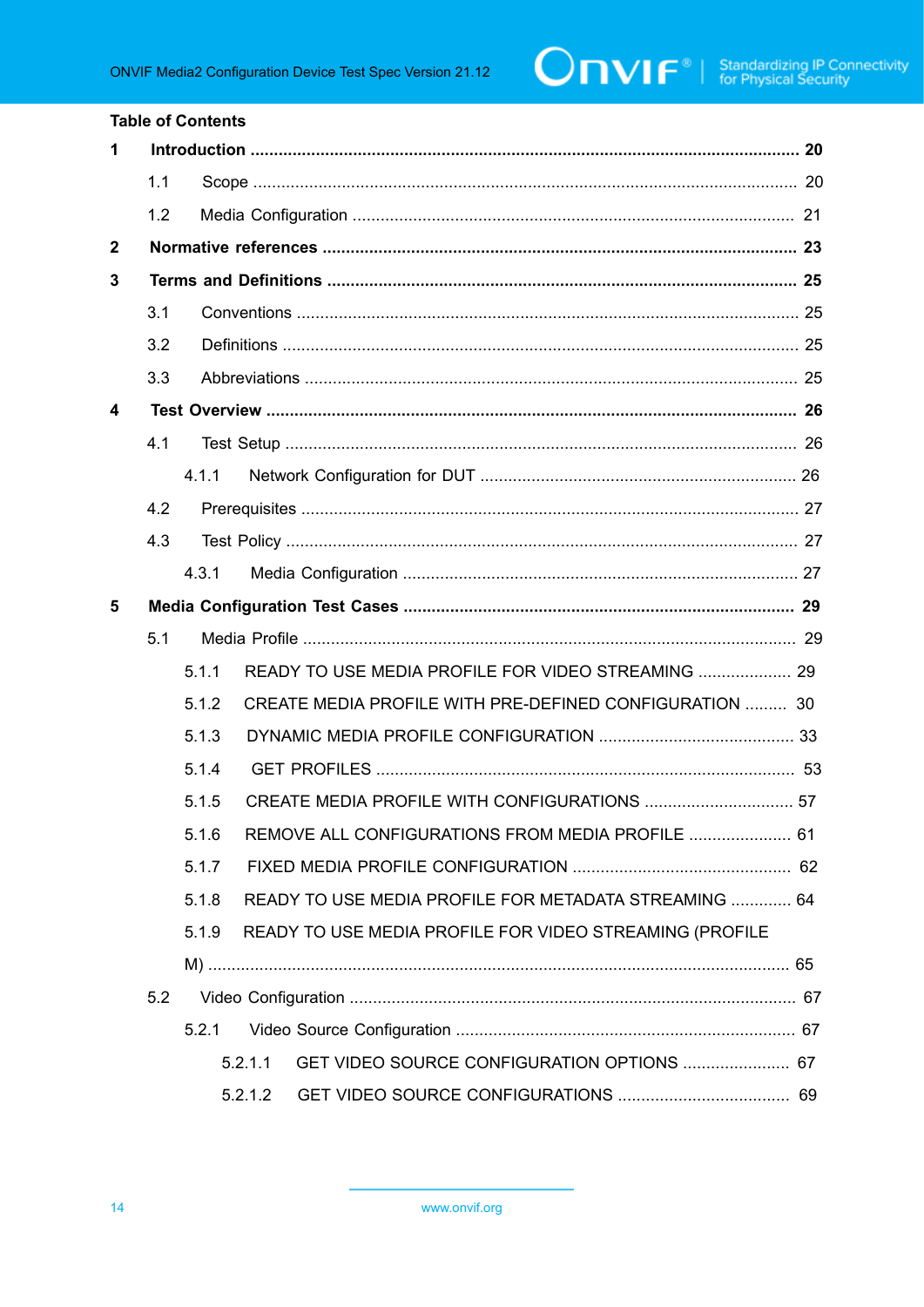## Table of Contents

**1 Introduction .................................................................................................................... 20**

1.1 Scope ................................................................................................................... 20

1.2 Media Configuration ............................................................................................. 21

**2 Normative references .................................................................................................... 23**

**3 Terms and Definitions ................................................................................................... 25**

3.1 Conventions .......................................................................................................... 25

3.2 Definitions ............................................................................................................. 25

3.3 Abbreviations ........................................................................................................ 25

**4 Test Overview ................................................................................................................ 26**

4.1 Test Setup ............................................................................................................. 26

4.1.1 Network Configuration for DUT ................................................................... 26

4.2 Prerequisites ......................................................................................................... 27

4.3 Test Policy ............................................................................................................. 27

4.3.1 Media Configuration .................................................................................... 27

**5 Media Configuration Test Cases .................................................................................. 29**

5.1 Media Profile ......................................................................................................... 29

5.1.1 READY TO USE MEDIA PROFILE FOR VIDEO STREAMING .................... 29

5.1.2 CREATE MEDIA PROFILE WITH PRE-DEFINED CONFIGURATION ......... 30

5.1.3 DYNAMIC MEDIA PROFILE CONFIGURATION .......................................... 33

5.1.4 GET PROFILES ......................................................................................... 53

5.1.5 CREATE MEDIA PROFILE WITH CONFIGURATIONS ................................ 57

5.1.6 REMOVE ALL CONFIGURATIONS FROM MEDIA PROFILE ...................... 61

5.1.7 FIXED MEDIA PROFILE CONFIGURATION ............................................... 62

5.1.8 READY TO USE MEDIA PROFILE FOR METADATA STREAMING ............. 64

5.1.9 READY TO USE MEDIA PROFILE FOR VIDEO STREAMING (PROFILE M) ........................................................................................................... 65

5.2 Video Configuration ............................................................................................... 67

5.2.1 Video Source Configuration ......................................................................... 67

5.2.1.1 GET VIDEO SOURCE CONFIGURATION OPTIONS ....................... 67

5.2.1.2 GET VIDEO SOURCE CONFIGURATIONS ..................................... 69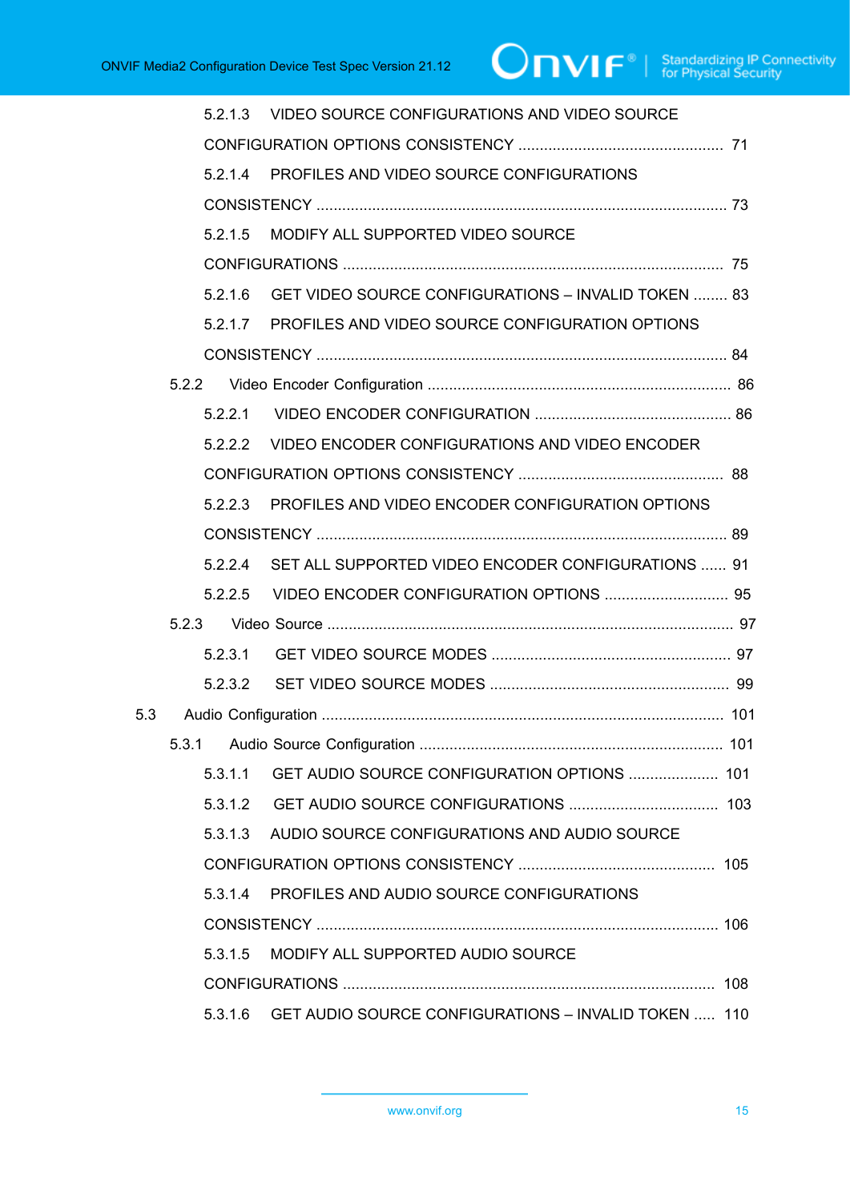5.2.1.3 VIDEO SOURCE CONFIGURATIONS AND VIDEO SOURCE CONFIGURATION OPTIONS CONSISTENCY ............................................... 71

5.2.1.4 PROFILES AND VIDEO SOURCE CONFIGURATIONS CONSISTENCY ............................................................................................... 73

5.2.1.5 MODIFY ALL SUPPORTED VIDEO SOURCE CONFIGURATIONS ........................................................................................ 75

5.2.1.6 GET VIDEO SOURCE CONFIGURATIONS – INVALID TOKEN ........ 83

5.2.1.7 PROFILES AND VIDEO SOURCE CONFIGURATION OPTIONS CONSISTENCY ............................................................................................... 84

5.2.2 Video Encoder Configuration ...................................................................... 86

5.2.2.1 VIDEO ENCODER CONFIGURATION ............................................. 86

5.2.2.2 VIDEO ENCODER CONFIGURATIONS AND VIDEO ENCODER CONFIGURATION OPTIONS CONSISTENCY ............................................... 88

5.2.2.3 PROFILES AND VIDEO ENCODER CONFIGURATION OPTIONS CONSISTENCY ............................................................................................... 89

5.2.2.4 SET ALL SUPPORTED VIDEO ENCODER CONFIGURATIONS ...... 91

5.2.2.5 VIDEO ENCODER CONFIGURATION OPTIONS ............................. 95

5.2.3 Video Source ............................................................................................... 97

5.2.3.1 GET VIDEO SOURCE MODES ........................................................ 97

5.2.3.2 SET VIDEO SOURCE MODES ........................................................ 99

5.3 Audio Configuration ............................................................................................. 101

5.3.1 Audio Source Configuration ...................................................................... 101

5.3.1.1 GET AUDIO SOURCE CONFIGURATION OPTIONS ..................... 101

5.3.1.2 GET AUDIO SOURCE CONFIGURATIONS ................................... 103

5.3.1.3 AUDIO SOURCE CONFIGURATIONS AND AUDIO SOURCE CONFIGURATION OPTIONS CONSISTENCY ............................................. 105

5.3.1.4 PROFILES AND AUDIO SOURCE CONFIGURATIONS CONSISTENCY ............................................................................................. 106

5.3.1.5 MODIFY ALL SUPPORTED AUDIO SOURCE CONFIGURATIONS ...................................................................................... 108

5.3.1.6 GET AUDIO SOURCE CONFIGURATIONS – INVALID TOKEN ..... 110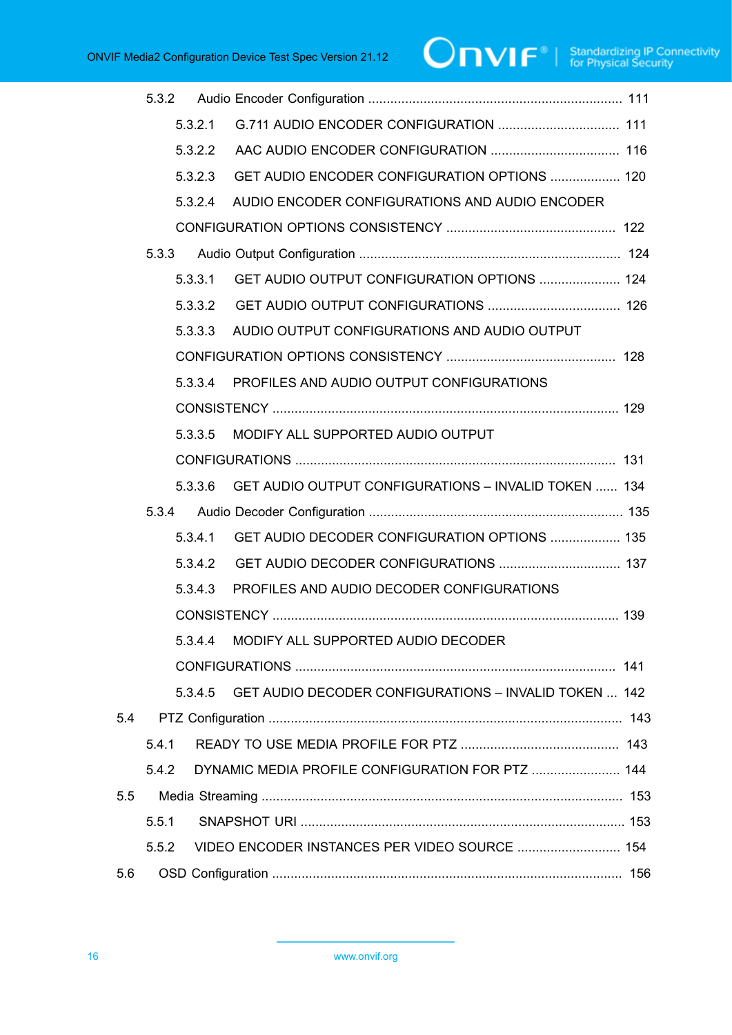5.3.2 Audio Encoder Configuration .................................................................... 111

5.3.2.1 G.711 AUDIO ENCODER CONFIGURATION ................................ 111

5.3.2.2 AAC AUDIO ENCODER CONFIGURATION .................................. 116

5.3.2.3 GET AUDIO ENCODER CONFIGURATION OPTIONS .................. 120

5.3.2.4 AUDIO ENCODER CONFIGURATIONS AND AUDIO ENCODER CONFIGURATION OPTIONS CONSISTENCY ............................................. 122

5.3.3 Audio Output Configuration ...................................................................... 124

5.3.3.1 GET AUDIO OUTPUT CONFIGURATION OPTIONS ...................... 124

5.3.3.2 GET AUDIO OUTPUT CONFIGURATIONS .................................... 126

5.3.3.3 AUDIO OUTPUT CONFIGURATIONS AND AUDIO OUTPUT CONFIGURATION OPTIONS CONSISTENCY ............................................. 128

5.3.3.4 PROFILES AND AUDIO OUTPUT CONFIGURATIONS CONSISTENCY ............................................................................................ 129

5.3.3.5 MODIFY ALL SUPPORTED AUDIO OUTPUT CONFIGURATIONS ..................................................................................... 131

5.3.3.6 GET AUDIO OUTPUT CONFIGURATIONS – INVALID TOKEN ...... 134

5.3.4 Audio Decoder Configuration .................................................................... 135

5.3.4.1 GET AUDIO DECODER CONFIGURATION OPTIONS .................. 135

5.3.4.2 GET AUDIO DECODER CONFIGURATIONS ................................ 137

5.3.4.3 PROFILES AND AUDIO DECODER CONFIGURATIONS CONSISTENCY ............................................................................................ 139

5.3.4.4 MODIFY ALL SUPPORTED AUDIO DECODER CONFIGURATIONS ..................................................................................... 141

5.3.4.5 GET AUDIO DECODER CONFIGURATIONS – INVALID TOKEN ... 142

5.4 PTZ Configuration ............................................................................................... 143

5.4.1 READY TO USE MEDIA PROFILE FOR PTZ .......................................... 143

5.4.2 DYNAMIC MEDIA PROFILE CONFIGURATION FOR PTZ ....................... 144

5.5 Media Streaming ................................................................................................. 153

5.5.1 SNAPSHOT URI ....................................................................................... 153

5.5.2 VIDEO ENCODER INSTANCES PER VIDEO SOURCE ........................... 154

5.6 OSD Configuration .............................................................................................. 156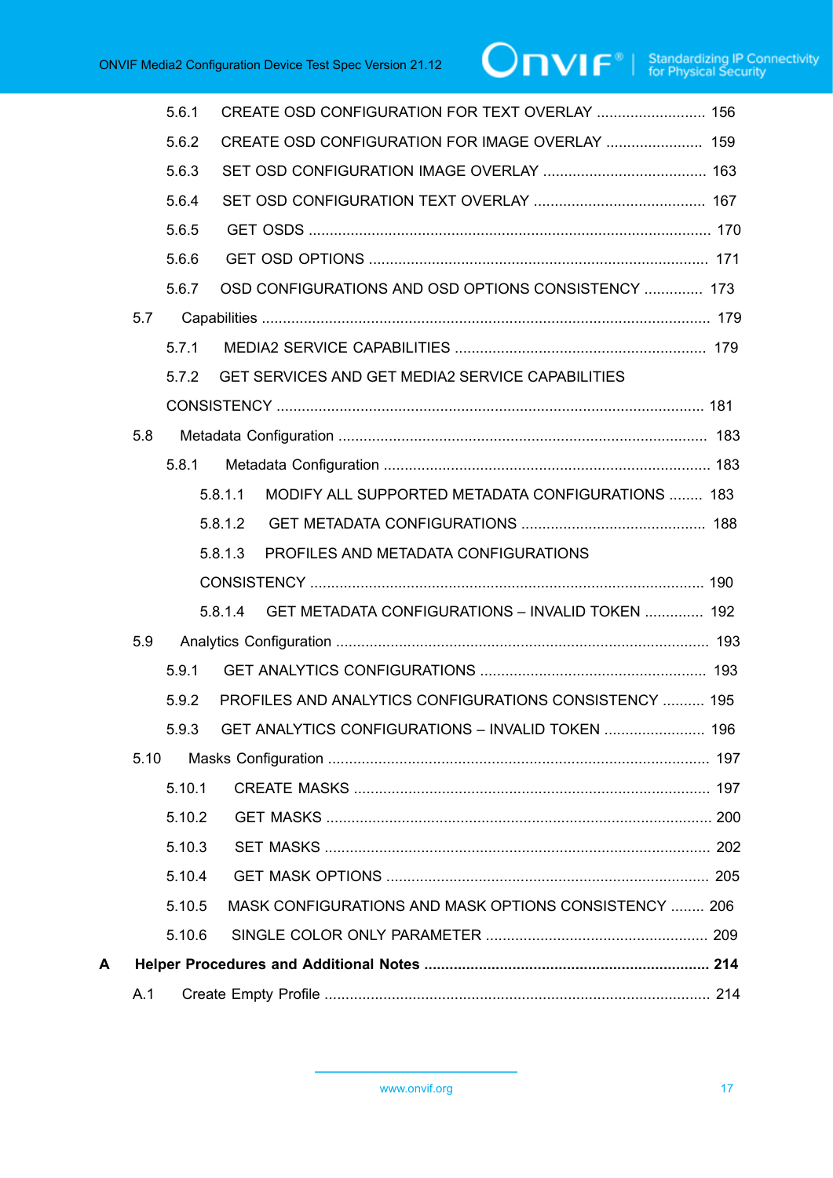5.6.1 CREATE OSD CONFIGURATION FOR TEXT OVERLAY .......................... 156

5.6.2 CREATE OSD CONFIGURATION FOR IMAGE OVERLAY ....................... 159

5.6.3 SET OSD CONFIGURATION IMAGE OVERLAY ....................................... 163

5.6.4 SET OSD CONFIGURATION TEXT OVERLAY ......................................... 167

5.6.5 GET OSDS ................................................................................................ 170

5.6.6 GET OSD OPTIONS ................................................................................. 171

5.6.7 OSD CONFIGURATIONS AND OSD OPTIONS CONSISTENCY .............. 173

5.7 Capabilities .......................................................................................................... 179

5.7.1 MEDIA2 SERVICE CAPABILITIES ............................................................ 179

5.7.2 GET SERVICES AND GET MEDIA2 SERVICE CAPABILITIES CONSISTENCY ..................................................................................................... 181

5.8 Metadata Configuration ....................................................................................... 183

5.8.1 Metadata Configuration .............................................................................. 183

5.8.1.1 MODIFY ALL SUPPORTED METADATA CONFIGURATIONS ........ 183

5.8.1.2 GET METADATA CONFIGURATIONS ............................................ 188

5.8.1.3 PROFILES AND METADATA CONFIGURATIONS CONSISTENCY ............................................................................................. 190

5.8.1.4 GET METADATA CONFIGURATIONS – INVALID TOKEN .............. 192

5.9 Analytics Configuration ........................................................................................ 193

5.9.1 GET ANALYTICS CONFIGURATIONS ..................................................... 193

5.9.2 PROFILES AND ANALYTICS CONFIGURATIONS CONSISTENCY .......... 195

5.9.3 GET ANALYTICS CONFIGURATIONS – INVALID TOKEN ........................ 196

5.10 Masks Configuration .......................................................................................... 197

5.10.1 CREATE MASKS .................................................................................... 197

5.10.2 GET MASKS ........................................................................................... 200

5.10.3 SET MASKS ........................................................................................... 202

5.10.4 GET MASK OPTIONS ............................................................................ 205

5.10.5 MASK CONFIGURATIONS AND MASK OPTIONS CONSISTENCY ........ 206

5.10.6 SINGLE COLOR ONLY PARAMETER ..................................................... 209

**A Helper Procedures and Additional Notes .................................................................... 214**

A.1 Create Empty Profile ........................................................................................... 214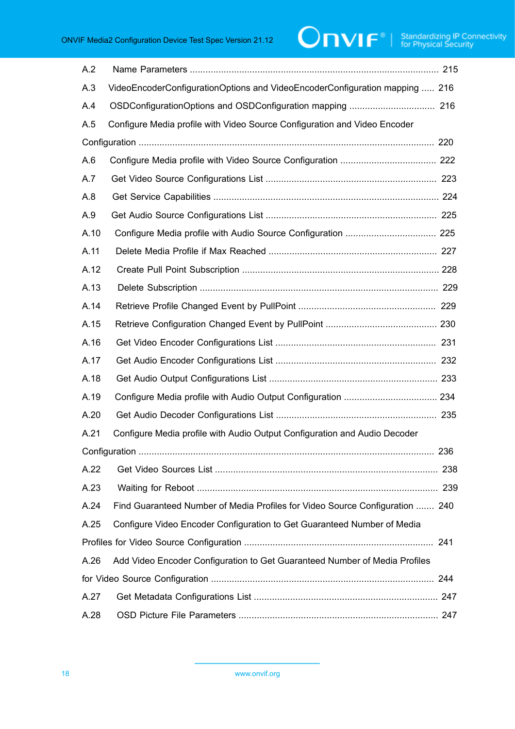A.2 Name Parameters ..... 215

A.3 VideoEncoderConfigurationOptions and VideoEncoderConfiguration mapping ..... 216

A.4 OSDConfigurationOptions and OSDConfiguration mapping ..... 216

A.5 Configure Media profile with Video Source Configuration and Video Encoder Configuration ..... 220

A.6 Configure Media profile with Video Source Configuration ..... 222

A.7 Get Video Source Configurations List ..... 223

A.8 Get Service Capabilities ..... 224

A.9 Get Audio Source Configurations List ..... 225

A.10 Configure Media profile with Audio Source Configuration ..... 225

A.11 Delete Media Profile if Max Reached ..... 227

A.12 Create Pull Point Subscription ..... 228

A.13 Delete Subscription ..... 229

A.14 Retrieve Profile Changed Event by PullPoint ..... 229

A.15 Retrieve Configuration Changed Event by PullPoint ..... 230

A.16 Get Video Encoder Configurations List ..... 231

A.17 Get Audio Encoder Configurations List ..... 232

A.18 Get Audio Output Configurations List ..... 233

A.19 Configure Media profile with Audio Output Configuration ..... 234

A.20 Get Audio Decoder Configurations List ..... 235

A.21 Configure Media profile with Audio Output Configuration and Audio Decoder Configuration ..... 236

A.22 Get Video Sources List ..... 238

A.23 Waiting for Reboot ..... 239

A.24 Find Guaranteed Number of Media Profiles for Video Source Configuration ..... 240

A.25 Configure Video Encoder Configuration to Get Guaranteed Number of Media Profiles for Video Source Configuration ..... 241

A.26 Add Video Encoder Configuration to Get Guaranteed Number of Media Profiles for Video Source Configuration ..... 244

A.27 Get Metadata Configurations List ..... 247

A.28 OSD Picture File Parameters ..... 247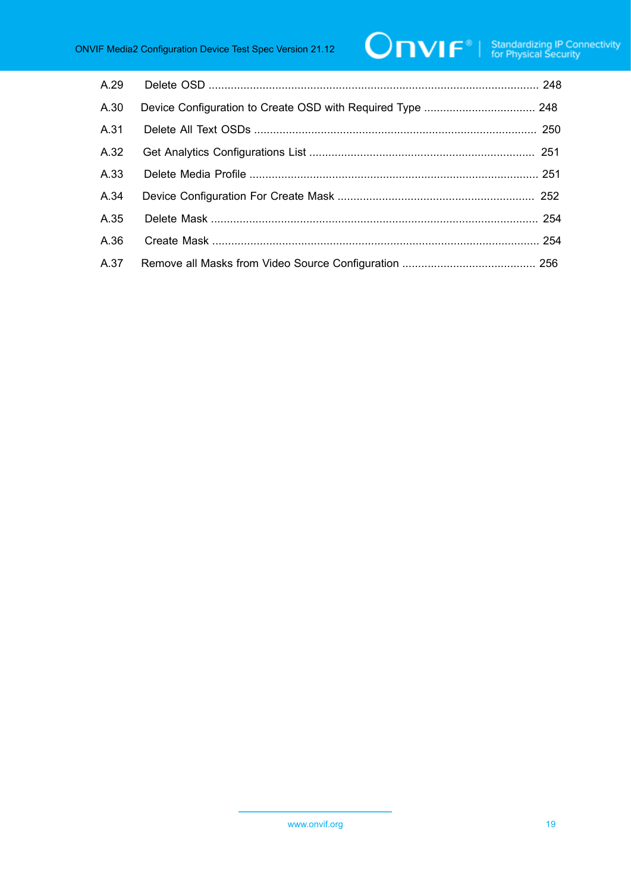A.29 Delete OSD ..................................................................................................... 248

A.30 Device Configuration to Create OSD with Required Type .................................. 248

A.31 Delete All Text OSDs ........................................................................................ 250

A.32 Get Analytics Configurations List ...................................................................... 251

A.33 Delete Media Profile .......................................................................................... 251

A.34 Device Configuration For Create Mask ............................................................. 252

A.35 Delete Mask ...................................................................................................... 254

A.36 Create Mask ...................................................................................................... 254

A.37 Remove all Masks from Video Source Configuration .......................................... 256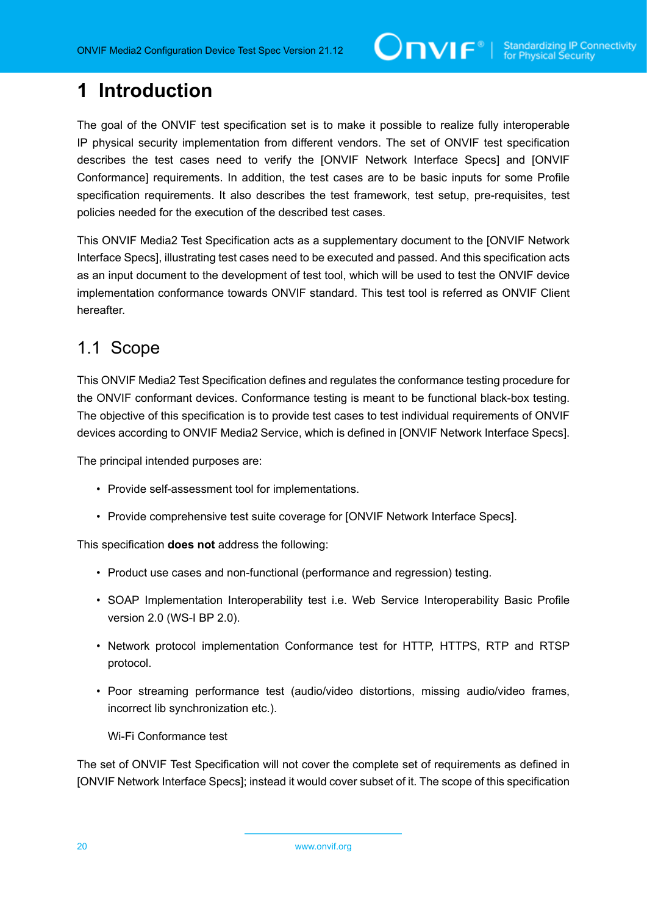# 1 Introduction

The goal of the ONVIF test specification set is to make it possible to realize fully interoperable IP physical security implementation from different vendors. The set of ONVIF test specification describes the test cases need to verify the [ONVIF Network Interface Specs] and [ONVIF Conformance] requirements. In addition, the test cases are to be basic inputs for some Profile specification requirements. It also describes the test framework, test setup, pre-requisites, test policies needed for the execution of the described test cases.

This ONVIF Media2 Test Specification acts as a supplementary document to the [ONVIF Network Interface Specs], illustrating test cases need to be executed and passed. And this specification acts as an input document to the development of test tool, which will be used to test the ONVIF device implementation conformance towards ONVIF standard. This test tool is referred as ONVIF Client hereafter.

## 1.1 Scope

This ONVIF Media2 Test Specification defines and regulates the conformance testing procedure for the ONVIF conformant devices. Conformance testing is meant to be functional black-box testing. The objective of this specification is to provide test cases to test individual requirements of ONVIF devices according to ONVIF Media2 Service, which is defined in [ONVIF Network Interface Specs].

The principal intended purposes are:

- Provide self-assessment tool for implementations.
- Provide comprehensive test suite coverage for [ONVIF Network Interface Specs].

This specification **does not** address the following:

- Product use cases and non-functional (performance and regression) testing.
- SOAP Implementation Interoperability test i.e. Web Service Interoperability Basic Profile version 2.0 (WS-I BP 2.0).
- Network protocol implementation Conformance test for HTTP, HTTPS, RTP and RTSP protocol.
- Poor streaming performance test (audio/video distortions, missing audio/video frames, incorrect lib synchronization etc.).

  Wi-Fi Conformance test

The set of ONVIF Test Specification will not cover the complete set of requirements as defined in [ONVIF Network Interface Specs]; instead it would cover subset of it. The scope of this specification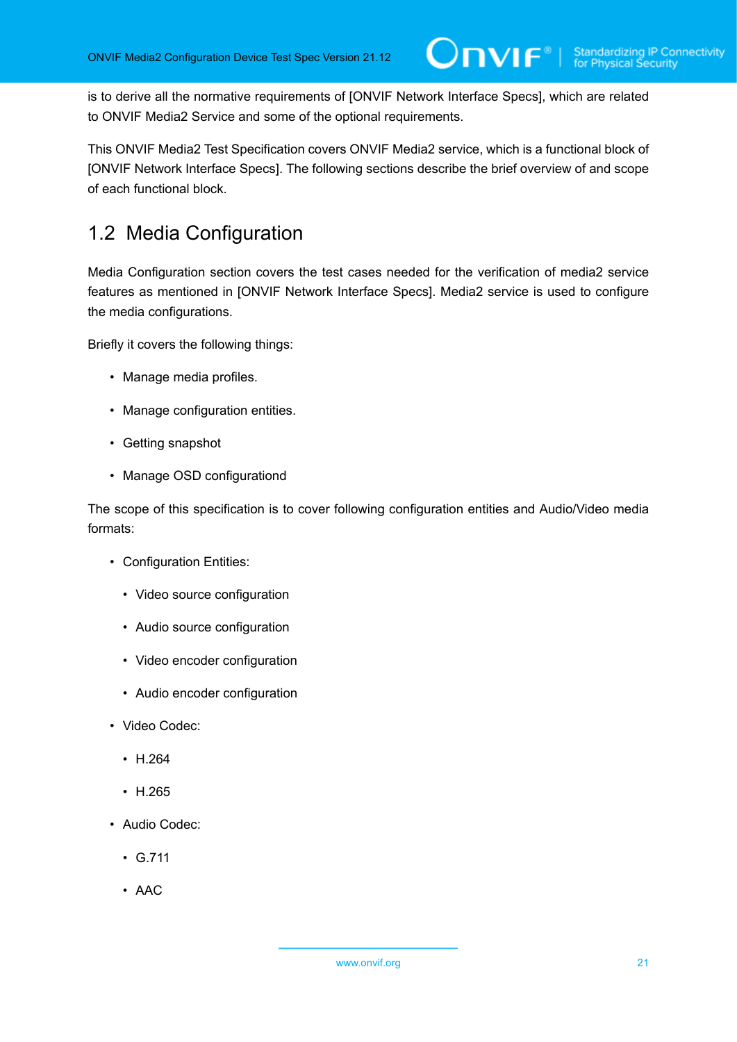is to derive all the normative requirements of [ONVIF Network Interface Specs], which are related to ONVIF Media2 Service and some of the optional requirements.

This ONVIF Media2 Test Specification covers ONVIF Media2 service, which is a functional block of [ONVIF Network Interface Specs]. The following sections describe the brief overview of and scope of each functional block.

## 1.2 Media Configuration

Media Configuration section covers the test cases needed for the verification of media2 service features as mentioned in [ONVIF Network Interface Specs]. Media2 service is used to configure the media configurations.

Briefly it covers the following things:

- Manage media profiles.
- Manage configuration entities.
- Getting snapshot
- Manage OSD configurationd

The scope of this specification is to cover following configuration entities and Audio/Video media formats:

- Configuration Entities:
  - Video source configuration
  - Audio source configuration
  - Video encoder configuration
  - Audio encoder configuration
- Video Codec:
  - H.264
  - H.265
- Audio Codec:
  - G.711
  - AAC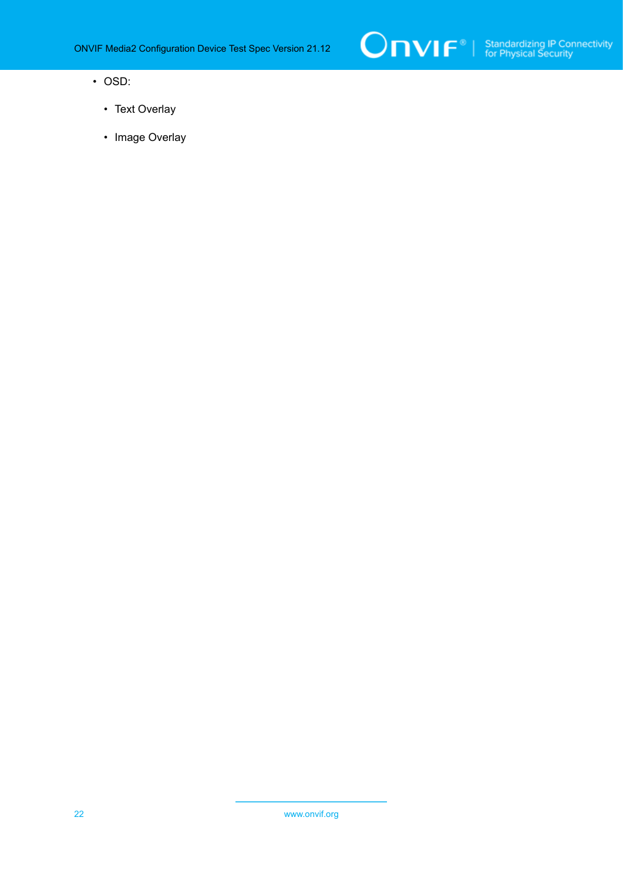- OSD:
  - Text Overlay
  - Image Overlay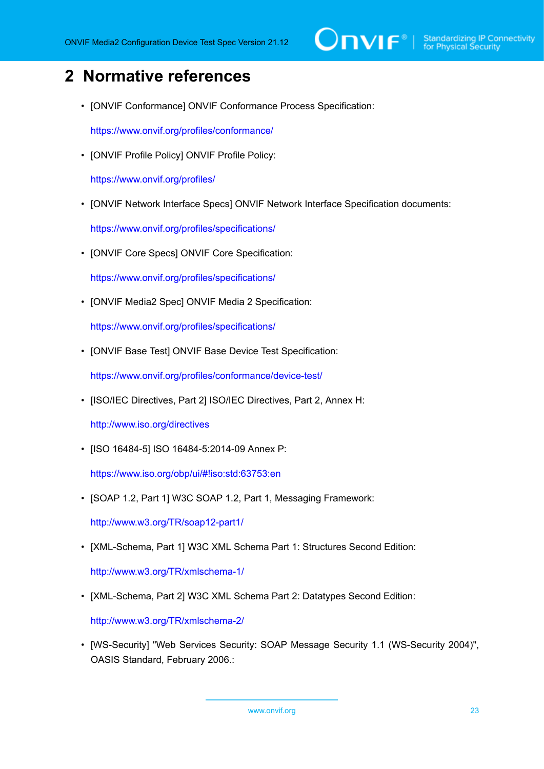# 2 Normative references

- [ONVIF Conformance] ONVIF Conformance Process Specification:

  https://www.onvif.org/profiles/conformance/

- [ONVIF Profile Policy] ONVIF Profile Policy:

  https://www.onvif.org/profiles/

- [ONVIF Network Interface Specs] ONVIF Network Interface Specification documents:

  https://www.onvif.org/profiles/specifications/

- [ONVIF Core Specs] ONVIF Core Specification:

  https://www.onvif.org/profiles/specifications/

- [ONVIF Media2 Spec] ONVIF Media 2 Specification:

  https://www.onvif.org/profiles/specifications/

- [ONVIF Base Test] ONVIF Base Device Test Specification:

  https://www.onvif.org/profiles/conformance/device-test/

- [ISO/IEC Directives, Part 2] ISO/IEC Directives, Part 2, Annex H:

  http://www.iso.org/directives

- [ISO 16484-5] ISO 16484-5:2014-09 Annex P:

  https://www.iso.org/obp/ui/#!iso:std:63753:en

- [SOAP 1.2, Part 1] W3C SOAP 1.2, Part 1, Messaging Framework:

  http://www.w3.org/TR/soap12-part1/

- [XML-Schema, Part 1] W3C XML Schema Part 1: Structures Second Edition:

  http://www.w3.org/TR/xmlschema-1/

- [XML-Schema, Part 2] W3C XML Schema Part 2: Datatypes Second Edition:

  http://www.w3.org/TR/xmlschema-2/

- [WS-Security] "Web Services Security: SOAP Message Security 1.1 (WS-Security 2004)", OASIS Standard, February 2006.: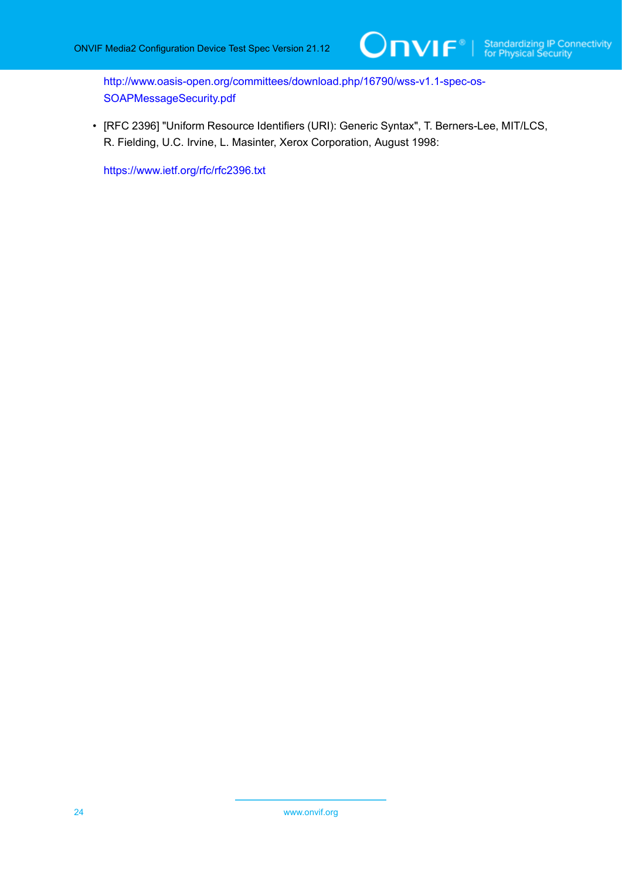http://www.oasis-open.org/committees/download.php/16790/wss-v1.1-spec-os-SOAPMessageSecurity.pdf

- [RFC 2396] "Uniform Resource Identifiers (URI): Generic Syntax", T. Berners-Lee, MIT/LCS, R. Fielding, U.C. Irvine, L. Masinter, Xerox Corporation, August 1998:

  https://www.ietf.org/rfc/rfc2396.txt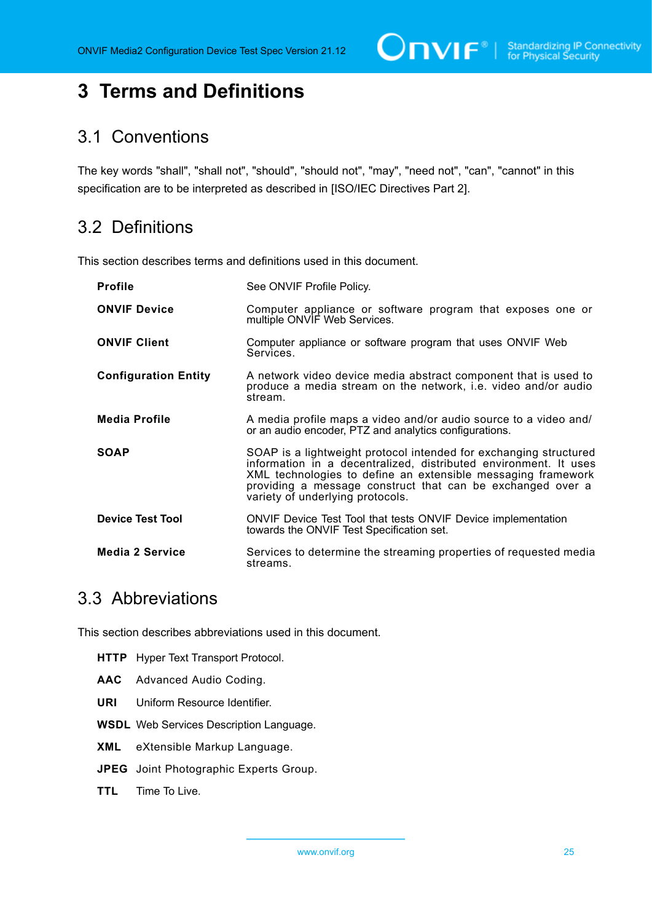# 3 Terms and Definitions

## 3.1 Conventions

The key words "shall", "shall not", "should", "should not", "may", "need not", "can", "cannot" in this specification are to be interpreted as described in [ISO/IEC Directives Part 2].

## 3.2 Definitions

This section describes terms and definitions used in this document.

| | |
|---|---|
| **Profile** | See ONVIF Profile Policy. |
| **ONVIF Device** | Computer appliance or software program that exposes one or multiple ONVIF Web Services. |
| **ONVIF Client** | Computer appliance or software program that uses ONVIF Web Services. |
| **Configuration Entity** | A network video device media abstract component that is used to produce a media stream on the network, i.e. video and/or audio stream. |
| **Media Profile** | A media profile maps a video and/or audio source to a video and/or an audio encoder, PTZ and analytics configurations. |
| **SOAP** | SOAP is a lightweight protocol intended for exchanging structured information in a decentralized, distributed environment. It uses XML technologies to define an extensible messaging framework providing a message construct that can be exchanged over a variety of underlying protocols. |
| **Device Test Tool** | ONVIF Device Test Tool that tests ONVIF Device implementation towards the ONVIF Test Specification set. |
| **Media 2 Service** | Services to determine the streaming properties of requested media streams. |

## 3.3 Abbreviations

This section describes abbreviations used in this document.

| | |
|---|---|
| **HTTP** | Hyper Text Transport Protocol. |
| **AAC** | Advanced Audio Coding. |
| **URI** | Uniform Resource Identifier. |
| **WSDL** | Web Services Description Language. |
| **XML** | eXtensible Markup Language. |
| **JPEG** | Joint Photographic Experts Group. |
| **TTL** | Time To Live. |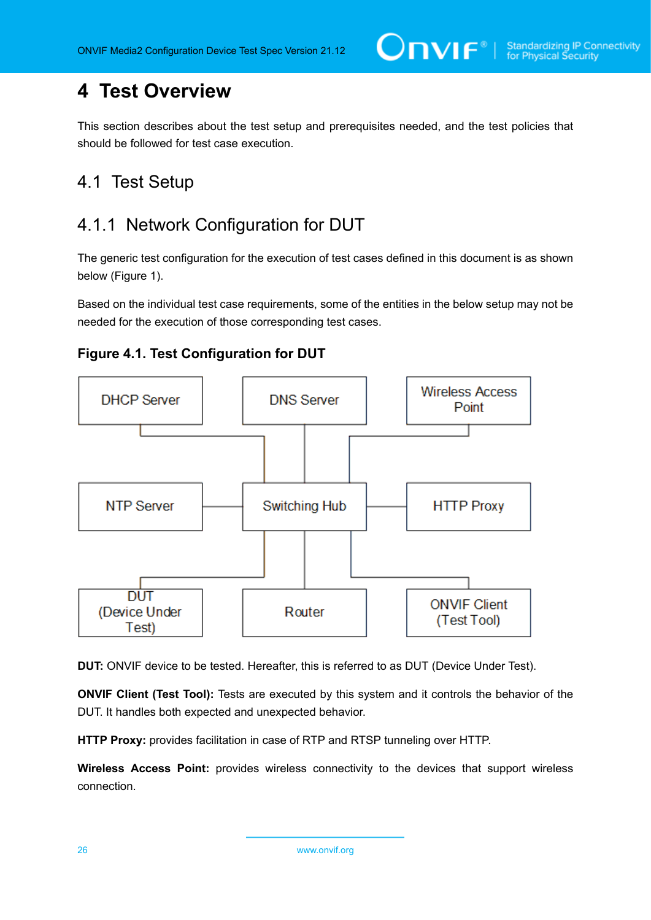# 4 Test Overview

This section describes about the test setup and prerequisites needed, and the test policies that should be followed for test case execution.

## 4.1 Test Setup

### 4.1.1 Network Configuration for DUT

The generic test configuration for the execution of test cases defined in this document is as shown below (Figure 1).

Based on the individual test case requirements, some of the entities in the below setup may not be needed for the execution of those corresponding test cases.

**Figure 4.1. Test Configuration for DUT**

**DUT:** ONVIF device to be tested. Hereafter, this is referred to as DUT (Device Under Test).

**ONVIF Client (Test Tool):** Tests are executed by this system and it controls the behavior of the DUT. It handles both expected and unexpected behavior.

**HTTP Proxy:** provides facilitation in case of RTP and RTSP tunneling over HTTP.

**Wireless Access Point:** provides wireless connectivity to the devices that support wireless connection.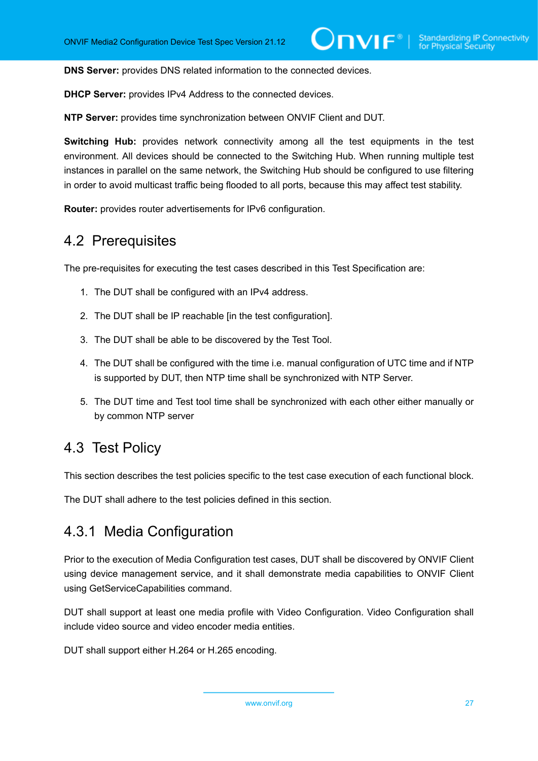**DNS Server:** provides DNS related information to the connected devices.

**DHCP Server:** provides IPv4 Address to the connected devices.

**NTP Server:** provides time synchronization between ONVIF Client and DUT.

**Switching Hub:** provides network connectivity among all the test equipments in the test environment. All devices should be connected to the Switching Hub. When running multiple test instances in parallel on the same network, the Switching Hub should be configured to use filtering in order to avoid multicast traffic being flooded to all ports, because this may affect test stability.

**Router:** provides router advertisements for IPv6 configuration.

## 4.2 Prerequisites

The pre-requisites for executing the test cases described in this Test Specification are:

1. The DUT shall be configured with an IPv4 address.
2. The DUT shall be IP reachable [in the test configuration].
3. The DUT shall be able to be discovered by the Test Tool.
4. The DUT shall be configured with the time i.e. manual configuration of UTC time and if NTP is supported by DUT, then NTP time shall be synchronized with NTP Server.
5. The DUT time and Test tool time shall be synchronized with each other either manually or by common NTP server

## 4.3 Test Policy

This section describes the test policies specific to the test case execution of each functional block.

The DUT shall adhere to the test policies defined in this section.

### 4.3.1 Media Configuration

Prior to the execution of Media Configuration test cases, DUT shall be discovered by ONVIF Client using device management service, and it shall demonstrate media capabilities to ONVIF Client using GetServiceCapabilities command.

DUT shall support at least one media profile with Video Configuration. Video Configuration shall include video source and video encoder media entities.

DUT shall support either H.264 or H.265 encoding.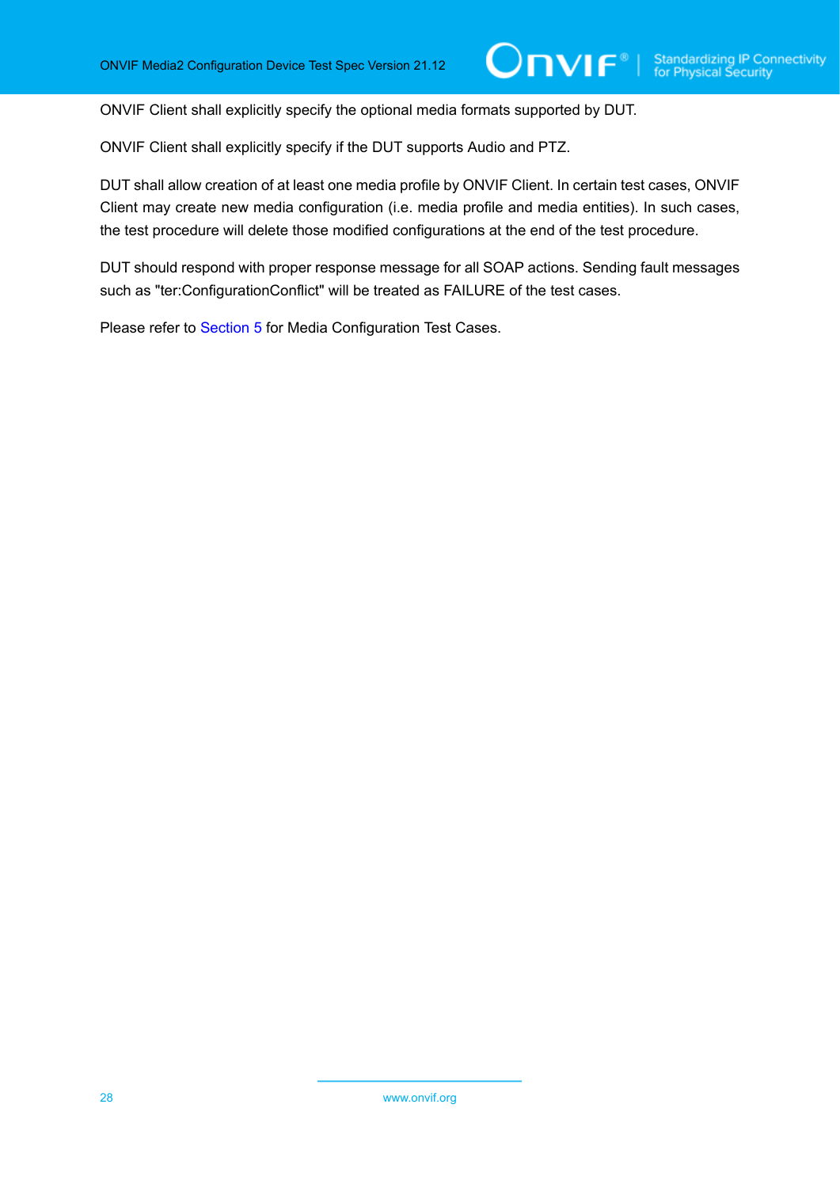ONVIF Client shall explicitly specify the optional media formats supported by DUT.

ONVIF Client shall explicitly specify if the DUT supports Audio and PTZ.

DUT shall allow creation of at least one media profile by ONVIF Client. In certain test cases, ONVIF Client may create new media configuration (i.e. media profile and media entities). In such cases, the test procedure will delete those modified configurations at the end of the test procedure.

DUT should respond with proper response message for all SOAP actions. Sending fault messages such as "ter:ConfigurationConflict" will be treated as FAILURE of the test cases.

Please refer to Section 5 for Media Configuration Test Cases.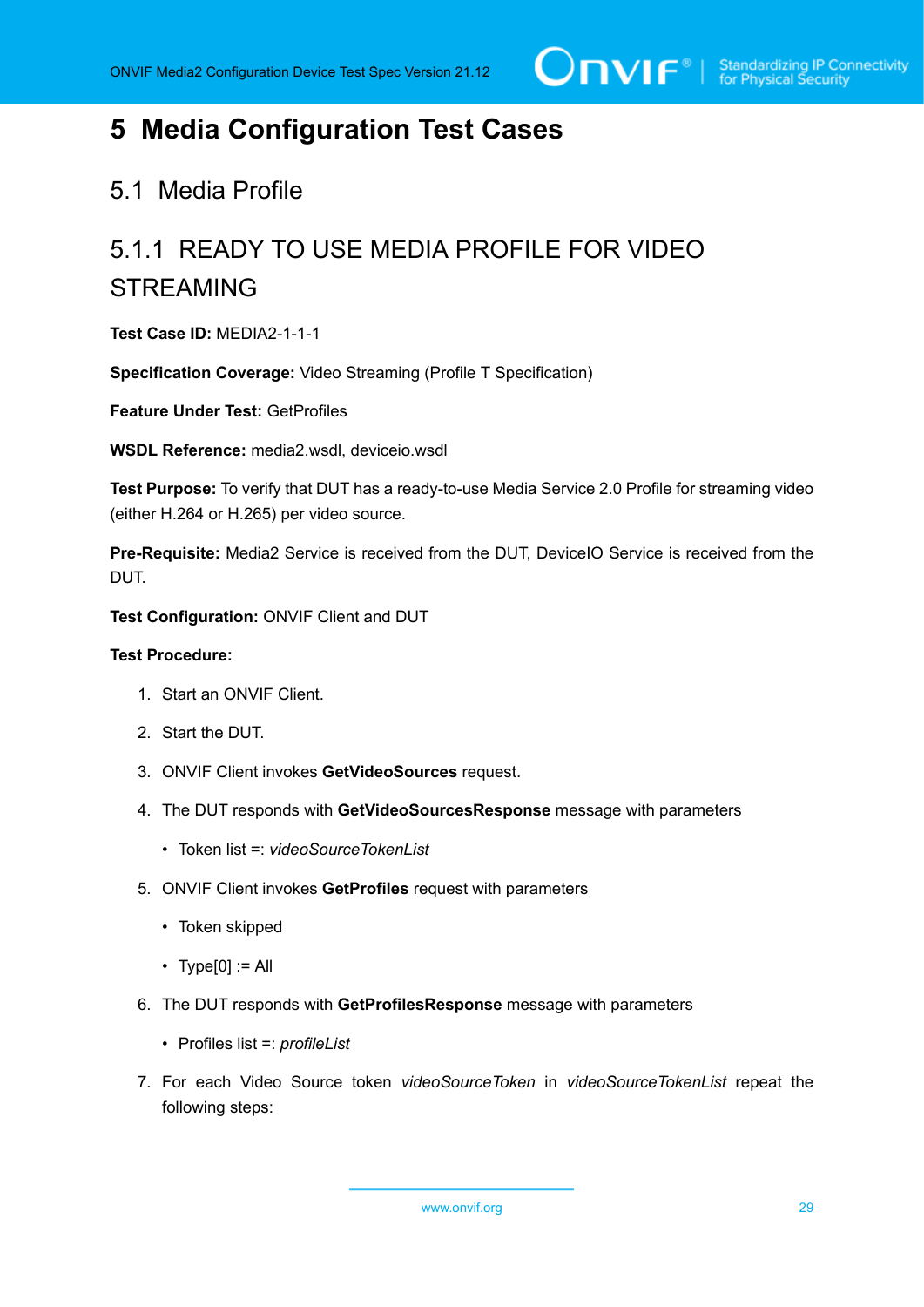# 5 Media Configuration Test Cases

## 5.1 Media Profile

### 5.1.1 READY TO USE MEDIA PROFILE FOR VIDEO STREAMING

**Test Case ID:** MEDIA2-1-1-1

**Specification Coverage:** Video Streaming (Profile T Specification)

**Feature Under Test:** GetProfiles

**WSDL Reference:** media2.wsdl, deviceio.wsdl

**Test Purpose:** To verify that DUT has a ready-to-use Media Service 2.0 Profile for streaming video (either H.264 or H.265) per video source.

**Pre-Requisite:** Media2 Service is received from the DUT, DeviceIO Service is received from the DUT.

**Test Configuration:** ONVIF Client and DUT

**Test Procedure:**

1. Start an ONVIF Client.
2. Start the DUT.
3. ONVIF Client invokes **GetVideoSources** request.
4. The DUT responds with **GetVideoSourcesResponse** message with parameters
   - Token list =: *videoSourceTokenList*
5. ONVIF Client invokes **GetProfiles** request with parameters
   - Token skipped
   - Type[0] := All
6. The DUT responds with **GetProfilesResponse** message with parameters
   - Profiles list =: *profileList*
7. For each Video Source token *videoSourceToken* in *videoSourceTokenList* repeat the following steps: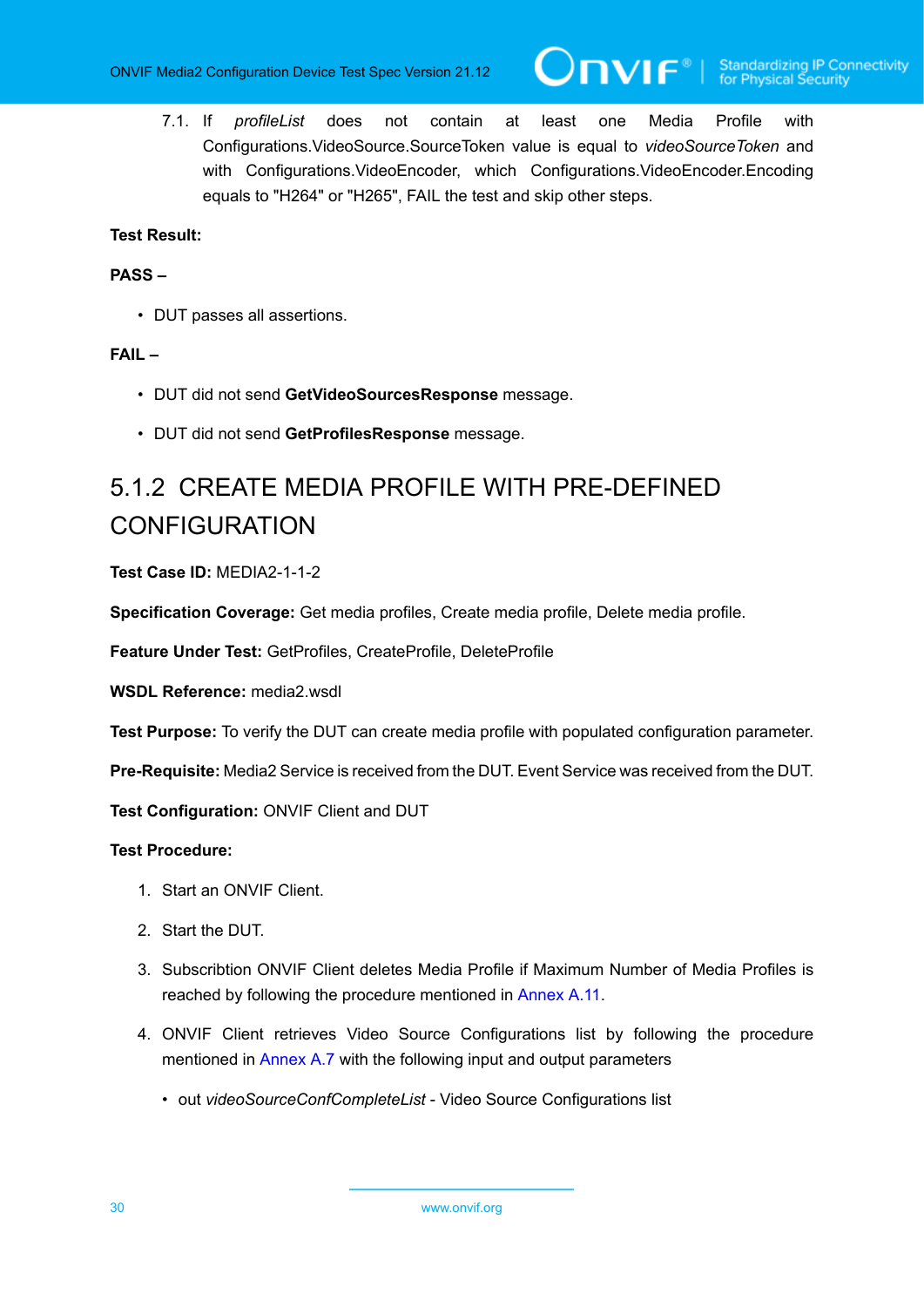7.1. If *profileList* does not contain at least one Media Profile with Configurations.VideoSource.SourceToken value is equal to *videoSourceToken* and with Configurations.VideoEncoder, which Configurations.VideoEncoder.Encoding equals to "H264" or "H265", FAIL the test and skip other steps.

**Test Result:**

**PASS –**

- DUT passes all assertions.

**FAIL –**

- DUT did not send **GetVideoSourcesResponse** message.
- DUT did not send **GetProfilesResponse** message.

### 5.1.2 CREATE MEDIA PROFILE WITH PRE-DEFINED CONFIGURATION

**Test Case ID:** MEDIA2-1-1-2

**Specification Coverage:** Get media profiles, Create media profile, Delete media profile.

**Feature Under Test:** GetProfiles, CreateProfile, DeleteProfile

**WSDL Reference:** media2.wsdl

**Test Purpose:** To verify the DUT can create media profile with populated configuration parameter.

**Pre-Requisite:** Media2 Service is received from the DUT. Event Service was received from the DUT.

**Test Configuration:** ONVIF Client and DUT

**Test Procedure:**

1. Start an ONVIF Client.
2. Start the DUT.
3. Subscribtion ONVIF Client deletes Media Profile if Maximum Number of Media Profiles is reached by following the procedure mentioned in Annex A.11.
4. ONVIF Client retrieves Video Source Configurations list by following the procedure mentioned in Annex A.7 with the following input and output parameters
   - out *videoSourceConfCompleteList* - Video Source Configurations list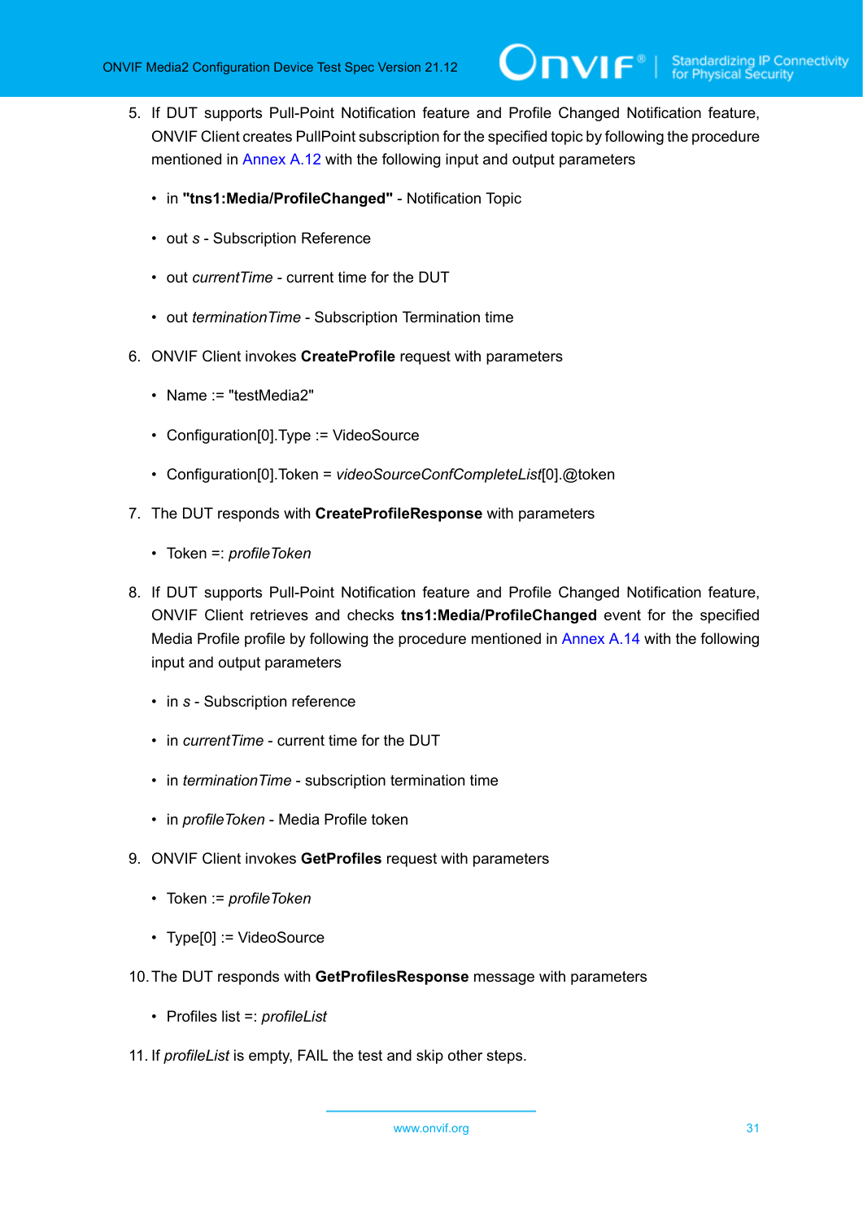5. If DUT supports Pull-Point Notification feature and Profile Changed Notification feature, ONVIF Client creates PullPoint subscription for the specified topic by following the procedure mentioned in Annex A.12 with the following input and output parameters

   - in **"tns1:Media/ProfileChanged"** - Notification Topic
   - out *s* - Subscription Reference
   - out *currentTime* - current time for the DUT
   - out *terminationTime* - Subscription Termination time

6. ONVIF Client invokes **CreateProfile** request with parameters

   - Name := "testMedia2"
   - Configuration[0].Type := VideoSource
   - Configuration[0].Token = *videoSourceConfCompleteList*[0].@token

7. The DUT responds with **CreateProfileResponse** with parameters

   - Token =: *profileToken*

8. If DUT supports Pull-Point Notification feature and Profile Changed Notification feature, ONVIF Client retrieves and checks **tns1:Media/ProfileChanged** event for the specified Media Profile profile by following the procedure mentioned in Annex A.14 with the following input and output parameters

   - in *s* - Subscription reference
   - in *currentTime* - current time for the DUT
   - in *terminationTime* - subscription termination time
   - in *profileToken* - Media Profile token

9. ONVIF Client invokes **GetProfiles** request with parameters

   - Token := *profileToken*
   - Type[0] := VideoSource

10. The DUT responds with **GetProfilesResponse** message with parameters

    - Profiles list =: *profileList*

11. If *profileList* is empty, FAIL the test and skip other steps.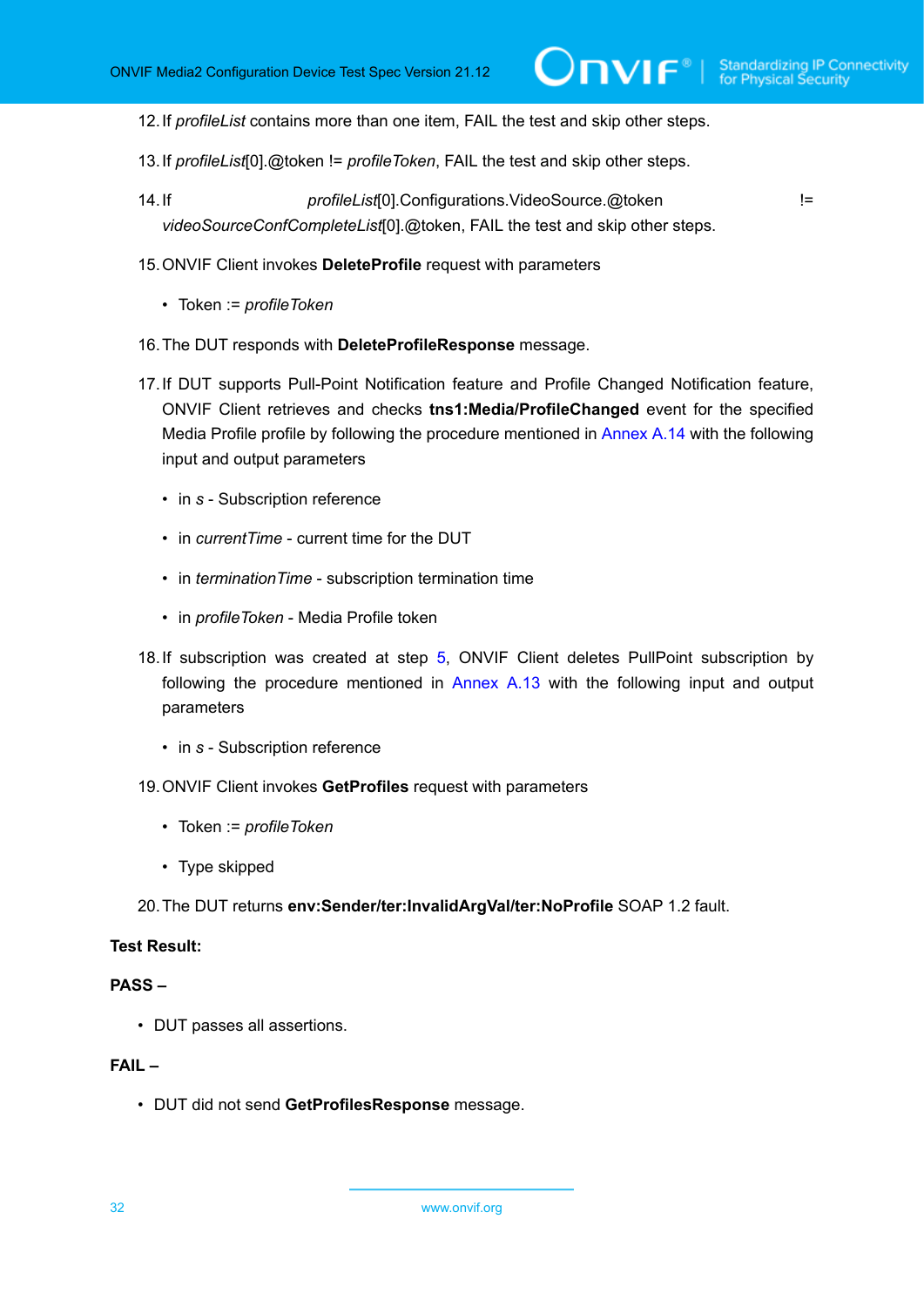12. If *profileList* contains more than one item, FAIL the test and skip other steps.

13. If *profileList*[0].@token != *profileToken*, FAIL the test and skip other steps.

14. If *profileList*[0].Configurations.VideoSource.@token != *videoSourceConfCompleteList*[0].@token, FAIL the test and skip other steps.

15. ONVIF Client invokes **DeleteProfile** request with parameters

    - Token := *profileToken*

16. The DUT responds with **DeleteProfileResponse** message.

17. If DUT supports Pull-Point Notification feature and Profile Changed Notification feature, ONVIF Client retrieves and checks **tns1:Media/ProfileChanged** event for the specified Media Profile profile by following the procedure mentioned in Annex A.14 with the following input and output parameters

    - in *s* - Subscription reference
    - in *currentTime* - current time for the DUT
    - in *terminationTime* - subscription termination time
    - in *profileToken* - Media Profile token

18. If subscription was created at step 5, ONVIF Client deletes PullPoint subscription by following the procedure mentioned in Annex A.13 with the following input and output parameters

    - in *s* - Subscription reference

19. ONVIF Client invokes **GetProfiles** request with parameters

    - Token := *profileToken*
    - Type skipped

20. The DUT returns **env:Sender/ter:InvalidArgVal/ter:NoProfile** SOAP 1.2 fault.

**Test Result:**

**PASS –**

- DUT passes all assertions.

**FAIL –**

- DUT did not send **GetProfilesResponse** message.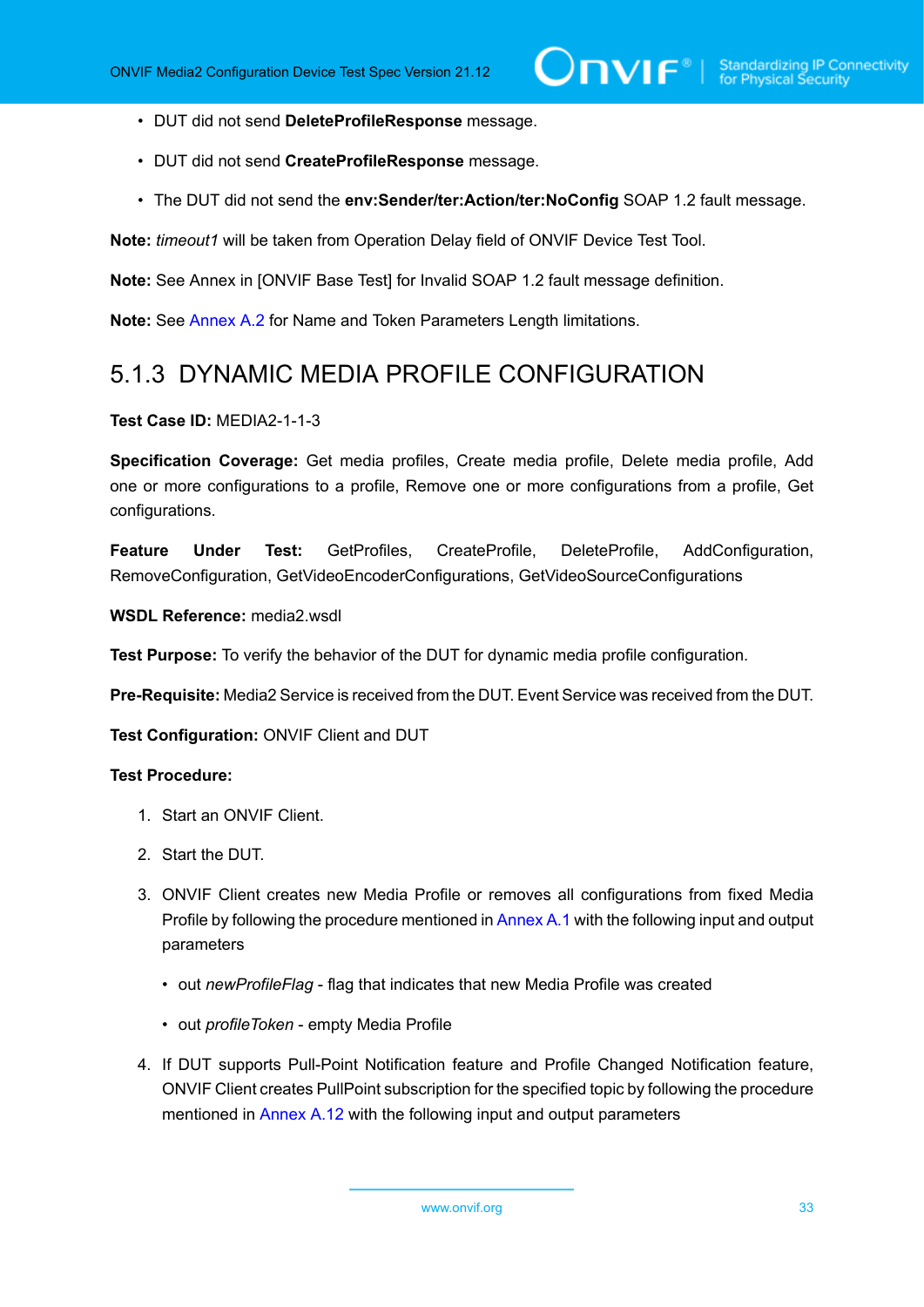- DUT did not send **DeleteProfileResponse** message.
- DUT did not send **CreateProfileResponse** message.
- The DUT did not send the **env:Sender/ter:Action/ter:NoConfig** SOAP 1.2 fault message.

**Note:** *timeout1* will be taken from Operation Delay field of ONVIF Device Test Tool.

**Note:** See Annex in [ONVIF Base Test] for Invalid SOAP 1.2 fault message definition.

**Note:** See Annex A.2 for Name and Token Parameters Length limitations.

### 5.1.3 DYNAMIC MEDIA PROFILE CONFIGURATION

**Test Case ID:** MEDIA2-1-1-3

**Specification Coverage:** Get media profiles, Create media profile, Delete media profile, Add one or more configurations to a profile, Remove one or more configurations from a profile, Get configurations.

**Feature Under Test:** GetProfiles, CreateProfile, DeleteProfile, AddConfiguration, RemoveConfiguration, GetVideoEncoderConfigurations, GetVideoSourceConfigurations

**WSDL Reference:** media2.wsdl

**Test Purpose:** To verify the behavior of the DUT for dynamic media profile configuration.

**Pre-Requisite:** Media2 Service is received from the DUT. Event Service was received from the DUT.

**Test Configuration:** ONVIF Client and DUT

**Test Procedure:**

1. Start an ONVIF Client.
2. Start the DUT.
3. ONVIF Client creates new Media Profile or removes all configurations from fixed Media Profile by following the procedure mentioned in Annex A.1 with the following input and output parameters
   - out *newProfileFlag* - flag that indicates that new Media Profile was created
   - out *profileToken* - empty Media Profile
4. If DUT supports Pull-Point Notification feature and Profile Changed Notification feature, ONVIF Client creates PullPoint subscription for the specified topic by following the procedure mentioned in Annex A.12 with the following input and output parameters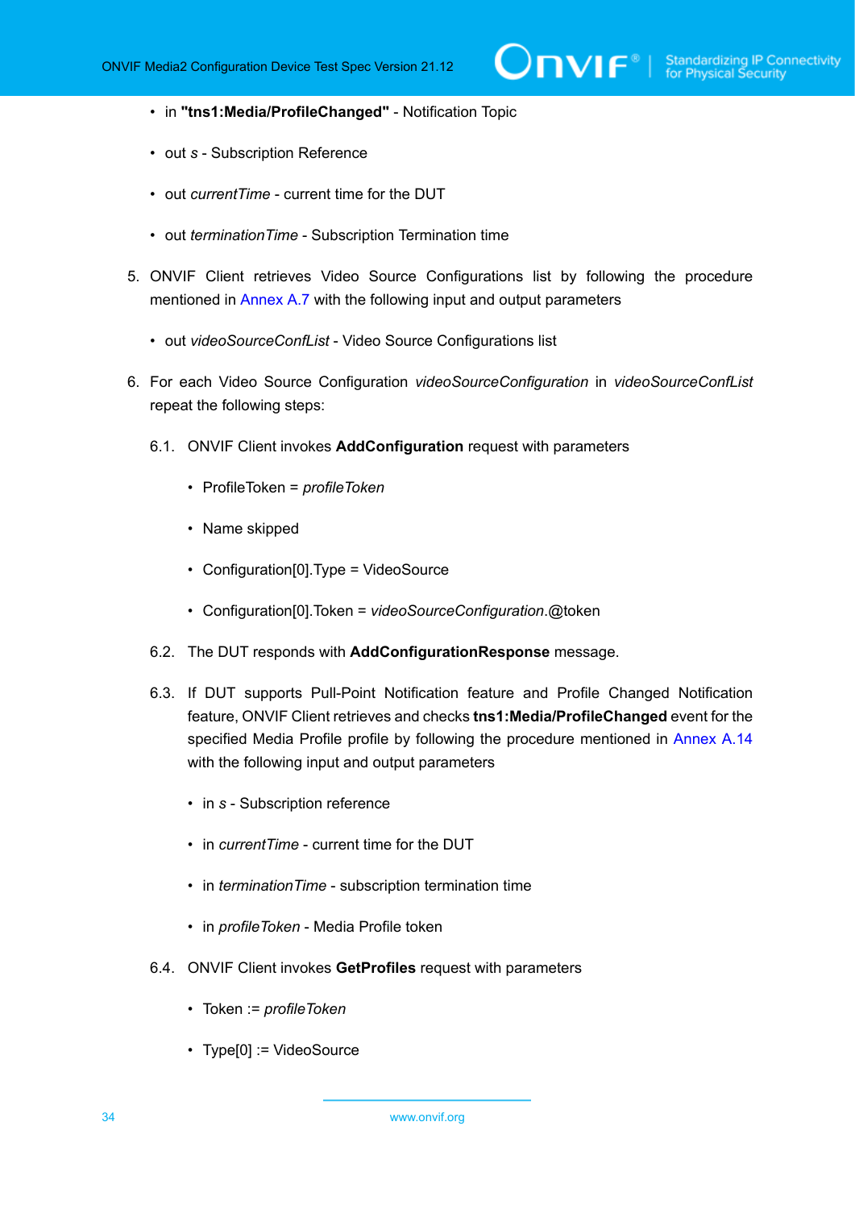- in **"tns1:Media/ProfileChanged"** - Notification Topic
- out *s* - Subscription Reference
- out *currentTime* - current time for the DUT
- out *terminationTime* - Subscription Termination time

5. ONVIF Client retrieves Video Source Configurations list by following the procedure mentioned in Annex A.7 with the following input and output parameters

   - out *videoSourceConfList* - Video Source Configurations list

6. For each Video Source Configuration *videoSourceConfiguration* in *videoSourceConfList* repeat the following steps:

   6.1. ONVIF Client invokes **AddConfiguration** request with parameters

   - ProfileToken = *profileToken*
   - Name skipped
   - Configuration[0].Type = VideoSource
   - Configuration[0].Token = *videoSourceConfiguration*.@token

   6.2. The DUT responds with **AddConfigurationResponse** message.

   6.3. If DUT supports Pull-Point Notification feature and Profile Changed Notification feature, ONVIF Client retrieves and checks **tns1:Media/ProfileChanged** event for the specified Media Profile profile by following the procedure mentioned in Annex A.14 with the following input and output parameters

   - in *s* - Subscription reference
   - in *currentTime* - current time for the DUT
   - in *terminationTime* - subscription termination time
   - in *profileToken* - Media Profile token

   6.4. ONVIF Client invokes **GetProfiles** request with parameters

   - Token := *profileToken*
   - Type[0] := VideoSource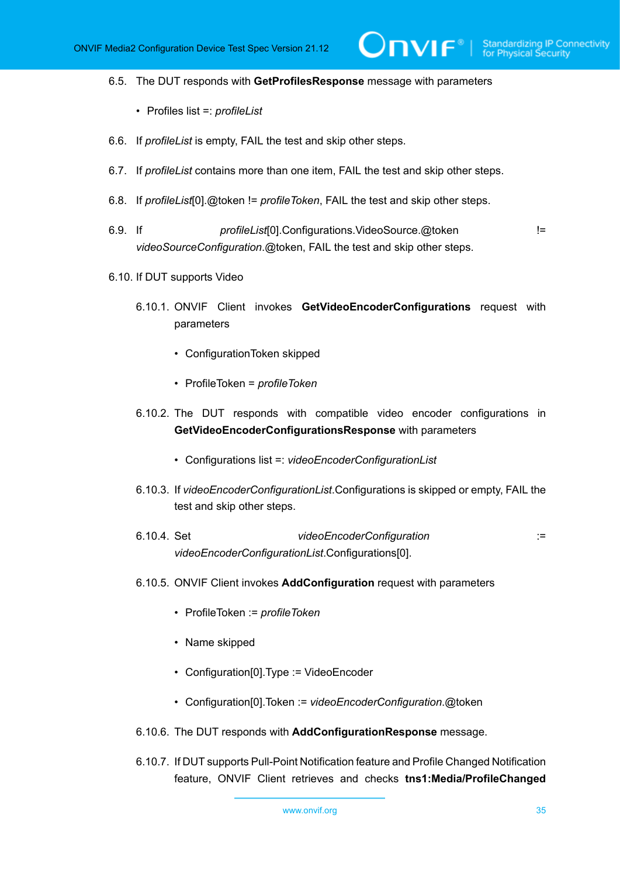6.5. The DUT responds with **GetProfilesResponse** message with parameters

- Profiles list =: *profileList*

6.6. If *profileList* is empty, FAIL the test and skip other steps.

6.7. If *profileList* contains more than one item, FAIL the test and skip other steps.

6.8. If *profileList*[0].@token != *profileToken*, FAIL the test and skip other steps.

6.9. If *profileList*[0].Configurations.VideoSource.@token != *videoSourceConfiguration*.@token, FAIL the test and skip other steps.

6.10. If DUT supports Video

6.10.1. ONVIF Client invokes **GetVideoEncoderConfigurations** request with parameters

- ConfigurationToken skipped
- ProfileToken = *profileToken*

6.10.2. The DUT responds with compatible video encoder configurations in **GetVideoEncoderConfigurationsResponse** with parameters

- Configurations list =: *videoEncoderConfigurationList*

6.10.3. If *videoEncoderConfigurationList*.Configurations is skipped or empty, FAIL the test and skip other steps.

6.10.4. Set *videoEncoderConfiguration* := *videoEncoderConfigurationList*.Configurations[0].

6.10.5. ONVIF Client invokes **AddConfiguration** request with parameters

- ProfileToken := *profileToken*
- Name skipped
- Configuration[0].Type := VideoEncoder
- Configuration[0].Token := *videoEncoderConfiguration*.@token

6.10.6. The DUT responds with **AddConfigurationResponse** message.

6.10.7. If DUT supports Pull-Point Notification feature and Profile Changed Notification feature, ONVIF Client retrieves and checks **tns1:Media/ProfileChanged**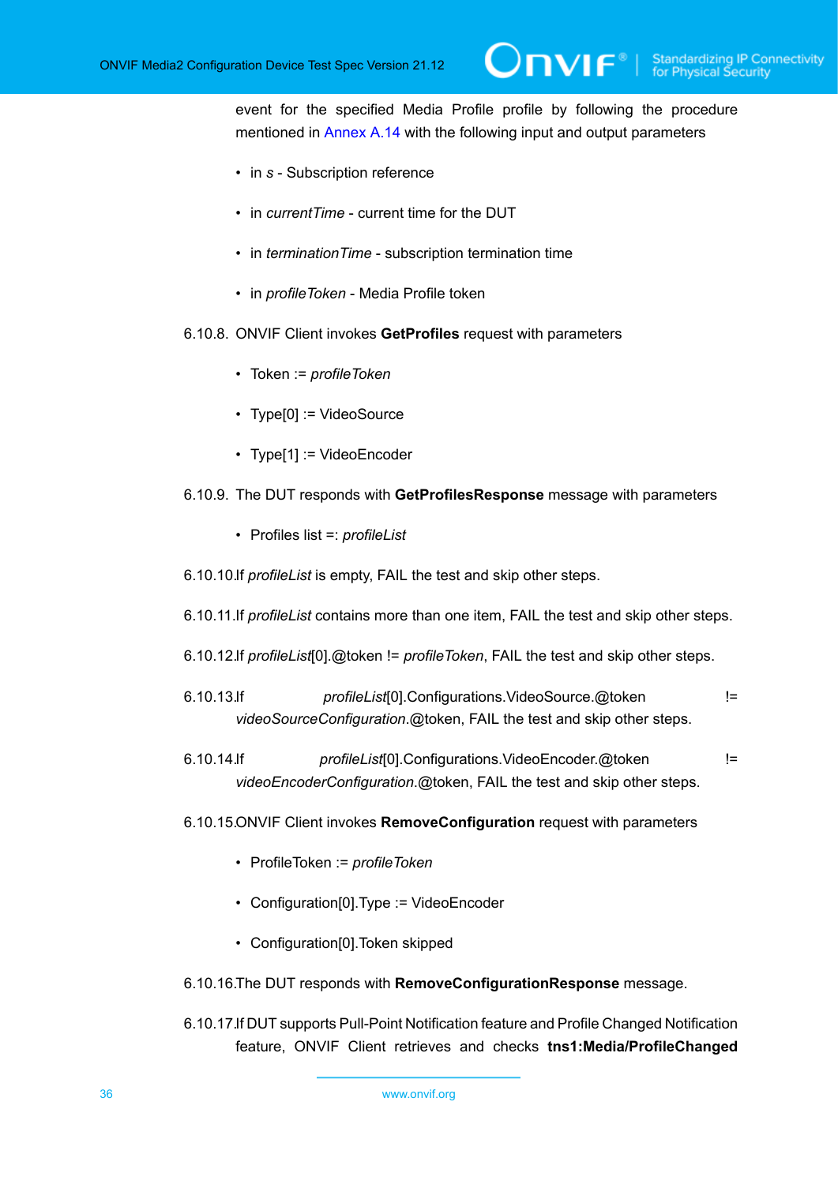event for the specified Media Profile profile by following the procedure mentioned in Annex A.14 with the following input and output parameters

- in *s* - Subscription reference
- in *currentTime* - current time for the DUT
- in *terminationTime* - subscription termination time
- in *profileToken* - Media Profile token

6.10.8. ONVIF Client invokes **GetProfiles** request with parameters

- Token := *profileToken*
- Type[0] := VideoSource
- Type[1] := VideoEncoder

6.10.9. The DUT responds with **GetProfilesResponse** message with parameters

- Profiles list =: *profileList*

6.10.10.If *profileList* is empty, FAIL the test and skip other steps.

6.10.11.If *profileList* contains more than one item, FAIL the test and skip other steps.

6.10.12.If *profileList*[0].@token != *profileToken*, FAIL the test and skip other steps.

6.10.13.If *profileList*[0].Configurations.VideoSource.@token != *videoSourceConfiguration*.@token, FAIL the test and skip other steps.

6.10.14.If *profileList*[0].Configurations.VideoEncoder.@token != *videoEncoderConfiguration*.@token, FAIL the test and skip other steps.

6.10.15.ONVIF Client invokes **RemoveConfiguration** request with parameters

- ProfileToken := *profileToken*
- Configuration[0].Type := VideoEncoder
- Configuration[0].Token skipped

6.10.16.The DUT responds with **RemoveConfigurationResponse** message.

6.10.17.If DUT supports Pull-Point Notification feature and Profile Changed Notification feature, ONVIF Client retrieves and checks **tns1:Media/ProfileChanged**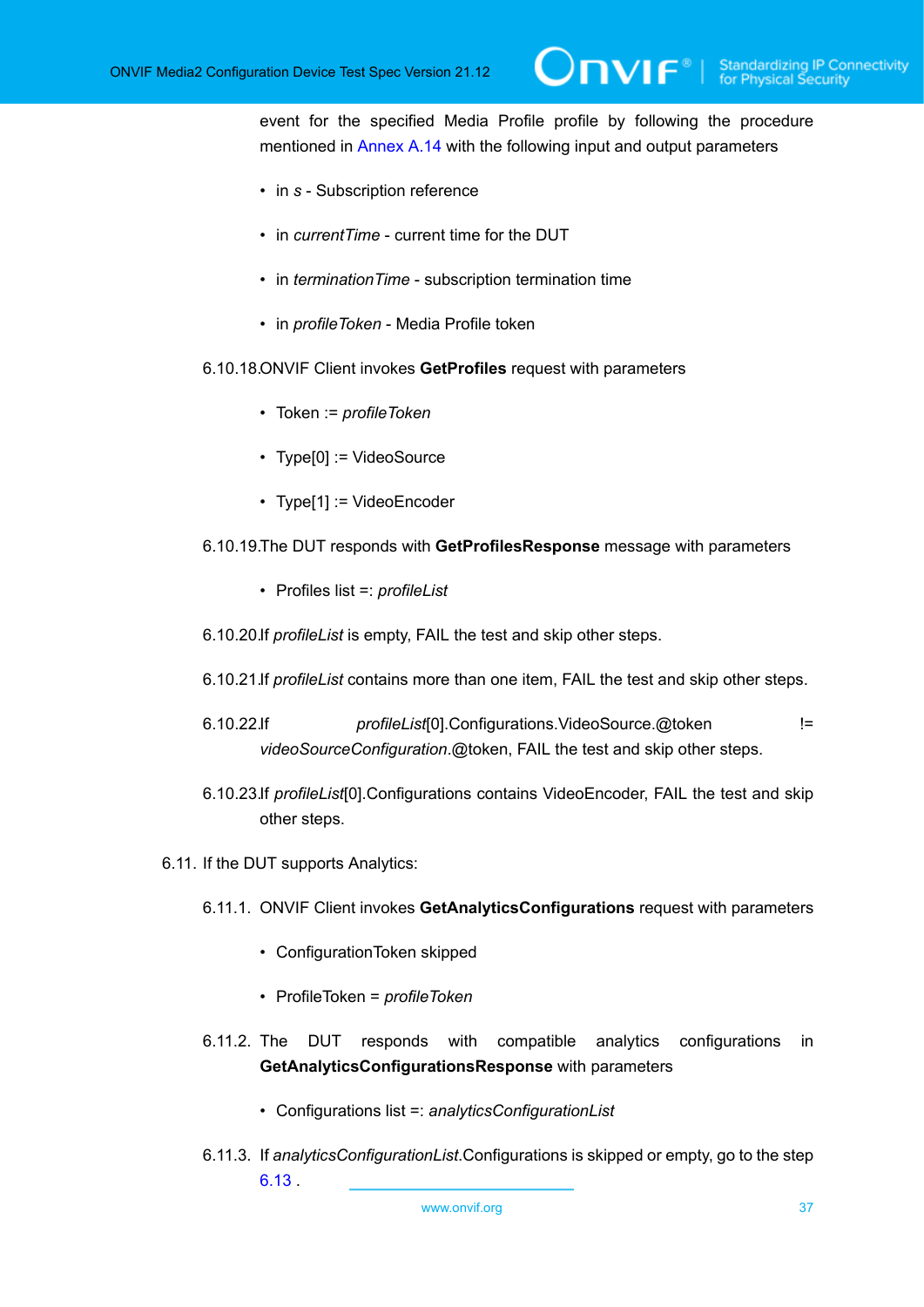event for the specified Media Profile profile by following the procedure mentioned in Annex A.14 with the following input and output parameters

- in *s* - Subscription reference
- in *currentTime* - current time for the DUT
- in *terminationTime* - subscription termination time
- in *profileToken* - Media Profile token

6.10.18. ONVIF Client invokes **GetProfiles** request with parameters

- Token := *profileToken*
- Type[0] := VideoSource
- Type[1] := VideoEncoder

6.10.19. The DUT responds with **GetProfilesResponse** message with parameters

- Profiles list =: *profileList*

6.10.20. If *profileList* is empty, FAIL the test and skip other steps.

6.10.21. If *profileList* contains more than one item, FAIL the test and skip other steps.

6.10.22. If *profileList*[0].Configurations.VideoSource.@token != *videoSourceConfiguration*.@token, FAIL the test and skip other steps.

6.10.23. If *profileList*[0].Configurations contains VideoEncoder, FAIL the test and skip other steps.

6.11. If the DUT supports Analytics:

6.11.1. ONVIF Client invokes **GetAnalyticsConfigurations** request with parameters

- ConfigurationToken skipped
- ProfileToken = *profileToken*

6.11.2. The DUT responds with compatible analytics configurations in **GetAnalyticsConfigurationsResponse** with parameters

- Configurations list =: *analyticsConfigurationList*

6.11.3. If *analyticsConfigurationList*.Configurations is skipped or empty, go to the step 6.13 .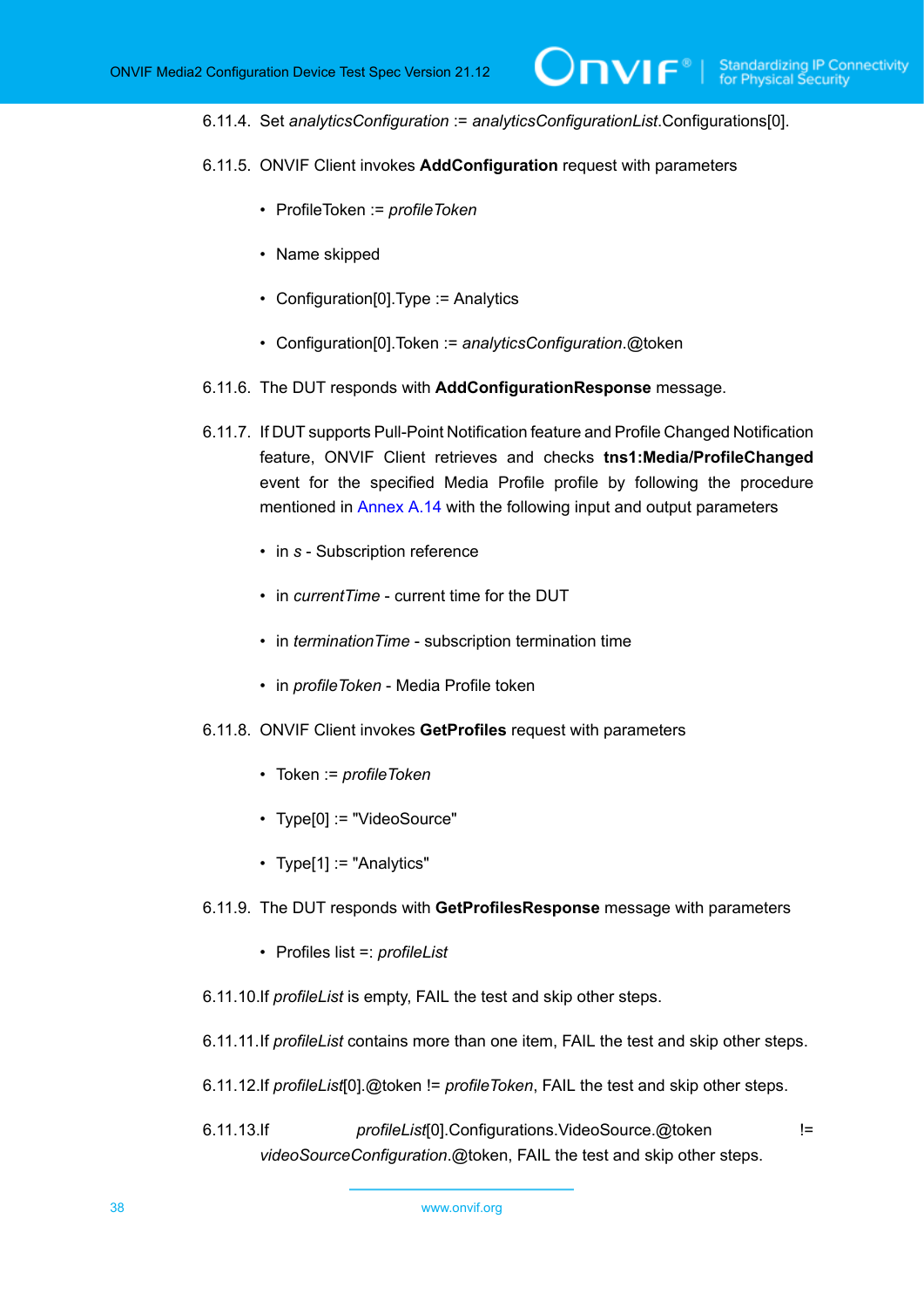6.11.4. Set *analyticsConfiguration* := *analyticsConfigurationList*.Configurations[0].

6.11.5. ONVIF Client invokes **AddConfiguration** request with parameters

- ProfileToken := *profileToken*
- Name skipped
- Configuration[0].Type := Analytics
- Configuration[0].Token := *analyticsConfiguration*.@token

6.11.6. The DUT responds with **AddConfigurationResponse** message.

6.11.7. If DUT supports Pull-Point Notification feature and Profile Changed Notification feature, ONVIF Client retrieves and checks **tns1:Media/ProfileChanged** event for the specified Media Profile profile by following the procedure mentioned in Annex A.14 with the following input and output parameters

- in *s* - Subscription reference
- in *currentTime* - current time for the DUT
- in *terminationTime* - subscription termination time
- in *profileToken* - Media Profile token

6.11.8. ONVIF Client invokes **GetProfiles** request with parameters

- Token := *profileToken*
- Type[0] := "VideoSource"
- Type[1] := "Analytics"

6.11.9. The DUT responds with **GetProfilesResponse** message with parameters

- Profiles list =: *profileList*

6.11.10. If *profileList* is empty, FAIL the test and skip other steps.

6.11.11. If *profileList* contains more than one item, FAIL the test and skip other steps.

6.11.12. If *profileList*[0].@token != *profileToken*, FAIL the test and skip other steps.

6.11.13. If *profileList*[0].Configurations.VideoSource.@token != *videoSourceConfiguration*.@token, FAIL the test and skip other steps.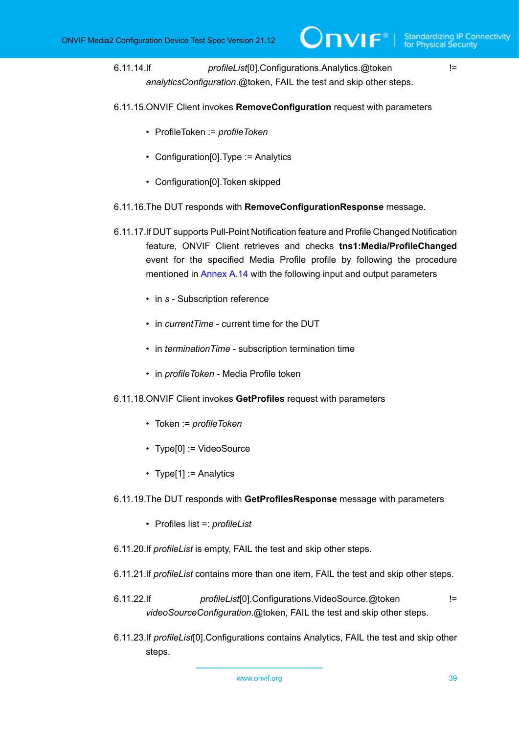6.11.14. If *profileList*[0].Configurations.Analytics.@token != *analyticsConfiguration*.@token, FAIL the test and skip other steps.

6.11.15. ONVIF Client invokes **RemoveConfiguration** request with parameters

- ProfileToken := *profileToken*
- Configuration[0].Type := Analytics
- Configuration[0].Token skipped

6.11.16. The DUT responds with **RemoveConfigurationResponse** message.

6.11.17. If DUT supports Pull-Point Notification feature and Profile Changed Notification feature, ONVIF Client retrieves and checks **tns1:Media/ProfileChanged** event for the specified Media Profile profile by following the procedure mentioned in Annex A.14 with the following input and output parameters

- in *s* - Subscription reference
- in *currentTime* - current time for the DUT
- in *terminationTime* - subscription termination time
- in *profileToken* - Media Profile token

6.11.18. ONVIF Client invokes **GetProfiles** request with parameters

- Token := *profileToken*
- Type[0] := VideoSource
- Type[1] := Analytics

6.11.19. The DUT responds with **GetProfilesResponse** message with parameters

- Profiles list =: *profileList*

6.11.20. If *profileList* is empty, FAIL the test and skip other steps.

6.11.21. If *profileList* contains more than one item, FAIL the test and skip other steps.

6.11.22. If *profileList*[0].Configurations.VideoSource.@token != *videoSourceConfiguration*.@token, FAIL the test and skip other steps.

6.11.23. If *profileList*[0].Configurations contains Analytics, FAIL the test and skip other steps.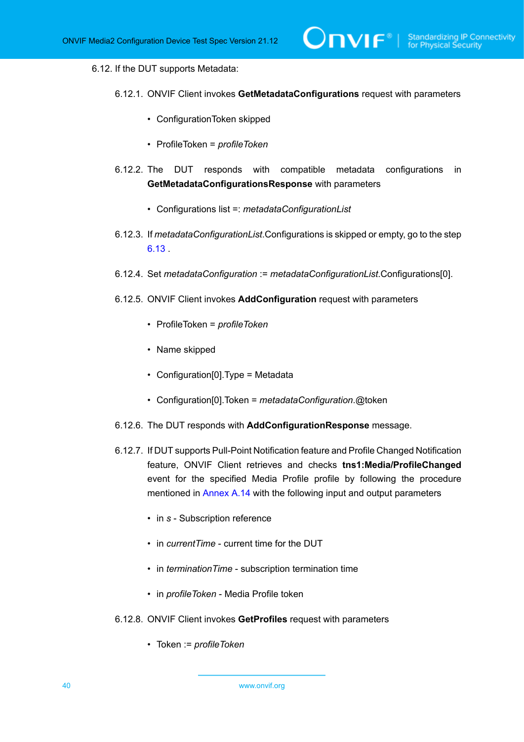6.12. If the DUT supports Metadata:

6.12.1. ONVIF Client invokes **GetMetadataConfigurations** request with parameters

- ConfigurationToken skipped
- ProfileToken = *profileToken*

6.12.2. The DUT responds with compatible metadata configurations in **GetMetadataConfigurationsResponse** with parameters

- Configurations list =: *metadataConfigurationList*

6.12.3. If *metadataConfigurationList*.Configurations is skipped or empty, go to the step 6.13 .

6.12.4. Set *metadataConfiguration* := *metadataConfigurationList*.Configurations[0].

6.12.5. ONVIF Client invokes **AddConfiguration** request with parameters

- ProfileToken = *profileToken*
- Name skipped
- Configuration[0].Type = Metadata
- Configuration[0].Token = *metadataConfiguration*.@token

6.12.6. The DUT responds with **AddConfigurationResponse** message.

6.12.7. If DUT supports Pull-Point Notification feature and Profile Changed Notification feature, ONVIF Client retrieves and checks **tns1:Media/ProfileChanged** event for the specified Media Profile profile by following the procedure mentioned in Annex A.14 with the following input and output parameters

- in *s* - Subscription reference
- in *currentTime* - current time for the DUT
- in *terminationTime* - subscription termination time
- in *profileToken* - Media Profile token

6.12.8. ONVIF Client invokes **GetProfiles** request with parameters

- Token := *profileToken*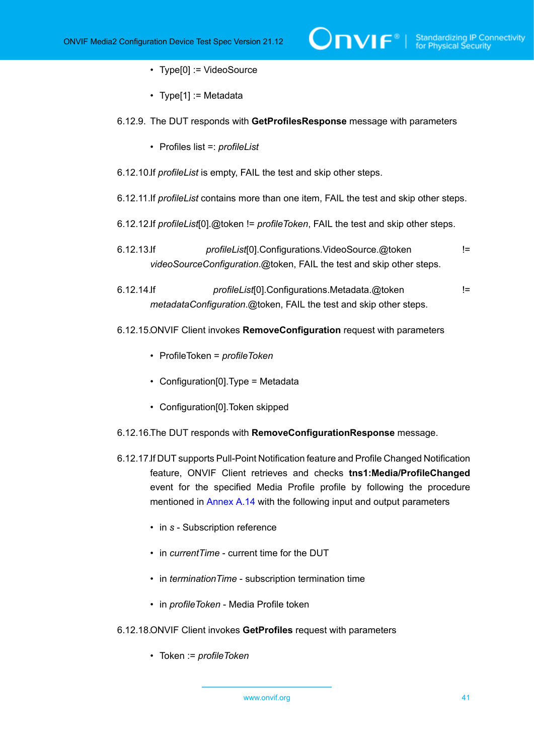- Type[0] := VideoSource

- Type[1] := Metadata

6.12.9. The DUT responds with **GetProfilesResponse** message with parameters

- Profiles list =: *profileList*

6.12.10. If *profileList* is empty, FAIL the test and skip other steps.

6.12.11. If *profileList* contains more than one item, FAIL the test and skip other steps.

6.12.12. If *profileList*[0].@token != *profileToken*, FAIL the test and skip other steps.

6.12.13. If *profileList*[0].Configurations.VideoSource.@token != *videoSourceConfiguration*.@token, FAIL the test and skip other steps.

6.12.14. If *profileList*[0].Configurations.Metadata.@token != *metadataConfiguration*.@token, FAIL the test and skip other steps.

6.12.15. ONVIF Client invokes **RemoveConfiguration** request with parameters

- ProfileToken = *profileToken*

- Configuration[0].Type = Metadata

- Configuration[0].Token skipped

6.12.16. The DUT responds with **RemoveConfigurationResponse** message.

6.12.17. If DUT supports Pull-Point Notification feature and Profile Changed Notification feature, ONVIF Client retrieves and checks **tns1:Media/ProfileChanged** event for the specified Media Profile profile by following the procedure mentioned in Annex A.14 with the following input and output parameters

- in *s* - Subscription reference

- in *currentTime* - current time for the DUT

- in *terminationTime* - subscription termination time

- in *profileToken* - Media Profile token

6.12.18. ONVIF Client invokes **GetProfiles** request with parameters

- Token := *profileToken*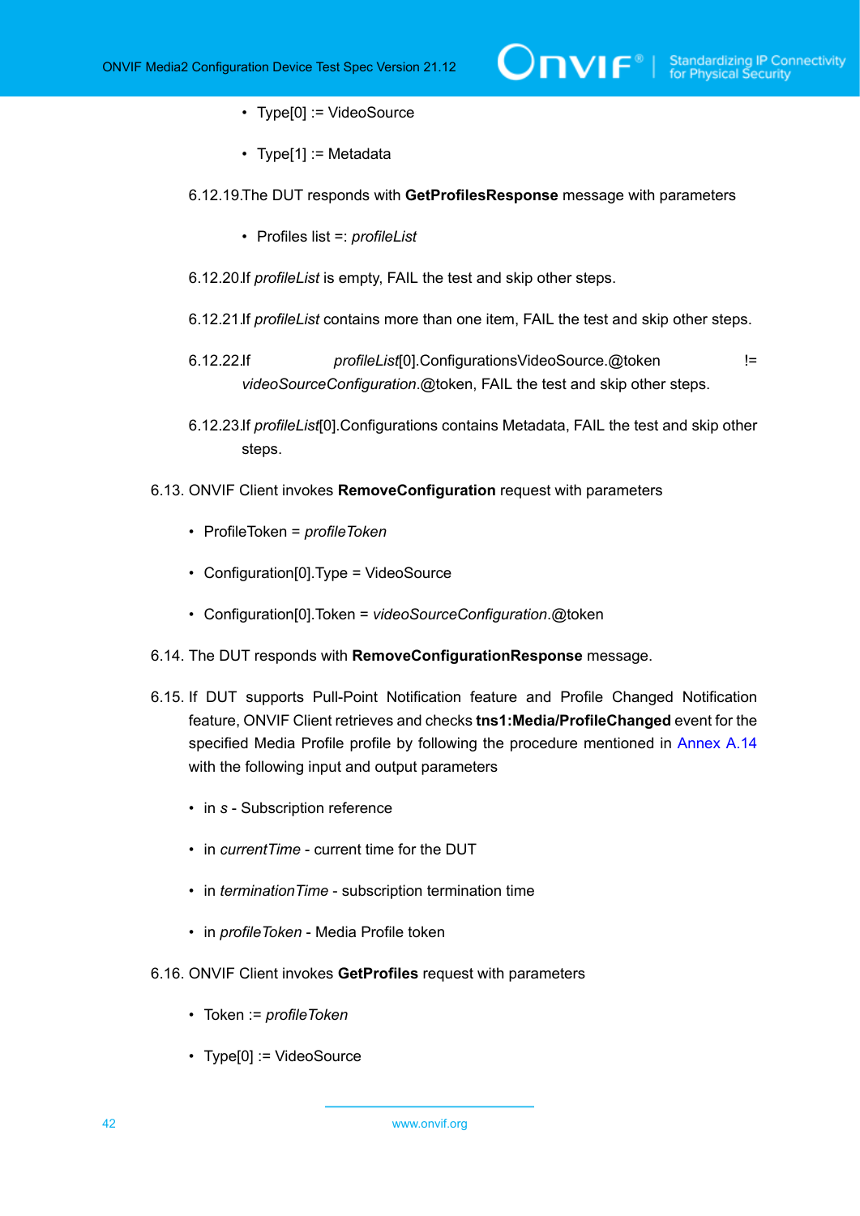- Type[0] := VideoSource
- Type[1] := Metadata

6.12.19. The DUT responds with **GetProfilesResponse** message with parameters

- Profiles list =: *profileList*

6.12.20. If *profileList* is empty, FAIL the test and skip other steps.

6.12.21. If *profileList* contains more than one item, FAIL the test and skip other steps.

6.12.22. If *profileList*[0].ConfigurationsVideoSource.@token != *videoSourceConfiguration*.@token, FAIL the test and skip other steps.

6.12.23. If *profileList*[0].Configurations contains Metadata, FAIL the test and skip other steps.

6.13. ONVIF Client invokes **RemoveConfiguration** request with parameters

- ProfileToken = *profileToken*
- Configuration[0].Type = VideoSource
- Configuration[0].Token = *videoSourceConfiguration*.@token

6.14. The DUT responds with **RemoveConfigurationResponse** message.

6.15. If DUT supports Pull-Point Notification feature and Profile Changed Notification feature, ONVIF Client retrieves and checks **tns1:Media/ProfileChanged** event for the specified Media Profile profile by following the procedure mentioned in Annex A.14 with the following input and output parameters

- in *s* - Subscription reference
- in *currentTime* - current time for the DUT
- in *terminationTime* - subscription termination time
- in *profileToken* - Media Profile token

6.16. ONVIF Client invokes **GetProfiles** request with parameters

- Token := *profileToken*
- Type[0] := VideoSource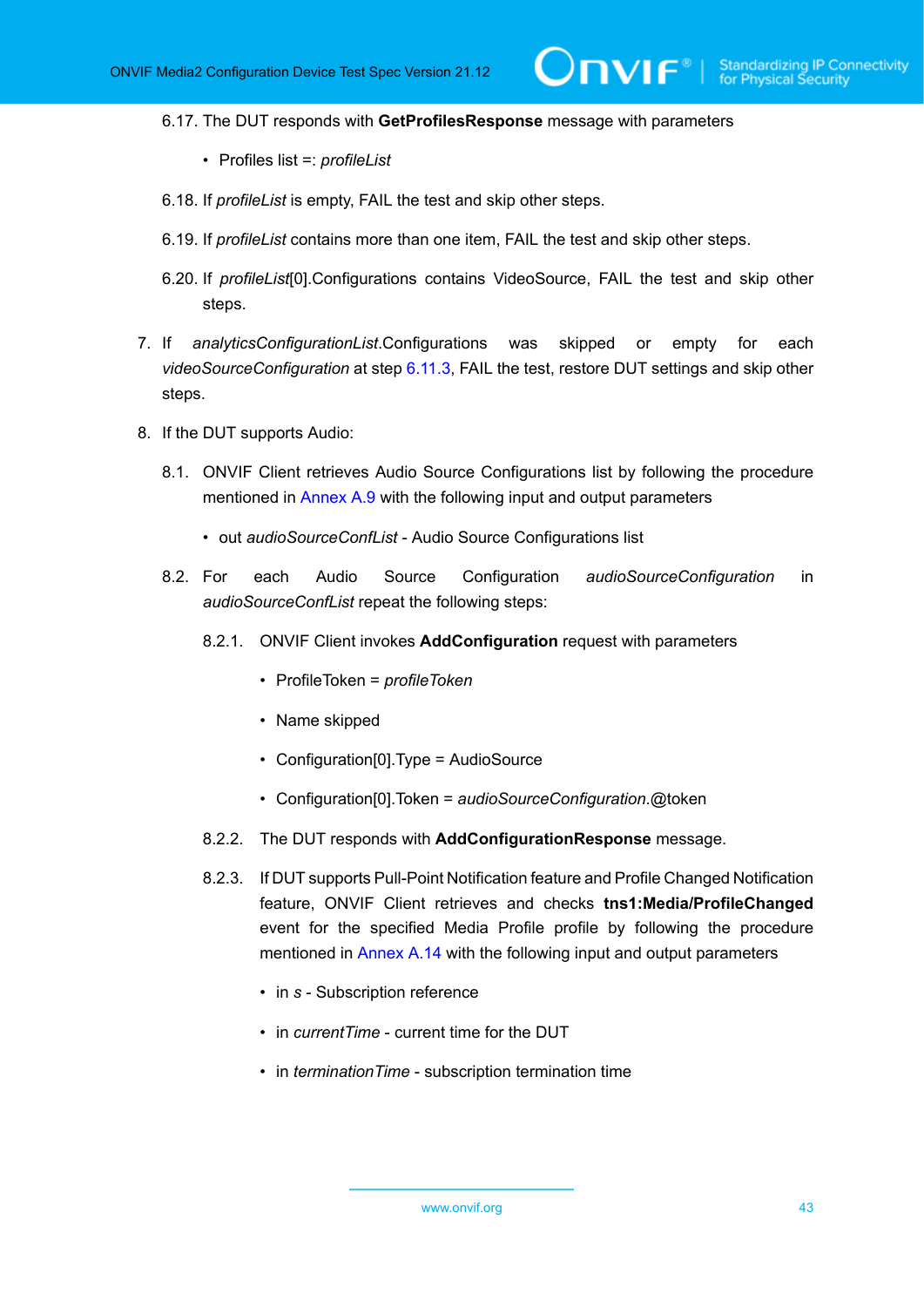6.17. The DUT responds with **GetProfilesResponse** message with parameters

- Profiles list =: *profileList*

6.18. If *profileList* is empty, FAIL the test and skip other steps.

6.19. If *profileList* contains more than one item, FAIL the test and skip other steps.

6.20. If *profileList*[0].Configurations contains VideoSource, FAIL the test and skip other steps.

7. If *analyticsConfigurationList*.Configurations was skipped or empty for each *videoSourceConfiguration* at step 6.11.3, FAIL the test, restore DUT settings and skip other steps.

8. If the DUT supports Audio:

8.1. ONVIF Client retrieves Audio Source Configurations list by following the procedure mentioned in Annex A.9 with the following input and output parameters

- out *audioSourceConfList* - Audio Source Configurations list

8.2. For each Audio Source Configuration *audioSourceConfiguration* in *audioSourceConfList* repeat the following steps:

8.2.1. ONVIF Client invokes **AddConfiguration** request with parameters

- ProfileToken = *profileToken*
- Name skipped
- Configuration[0].Type = AudioSource
- Configuration[0].Token = *audioSourceConfiguration*.@token

8.2.2. The DUT responds with **AddConfigurationResponse** message.

8.2.3. If DUT supports Pull-Point Notification feature and Profile Changed Notification feature, ONVIF Client retrieves and checks **tns1:Media/ProfileChanged** event for the specified Media Profile profile by following the procedure mentioned in Annex A.14 with the following input and output parameters

- in *s* - Subscription reference
- in *currentTime* - current time for the DUT
- in *terminationTime* - subscription termination time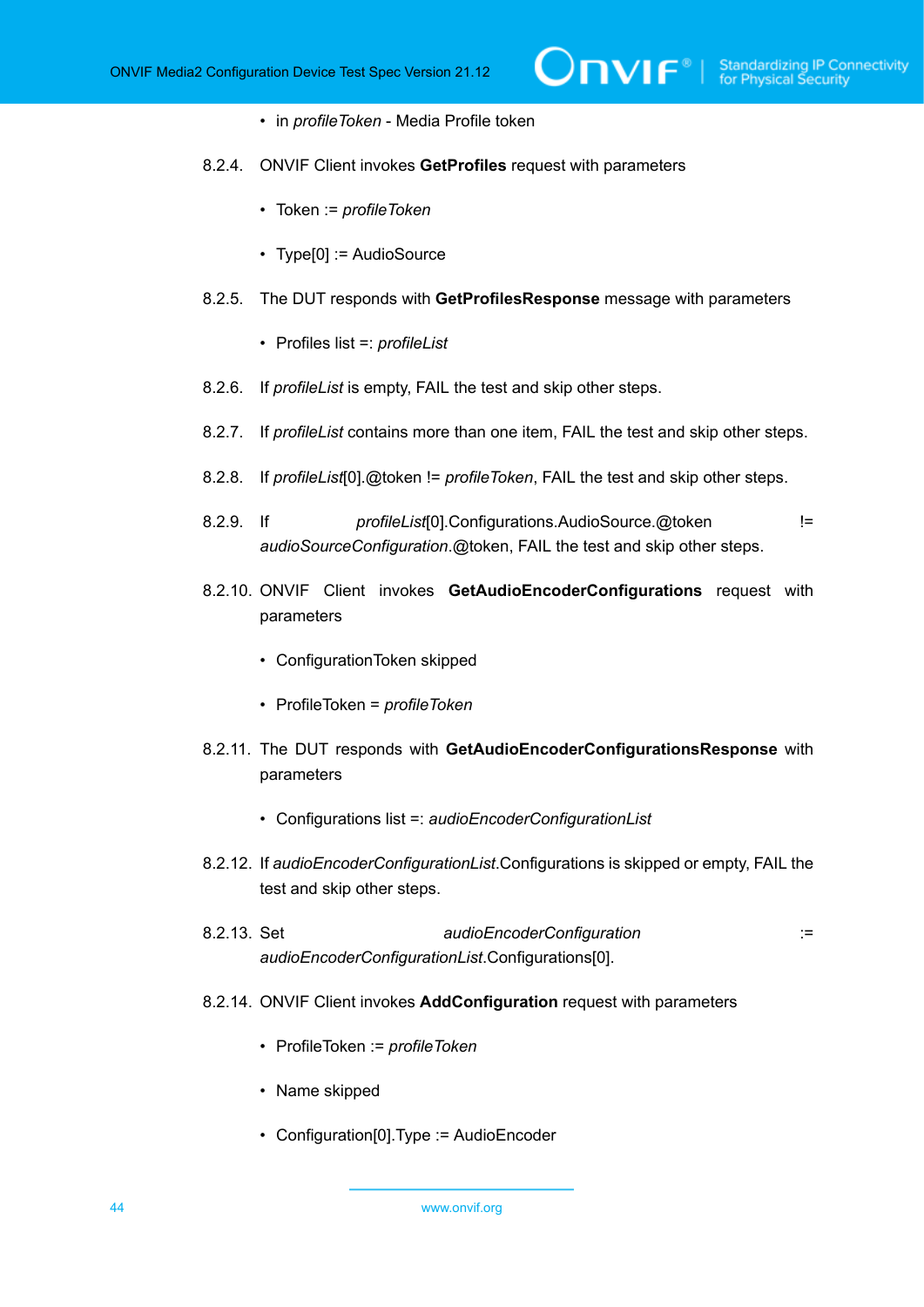- in *profileToken* - Media Profile token

8.2.4. ONVIF Client invokes **GetProfiles** request with parameters

- Token := *profileToken*
- Type[0] := AudioSource

8.2.5. The DUT responds with **GetProfilesResponse** message with parameters

- Profiles list =: *profileList*

8.2.6. If *profileList* is empty, FAIL the test and skip other steps.

8.2.7. If *profileList* contains more than one item, FAIL the test and skip other steps.

8.2.8. If *profileList*[0].@token != *profileToken*, FAIL the test and skip other steps.

8.2.9. If *profileList*[0].Configurations.AudioSource.@token != *audioSourceConfiguration*.@token, FAIL the test and skip other steps.

8.2.10. ONVIF Client invokes **GetAudioEncoderConfigurations** request with parameters

- ConfigurationToken skipped
- ProfileToken = *profileToken*

8.2.11. The DUT responds with **GetAudioEncoderConfigurationsResponse** with parameters

- Configurations list =: *audioEncoderConfigurationList*

8.2.12. If *audioEncoderConfigurationList*.Configurations is skipped or empty, FAIL the test and skip other steps.

8.2.13. Set *audioEncoderConfiguration* := *audioEncoderConfigurationList*.Configurations[0].

8.2.14. ONVIF Client invokes **AddConfiguration** request with parameters

- ProfileToken := *profileToken*
- Name skipped
- Configuration[0].Type := AudioEncoder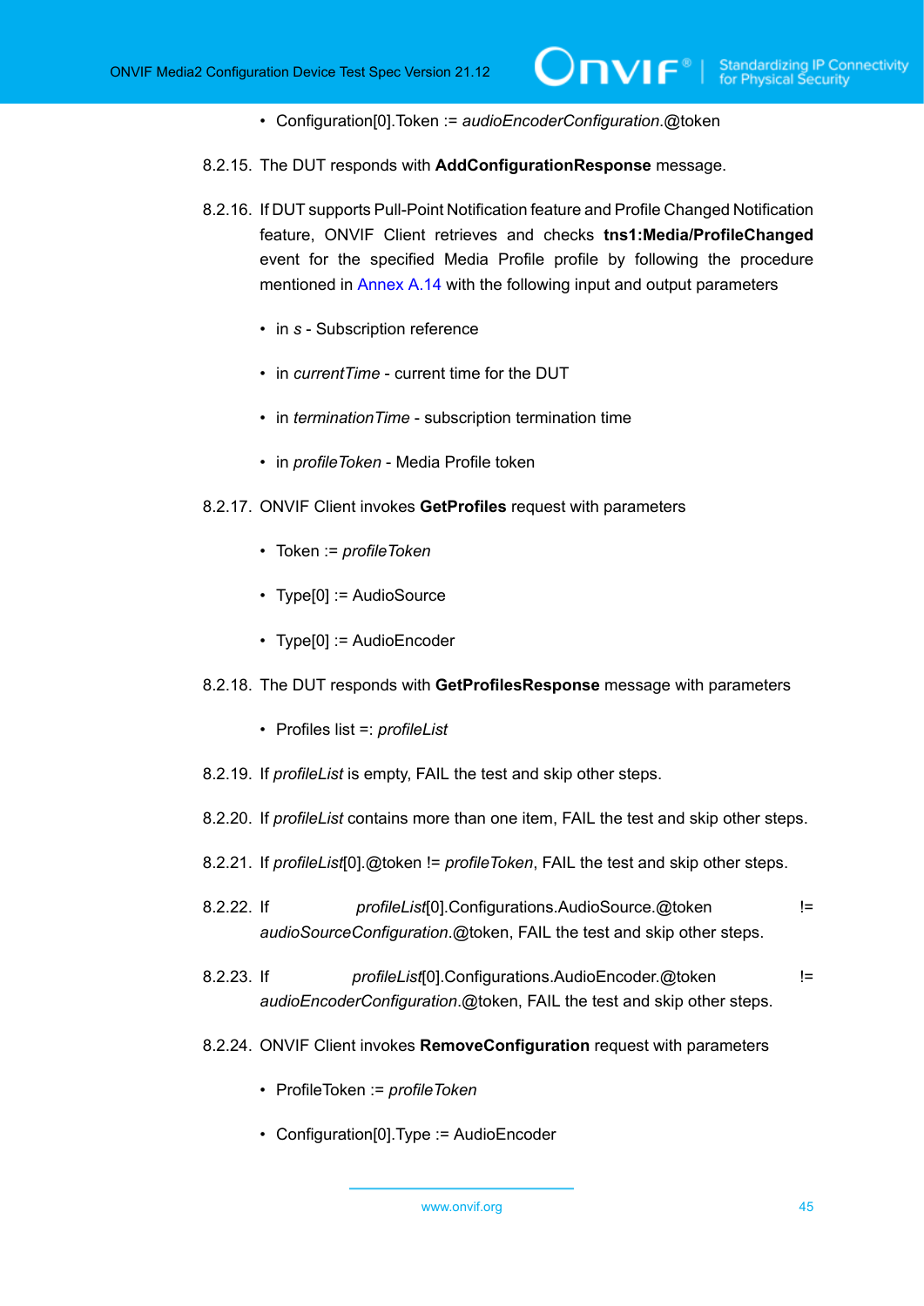- Configuration[0].Token := *audioEncoderConfiguration*.@token

8.2.15. The DUT responds with **AddConfigurationResponse** message.

8.2.16. If DUT supports Pull-Point Notification feature and Profile Changed Notification feature, ONVIF Client retrieves and checks **tns1:Media/ProfileChanged** event for the specified Media Profile profile by following the procedure mentioned in Annex A.14 with the following input and output parameters

- in *s* - Subscription reference
- in *currentTime* - current time for the DUT
- in *terminationTime* - subscription termination time
- in *profileToken* - Media Profile token

8.2.17. ONVIF Client invokes **GetProfiles** request with parameters

- Token := *profileToken*
- Type[0] := AudioSource
- Type[0] := AudioEncoder

8.2.18. The DUT responds with **GetProfilesResponse** message with parameters

- Profiles list =: *profileList*

8.2.19. If *profileList* is empty, FAIL the test and skip other steps.

8.2.20. If *profileList* contains more than one item, FAIL the test and skip other steps.

8.2.21. If *profileList*[0].@token != *profileToken*, FAIL the test and skip other steps.

8.2.22. If *profileList*[0].Configurations.AudioSource.@token != *audioSourceConfiguration*.@token, FAIL the test and skip other steps.

8.2.23. If *profileList*[0].Configurations.AudioEncoder.@token != *audioEncoderConfiguration*.@token, FAIL the test and skip other steps.

8.2.24. ONVIF Client invokes **RemoveConfiguration** request with parameters

- ProfileToken := *profileToken*
- Configuration[0].Type := AudioEncoder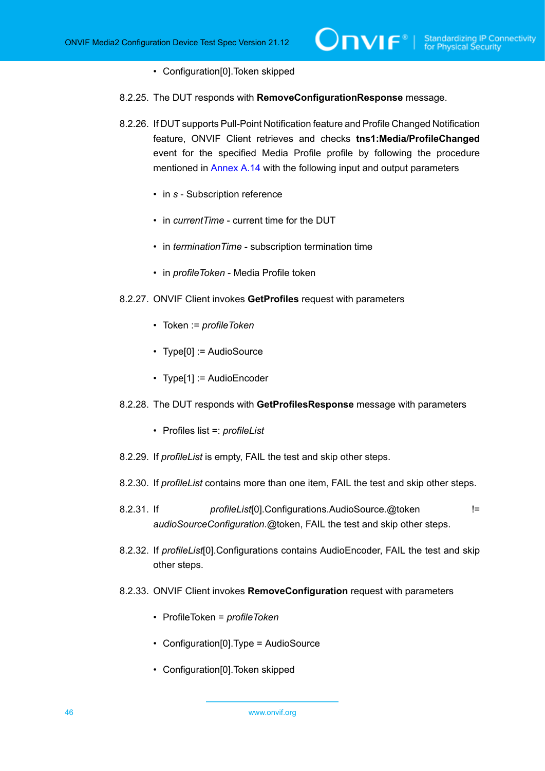- Configuration[0].Token skipped

8.2.25. The DUT responds with **RemoveConfigurationResponse** message.

8.2.26. If DUT supports Pull-Point Notification feature and Profile Changed Notification feature, ONVIF Client retrieves and checks **tns1:Media/ProfileChanged** event for the specified Media Profile profile by following the procedure mentioned in Annex A.14 with the following input and output parameters

- in *s* - Subscription reference
- in *currentTime* - current time for the DUT
- in *terminationTime* - subscription termination time
- in *profileToken* - Media Profile token

8.2.27. ONVIF Client invokes **GetProfiles** request with parameters

- Token := *profileToken*
- Type[0] := AudioSource
- Type[1] := AudioEncoder

8.2.28. The DUT responds with **GetProfilesResponse** message with parameters

- Profiles list =: *profileList*

8.2.29. If *profileList* is empty, FAIL the test and skip other steps.

8.2.30. If *profileList* contains more than one item, FAIL the test and skip other steps.

8.2.31. If *profileList*[0].Configurations.AudioSource.@token != *audioSourceConfiguration*.@token, FAIL the test and skip other steps.

8.2.32. If *profileList*[0].Configurations contains AudioEncoder, FAIL the test and skip other steps.

8.2.33. ONVIF Client invokes **RemoveConfiguration** request with parameters

- ProfileToken = *profileToken*
- Configuration[0].Type = AudioSource
- Configuration[0].Token skipped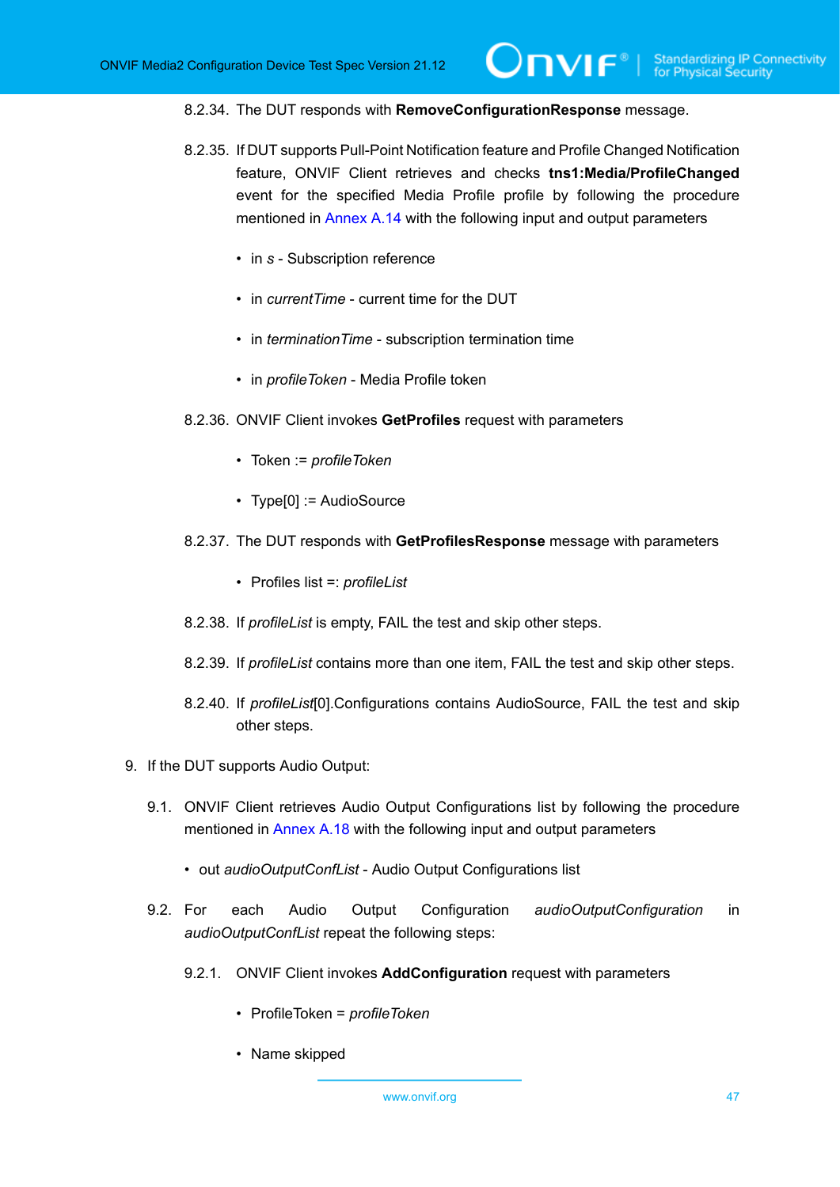8.2.34. The DUT responds with **RemoveConfigurationResponse** message.

8.2.35. If DUT supports Pull-Point Notification feature and Profile Changed Notification feature, ONVIF Client retrieves and checks **tns1:Media/ProfileChanged** event for the specified Media Profile profile by following the procedure mentioned in Annex A.14 with the following input and output parameters

- in *s* - Subscription reference
- in *currentTime* - current time for the DUT
- in *terminationTime* - subscription termination time
- in *profileToken* - Media Profile token

8.2.36. ONVIF Client invokes **GetProfiles** request with parameters

- Token := *profileToken*
- Type[0] := AudioSource

8.2.37. The DUT responds with **GetProfilesResponse** message with parameters

- Profiles list =: *profileList*

8.2.38. If *profileList* is empty, FAIL the test and skip other steps.

8.2.39. If *profileList* contains more than one item, FAIL the test and skip other steps.

8.2.40. If *profileList*[0].Configurations contains AudioSource, FAIL the test and skip other steps.

9. If the DUT supports Audio Output:

9.1. ONVIF Client retrieves Audio Output Configurations list by following the procedure mentioned in Annex A.18 with the following input and output parameters

- out *audioOutputConfList* - Audio Output Configurations list

9.2. For each Audio Output Configuration *audioOutputConfiguration* in *audioOutputConfList* repeat the following steps:

9.2.1. ONVIF Client invokes **AddConfiguration** request with parameters

- ProfileToken = *profileToken*
- Name skipped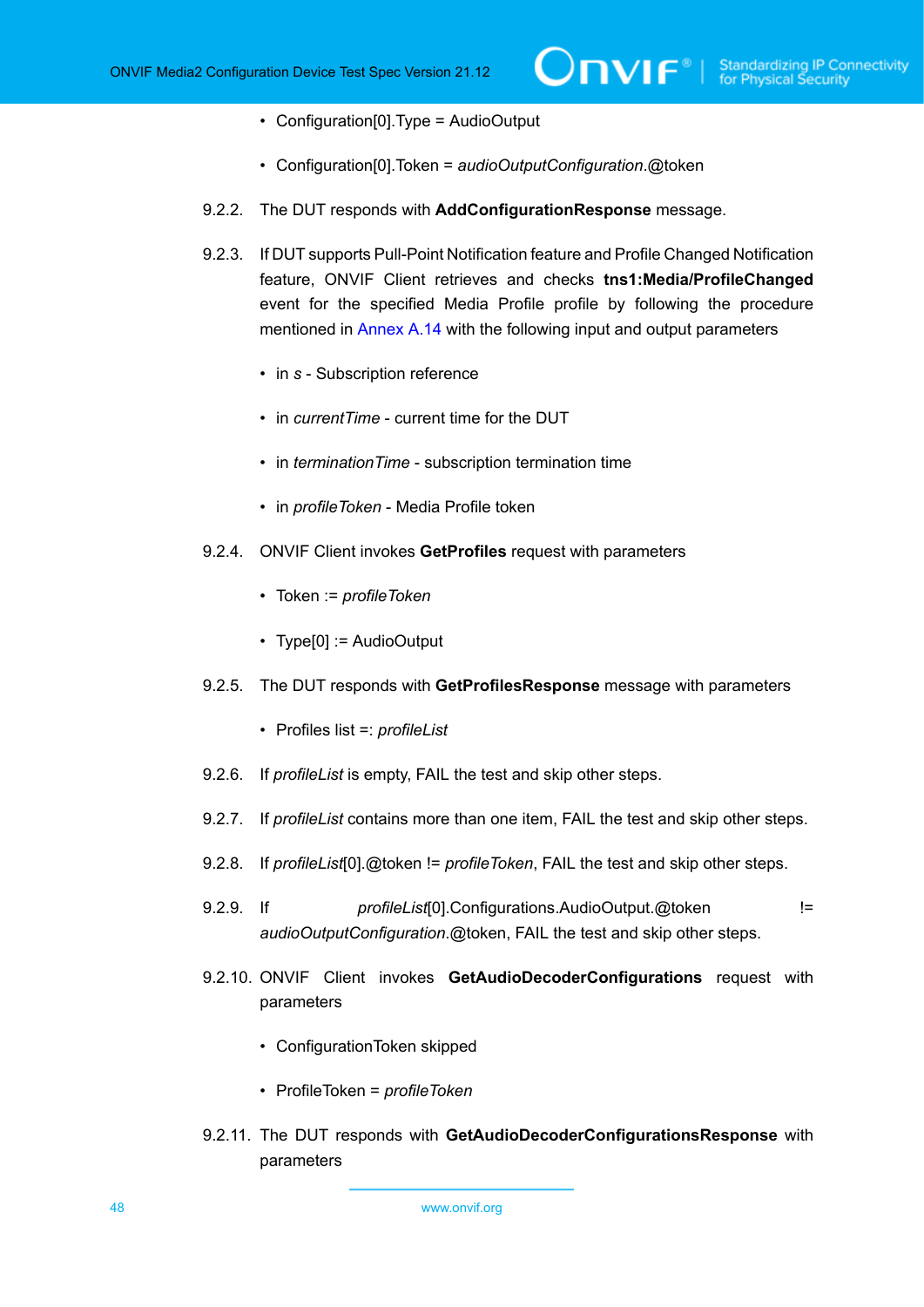- Configuration[0].Type = AudioOutput
- Configuration[0].Token = *audioOutputConfiguration*.@token

9.2.2. The DUT responds with **AddConfigurationResponse** message.

9.2.3. If DUT supports Pull-Point Notification feature and Profile Changed Notification feature, ONVIF Client retrieves and checks **tns1:Media/ProfileChanged** event for the specified Media Profile profile by following the procedure mentioned in Annex A.14 with the following input and output parameters

- in *s* - Subscription reference
- in *currentTime* - current time for the DUT
- in *terminationTime* - subscription termination time
- in *profileToken* - Media Profile token

9.2.4. ONVIF Client invokes **GetProfiles** request with parameters

- Token := *profileToken*
- Type[0] := AudioOutput

9.2.5. The DUT responds with **GetProfilesResponse** message with parameters

- Profiles list =: *profileList*

9.2.6. If *profileList* is empty, FAIL the test and skip other steps.

9.2.7. If *profileList* contains more than one item, FAIL the test and skip other steps.

9.2.8. If *profileList*[0].@token != *profileToken*, FAIL the test and skip other steps.

9.2.9. If *profileList*[0].Configurations.AudioOutput.@token != *audioOutputConfiguration*.@token, FAIL the test and skip other steps.

9.2.10. ONVIF Client invokes **GetAudioDecoderConfigurations** request with parameters

- ConfigurationToken skipped
- ProfileToken = *profileToken*

9.2.11. The DUT responds with **GetAudioDecoderConfigurationsResponse** with parameters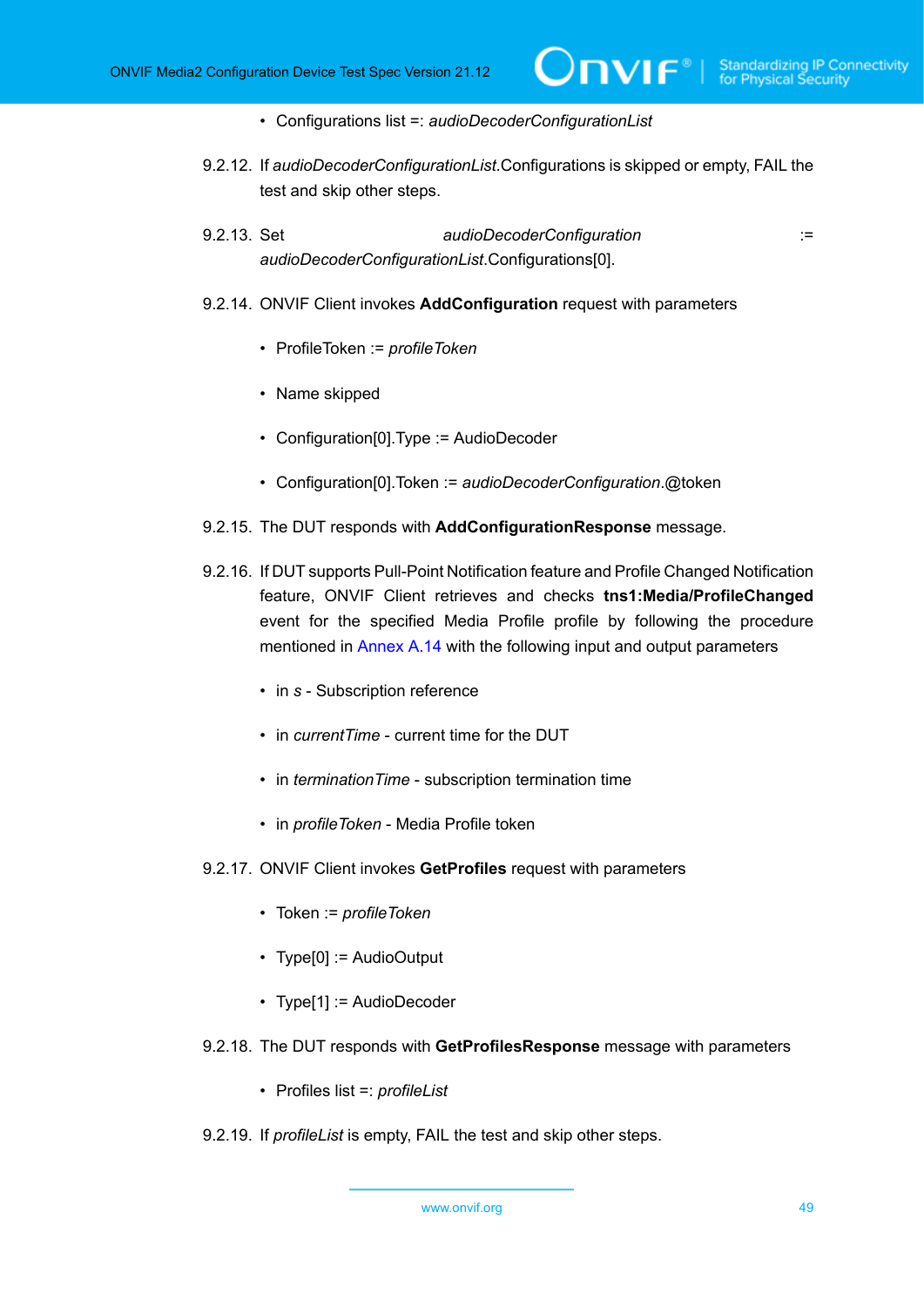- Configurations list =: *audioDecoderConfigurationList*

9.2.12. If *audioDecoderConfigurationList*.Configurations is skipped or empty, FAIL the test and skip other steps.

9.2.13. Set *audioDecoderConfiguration* := *audioDecoderConfigurationList*.Configurations[0].

9.2.14. ONVIF Client invokes **AddConfiguration** request with parameters

- ProfileToken := *profileToken*
- Name skipped
- Configuration[0].Type := AudioDecoder
- Configuration[0].Token := *audioDecoderConfiguration*.@token

9.2.15. The DUT responds with **AddConfigurationResponse** message.

9.2.16. If DUT supports Pull-Point Notification feature and Profile Changed Notification feature, ONVIF Client retrieves and checks **tns1:Media/ProfileChanged** event for the specified Media Profile profile by following the procedure mentioned in Annex A.14 with the following input and output parameters

- in *s* - Subscription reference
- in *currentTime* - current time for the DUT
- in *terminationTime* - subscription termination time
- in *profileToken* - Media Profile token

9.2.17. ONVIF Client invokes **GetProfiles** request with parameters

- Token := *profileToken*
- Type[0] := AudioOutput
- Type[1] := AudioDecoder

9.2.18. The DUT responds with **GetProfilesResponse** message with parameters

- Profiles list =: *profileList*

9.2.19. If *profileList* is empty, FAIL the test and skip other steps.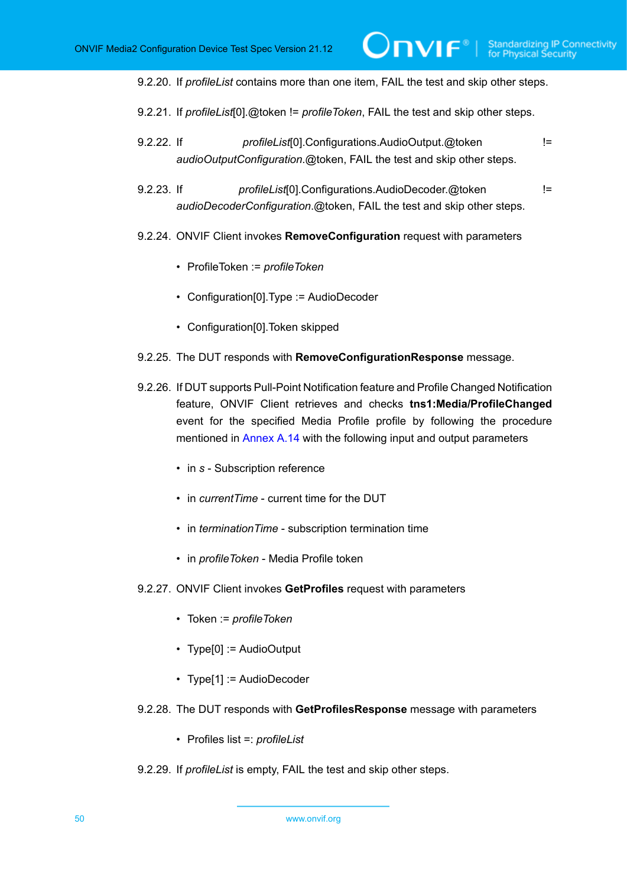9.2.20. If *profileList* contains more than one item, FAIL the test and skip other steps.

9.2.21. If *profileList*[0].@token != *profileToken*, FAIL the test and skip other steps.

9.2.22. If *profileList*[0].Configurations.AudioOutput.@token != *audioOutputConfiguration*.@token, FAIL the test and skip other steps.

9.2.23. If *profileList*[0].Configurations.AudioDecoder.@token != *audioDecoderConfiguration*.@token, FAIL the test and skip other steps.

9.2.24. ONVIF Client invokes **RemoveConfiguration** request with parameters

- ProfileToken := *profileToken*
- Configuration[0].Type := AudioDecoder
- Configuration[0].Token skipped

9.2.25. The DUT responds with **RemoveConfigurationResponse** message.

9.2.26. If DUT supports Pull-Point Notification feature and Profile Changed Notification feature, ONVIF Client retrieves and checks **tns1:Media/ProfileChanged** event for the specified Media Profile profile by following the procedure mentioned in Annex A.14 with the following input and output parameters

- in *s* - Subscription reference
- in *currentTime* - current time for the DUT
- in *terminationTime* - subscription termination time
- in *profileToken* - Media Profile token

9.2.27. ONVIF Client invokes **GetProfiles** request with parameters

- Token := *profileToken*
- Type[0] := AudioOutput
- Type[1] := AudioDecoder

9.2.28. The DUT responds with **GetProfilesResponse** message with parameters

- Profiles list =: *profileList*

9.2.29. If *profileList* is empty, FAIL the test and skip other steps.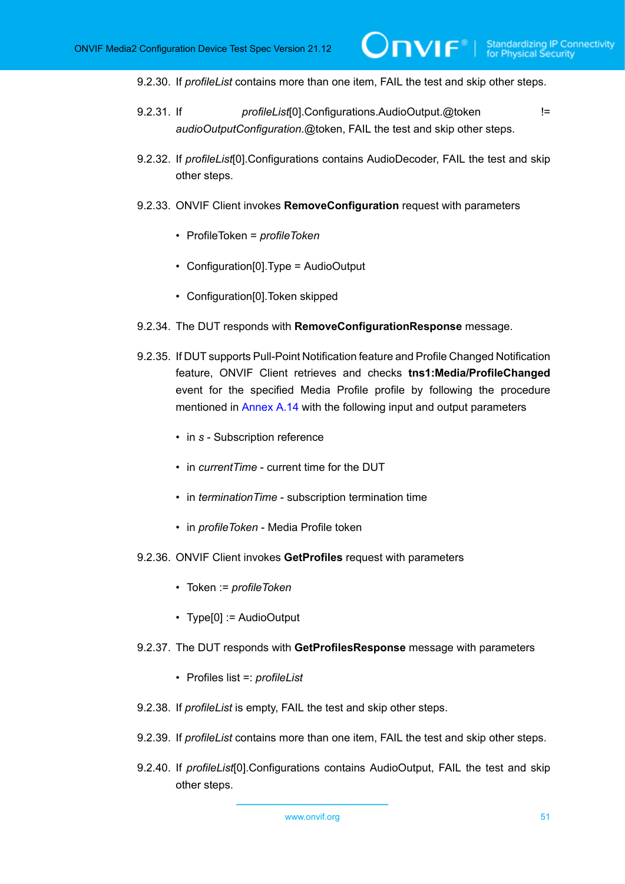9.2.30. If *profileList* contains more than one item, FAIL the test and skip other steps.

9.2.31. If *profileList*[0].Configurations.AudioOutput.@token != *audioOutputConfiguration*.@token, FAIL the test and skip other steps.

9.2.32. If *profileList*[0].Configurations contains AudioDecoder, FAIL the test and skip other steps.

9.2.33. ONVIF Client invokes **RemoveConfiguration** request with parameters

- ProfileToken = *profileToken*
- Configuration[0].Type = AudioOutput
- Configuration[0].Token skipped

9.2.34. The DUT responds with **RemoveConfigurationResponse** message.

9.2.35. If DUT supports Pull-Point Notification feature and Profile Changed Notification feature, ONVIF Client retrieves and checks **tns1:Media/ProfileChanged** event for the specified Media Profile profile by following the procedure mentioned in Annex A.14 with the following input and output parameters

- in *s* - Subscription reference
- in *currentTime* - current time for the DUT
- in *terminationTime* - subscription termination time
- in *profileToken* - Media Profile token

9.2.36. ONVIF Client invokes **GetProfiles** request with parameters

- Token := *profileToken*
- Type[0] := AudioOutput

9.2.37. The DUT responds with **GetProfilesResponse** message with parameters

- Profiles list =: *profileList*

9.2.38. If *profileList* is empty, FAIL the test and skip other steps.

9.2.39. If *profileList* contains more than one item, FAIL the test and skip other steps.

9.2.40. If *profileList*[0].Configurations contains AudioOutput, FAIL the test and skip other steps.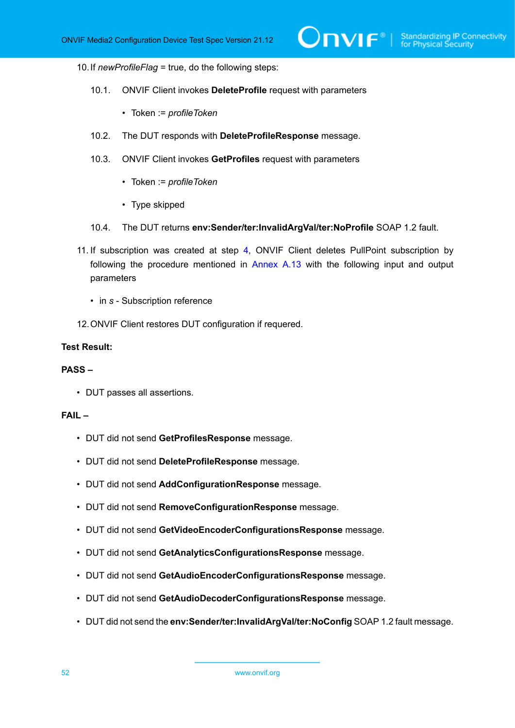10. If *newProfileFlag* = true, do the following steps:

    10.1. ONVIF Client invokes **DeleteProfile** request with parameters

    - Token := *profileToken*

    10.2. The DUT responds with **DeleteProfileResponse** message.

    10.3. ONVIF Client invokes **GetProfiles** request with parameters

    - Token := *profileToken*
    - Type skipped

    10.4. The DUT returns **env:Sender/ter:InvalidArgVal/ter:NoProfile** SOAP 1.2 fault.

11. If subscription was created at step 4, ONVIF Client deletes PullPoint subscription by following the procedure mentioned in Annex A.13 with the following input and output parameters

    - in *s* - Subscription reference

12. ONVIF Client restores DUT configuration if requered.

**Test Result:**

**PASS –**

- DUT passes all assertions.

**FAIL –**

- DUT did not send **GetProfilesResponse** message.
- DUT did not send **DeleteProfileResponse** message.
- DUT did not send **AddConfigurationResponse** message.
- DUT did not send **RemoveConfigurationResponse** message.
- DUT did not send **GetVideoEncoderConfigurationsResponse** message.
- DUT did not send **GetAnalyticsConfigurationsResponse** message.
- DUT did not send **GetAudioEncoderConfigurationsResponse** message.
- DUT did not send **GetAudioDecoderConfigurationsResponse** message.
- DUT did not send the **env:Sender/ter:InvalidArgVal/ter:NoConfig** SOAP 1.2 fault message.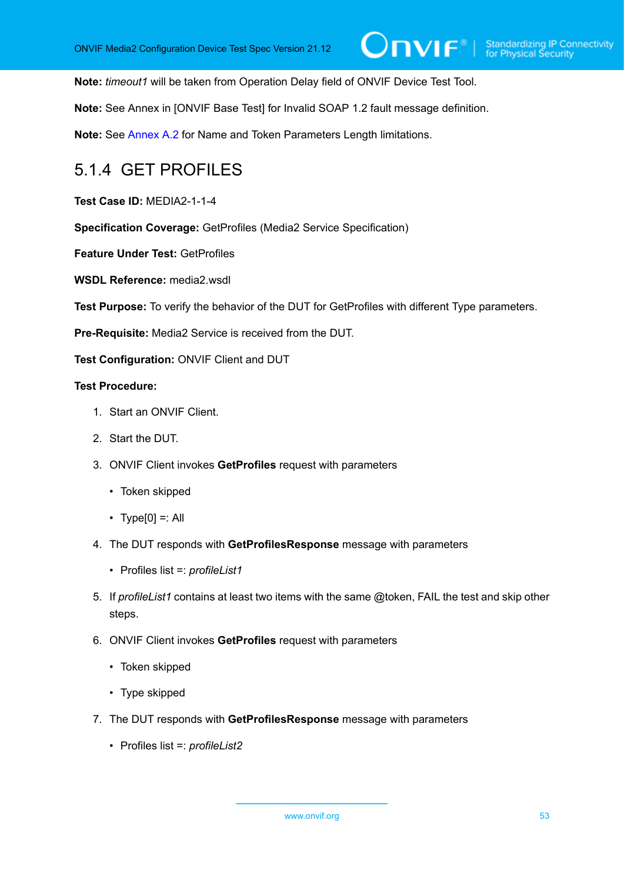**Note:** *timeout1* will be taken from Operation Delay field of ONVIF Device Test Tool.

**Note:** See Annex in [ONVIF Base Test] for Invalid SOAP 1.2 fault message definition.

**Note:** See Annex A.2 for Name and Token Parameters Length limitations.

### 5.1.4 GET PROFILES

**Test Case ID:** MEDIA2-1-1-4

**Specification Coverage:** GetProfiles (Media2 Service Specification)

**Feature Under Test:** GetProfiles

**WSDL Reference:** media2.wsdl

**Test Purpose:** To verify the behavior of the DUT for GetProfiles with different Type parameters.

**Pre-Requisite:** Media2 Service is received from the DUT.

**Test Configuration:** ONVIF Client and DUT

**Test Procedure:**

1. Start an ONVIF Client.
2. Start the DUT.
3. ONVIF Client invokes **GetProfiles** request with parameters
   - Token skipped
   - Type[0] =: All
4. The DUT responds with **GetProfilesResponse** message with parameters
   - Profiles list =: *profileList1*
5. If *profileList1* contains at least two items with the same @token, FAIL the test and skip other steps.
6. ONVIF Client invokes **GetProfiles** request with parameters
   - Token skipped
   - Type skipped
7. The DUT responds with **GetProfilesResponse** message with parameters
   - Profiles list =: *profileList2*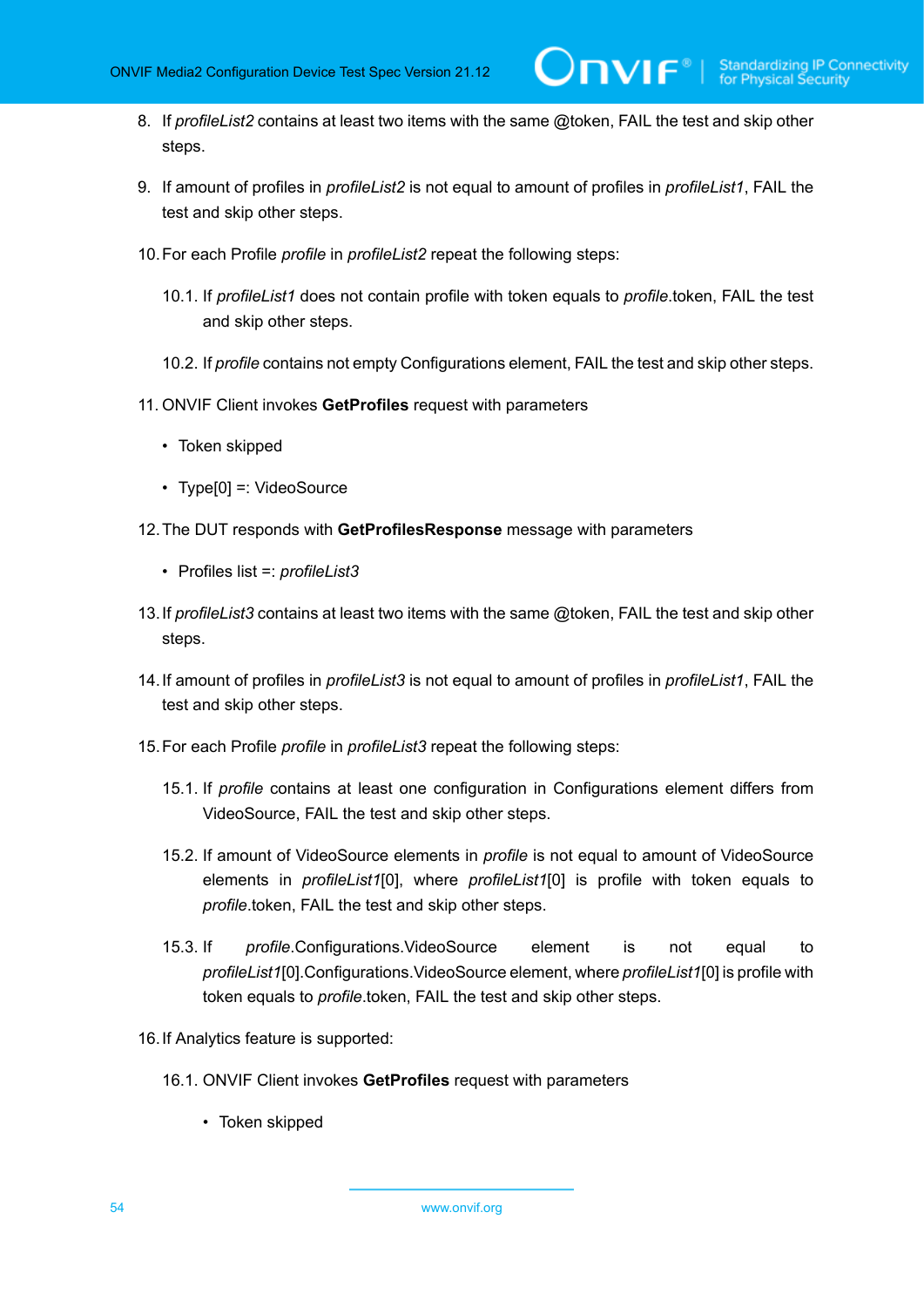8. If *profileList2* contains at least two items with the same @token, FAIL the test and skip other steps.

9. If amount of profiles in *profileList2* is not equal to amount of profiles in *profileList1*, FAIL the test and skip other steps.

10. For each Profile *profile* in *profileList2* repeat the following steps:

    10.1. If *profileList1* does not contain profile with token equals to *profile*.token, FAIL the test and skip other steps.

    10.2. If *profile* contains not empty Configurations element, FAIL the test and skip other steps.

11. ONVIF Client invokes **GetProfiles** request with parameters

    - Token skipped
    - Type[0] =: VideoSource

12. The DUT responds with **GetProfilesResponse** message with parameters

    - Profiles list =: *profileList3*

13. If *profileList3* contains at least two items with the same @token, FAIL the test and skip other steps.

14. If amount of profiles in *profileList3* is not equal to amount of profiles in *profileList1*, FAIL the test and skip other steps.

15. For each Profile *profile* in *profileList3* repeat the following steps:

    15.1. If *profile* contains at least one configuration in Configurations element differs from VideoSource, FAIL the test and skip other steps.

    15.2. If amount of VideoSource elements in *profile* is not equal to amount of VideoSource elements in *profileList1*[0], where *profileList1*[0] is profile with token equals to *profile*.token, FAIL the test and skip other steps.

    15.3. If *profile*.Configurations.VideoSource element is not equal to *profileList1*[0].Configurations.VideoSource element, where *profileList1*[0] is profile with token equals to *profile*.token, FAIL the test and skip other steps.

16. If Analytics feature is supported:

    16.1. ONVIF Client invokes **GetProfiles** request with parameters

    - Token skipped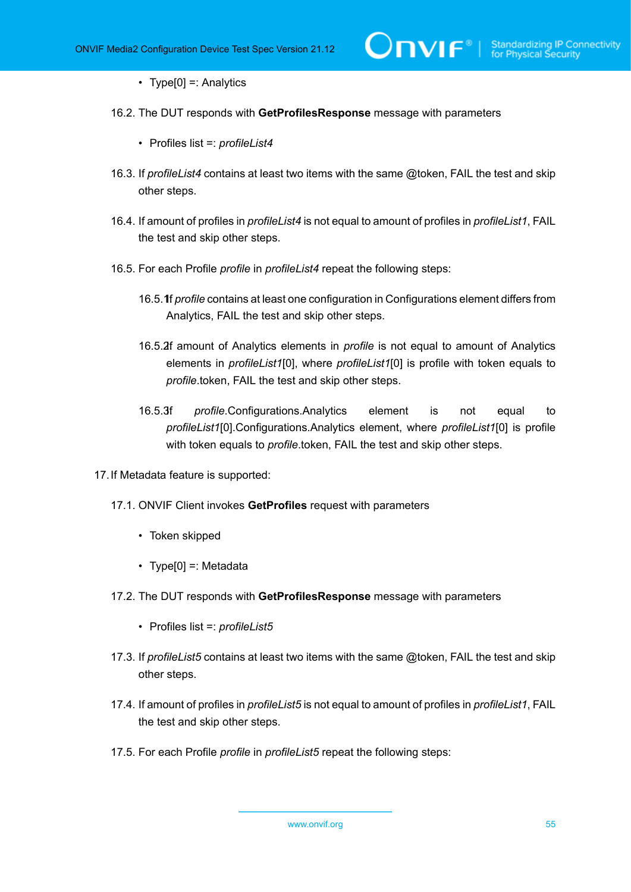- Type[0] =: Analytics

16.2. The DUT responds with **GetProfilesResponse** message with parameters

- Profiles list =: *profileList4*

16.3. If *profileList4* contains at least two items with the same @token, FAIL the test and skip other steps.

16.4. If amount of profiles in *profileList4* is not equal to amount of profiles in *profileList1*, FAIL the test and skip other steps.

16.5. For each Profile *profile* in *profileList4* repeat the following steps:

16.5.1. If *profile* contains at least one configuration in Configurations element differs from Analytics, FAIL the test and skip other steps.

16.5.2. If amount of Analytics elements in *profile* is not equal to amount of Analytics elements in *profileList1*[0], where *profileList1*[0] is profile with token equals to *profile*.token, FAIL the test and skip other steps.

16.5.3. If *profile*.Configurations.Analytics element is not equal to *profileList1*[0].Configurations.Analytics element, where *profileList1*[0] is profile with token equals to *profile*.token, FAIL the test and skip other steps.

17. If Metadata feature is supported:

17.1. ONVIF Client invokes **GetProfiles** request with parameters

- Token skipped
- Type[0] =: Metadata

17.2. The DUT responds with **GetProfilesResponse** message with parameters

- Profiles list =: *profileList5*

17.3. If *profileList5* contains at least two items with the same @token, FAIL the test and skip other steps.

17.4. If amount of profiles in *profileList5* is not equal to amount of profiles in *profileList1*, FAIL the test and skip other steps.

17.5. For each Profile *profile* in *profileList5* repeat the following steps: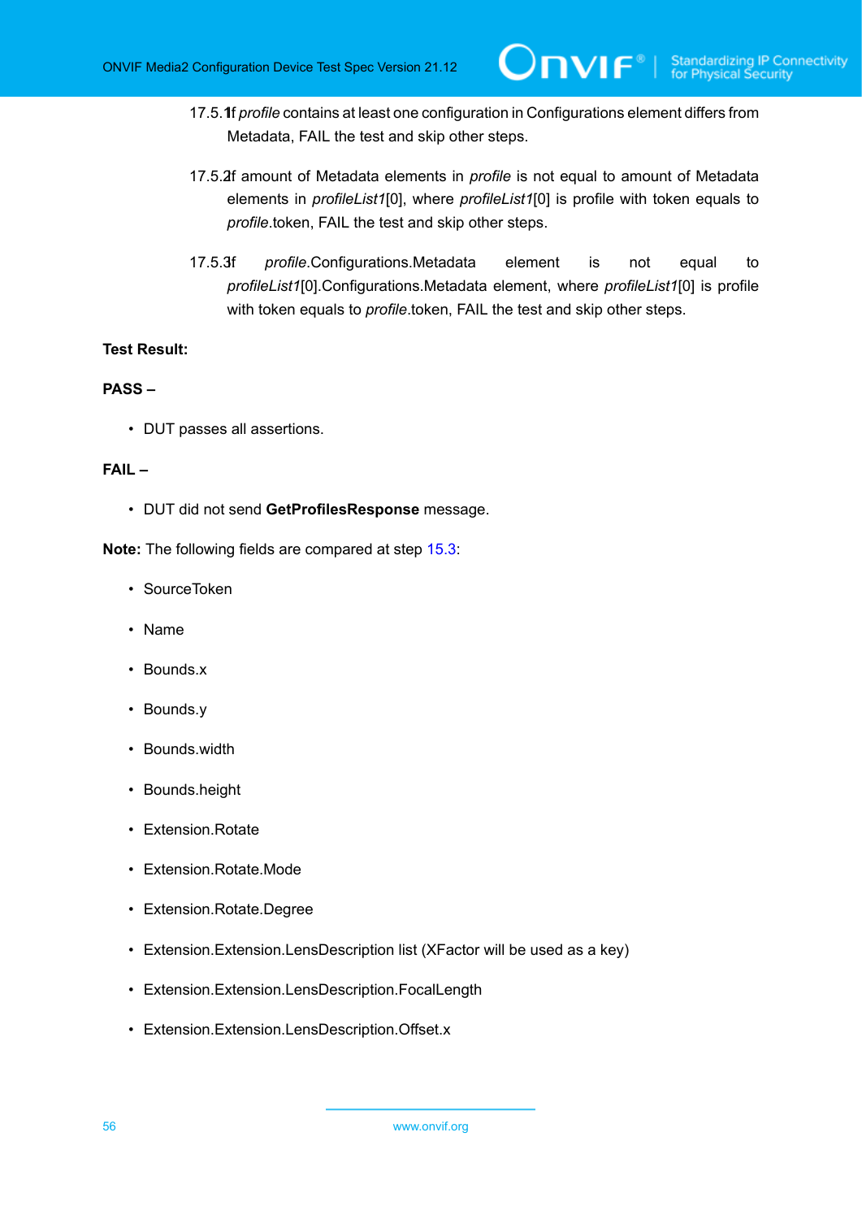17.5.1. If *profile* contains at least one configuration in Configurations element differs from Metadata, FAIL the test and skip other steps.

17.5.2. If amount of Metadata elements in *profile* is not equal to amount of Metadata elements in *profileList1*[0], where *profileList1*[0] is profile with token equals to *profile*.token, FAIL the test and skip other steps.

17.5.3. If *profile*.Configurations.Metadata element is not equal to *profileList1*[0].Configurations.Metadata element, where *profileList1*[0] is profile with token equals to *profile*.token, FAIL the test and skip other steps.

**Test Result:**

**PASS –**

- DUT passes all assertions.

**FAIL –**

- DUT did not send **GetProfilesResponse** message.

**Note:** The following fields are compared at step 15.3:

- SourceToken
- Name
- Bounds.x
- Bounds.y
- Bounds.width
- Bounds.height
- Extension.Rotate
- Extension.Rotate.Mode
- Extension.Rotate.Degree
- Extension.Extension.LensDescription list (XFactor will be used as a key)
- Extension.Extension.LensDescription.FocalLength
- Extension.Extension.LensDescription.Offset.x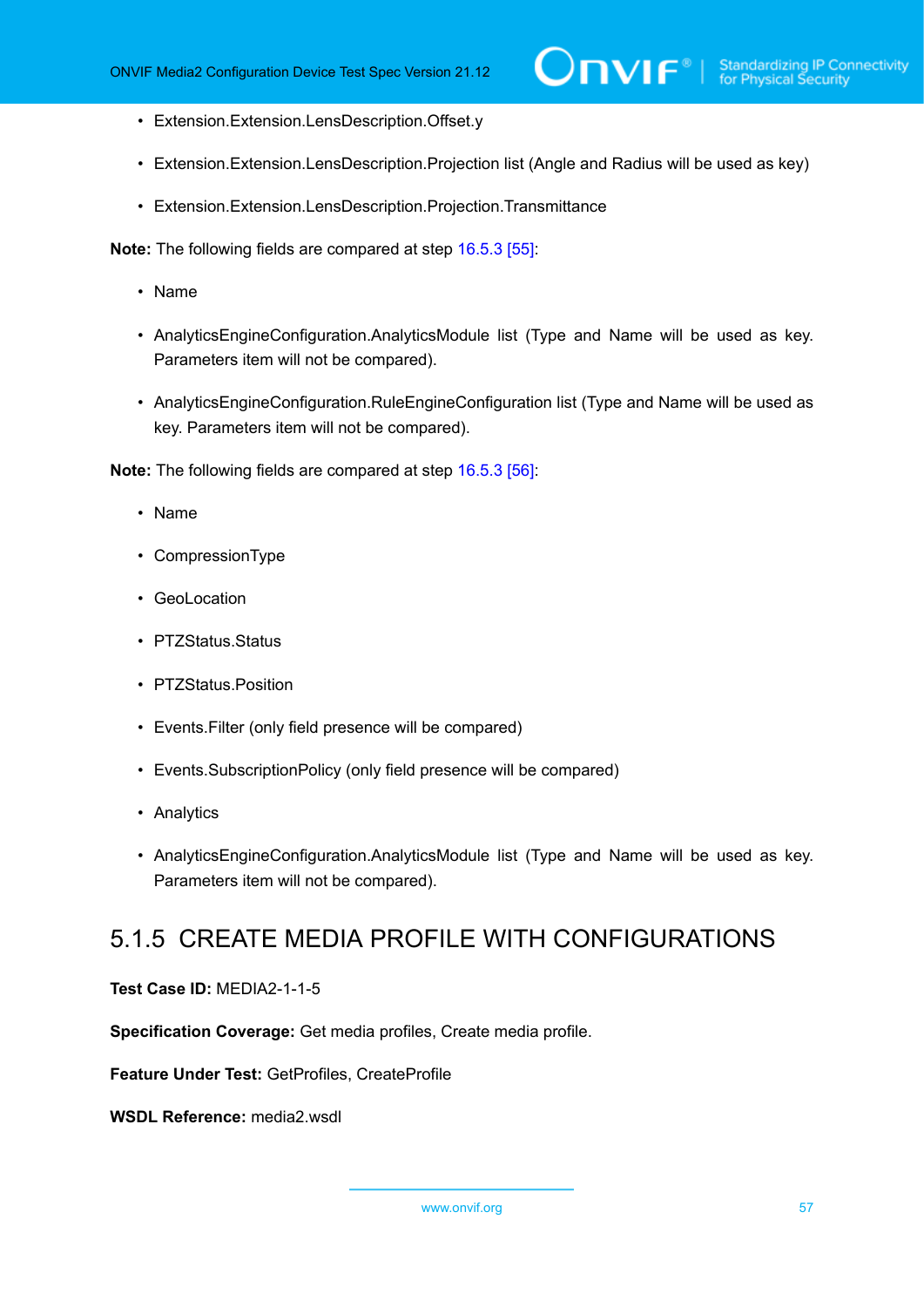- Extension.Extension.LensDescription.Offset.y
- Extension.Extension.LensDescription.Projection list (Angle and Radius will be used as key)
- Extension.Extension.LensDescription.Projection.Transmittance

**Note:** The following fields are compared at step 16.5.3 [55]:

- Name
- AnalyticsEngineConfiguration.AnalyticsModule list (Type and Name will be used as key. Parameters item will not be compared).
- AnalyticsEngineConfiguration.RuleEngineConfiguration list (Type and Name will be used as key. Parameters item will not be compared).

**Note:** The following fields are compared at step 16.5.3 [56]:

- Name
- CompressionType
- GeoLocation
- PTZStatus.Status
- PTZStatus.Position
- Events.Filter (only field presence will be compared)
- Events.SubscriptionPolicy (only field presence will be compared)
- Analytics
- AnalyticsEngineConfiguration.AnalyticsModule list (Type and Name will be used as key. Parameters item will not be compared).

## 5.1.5 CREATE MEDIA PROFILE WITH CONFIGURATIONS

**Test Case ID:** MEDIA2-1-1-5

**Specification Coverage:** Get media profiles, Create media profile.

**Feature Under Test:** GetProfiles, CreateProfile

**WSDL Reference:** media2.wsdl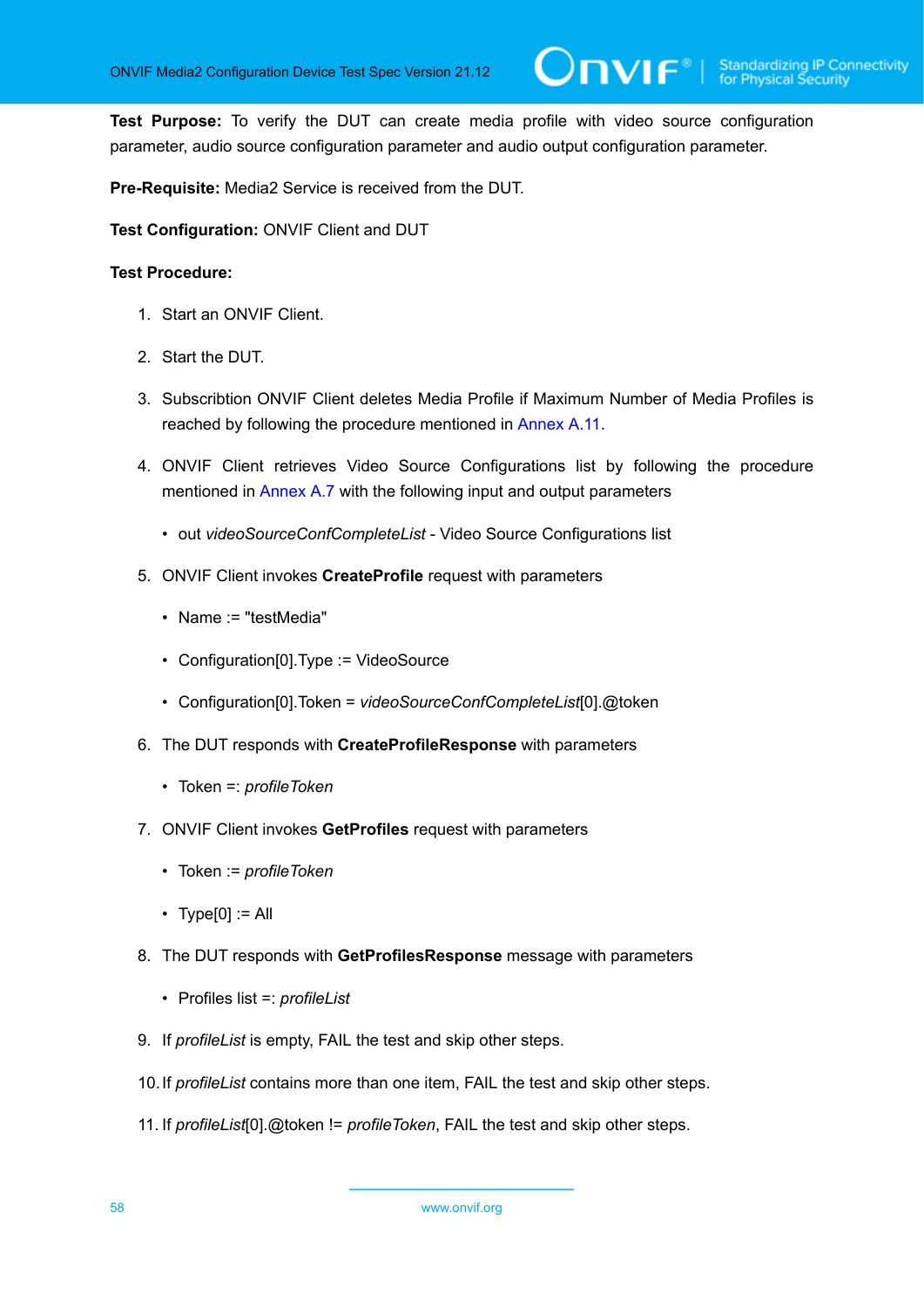**Test Purpose:** To verify the DUT can create media profile with video source configuration parameter, audio source configuration parameter and audio output configuration parameter.

**Pre-Requisite:** Media2 Service is received from the DUT.

**Test Configuration:** ONVIF Client and DUT

**Test Procedure:**

1. Start an ONVIF Client.
2. Start the DUT.
3. Subscribtion ONVIF Client deletes Media Profile if Maximum Number of Media Profiles is reached by following the procedure mentioned in Annex A.11.
4. ONVIF Client retrieves Video Source Configurations list by following the procedure mentioned in Annex A.7 with the following input and output parameters
   - out *videoSourceConfCompleteList* - Video Source Configurations list
5. ONVIF Client invokes **CreateProfile** request with parameters
   - Name := "testMedia"
   - Configuration[0].Type := VideoSource
   - Configuration[0].Token = *videoSourceConfCompleteList*[0].@token
6. The DUT responds with **CreateProfileResponse** with parameters
   - Token =: *profileToken*
7. ONVIF Client invokes **GetProfiles** request with parameters
   - Token := *profileToken*
   - Type[0] := All
8. The DUT responds with **GetProfilesResponse** message with parameters
   - Profiles list =: *profileList*
9. If *profileList* is empty, FAIL the test and skip other steps.
10. If *profileList* contains more than one item, FAIL the test and skip other steps.
11. If *profileList*[0].@token != *profileToken*, FAIL the test and skip other steps.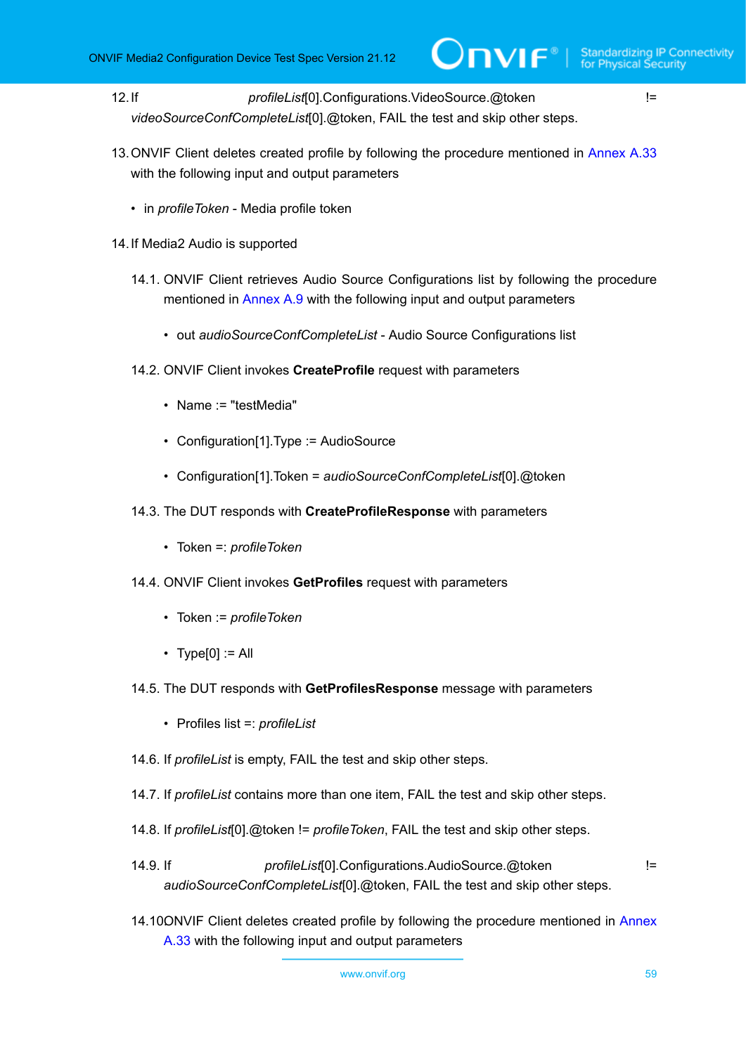12. If *profileList*[0].Configurations.VideoSource.@token != *videoSourceConfCompleteList*[0].@token, FAIL the test and skip other steps.

13. ONVIF Client deletes created profile by following the procedure mentioned in Annex A.33 with the following input and output parameters

    - in *profileToken* - Media profile token

14. If Media2 Audio is supported

    14.1. ONVIF Client retrieves Audio Source Configurations list by following the procedure mentioned in Annex A.9 with the following input and output parameters

    - out *audioSourceConfCompleteList* - Audio Source Configurations list

    14.2. ONVIF Client invokes **CreateProfile** request with parameters

    - Name := "testMedia"
    - Configuration[1].Type := AudioSource
    - Configuration[1].Token = *audioSourceConfCompleteList*[0].@token

    14.3. The DUT responds with **CreateProfileResponse** with parameters

    - Token =: *profileToken*

    14.4. ONVIF Client invokes **GetProfiles** request with parameters

    - Token := *profileToken*
    - Type[0] := All

    14.5. The DUT responds with **GetProfilesResponse** message with parameters

    - Profiles list =: *profileList*

    14.6. If *profileList* is empty, FAIL the test and skip other steps.

    14.7. If *profileList* contains more than one item, FAIL the test and skip other steps.

    14.8. If *profileList*[0].@token != *profileToken*, FAIL the test and skip other steps.

    14.9. If *profileList*[0].Configurations.AudioSource.@token != *audioSourceConfCompleteList*[0].@token, FAIL the test and skip other steps.

    14.10. ONVIF Client deletes created profile by following the procedure mentioned in Annex A.33 with the following input and output parameters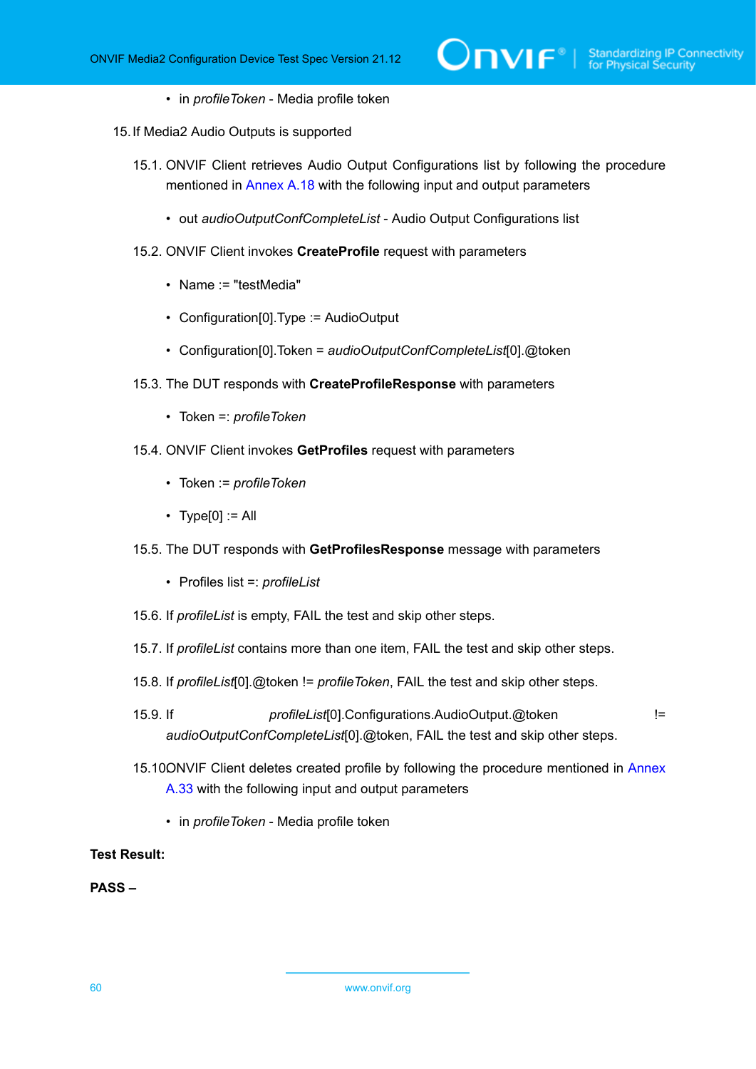- in *profileToken* - Media profile token

15. If Media2 Audio Outputs is supported

15.1. ONVIF Client retrieves Audio Output Configurations list by following the procedure mentioned in Annex A.18 with the following input and output parameters

- out *audioOutputConfCompleteList* - Audio Output Configurations list

15.2. ONVIF Client invokes **CreateProfile** request with parameters

- Name := "testMedia"
- Configuration[0].Type := AudioOutput
- Configuration[0].Token = *audioOutputConfCompleteList*[0].@token

15.3. The DUT responds with **CreateProfileResponse** with parameters

- Token =: *profileToken*

15.4. ONVIF Client invokes **GetProfiles** request with parameters

- Token := *profileToken*
- Type[0] := All

15.5. The DUT responds with **GetProfilesResponse** message with parameters

- Profiles list =: *profileList*

15.6. If *profileList* is empty, FAIL the test and skip other steps.

15.7. If *profileList* contains more than one item, FAIL the test and skip other steps.

15.8. If *profileList*[0].@token != *profileToken*, FAIL the test and skip other steps.

15.9. If *profileList*[0].Configurations.AudioOutput.@token != *audioOutputConfCompleteList*[0].@token, FAIL the test and skip other steps.

15.10ONVIF Client deletes created profile by following the procedure mentioned in Annex A.33 with the following input and output parameters

- in *profileToken* - Media profile token

**Test Result:**

**PASS –**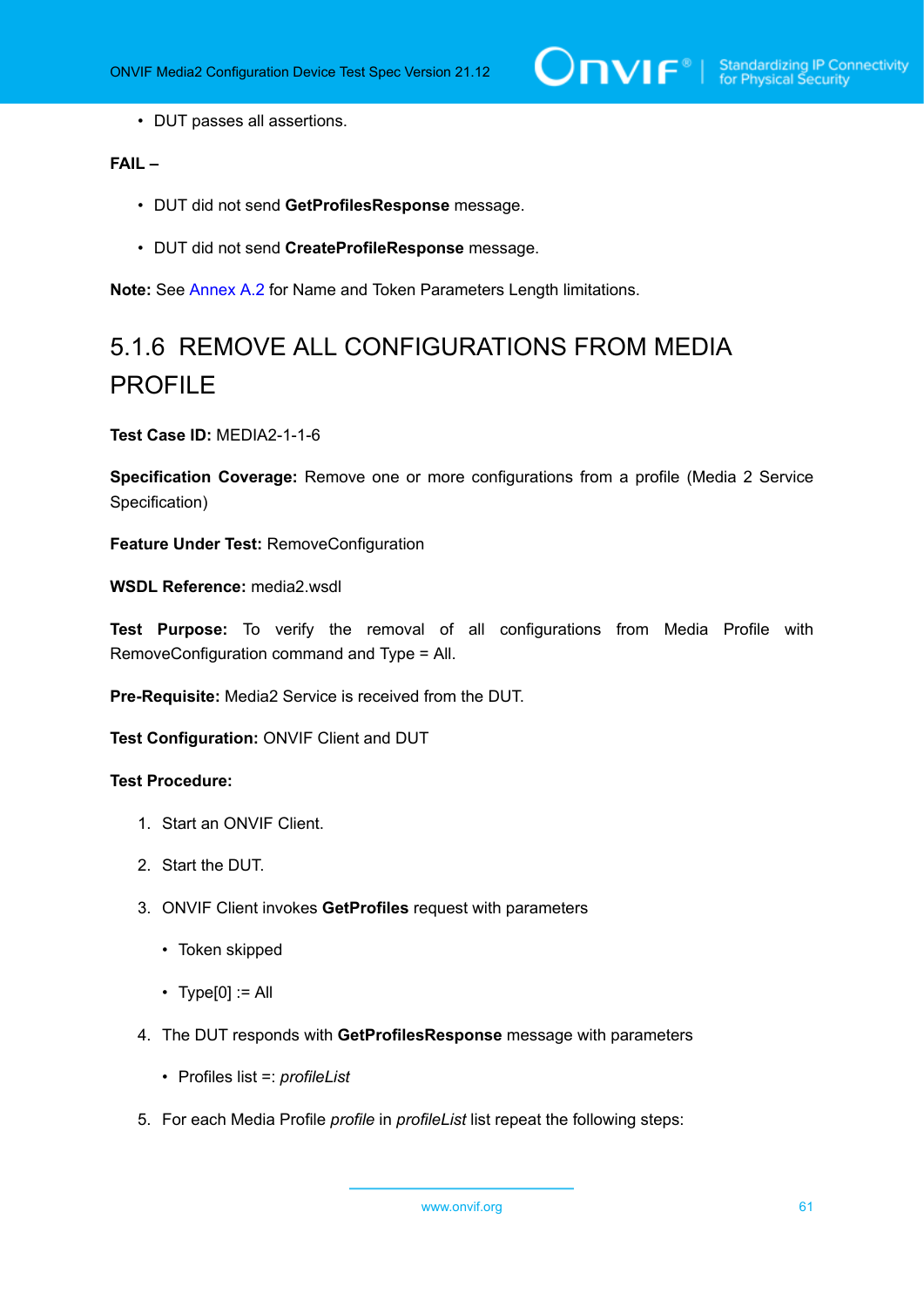- DUT passes all assertions.

**FAIL –**

- DUT did not send **GetProfilesResponse** message.
- DUT did not send **CreateProfileResponse** message.

**Note:** See Annex A.2 for Name and Token Parameters Length limitations.

### 5.1.6 REMOVE ALL CONFIGURATIONS FROM MEDIA PROFILE

**Test Case ID:** MEDIA2-1-1-6

**Specification Coverage:** Remove one or more configurations from a profile (Media 2 Service Specification)

**Feature Under Test:** RemoveConfiguration

**WSDL Reference:** media2.wsdl

**Test Purpose:** To verify the removal of all configurations from Media Profile with RemoveConfiguration command and Type = All.

**Pre-Requisite:** Media2 Service is received from the DUT.

**Test Configuration:** ONVIF Client and DUT

**Test Procedure:**

1. Start an ONVIF Client.
2. Start the DUT.
3. ONVIF Client invokes **GetProfiles** request with parameters
   - Token skipped
   - Type[0] := All
4. The DUT responds with **GetProfilesResponse** message with parameters
   - Profiles list =: *profileList*
5. For each Media Profile *profile* in *profileList* list repeat the following steps: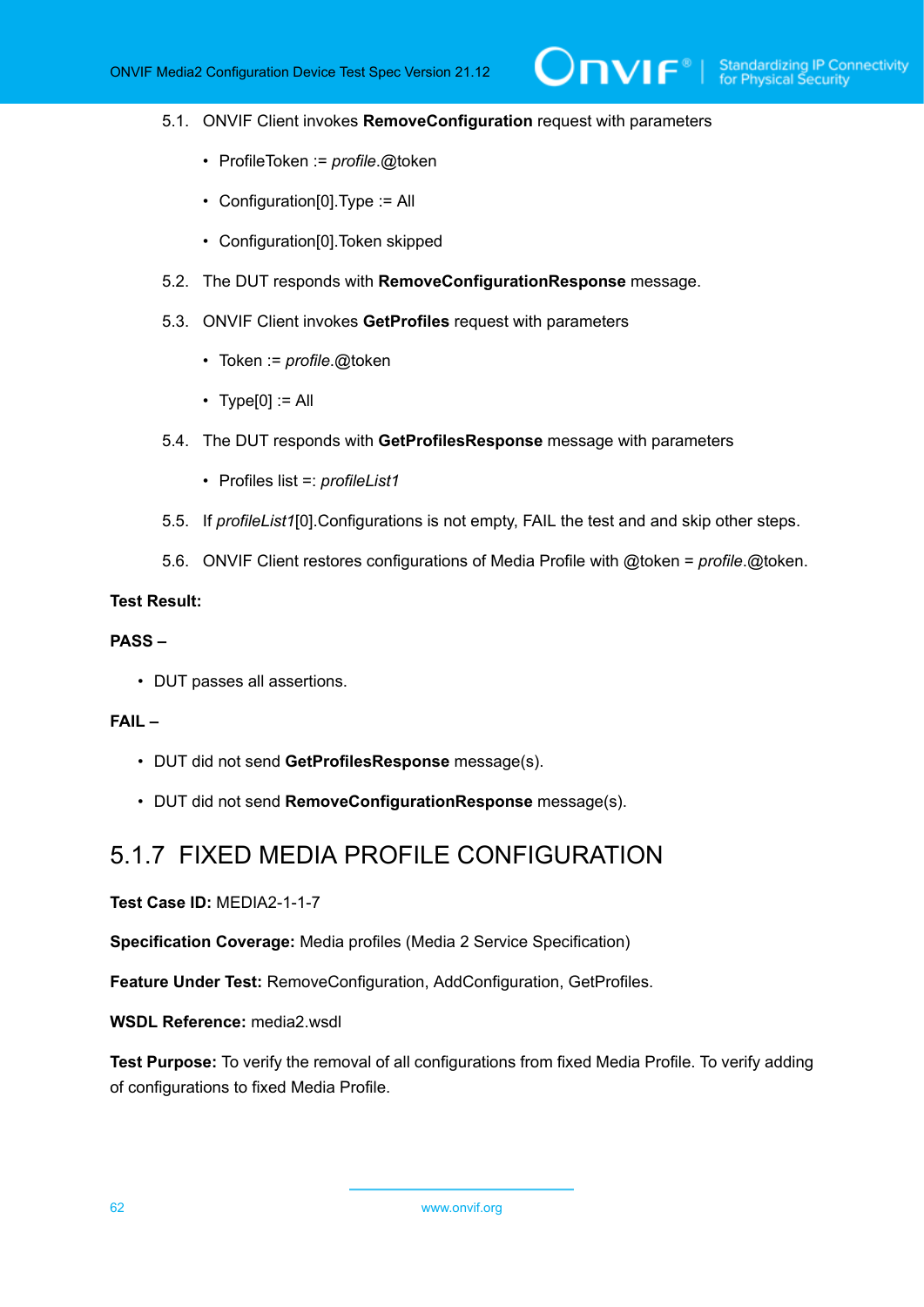5.1. ONVIF Client invokes **RemoveConfiguration** request with parameters

- ProfileToken := *profile*.@token
- Configuration[0].Type := All
- Configuration[0].Token skipped

5.2. The DUT responds with **RemoveConfigurationResponse** message.

5.3. ONVIF Client invokes **GetProfiles** request with parameters

- Token := *profile*.@token
- Type[0] := All

5.4. The DUT responds with **GetProfilesResponse** message with parameters

- Profiles list =: *profileList1*

5.5. If *profileList1*[0].Configurations is not empty, FAIL the test and and skip other steps.

5.6. ONVIF Client restores configurations of Media Profile with @token = *profile*.@token.

**Test Result:**

**PASS –**

- DUT passes all assertions.

**FAIL –**

- DUT did not send **GetProfilesResponse** message(s).
- DUT did not send **RemoveConfigurationResponse** message(s).

### 5.1.7 FIXED MEDIA PROFILE CONFIGURATION

**Test Case ID:** MEDIA2-1-1-7

**Specification Coverage:** Media profiles (Media 2 Service Specification)

**Feature Under Test:** RemoveConfiguration, AddConfiguration, GetProfiles.

**WSDL Reference:** media2.wsdl

**Test Purpose:** To verify the removal of all configurations from fixed Media Profile. To verify adding of configurations to fixed Media Profile.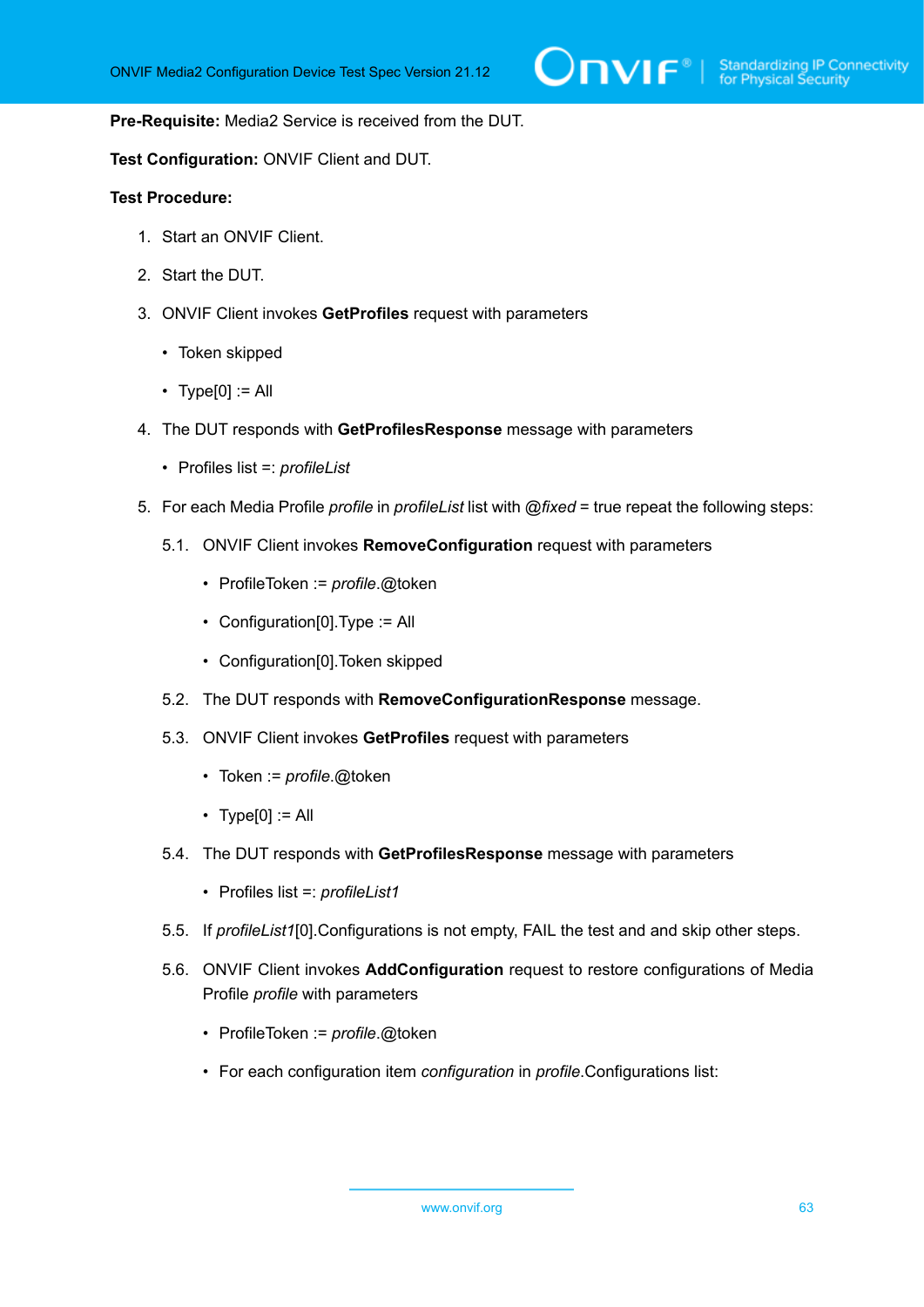**Pre-Requisite:** Media2 Service is received from the DUT.

**Test Configuration:** ONVIF Client and DUT.

**Test Procedure:**

1. Start an ONVIF Client.
2. Start the DUT.
3. ONVIF Client invokes **GetProfiles** request with parameters
   - Token skipped
   - Type[0] := All
4. The DUT responds with **GetProfilesResponse** message with parameters
   - Profiles list =: *profileList*
5. For each Media Profile *profile* in *profileList* list with *@fixed* = true repeat the following steps:

   5.1. ONVIF Client invokes **RemoveConfiguration** request with parameters
   - ProfileToken := *profile*.@token
   - Configuration[0].Type := All
   - Configuration[0].Token skipped

   5.2. The DUT responds with **RemoveConfigurationResponse** message.

   5.3. ONVIF Client invokes **GetProfiles** request with parameters
   - Token := *profile*.@token
   - Type[0] := All

   5.4. The DUT responds with **GetProfilesResponse** message with parameters
   - Profiles list =: *profileList1*

   5.5. If *profileList1*[0].Configurations is not empty, FAIL the test and and skip other steps.

   5.6. ONVIF Client invokes **AddConfiguration** request to restore configurations of Media Profile *profile* with parameters
   - ProfileToken := *profile*.@token
   - For each configuration item *configuration* in *profile*.Configurations list: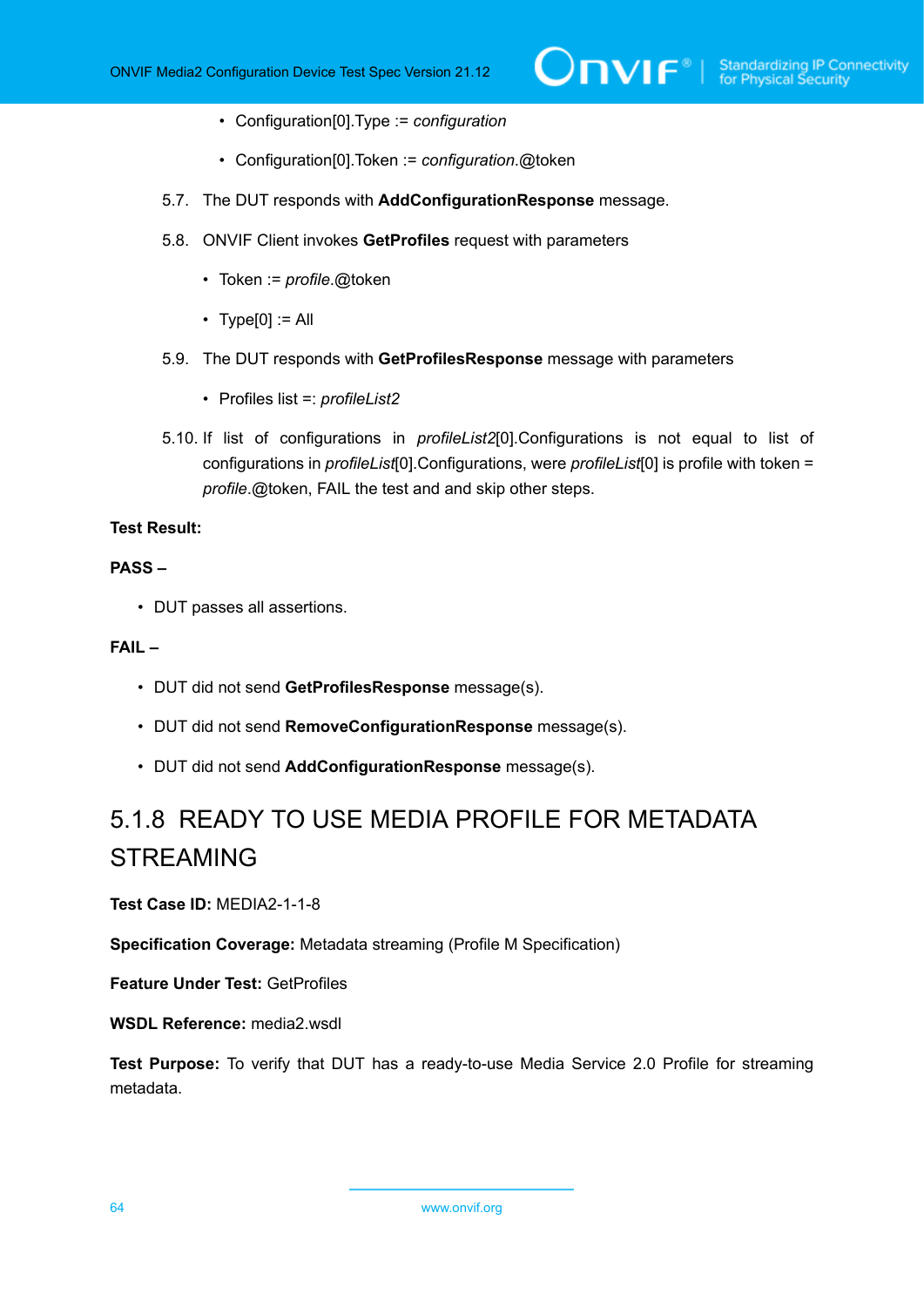- Configuration[0].Type := *configuration*
    - Configuration[0].Token := *configuration*.@token

5.7. The DUT responds with **AddConfigurationResponse** message.

5.8. ONVIF Client invokes **GetProfiles** request with parameters

- Token := *profile*.@token
- Type[0] := All

5.9. The DUT responds with **GetProfilesResponse** message with parameters

- Profiles list =: *profileList2*

5.10. If list of configurations in *profileList2*[0].Configurations is not equal to list of configurations in *profileList*[0].Configurations, were *profileList*[0] is profile with token = *profile*.@token, FAIL the test and and skip other steps.

**Test Result:**

**PASS –**

- DUT passes all assertions.

**FAIL –**

- DUT did not send **GetProfilesResponse** message(s).
- DUT did not send **RemoveConfigurationResponse** message(s).
- DUT did not send **AddConfigurationResponse** message(s).

### 5.1.8 READY TO USE MEDIA PROFILE FOR METADATA STREAMING

**Test Case ID:** MEDIA2-1-1-8

**Specification Coverage:** Metadata streaming (Profile M Specification)

**Feature Under Test:** GetProfiles

**WSDL Reference:** media2.wsdl

**Test Purpose:** To verify that DUT has a ready-to-use Media Service 2.0 Profile for streaming metadata.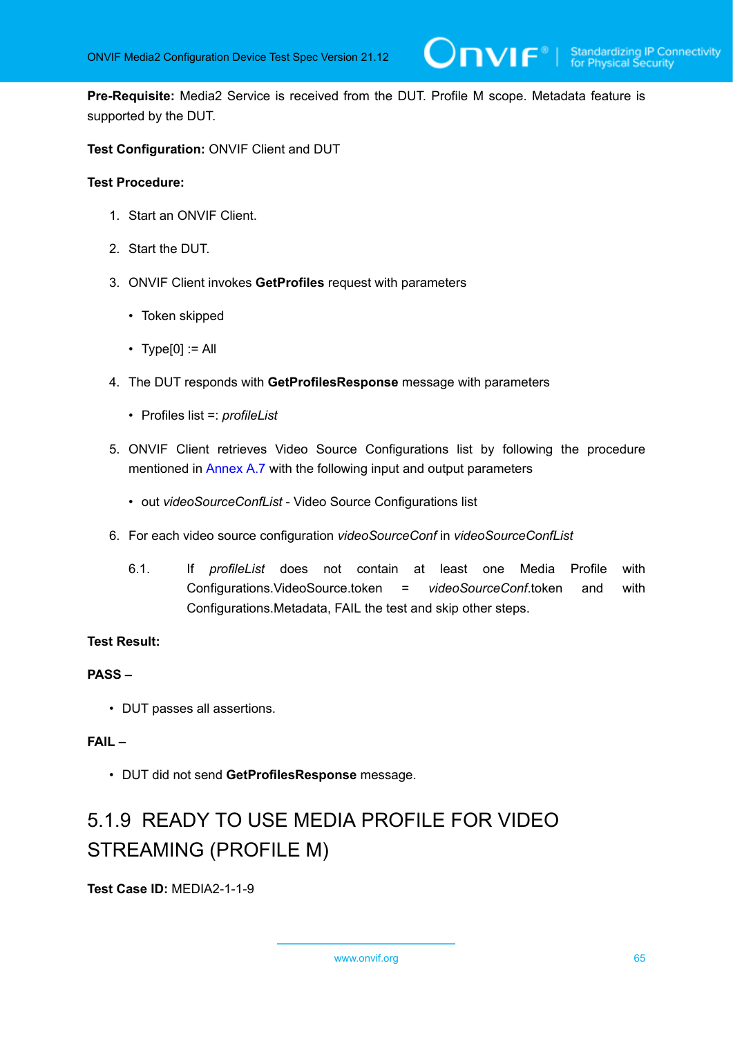**Pre-Requisite:** Media2 Service is received from the DUT. Profile M scope. Metadata feature is supported by the DUT.

**Test Configuration:** ONVIF Client and DUT

**Test Procedure:**

1. Start an ONVIF Client.
2. Start the DUT.
3. ONVIF Client invokes **GetProfiles** request with parameters
   - Token skipped
   - Type[0] := All
4. The DUT responds with **GetProfilesResponse** message with parameters
   - Profiles list =: *profileList*
5. ONVIF Client retrieves Video Source Configurations list by following the procedure mentioned in Annex A.7 with the following input and output parameters
   - out *videoSourceConfList* - Video Source Configurations list
6. For each video source configuration *videoSourceConf* in *videoSourceConfList*

   6.1. If *profileList* does not contain at least one Media Profile with Configurations.VideoSource.token = *videoSourceConf*.token and with Configurations.Metadata, FAIL the test and skip other steps.

**Test Result:**

**PASS –**

- DUT passes all assertions.

**FAIL –**

- DUT did not send **GetProfilesResponse** message.

### 5.1.9 READY TO USE MEDIA PROFILE FOR VIDEO STREAMING (PROFILE M)

**Test Case ID:** MEDIA2-1-1-9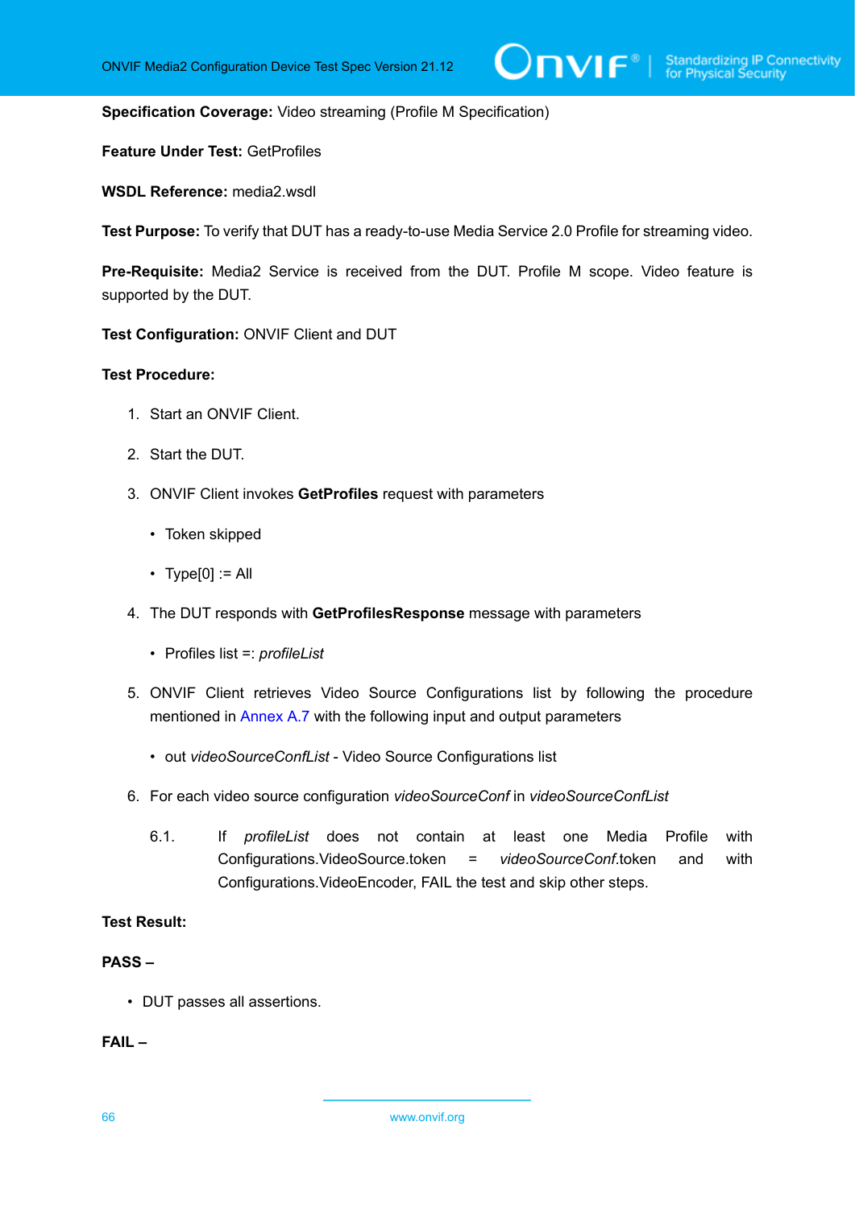**Specification Coverage:** Video streaming (Profile M Specification)

**Feature Under Test:** GetProfiles

**WSDL Reference:** media2.wsdl

**Test Purpose:** To verify that DUT has a ready-to-use Media Service 2.0 Profile for streaming video.

**Pre-Requisite:** Media2 Service is received from the DUT. Profile M scope. Video feature is supported by the DUT.

**Test Configuration:** ONVIF Client and DUT

**Test Procedure:**

1. Start an ONVIF Client.
2. Start the DUT.
3. ONVIF Client invokes **GetProfiles** request with parameters
   - Token skipped
   - Type[0] := All
4. The DUT responds with **GetProfilesResponse** message with parameters
   - Profiles list =: *profileList*
5. ONVIF Client retrieves Video Source Configurations list by following the procedure mentioned in Annex A.7 with the following input and output parameters
   - out *videoSourceConfList* - Video Source Configurations list
6. For each video source configuration *videoSourceConf* in *videoSourceConfList*

   6.1. If *profileList* does not contain at least one Media Profile with Configurations.VideoSource.token = *videoSourceConf*.token and with Configurations.VideoEncoder, FAIL the test and skip other steps.

**Test Result:**

**PASS –**

- DUT passes all assertions.

**FAIL –**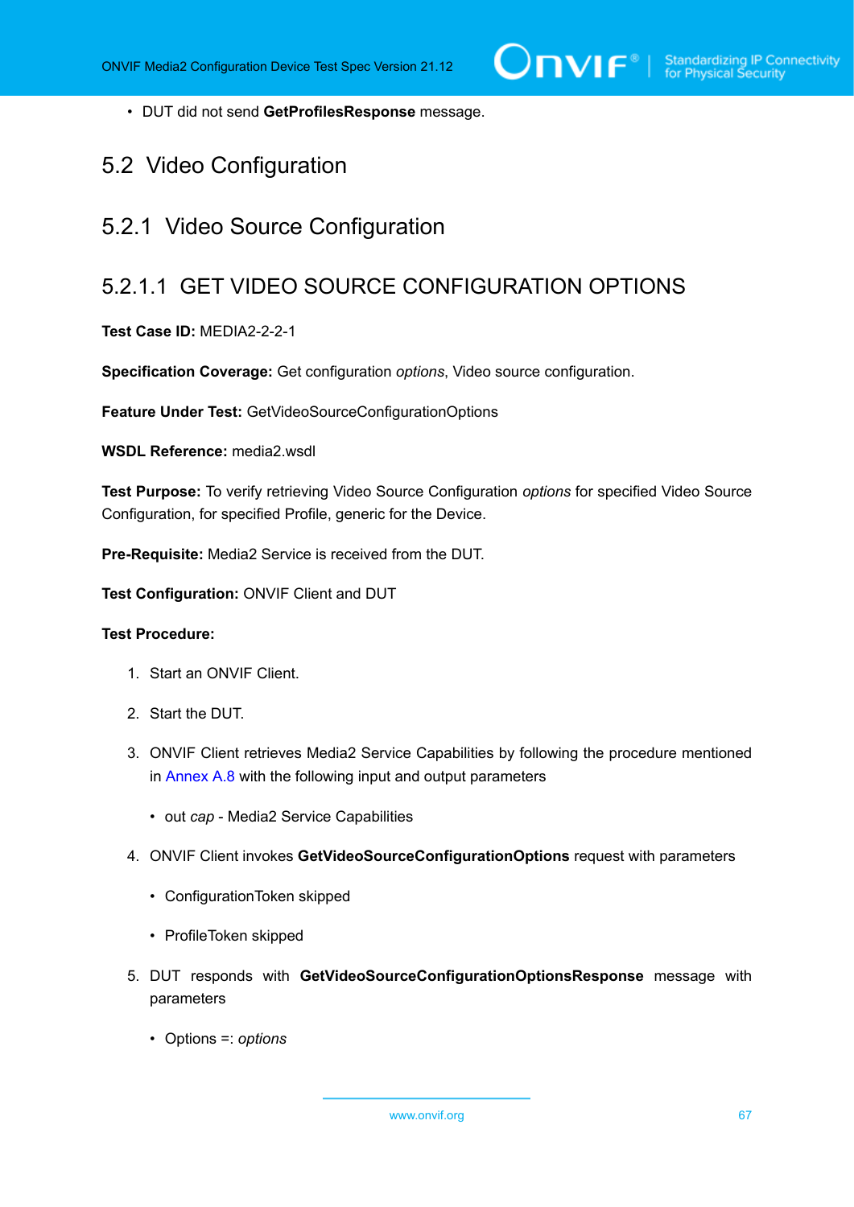- DUT did not send **GetProfilesResponse** message.

## 5.2 Video Configuration

### 5.2.1 Video Source Configuration

#### 5.2.1.1 GET VIDEO SOURCE CONFIGURATION OPTIONS

**Test Case ID:** MEDIA2-2-2-1

**Specification Coverage:** Get configuration *options*, Video source configuration.

**Feature Under Test:** GetVideoSourceConfigurationOptions

**WSDL Reference:** media2.wsdl

**Test Purpose:** To verify retrieving Video Source Configuration *options* for specified Video Source Configuration, for specified Profile, generic for the Device.

**Pre-Requisite:** Media2 Service is received from the DUT.

**Test Configuration:** ONVIF Client and DUT

**Test Procedure:**

1. Start an ONVIF Client.
2. Start the DUT.
3. ONVIF Client retrieves Media2 Service Capabilities by following the procedure mentioned in Annex A.8 with the following input and output parameters
   - out *cap* - Media2 Service Capabilities
4. ONVIF Client invokes **GetVideoSourceConfigurationOptions** request with parameters
   - ConfigurationToken skipped
   - ProfileToken skipped
5. DUT responds with **GetVideoSourceConfigurationOptionsResponse** message with parameters
   - Options =: *options*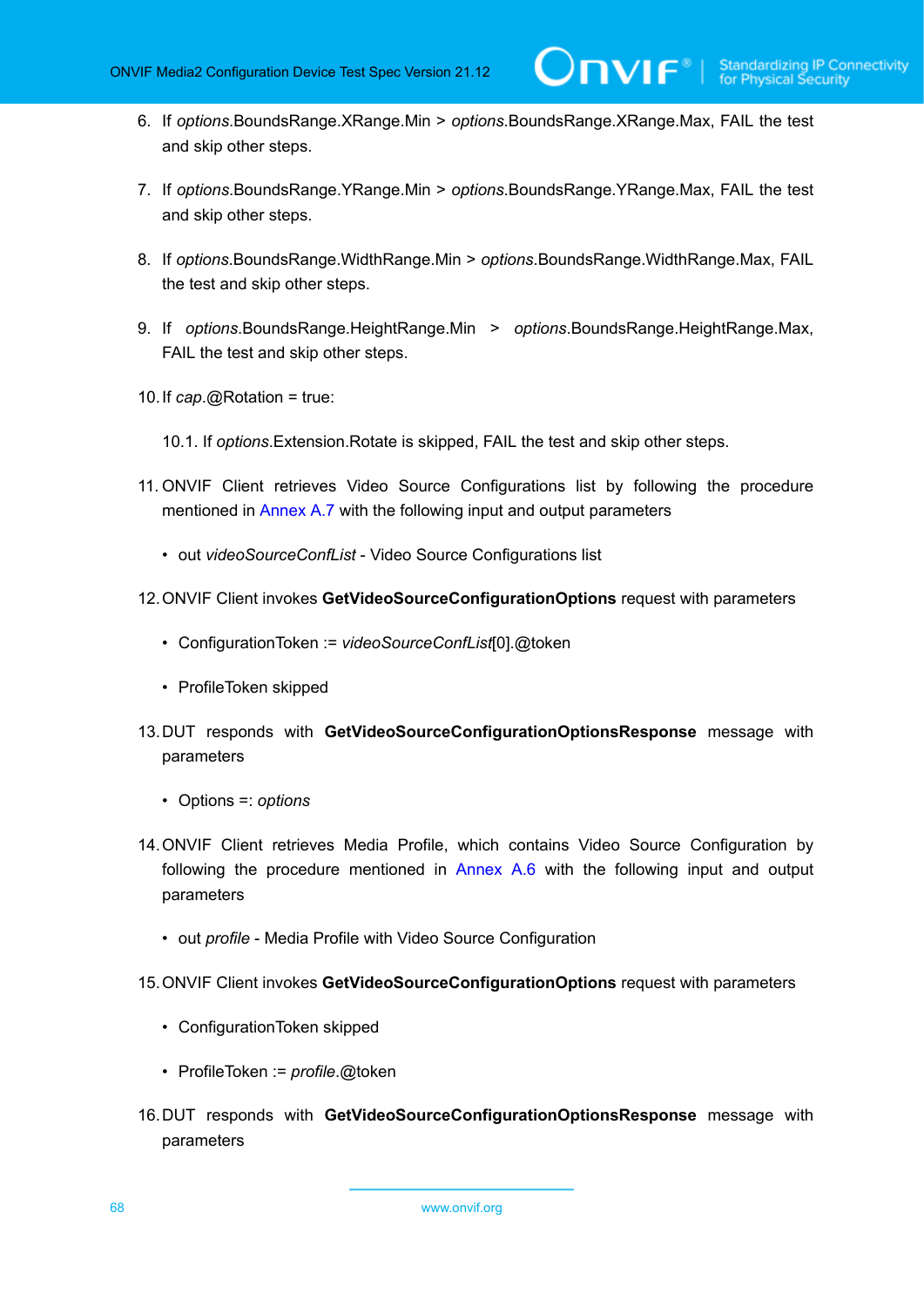6. If *options*.BoundsRange.XRange.Min > *options*.BoundsRange.XRange.Max, FAIL the test and skip other steps.

7. If *options*.BoundsRange.YRange.Min > *options*.BoundsRange.YRange.Max, FAIL the test and skip other steps.

8. If *options*.BoundsRange.WidthRange.Min > *options*.BoundsRange.WidthRange.Max, FAIL the test and skip other steps.

9. If *options*.BoundsRange.HeightRange.Min > *options*.BoundsRange.HeightRange.Max, FAIL the test and skip other steps.

10. If *cap*.@Rotation = true:

    10.1. If *options*.Extension.Rotate is skipped, FAIL the test and skip other steps.

11. ONVIF Client retrieves Video Source Configurations list by following the procedure mentioned in Annex A.7 with the following input and output parameters

    - out *videoSourceConfList* - Video Source Configurations list

12. ONVIF Client invokes **GetVideoSourceConfigurationOptions** request with parameters

    - ConfigurationToken := *videoSourceConfList*[0].@token
    - ProfileToken skipped

13. DUT responds with **GetVideoSourceConfigurationOptionsResponse** message with parameters

    - Options =: *options*

14. ONVIF Client retrieves Media Profile, which contains Video Source Configuration by following the procedure mentioned in Annex A.6 with the following input and output parameters

    - out *profile* - Media Profile with Video Source Configuration

15. ONVIF Client invokes **GetVideoSourceConfigurationOptions** request with parameters

    - ConfigurationToken skipped
    - ProfileToken := *profile*.@token

16. DUT responds with **GetVideoSourceConfigurationOptionsResponse** message with parameters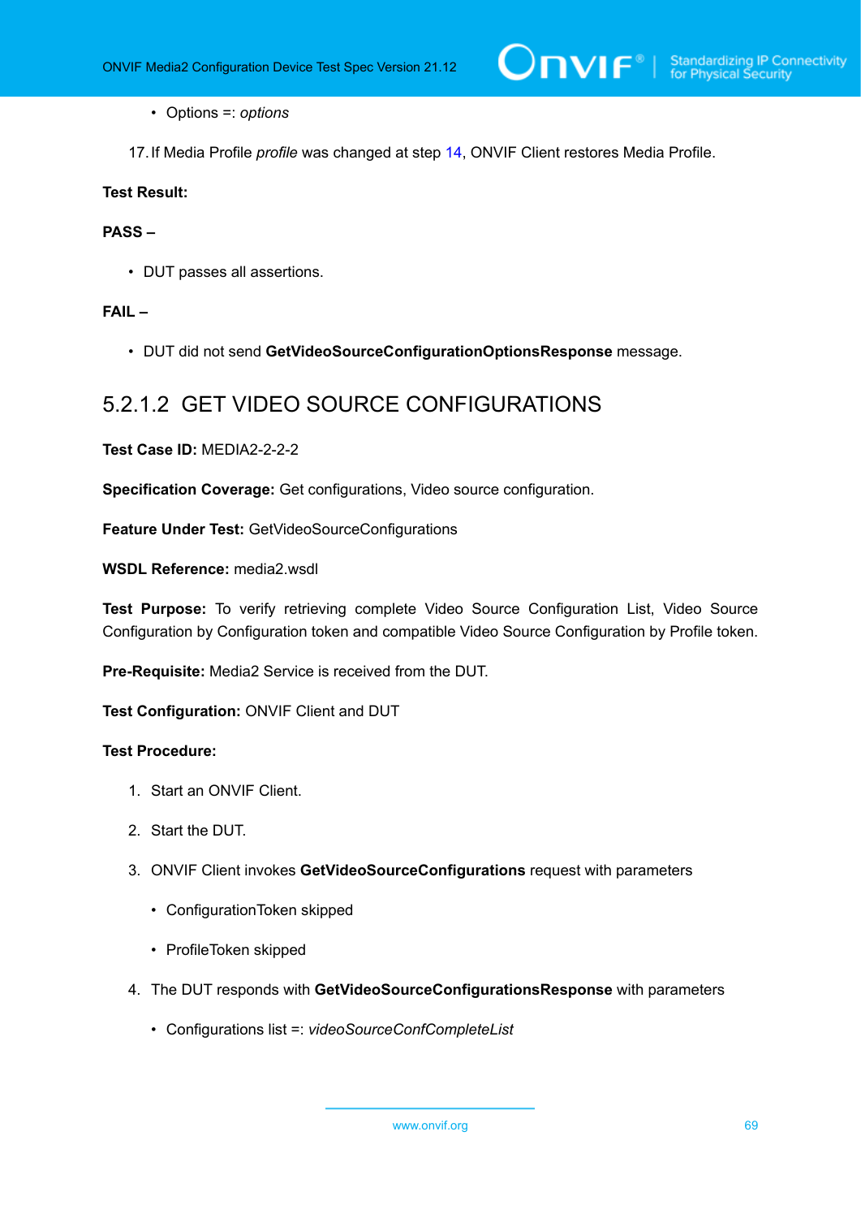- Options =: *options*

17. If Media Profile *profile* was changed at step 14, ONVIF Client restores Media Profile.

**Test Result:**

**PASS –**

- DUT passes all assertions.

**FAIL –**

- DUT did not send **GetVideoSourceConfigurationOptionsResponse** message.

### 5.2.1.2 GET VIDEO SOURCE CONFIGURATIONS

**Test Case ID:** MEDIA2-2-2-2

**Specification Coverage:** Get configurations, Video source configuration.

**Feature Under Test:** GetVideoSourceConfigurations

**WSDL Reference:** media2.wsdl

**Test Purpose:** To verify retrieving complete Video Source Configuration List, Video Source Configuration by Configuration token and compatible Video Source Configuration by Profile token.

**Pre-Requisite:** Media2 Service is received from the DUT.

**Test Configuration:** ONVIF Client and DUT

**Test Procedure:**

1. Start an ONVIF Client.
2. Start the DUT.
3. ONVIF Client invokes **GetVideoSourceConfigurations** request with parameters
   - ConfigurationToken skipped
   - ProfileToken skipped
4. The DUT responds with **GetVideoSourceConfigurationsResponse** with parameters
   - Configurations list =: *videoSourceConfCompleteList*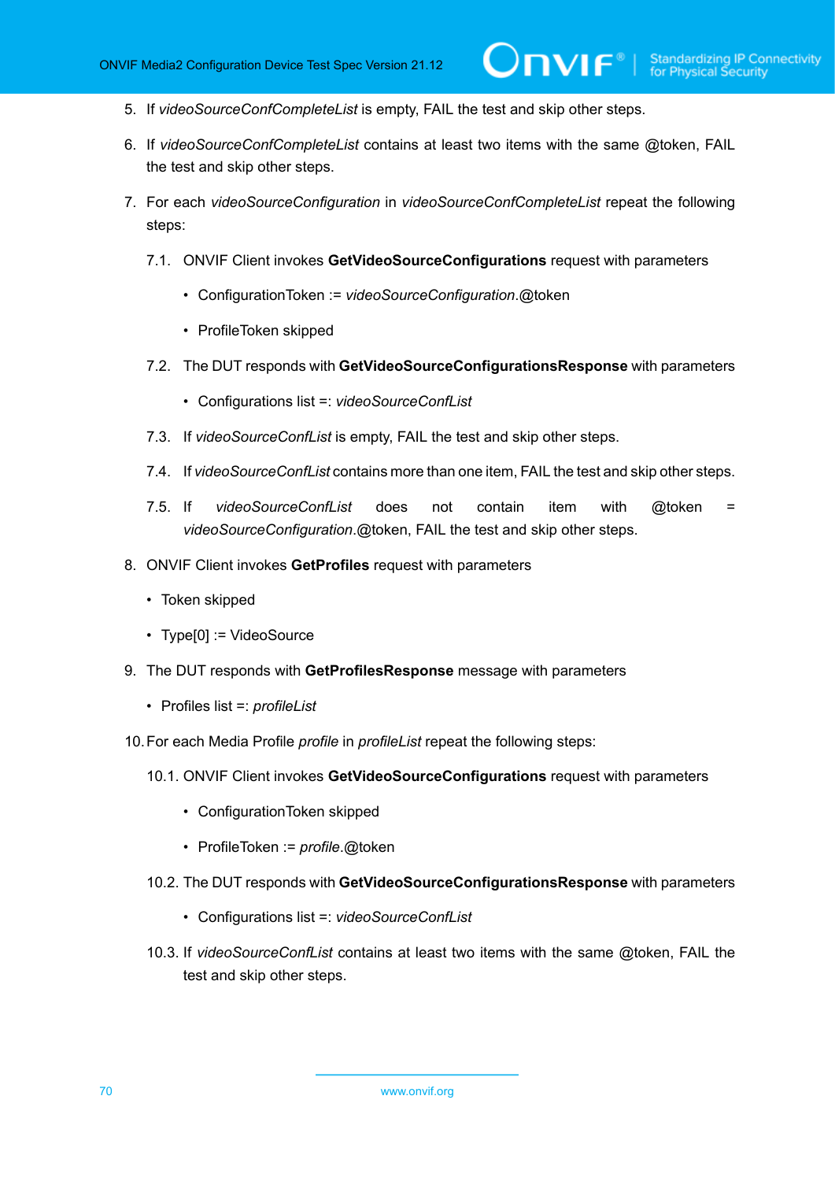5. If *videoSourceConfCompleteList* is empty, FAIL the test and skip other steps.

6. If *videoSourceConfCompleteList* contains at least two items with the same @token, FAIL the test and skip other steps.

7. For each *videoSourceConfiguration* in *videoSourceConfCompleteList* repeat the following steps:

   7.1. ONVIF Client invokes **GetVideoSourceConfigurations** request with parameters

   - ConfigurationToken := *videoSourceConfiguration*.@token
   - ProfileToken skipped

   7.2. The DUT responds with **GetVideoSourceConfigurationsResponse** with parameters

   - Configurations list =: *videoSourceConfList*

   7.3. If *videoSourceConfList* is empty, FAIL the test and skip other steps.

   7.4. If *videoSourceConfList* contains more than one item, FAIL the test and skip other steps.

   7.5. If *videoSourceConfList* does not contain item with @token = *videoSourceConfiguration*.@token, FAIL the test and skip other steps.

8. ONVIF Client invokes **GetProfiles** request with parameters

   - Token skipped
   - Type[0] := VideoSource

9. The DUT responds with **GetProfilesResponse** message with parameters

   - Profiles list =: *profileList*

10. For each Media Profile *profile* in *profileList* repeat the following steps:

    10.1. ONVIF Client invokes **GetVideoSourceConfigurations** request with parameters

    - ConfigurationToken skipped
    - ProfileToken := *profile*.@token

    10.2. The DUT responds with **GetVideoSourceConfigurationsResponse** with parameters

    - Configurations list =: *videoSourceConfList*

    10.3. If *videoSourceConfList* contains at least two items with the same @token, FAIL the test and skip other steps.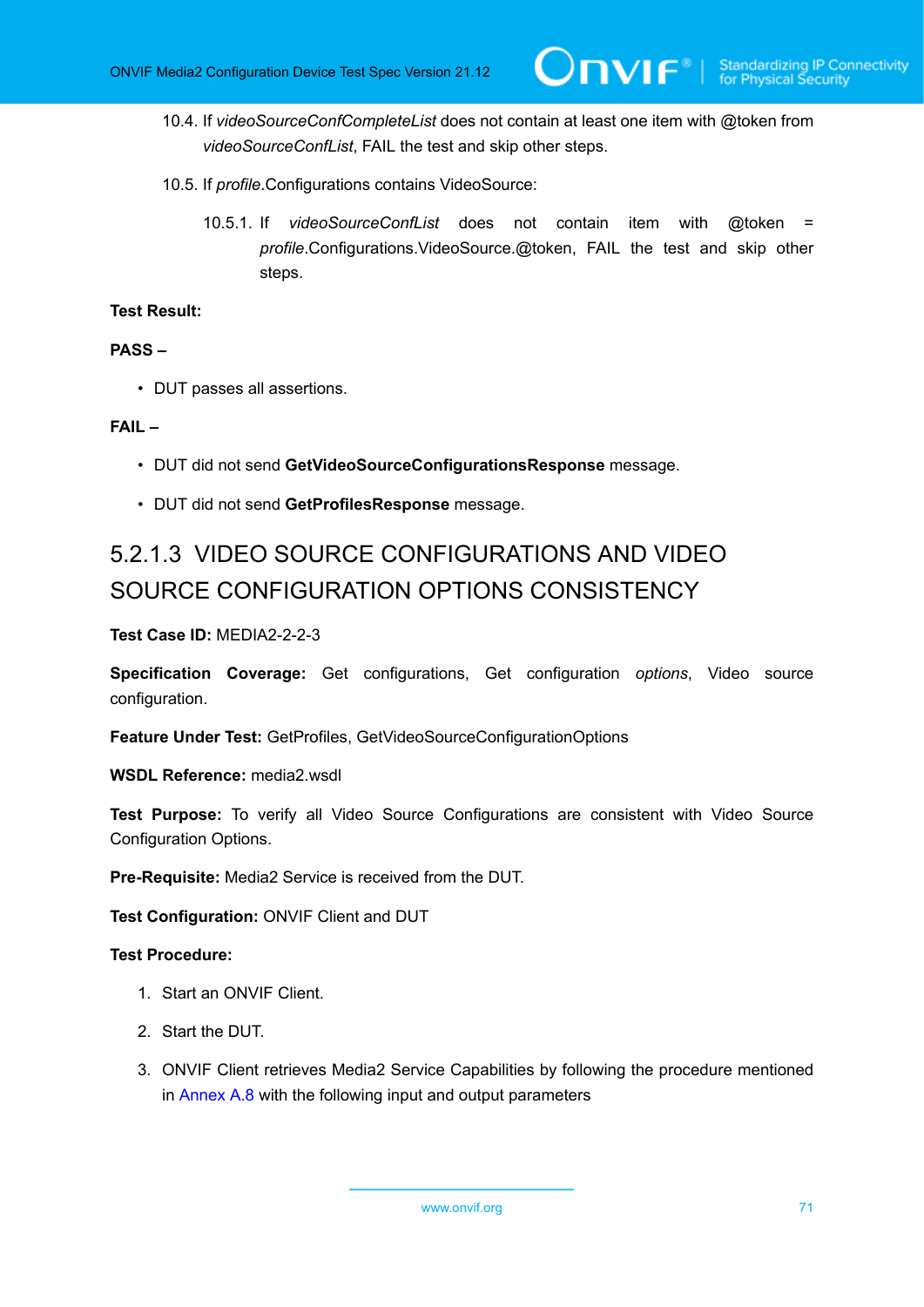10.4. If *videoSourceConfCompleteList* does not contain at least one item with @token from *videoSourceConfList*, FAIL the test and skip other steps.

10.5. If *profile*.Configurations contains VideoSource:

10.5.1. If *videoSourceConfList* does not contain item with @token = *profile*.Configurations.VideoSource.@token, FAIL the test and skip other steps.

**Test Result:**

**PASS –**

- DUT passes all assertions.

**FAIL –**

- DUT did not send **GetVideoSourceConfigurationsResponse** message.
- DUT did not send **GetProfilesResponse** message.

### 5.2.1.3 VIDEO SOURCE CONFIGURATIONS AND VIDEO SOURCE CONFIGURATION OPTIONS CONSISTENCY

**Test Case ID:** MEDIA2-2-2-3

**Specification Coverage:** Get configurations, Get configuration *options*, Video source configuration.

**Feature Under Test:** GetProfiles, GetVideoSourceConfigurationOptions

**WSDL Reference:** media2.wsdl

**Test Purpose:** To verify all Video Source Configurations are consistent with Video Source Configuration Options.

**Pre-Requisite:** Media2 Service is received from the DUT.

**Test Configuration:** ONVIF Client and DUT

**Test Procedure:**

1. Start an ONVIF Client.
2. Start the DUT.
3. ONVIF Client retrieves Media2 Service Capabilities by following the procedure mentioned in Annex A.8 with the following input and output parameters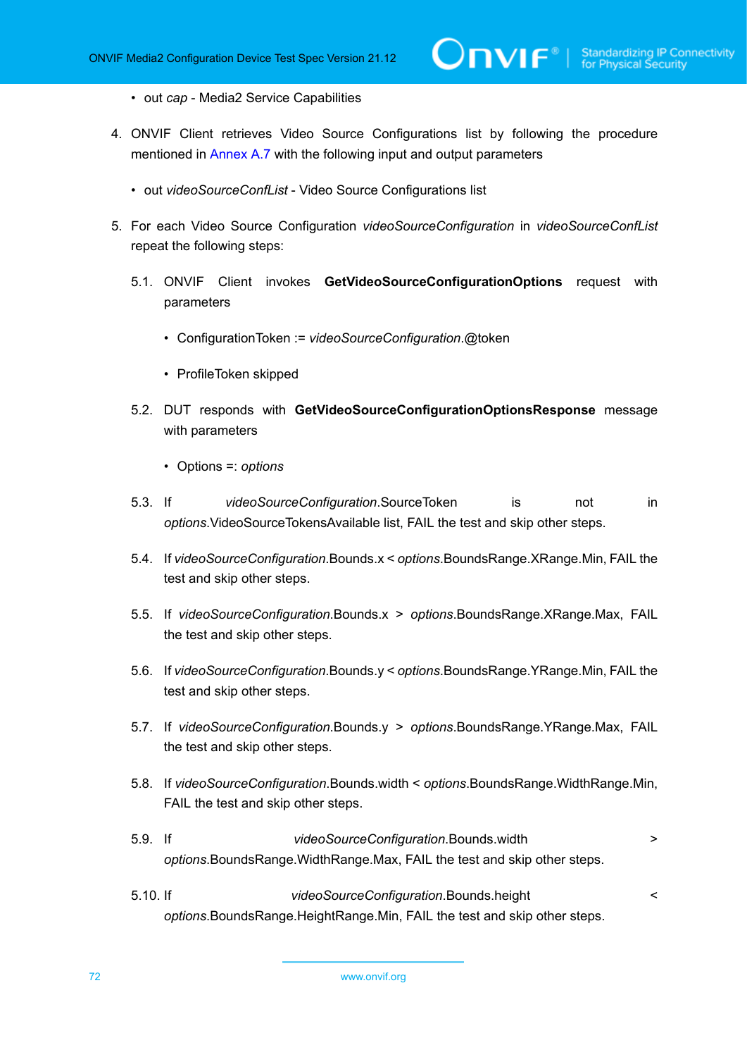- out *cap* - Media2 Service Capabilities

4. ONVIF Client retrieves Video Source Configurations list by following the procedure mentioned in Annex A.7 with the following input and output parameters

   - out *videoSourceConfList* - Video Source Configurations list

5. For each Video Source Configuration *videoSourceConfiguration* in *videoSourceConfList* repeat the following steps:

   5.1. ONVIF Client invokes **GetVideoSourceConfigurationOptions** request with parameters

   - ConfigurationToken := *videoSourceConfiguration*.@token
   - ProfileToken skipped

   5.2. DUT responds with **GetVideoSourceConfigurationOptionsResponse** message with parameters

   - Options =: *options*

   5.3. If *videoSourceConfiguration*.SourceToken is not in *options*.VideoSourceTokensAvailable list, FAIL the test and skip other steps.

   5.4. If *videoSourceConfiguration*.Bounds.x < *options*.BoundsRange.XRange.Min, FAIL the test and skip other steps.

   5.5. If *videoSourceConfiguration*.Bounds.x > *options*.BoundsRange.XRange.Max, FAIL the test and skip other steps.

   5.6. If *videoSourceConfiguration*.Bounds.y < *options*.BoundsRange.YRange.Min, FAIL the test and skip other steps.

   5.7. If *videoSourceConfiguration*.Bounds.y > *options*.BoundsRange.YRange.Max, FAIL the test and skip other steps.

   5.8. If *videoSourceConfiguration*.Bounds.width < *options*.BoundsRange.WidthRange.Min, FAIL the test and skip other steps.

   5.9. If *videoSourceConfiguration*.Bounds.width > *options*.BoundsRange.WidthRange.Max, FAIL the test and skip other steps.

   5.10. If *videoSourceConfiguration*.Bounds.height < *options*.BoundsRange.HeightRange.Min, FAIL the test and skip other steps.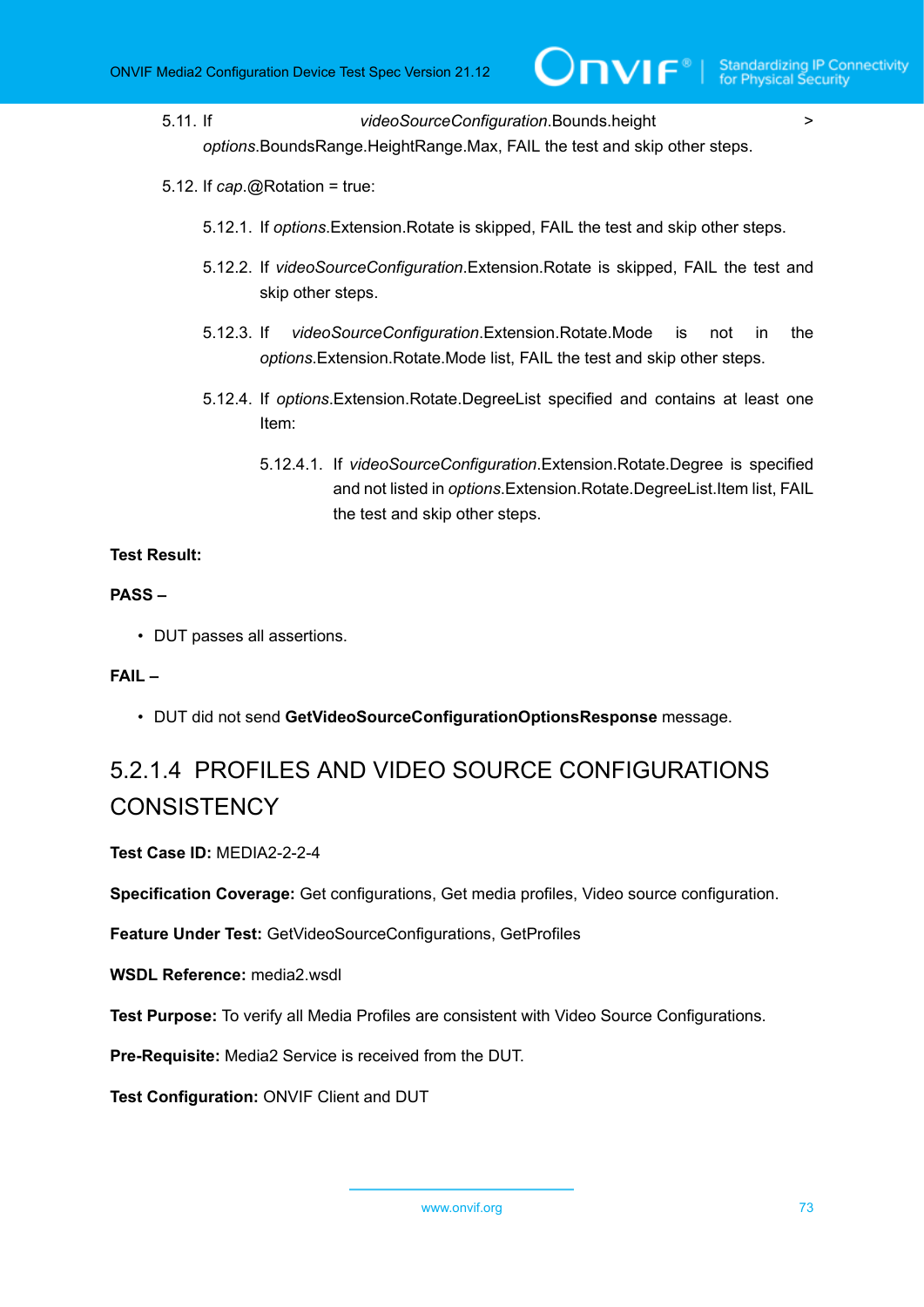5.11. If *videoSourceConfiguration*.Bounds.height > *options*.BoundsRange.HeightRange.Max, FAIL the test and skip other steps.

5.12. If *cap*.@Rotation = true:

5.12.1. If *options*.Extension.Rotate is skipped, FAIL the test and skip other steps.

5.12.2. If *videoSourceConfiguration*.Extension.Rotate is skipped, FAIL the test and skip other steps.

5.12.3. If *videoSourceConfiguration*.Extension.Rotate.Mode is not in the *options*.Extension.Rotate.Mode list, FAIL the test and skip other steps.

5.12.4. If *options*.Extension.Rotate.DegreeList specified and contains at least one Item:

5.12.4.1. If *videoSourceConfiguration*.Extension.Rotate.Degree is specified and not listed in *options*.Extension.Rotate.DegreeList.Item list, FAIL the test and skip other steps.

**Test Result:**

**PASS –**

- DUT passes all assertions.

**FAIL –**

- DUT did not send **GetVideoSourceConfigurationOptionsResponse** message.

### 5.2.1.4 PROFILES AND VIDEO SOURCE CONFIGURATIONS CONSISTENCY

**Test Case ID:** MEDIA2-2-2-4

**Specification Coverage:** Get configurations, Get media profiles, Video source configuration.

**Feature Under Test:** GetVideoSourceConfigurations, GetProfiles

**WSDL Reference:** media2.wsdl

**Test Purpose:** To verify all Media Profiles are consistent with Video Source Configurations.

**Pre-Requisite:** Media2 Service is received from the DUT.

**Test Configuration:** ONVIF Client and DUT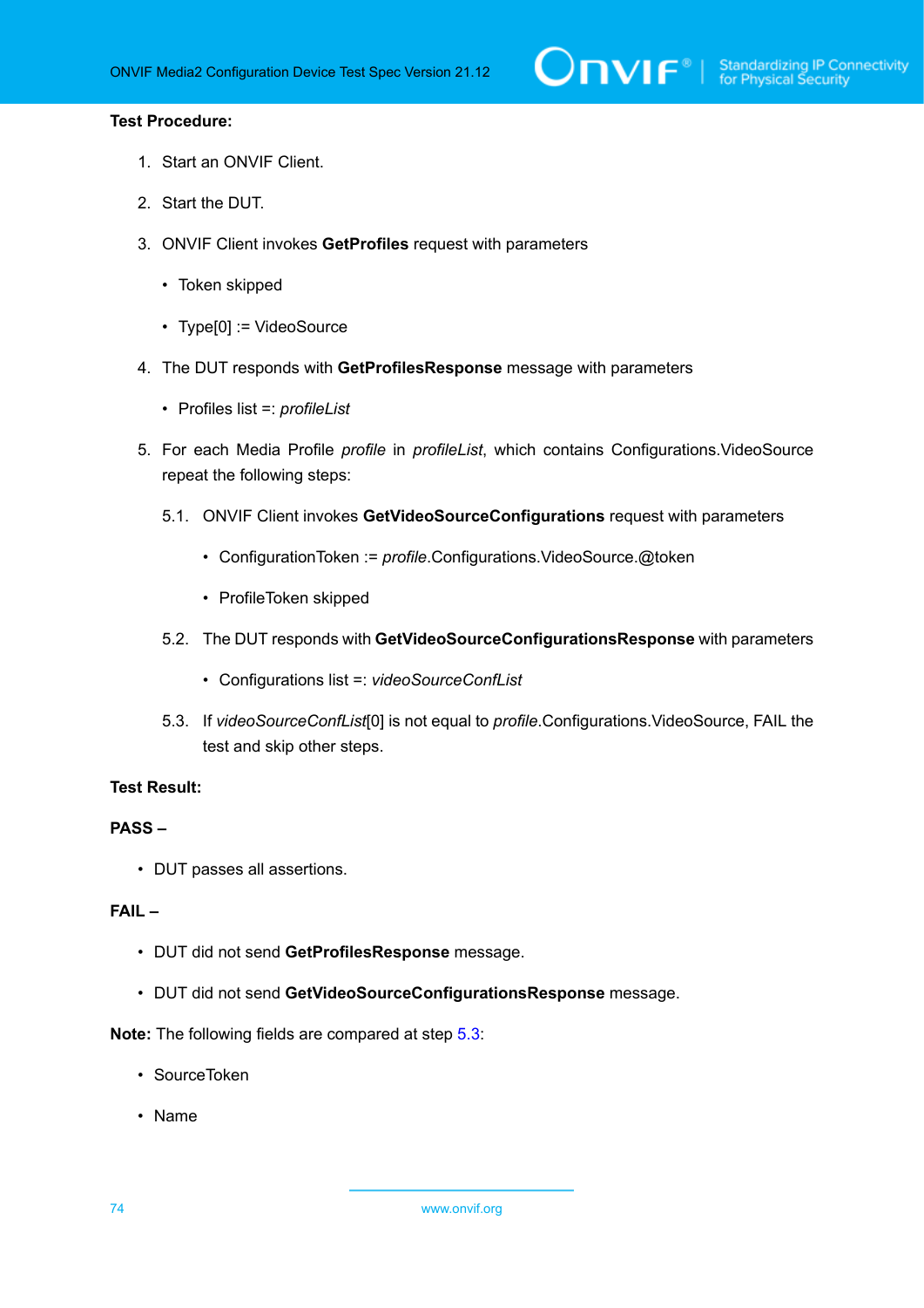**Test Procedure:**

1. Start an ONVIF Client.
2. Start the DUT.
3. ONVIF Client invokes **GetProfiles** request with parameters
   - Token skipped
   - Type[0] := VideoSource
4. The DUT responds with **GetProfilesResponse** message with parameters
   - Profiles list =: *profileList*
5. For each Media Profile *profile* in *profileList*, which contains Configurations.VideoSource repeat the following steps:

   5.1. ONVIF Client invokes **GetVideoSourceConfigurations** request with parameters
   - ConfigurationToken := *profile*.Configurations.VideoSource.@token
   - ProfileToken skipped

   5.2. The DUT responds with **GetVideoSourceConfigurationsResponse** with parameters
   - Configurations list =: *videoSourceConfList*

   5.3. If *videoSourceConfList*[0] is not equal to *profile*.Configurations.VideoSource, FAIL the test and skip other steps.

**Test Result:**

**PASS –**

- DUT passes all assertions.

**FAIL –**

- DUT did not send **GetProfilesResponse** message.
- DUT did not send **GetVideoSourceConfigurationsResponse** message.

**Note:** The following fields are compared at step 5.3:

- SourceToken
- Name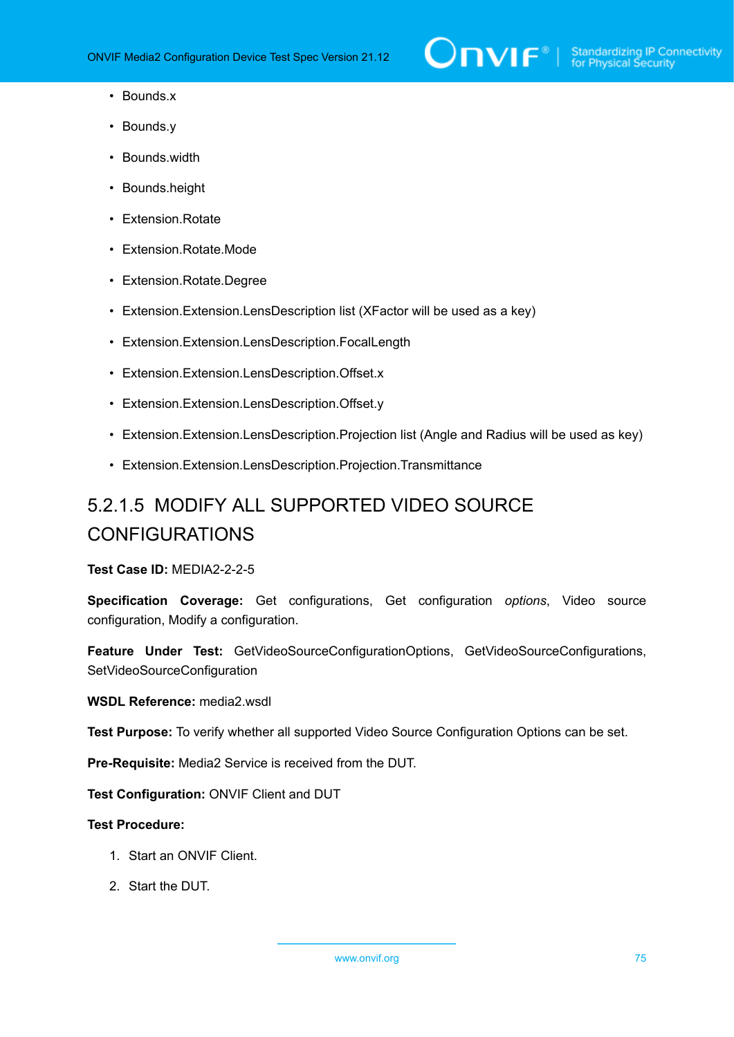- Bounds.x
- Bounds.y
- Bounds.width
- Bounds.height
- Extension.Rotate
- Extension.Rotate.Mode
- Extension.Rotate.Degree
- Extension.Extension.LensDescription list (XFactor will be used as a key)
- Extension.Extension.LensDescription.FocalLength
- Extension.Extension.LensDescription.Offset.x
- Extension.Extension.LensDescription.Offset.y
- Extension.Extension.LensDescription.Projection list (Angle and Radius will be used as key)
- Extension.Extension.LensDescription.Projection.Transmittance

### 5.2.1.5 MODIFY ALL SUPPORTED VIDEO SOURCE CONFIGURATIONS

**Test Case ID:** MEDIA2-2-2-5

**Specification Coverage:** Get configurations, Get configuration *options*, Video source configuration, Modify a configuration.

**Feature Under Test:** GetVideoSourceConfigurationOptions, GetVideoSourceConfigurations, SetVideoSourceConfiguration

**WSDL Reference:** media2.wsdl

**Test Purpose:** To verify whether all supported Video Source Configuration Options can be set.

**Pre-Requisite:** Media2 Service is received from the DUT.

**Test Configuration:** ONVIF Client and DUT

**Test Procedure:**

1. Start an ONVIF Client.
2. Start the DUT.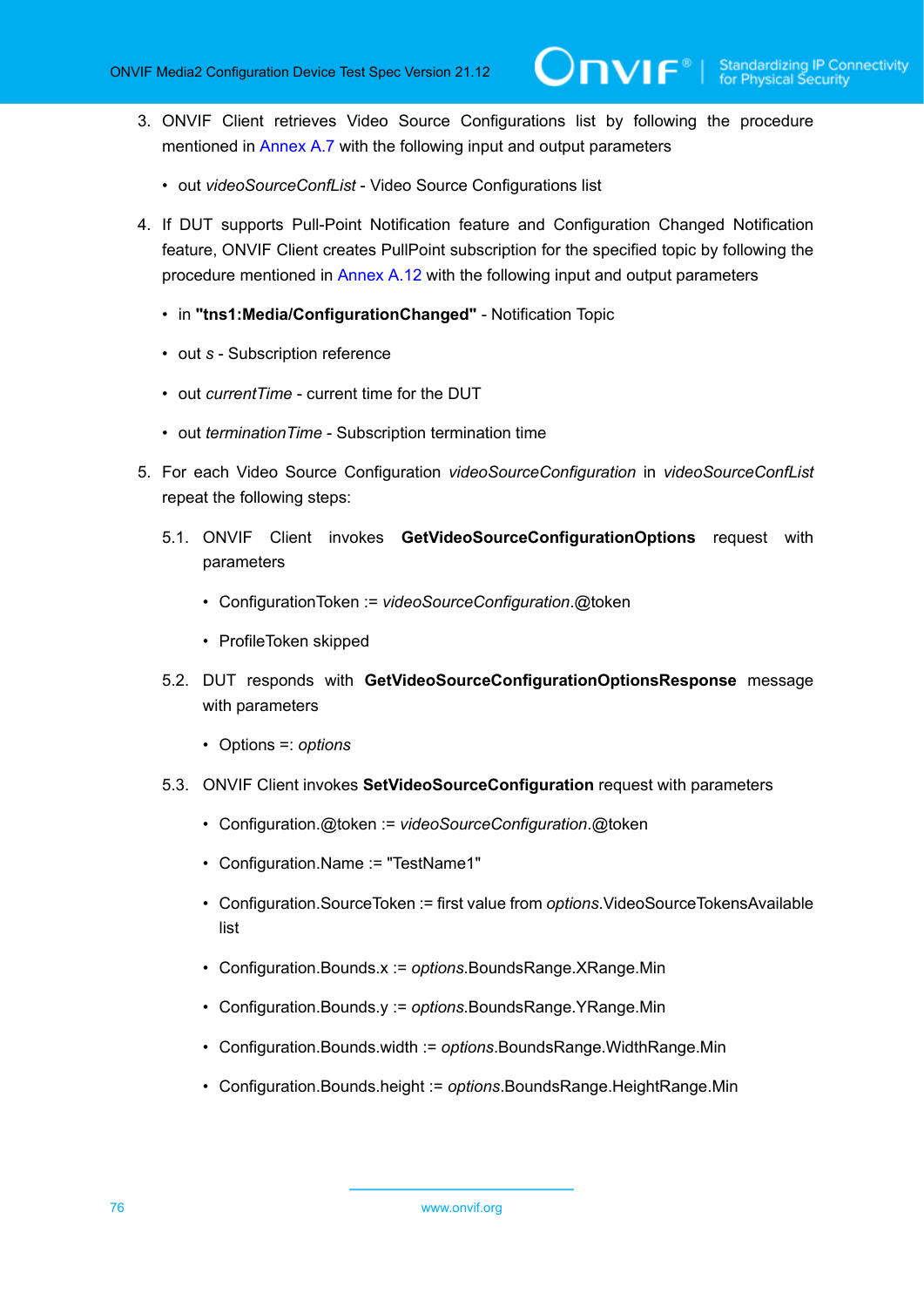3. ONVIF Client retrieves Video Source Configurations list by following the procedure mentioned in Annex A.7 with the following input and output parameters

   - out *videoSourceConfList* - Video Source Configurations list

4. If DUT supports Pull-Point Notification feature and Configuration Changed Notification feature, ONVIF Client creates PullPoint subscription for the specified topic by following the procedure mentioned in Annex A.12 with the following input and output parameters

   - in **"tns1:Media/ConfigurationChanged"** - Notification Topic
   - out *s* - Subscription reference
   - out *currentTime* - current time for the DUT
   - out *terminationTime* - Subscription termination time

5. For each Video Source Configuration *videoSourceConfiguration* in *videoSourceConfList* repeat the following steps:

   5.1. ONVIF Client invokes **GetVideoSourceConfigurationOptions** request with parameters

   - ConfigurationToken := *videoSourceConfiguration*.@token
   - ProfileToken skipped

   5.2. DUT responds with **GetVideoSourceConfigurationOptionsResponse** message with parameters

   - Options =: *options*

   5.3. ONVIF Client invokes **SetVideoSourceConfiguration** request with parameters

   - Configuration.@token := *videoSourceConfiguration*.@token
   - Configuration.Name := "TestName1"
   - Configuration.SourceToken := first value from *options*.VideoSourceTokensAvailable list
   - Configuration.Bounds.x := *options*.BoundsRange.XRange.Min
   - Configuration.Bounds.y := *options*.BoundsRange.YRange.Min
   - Configuration.Bounds.width := *options*.BoundsRange.WidthRange.Min
   - Configuration.Bounds.height := *options*.BoundsRange.HeightRange.Min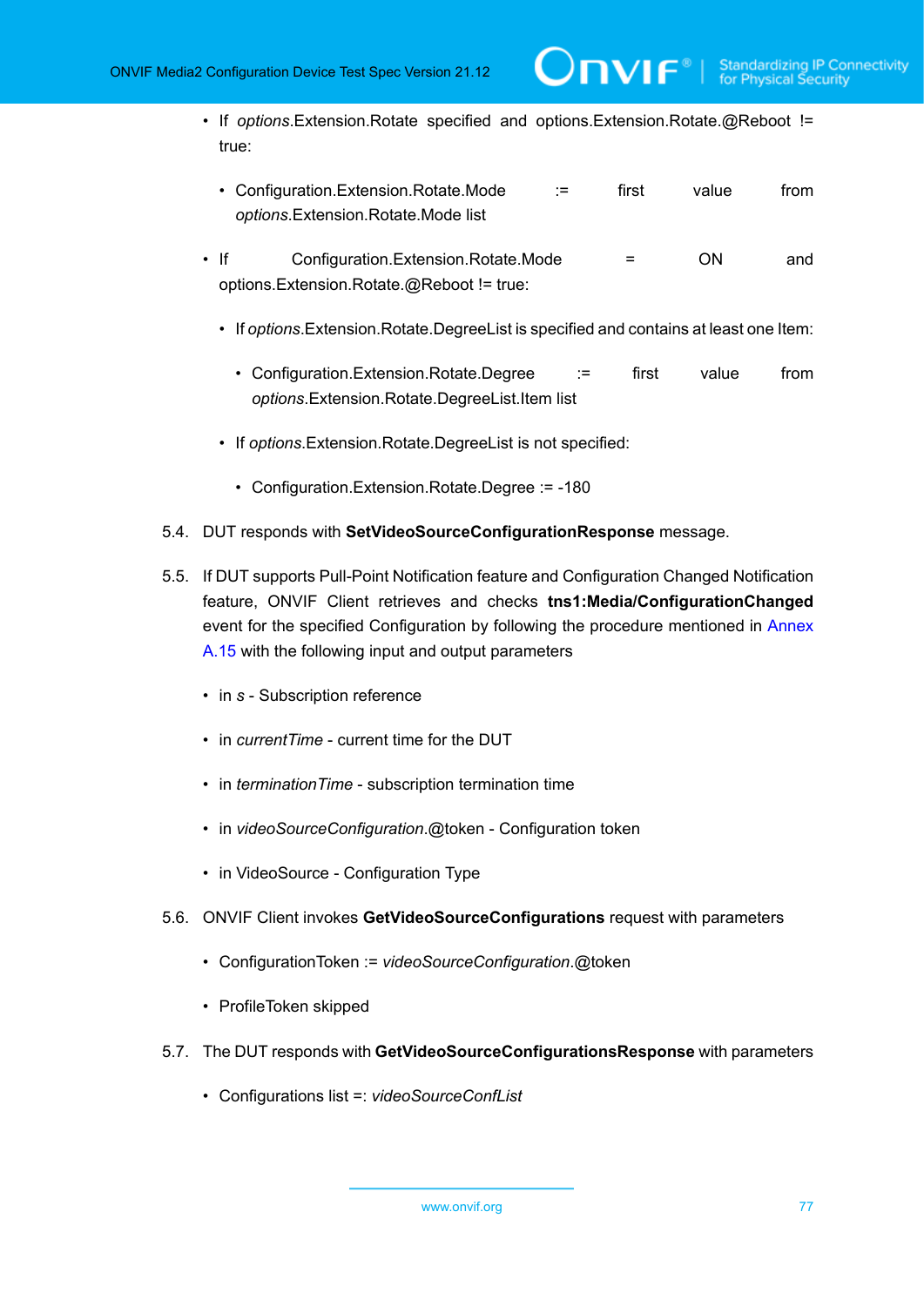- If *options*.Extension.Rotate specified and options.Extension.Rotate.@Reboot != true:
  - Configuration.Extension.Rotate.Mode := first value from *options*.Extension.Rotate.Mode list
- If Configuration.Extension.Rotate.Mode = ON and options.Extension.Rotate.@Reboot != true:
  - If *options*.Extension.Rotate.DegreeList is specified and contains at least one Item:
    - Configuration.Extension.Rotate.Degree := first value from *options*.Extension.Rotate.DegreeList.Item list
  - If *options*.Extension.Rotate.DegreeList is not specified:
    - Configuration.Extension.Rotate.Degree := -180

5.4. DUT responds with **SetVideoSourceConfigurationResponse** message.

5.5. If DUT supports Pull-Point Notification feature and Configuration Changed Notification feature, ONVIF Client retrieves and checks **tns1:Media/ConfigurationChanged** event for the specified Configuration by following the procedure mentioned in Annex A.15 with the following input and output parameters

- in *s* - Subscription reference
- in *currentTime* - current time for the DUT
- in *terminationTime* - subscription termination time
- in *videoSourceConfiguration*.@token - Configuration token
- in VideoSource - Configuration Type

5.6. ONVIF Client invokes **GetVideoSourceConfigurations** request with parameters

- ConfigurationToken := *videoSourceConfiguration*.@token
- ProfileToken skipped

5.7. The DUT responds with **GetVideoSourceConfigurationsResponse** with parameters

- Configurations list =: *videoSourceConfList*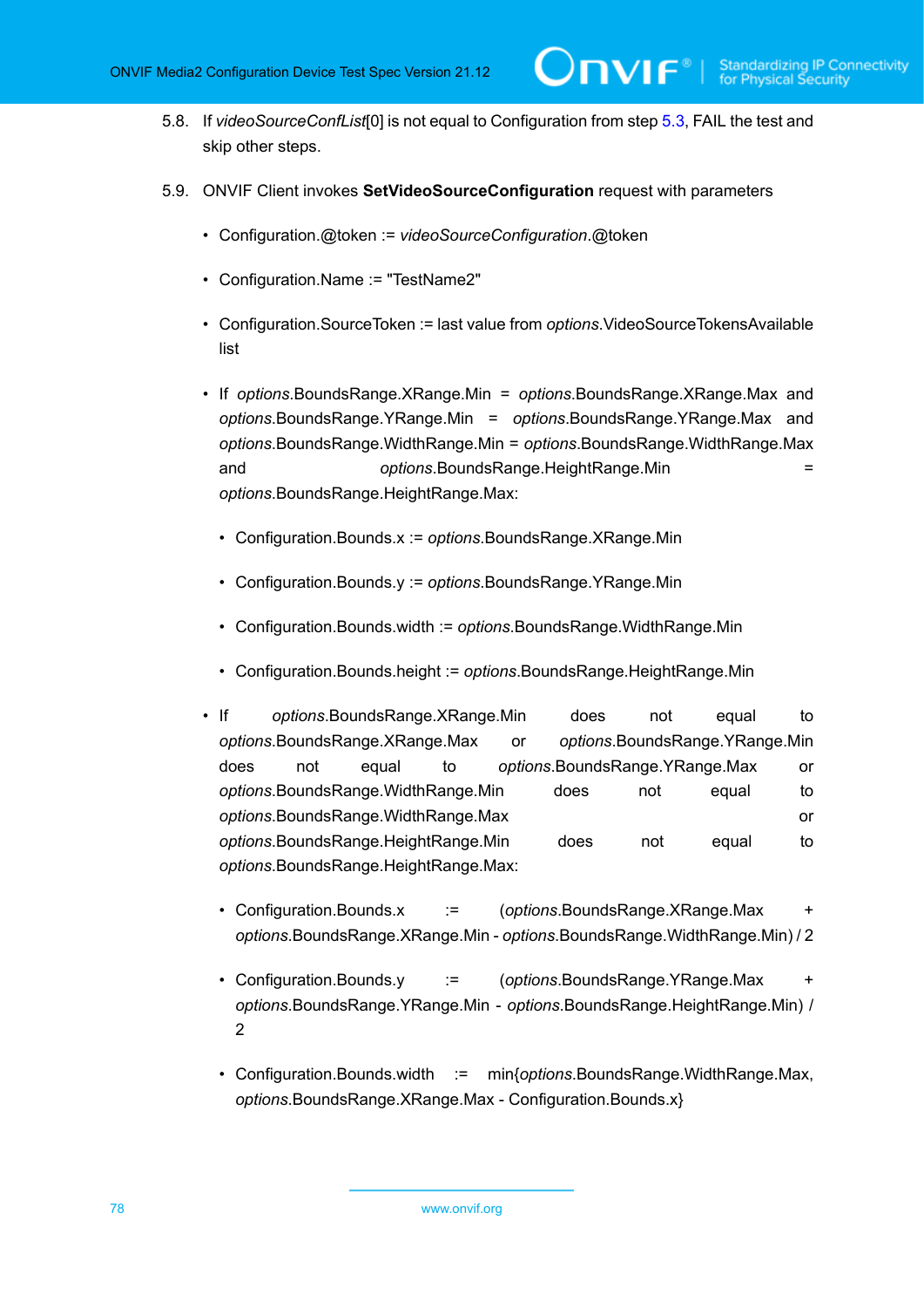5.8. If *videoSourceConfList*[0] is not equal to Configuration from step 5.3, FAIL the test and skip other steps.

5.9. ONVIF Client invokes **SetVideoSourceConfiguration** request with parameters

- Configuration.@token := *videoSourceConfiguration*.@token
- Configuration.Name := "TestName2"
- Configuration.SourceToken := last value from *options*.VideoSourceTokensAvailable list
- If *options*.BoundsRange.XRange.Min = *options*.BoundsRange.XRange.Max and *options*.BoundsRange.YRange.Min = *options*.BoundsRange.YRange.Max and *options*.BoundsRange.WidthRange.Min = *options*.BoundsRange.WidthRange.Max and *options*.BoundsRange.HeightRange.Min = *options*.BoundsRange.HeightRange.Max:
  - Configuration.Bounds.x := *options*.BoundsRange.XRange.Min
  - Configuration.Bounds.y := *options*.BoundsRange.YRange.Min
  - Configuration.Bounds.width := *options*.BoundsRange.WidthRange.Min
  - Configuration.Bounds.height := *options*.BoundsRange.HeightRange.Min
- If *options*.BoundsRange.XRange.Min does not equal to *options*.BoundsRange.XRange.Max or *options*.BoundsRange.YRange.Min does not equal to *options*.BoundsRange.YRange.Max or *options*.BoundsRange.WidthRange.Min does not equal to *options*.BoundsRange.WidthRange.Max or *options*.BoundsRange.HeightRange.Min does not equal to *options*.BoundsRange.HeightRange.Max:
  - Configuration.Bounds.x := (*options*.BoundsRange.XRange.Max + *options*.BoundsRange.XRange.Min - *options*.BoundsRange.WidthRange.Min) / 2
  - Configuration.Bounds.y := (*options*.BoundsRange.YRange.Max + *options*.BoundsRange.YRange.Min - *options*.BoundsRange.HeightRange.Min) / 2
  - Configuration.Bounds.width := min{*options*.BoundsRange.WidthRange.Max, *options*.BoundsRange.XRange.Max - Configuration.Bounds.x}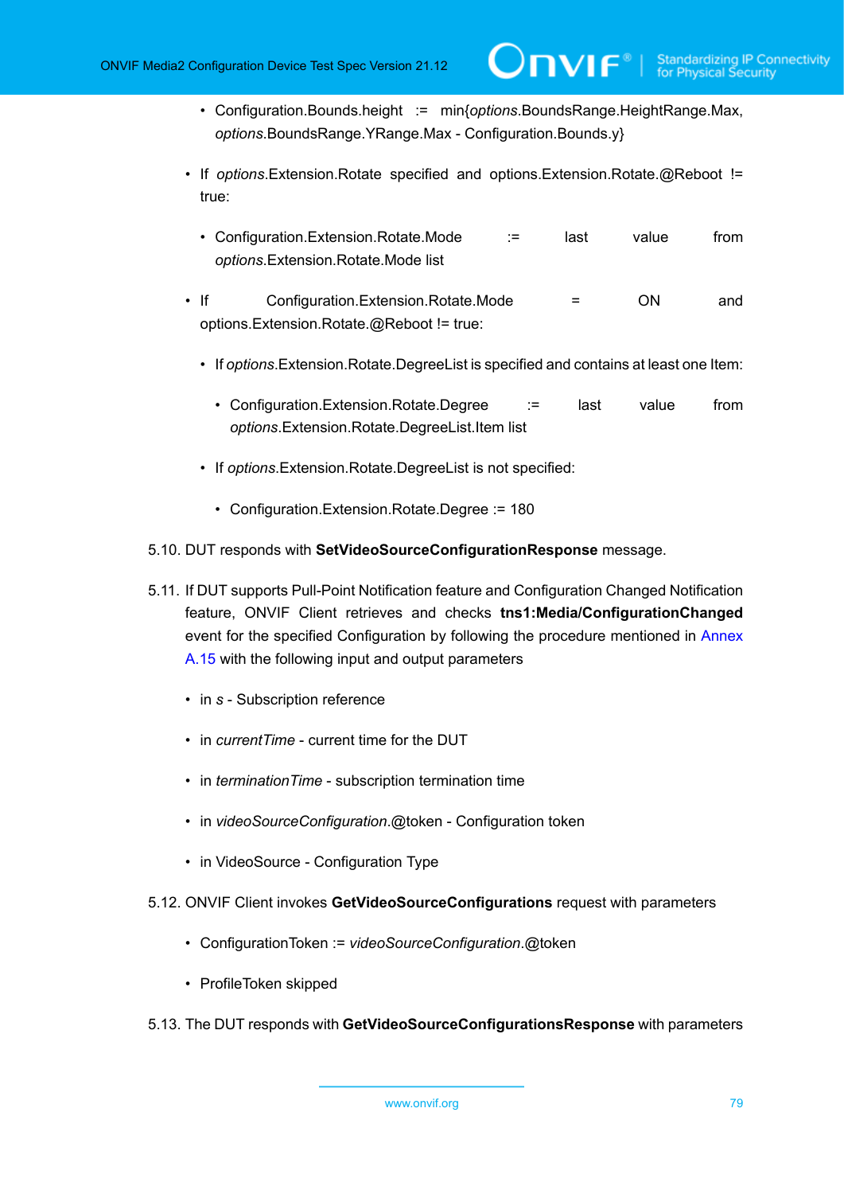- Configuration.Bounds.height := min{*options*.BoundsRange.HeightRange.Max, *options*.BoundsRange.YRange.Max - Configuration.Bounds.y}

- If *options*.Extension.Rotate specified and options.Extension.Rotate.@Reboot != true:

   - Configuration.Extension.Rotate.Mode := last value from *options*.Extension.Rotate.Mode list

- If Configuration.Extension.Rotate.Mode = ON and options.Extension.Rotate.@Reboot != true:

   - If *options*.Extension.Rotate.DegreeList is specified and contains at least one Item:

      - Configuration.Extension.Rotate.Degree := last value from *options*.Extension.Rotate.DegreeList.Item list

   - If *options*.Extension.Rotate.DegreeList is not specified:

      - Configuration.Extension.Rotate.Degree := 180

5.10. DUT responds with **SetVideoSourceConfigurationResponse** message.

5.11. If DUT supports Pull-Point Notification feature and Configuration Changed Notification feature, ONVIF Client retrieves and checks **tns1:Media/ConfigurationChanged** event for the specified Configuration by following the procedure mentioned in Annex A.15 with the following input and output parameters

- in *s* - Subscription reference
- in *currentTime* - current time for the DUT
- in *terminationTime* - subscription termination time
- in *videoSourceConfiguration*.@token - Configuration token
- in VideoSource - Configuration Type

5.12. ONVIF Client invokes **GetVideoSourceConfigurations** request with parameters

- ConfigurationToken := *videoSourceConfiguration*.@token
- ProfileToken skipped

5.13. The DUT responds with **GetVideoSourceConfigurationsResponse** with parameters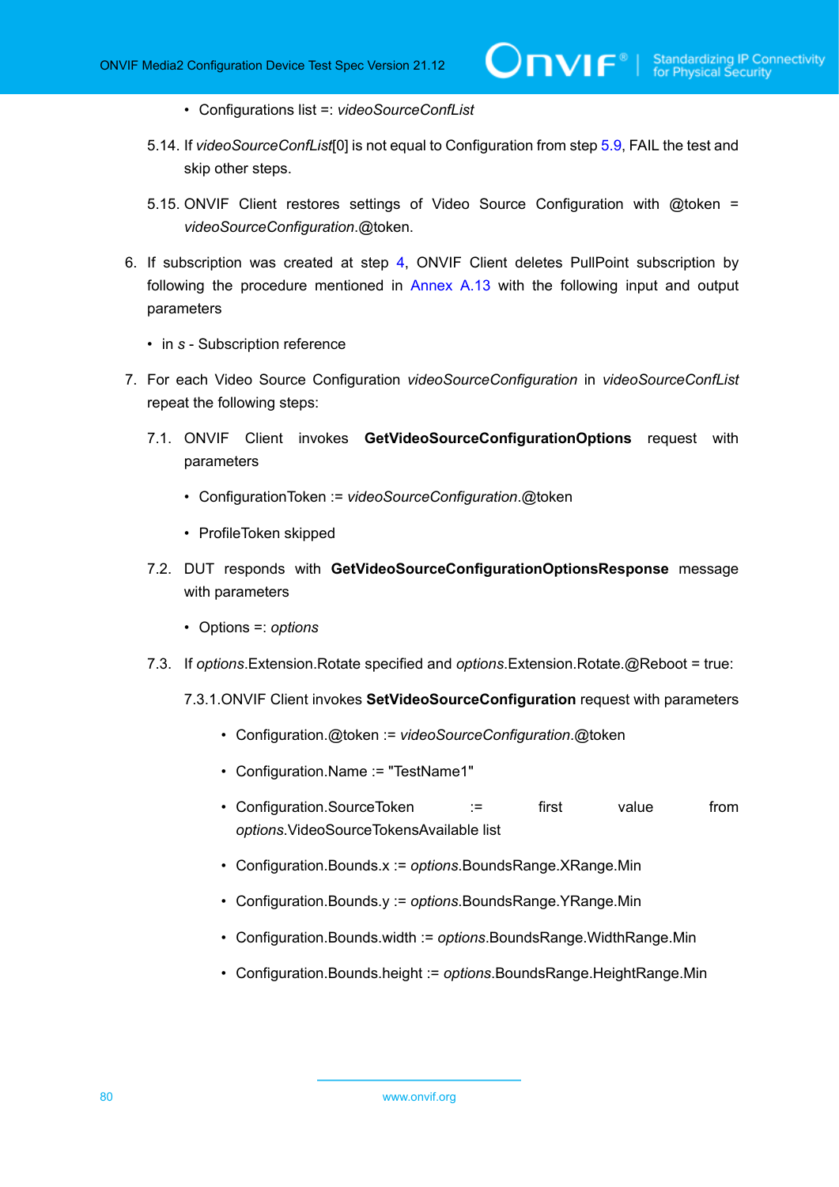- Configurations list =: *videoSourceConfList*

5.14. If *videoSourceConfList*[0] is not equal to Configuration from step 5.9, FAIL the test and skip other steps.

5.15. ONVIF Client restores settings of Video Source Configuration with @token = *videoSourceConfiguration*.@token.

6. If subscription was created at step 4, ONVIF Client deletes PullPoint subscription by following the procedure mentioned in Annex A.13 with the following input and output parameters

   - in *s* - Subscription reference

7. For each Video Source Configuration *videoSourceConfiguration* in *videoSourceConfList* repeat the following steps:

   7.1. ONVIF Client invokes **GetVideoSourceConfigurationOptions** request with parameters

   - ConfigurationToken := *videoSourceConfiguration*.@token
   - ProfileToken skipped

   7.2. DUT responds with **GetVideoSourceConfigurationOptionsResponse** message with parameters

   - Options =: *options*

   7.3. If *options*.Extension.Rotate specified and *options*.Extension.Rotate.@Reboot = true:

   7.3.1. ONVIF Client invokes **SetVideoSourceConfiguration** request with parameters

   - Configuration.@token := *videoSourceConfiguration*.@token
   - Configuration.Name := "TestName1"
   - Configuration.SourceToken := first value from *options*.VideoSourceTokensAvailable list
   - Configuration.Bounds.x := *options*.BoundsRange.XRange.Min
   - Configuration.Bounds.y := *options*.BoundsRange.YRange.Min
   - Configuration.Bounds.width := *options*.BoundsRange.WidthRange.Min
   - Configuration.Bounds.height := *options*.BoundsRange.HeightRange.Min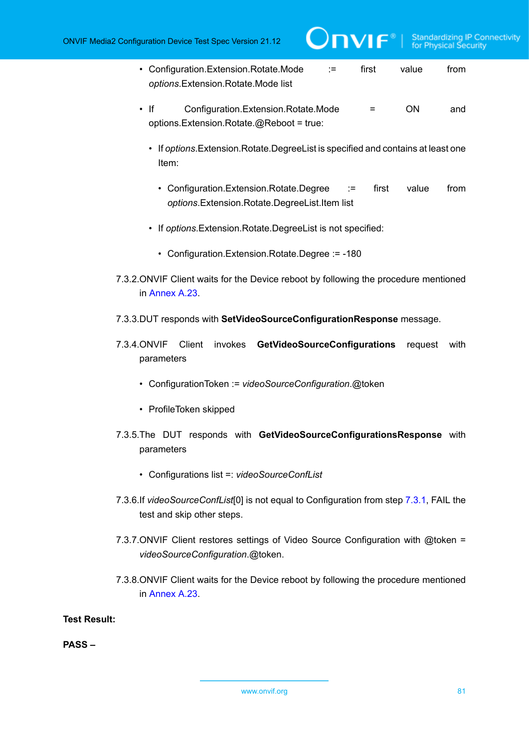- Configuration.Extension.Rotate.Mode := first value from *options*.Extension.Rotate.Mode list
- If Configuration.Extension.Rotate.Mode = ON and options.Extension.Rotate.@Reboot = true:
  - If *options*.Extension.Rotate.DegreeList is specified and contains at least one Item:
    - Configuration.Extension.Rotate.Degree := first value from *options*.Extension.Rotate.DegreeList.Item list
  - If *options*.Extension.Rotate.DegreeList is not specified:
    - Configuration.Extension.Rotate.Degree := -180

7.3.2. ONVIF Client waits for the Device reboot by following the procedure mentioned in Annex A.23.

7.3.3. DUT responds with **SetVideoSourceConfigurationResponse** message.

7.3.4. ONVIF Client invokes **GetVideoSourceConfigurations** request with parameters

- ConfigurationToken := *videoSourceConfiguration*.@token
- ProfileToken skipped

7.3.5. The DUT responds with **GetVideoSourceConfigurationsResponse** with parameters

- Configurations list =: *videoSourceConfList*

7.3.6. If *videoSourceConfList*[0] is not equal to Configuration from step 7.3.1, FAIL the test and skip other steps.

7.3.7. ONVIF Client restores settings of Video Source Configuration with @token = *videoSourceConfiguration*.@token.

7.3.8. ONVIF Client waits for the Device reboot by following the procedure mentioned in Annex A.23.

**Test Result:**

**PASS –**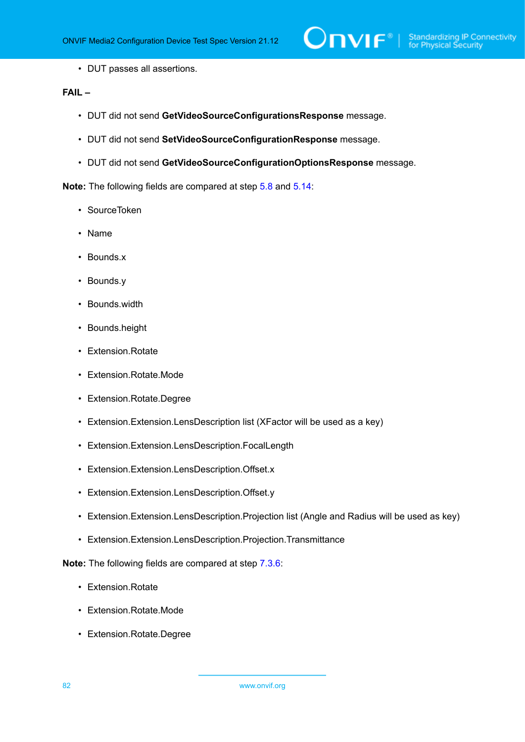- DUT passes all assertions.

**FAIL –**

- DUT did not send **GetVideoSourceConfigurationsResponse** message.
- DUT did not send **SetVideoSourceConfigurationResponse** message.
- DUT did not send **GetVideoSourceConfigurationOptionsResponse** message.

**Note:** The following fields are compared at step 5.8 and 5.14:

- SourceToken
- Name
- Bounds.x
- Bounds.y
- Bounds.width
- Bounds.height
- Extension.Rotate
- Extension.Rotate.Mode
- Extension.Rotate.Degree
- Extension.Extension.LensDescription list (XFactor will be used as a key)
- Extension.Extension.LensDescription.FocalLength
- Extension.Extension.LensDescription.Offset.x
- Extension.Extension.LensDescription.Offset.y
- Extension.Extension.LensDescription.Projection list (Angle and Radius will be used as key)
- Extension.Extension.LensDescription.Projection.Transmittance

**Note:** The following fields are compared at step 7.3.6:

- Extension.Rotate
- Extension.Rotate.Mode
- Extension.Rotate.Degree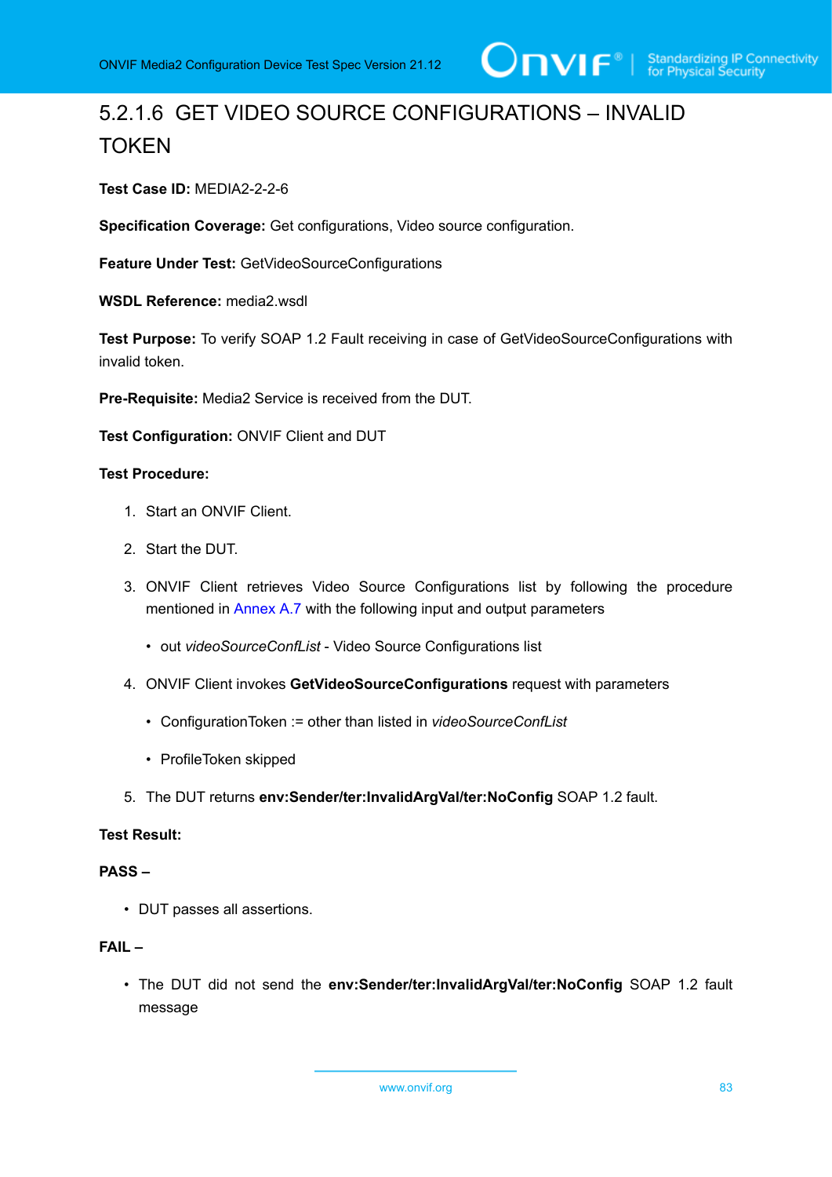### 5.2.1.6 GET VIDEO SOURCE CONFIGURATIONS – INVALID TOKEN

**Test Case ID:** MEDIA2-2-2-6

**Specification Coverage:** Get configurations, Video source configuration.

**Feature Under Test:** GetVideoSourceConfigurations

**WSDL Reference:** media2.wsdl

**Test Purpose:** To verify SOAP 1.2 Fault receiving in case of GetVideoSourceConfigurations with invalid token.

**Pre-Requisite:** Media2 Service is received from the DUT.

**Test Configuration:** ONVIF Client and DUT

**Test Procedure:**

1. Start an ONVIF Client.
2. Start the DUT.
3. ONVIF Client retrieves Video Source Configurations list by following the procedure mentioned in Annex A.7 with the following input and output parameters
   - out *videoSourceConfList* - Video Source Configurations list
4. ONVIF Client invokes **GetVideoSourceConfigurations** request with parameters
   - ConfigurationToken := other than listed in *videoSourceConfList*
   - ProfileToken skipped
5. The DUT returns **env:Sender/ter:InvalidArgVal/ter:NoConfig** SOAP 1.2 fault.

**Test Result:**

**PASS –**

- DUT passes all assertions.

**FAIL –**

- The DUT did not send the **env:Sender/ter:InvalidArgVal/ter:NoConfig** SOAP 1.2 fault message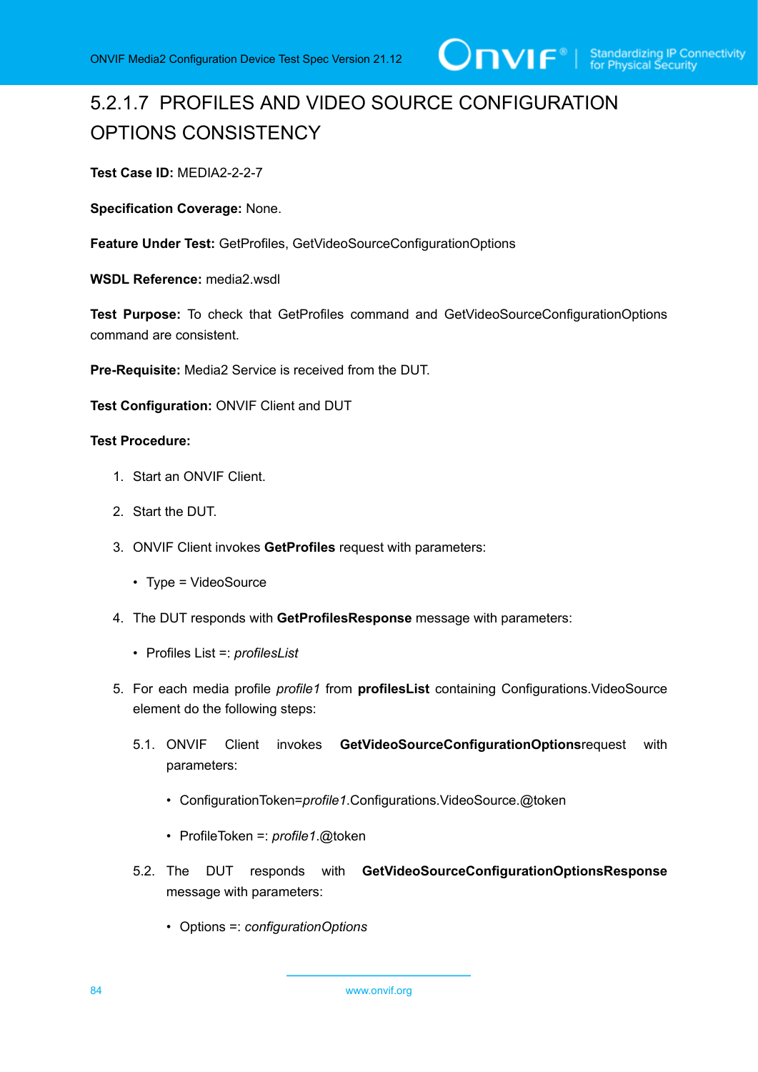### 5.2.1.7 PROFILES AND VIDEO SOURCE CONFIGURATION OPTIONS CONSISTENCY

**Test Case ID:** MEDIA2-2-2-7

**Specification Coverage:** None.

**Feature Under Test:** GetProfiles, GetVideoSourceConfigurationOptions

**WSDL Reference:** media2.wsdl

**Test Purpose:** To check that GetProfiles command and GetVideoSourceConfigurationOptions command are consistent.

**Pre-Requisite:** Media2 Service is received from the DUT.

**Test Configuration:** ONVIF Client and DUT

**Test Procedure:**

1. Start an ONVIF Client.
2. Start the DUT.
3. ONVIF Client invokes **GetProfiles** request with parameters:
   - Type = VideoSource
4. The DUT responds with **GetProfilesResponse** message with parameters:
   - Profiles List =: *profilesList*
5. For each media profile *profile1* from **profilesList** containing Configurations.VideoSource element do the following steps:
   5.1. ONVIF Client invokes **GetVideoSourceConfigurationOptions**request with parameters:
      - ConfigurationToken=*profile1*.Configurations.VideoSource.@token
      - ProfileToken =: *profile1*.@token

   5.2. The DUT responds with **GetVideoSourceConfigurationOptionsResponse** message with parameters:
      - Options =: *configurationOptions*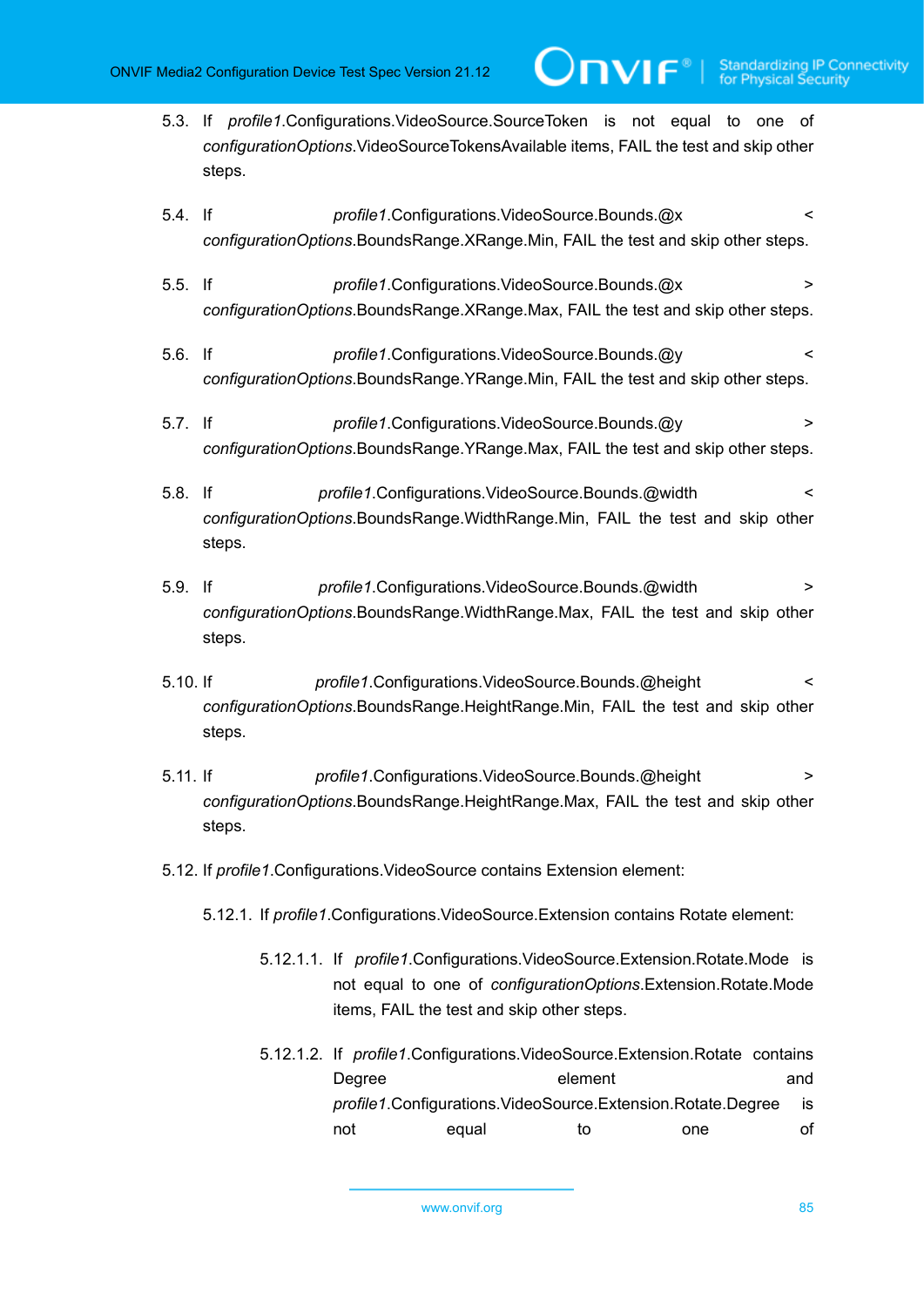5.3. If *profile1*.Configurations.VideoSource.SourceToken is not equal to one of *configurationOptions*.VideoSourceTokensAvailable items, FAIL the test and skip other steps.

5.4. If *profile1*.Configurations.VideoSource.Bounds.@x < *configurationOptions*.BoundsRange.XRange.Min, FAIL the test and skip other steps.

5.5. If *profile1*.Configurations.VideoSource.Bounds.@x > *configurationOptions*.BoundsRange.XRange.Max, FAIL the test and skip other steps.

5.6. If *profile1*.Configurations.VideoSource.Bounds.@y < *configurationOptions*.BoundsRange.YRange.Min, FAIL the test and skip other steps.

5.7. If *profile1*.Configurations.VideoSource.Bounds.@y > *configurationOptions*.BoundsRange.YRange.Max, FAIL the test and skip other steps.

5.8. If *profile1*.Configurations.VideoSource.Bounds.@width < *configurationOptions*.BoundsRange.WidthRange.Min, FAIL the test and skip other steps.

5.9. If *profile1*.Configurations.VideoSource.Bounds.@width > *configurationOptions*.BoundsRange.WidthRange.Max, FAIL the test and skip other steps.

5.10. If *profile1*.Configurations.VideoSource.Bounds.@height < *configurationOptions*.BoundsRange.HeightRange.Min, FAIL the test and skip other steps.

5.11. If *profile1*.Configurations.VideoSource.Bounds.@height > *configurationOptions*.BoundsRange.HeightRange.Max, FAIL the test and skip other steps.

5.12. If *profile1*.Configurations.VideoSource contains Extension element:

5.12.1. If *profile1*.Configurations.VideoSource.Extension contains Rotate element:

5.12.1.1. If *profile1*.Configurations.VideoSource.Extension.Rotate.Mode is not equal to one of *configurationOptions*.Extension.Rotate.Mode items, FAIL the test and skip other steps.

5.12.1.2. If *profile1*.Configurations.VideoSource.Extension.Rotate contains Degree element and *profile1*.Configurations.VideoSource.Extension.Rotate.Degree is not equal to one of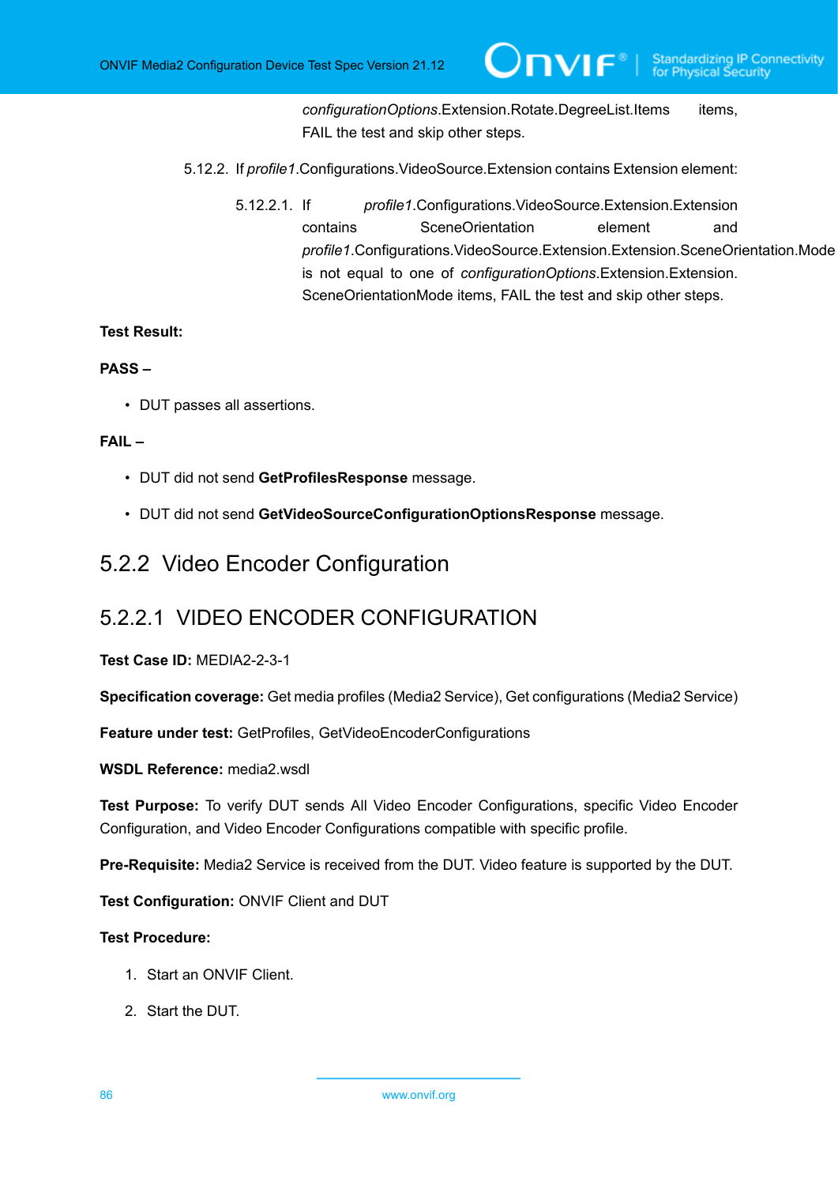*configurationOptions*.Extension.Rotate.DegreeList.Items items, FAIL the test and skip other steps.

5.12.2. If *profile1*.Configurations.VideoSource.Extension contains Extension element:

5.12.2.1. If *profile1*.Configurations.VideoSource.Extension.Extension contains SceneOrientation element and *profile1*.Configurations.VideoSource.Extension.Extension.SceneOrientation.Mode is not equal to one of *configurationOptions*.Extension.Extension. SceneOrientationMode items, FAIL the test and skip other steps.

**Test Result:**

**PASS –**

- DUT passes all assertions.

**FAIL –**

- DUT did not send **GetProfilesResponse** message.
- DUT did not send **GetVideoSourceConfigurationOptionsResponse** message.

## 5.2.2 Video Encoder Configuration

### 5.2.2.1 VIDEO ENCODER CONFIGURATION

**Test Case ID:** MEDIA2-2-3-1

**Specification coverage:** Get media profiles (Media2 Service), Get configurations (Media2 Service)

**Feature under test:** GetProfiles, GetVideoEncoderConfigurations

**WSDL Reference:** media2.wsdl

**Test Purpose:** To verify DUT sends All Video Encoder Configurations, specific Video Encoder Configuration, and Video Encoder Configurations compatible with specific profile.

**Pre-Requisite:** Media2 Service is received from the DUT. Video feature is supported by the DUT.

**Test Configuration:** ONVIF Client and DUT

**Test Procedure:**

1. Start an ONVIF Client.
2. Start the DUT.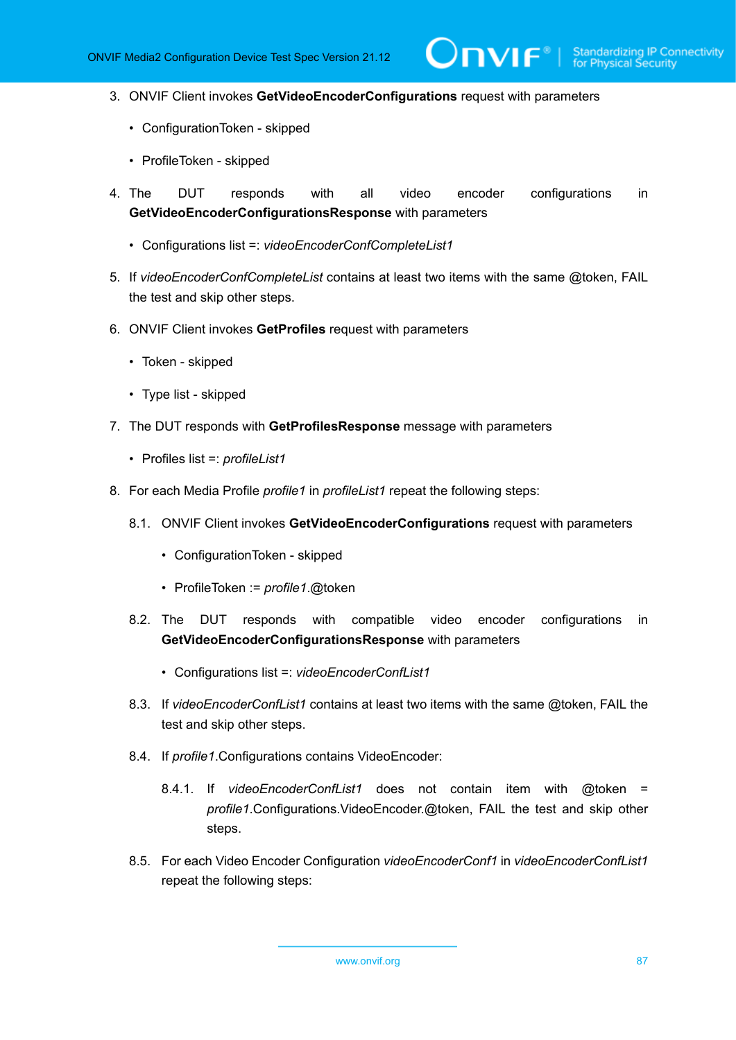3. ONVIF Client invokes **GetVideoEncoderConfigurations** request with parameters

   - ConfigurationToken - skipped
   - ProfileToken - skipped

4. The DUT responds with all video encoder configurations in **GetVideoEncoderConfigurationsResponse** with parameters

   - Configurations list =: *videoEncoderConfCompleteList1*

5. If *videoEncoderConfCompleteList* contains at least two items with the same @token, FAIL the test and skip other steps.

6. ONVIF Client invokes **GetProfiles** request with parameters

   - Token - skipped
   - Type list - skipped

7. The DUT responds with **GetProfilesResponse** message with parameters

   - Profiles list =: *profileList1*

8. For each Media Profile *profile1* in *profileList1* repeat the following steps:

   8.1. ONVIF Client invokes **GetVideoEncoderConfigurations** request with parameters

   - ConfigurationToken - skipped
   - ProfileToken := *profile1*.@token

   8.2. The DUT responds with compatible video encoder configurations in **GetVideoEncoderConfigurationsResponse** with parameters

   - Configurations list =: *videoEncoderConfList1*

   8.3. If *videoEncoderConfList1* contains at least two items with the same @token, FAIL the test and skip other steps.

   8.4. If *profile1*.Configurations contains VideoEncoder:

   8.4.1. If *videoEncoderConfList1* does not contain item with @token = *profile1*.Configurations.VideoEncoder.@token, FAIL the test and skip other steps.

   8.5. For each Video Encoder Configuration *videoEncoderConf1* in *videoEncoderConfList1* repeat the following steps: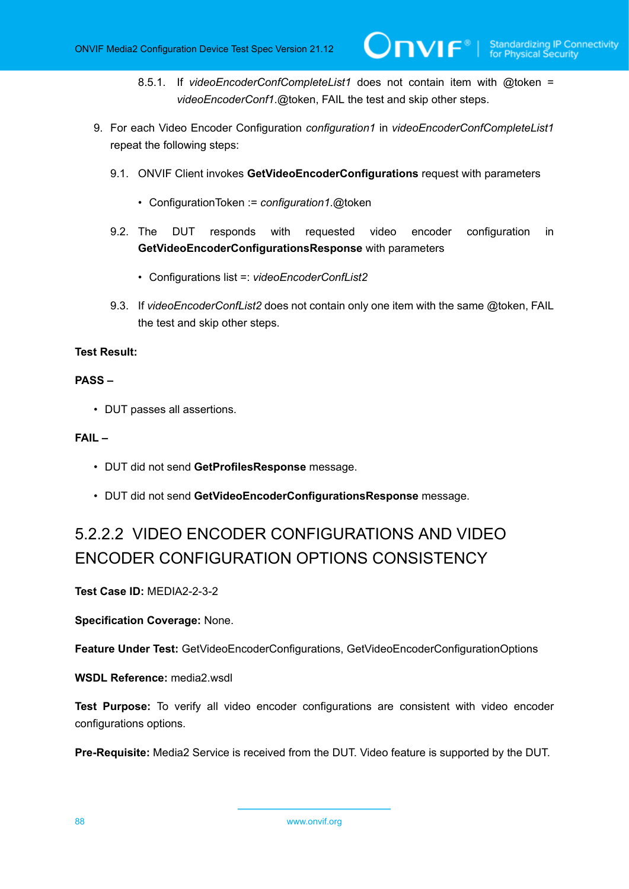8.5.1. If *videoEncoderConfCompleteList1* does not contain item with @token = *videoEncoderConf1*.@token, FAIL the test and skip other steps.

9. For each Video Encoder Configuration *configuration1* in *videoEncoderConfCompleteList1* repeat the following steps:

   9.1. ONVIF Client invokes **GetVideoEncoderConfigurations** request with parameters

   - ConfigurationToken := *configuration1*.@token

   9.2. The DUT responds with requested video encoder configuration in **GetVideoEncoderConfigurationsResponse** with parameters

   - Configurations list =: *videoEncoderConfList2*

   9.3. If *videoEncoderConfList2* does not contain only one item with the same @token, FAIL the test and skip other steps.

**Test Result:**

**PASS –**

- DUT passes all assertions.

**FAIL –**

- DUT did not send **GetProfilesResponse** message.
- DUT did not send **GetVideoEncoderConfigurationsResponse** message.

### 5.2.2.2 VIDEO ENCODER CONFIGURATIONS AND VIDEO ENCODER CONFIGURATION OPTIONS CONSISTENCY

**Test Case ID:** MEDIA2-2-3-2

**Specification Coverage:** None.

**Feature Under Test:** GetVideoEncoderConfigurations, GetVideoEncoderConfigurationOptions

**WSDL Reference:** media2.wsdl

**Test Purpose:** To verify all video encoder configurations are consistent with video encoder configurations options.

**Pre-Requisite:** Media2 Service is received from the DUT. Video feature is supported by the DUT.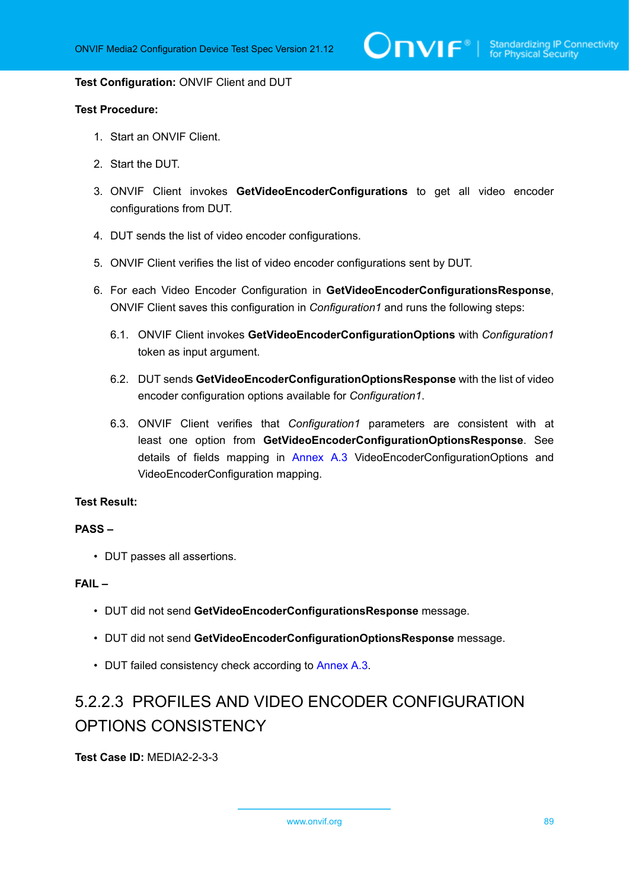**Test Configuration:** ONVIF Client and DUT

**Test Procedure:**

1. Start an ONVIF Client.
2. Start the DUT.
3. ONVIF Client invokes **GetVideoEncoderConfigurations** to get all video encoder configurations from DUT.
4. DUT sends the list of video encoder configurations.
5. ONVIF Client verifies the list of video encoder configurations sent by DUT.
6. For each Video Encoder Configuration in **GetVideoEncoderConfigurationsResponse**, ONVIF Client saves this configuration in *Configuration1* and runs the following steps:

    6.1. ONVIF Client invokes **GetVideoEncoderConfigurationOptions** with *Configuration1* token as input argument.

    6.2. DUT sends **GetVideoEncoderConfigurationOptionsResponse** with the list of video encoder configuration options available for *Configuration1*.

    6.3. ONVIF Client verifies that *Configuration1* parameters are consistent with at least one option from **GetVideoEncoderConfigurationOptionsResponse**. See details of fields mapping in Annex A.3 VideoEncoderConfigurationOptions and VideoEncoderConfiguration mapping.

**Test Result:**

**PASS –**

- DUT passes all assertions.

**FAIL –**

- DUT did not send **GetVideoEncoderConfigurationsResponse** message.
- DUT did not send **GetVideoEncoderConfigurationOptionsResponse** message.
- DUT failed consistency check according to Annex A.3.

### 5.2.2.3 PROFILES AND VIDEO ENCODER CONFIGURATION OPTIONS CONSISTENCY

**Test Case ID:** MEDIA2-2-3-3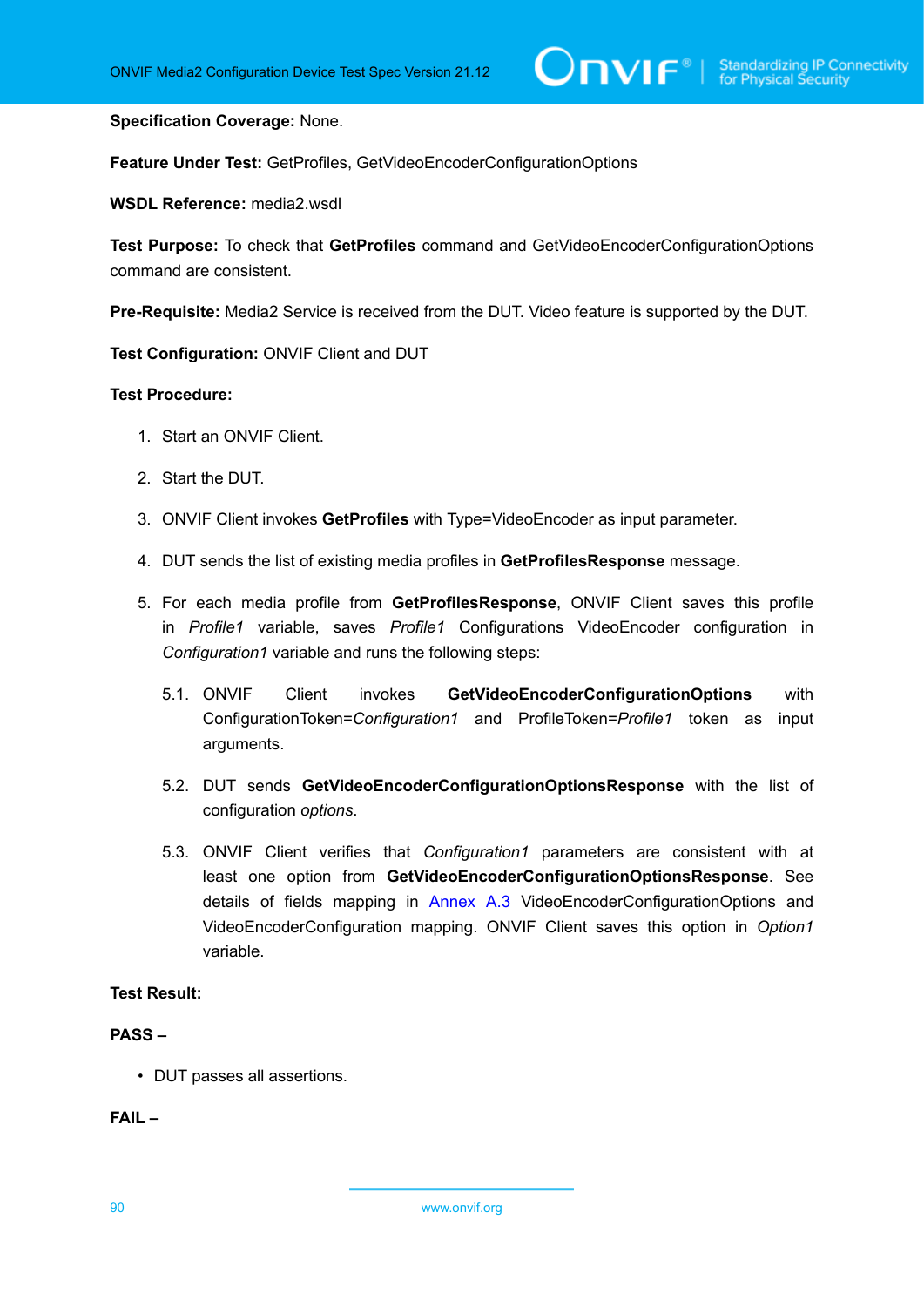**Specification Coverage:** None.

**Feature Under Test:** GetProfiles, GetVideoEncoderConfigurationOptions

**WSDL Reference:** media2.wsdl

**Test Purpose:** To check that **GetProfiles** command and GetVideoEncoderConfigurationOptions command are consistent.

**Pre-Requisite:** Media2 Service is received from the DUT. Video feature is supported by the DUT.

**Test Configuration:** ONVIF Client and DUT

**Test Procedure:**

1. Start an ONVIF Client.
2. Start the DUT.
3. ONVIF Client invokes **GetProfiles** with Type=VideoEncoder as input parameter.
4. DUT sends the list of existing media profiles in **GetProfilesResponse** message.
5. For each media profile from **GetProfilesResponse**, ONVIF Client saves this profile in *Profile1* variable, saves *Profile1* Configurations VideoEncoder configuration in *Configuration1* variable and runs the following steps:

   5.1. ONVIF Client invokes **GetVideoEncoderConfigurationOptions** with ConfigurationToken=*Configuration1* and ProfileToken=*Profile1* token as input arguments.

   5.2. DUT sends **GetVideoEncoderConfigurationOptionsResponse** with the list of configuration *options*.

   5.3. ONVIF Client verifies that *Configuration1* parameters are consistent with at least one option from **GetVideoEncoderConfigurationOptionsResponse**. See details of fields mapping in Annex A.3 VideoEncoderConfigurationOptions and VideoEncoderConfiguration mapping. ONVIF Client saves this option in *Option1* variable.

**Test Result:**

**PASS –**

- DUT passes all assertions.

**FAIL –**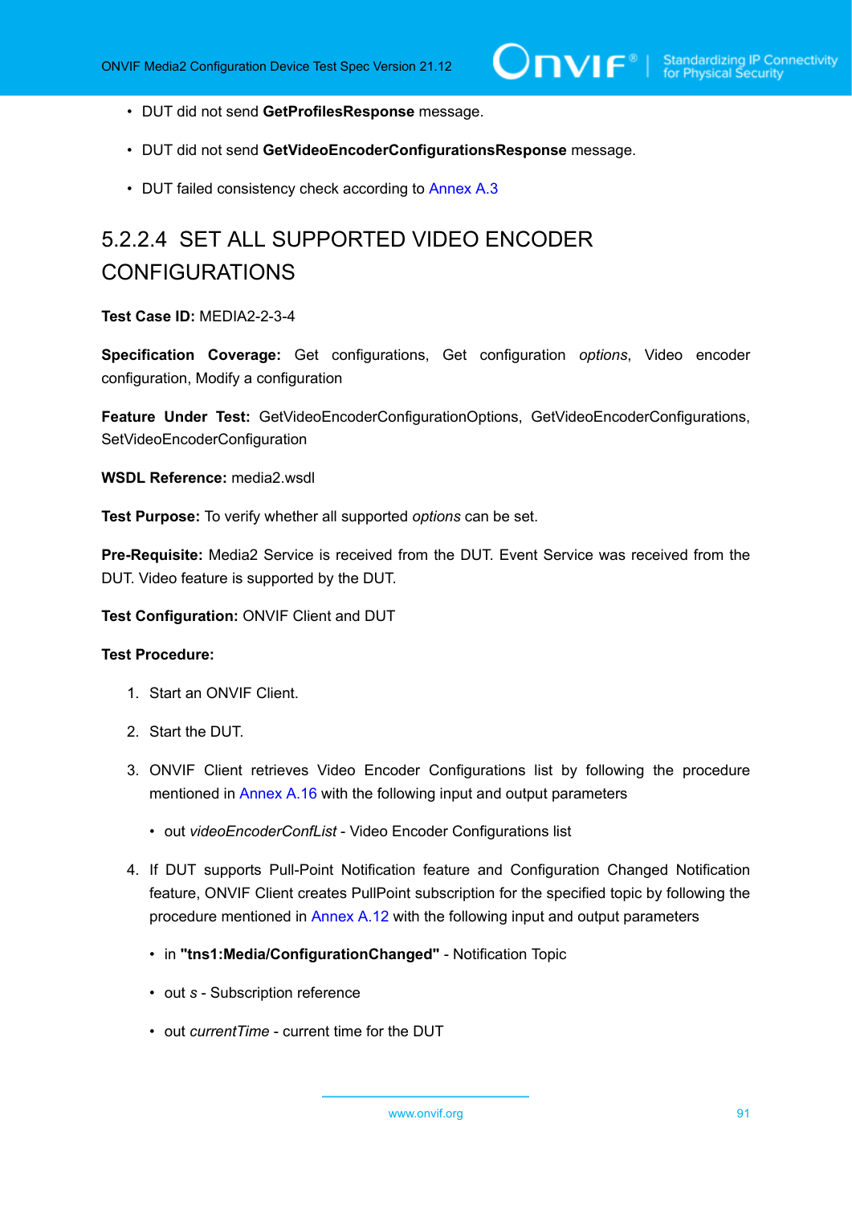- DUT did not send **GetProfilesResponse** message.
- DUT did not send **GetVideoEncoderConfigurationsResponse** message.
- DUT failed consistency check according to Annex A.3

#### 5.2.2.4 SET ALL SUPPORTED VIDEO ENCODER CONFIGURATIONS

**Test Case ID:** MEDIA2-2-3-4

**Specification Coverage:** Get configurations, Get configuration *options*, Video encoder configuration, Modify a configuration

**Feature Under Test:** GetVideoEncoderConfigurationOptions, GetVideoEncoderConfigurations, SetVideoEncoderConfiguration

**WSDL Reference:** media2.wsdl

**Test Purpose:** To verify whether all supported *options* can be set.

**Pre-Requisite:** Media2 Service is received from the DUT. Event Service was received from the DUT. Video feature is supported by the DUT.

**Test Configuration:** ONVIF Client and DUT

**Test Procedure:**

1. Start an ONVIF Client.
2. Start the DUT.
3. ONVIF Client retrieves Video Encoder Configurations list by following the procedure mentioned in Annex A.16 with the following input and output parameters
   - out *videoEncoderConfList* - Video Encoder Configurations list
4. If DUT supports Pull-Point Notification feature and Configuration Changed Notification feature, ONVIF Client creates PullPoint subscription for the specified topic by following the procedure mentioned in Annex A.12 with the following input and output parameters
   - in **"tns1:Media/ConfigurationChanged"** - Notification Topic
   - out *s* - Subscription reference
   - out *currentTime* - current time for the DUT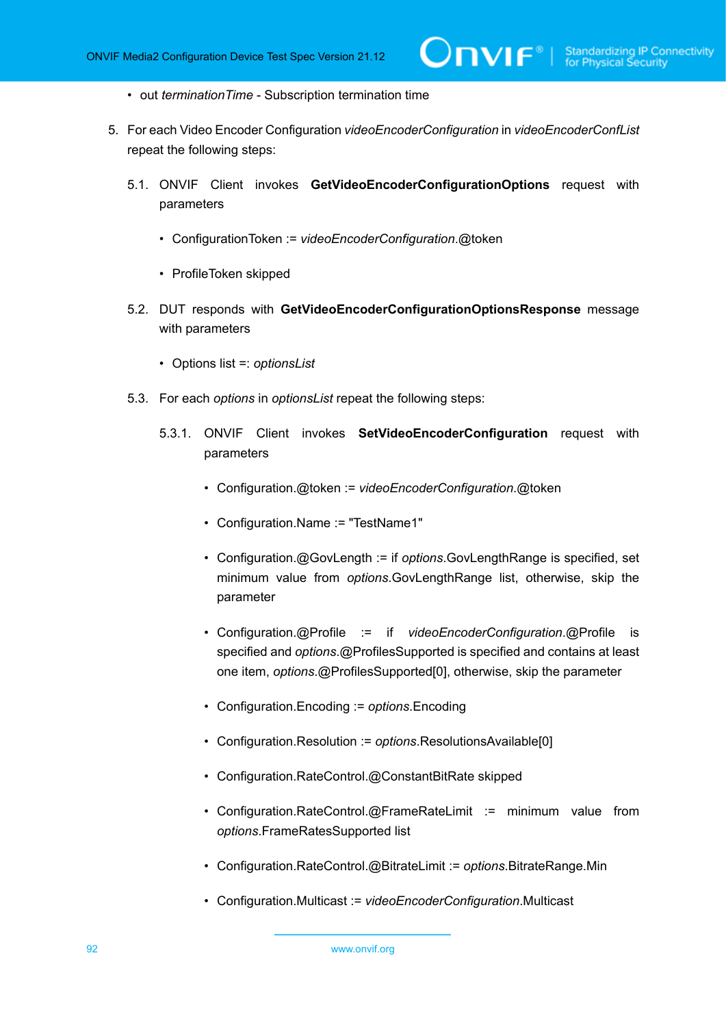- out *terminationTime* - Subscription termination time

5. For each Video Encoder Configuration *videoEncoderConfiguration* in *videoEncoderConfList* repeat the following steps:

   5.1. ONVIF Client invokes **GetVideoEncoderConfigurationOptions** request with parameters

   - ConfigurationToken := *videoEncoderConfiguration*.@token
   - ProfileToken skipped

   5.2. DUT responds with **GetVideoEncoderConfigurationOptionsResponse** message with parameters

   - Options list =: *optionsList*

   5.3. For each *options* in *optionsList* repeat the following steps:

   5.3.1. ONVIF Client invokes **SetVideoEncoderConfiguration** request with parameters

   - Configuration.@token := *videoEncoderConfiguration*.@token
   - Configuration.Name := "TestName1"
   - Configuration.@GovLength := if *options*.GovLengthRange is specified, set minimum value from *options*.GovLengthRange list, otherwise, skip the parameter
   - Configuration.@Profile := if *videoEncoderConfiguration*.@Profile is specified and *options*.@ProfilesSupported is specified and contains at least one item, *options*.@ProfilesSupported[0], otherwise, skip the parameter
   - Configuration.Encoding := *options*.Encoding
   - Configuration.Resolution := *options*.ResolutionsAvailable[0]
   - Configuration.RateControl.@ConstantBitRate skipped
   - Configuration.RateControl.@FrameRateLimit := minimum value from *options*.FrameRatesSupported list
   - Configuration.RateControl.@BitrateLimit := *options*.BitrateRange.Min
   - Configuration.Multicast := *videoEncoderConfiguration*.Multicast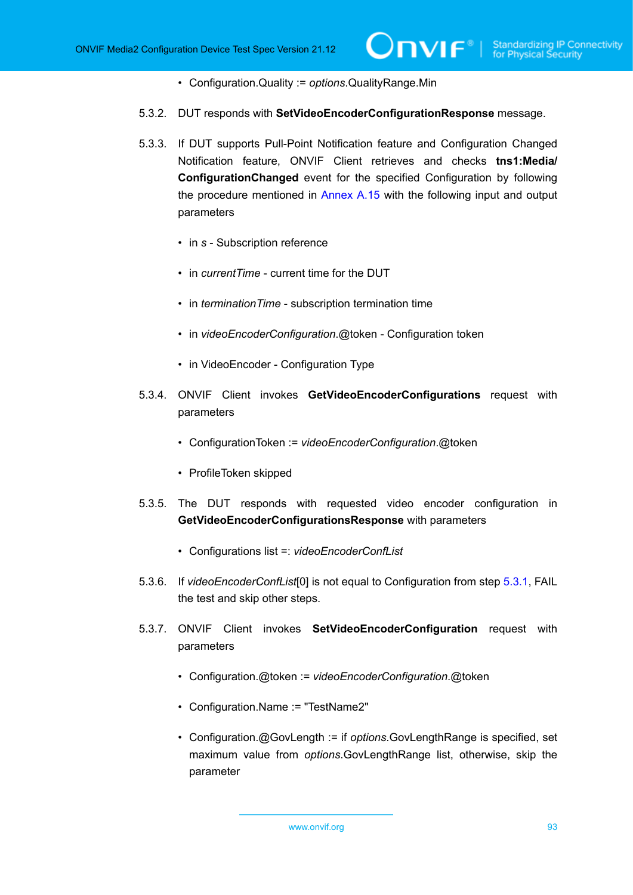- Configuration.Quality := *options*.QualityRange.Min

5.3.2. DUT responds with **SetVideoEncoderConfigurationResponse** message.

5.3.3. If DUT supports Pull-Point Notification feature and Configuration Changed Notification feature, ONVIF Client retrieves and checks **tns1:Media/ConfigurationChanged** event for the specified Configuration by following the procedure mentioned in Annex A.15 with the following input and output parameters

- in *s* - Subscription reference
- in *currentTime* - current time for the DUT
- in *terminationTime* - subscription termination time
- in *videoEncoderConfiguration*.@token - Configuration token
- in VideoEncoder - Configuration Type

5.3.4. ONVIF Client invokes **GetVideoEncoderConfigurations** request with parameters

- ConfigurationToken := *videoEncoderConfiguration*.@token
- ProfileToken skipped

5.3.5. The DUT responds with requested video encoder configuration in **GetVideoEncoderConfigurationsResponse** with parameters

- Configurations list =: *videoEncoderConfList*

5.3.6. If *videoEncoderConfList*[0] is not equal to Configuration from step 5.3.1, FAIL the test and skip other steps.

5.3.7. ONVIF Client invokes **SetVideoEncoderConfiguration** request with parameters

- Configuration.@token := *videoEncoderConfiguration*.@token
- Configuration.Name := "TestName2"
- Configuration.@GovLength := if *options*.GovLengthRange is specified, set maximum value from *options*.GovLengthRange list, otherwise, skip the parameter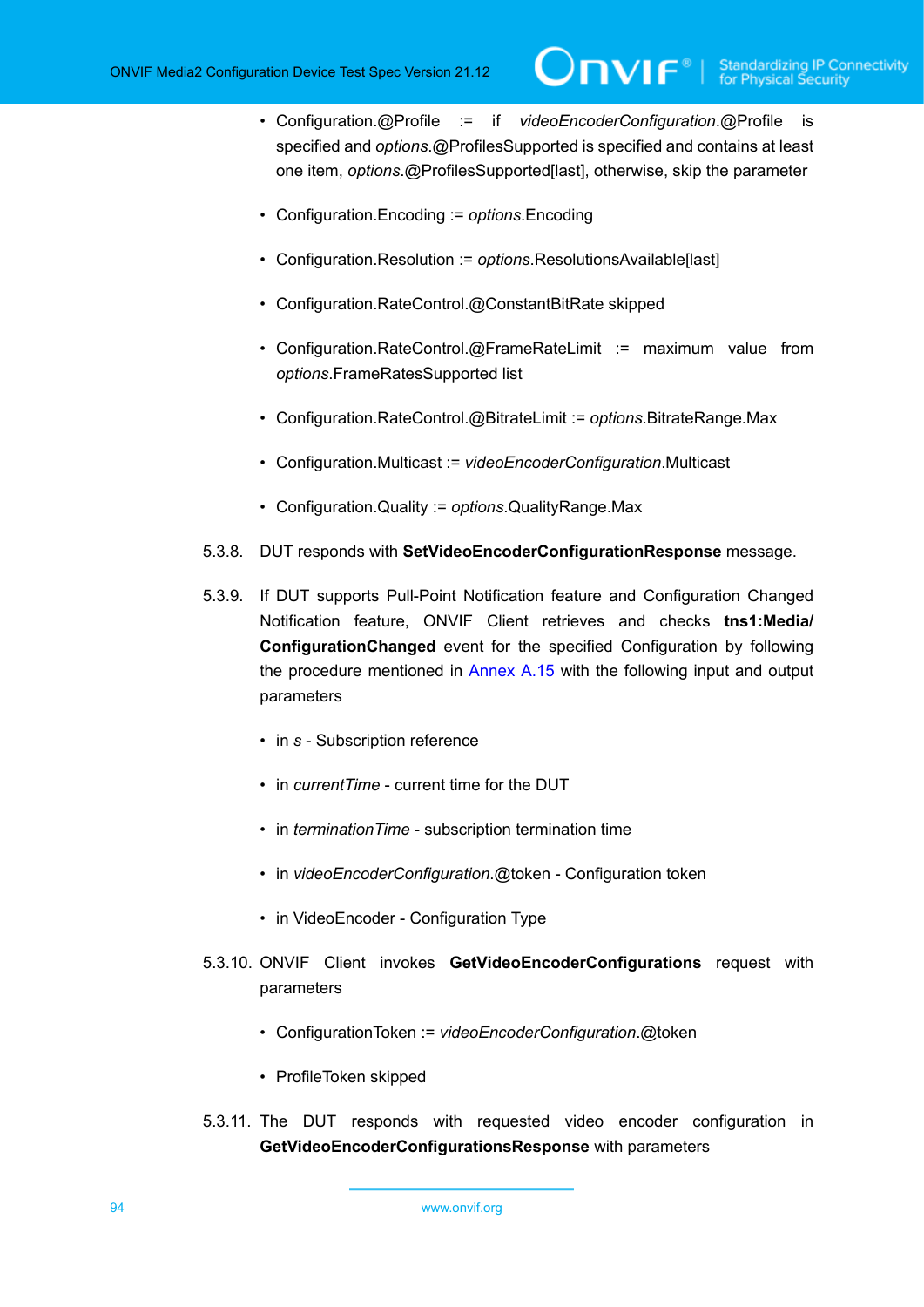- Configuration.@Profile := if *videoEncoderConfiguration*.@Profile is specified and *options*.@ProfilesSupported is specified and contains at least one item, *options*.@ProfilesSupported[last], otherwise, skip the parameter

- Configuration.Encoding := *options*.Encoding

- Configuration.Resolution := *options*.ResolutionsAvailable[last]

- Configuration.RateControl.@ConstantBitRate skipped

- Configuration.RateControl.@FrameRateLimit := maximum value from *options*.FrameRatesSupported list

- Configuration.RateControl.@BitrateLimit := *options*.BitrateRange.Max

- Configuration.Multicast := *videoEncoderConfiguration*.Multicast

- Configuration.Quality := *options*.QualityRange.Max

5.3.8. DUT responds with **SetVideoEncoderConfigurationResponse** message.

5.3.9. If DUT supports Pull-Point Notification feature and Configuration Changed Notification feature, ONVIF Client retrieves and checks **tns1:Media/ConfigurationChanged** event for the specified Configuration by following the procedure mentioned in Annex A.15 with the following input and output parameters

- in *s* - Subscription reference

- in *currentTime* - current time for the DUT

- in *terminationTime* - subscription termination time

- in *videoEncoderConfiguration*.@token - Configuration token

- in VideoEncoder - Configuration Type

5.3.10. ONVIF Client invokes **GetVideoEncoderConfigurations** request with parameters

- ConfigurationToken := *videoEncoderConfiguration*.@token

- ProfileToken skipped

5.3.11. The DUT responds with requested video encoder configuration in **GetVideoEncoderConfigurationsResponse** with parameters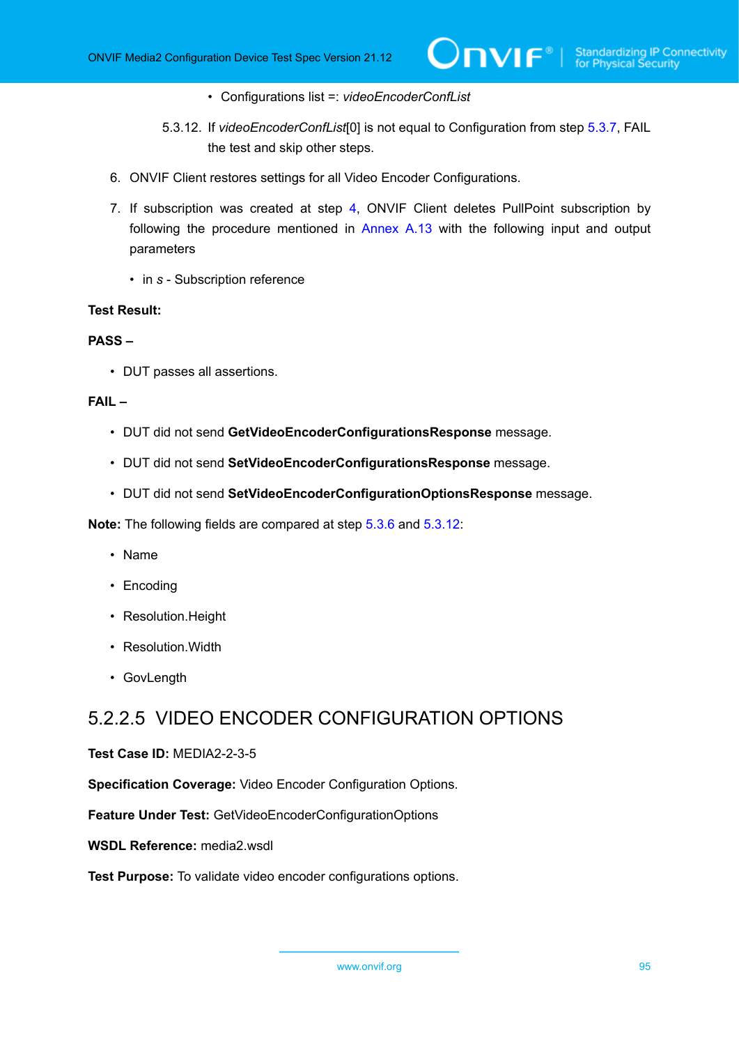- Configurations list =: *videoEncoderConfList*

5.3.12. If *videoEncoderConfList*[0] is not equal to Configuration from step 5.3.7, FAIL the test and skip other steps.

6. ONVIF Client restores settings for all Video Encoder Configurations.

7. If subscription was created at step 4, ONVIF Client deletes PullPoint subscription by following the procedure mentioned in Annex A.13 with the following input and output parameters

   - in *s* - Subscription reference

**Test Result:**

**PASS –**

- DUT passes all assertions.

**FAIL –**

- DUT did not send **GetVideoEncoderConfigurationsResponse** message.
- DUT did not send **SetVideoEncoderConfigurationsResponse** message.
- DUT did not send **SetVideoEncoderConfigurationOptionsResponse** message.

**Note:** The following fields are compared at step 5.3.6 and 5.3.12:

- Name
- Encoding
- Resolution.Height
- Resolution.Width
- GovLength

### 5.2.2.5 VIDEO ENCODER CONFIGURATION OPTIONS

**Test Case ID:** MEDIA2-2-3-5

**Specification Coverage:** Video Encoder Configuration Options.

**Feature Under Test:** GetVideoEncoderConfigurationOptions

**WSDL Reference:** media2.wsdl

**Test Purpose:** To validate video encoder configurations options.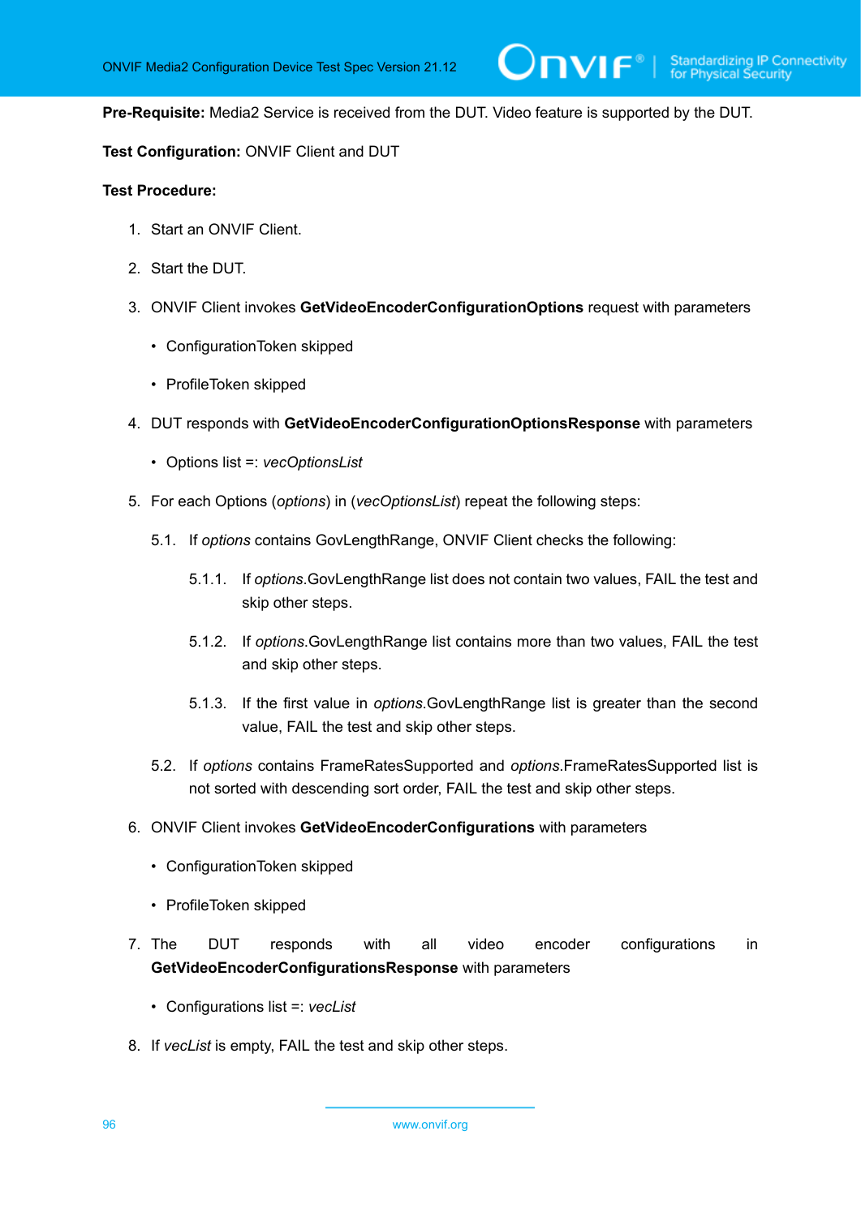**Pre-Requisite:** Media2 Service is received from the DUT. Video feature is supported by the DUT.

**Test Configuration:** ONVIF Client and DUT

**Test Procedure:**

1. Start an ONVIF Client.
2. Start the DUT.
3. ONVIF Client invokes **GetVideoEncoderConfigurationOptions** request with parameters
   - ConfigurationToken skipped
   - ProfileToken skipped
4. DUT responds with **GetVideoEncoderConfigurationOptionsResponse** with parameters
   - Options list =: *vecOptionsList*
5. For each Options (*options*) in (*vecOptionsList*) repeat the following steps:

   5.1. If *options* contains GovLengthRange, ONVIF Client checks the following:

   5.1.1. If *options*.GovLengthRange list does not contain two values, FAIL the test and skip other steps.

   5.1.2. If *options*.GovLengthRange list contains more than two values, FAIL the test and skip other steps.

   5.1.3. If the first value in *options*.GovLengthRange list is greater than the second value, FAIL the test and skip other steps.

   5.2. If *options* contains FrameRatesSupported and *options*.FrameRatesSupported list is not sorted with descending sort order, FAIL the test and skip other steps.

6. ONVIF Client invokes **GetVideoEncoderConfigurations** with parameters
   - ConfigurationToken skipped
   - ProfileToken skipped
7. The DUT responds with all video encoder configurations in **GetVideoEncoderConfigurationsResponse** with parameters
   - Configurations list =: *vecList*
8. If *vecList* is empty, FAIL the test and skip other steps.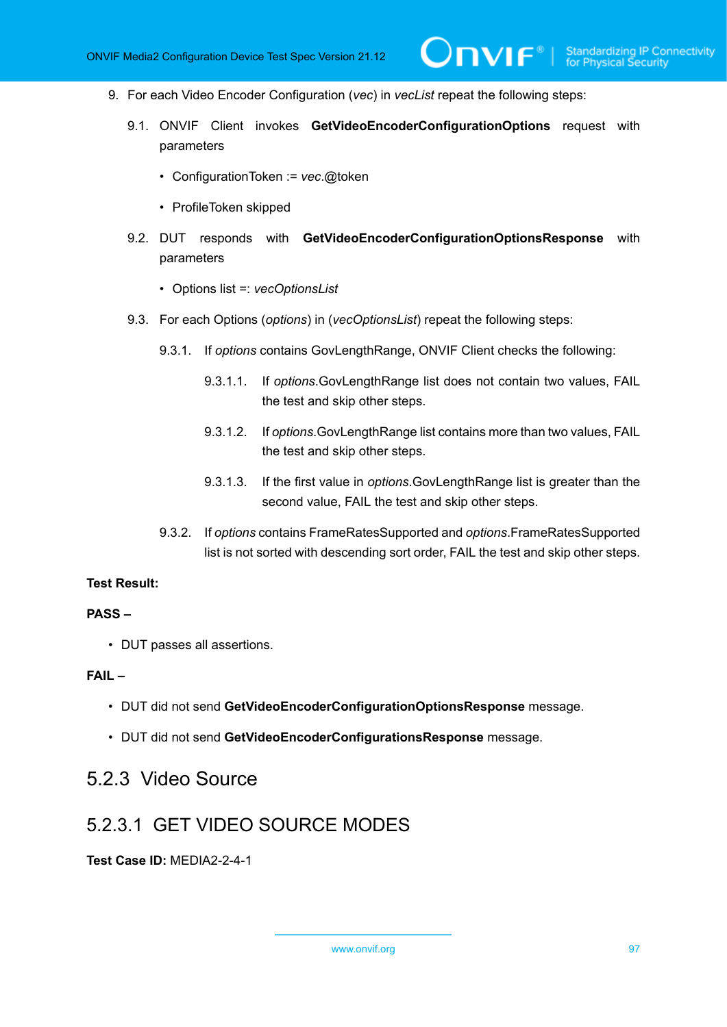9. For each Video Encoder Configuration (*vec*) in *vecList* repeat the following steps:

   9.1. ONVIF Client invokes **GetVideoEncoderConfigurationOptions** request with parameters

   - ConfigurationToken := *vec*.@token
   - ProfileToken skipped

   9.2. DUT responds with **GetVideoEncoderConfigurationOptionsResponse** with parameters

   - Options list =: *vecOptionsList*

   9.3. For each Options (*options*) in (*vecOptionsList*) repeat the following steps:

      9.3.1. If *options* contains GovLengthRange, ONVIF Client checks the following:

         9.3.1.1. If *options*.GovLengthRange list does not contain two values, FAIL the test and skip other steps.

         9.3.1.2. If *options*.GovLengthRange list contains more than two values, FAIL the test and skip other steps.

         9.3.1.3. If the first value in *options*.GovLengthRange list is greater than the second value, FAIL the test and skip other steps.

      9.3.2. If *options* contains FrameRatesSupported and *options*.FrameRatesSupported list is not sorted with descending sort order, FAIL the test and skip other steps.

**Test Result:**

**PASS –**

- DUT passes all assertions.

**FAIL –**

- DUT did not send **GetVideoEncoderConfigurationOptionsResponse** message.
- DUT did not send **GetVideoEncoderConfigurationsResponse** message.

## 5.2.3 Video Source

### 5.2.3.1 GET VIDEO SOURCE MODES

**Test Case ID:** MEDIA2-2-4-1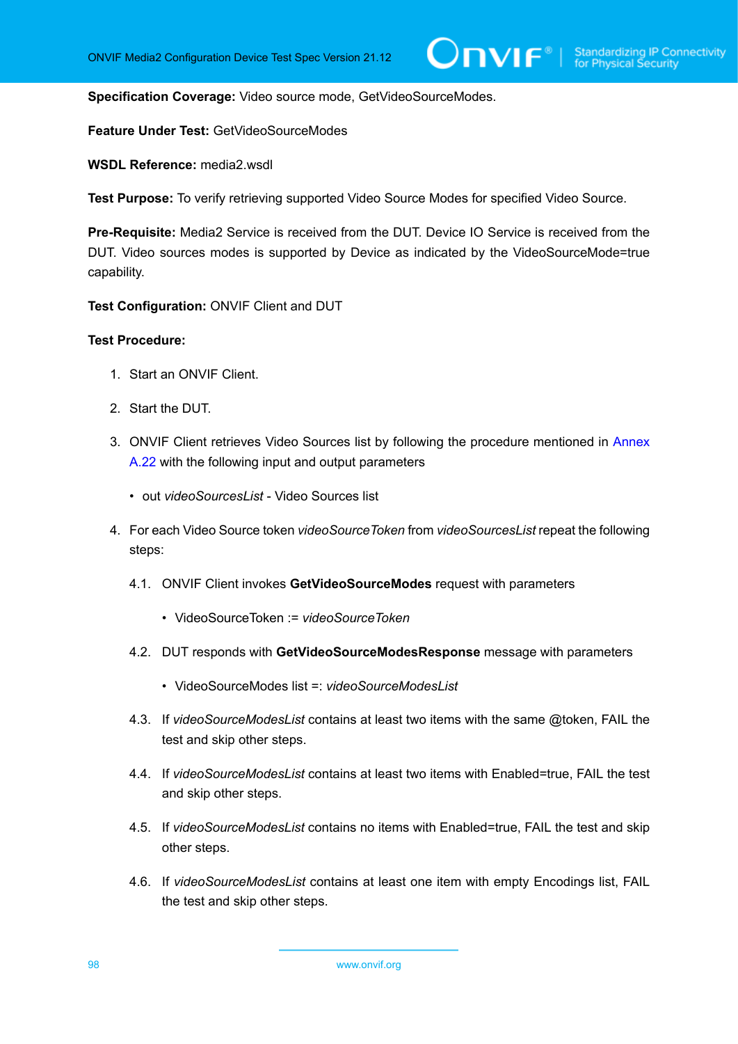**Specification Coverage:** Video source mode, GetVideoSourceModes.

**Feature Under Test:** GetVideoSourceModes

**WSDL Reference:** media2.wsdl

**Test Purpose:** To verify retrieving supported Video Source Modes for specified Video Source.

**Pre-Requisite:** Media2 Service is received from the DUT. Device IO Service is received from the DUT. Video sources modes is supported by Device as indicated by the VideoSourceMode=true capability.

**Test Configuration:** ONVIF Client and DUT

**Test Procedure:**

1. Start an ONVIF Client.

2. Start the DUT.

3. ONVIF Client retrieves Video Sources list by following the procedure mentioned in Annex A.22 with the following input and output parameters

   - out *videoSourcesList* - Video Sources list

4. For each Video Source token *videoSourceToken* from *videoSourcesList* repeat the following steps:

   4.1. ONVIF Client invokes **GetVideoSourceModes** request with parameters

   - VideoSourceToken := *videoSourceToken*

   4.2. DUT responds with **GetVideoSourceModesResponse** message with parameters

   - VideoSourceModes list =: *videoSourceModesList*

   4.3. If *videoSourceModesList* contains at least two items with the same @token, FAIL the test and skip other steps.

   4.4. If *videoSourceModesList* contains at least two items with Enabled=true, FAIL the test and skip other steps.

   4.5. If *videoSourceModesList* contains no items with Enabled=true, FAIL the test and skip other steps.

   4.6. If *videoSourceModesList* contains at least one item with empty Encodings list, FAIL the test and skip other steps.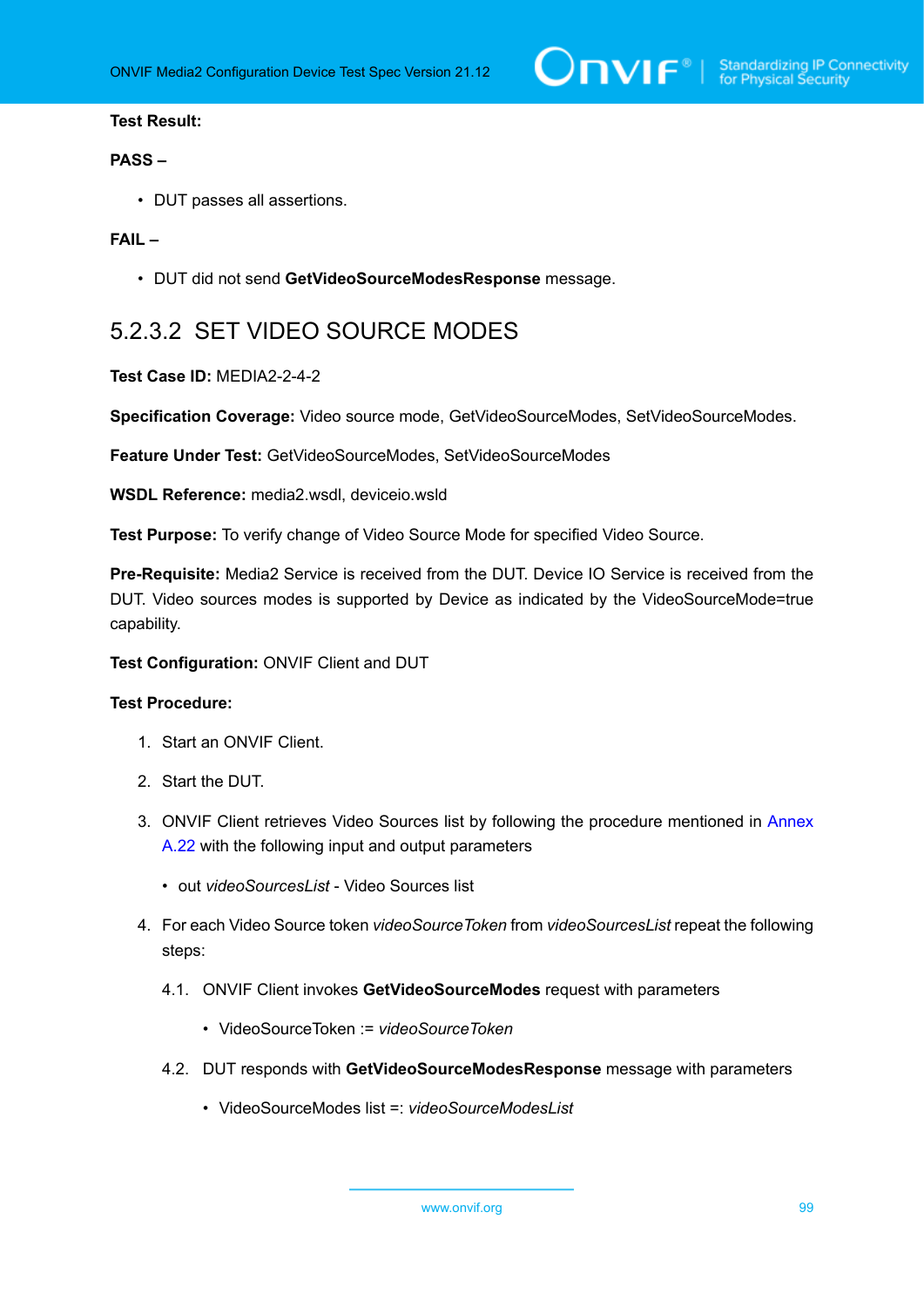**Test Result:**

**PASS –**

- DUT passes all assertions.

**FAIL –**

- DUT did not send **GetVideoSourceModesResponse** message.

### 5.2.3.2 SET VIDEO SOURCE MODES

**Test Case ID:** MEDIA2-2-4-2

**Specification Coverage:** Video source mode, GetVideoSourceModes, SetVideoSourceModes.

**Feature Under Test:** GetVideoSourceModes, SetVideoSourceModes

**WSDL Reference:** media2.wsdl, deviceio.wsld

**Test Purpose:** To verify change of Video Source Mode for specified Video Source.

**Pre-Requisite:** Media2 Service is received from the DUT. Device IO Service is received from the DUT. Video sources modes is supported by Device as indicated by the VideoSourceMode=true capability.

**Test Configuration:** ONVIF Client and DUT

**Test Procedure:**

1. Start an ONVIF Client.
2. Start the DUT.
3. ONVIF Client retrieves Video Sources list by following the procedure mentioned in Annex A.22 with the following input and output parameters
   - out *videoSourcesList* - Video Sources list
4. For each Video Source token *videoSourceToken* from *videoSourcesList* repeat the following steps:
   4.1. ONVIF Client invokes **GetVideoSourceModes** request with parameters
      - VideoSourceToken := *videoSourceToken*

   4.2. DUT responds with **GetVideoSourceModesResponse** message with parameters
      - VideoSourceModes list =: *videoSourceModesList*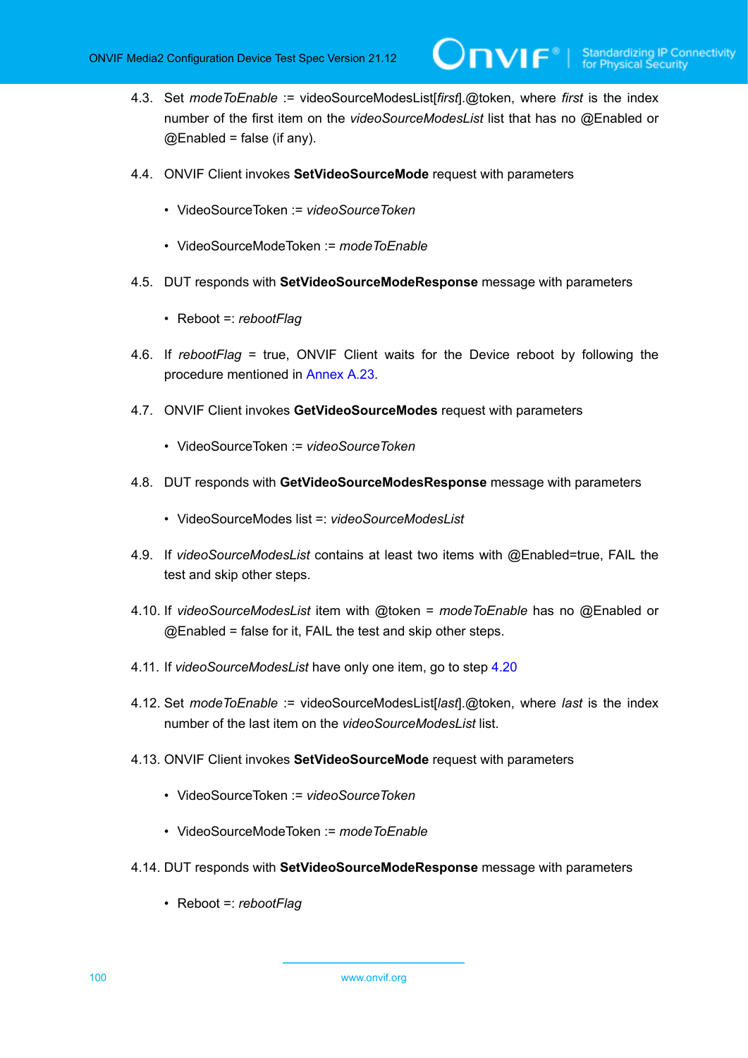4.3. Set *modeToEnable* := videoSourceModesList[*first*].@token, where *first* is the index number of the first item on the *videoSourceModesList* list that has no @Enabled or @Enabled = false (if any).

4.4. ONVIF Client invokes **SetVideoSourceMode** request with parameters

- VideoSourceToken := *videoSourceToken*
- VideoSourceModeToken := *modeToEnable*

4.5. DUT responds with **SetVideoSourceModeResponse** message with parameters

- Reboot =: *rebootFlag*

4.6. If *rebootFlag* = true, ONVIF Client waits for the Device reboot by following the procedure mentioned in Annex A.23.

4.7. ONVIF Client invokes **GetVideoSourceModes** request with parameters

- VideoSourceToken := *videoSourceToken*

4.8. DUT responds with **GetVideoSourceModesResponse** message with parameters

- VideoSourceModes list =: *videoSourceModesList*

4.9. If *videoSourceModesList* contains at least two items with @Enabled=true, FAIL the test and skip other steps.

4.10. If *videoSourceModesList* item with @token = *modeToEnable* has no @Enabled or @Enabled = false for it, FAIL the test and skip other steps.

4.11. If *videoSourceModesList* have only one item, go to step 4.20

4.12. Set *modeToEnable* := videoSourceModesList[*last*].@token, where *last* is the index number of the last item on the *videoSourceModesList* list.

4.13. ONVIF Client invokes **SetVideoSourceMode** request with parameters

- VideoSourceToken := *videoSourceToken*
- VideoSourceModeToken := *modeToEnable*

4.14. DUT responds with **SetVideoSourceModeResponse** message with parameters

- Reboot =: *rebootFlag*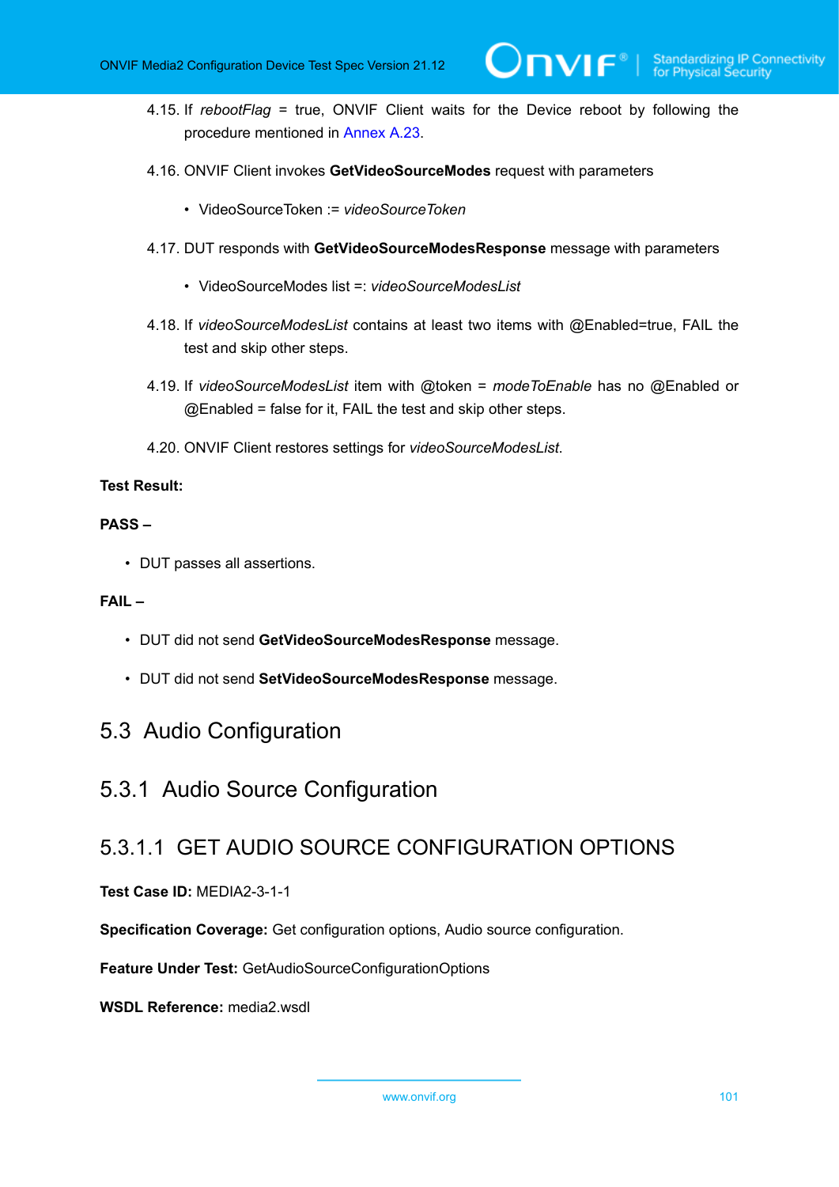4.15. If *rebootFlag* = true, ONVIF Client waits for the Device reboot by following the procedure mentioned in Annex A.23.

4.16. ONVIF Client invokes **GetVideoSourceModes** request with parameters

- VideoSourceToken := *videoSourceToken*

4.17. DUT responds with **GetVideoSourceModesResponse** message with parameters

- VideoSourceModes list =: *videoSourceModesList*

4.18. If *videoSourceModesList* contains at least two items with @Enabled=true, FAIL the test and skip other steps.

4.19. If *videoSourceModesList* item with @token = *modeToEnable* has no @Enabled or @Enabled = false for it, FAIL the test and skip other steps.

4.20. ONVIF Client restores settings for *videoSourceModesList*.

**Test Result:**

**PASS –**

- DUT passes all assertions.

**FAIL –**

- DUT did not send **GetVideoSourceModesResponse** message.
- DUT did not send **SetVideoSourceModesResponse** message.

## 5.3 Audio Configuration

### 5.3.1 Audio Source Configuration

#### 5.3.1.1 GET AUDIO SOURCE CONFIGURATION OPTIONS

**Test Case ID:** MEDIA2-3-1-1

**Specification Coverage:** Get configuration options, Audio source configuration.

**Feature Under Test:** GetAudioSourceConfigurationOptions

**WSDL Reference:** media2.wsdl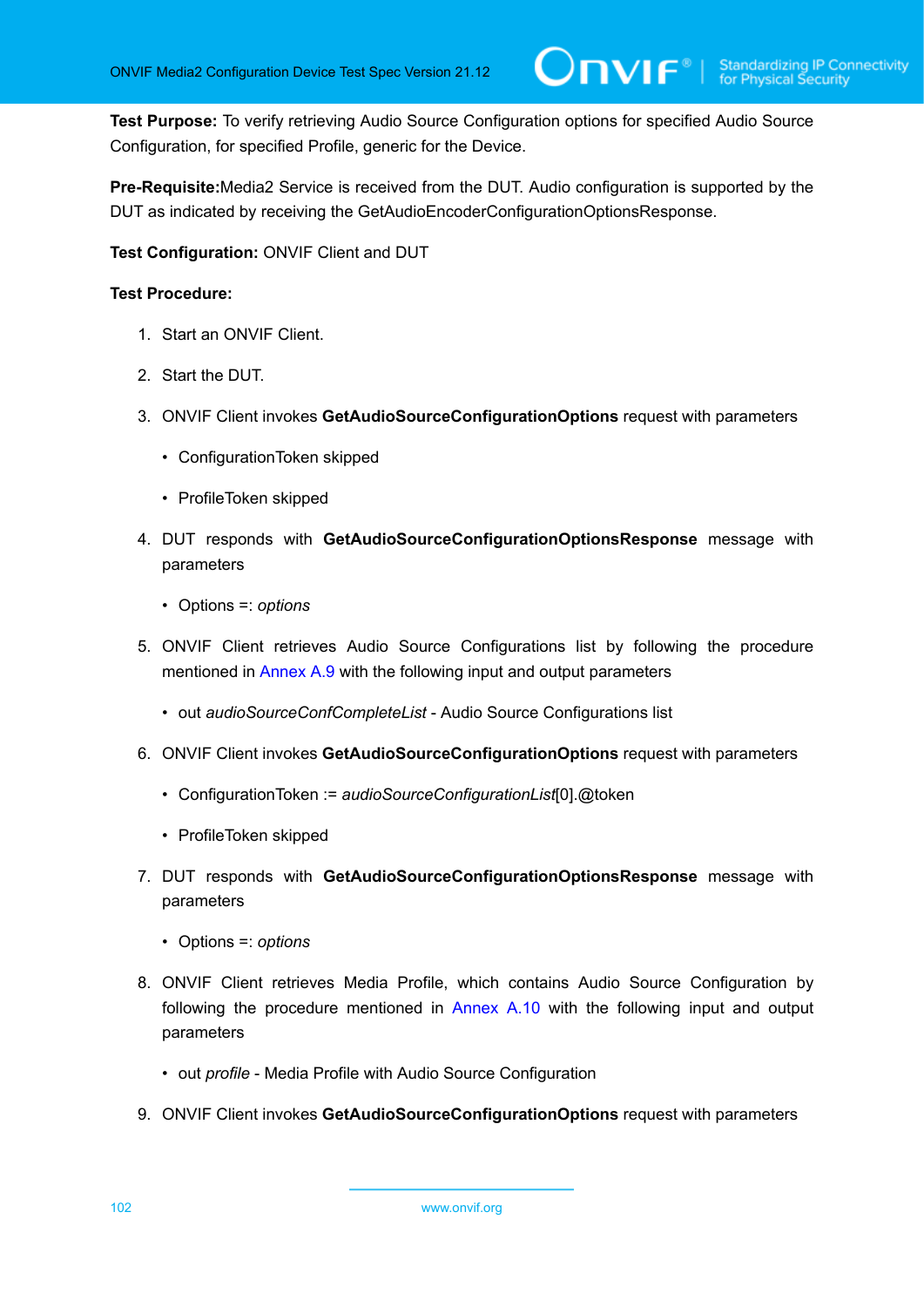**Test Purpose:** To verify retrieving Audio Source Configuration options for specified Audio Source Configuration, for specified Profile, generic for the Device.

**Pre-Requisite:**Media2 Service is received from the DUT. Audio configuration is supported by the DUT as indicated by receiving the GetAudioEncoderConfigurationOptionsResponse.

**Test Configuration:** ONVIF Client and DUT

**Test Procedure:**

1. Start an ONVIF Client.
2. Start the DUT.
3. ONVIF Client invokes **GetAudioSourceConfigurationOptions** request with parameters
   - ConfigurationToken skipped
   - ProfileToken skipped
4. DUT responds with **GetAudioSourceConfigurationOptionsResponse** message with parameters
   - Options =: *options*
5. ONVIF Client retrieves Audio Source Configurations list by following the procedure mentioned in Annex A.9 with the following input and output parameters
   - out *audioSourceConfCompleteList* - Audio Source Configurations list
6. ONVIF Client invokes **GetAudioSourceConfigurationOptions** request with parameters
   - ConfigurationToken := *audioSourceConfigurationList*[0].@token
   - ProfileToken skipped
7. DUT responds with **GetAudioSourceConfigurationOptionsResponse** message with parameters
   - Options =: *options*
8. ONVIF Client retrieves Media Profile, which contains Audio Source Configuration by following the procedure mentioned in Annex A.10 with the following input and output parameters
   - out *profile* - Media Profile with Audio Source Configuration
9. ONVIF Client invokes **GetAudioSourceConfigurationOptions** request with parameters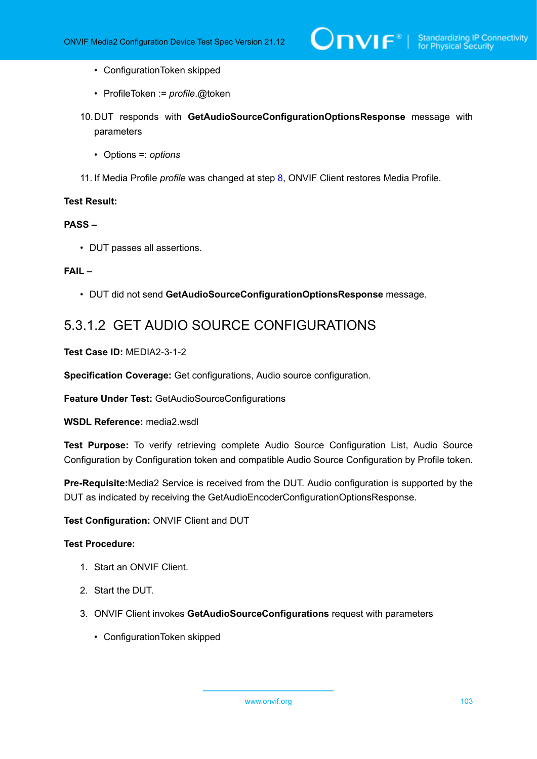- ConfigurationToken skipped
- ProfileToken := *profile*.@token

10. DUT responds with **GetAudioSourceConfigurationOptionsResponse** message with parameters
    - Options =: *options*

11. If Media Profile *profile* was changed at step 8, ONVIF Client restores Media Profile.

**Test Result:**

**PASS –**

- DUT passes all assertions.

**FAIL –**

- DUT did not send **GetAudioSourceConfigurationOptionsResponse** message.

### 5.3.1.2 GET AUDIO SOURCE CONFIGURATIONS

**Test Case ID:** MEDIA2-3-1-2

**Specification Coverage:** Get configurations, Audio source configuration.

**Feature Under Test:** GetAudioSourceConfigurations

**WSDL Reference:** media2.wsdl

**Test Purpose:** To verify retrieving complete Audio Source Configuration List, Audio Source Configuration by Configuration token and compatible Audio Source Configuration by Profile token.

**Pre-Requisite:**Media2 Service is received from the DUT. Audio configuration is supported by the DUT as indicated by receiving the GetAudioEncoderConfigurationOptionsResponse.

**Test Configuration:** ONVIF Client and DUT

**Test Procedure:**

1. Start an ONVIF Client.
2. Start the DUT.
3. ONVIF Client invokes **GetAudioSourceConfigurations** request with parameters
    - ConfigurationToken skipped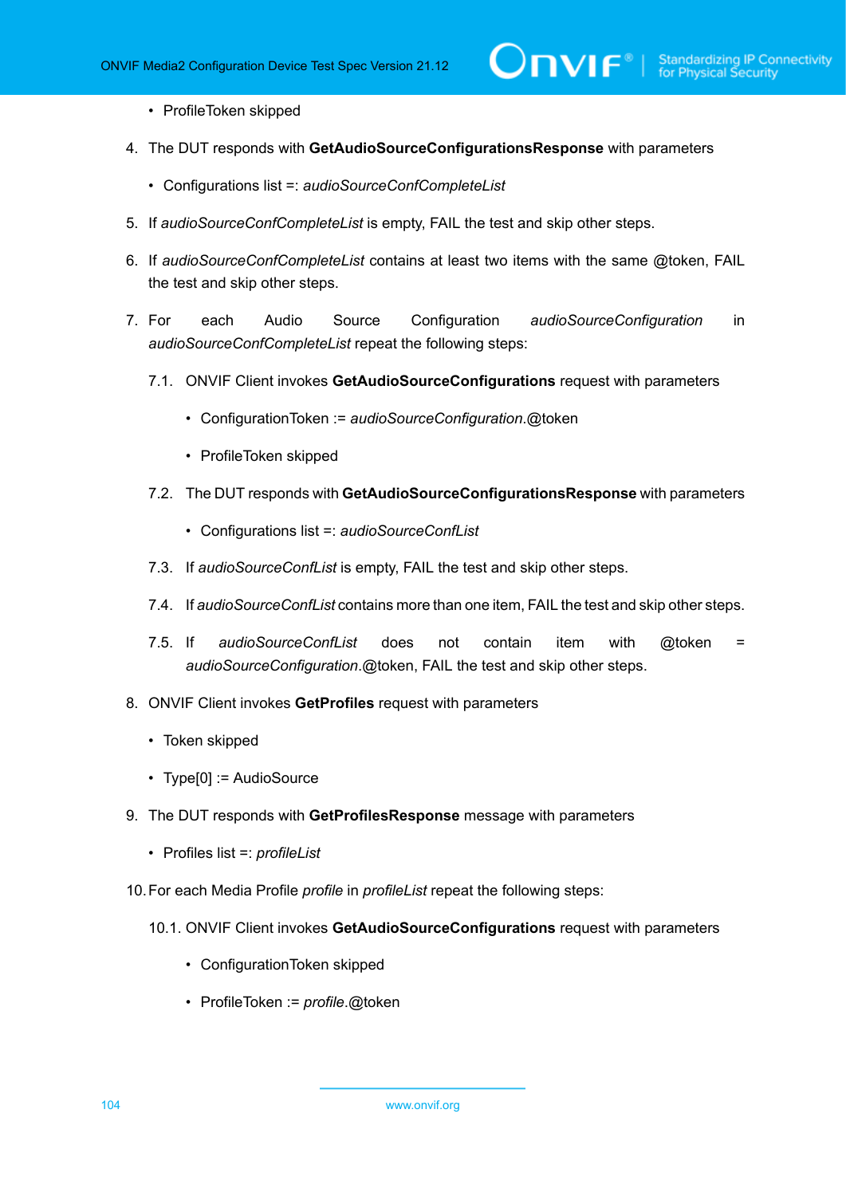- ProfileToken skipped

4. The DUT responds with **GetAudioSourceConfigurationsResponse** with parameters

   - Configurations list =: *audioSourceConfCompleteList*

5. If *audioSourceConfCompleteList* is empty, FAIL the test and skip other steps.

6. If *audioSourceConfCompleteList* contains at least two items with the same @token, FAIL the test and skip other steps.

7. For each Audio Source Configuration *audioSourceConfiguration* in *audioSourceConfCompleteList* repeat the following steps:

   7.1. ONVIF Client invokes **GetAudioSourceConfigurations** request with parameters

   - ConfigurationToken := *audioSourceConfiguration*.@token
   - ProfileToken skipped

   7.2. The DUT responds with **GetAudioSourceConfigurationsResponse** with parameters

   - Configurations list =: *audioSourceConfList*

   7.3. If *audioSourceConfList* is empty, FAIL the test and skip other steps.

   7.4. If *audioSourceConfList* contains more than one item, FAIL the test and skip other steps.

   7.5. If *audioSourceConfList* does not contain item with @token = *audioSourceConfiguration*.@token, FAIL the test and skip other steps.

8. ONVIF Client invokes **GetProfiles** request with parameters

   - Token skipped
   - Type[0] := AudioSource

9. The DUT responds with **GetProfilesResponse** message with parameters

   - Profiles list =: *profileList*

10. For each Media Profile *profile* in *profileList* repeat the following steps:

    10.1. ONVIF Client invokes **GetAudioSourceConfigurations** request with parameters

    - ConfigurationToken skipped
    - ProfileToken := *profile*.@token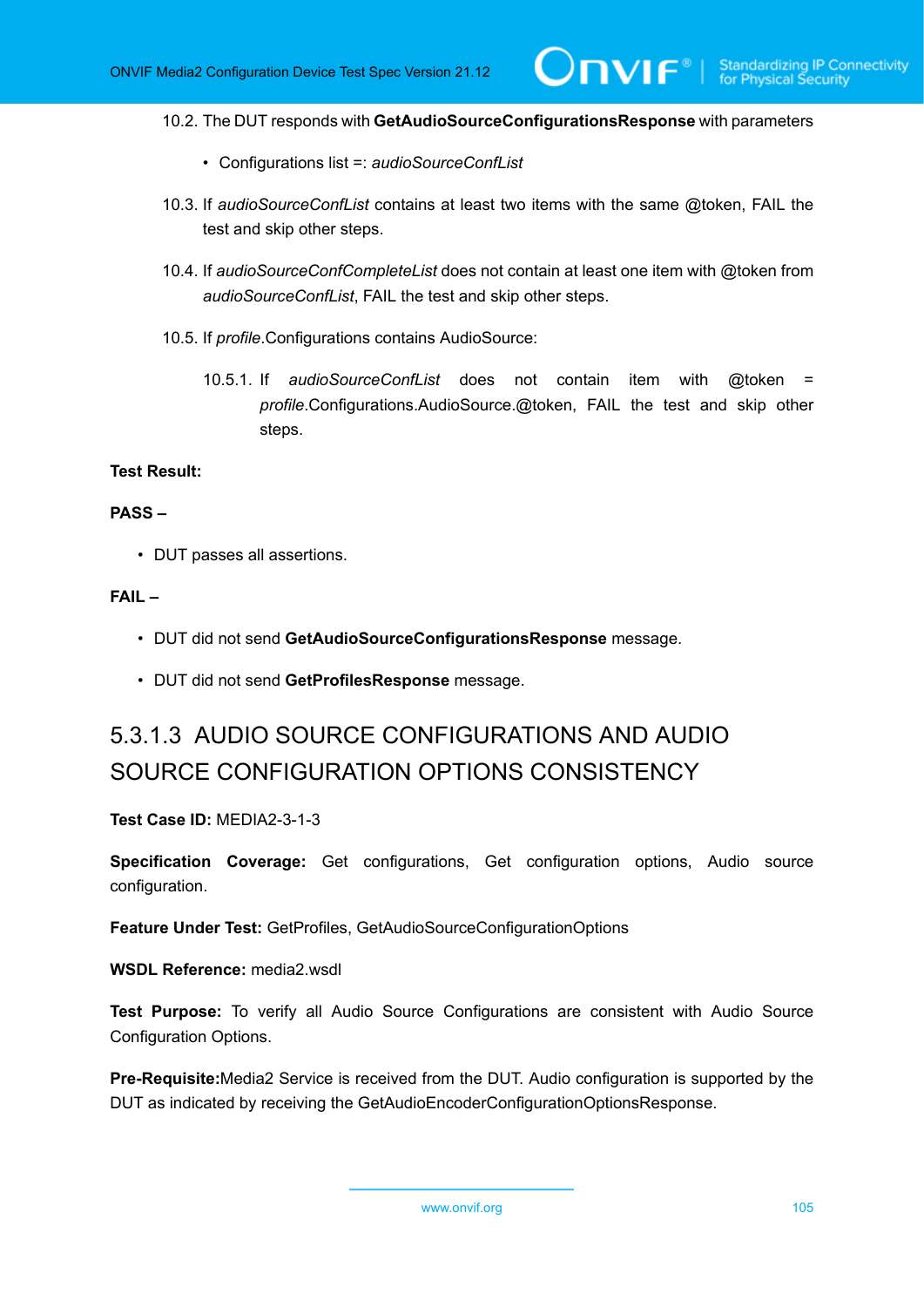10.2. The DUT responds with **GetAudioSourceConfigurationsResponse** with parameters

- Configurations list =: *audioSourceConfList*

10.3. If *audioSourceConfList* contains at least two items with the same @token, FAIL the test and skip other steps.

10.4. If *audioSourceConfCompleteList* does not contain at least one item with @token from *audioSourceConfList*, FAIL the test and skip other steps.

10.5. If *profile*.Configurations contains AudioSource:

10.5.1. If *audioSourceConfList* does not contain item with @token = *profile*.Configurations.AudioSource.@token, FAIL the test and skip other steps.

**Test Result:**

**PASS –**

- DUT passes all assertions.

**FAIL –**

- DUT did not send **GetAudioSourceConfigurationsResponse** message.
- DUT did not send **GetProfilesResponse** message.

### 5.3.1.3 AUDIO SOURCE CONFIGURATIONS AND AUDIO SOURCE CONFIGURATION OPTIONS CONSISTENCY

**Test Case ID:** MEDIA2-3-1-3

**Specification Coverage:** Get configurations, Get configuration options, Audio source configuration.

**Feature Under Test:** GetProfiles, GetAudioSourceConfigurationOptions

**WSDL Reference:** media2.wsdl

**Test Purpose:** To verify all Audio Source Configurations are consistent with Audio Source Configuration Options.

**Pre-Requisite:**Media2 Service is received from the DUT. Audio configuration is supported by the DUT as indicated by receiving the GetAudioEncoderConfigurationOptionsResponse.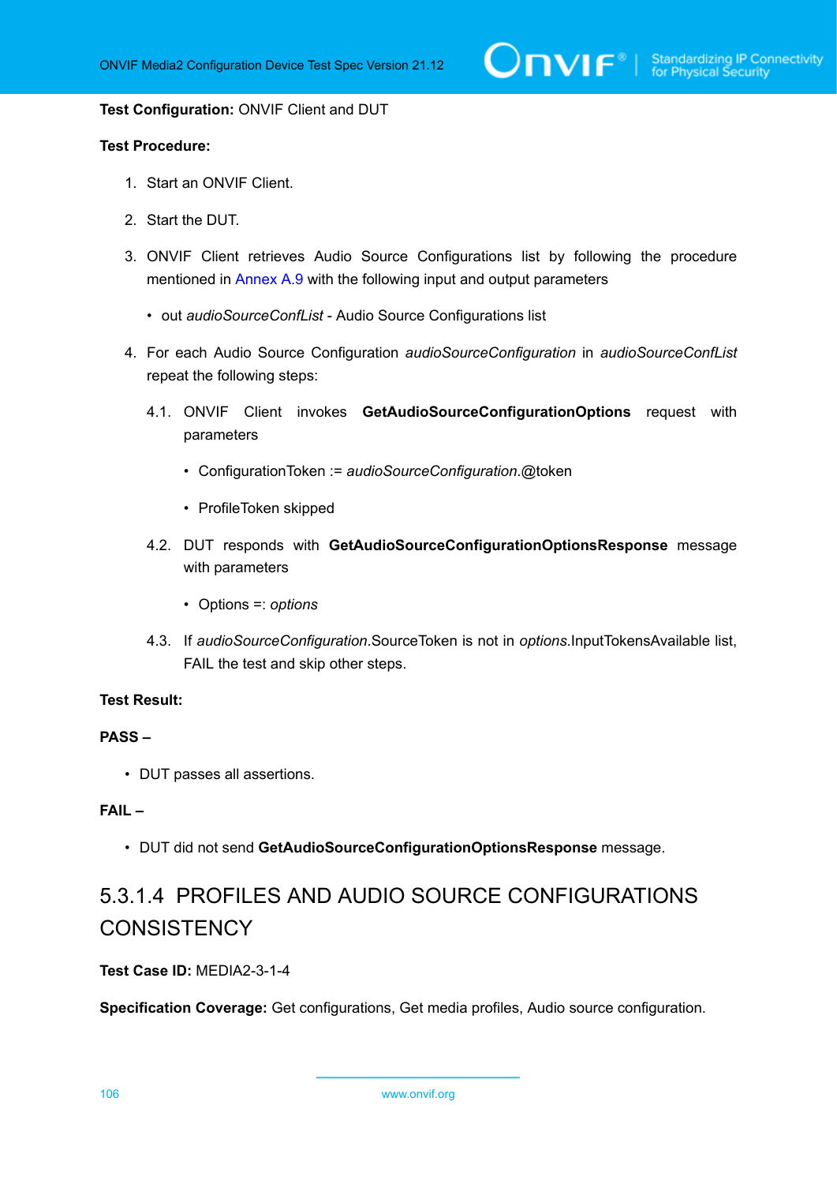**Test Configuration:** ONVIF Client and DUT

**Test Procedure:**

1. Start an ONVIF Client.
2. Start the DUT.
3. ONVIF Client retrieves Audio Source Configurations list by following the procedure mentioned in Annex A.9 with the following input and output parameters
   - out *audioSourceConfList* - Audio Source Configurations list
4. For each Audio Source Configuration *audioSourceConfiguration* in *audioSourceConfList* repeat the following steps:
   
   4.1. ONVIF Client invokes **GetAudioSourceConfigurationOptions** request with parameters
   - ConfigurationToken := *audioSourceConfiguration*.@token
   - ProfileToken skipped

   4.2. DUT responds with **GetAudioSourceConfigurationOptionsResponse** message with parameters
   - Options =: *options*

   4.3. If *audioSourceConfiguration*.SourceToken is not in *options*.InputTokensAvailable list, FAIL the test and skip other steps.

**Test Result:**

**PASS –**

- DUT passes all assertions.

**FAIL –**

- DUT did not send **GetAudioSourceConfigurationOptionsResponse** message.

### 5.3.1.4 PROFILES AND AUDIO SOURCE CONFIGURATIONS CONSISTENCY

**Test Case ID:** MEDIA2-3-1-4

**Specification Coverage:** Get configurations, Get media profiles, Audio source configuration.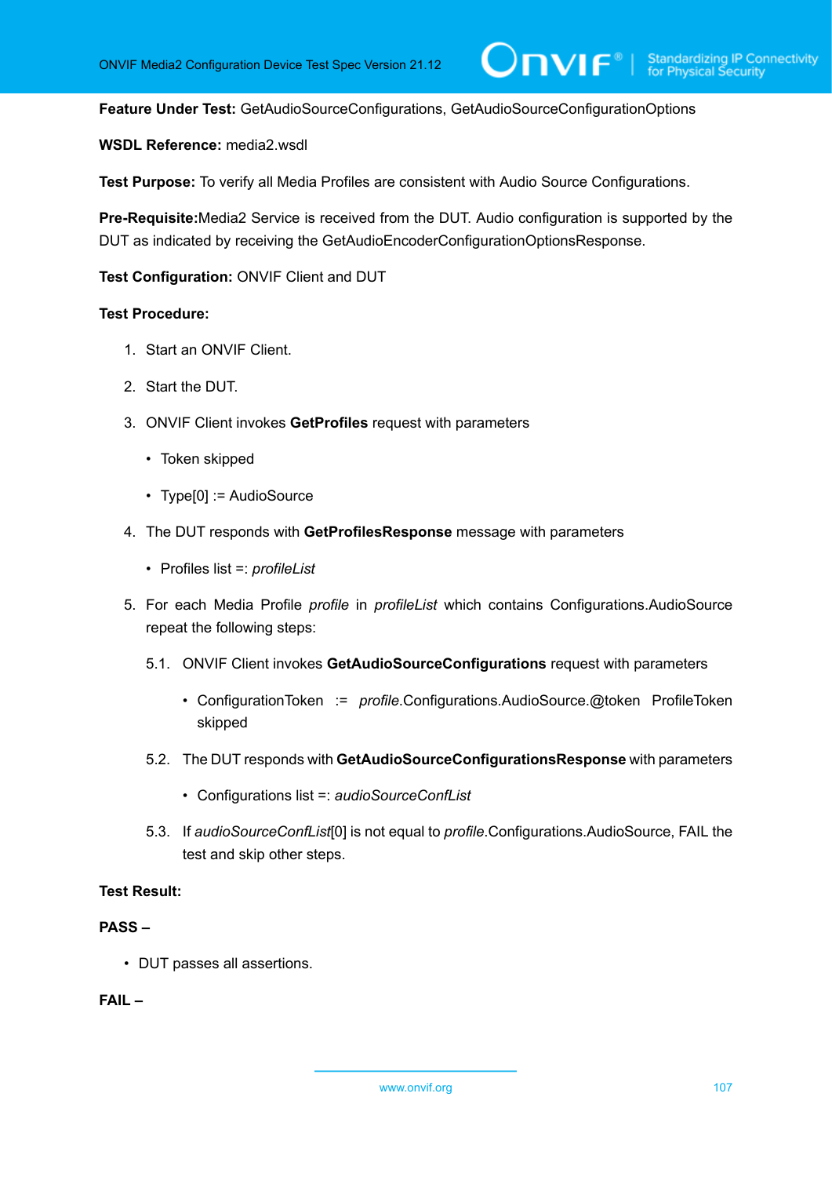**Feature Under Test:** GetAudioSourceConfigurations, GetAudioSourceConfigurationOptions

**WSDL Reference:** media2.wsdl

**Test Purpose:** To verify all Media Profiles are consistent with Audio Source Configurations.

**Pre-Requisite:**Media2 Service is received from the DUT. Audio configuration is supported by the DUT as indicated by receiving the GetAudioEncoderConfigurationOptionsResponse.

**Test Configuration:** ONVIF Client and DUT

**Test Procedure:**

1. Start an ONVIF Client.
2. Start the DUT.
3. ONVIF Client invokes **GetProfiles** request with parameters
   - Token skipped
   - Type[0] := AudioSource
4. The DUT responds with **GetProfilesResponse** message with parameters
   - Profiles list =: *profileList*
5. For each Media Profile *profile* in *profileList* which contains Configurations.AudioSource repeat the following steps:
   5.1. ONVIF Client invokes **GetAudioSourceConfigurations** request with parameters
      - ConfigurationToken := *profile*.Configurations.AudioSource.@token ProfileToken skipped

   5.2. The DUT responds with **GetAudioSourceConfigurationsResponse** with parameters
      - Configurations list =: *audioSourceConfList*

   5.3. If *audioSourceConfList*[0] is not equal to *profile*.Configurations.AudioSource, FAIL the test and skip other steps.

**Test Result:**

**PASS –**

- DUT passes all assertions.

**FAIL –**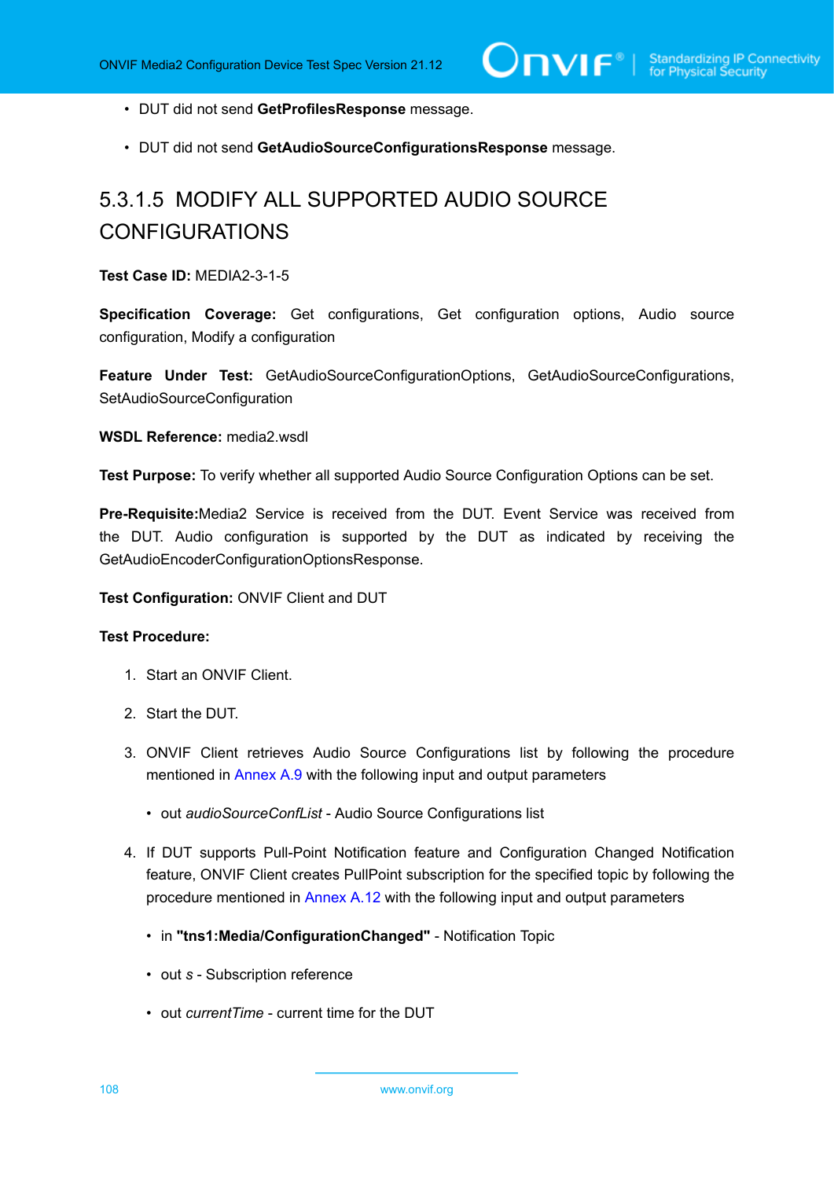- DUT did not send **GetProfilesResponse** message.

- DUT did not send **GetAudioSourceConfigurationsResponse** message.

### 5.3.1.5 MODIFY ALL SUPPORTED AUDIO SOURCE CONFIGURATIONS

**Test Case ID:** MEDIA2-3-1-5

**Specification Coverage:** Get configurations, Get configuration options, Audio source configuration, Modify a configuration

**Feature Under Test:** GetAudioSourceConfigurationOptions, GetAudioSourceConfigurations, SetAudioSourceConfiguration

**WSDL Reference:** media2.wsdl

**Test Purpose:** To verify whether all supported Audio Source Configuration Options can be set.

**Pre-Requisite:**Media2 Service is received from the DUT. Event Service was received from the DUT. Audio configuration is supported by the DUT as indicated by receiving the GetAudioEncoderConfigurationOptionsResponse.

**Test Configuration:** ONVIF Client and DUT

**Test Procedure:**

1. Start an ONVIF Client.

2. Start the DUT.

3. ONVIF Client retrieves Audio Source Configurations list by following the procedure mentioned in Annex A.9 with the following input and output parameters

   - out *audioSourceConfList* - Audio Source Configurations list

4. If DUT supports Pull-Point Notification feature and Configuration Changed Notification feature, ONVIF Client creates PullPoint subscription for the specified topic by following the procedure mentioned in Annex A.12 with the following input and output parameters

   - in **"tns1:Media/ConfigurationChanged"** - Notification Topic

   - out *s* - Subscription reference

   - out *currentTime* - current time for the DUT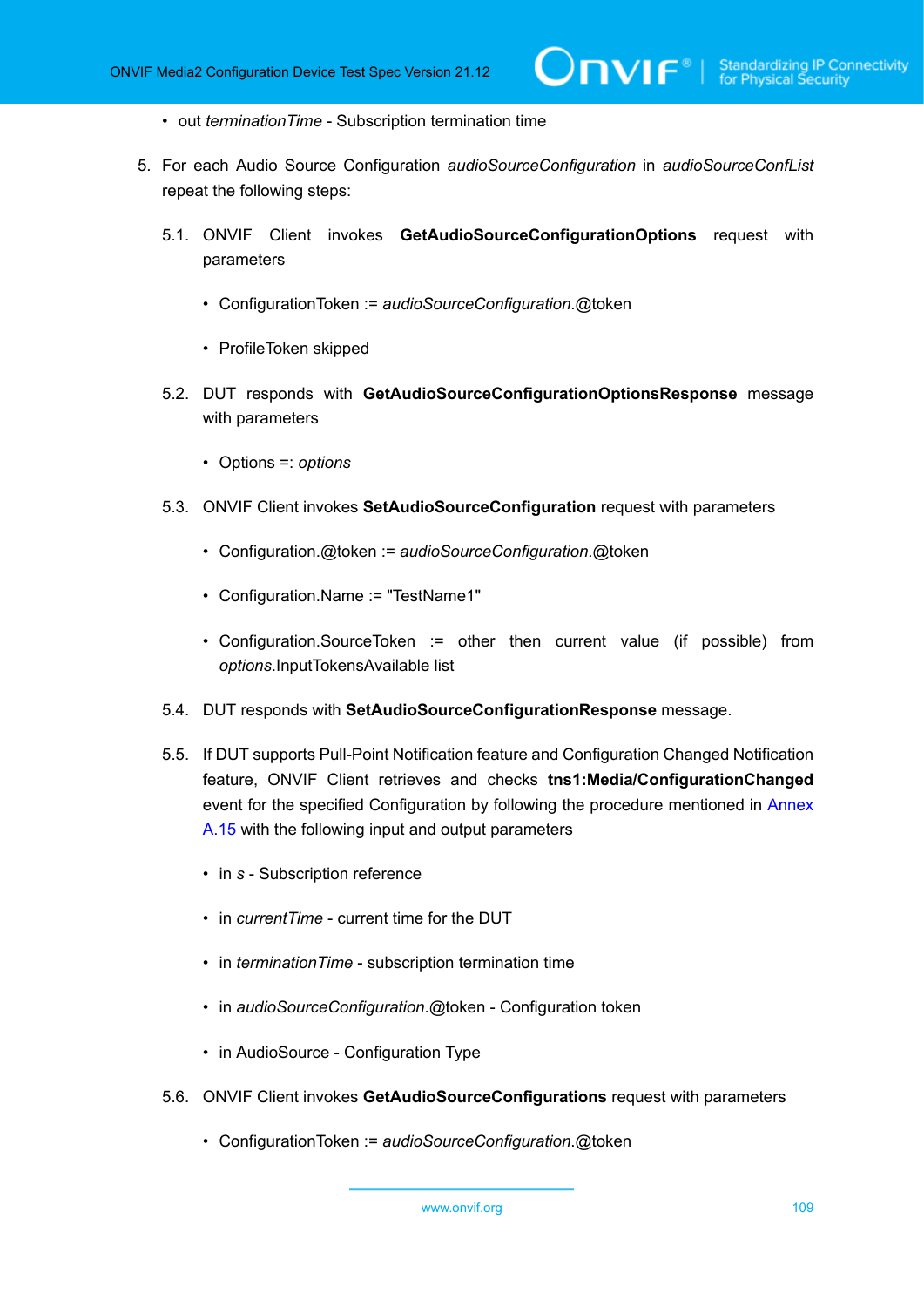- out *terminationTime* - Subscription termination time

5. For each Audio Source Configuration *audioSourceConfiguration* in *audioSourceConfList* repeat the following steps:

   5.1. ONVIF Client invokes **GetAudioSourceConfigurationOptions** request with parameters

   - ConfigurationToken := *audioSourceConfiguration*.@token
   - ProfileToken skipped

   5.2. DUT responds with **GetAudioSourceConfigurationOptionsResponse** message with parameters

   - Options =: *options*

   5.3. ONVIF Client invokes **SetAudioSourceConfiguration** request with parameters

   - Configuration.@token := *audioSourceConfiguration*.@token
   - Configuration.Name := "TestName1"
   - Configuration.SourceToken := other then current value (if possible) from *options*.InputTokensAvailable list

   5.4. DUT responds with **SetAudioSourceConfigurationResponse** message.

   5.5. If DUT supports Pull-Point Notification feature and Configuration Changed Notification feature, ONVIF Client retrieves and checks **tns1:Media/ConfigurationChanged** event for the specified Configuration by following the procedure mentioned in Annex A.15 with the following input and output parameters

   - in *s* - Subscription reference
   - in *currentTime* - current time for the DUT
   - in *terminationTime* - subscription termination time
   - in *audioSourceConfiguration*.@token - Configuration token
   - in AudioSource - Configuration Type

   5.6. ONVIF Client invokes **GetAudioSourceConfigurations** request with parameters

   - ConfigurationToken := *audioSourceConfiguration*.@token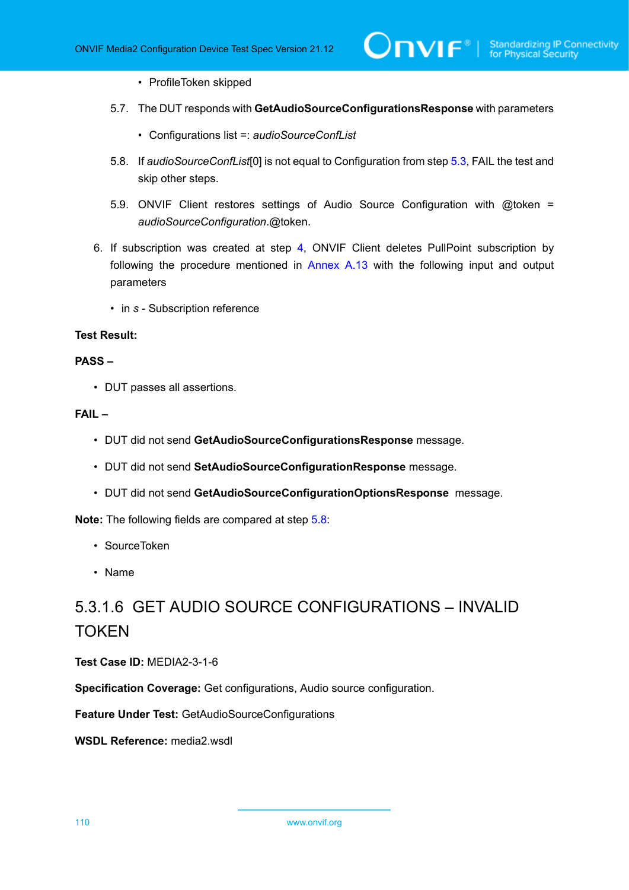- ProfileToken skipped

5.7. The DUT responds with **GetAudioSourceConfigurationsResponse** with parameters

- Configurations list =: *audioSourceConfList*

5.8. If *audioSourceConfList*[0] is not equal to Configuration from step 5.3, FAIL the test and skip other steps.

5.9. ONVIF Client restores settings of Audio Source Configuration with @token = *audioSourceConfiguration*.@token.

6. If subscription was created at step 4, ONVIF Client deletes PullPoint subscription by following the procedure mentioned in Annex A.13 with the following input and output parameters

- in *s* - Subscription reference

**Test Result:**

**PASS –**

- DUT passes all assertions.

**FAIL –**

- DUT did not send **GetAudioSourceConfigurationsResponse** message.
- DUT did not send **SetAudioSourceConfigurationResponse** message.
- DUT did not send **GetAudioSourceConfigurationOptionsResponse** message.

**Note:** The following fields are compared at step 5.8:

- SourceToken
- Name

### 5.3.1.6 GET AUDIO SOURCE CONFIGURATIONS – INVALID TOKEN

**Test Case ID:** MEDIA2-3-1-6

**Specification Coverage:** Get configurations, Audio source configuration.

**Feature Under Test:** GetAudioSourceConfigurations

**WSDL Reference:** media2.wsdl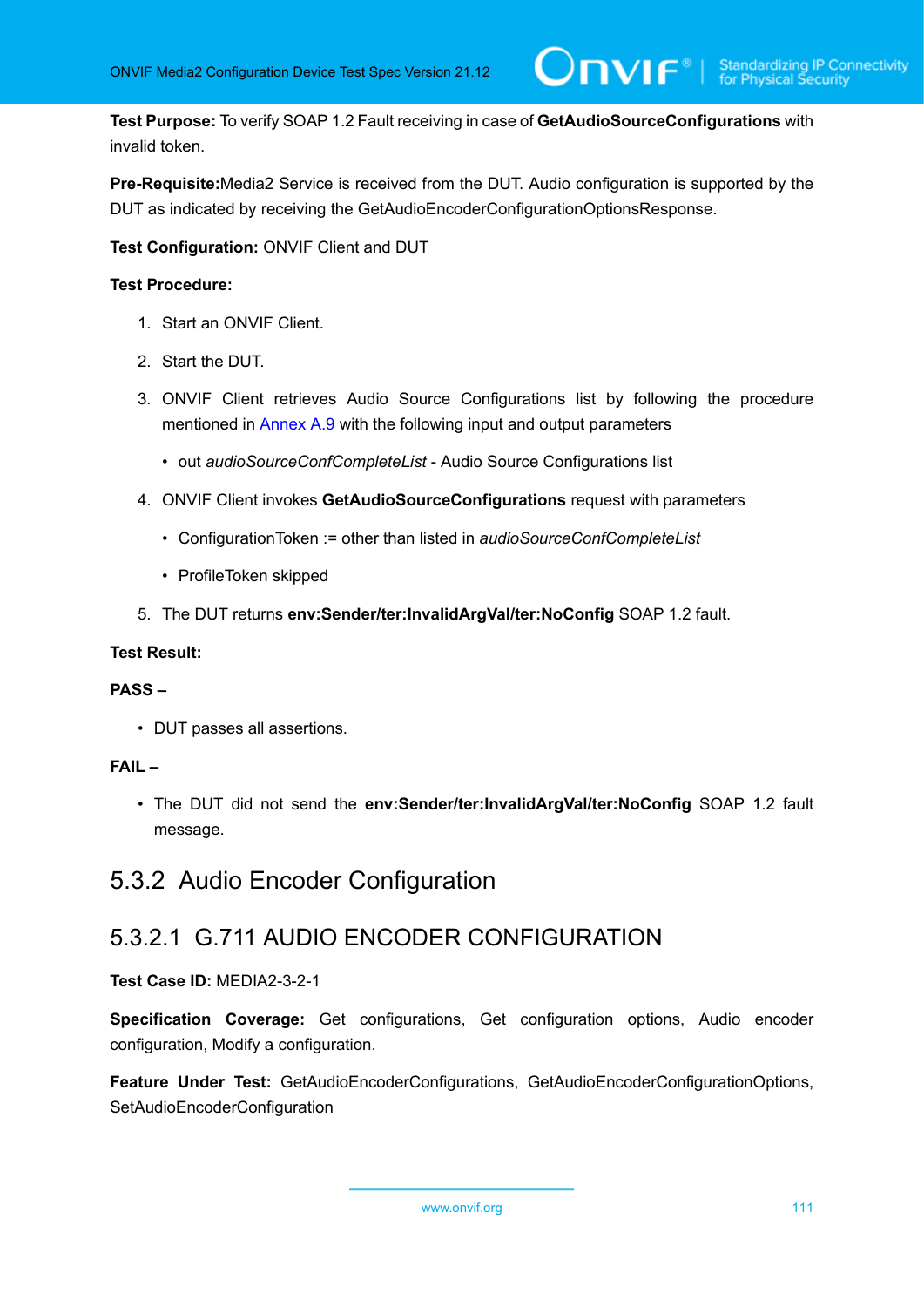**Test Purpose:** To verify SOAP 1.2 Fault receiving in case of **GetAudioSourceConfigurations** with invalid token.

**Pre-Requisite:**Media2 Service is received from the DUT. Audio configuration is supported by the DUT as indicated by receiving the GetAudioEncoderConfigurationOptionsResponse.

**Test Configuration:** ONVIF Client and DUT

**Test Procedure:**

1. Start an ONVIF Client.
2. Start the DUT.
3. ONVIF Client retrieves Audio Source Configurations list by following the procedure mentioned in Annex A.9 with the following input and output parameters
   - out *audioSourceConfCompleteList* - Audio Source Configurations list
4. ONVIF Client invokes **GetAudioSourceConfigurations** request with parameters
   - ConfigurationToken := other than listed in *audioSourceConfCompleteList*
   - ProfileToken skipped
5. The DUT returns **env:Sender/ter:InvalidArgVal/ter:NoConfig** SOAP 1.2 fault.

**Test Result:**

**PASS –**

- DUT passes all assertions.

**FAIL –**

- The DUT did not send the **env:Sender/ter:InvalidArgVal/ter:NoConfig** SOAP 1.2 fault message.

## 5.3.2 Audio Encoder Configuration

### 5.3.2.1 G.711 AUDIO ENCODER CONFIGURATION

**Test Case ID:** MEDIA2-3-2-1

**Specification Coverage:** Get configurations, Get configuration options, Audio encoder configuration, Modify a configuration.

**Feature Under Test:** GetAudioEncoderConfigurations, GetAudioEncoderConfigurationOptions, SetAudioEncoderConfiguration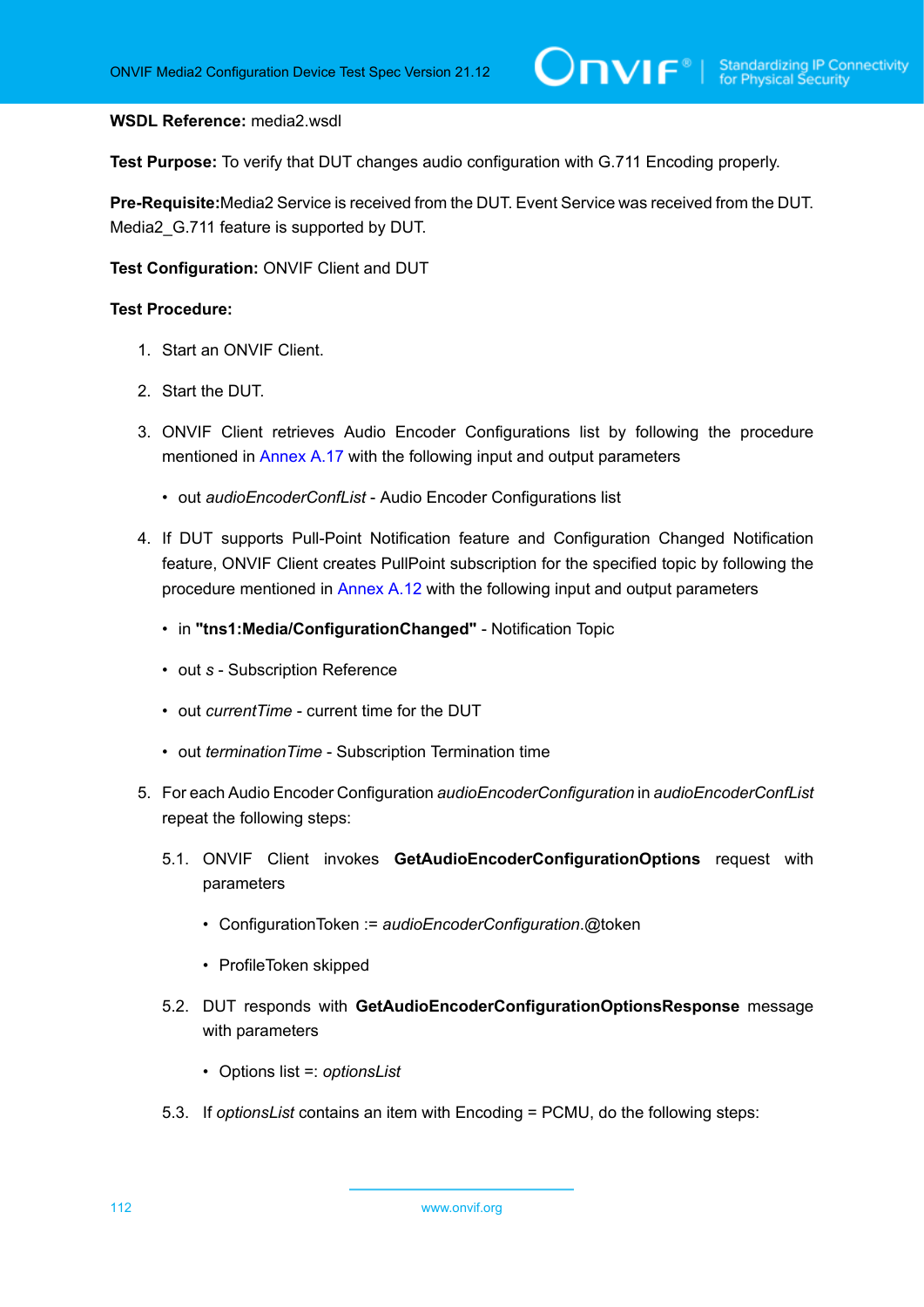**WSDL Reference:** media2.wsdl

**Test Purpose:** To verify that DUT changes audio configuration with G.711 Encoding properly.

**Pre-Requisite:**Media2 Service is received from the DUT. Event Service was received from the DUT. Media2_G.711 feature is supported by DUT.

**Test Configuration:** ONVIF Client and DUT

**Test Procedure:**

1. Start an ONVIF Client.
2. Start the DUT.
3. ONVIF Client retrieves Audio Encoder Configurations list by following the procedure mentioned in Annex A.17 with the following input and output parameters
   - out *audioEncoderConfList* - Audio Encoder Configurations list
4. If DUT supports Pull-Point Notification feature and Configuration Changed Notification feature, ONVIF Client creates PullPoint subscription for the specified topic by following the procedure mentioned in Annex A.12 with the following input and output parameters
   - in **"tns1:Media/ConfigurationChanged"** - Notification Topic
   - out *s* - Subscription Reference
   - out *currentTime* - current time for the DUT
   - out *terminationTime* - Subscription Termination time
5. For each Audio Encoder Configuration *audioEncoderConfiguration* in *audioEncoderConfList* repeat the following steps:

   5.1. ONVIF Client invokes **GetAudioEncoderConfigurationOptions** request with parameters

   - ConfigurationToken := *audioEncoderConfiguration*.@token
   - ProfileToken skipped

   5.2. DUT responds with **GetAudioEncoderConfigurationOptionsResponse** message with parameters

   - Options list =: *optionsList*

   5.3. If *optionsList* contains an item with Encoding = PCMU, do the following steps: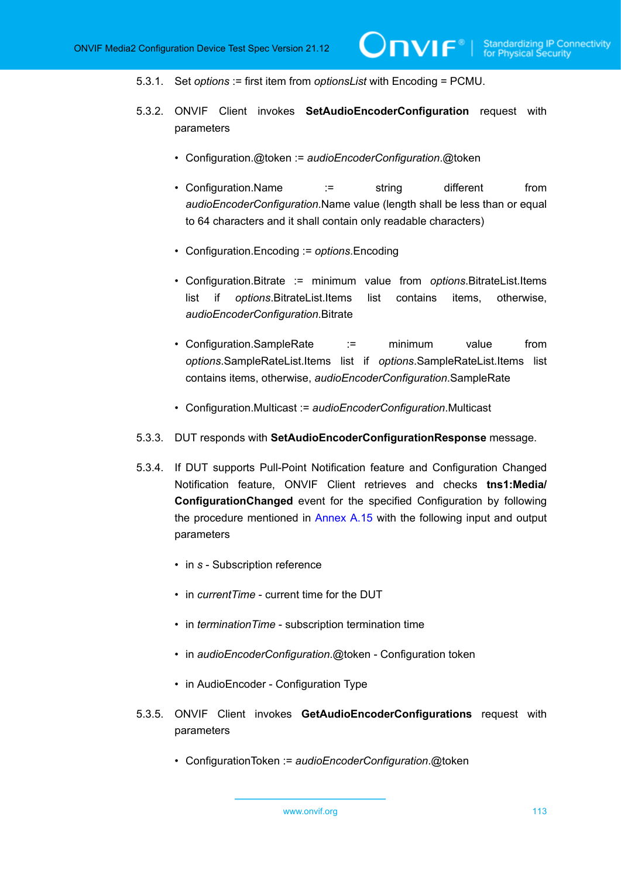5.3.1. Set *options* := first item from *optionsList* with Encoding = PCMU.

5.3.2. ONVIF Client invokes **SetAudioEncoderConfiguration** request with parameters

- Configuration.@token := *audioEncoderConfiguration*.@token
- Configuration.Name := string different from *audioEncoderConfiguration*.Name value (length shall be less than or equal to 64 characters and it shall contain only readable characters)
- Configuration.Encoding := *options*.Encoding
- Configuration.Bitrate := minimum value from *options*.BitrateList.Items list if *options*.BitrateList.Items list contains items, otherwise, *audioEncoderConfiguration*.Bitrate
- Configuration.SampleRate := minimum value from *options*.SampleRateList.Items list if *options*.SampleRateList.Items list contains items, otherwise, *audioEncoderConfiguration*.SampleRate
- Configuration.Multicast := *audioEncoderConfiguration*.Multicast

5.3.3. DUT responds with **SetAudioEncoderConfigurationResponse** message.

5.3.4. If DUT supports Pull-Point Notification feature and Configuration Changed Notification feature, ONVIF Client retrieves and checks **tns1:Media/ConfigurationChanged** event for the specified Configuration by following the procedure mentioned in Annex A.15 with the following input and output parameters

- in *s* - Subscription reference
- in *currentTime* - current time for the DUT
- in *terminationTime* - subscription termination time
- in *audioEncoderConfiguration*.@token - Configuration token
- in AudioEncoder - Configuration Type

5.3.5. ONVIF Client invokes **GetAudioEncoderConfigurations** request with parameters

- ConfigurationToken := *audioEncoderConfiguration*.@token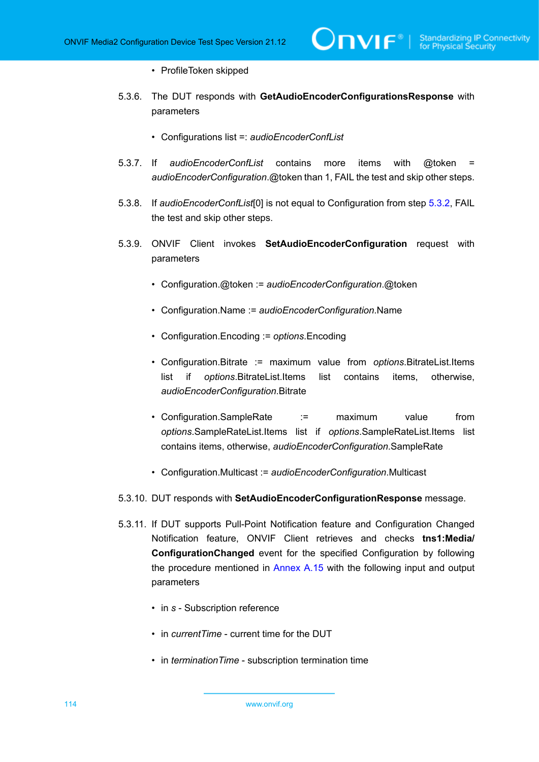- ProfileToken skipped

5.3.6. The DUT responds with **GetAudioEncoderConfigurationsResponse** with parameters

- Configurations list =: *audioEncoderConfList*

5.3.7. If *audioEncoderConfList* contains more items with @token = *audioEncoderConfiguration*.@token than 1, FAIL the test and skip other steps.

5.3.8. If *audioEncoderConfList*[0] is not equal to Configuration from step 5.3.2, FAIL the test and skip other steps.

5.3.9. ONVIF Client invokes **SetAudioEncoderConfiguration** request with parameters

- Configuration.@token := *audioEncoderConfiguration*.@token
- Configuration.Name := *audioEncoderConfiguration*.Name
- Configuration.Encoding := *options*.Encoding
- Configuration.Bitrate := maximum value from *options*.BitrateList.Items list if *options*.BitrateList.Items list contains items, otherwise, *audioEncoderConfiguration*.Bitrate
- Configuration.SampleRate := maximum value from *options*.SampleRateList.Items list if *options*.SampleRateList.Items list contains items, otherwise, *audioEncoderConfiguration*.SampleRate
- Configuration.Multicast := *audioEncoderConfiguration*.Multicast

5.3.10. DUT responds with **SetAudioEncoderConfigurationResponse** message.

5.3.11. If DUT supports Pull-Point Notification feature and Configuration Changed Notification feature, ONVIF Client retrieves and checks **tns1:Media/ConfigurationChanged** event for the specified Configuration by following the procedure mentioned in Annex A.15 with the following input and output parameters

- in *s* - Subscription reference
- in *currentTime* - current time for the DUT
- in *terminationTime* - subscription termination time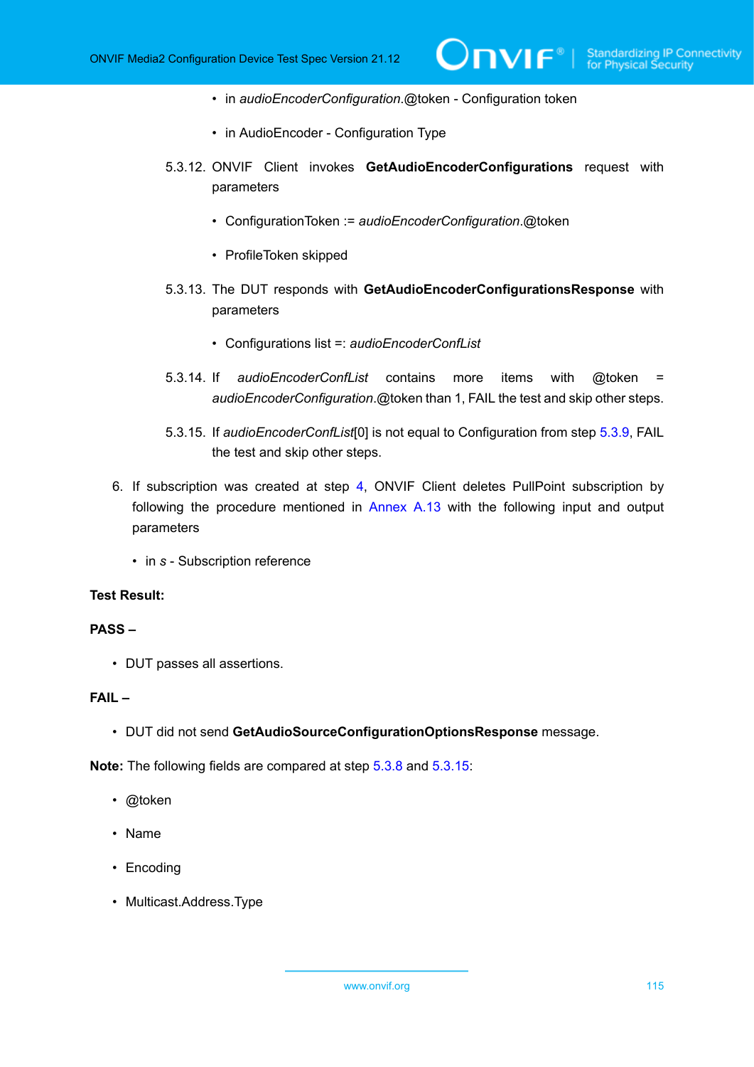- in *audioEncoderConfiguration*.@token - Configuration token
- in AudioEncoder - Configuration Type

5.3.12. ONVIF Client invokes **GetAudioEncoderConfigurations** request with parameters

- ConfigurationToken := *audioEncoderConfiguration*.@token
- ProfileToken skipped

5.3.13. The DUT responds with **GetAudioEncoderConfigurationsResponse** with parameters

- Configurations list =: *audioEncoderConfList*

5.3.14. If *audioEncoderConfList* contains more items with @token = *audioEncoderConfiguration*.@token than 1, FAIL the test and skip other steps.

5.3.15. If *audioEncoderConfList*[0] is not equal to Configuration from step 5.3.9, FAIL the test and skip other steps.

6. If subscription was created at step 4, ONVIF Client deletes PullPoint subscription by following the procedure mentioned in Annex A.13 with the following input and output parameters

   - in *s* - Subscription reference

**Test Result:**

**PASS –**

- DUT passes all assertions.

**FAIL –**

- DUT did not send **GetAudioSourceConfigurationOptionsResponse** message.

**Note:** The following fields are compared at step 5.3.8 and 5.3.15:

- @token
- Name
- Encoding
- Multicast.Address.Type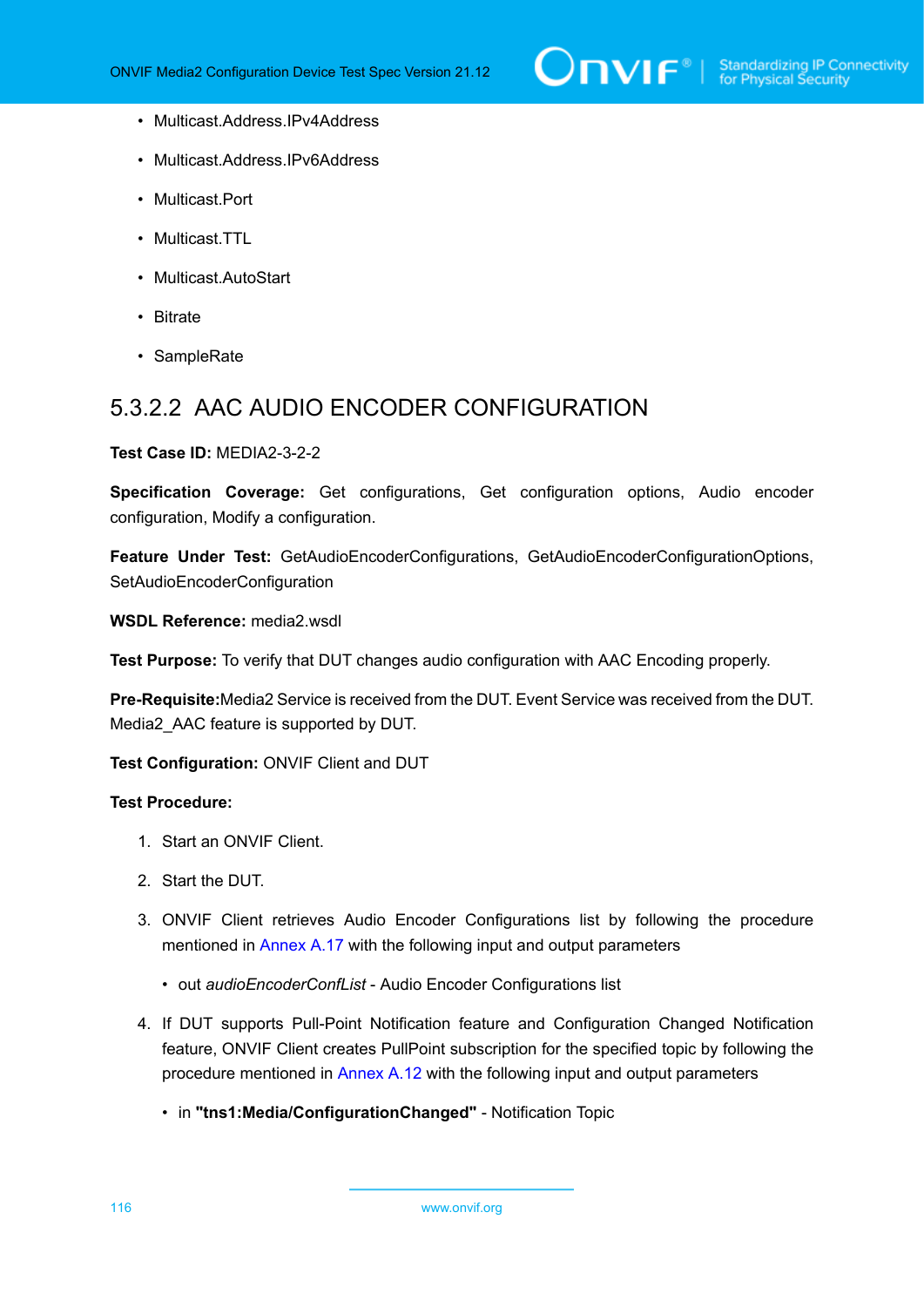- Multicast.Address.IPv4Address
- Multicast.Address.IPv6Address
- Multicast.Port
- Multicast.TTL
- Multicast.AutoStart
- Bitrate
- SampleRate

### 5.3.2.2 AAC AUDIO ENCODER CONFIGURATION

**Test Case ID:** MEDIA2-3-2-2

**Specification Coverage:** Get configurations, Get configuration options, Audio encoder configuration, Modify a configuration.

**Feature Under Test:** GetAudioEncoderConfigurations, GetAudioEncoderConfigurationOptions, SetAudioEncoderConfiguration

**WSDL Reference:** media2.wsdl

**Test Purpose:** To verify that DUT changes audio configuration with AAC Encoding properly.

**Pre-Requisite:**Media2 Service is received from the DUT. Event Service was received from the DUT. Media2_AAC feature is supported by DUT.

**Test Configuration:** ONVIF Client and DUT

**Test Procedure:**

1. Start an ONVIF Client.
2. Start the DUT.
3. ONVIF Client retrieves Audio Encoder Configurations list by following the procedure mentioned in Annex A.17 with the following input and output parameters
   - out *audioEncoderConfList* - Audio Encoder Configurations list
4. If DUT supports Pull-Point Notification feature and Configuration Changed Notification feature, ONVIF Client creates PullPoint subscription for the specified topic by following the procedure mentioned in Annex A.12 with the following input and output parameters
   - in **"tns1:Media/ConfigurationChanged"** - Notification Topic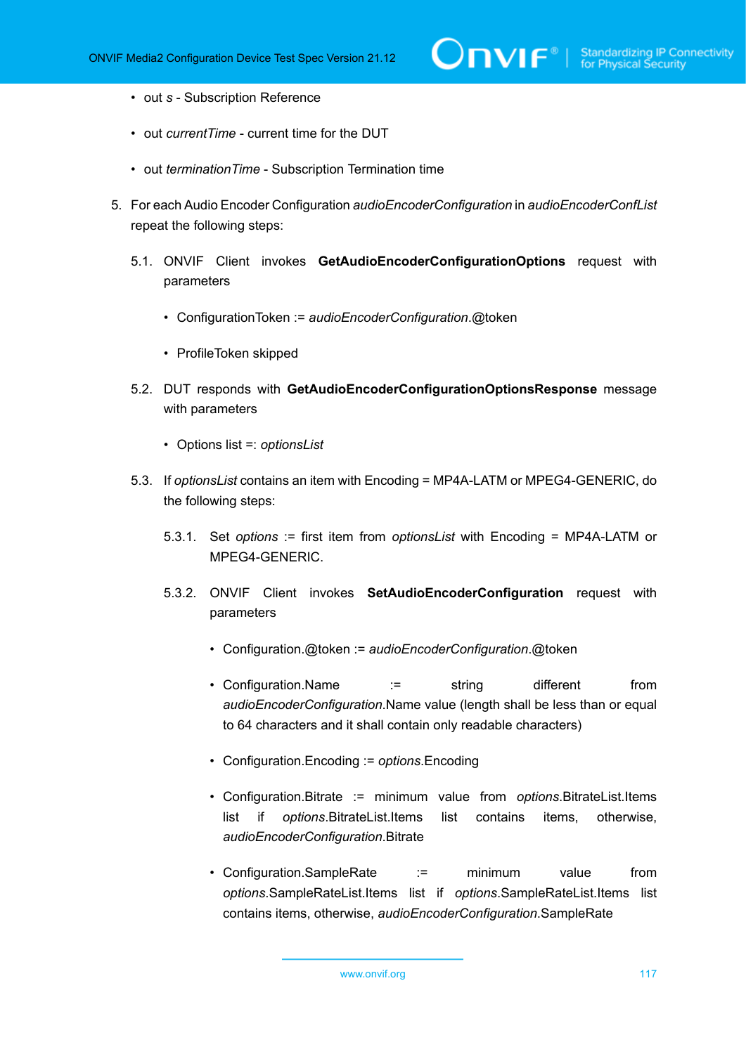- out *s* - Subscription Reference
- out *currentTime* - current time for the DUT
- out *terminationTime* - Subscription Termination time

5. For each Audio Encoder Configuration *audioEncoderConfiguration* in *audioEncoderConfList* repeat the following steps:

   5.1. ONVIF Client invokes **GetAudioEncoderConfigurationOptions** request with parameters

   - ConfigurationToken := *audioEncoderConfiguration*.@token
   - ProfileToken skipped

   5.2. DUT responds with **GetAudioEncoderConfigurationOptionsResponse** message with parameters

   - Options list =: *optionsList*

   5.3. If *optionsList* contains an item with Encoding = MP4A-LATM or MPEG4-GENERIC, do the following steps:

   5.3.1. Set *options* := first item from *optionsList* with Encoding = MP4A-LATM or MPEG4-GENERIC.

   5.3.2. ONVIF Client invokes **SetAudioEncoderConfiguration** request with parameters

   - Configuration.@token := *audioEncoderConfiguration*.@token
   - Configuration.Name := string different from *audioEncoderConfiguration*.Name value (length shall be less than or equal to 64 characters and it shall contain only readable characters)
   - Configuration.Encoding := *options*.Encoding
   - Configuration.Bitrate := minimum value from *options*.BitrateList.Items list if *options*.BitrateList.Items list contains items, otherwise, *audioEncoderConfiguration*.Bitrate
   - Configuration.SampleRate := minimum value from *options*.SampleRateList.Items list if *options*.SampleRateList.Items list contains items, otherwise, *audioEncoderConfiguration*.SampleRate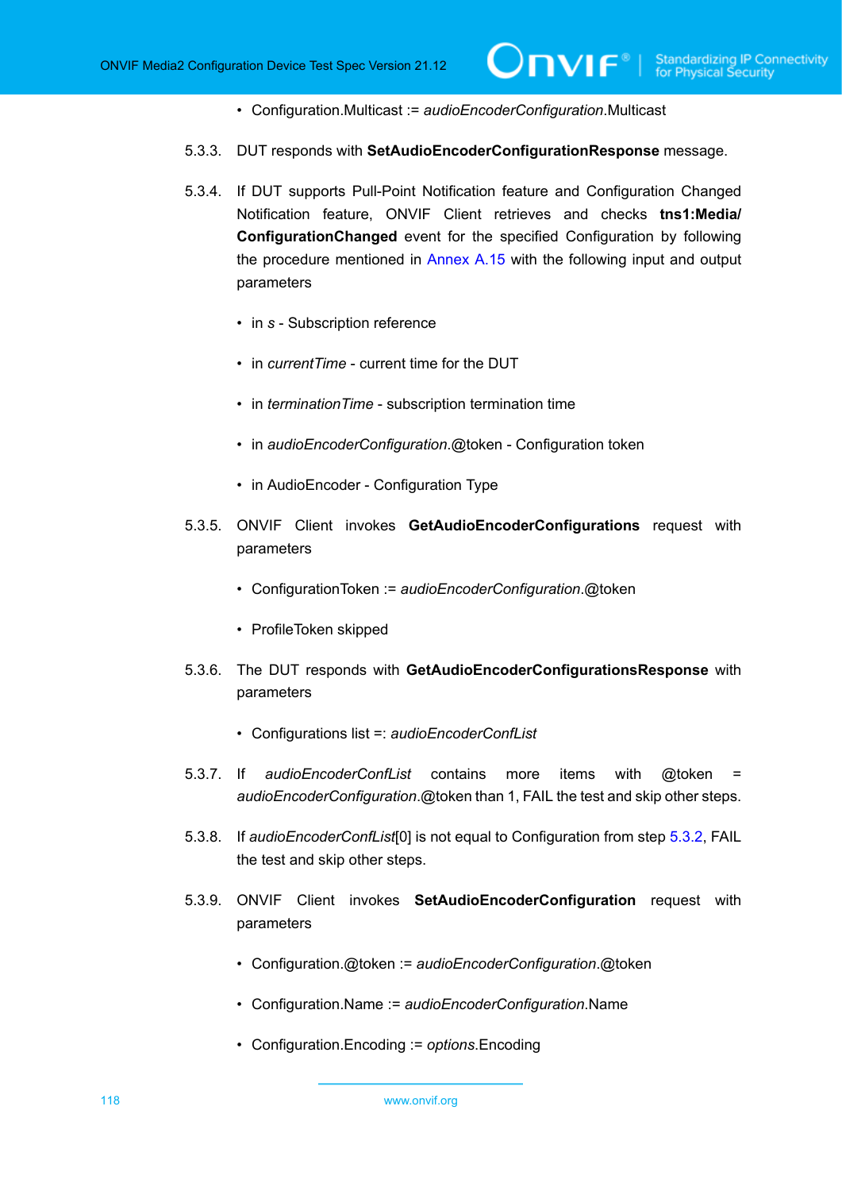- Configuration.Multicast := *audioEncoderConfiguration*.Multicast

5.3.3. DUT responds with **SetAudioEncoderConfigurationResponse** message.

5.3.4. If DUT supports Pull-Point Notification feature and Configuration Changed Notification feature, ONVIF Client retrieves and checks **tns1:Media/ConfigurationChanged** event for the specified Configuration by following the procedure mentioned in Annex A.15 with the following input and output parameters

- in *s* - Subscription reference
- in *currentTime* - current time for the DUT
- in *terminationTime* - subscription termination time
- in *audioEncoderConfiguration*.@token - Configuration token
- in AudioEncoder - Configuration Type

5.3.5. ONVIF Client invokes **GetAudioEncoderConfigurations** request with parameters

- ConfigurationToken := *audioEncoderConfiguration*.@token
- ProfileToken skipped

5.3.6. The DUT responds with **GetAudioEncoderConfigurationsResponse** with parameters

- Configurations list =: *audioEncoderConfList*

5.3.7. If *audioEncoderConfList* contains more items with @token = *audioEncoderConfiguration*.@token than 1, FAIL the test and skip other steps.

5.3.8. If *audioEncoderConfList*[0] is not equal to Configuration from step 5.3.2, FAIL the test and skip other steps.

5.3.9. ONVIF Client invokes **SetAudioEncoderConfiguration** request with parameters

- Configuration.@token := *audioEncoderConfiguration*.@token
- Configuration.Name := *audioEncoderConfiguration*.Name
- Configuration.Encoding := *options*.Encoding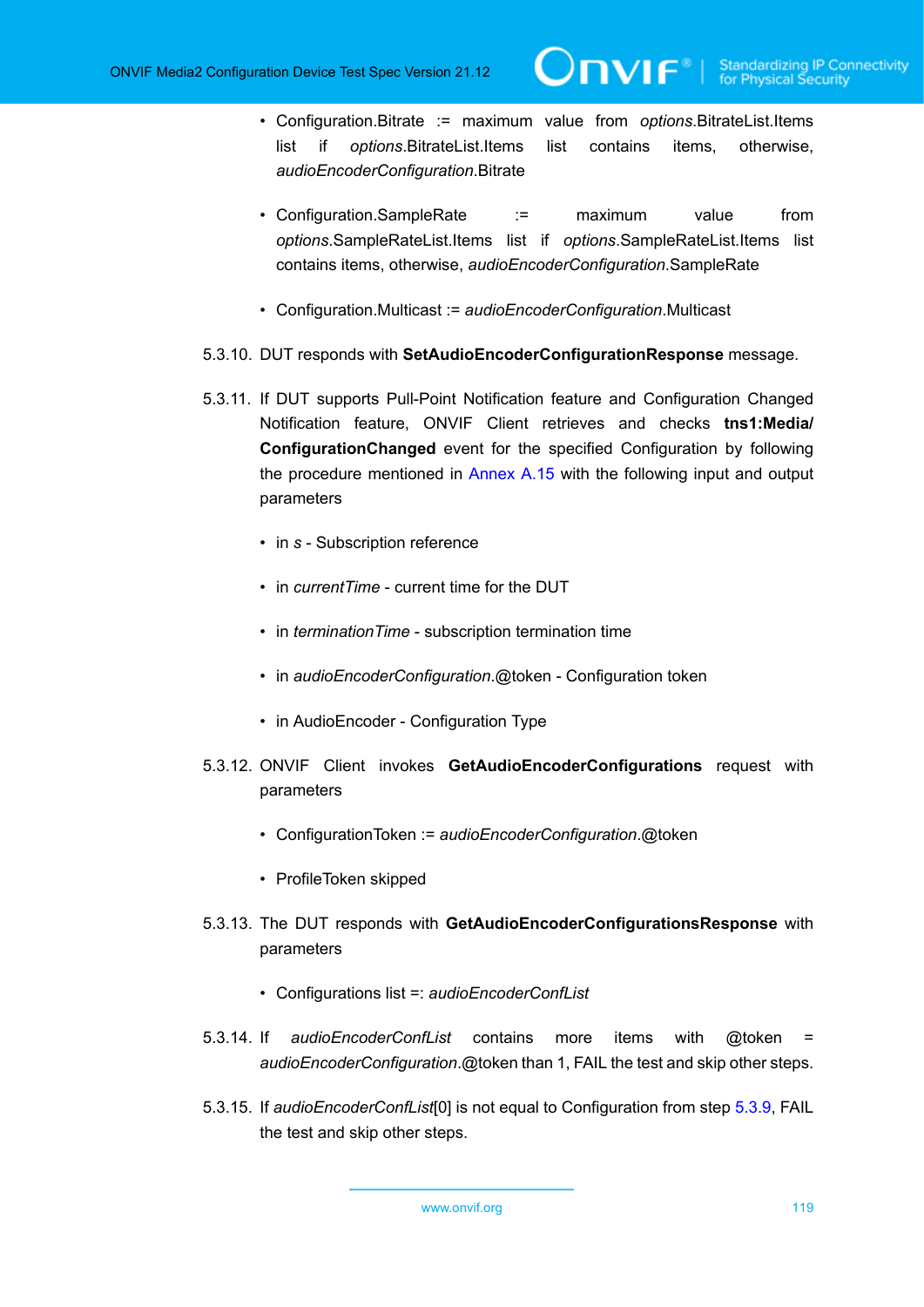- Configuration.Bitrate := maximum value from *options*.BitrateList.Items list if *options*.BitrateList.Items list contains items, otherwise, *audioEncoderConfiguration*.Bitrate

- Configuration.SampleRate := maximum value from *options*.SampleRateList.Items list if *options*.SampleRateList.Items list contains items, otherwise, *audioEncoderConfiguration*.SampleRate

- Configuration.Multicast := *audioEncoderConfiguration*.Multicast

5.3.10. DUT responds with **SetAudioEncoderConfigurationResponse** message.

5.3.11. If DUT supports Pull-Point Notification feature and Configuration Changed Notification feature, ONVIF Client retrieves and checks **tns1:Media/ConfigurationChanged** event for the specified Configuration by following the procedure mentioned in Annex A.15 with the following input and output parameters

- in *s* - Subscription reference

- in *currentTime* - current time for the DUT

- in *terminationTime* - subscription termination time

- in *audioEncoderConfiguration*.@token - Configuration token

- in AudioEncoder - Configuration Type

5.3.12. ONVIF Client invokes **GetAudioEncoderConfigurations** request with parameters

- ConfigurationToken := *audioEncoderConfiguration*.@token

- ProfileToken skipped

5.3.13. The DUT responds with **GetAudioEncoderConfigurationsResponse** with parameters

- Configurations list =: *audioEncoderConfList*

5.3.14. If *audioEncoderConfList* contains more items with @token = *audioEncoderConfiguration*.@token than 1, FAIL the test and skip other steps.

5.3.15. If *audioEncoderConfList*[0] is not equal to Configuration from step 5.3.9, FAIL the test and skip other steps.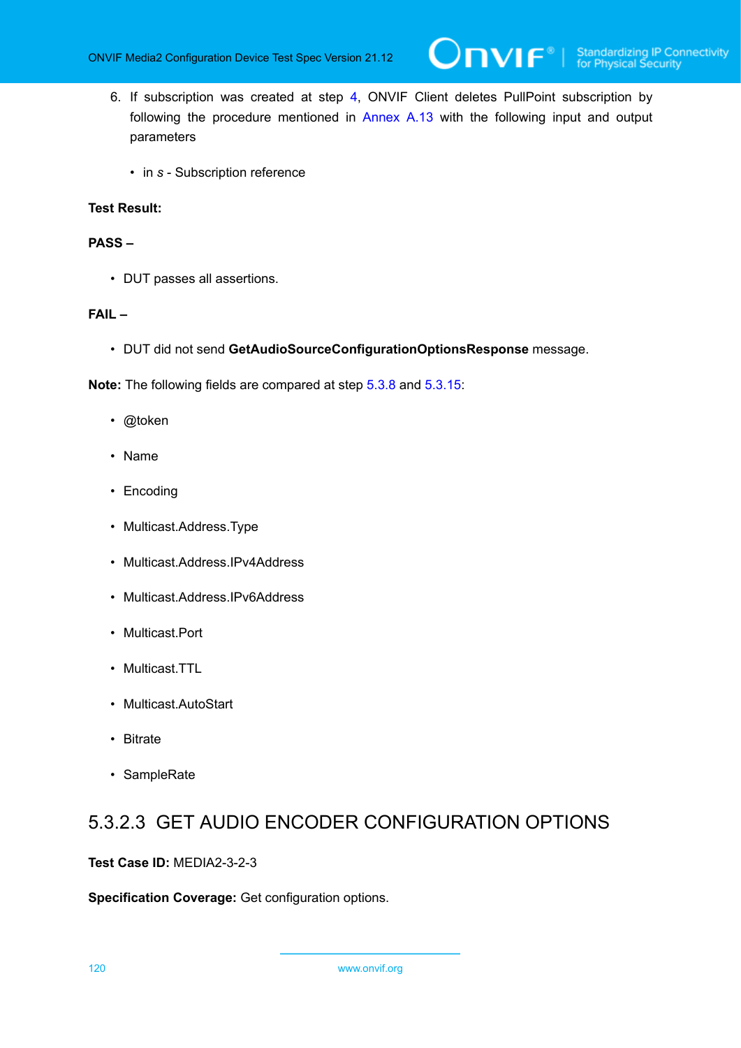6. If subscription was created at step 4, ONVIF Client deletes PullPoint subscription by following the procedure mentioned in Annex A.13 with the following input and output parameters

    - in *s* - Subscription reference

**Test Result:**

**PASS –**

- DUT passes all assertions.

**FAIL –**

- DUT did not send **GetAudioSourceConfigurationOptionsResponse** message.

**Note:** The following fields are compared at step 5.3.8 and 5.3.15:

- @token
- Name
- Encoding
- Multicast.Address.Type
- Multicast.Address.IPv4Address
- Multicast.Address.IPv6Address
- Multicast.Port
- Multicast.TTL
- Multicast.AutoStart
- Bitrate
- SampleRate

### 5.3.2.3 GET AUDIO ENCODER CONFIGURATION OPTIONS

**Test Case ID:** MEDIA2-3-2-3

**Specification Coverage:** Get configuration options.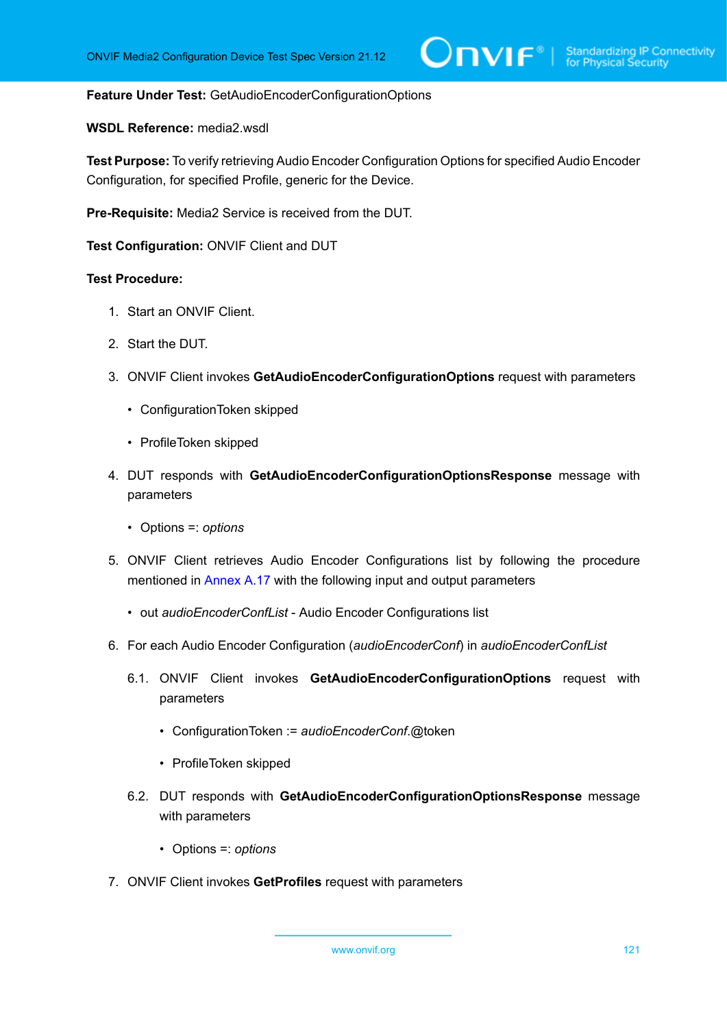**Feature Under Test:** GetAudioEncoderConfigurationOptions

**WSDL Reference:** media2.wsdl

**Test Purpose:** To verify retrieving Audio Encoder Configuration Options for specified Audio Encoder Configuration, for specified Profile, generic for the Device.

**Pre-Requisite:** Media2 Service is received from the DUT.

**Test Configuration:** ONVIF Client and DUT

**Test Procedure:**

1. Start an ONVIF Client.

2. Start the DUT.

3. ONVIF Client invokes **GetAudioEncoderConfigurationOptions** request with parameters

    - ConfigurationToken skipped

    - ProfileToken skipped

4. DUT responds with **GetAudioEncoderConfigurationOptionsResponse** message with parameters

    - Options =: *options*

5. ONVIF Client retrieves Audio Encoder Configurations list by following the procedure mentioned in Annex A.17 with the following input and output parameters

    - out *audioEncoderConfList* - Audio Encoder Configurations list

6. For each Audio Encoder Configuration (*audioEncoderConf*) in *audioEncoderConfList*

    6.1. ONVIF Client invokes **GetAudioEncoderConfigurationOptions** request with parameters

    - ConfigurationToken := *audioEncoderConf*.@token

    - ProfileToken skipped

    6.2. DUT responds with **GetAudioEncoderConfigurationOptionsResponse** message with parameters

    - Options =: *options*

7. ONVIF Client invokes **GetProfiles** request with parameters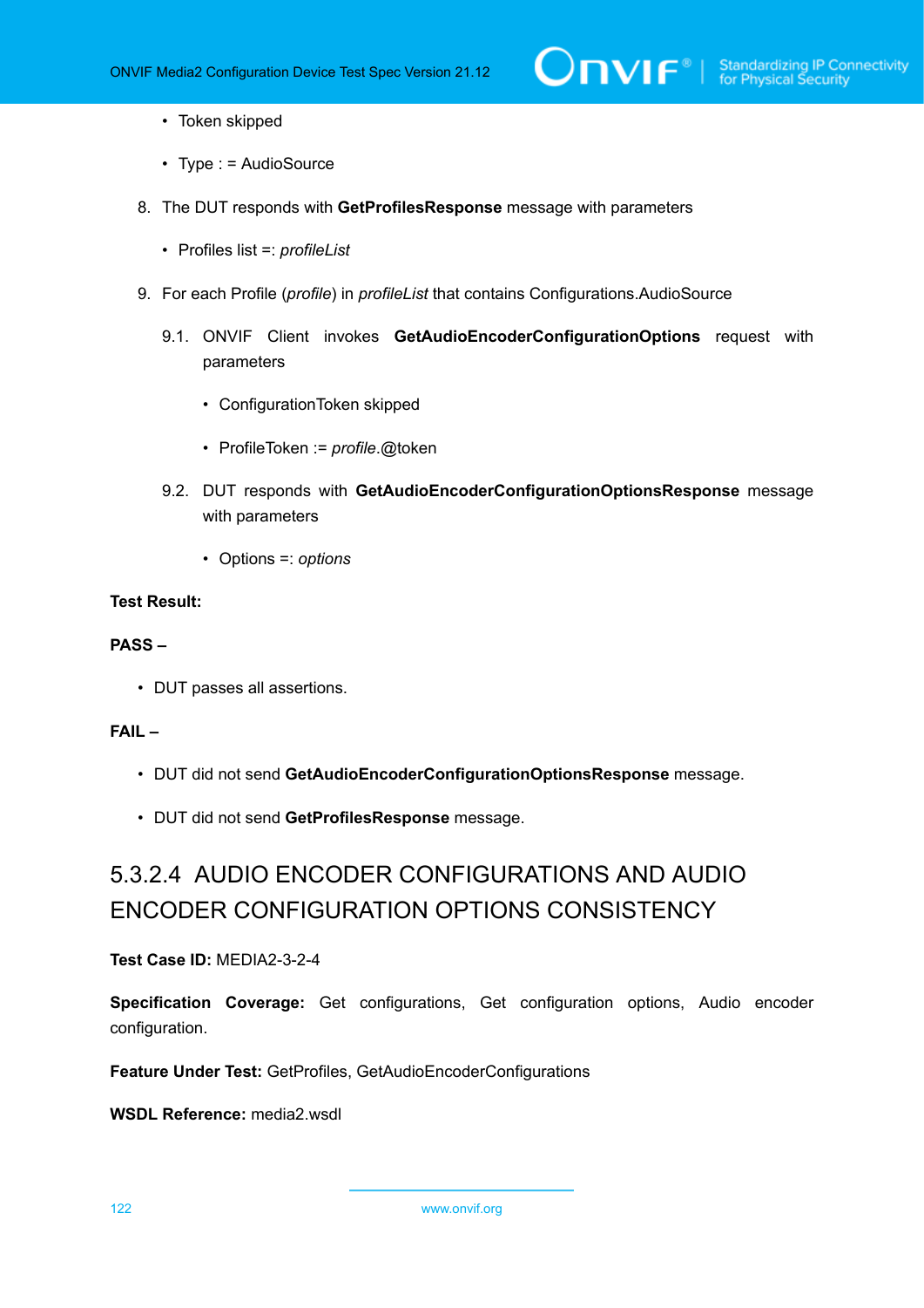- Token skipped
- Type : = AudioSource

8. The DUT responds with **GetProfilesResponse** message with parameters

   - Profiles list =: *profileList*

9. For each Profile (*profile*) in *profileList* that contains Configurations.AudioSource

   9.1. ONVIF Client invokes **GetAudioEncoderConfigurationOptions** request with parameters

   - ConfigurationToken skipped
   - ProfileToken := *profile*.@token

   9.2. DUT responds with **GetAudioEncoderConfigurationOptionsResponse** message with parameters

   - Options =: *options*

**Test Result:**

**PASS –**

- DUT passes all assertions.

**FAIL –**

- DUT did not send **GetAudioEncoderConfigurationOptionsResponse** message.
- DUT did not send **GetProfilesResponse** message.

### 5.3.2.4 AUDIO ENCODER CONFIGURATIONS AND AUDIO ENCODER CONFIGURATION OPTIONS CONSISTENCY

**Test Case ID:** MEDIA2-3-2-4

**Specification Coverage:** Get configurations, Get configuration options, Audio encoder configuration.

**Feature Under Test:** GetProfiles, GetAudioEncoderConfigurations

**WSDL Reference:** media2.wsdl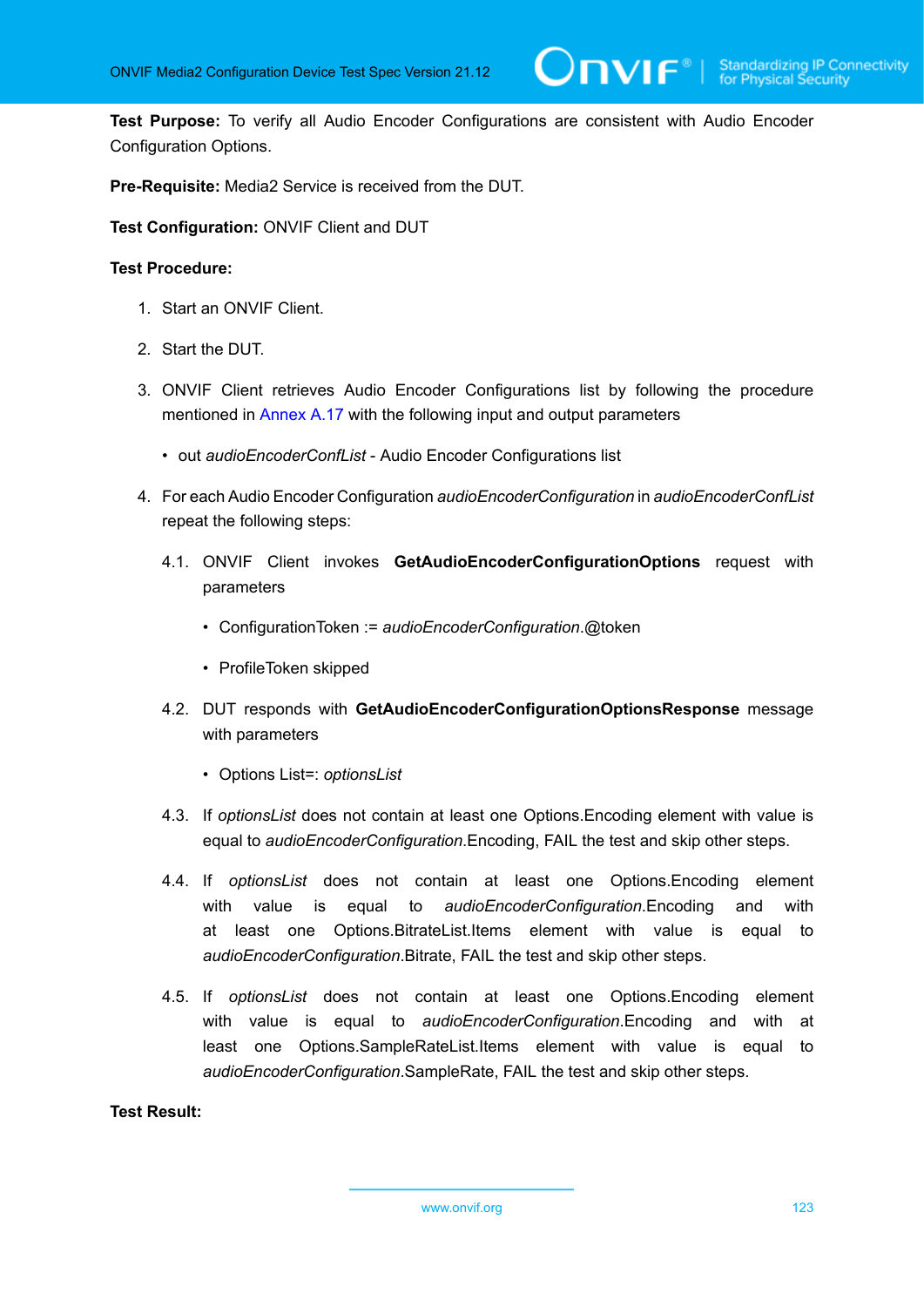**Test Purpose:** To verify all Audio Encoder Configurations are consistent with Audio Encoder Configuration Options.

**Pre-Requisite:** Media2 Service is received from the DUT.

**Test Configuration:** ONVIF Client and DUT

**Test Procedure:**

1. Start an ONVIF Client.
2. Start the DUT.
3. ONVIF Client retrieves Audio Encoder Configurations list by following the procedure mentioned in Annex A.17 with the following input and output parameters
   - out *audioEncoderConfList* - Audio Encoder Configurations list
4. For each Audio Encoder Configuration *audioEncoderConfiguration* in *audioEncoderConfList* repeat the following steps:

   4.1. ONVIF Client invokes **GetAudioEncoderConfigurationOptions** request with parameters

   - ConfigurationToken := *audioEncoderConfiguration*.@token
   - ProfileToken skipped

   4.2. DUT responds with **GetAudioEncoderConfigurationOptionsResponse** message with parameters

   - Options List=: *optionsList*

   4.3. If *optionsList* does not contain at least one Options.Encoding element with value is equal to *audioEncoderConfiguration*.Encoding, FAIL the test and skip other steps.

   4.4. If *optionsList* does not contain at least one Options.Encoding element with value is equal to *audioEncoderConfiguration*.Encoding and with at least one Options.BitrateList.Items element with value is equal to *audioEncoderConfiguration*.Bitrate, FAIL the test and skip other steps.

   4.5. If *optionsList* does not contain at least one Options.Encoding element with value is equal to *audioEncoderConfiguration*.Encoding and with at least one Options.SampleRateList.Items element with value is equal to *audioEncoderConfiguration*.SampleRate, FAIL the test and skip other steps.

**Test Result:**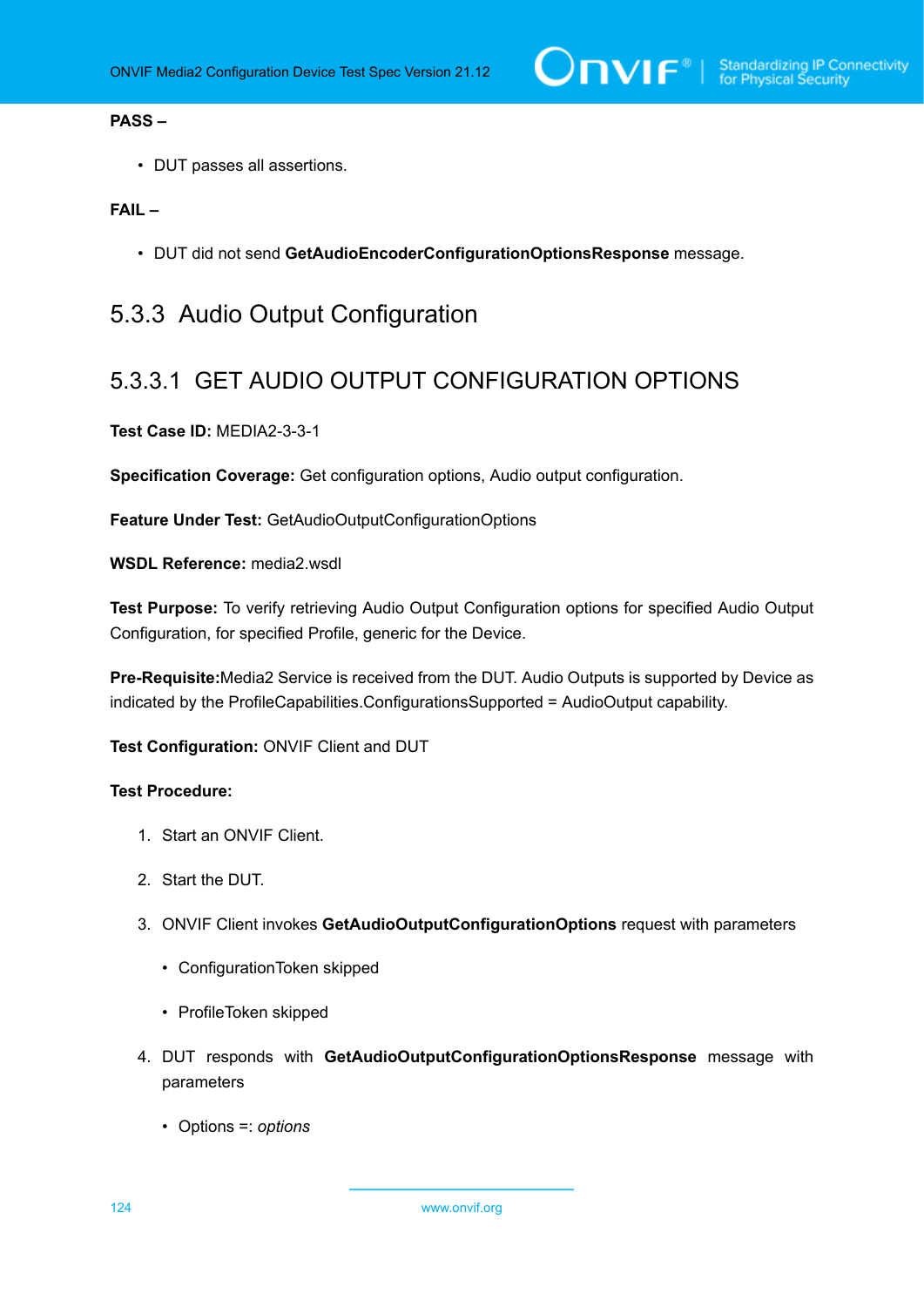**PASS –**

- DUT passes all assertions.

**FAIL –**

- DUT did not send **GetAudioEncoderConfigurationOptionsResponse** message.

## 5.3.3 Audio Output Configuration

### 5.3.3.1 GET AUDIO OUTPUT CONFIGURATION OPTIONS

**Test Case ID:** MEDIA2-3-3-1

**Specification Coverage:** Get configuration options, Audio output configuration.

**Feature Under Test:** GetAudioOutputConfigurationOptions

**WSDL Reference:** media2.wsdl

**Test Purpose:** To verify retrieving Audio Output Configuration options for specified Audio Output Configuration, for specified Profile, generic for the Device.

**Pre-Requisite:**Media2 Service is received from the DUT. Audio Outputs is supported by Device as indicated by the ProfileCapabilities.ConfigurationsSupported = AudioOutput capability.

**Test Configuration:** ONVIF Client and DUT

**Test Procedure:**

1. Start an ONVIF Client.
2. Start the DUT.
3. ONVIF Client invokes **GetAudioOutputConfigurationOptions** request with parameters
   - ConfigurationToken skipped
   - ProfileToken skipped
4. DUT responds with **GetAudioOutputConfigurationOptionsResponse** message with parameters
   - Options =: *options*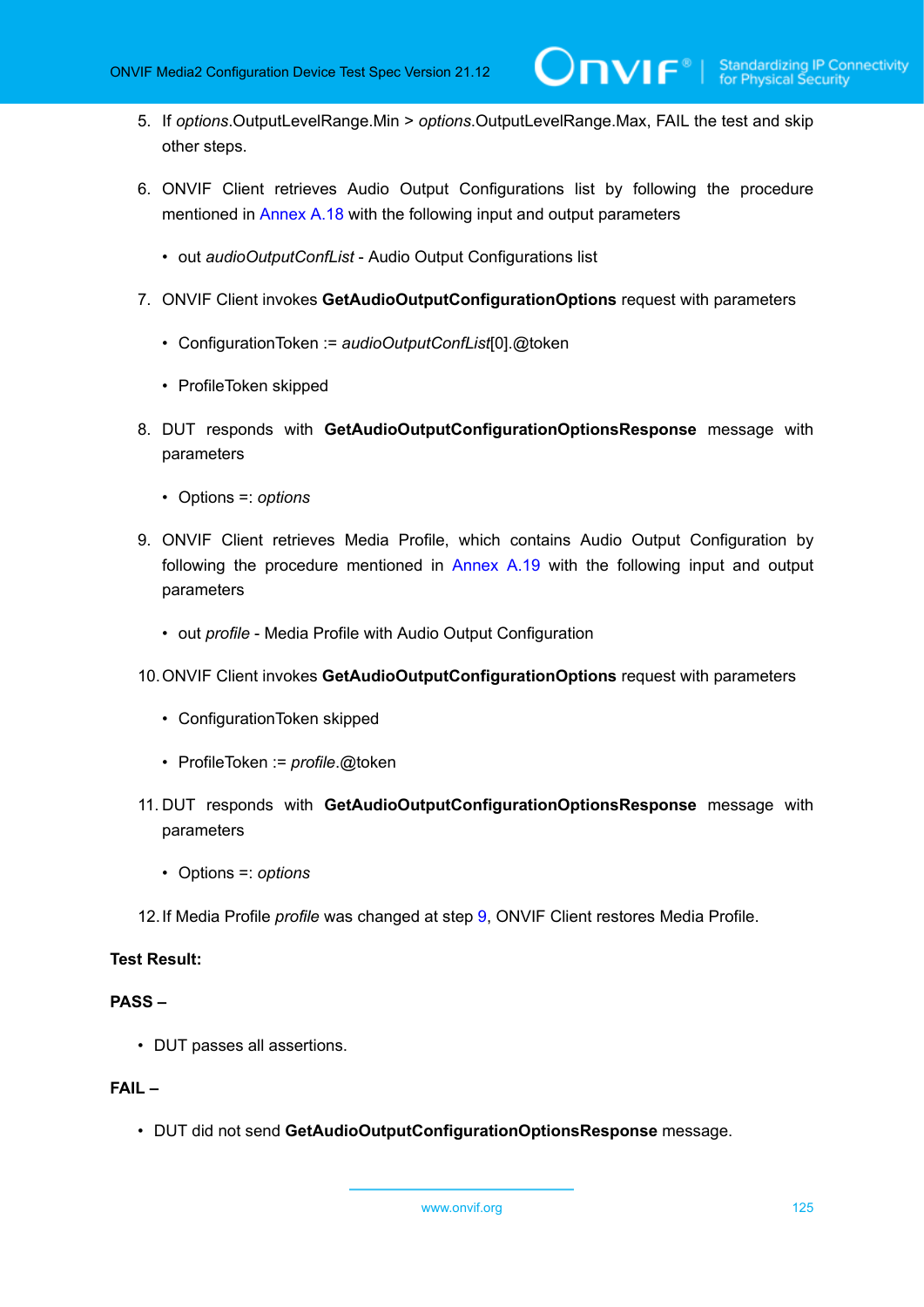5. If *options*.OutputLevelRange.Min > *options*.OutputLevelRange.Max, FAIL the test and skip other steps.

6. ONVIF Client retrieves Audio Output Configurations list by following the procedure mentioned in Annex A.18 with the following input and output parameters

   - out *audioOutputConfList* - Audio Output Configurations list

7. ONVIF Client invokes **GetAudioOutputConfigurationOptions** request with parameters

   - ConfigurationToken := *audioOutputConfList*[0].@token

   - ProfileToken skipped

8. DUT responds with **GetAudioOutputConfigurationOptionsResponse** message with parameters

   - Options =: *options*

9. ONVIF Client retrieves Media Profile, which contains Audio Output Configuration by following the procedure mentioned in Annex A.19 with the following input and output parameters

   - out *profile* - Media Profile with Audio Output Configuration

10. ONVIF Client invokes **GetAudioOutputConfigurationOptions** request with parameters

    - ConfigurationToken skipped

    - ProfileToken := *profile*.@token

11. DUT responds with **GetAudioOutputConfigurationOptionsResponse** message with parameters

    - Options =: *options*

12. If Media Profile *profile* was changed at step 9, ONVIF Client restores Media Profile.

**Test Result:**

**PASS –**

- DUT passes all assertions.

**FAIL –**

- DUT did not send **GetAudioOutputConfigurationOptionsResponse** message.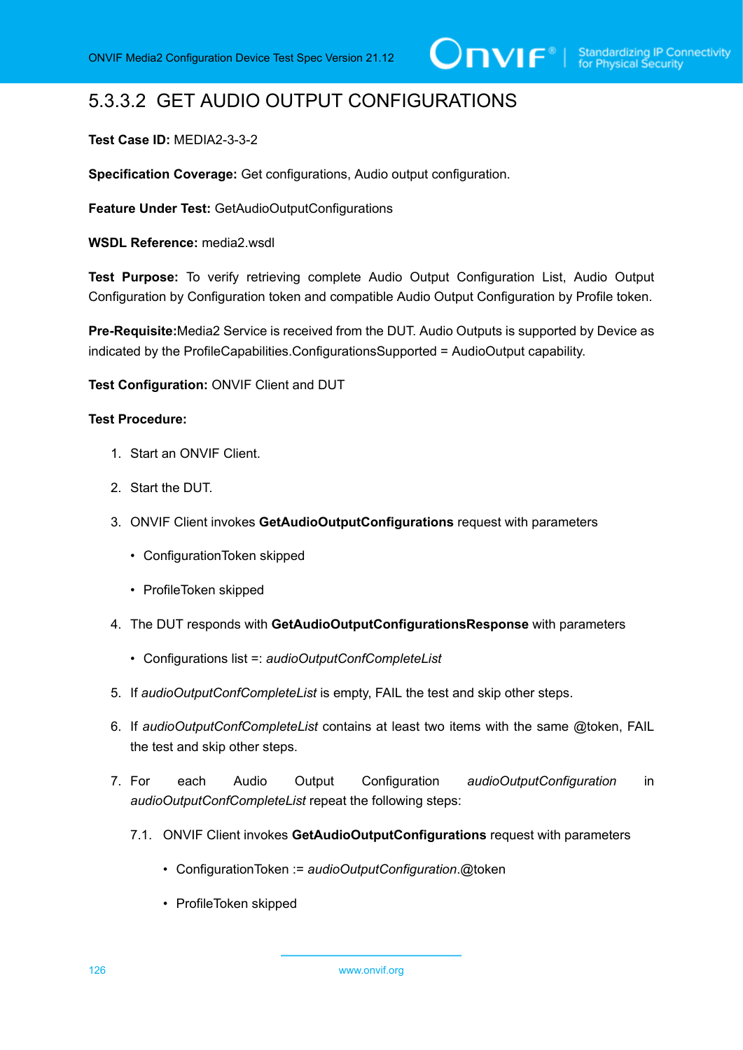### 5.3.3.2 GET AUDIO OUTPUT CONFIGURATIONS

**Test Case ID:** MEDIA2-3-3-2

**Specification Coverage:** Get configurations, Audio output configuration.

**Feature Under Test:** GetAudioOutputConfigurations

**WSDL Reference:** media2.wsdl

**Test Purpose:** To verify retrieving complete Audio Output Configuration List, Audio Output Configuration by Configuration token and compatible Audio Output Configuration by Profile token.

**Pre-Requisite:**Media2 Service is received from the DUT. Audio Outputs is supported by Device as indicated by the ProfileCapabilities.ConfigurationsSupported = AudioOutput capability.

**Test Configuration:** ONVIF Client and DUT

**Test Procedure:**

1. Start an ONVIF Client.
2. Start the DUT.
3. ONVIF Client invokes **GetAudioOutputConfigurations** request with parameters
   - ConfigurationToken skipped
   - ProfileToken skipped
4. The DUT responds with **GetAudioOutputConfigurationsResponse** with parameters
   - Configurations list =: *audioOutputConfCompleteList*
5. If *audioOutputConfCompleteList* is empty, FAIL the test and skip other steps.
6. If *audioOutputConfCompleteList* contains at least two items with the same @token, FAIL the test and skip other steps.
7. For each Audio Output Configuration *audioOutputConfiguration* in *audioOutputConfCompleteList* repeat the following steps:

   7.1. ONVIF Client invokes **GetAudioOutputConfigurations** request with parameters
   - ConfigurationToken := *audioOutputConfiguration*.@token
   - ProfileToken skipped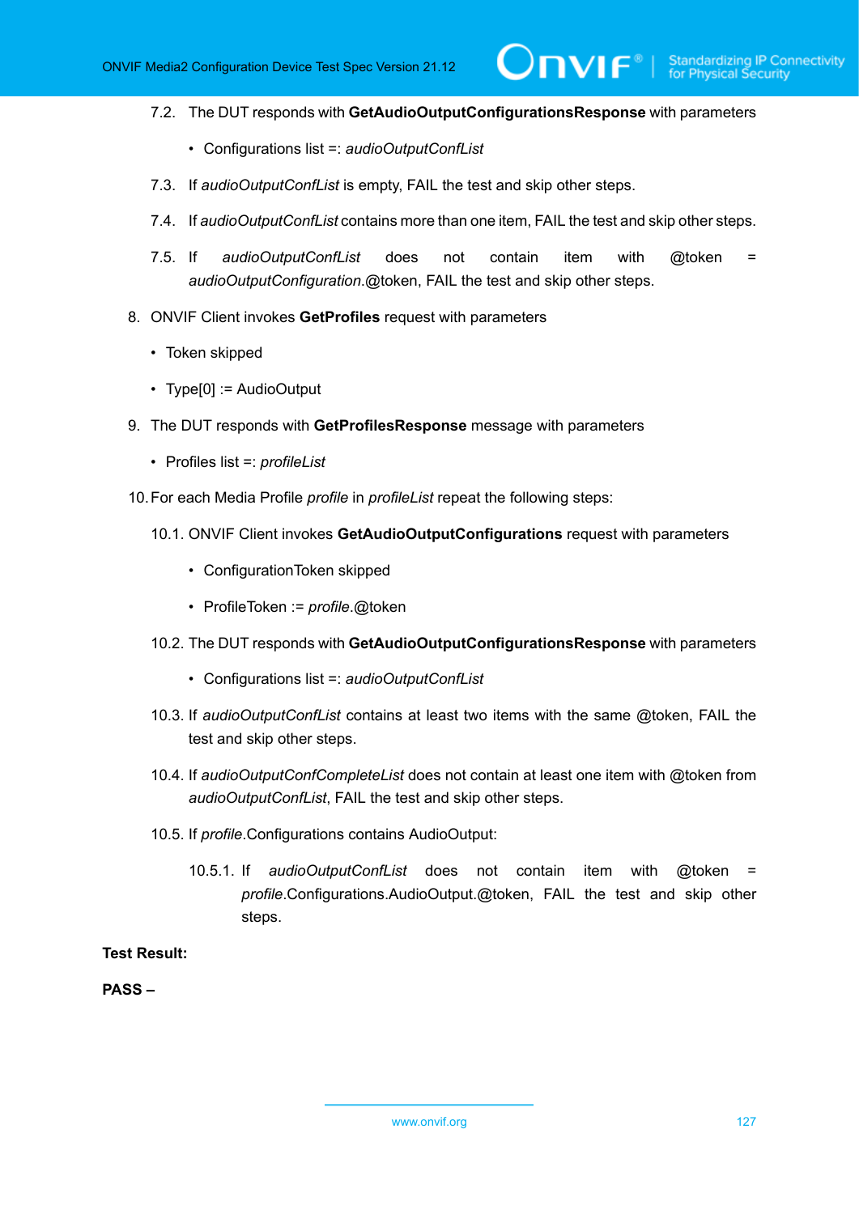7.2. The DUT responds with **GetAudioOutputConfigurationsResponse** with parameters

- Configurations list =: *audioOutputConfList*

7.3. If *audioOutputConfList* is empty, FAIL the test and skip other steps.

7.4. If *audioOutputConfList* contains more than one item, FAIL the test and skip other steps.

7.5. If *audioOutputConfList* does not contain item with @token = *audioOutputConfiguration*.@token, FAIL the test and skip other steps.

8. ONVIF Client invokes **GetProfiles** request with parameters

- Token skipped
- Type[0] := AudioOutput

9. The DUT responds with **GetProfilesResponse** message with parameters

- Profiles list =: *profileList*

10. For each Media Profile *profile* in *profileList* repeat the following steps:

10.1. ONVIF Client invokes **GetAudioOutputConfigurations** request with parameters

- ConfigurationToken skipped
- ProfileToken := *profile*.@token

10.2. The DUT responds with **GetAudioOutputConfigurationsResponse** with parameters

- Configurations list =: *audioOutputConfList*

10.3. If *audioOutputConfList* contains at least two items with the same @token, FAIL the test and skip other steps.

10.4. If *audioOutputConfCompleteList* does not contain at least one item with @token from *audioOutputConfList*, FAIL the test and skip other steps.

10.5. If *profile*.Configurations contains AudioOutput:

10.5.1. If *audioOutputConfList* does not contain item with @token = *profile*.Configurations.AudioOutput.@token, FAIL the test and skip other steps.

**Test Result:**

**PASS –**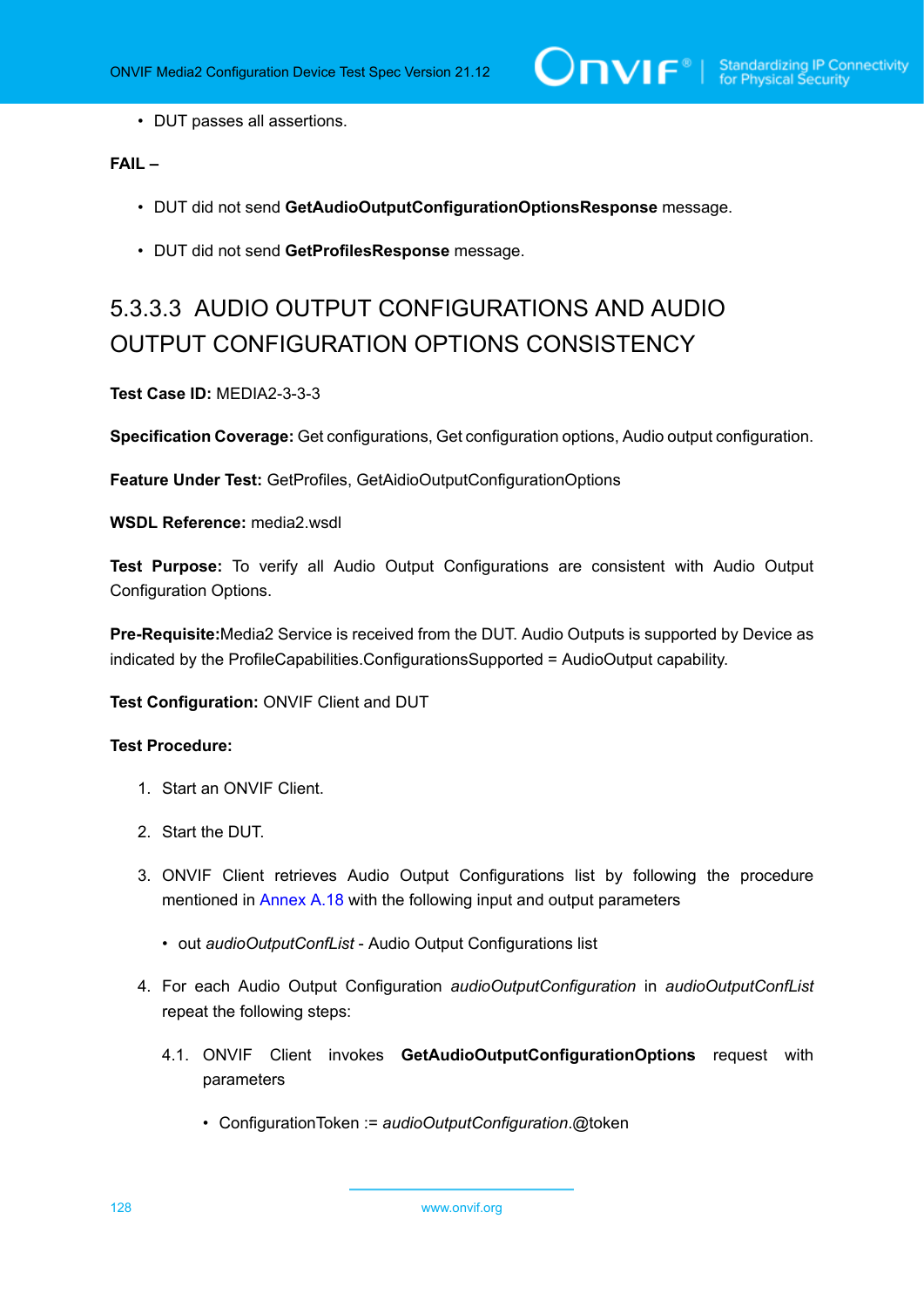- DUT passes all assertions.

**FAIL –**

- DUT did not send **GetAudioOutputConfigurationOptionsResponse** message.
- DUT did not send **GetProfilesResponse** message.

### 5.3.3.3 AUDIO OUTPUT CONFIGURATIONS AND AUDIO OUTPUT CONFIGURATION OPTIONS CONSISTENCY

**Test Case ID:** MEDIA2-3-3-3

**Specification Coverage:** Get configurations, Get configuration options, Audio output configuration.

**Feature Under Test:** GetProfiles, GetAidioOutputConfigurationOptions

**WSDL Reference:** media2.wsdl

**Test Purpose:** To verify all Audio Output Configurations are consistent with Audio Output Configuration Options.

**Pre-Requisite:**Media2 Service is received from the DUT. Audio Outputs is supported by Device as indicated by the ProfileCapabilities.ConfigurationsSupported = AudioOutput capability.

**Test Configuration:** ONVIF Client and DUT

**Test Procedure:**

1. Start an ONVIF Client.
2. Start the DUT.
3. ONVIF Client retrieves Audio Output Configurations list by following the procedure mentioned in Annex A.18 with the following input and output parameters
   - out *audioOutputConfList* - Audio Output Configurations list
4. For each Audio Output Configuration *audioOutputConfiguration* in *audioOutputConfList* repeat the following steps:
   4.1. ONVIF Client invokes **GetAudioOutputConfigurationOptions** request with parameters
      - ConfigurationToken := *audioOutputConfiguration*.@token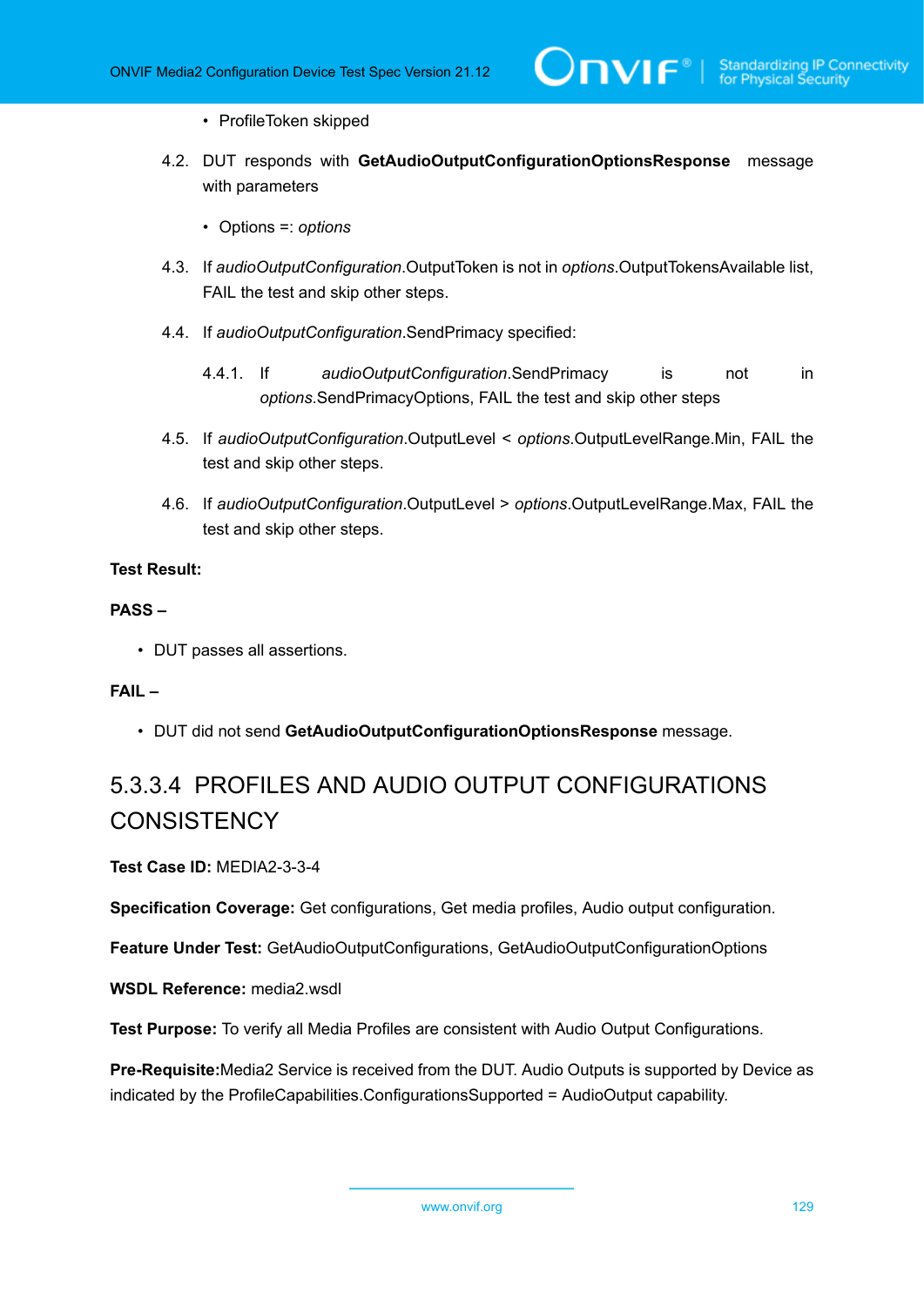- ProfileToken skipped

4.2. DUT responds with **GetAudioOutputConfigurationOptionsResponse** message with parameters

- Options =: *options*

4.3. If *audioOutputConfiguration*.OutputToken is not in *options*.OutputTokensAvailable list, FAIL the test and skip other steps.

4.4. If *audioOutputConfiguration*.SendPrimacy specified:

4.4.1. If *audioOutputConfiguration*.SendPrimacy is not in *options*.SendPrimacyOptions, FAIL the test and skip other steps

4.5. If *audioOutputConfiguration*.OutputLevel < *options*.OutputLevelRange.Min, FAIL the test and skip other steps.

4.6. If *audioOutputConfiguration*.OutputLevel > *options*.OutputLevelRange.Max, FAIL the test and skip other steps.

**Test Result:**

**PASS –**

- DUT passes all assertions.

**FAIL –**

- DUT did not send **GetAudioOutputConfigurationOptionsResponse** message.

### 5.3.3.4 PROFILES AND AUDIO OUTPUT CONFIGURATIONS CONSISTENCY

**Test Case ID:** MEDIA2-3-3-4

**Specification Coverage:** Get configurations, Get media profiles, Audio output configuration.

**Feature Under Test:** GetAudioOutputConfigurations, GetAudioOutputConfigurationOptions

**WSDL Reference:** media2.wsdl

**Test Purpose:** To verify all Media Profiles are consistent with Audio Output Configurations.

**Pre-Requisite:**Media2 Service is received from the DUT. Audio Outputs is supported by Device as indicated by the ProfileCapabilities.ConfigurationsSupported = AudioOutput capability.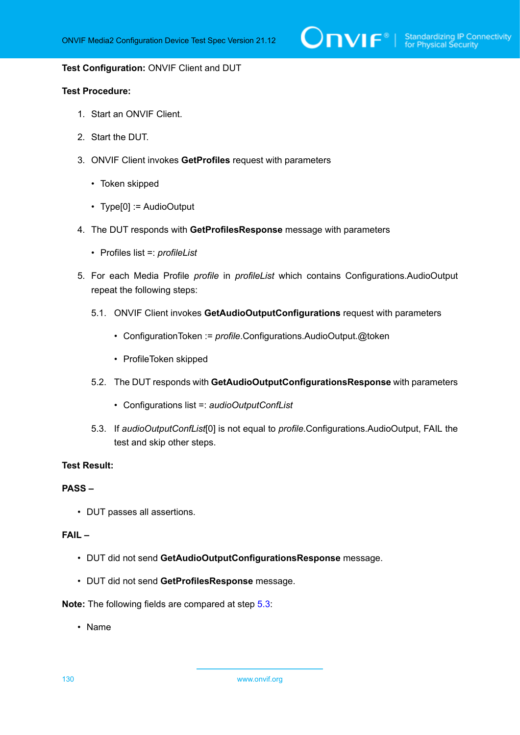**Test Configuration:** ONVIF Client and DUT

**Test Procedure:**

1. Start an ONVIF Client.

2. Start the DUT.

3. ONVIF Client invokes **GetProfiles** request with parameters

   - Token skipped

   - Type[0] := AudioOutput

4. The DUT responds with **GetProfilesResponse** message with parameters

   - Profiles list =: *profileList*

5. For each Media Profile *profile* in *profileList* which contains Configurations.AudioOutput repeat the following steps:

   5.1. ONVIF Client invokes **GetAudioOutputConfigurations** request with parameters

   - ConfigurationToken := *profile*.Configurations.AudioOutput.@token

   - ProfileToken skipped

   5.2. The DUT responds with **GetAudioOutputConfigurationsResponse** with parameters

   - Configurations list =: *audioOutputConfList*

   5.3. If *audioOutputConfList*[0] is not equal to *profile*.Configurations.AudioOutput, FAIL the test and skip other steps.

**Test Result:**

**PASS –**

- DUT passes all assertions.

**FAIL –**

- DUT did not send **GetAudioOutputConfigurationsResponse** message.

- DUT did not send **GetProfilesResponse** message.

**Note:** The following fields are compared at step 5.3:

- Name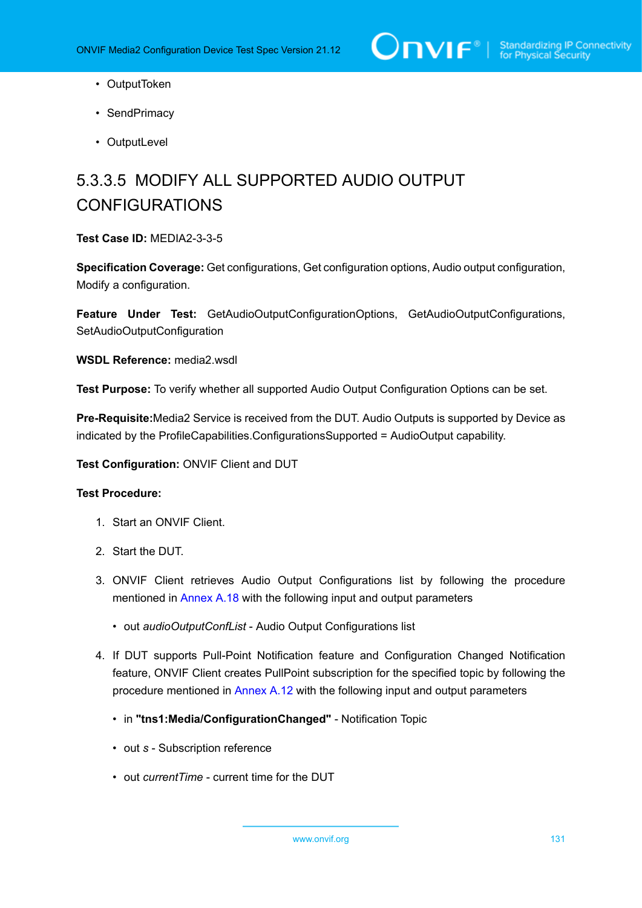- OutputToken
- SendPrimacy
- OutputLevel

### 5.3.3.5 MODIFY ALL SUPPORTED AUDIO OUTPUT CONFIGURATIONS

**Test Case ID:** MEDIA2-3-3-5

**Specification Coverage:** Get configurations, Get configuration options, Audio output configuration, Modify a configuration.

**Feature Under Test:** GetAudioOutputConfigurationOptions, GetAudioOutputConfigurations, SetAudioOutputConfiguration

**WSDL Reference:** media2.wsdl

**Test Purpose:** To verify whether all supported Audio Output Configuration Options can be set.

**Pre-Requisite:**Media2 Service is received from the DUT. Audio Outputs is supported by Device as indicated by the ProfileCapabilities.ConfigurationsSupported = AudioOutput capability.

**Test Configuration:** ONVIF Client and DUT

**Test Procedure:**

1. Start an ONVIF Client.
2. Start the DUT.
3. ONVIF Client retrieves Audio Output Configurations list by following the procedure mentioned in Annex A.18 with the following input and output parameters
   - out *audioOutputConfList* - Audio Output Configurations list
4. If DUT supports Pull-Point Notification feature and Configuration Changed Notification feature, ONVIF Client creates PullPoint subscription for the specified topic by following the procedure mentioned in Annex A.12 with the following input and output parameters
   - in **"tns1:Media/ConfigurationChanged"** - Notification Topic
   - out *s* - Subscription reference
   - out *currentTime* - current time for the DUT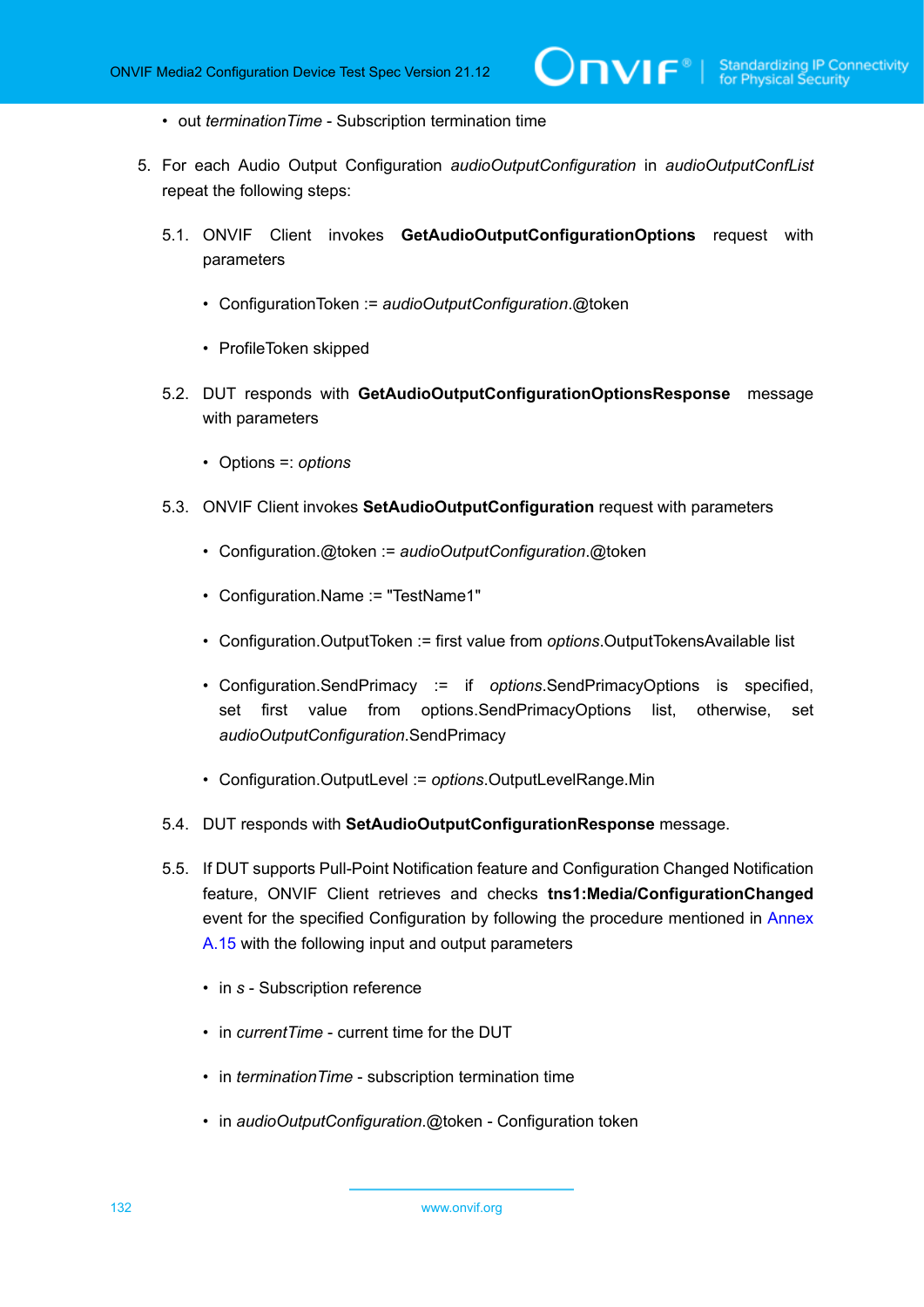- out *terminationTime* - Subscription termination time

5. For each Audio Output Configuration *audioOutputConfiguration* in *audioOutputConfList* repeat the following steps:

   5.1. ONVIF Client invokes **GetAudioOutputConfigurationOptions** request with parameters

   - ConfigurationToken := *audioOutputConfiguration*.@token
   - ProfileToken skipped

   5.2. DUT responds with **GetAudioOutputConfigurationOptionsResponse** message with parameters

   - Options =: *options*

   5.3. ONVIF Client invokes **SetAudioOutputConfiguration** request with parameters

   - Configuration.@token := *audioOutputConfiguration*.@token
   - Configuration.Name := "TestName1"
   - Configuration.OutputToken := first value from *options*.OutputTokensAvailable list
   - Configuration.SendPrimacy := if *options*.SendPrimacyOptions is specified, set first value from options.SendPrimacyOptions list, otherwise, set *audioOutputConfiguration*.SendPrimacy
   - Configuration.OutputLevel := *options*.OutputLevelRange.Min

   5.4. DUT responds with **SetAudioOutputConfigurationResponse** message.

   5.5. If DUT supports Pull-Point Notification feature and Configuration Changed Notification feature, ONVIF Client retrieves and checks **tns1:Media/ConfigurationChanged** event for the specified Configuration by following the procedure mentioned in Annex A.15 with the following input and output parameters

   - in *s* - Subscription reference
   - in *currentTime* - current time for the DUT
   - in *terminationTime* - subscription termination time
   - in *audioOutputConfiguration*.@token - Configuration token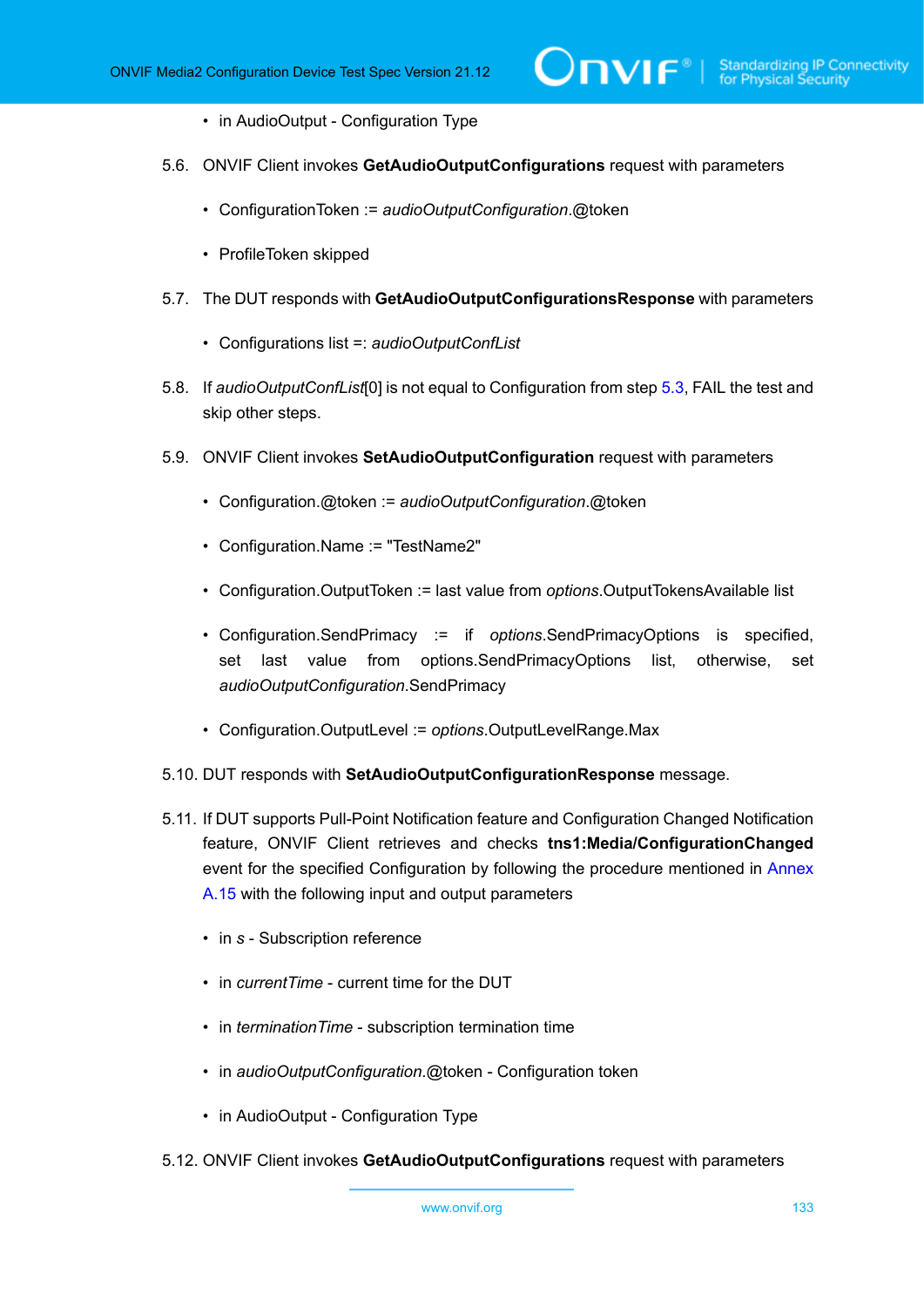- in AudioOutput - Configuration Type

5.6. ONVIF Client invokes **GetAudioOutputConfigurations** request with parameters

- ConfigurationToken := *audioOutputConfiguration*.@token
- ProfileToken skipped

5.7. The DUT responds with **GetAudioOutputConfigurationsResponse** with parameters

- Configurations list =: *audioOutputConfList*

5.8. If *audioOutputConfList*[0] is not equal to Configuration from step 5.3, FAIL the test and skip other steps.

5.9. ONVIF Client invokes **SetAudioOutputConfiguration** request with parameters

- Configuration.@token := *audioOutputConfiguration*.@token
- Configuration.Name := "TestName2"
- Configuration.OutputToken := last value from *options*.OutputTokensAvailable list
- Configuration.SendPrimacy := if *options*.SendPrimacyOptions is specified, set last value from options.SendPrimacyOptions list, otherwise, set *audioOutputConfiguration*.SendPrimacy
- Configuration.OutputLevel := *options*.OutputLevelRange.Max

5.10. DUT responds with **SetAudioOutputConfigurationResponse** message.

5.11. If DUT supports Pull-Point Notification feature and Configuration Changed Notification feature, ONVIF Client retrieves and checks **tns1:Media/ConfigurationChanged** event for the specified Configuration by following the procedure mentioned in Annex A.15 with the following input and output parameters

- in *s* - Subscription reference
- in *currentTime* - current time for the DUT
- in *terminationTime* - subscription termination time
- in *audioOutputConfiguration*.@token - Configuration token
- in AudioOutput - Configuration Type

5.12. ONVIF Client invokes **GetAudioOutputConfigurations** request with parameters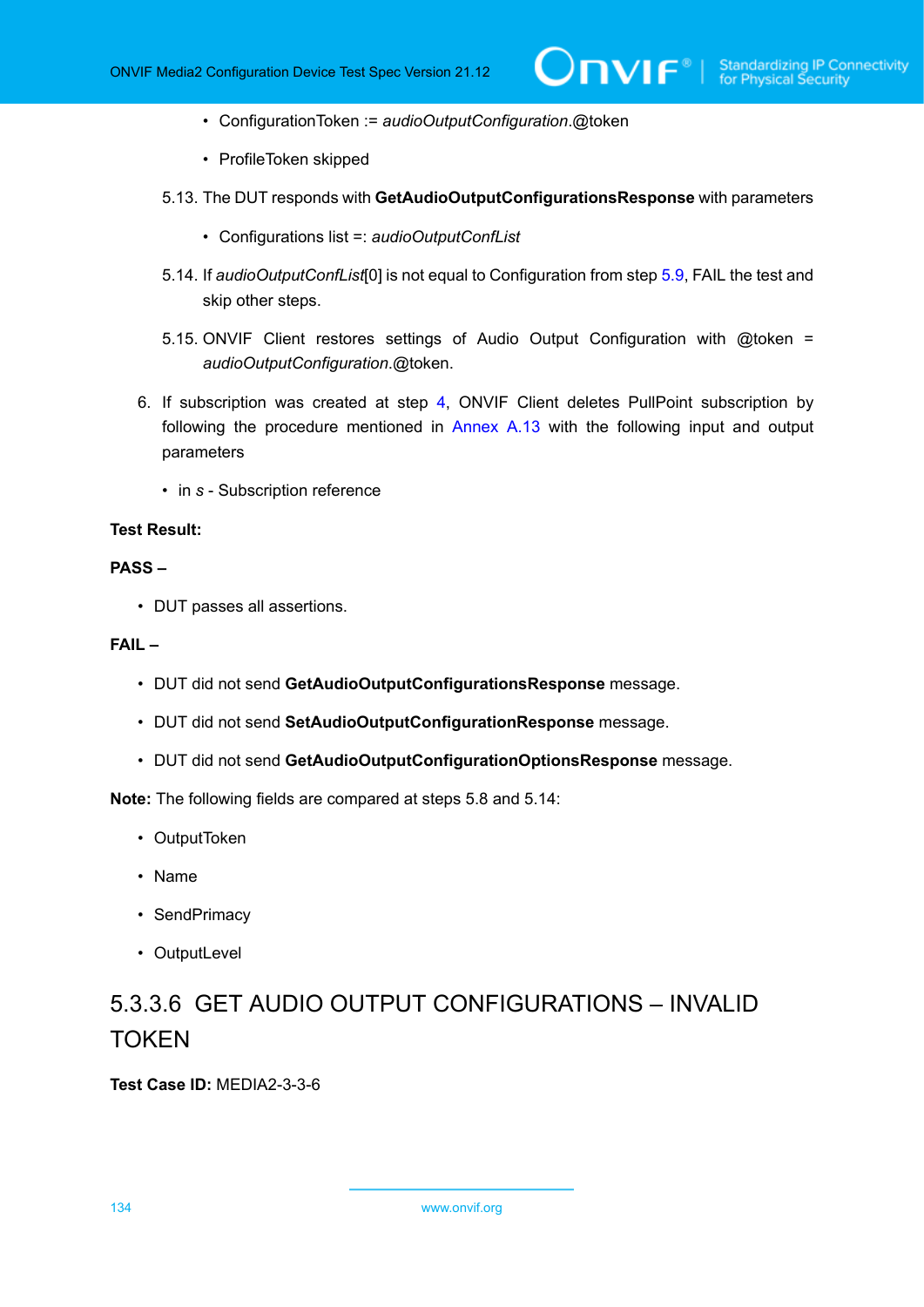- ConfigurationToken := *audioOutputConfiguration*.@token

- ProfileToken skipped

5.13. The DUT responds with **GetAudioOutputConfigurationsResponse** with parameters

- Configurations list =: *audioOutputConfList*

5.14. If *audioOutputConfList*[0] is not equal to Configuration from step 5.9, FAIL the test and skip other steps.

5.15. ONVIF Client restores settings of Audio Output Configuration with @token = *audioOutputConfiguration*.@token.

6. If subscription was created at step 4, ONVIF Client deletes PullPoint subscription by following the procedure mentioned in Annex A.13 with the following input and output parameters

   - in *s* - Subscription reference

**Test Result:**

**PASS –**

- DUT passes all assertions.

**FAIL –**

- DUT did not send **GetAudioOutputConfigurationsResponse** message.
- DUT did not send **SetAudioOutputConfigurationResponse** message.
- DUT did not send **GetAudioOutputConfigurationOptionsResponse** message.

**Note:** The following fields are compared at steps 5.8 and 5.14:

- OutputToken
- Name
- SendPrimacy
- OutputLevel

### 5.3.3.6 GET AUDIO OUTPUT CONFIGURATIONS – INVALID TOKEN

**Test Case ID:** MEDIA2-3-3-6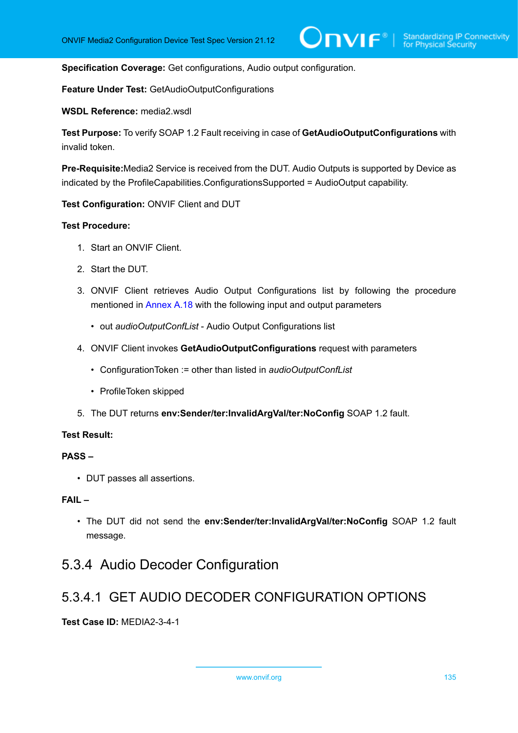**Specification Coverage:** Get configurations, Audio output configuration.

**Feature Under Test:** GetAudioOutputConfigurations

**WSDL Reference:** media2.wsdl

**Test Purpose:** To verify SOAP 1.2 Fault receiving in case of **GetAudioOutputConfigurations** with invalid token.

**Pre-Requisite:**Media2 Service is received from the DUT. Audio Outputs is supported by Device as indicated by the ProfileCapabilities.ConfigurationsSupported = AudioOutput capability.

**Test Configuration:** ONVIF Client and DUT

**Test Procedure:**

1. Start an ONVIF Client.
2. Start the DUT.
3. ONVIF Client retrieves Audio Output Configurations list by following the procedure mentioned in Annex A.18 with the following input and output parameters
   - out *audioOutputConfList* - Audio Output Configurations list
4. ONVIF Client invokes **GetAudioOutputConfigurations** request with parameters
   - ConfigurationToken := other than listed in *audioOutputConfList*
   - ProfileToken skipped
5. The DUT returns **env:Sender/ter:InvalidArgVal/ter:NoConfig** SOAP 1.2 fault.

**Test Result:**

**PASS –**

- DUT passes all assertions.

**FAIL –**

- The DUT did not send the **env:Sender/ter:InvalidArgVal/ter:NoConfig** SOAP 1.2 fault message.

## 5.3.4 Audio Decoder Configuration

### 5.3.4.1 GET AUDIO DECODER CONFIGURATION OPTIONS

**Test Case ID:** MEDIA2-3-4-1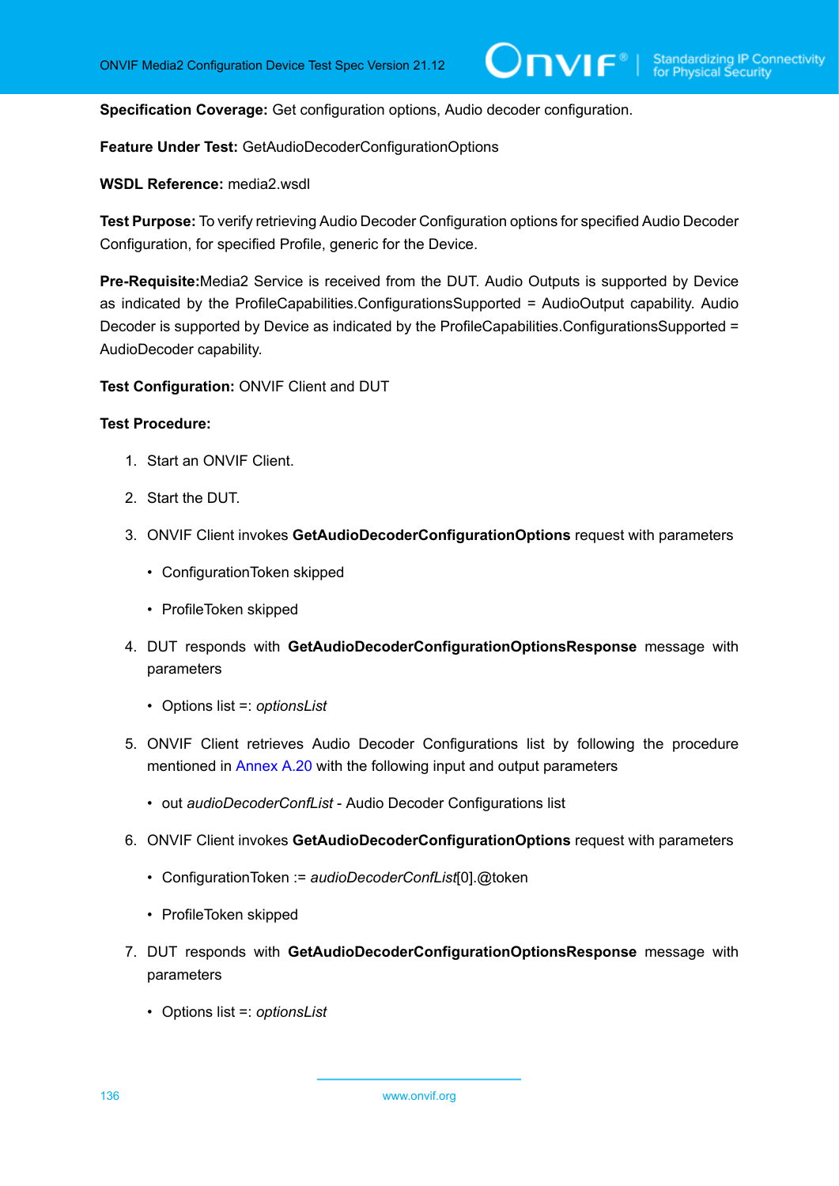**Specification Coverage:** Get configuration options, Audio decoder configuration.

**Feature Under Test:** GetAudioDecoderConfigurationOptions

**WSDL Reference:** media2.wsdl

**Test Purpose:** To verify retrieving Audio Decoder Configuration options for specified Audio Decoder Configuration, for specified Profile, generic for the Device.

**Pre-Requisite:**Media2 Service is received from the DUT. Audio Outputs is supported by Device as indicated by the ProfileCapabilities.ConfigurationsSupported = AudioOutput capability. Audio Decoder is supported by Device as indicated by the ProfileCapabilities.ConfigurationsSupported = AudioDecoder capability.

**Test Configuration:** ONVIF Client and DUT

**Test Procedure:**

1. Start an ONVIF Client.
2. Start the DUT.
3. ONVIF Client invokes **GetAudioDecoderConfigurationOptions** request with parameters
   - ConfigurationToken skipped
   - ProfileToken skipped
4. DUT responds with **GetAudioDecoderConfigurationOptionsResponse** message with parameters
   - Options list =: *optionsList*
5. ONVIF Client retrieves Audio Decoder Configurations list by following the procedure mentioned in Annex A.20 with the following input and output parameters
   - out *audioDecoderConfList* - Audio Decoder Configurations list
6. ONVIF Client invokes **GetAudioDecoderConfigurationOptions** request with parameters
   - ConfigurationToken := *audioDecoderConfList*[0].@token
   - ProfileToken skipped
7. DUT responds with **GetAudioDecoderConfigurationOptionsResponse** message with parameters
   - Options list =: *optionsList*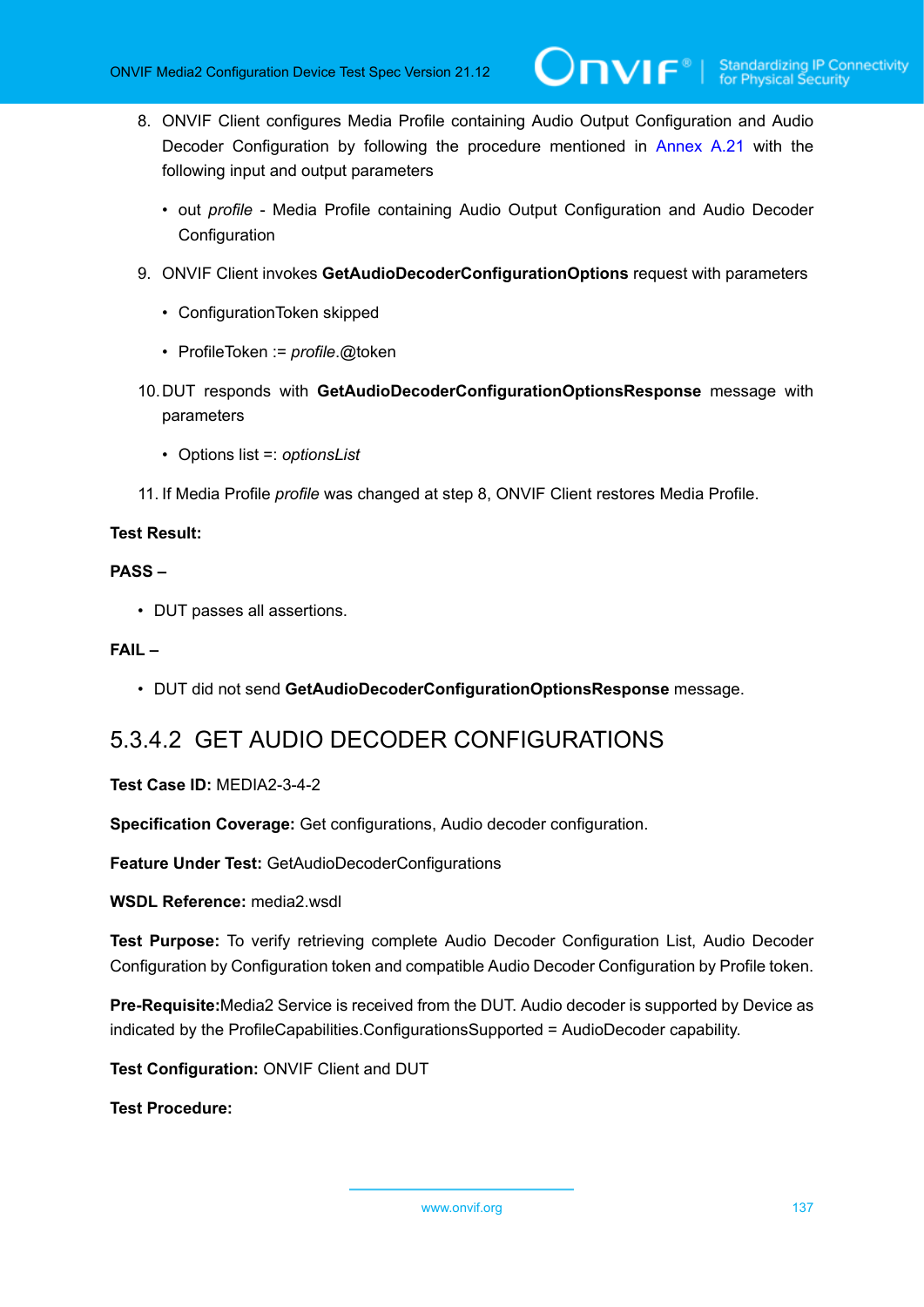8. ONVIF Client configures Media Profile containing Audio Output Configuration and Audio Decoder Configuration by following the procedure mentioned in Annex A.21 with the following input and output parameters

    - out *profile* - Media Profile containing Audio Output Configuration and Audio Decoder Configuration

9. ONVIF Client invokes **GetAudioDecoderConfigurationOptions** request with parameters

    - ConfigurationToken skipped
    - ProfileToken := *profile*.@token

10. DUT responds with **GetAudioDecoderConfigurationOptionsResponse** message with parameters

    - Options list =: *optionsList*

11. If Media Profile *profile* was changed at step 8, ONVIF Client restores Media Profile.

**Test Result:**

**PASS –**

- DUT passes all assertions.

**FAIL –**

- DUT did not send **GetAudioDecoderConfigurationOptionsResponse** message.

### 5.3.4.2 GET AUDIO DECODER CONFIGURATIONS

**Test Case ID:** MEDIA2-3-4-2

**Specification Coverage:** Get configurations, Audio decoder configuration.

**Feature Under Test:** GetAudioDecoderConfigurations

**WSDL Reference:** media2.wsdl

**Test Purpose:** To verify retrieving complete Audio Decoder Configuration List, Audio Decoder Configuration by Configuration token and compatible Audio Decoder Configuration by Profile token.

**Pre-Requisite:**Media2 Service is received from the DUT. Audio decoder is supported by Device as indicated by the ProfileCapabilities.ConfigurationsSupported = AudioDecoder capability.

**Test Configuration:** ONVIF Client and DUT

**Test Procedure:**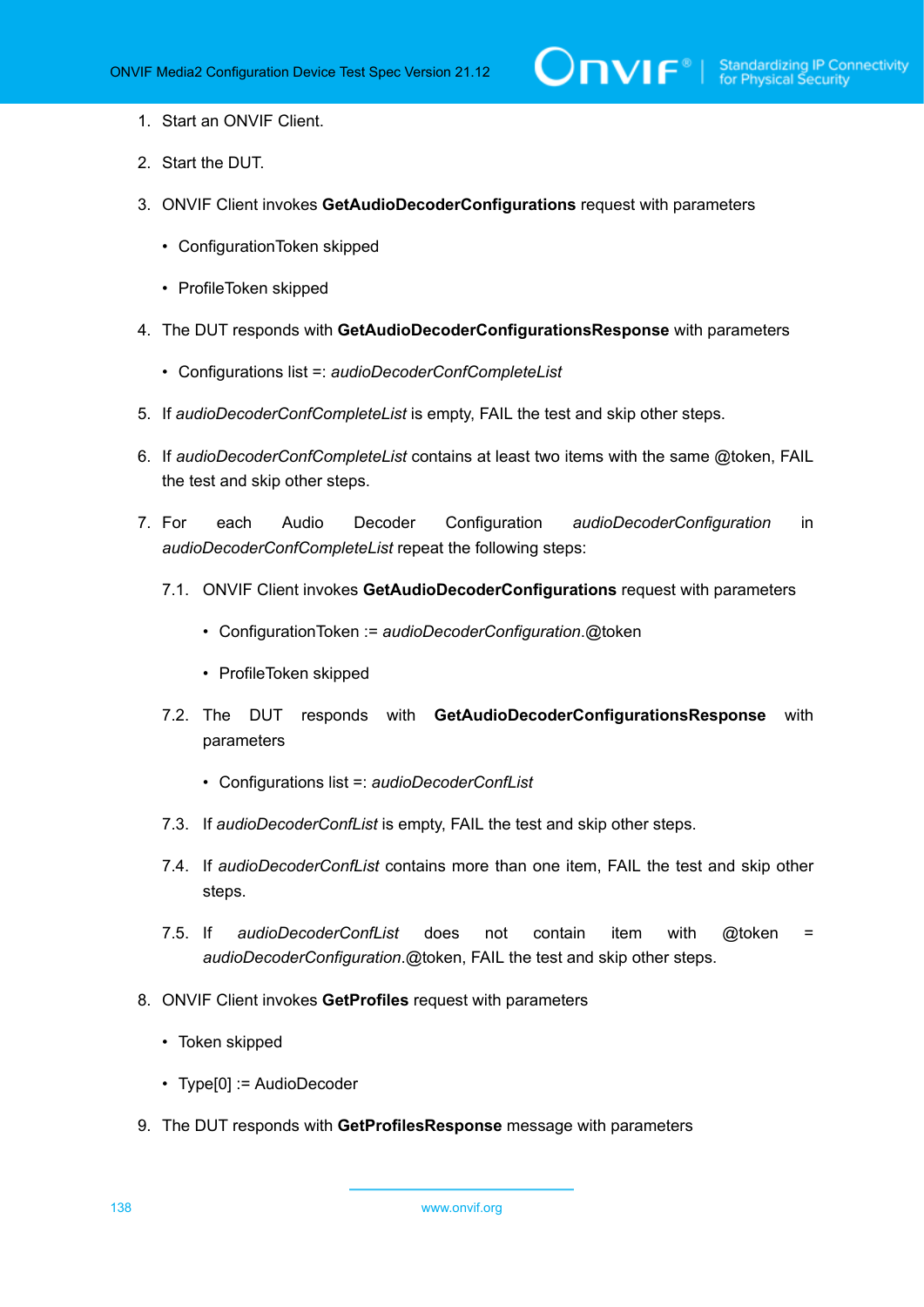1. Start an ONVIF Client.

2. Start the DUT.

3. ONVIF Client invokes **GetAudioDecoderConfigurations** request with parameters

   - ConfigurationToken skipped

   - ProfileToken skipped

4. The DUT responds with **GetAudioDecoderConfigurationsResponse** with parameters

   - Configurations list =: *audioDecoderConfCompleteList*

5. If *audioDecoderConfCompleteList* is empty, FAIL the test and skip other steps.

6. If *audioDecoderConfCompleteList* contains at least two items with the same @token, FAIL the test and skip other steps.

7. For each Audio Decoder Configuration *audioDecoderConfiguration* in *audioDecoderConfCompleteList* repeat the following steps:

   7.1. ONVIF Client invokes **GetAudioDecoderConfigurations** request with parameters

   - ConfigurationToken := *audioDecoderConfiguration*.@token

   - ProfileToken skipped

   7.2. The DUT responds with **GetAudioDecoderConfigurationsResponse** with parameters

   - Configurations list =: *audioDecoderConfList*

   7.3. If *audioDecoderConfList* is empty, FAIL the test and skip other steps.

   7.4. If *audioDecoderConfList* contains more than one item, FAIL the test and skip other steps.

   7.5. If *audioDecoderConfList* does not contain item with @token = *audioDecoderConfiguration*.@token, FAIL the test and skip other steps.

8. ONVIF Client invokes **GetProfiles** request with parameters

   - Token skipped

   - Type[0] := AudioDecoder

9. The DUT responds with **GetProfilesResponse** message with parameters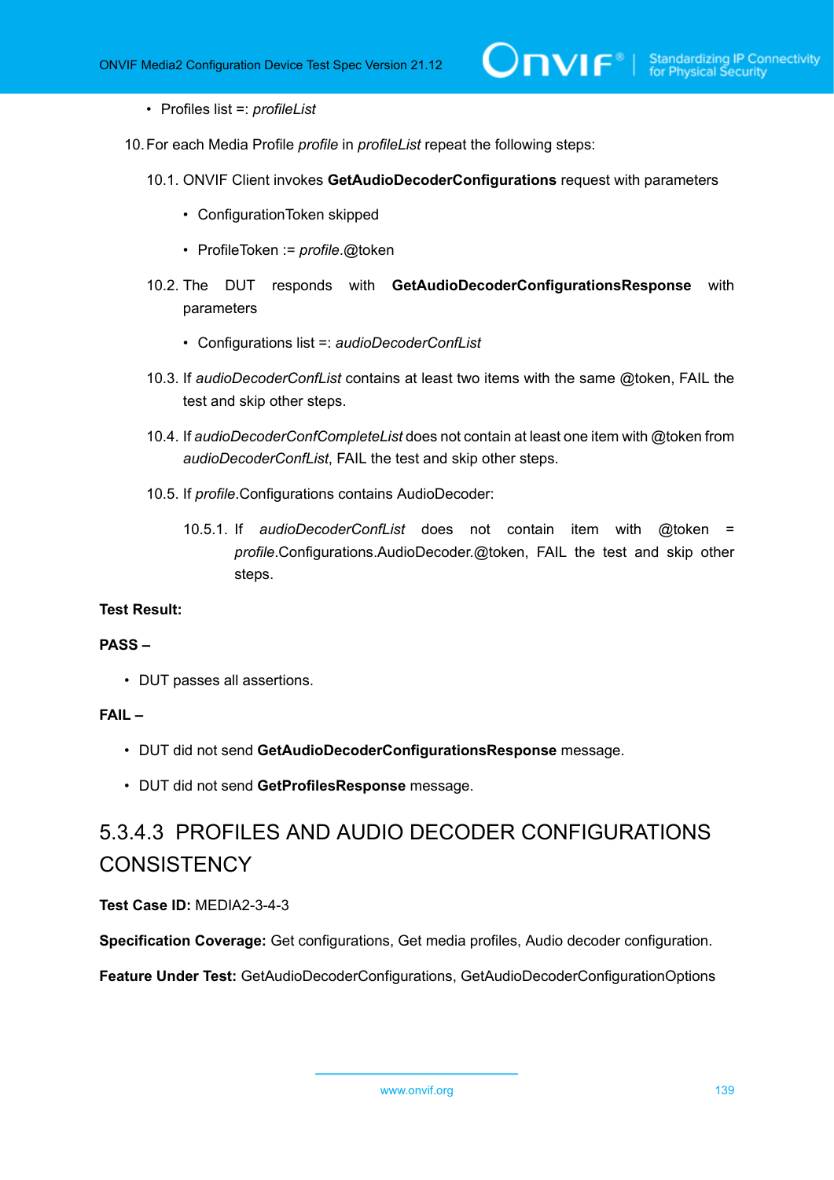- Profiles list =: *profileList*

10. For each Media Profile *profile* in *profileList* repeat the following steps:

    10.1. ONVIF Client invokes **GetAudioDecoderConfigurations** request with parameters

    - ConfigurationToken skipped
    - ProfileToken := *profile*.@token

    10.2. The DUT responds with **GetAudioDecoderConfigurationsResponse** with parameters

    - Configurations list =: *audioDecoderConfList*

    10.3. If *audioDecoderConfList* contains at least two items with the same @token, FAIL the test and skip other steps.

    10.4. If *audioDecoderConfCompleteList* does not contain at least one item with @token from *audioDecoderConfList*, FAIL the test and skip other steps.

    10.5. If *profile*.Configurations contains AudioDecoder:

    10.5.1. If *audioDecoderConfList* does not contain item with @token = *profile*.Configurations.AudioDecoder.@token, FAIL the test and skip other steps.

**Test Result:**

**PASS –**

- DUT passes all assertions.

**FAIL –**

- DUT did not send **GetAudioDecoderConfigurationsResponse** message.
- DUT did not send **GetProfilesResponse** message.

## 5.3.4.3 PROFILES AND AUDIO DECODER CONFIGURATIONS CONSISTENCY

**Test Case ID:** MEDIA2-3-4-3

**Specification Coverage:** Get configurations, Get media profiles, Audio decoder configuration.

**Feature Under Test:** GetAudioDecoderConfigurations, GetAudioDecoderConfigurationOptions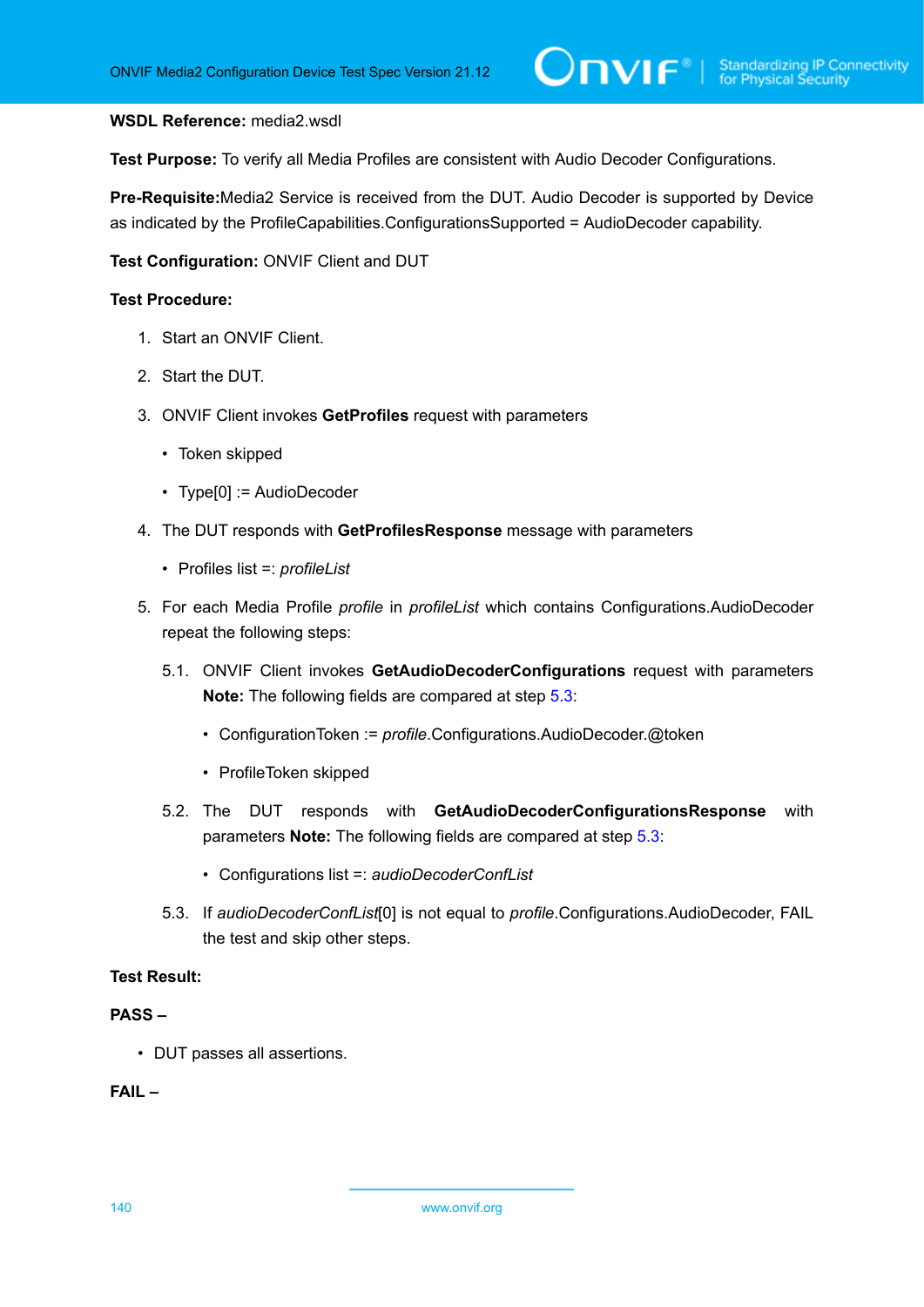**WSDL Reference:** media2.wsdl

**Test Purpose:** To verify all Media Profiles are consistent with Audio Decoder Configurations.

**Pre-Requisite:**Media2 Service is received from the DUT. Audio Decoder is supported by Device as indicated by the ProfileCapabilities.ConfigurationsSupported = AudioDecoder capability.

**Test Configuration:** ONVIF Client and DUT

**Test Procedure:**

1. Start an ONVIF Client.
2. Start the DUT.
3. ONVIF Client invokes **GetProfiles** request with parameters
   - Token skipped
   - Type[0] := AudioDecoder
4. The DUT responds with **GetProfilesResponse** message with parameters
   - Profiles list =: *profileList*
5. For each Media Profile *profile* in *profileList* which contains Configurations.AudioDecoder repeat the following steps:

   5.1. ONVIF Client invokes **GetAudioDecoderConfigurations** request with parameters **Note:** The following fields are compared at step 5.3:
   - ConfigurationToken := *profile*.Configurations.AudioDecoder.@token
   - ProfileToken skipped

   5.2. The DUT responds with **GetAudioDecoderConfigurationsResponse** with parameters **Note:** The following fields are compared at step 5.3:
   - Configurations list =: *audioDecoderConfList*

   5.3. If *audioDecoderConfList*[0] is not equal to *profile*.Configurations.AudioDecoder, FAIL the test and skip other steps.

**Test Result:**

**PASS –**

- DUT passes all assertions.

**FAIL –**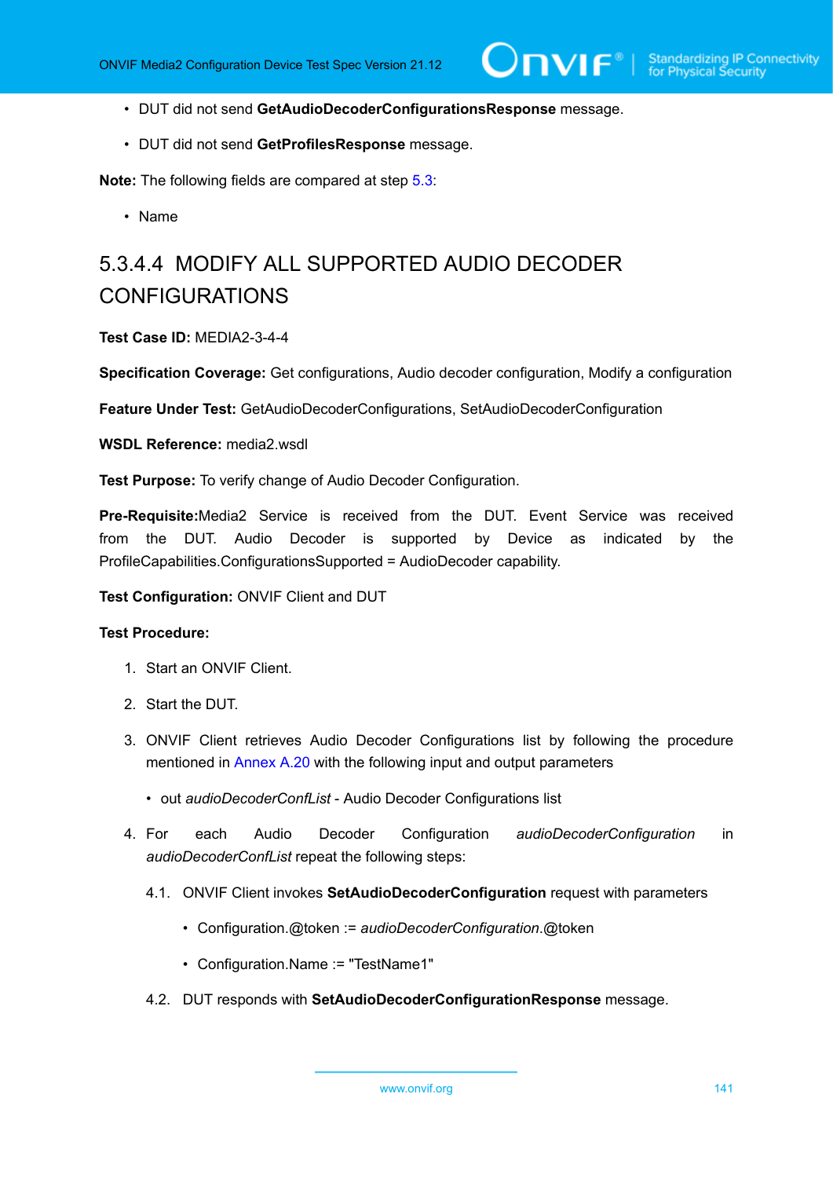- DUT did not send **GetAudioDecoderConfigurationsResponse** message.

- DUT did not send **GetProfilesResponse** message.

**Note:** The following fields are compared at step 5.3:

- Name

### 5.3.4.4 MODIFY ALL SUPPORTED AUDIO DECODER CONFIGURATIONS

**Test Case ID:** MEDIA2-3-4-4

**Specification Coverage:** Get configurations, Audio decoder configuration, Modify a configuration

**Feature Under Test:** GetAudioDecoderConfigurations, SetAudioDecoderConfiguration

**WSDL Reference:** media2.wsdl

**Test Purpose:** To verify change of Audio Decoder Configuration.

**Pre-Requisite:**Media2 Service is received from the DUT. Event Service was received from the DUT. Audio Decoder is supported by Device as indicated by the ProfileCapabilities.ConfigurationsSupported = AudioDecoder capability.

**Test Configuration:** ONVIF Client and DUT

**Test Procedure:**

1. Start an ONVIF Client.

2. Start the DUT.

3. ONVIF Client retrieves Audio Decoder Configurations list by following the procedure mentioned in Annex A.20 with the following input and output parameters

   - out *audioDecoderConfList* - Audio Decoder Configurations list

4. For each Audio Decoder Configuration *audioDecoderConfiguration* in *audioDecoderConfList* repeat the following steps:

   4.1. ONVIF Client invokes **SetAudioDecoderConfiguration** request with parameters

   - Configuration.@token := *audioDecoderConfiguration*.@token

   - Configuration.Name := "TestName1"

   4.2. DUT responds with **SetAudioDecoderConfigurationResponse** message.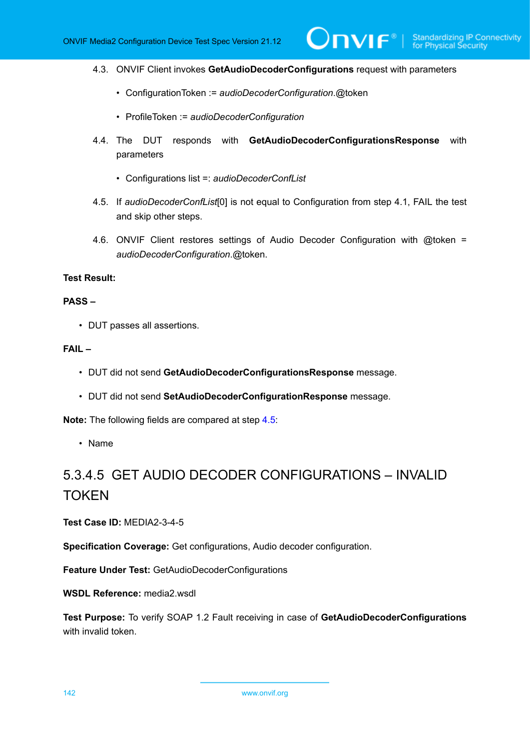4.3. ONVIF Client invokes **GetAudioDecoderConfigurations** request with parameters

- ConfigurationToken := *audioDecoderConfiguration*.@token
- ProfileToken := *audioDecoderConfiguration*

4.4. The DUT responds with **GetAudioDecoderConfigurationsResponse** with parameters

- Configurations list =: *audioDecoderConfList*

4.5. If *audioDecoderConfList*[0] is not equal to Configuration from step 4.1, FAIL the test and skip other steps.

4.6. ONVIF Client restores settings of Audio Decoder Configuration with @token = *audioDecoderConfiguration*.@token.

**Test Result:**

**PASS –**

- DUT passes all assertions.

**FAIL –**

- DUT did not send **GetAudioDecoderConfigurationsResponse** message.
- DUT did not send **SetAudioDecoderConfigurationResponse** message.

**Note:** The following fields are compared at step 4.5:

- Name

### 5.3.4.5 GET AUDIO DECODER CONFIGURATIONS – INVALID TOKEN

**Test Case ID:** MEDIA2-3-4-5

**Specification Coverage:** Get configurations, Audio decoder configuration.

**Feature Under Test:** GetAudioDecoderConfigurations

**WSDL Reference:** media2.wsdl

**Test Purpose:** To verify SOAP 1.2 Fault receiving in case of **GetAudioDecoderConfigurations** with invalid token.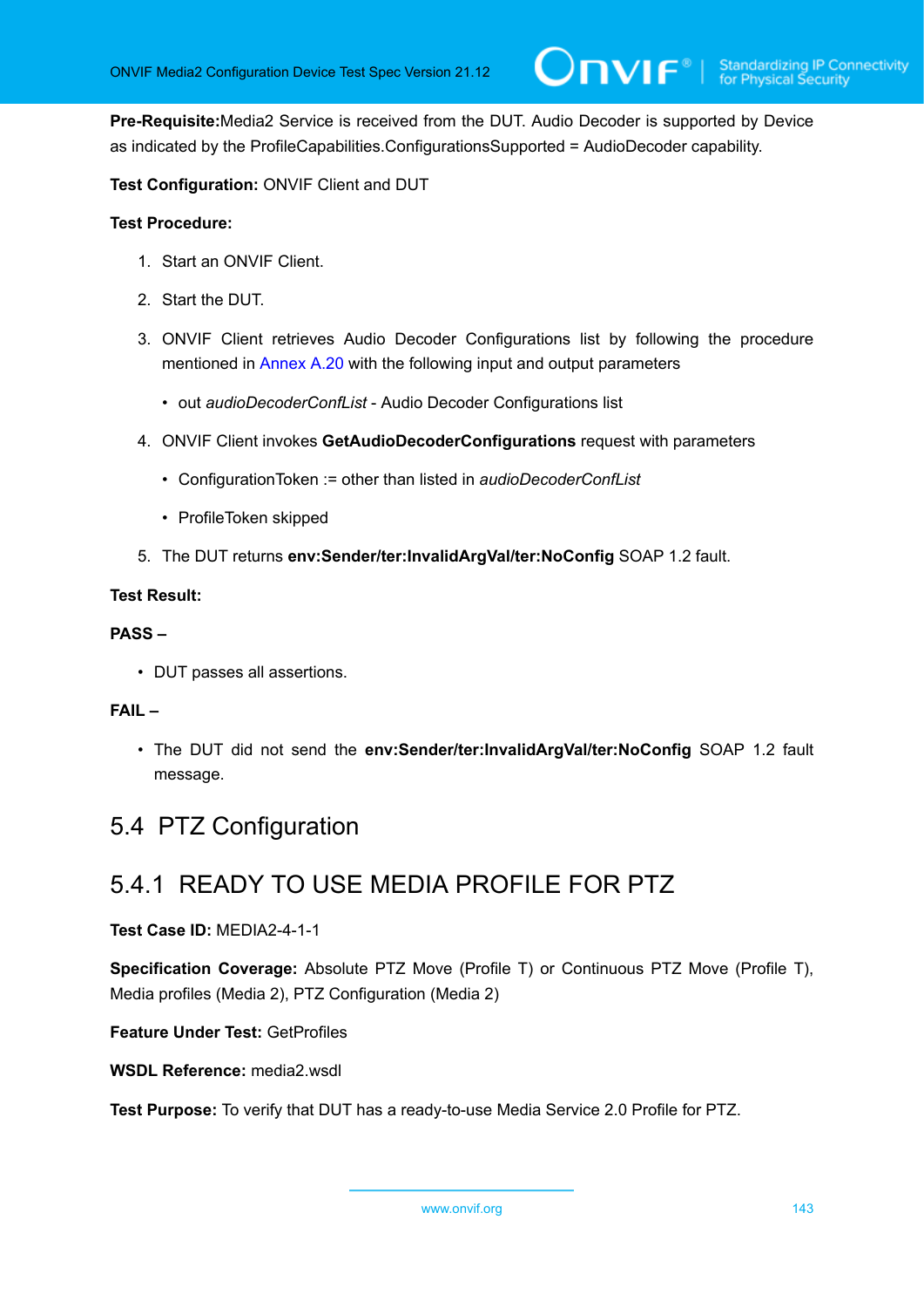**Pre-Requisite:**Media2 Service is received from the DUT. Audio Decoder is supported by Device as indicated by the ProfileCapabilities.ConfigurationsSupported = AudioDecoder capability.

**Test Configuration:** ONVIF Client and DUT

**Test Procedure:**

1. Start an ONVIF Client.
2. Start the DUT.
3. ONVIF Client retrieves Audio Decoder Configurations list by following the procedure mentioned in Annex A.20 with the following input and output parameters
   - out *audioDecoderConfList* - Audio Decoder Configurations list
4. ONVIF Client invokes **GetAudioDecoderConfigurations** request with parameters
   - ConfigurationToken := other than listed in *audioDecoderConfList*
   - ProfileToken skipped
5. The DUT returns **env:Sender/ter:InvalidArgVal/ter:NoConfig** SOAP 1.2 fault.

**Test Result:**

**PASS –**

- DUT passes all assertions.

**FAIL –**

- The DUT did not send the **env:Sender/ter:InvalidArgVal/ter:NoConfig** SOAP 1.2 fault message.

## 5.4 PTZ Configuration

### 5.4.1 READY TO USE MEDIA PROFILE FOR PTZ

**Test Case ID:** MEDIA2-4-1-1

**Specification Coverage:** Absolute PTZ Move (Profile T) or Continuous PTZ Move (Profile T), Media profiles (Media 2), PTZ Configuration (Media 2)

**Feature Under Test:** GetProfiles

**WSDL Reference:** media2.wsdl

**Test Purpose:** To verify that DUT has a ready-to-use Media Service 2.0 Profile for PTZ.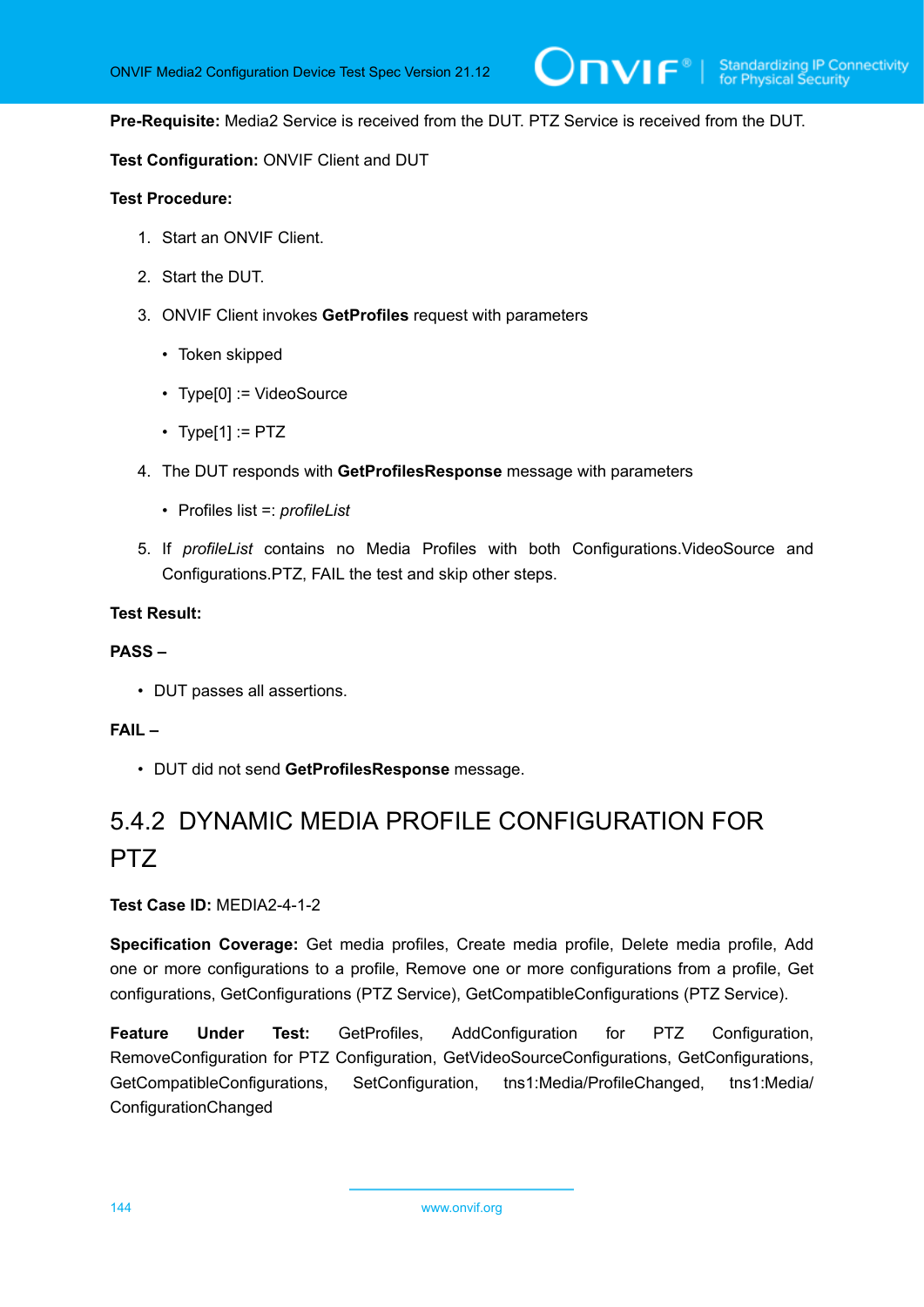**Pre-Requisite:** Media2 Service is received from the DUT. PTZ Service is received from the DUT.

**Test Configuration:** ONVIF Client and DUT

**Test Procedure:**

1. Start an ONVIF Client.
2. Start the DUT.
3. ONVIF Client invokes **GetProfiles** request with parameters
   - Token skipped
   - Type[0] := VideoSource
   - Type[1] := PTZ
4. The DUT responds with **GetProfilesResponse** message with parameters
   - Profiles list =: *profileList*
5. If *profileList* contains no Media Profiles with both Configurations.VideoSource and Configurations.PTZ, FAIL the test and skip other steps.

**Test Result:**

**PASS –**

- DUT passes all assertions.

**FAIL –**

- DUT did not send **GetProfilesResponse** message.

### 5.4.2 DYNAMIC MEDIA PROFILE CONFIGURATION FOR PTZ

**Test Case ID:** MEDIA2-4-1-2

**Specification Coverage:** Get media profiles, Create media profile, Delete media profile, Add one or more configurations to a profile, Remove one or more configurations from a profile, Get configurations, GetConfigurations (PTZ Service), GetCompatibleConfigurations (PTZ Service).

**Feature Under Test:** GetProfiles, AddConfiguration for PTZ Configuration, RemoveConfiguration for PTZ Configuration, GetVideoSourceConfigurations, GetConfigurations, GetCompatibleConfigurations, SetConfiguration, tns1:Media/ProfileChanged, tns1:Media/ConfigurationChanged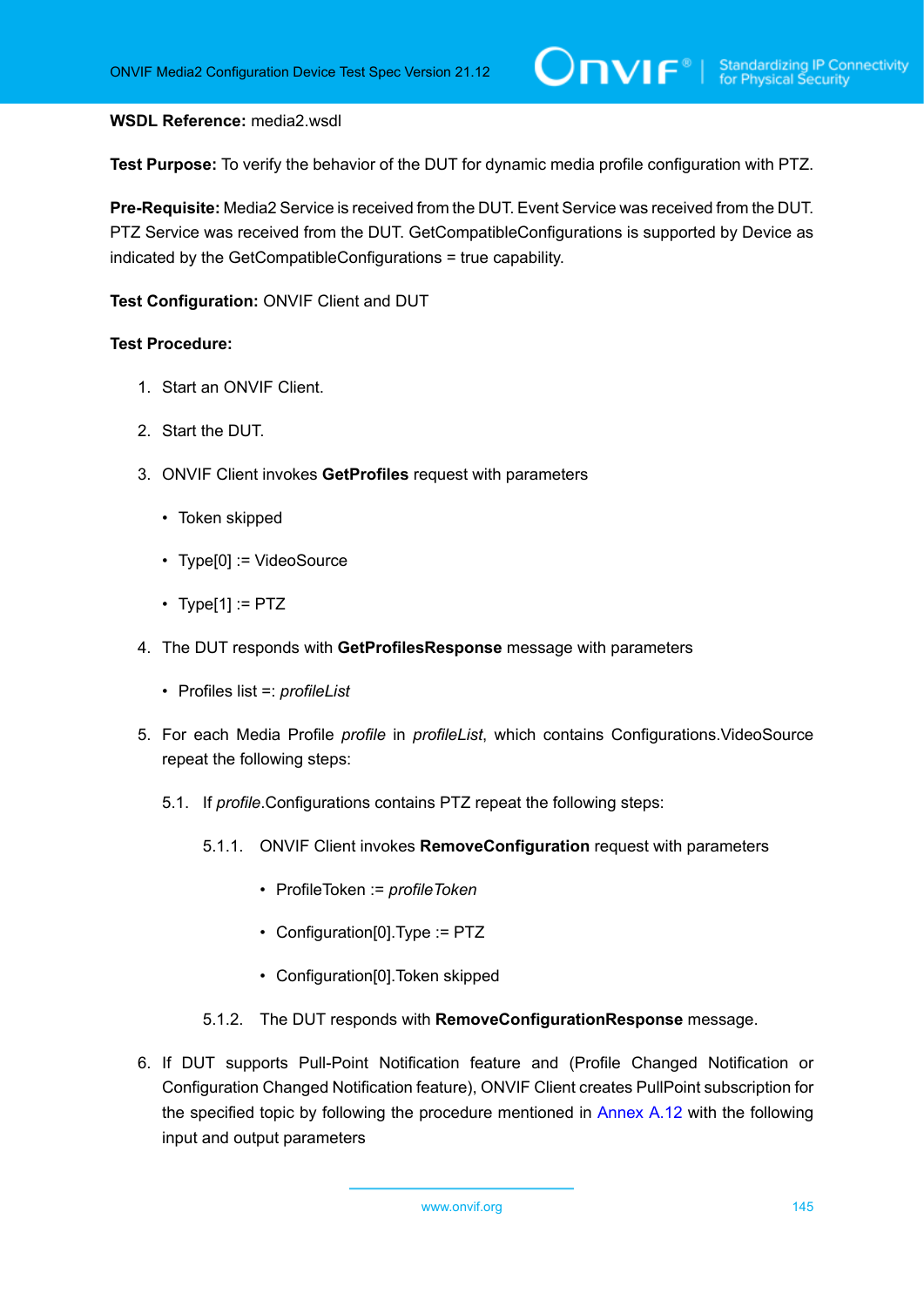**WSDL Reference:** media2.wsdl

**Test Purpose:** To verify the behavior of the DUT for dynamic media profile configuration with PTZ.

**Pre-Requisite:** Media2 Service is received from the DUT. Event Service was received from the DUT. PTZ Service was received from the DUT. GetCompatibleConfigurations is supported by Device as indicated by the GetCompatibleConfigurations = true capability.

**Test Configuration:** ONVIF Client and DUT

**Test Procedure:**

1. Start an ONVIF Client.
2. Start the DUT.
3. ONVIF Client invokes **GetProfiles** request with parameters
   - Token skipped
   - Type[0] := VideoSource
   - Type[1] := PTZ
4. The DUT responds with **GetProfilesResponse** message with parameters
   - Profiles list =: *profileList*
5. For each Media Profile *profile* in *profileList*, which contains Configurations.VideoSource repeat the following steps:

   5.1. If *profile*.Configurations contains PTZ repeat the following steps:

   5.1.1. ONVIF Client invokes **RemoveConfiguration** request with parameters
   - ProfileToken := *profileToken*
   - Configuration[0].Type := PTZ
   - Configuration[0].Token skipped

   5.1.2. The DUT responds with **RemoveConfigurationResponse** message.
6. If DUT supports Pull-Point Notification feature and (Profile Changed Notification or Configuration Changed Notification feature), ONVIF Client creates PullPoint subscription for the specified topic by following the procedure mentioned in Annex A.12 with the following input and output parameters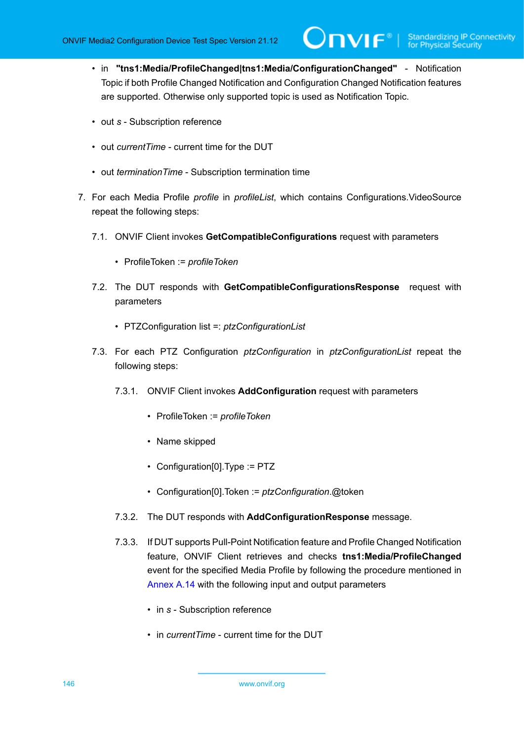- in **"tns1:Media/ProfileChanged|tns1:Media/ConfigurationChanged"** - Notification Topic if both Profile Changed Notification and Configuration Changed Notification features are supported. Otherwise only supported topic is used as Notification Topic.

- out *s* - Subscription reference

- out *currentTime* - current time for the DUT

- out *terminationTime* - Subscription termination time

7. For each Media Profile *profile* in *profileList*, which contains Configurations.VideoSource repeat the following steps:

    7.1. ONVIF Client invokes **GetCompatibleConfigurations** request with parameters

    - ProfileToken := *profileToken*

    7.2. The DUT responds with **GetCompatibleConfigurationsResponse** request with parameters

    - PTZConfiguration list =: *ptzConfigurationList*

    7.3. For each PTZ Configuration *ptzConfiguration* in *ptzConfigurationList* repeat the following steps:

        7.3.1. ONVIF Client invokes **AddConfiguration** request with parameters

        - ProfileToken := *profileToken*

        - Name skipped

        - Configuration[0].Type := PTZ

        - Configuration[0].Token := *ptzConfiguration*.@token

        7.3.2. The DUT responds with **AddConfigurationResponse** message.

        7.3.3. If DUT supports Pull-Point Notification feature and Profile Changed Notification feature, ONVIF Client retrieves and checks **tns1:Media/ProfileChanged** event for the specified Media Profile by following the procedure mentioned in Annex A.14 with the following input and output parameters

        - in *s* - Subscription reference

        - in *currentTime* - current time for the DUT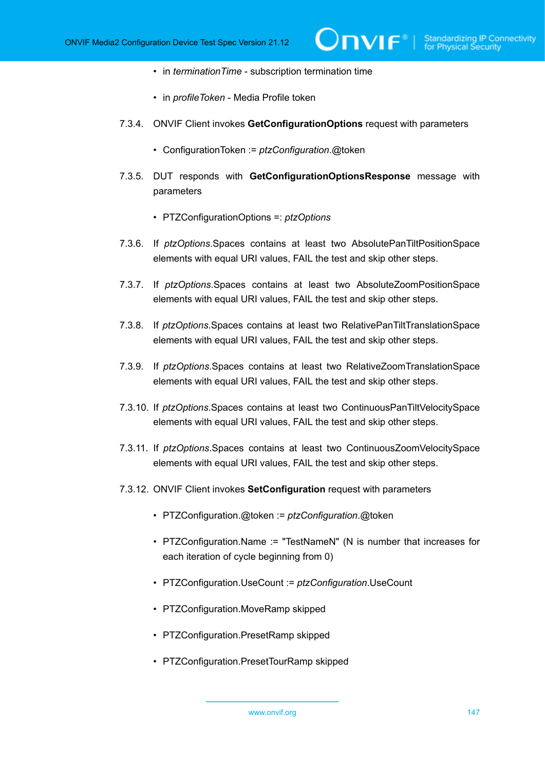- in *terminationTime* - subscription termination time

- in *profileToken* - Media Profile token

7.3.4. ONVIF Client invokes **GetConfigurationOptions** request with parameters

- ConfigurationToken := *ptzConfiguration*.@token

7.3.5. DUT responds with **GetConfigurationOptionsResponse** message with parameters

- PTZConfigurationOptions =: *ptzOptions*

7.3.6. If *ptzOptions*.Spaces contains at least two AbsolutePanTiltPositionSpace elements with equal URI values, FAIL the test and skip other steps.

7.3.7. If *ptzOptions*.Spaces contains at least two AbsoluteZoomPositionSpace elements with equal URI values, FAIL the test and skip other steps.

7.3.8. If *ptzOptions*.Spaces contains at least two RelativePanTiltTranslationSpace elements with equal URI values, FAIL the test and skip other steps.

7.3.9. If *ptzOptions*.Spaces contains at least two RelativeZoomTranslationSpace elements with equal URI values, FAIL the test and skip other steps.

7.3.10. If *ptzOptions*.Spaces contains at least two ContinuousPanTiltVelocitySpace elements with equal URI values, FAIL the test and skip other steps.

7.3.11. If *ptzOptions*.Spaces contains at least two ContinuousZoomVelocitySpace elements with equal URI values, FAIL the test and skip other steps.

7.3.12. ONVIF Client invokes **SetConfiguration** request with parameters

- PTZConfiguration.@token := *ptzConfiguration*.@token

- PTZConfiguration.Name := "TestNameN" (N is number that increases for each iteration of cycle beginning from 0)

- PTZConfiguration.UseCount := *ptzConfiguration*.UseCount

- PTZConfiguration.MoveRamp skipped

- PTZConfiguration.PresetRamp skipped

- PTZConfiguration.PresetTourRamp skipped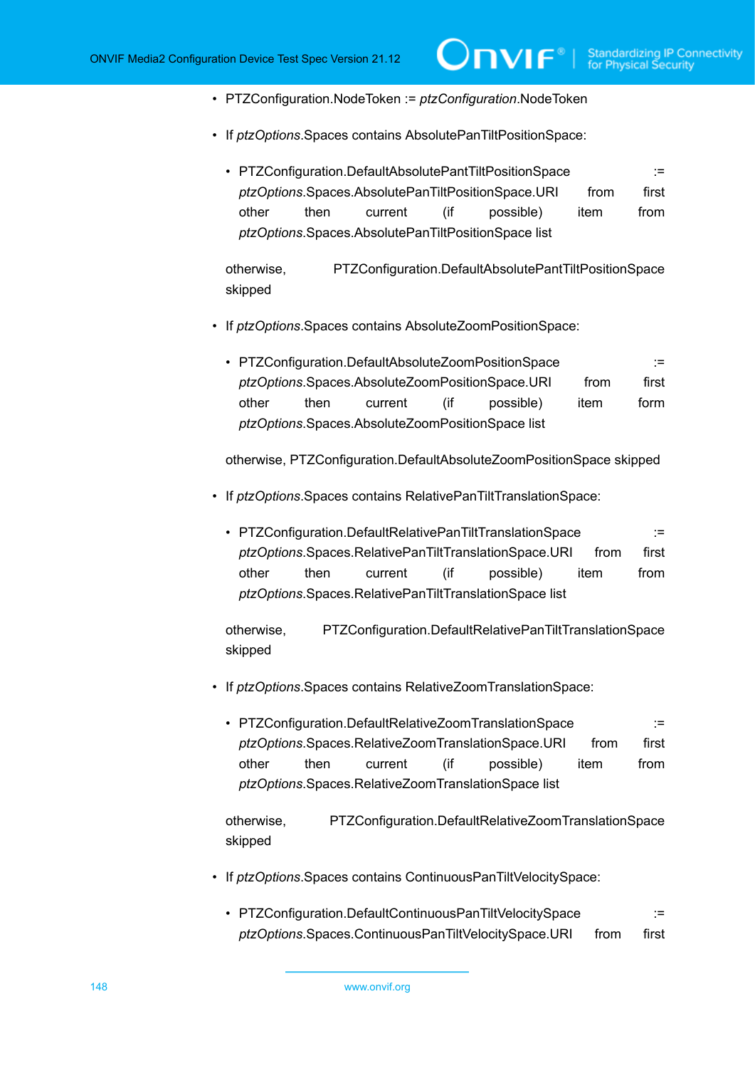- PTZConfiguration.NodeToken := *ptzConfiguration*.NodeToken
- If *ptzOptions*.Spaces contains AbsolutePanTiltPositionSpace:
  - PTZConfiguration.DefaultAbsolutePantTiltPositionSpace := *ptzOptions*.Spaces.AbsolutePanTiltPositionSpace.URI from first other then current (if possible) item from *ptzOptions*.Spaces.AbsolutePanTiltPositionSpace list

  otherwise, PTZConfiguration.DefaultAbsolutePantTiltPositionSpace skipped
- If *ptzOptions*.Spaces contains AbsoluteZoomPositionSpace:
  - PTZConfiguration.DefaultAbsoluteZoomPositionSpace := *ptzOptions*.Spaces.AbsoluteZoomPositionSpace.URI from first other then current (if possible) item form *ptzOptions*.Spaces.AbsoluteZoomPositionSpace list

  otherwise, PTZConfiguration.DefaultAbsoluteZoomPositionSpace skipped
- If *ptzOptions*.Spaces contains RelativePanTiltTranslationSpace:
  - PTZConfiguration.DefaultRelativePanTiltTranslationSpace := *ptzOptions*.Spaces.RelativePanTiltTranslationSpace.URI from first other then current (if possible) item from *ptzOptions*.Spaces.RelativePanTiltTranslationSpace list

  otherwise, PTZConfiguration.DefaultRelativePanTiltTranslationSpace skipped
- If *ptzOptions*.Spaces contains RelativeZoomTranslationSpace:
  - PTZConfiguration.DefaultRelativeZoomTranslationSpace := *ptzOptions*.Spaces.RelativeZoomTranslationSpace.URI from first other then current (if possible) item from *ptzOptions*.Spaces.RelativeZoomTranslationSpace list

  otherwise, PTZConfiguration.DefaultRelativeZoomTranslationSpace skipped
- If *ptzOptions*.Spaces contains ContinuousPanTiltVelocitySpace:
  - PTZConfiguration.DefaultContinuousPanTiltVelocitySpace := *ptzOptions*.Spaces.ContinuousPanTiltVelocitySpace.URI from first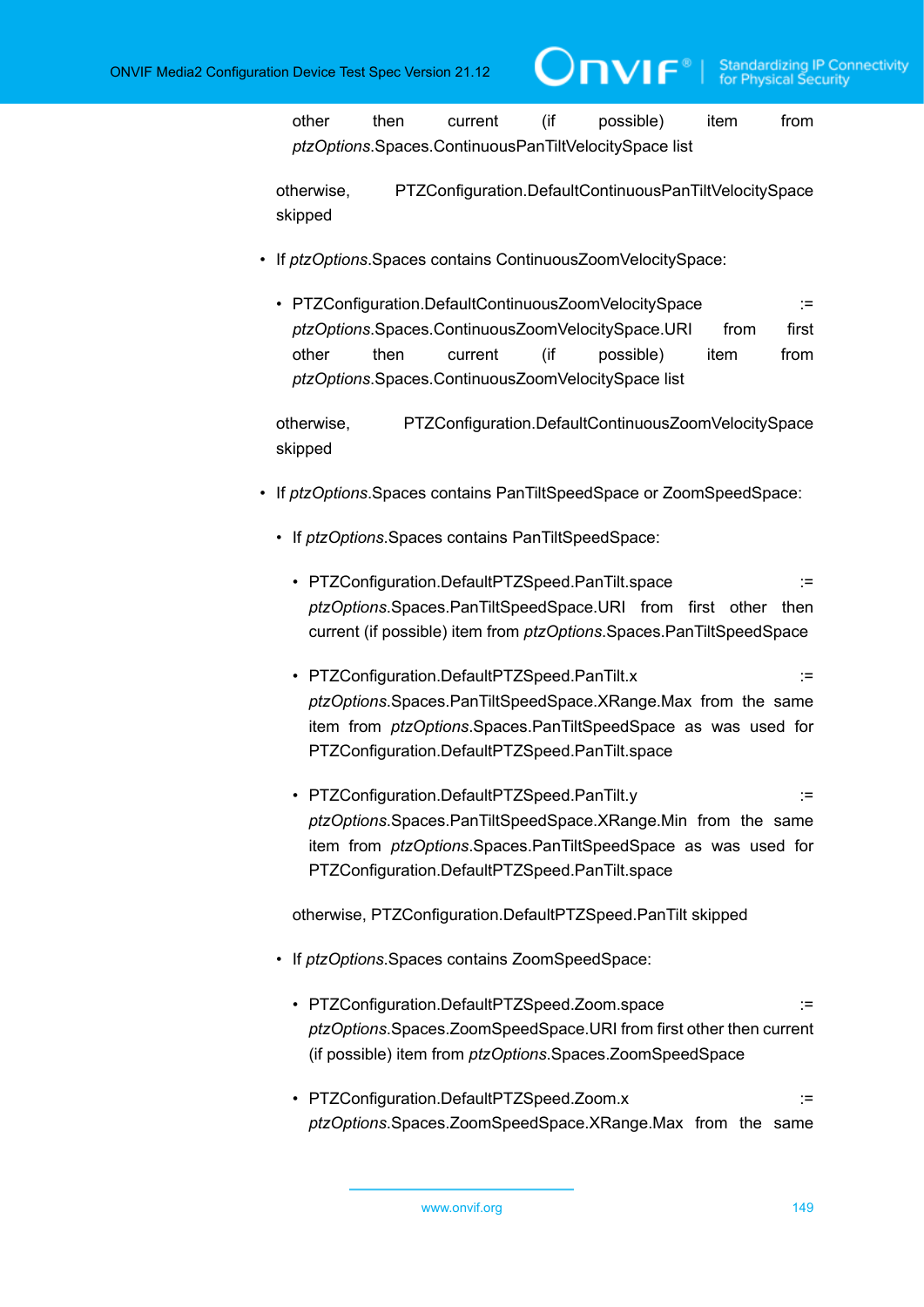other then current (if possible) item from *ptzOptions*.Spaces.ContinuousPanTiltVelocitySpace list

otherwise, PTZConfiguration.DefaultContinuousPanTiltVelocitySpace skipped

- If *ptzOptions*.Spaces contains ContinuousZoomVelocitySpace:
  - PTZConfiguration.DefaultContinuousZoomVelocitySpace := *ptzOptions*.Spaces.ContinuousZoomVelocitySpace.URI from first other then current (if possible) item from *ptzOptions*.Spaces.ContinuousZoomVelocitySpace list

  otherwise, PTZConfiguration.DefaultContinuousZoomVelocitySpace skipped

- If *ptzOptions*.Spaces contains PanTiltSpeedSpace or ZoomSpeedSpace:
  - If *ptzOptions*.Spaces contains PanTiltSpeedSpace:
    - PTZConfiguration.DefaultPTZSpeed.PanTilt.space := *ptzOptions*.Spaces.PanTiltSpeedSpace.URI from first other then current (if possible) item from *ptzOptions*.Spaces.PanTiltSpeedSpace
    - PTZConfiguration.DefaultPTZSpeed.PanTilt.x := *ptzOptions*.Spaces.PanTiltSpeedSpace.XRange.Max from the same item from *ptzOptions*.Spaces.PanTiltSpeedSpace as was used for PTZConfiguration.DefaultPTZSpeed.PanTilt.space
    - PTZConfiguration.DefaultPTZSpeed.PanTilt.y := *ptzOptions*.Spaces.PanTiltSpeedSpace.XRange.Min from the same item from *ptzOptions*.Spaces.PanTiltSpeedSpace as was used for PTZConfiguration.DefaultPTZSpeed.PanTilt.space

    otherwise, PTZConfiguration.DefaultPTZSpeed.PanTilt skipped

  - If *ptzOptions*.Spaces contains ZoomSpeedSpace:
    - PTZConfiguration.DefaultPTZSpeed.Zoom.space := *ptzOptions*.Spaces.ZoomSpeedSpace.URI from first other then current (if possible) item from *ptzOptions*.Spaces.ZoomSpeedSpace
    - PTZConfiguration.DefaultPTZSpeed.Zoom.x := *ptzOptions*.Spaces.ZoomSpeedSpace.XRange.Max from the same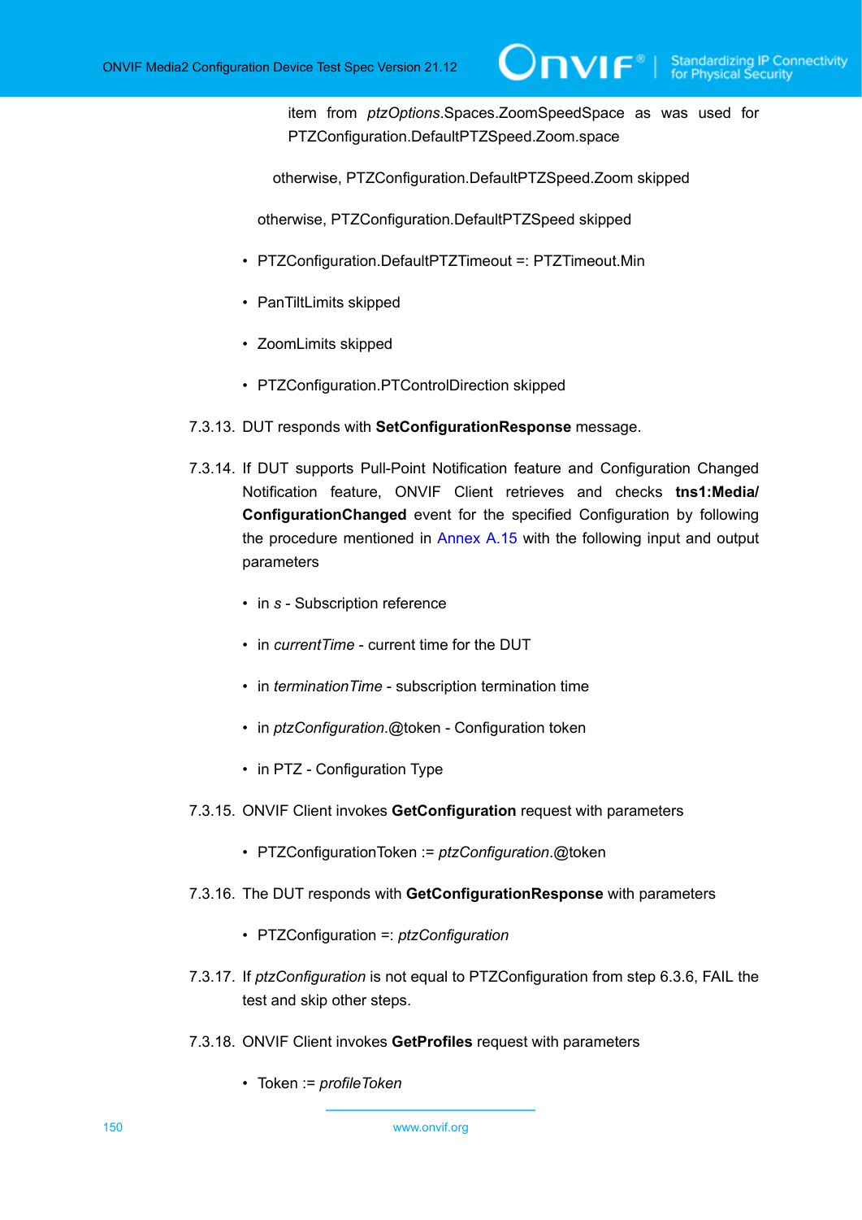item from *ptzOptions*.Spaces.ZoomSpeedSpace as was used for PTZConfiguration.DefaultPTZSpeed.Zoom.space

otherwise, PTZConfiguration.DefaultPTZSpeed.Zoom skipped

otherwise, PTZConfiguration.DefaultPTZSpeed skipped

- PTZConfiguration.DefaultPTZTimeout =: PTZTimeout.Min
- PanTiltLimits skipped
- ZoomLimits skipped
- PTZConfiguration.PTControlDirection skipped

7.3.13. DUT responds with **SetConfigurationResponse** message.

7.3.14. If DUT supports Pull-Point Notification feature and Configuration Changed Notification feature, ONVIF Client retrieves and checks **tns1:Media/ConfigurationChanged** event for the specified Configuration by following the procedure mentioned in Annex A.15 with the following input and output parameters

- in *s* - Subscription reference
- in *currentTime* - current time for the DUT
- in *terminationTime* - subscription termination time
- in *ptzConfiguration*.@token - Configuration token
- in PTZ - Configuration Type

7.3.15. ONVIF Client invokes **GetConfiguration** request with parameters

- PTZConfigurationToken := *ptzConfiguration*.@token

7.3.16. The DUT responds with **GetConfigurationResponse** with parameters

- PTZConfiguration =: *ptzConfiguration*

7.3.17. If *ptzConfiguration* is not equal to PTZConfiguration from step 6.3.6, FAIL the test and skip other steps.

7.3.18. ONVIF Client invokes **GetProfiles** request with parameters

- Token := *profileToken*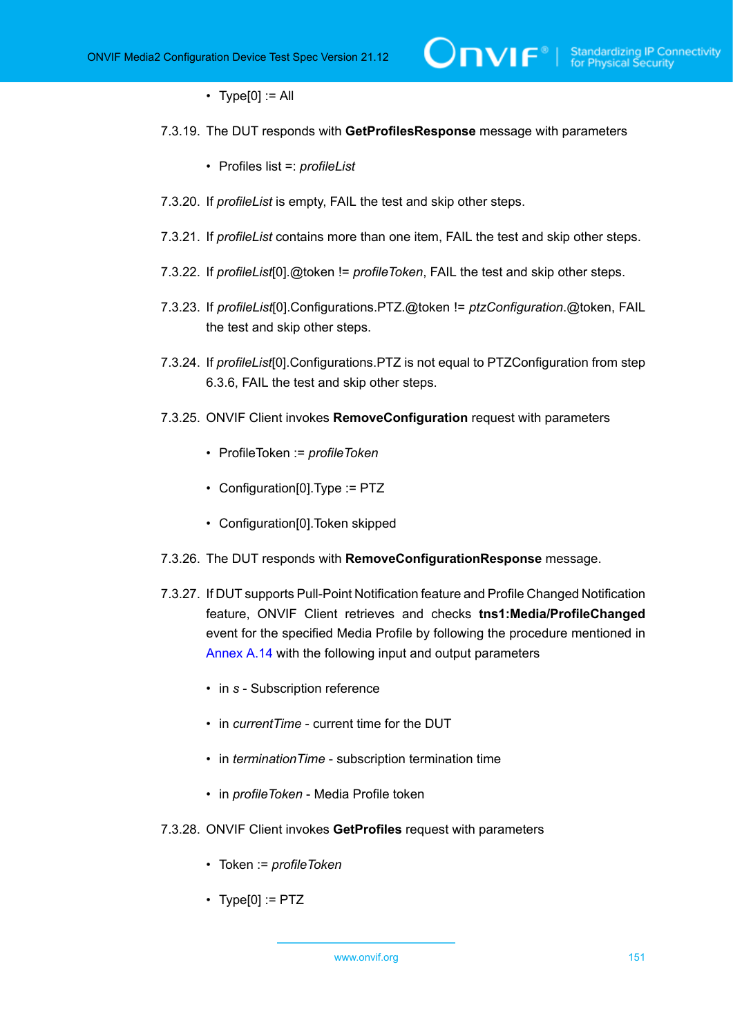- Type[0] := All

7.3.19. The DUT responds with **GetProfilesResponse** message with parameters

- Profiles list =: *profileList*

7.3.20. If *profileList* is empty, FAIL the test and skip other steps.

7.3.21. If *profileList* contains more than one item, FAIL the test and skip other steps.

7.3.22. If *profileList*[0].@token != *profileToken*, FAIL the test and skip other steps.

7.3.23. If *profileList*[0].Configurations.PTZ.@token != *ptzConfiguration*.@token, FAIL the test and skip other steps.

7.3.24. If *profileList*[0].Configurations.PTZ is not equal to PTZConfiguration from step 6.3.6, FAIL the test and skip other steps.

7.3.25. ONVIF Client invokes **RemoveConfiguration** request with parameters

- ProfileToken := *profileToken*
- Configuration[0].Type := PTZ
- Configuration[0].Token skipped

7.3.26. The DUT responds with **RemoveConfigurationResponse** message.

7.3.27. If DUT supports Pull-Point Notification feature and Profile Changed Notification feature, ONVIF Client retrieves and checks **tns1:Media/ProfileChanged** event for the specified Media Profile by following the procedure mentioned in Annex A.14 with the following input and output parameters

- in *s* - Subscription reference
- in *currentTime* - current time for the DUT
- in *terminationTime* - subscription termination time
- in *profileToken* - Media Profile token

7.3.28. ONVIF Client invokes **GetProfiles** request with parameters

- Token := *profileToken*
- Type[0] := PTZ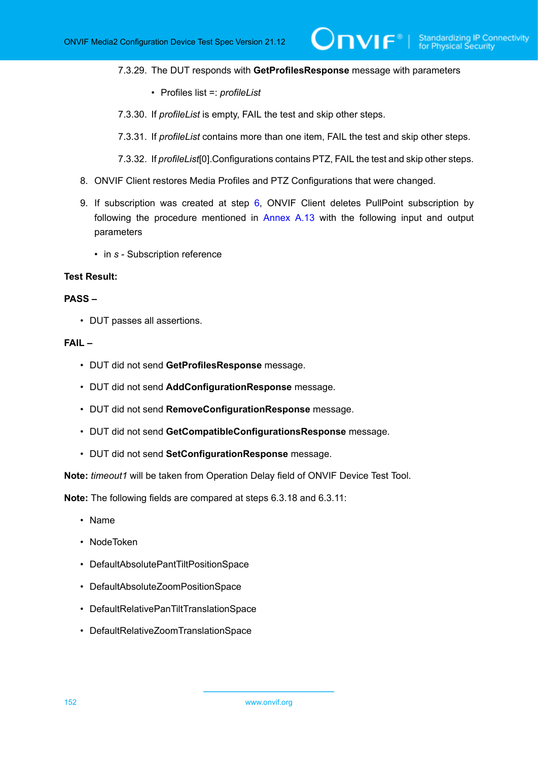7.3.29. The DUT responds with **GetProfilesResponse** message with parameters

- Profiles list =: *profileList*

7.3.30. If *profileList* is empty, FAIL the test and skip other steps.

7.3.31. If *profileList* contains more than one item, FAIL the test and skip other steps.

7.3.32. If *profileList*[0].Configurations contains PTZ, FAIL the test and skip other steps.

8. ONVIF Client restores Media Profiles and PTZ Configurations that were changed.

9. If subscription was created at step 6, ONVIF Client deletes PullPoint subscription by following the procedure mentioned in Annex A.13 with the following input and output parameters

   - in *s* - Subscription reference

**Test Result:**

**PASS –**

- DUT passes all assertions.

**FAIL –**

- DUT did not send **GetProfilesResponse** message.
- DUT did not send **AddConfigurationResponse** message.
- DUT did not send **RemoveConfigurationResponse** message.
- DUT did not send **GetCompatibleConfigurationsResponse** message.
- DUT did not send **SetConfigurationResponse** message.

**Note:** *timeout1* will be taken from Operation Delay field of ONVIF Device Test Tool.

**Note:** The following fields are compared at steps 6.3.18 and 6.3.11:

- Name
- NodeToken
- DefaultAbsolutePantTiltPositionSpace
- DefaultAbsoluteZoomPositionSpace
- DefaultRelativePanTiltTranslationSpace
- DefaultRelativeZoomTranslationSpace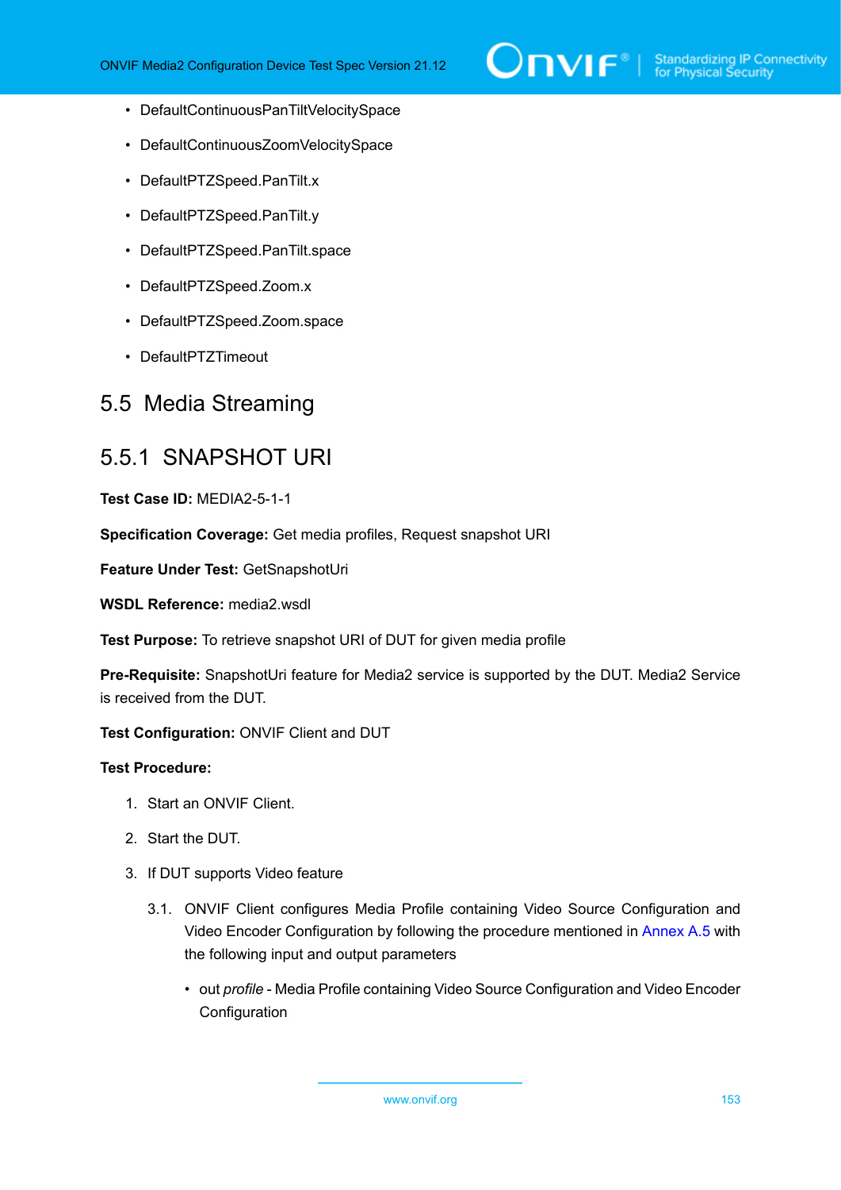- DefaultContinuousPanTiltVelocitySpace
- DefaultContinuousZoomVelocitySpace
- DefaultPTZSpeed.PanTilt.x
- DefaultPTZSpeed.PanTilt.y
- DefaultPTZSpeed.PanTilt.space
- DefaultPTZSpeed.Zoom.x
- DefaultPTZSpeed.Zoom.space
- DefaultPTZTimeout

## 5.5 Media Streaming

### 5.5.1 SNAPSHOT URI

**Test Case ID:** MEDIA2-5-1-1

**Specification Coverage:** Get media profiles, Request snapshot URI

**Feature Under Test:** GetSnapshotUri

**WSDL Reference:** media2.wsdl

**Test Purpose:** To retrieve snapshot URI of DUT for given media profile

**Pre-Requisite:** SnapshotUri feature for Media2 service is supported by the DUT. Media2 Service is received from the DUT.

**Test Configuration:** ONVIF Client and DUT

**Test Procedure:**

1. Start an ONVIF Client.
2. Start the DUT.
3. If DUT supports Video feature

   3.1. ONVIF Client configures Media Profile containing Video Source Configuration and Video Encoder Configuration by following the procedure mentioned in Annex A.5 with the following input and output parameters

   - out *profile* - Media Profile containing Video Source Configuration and Video Encoder Configuration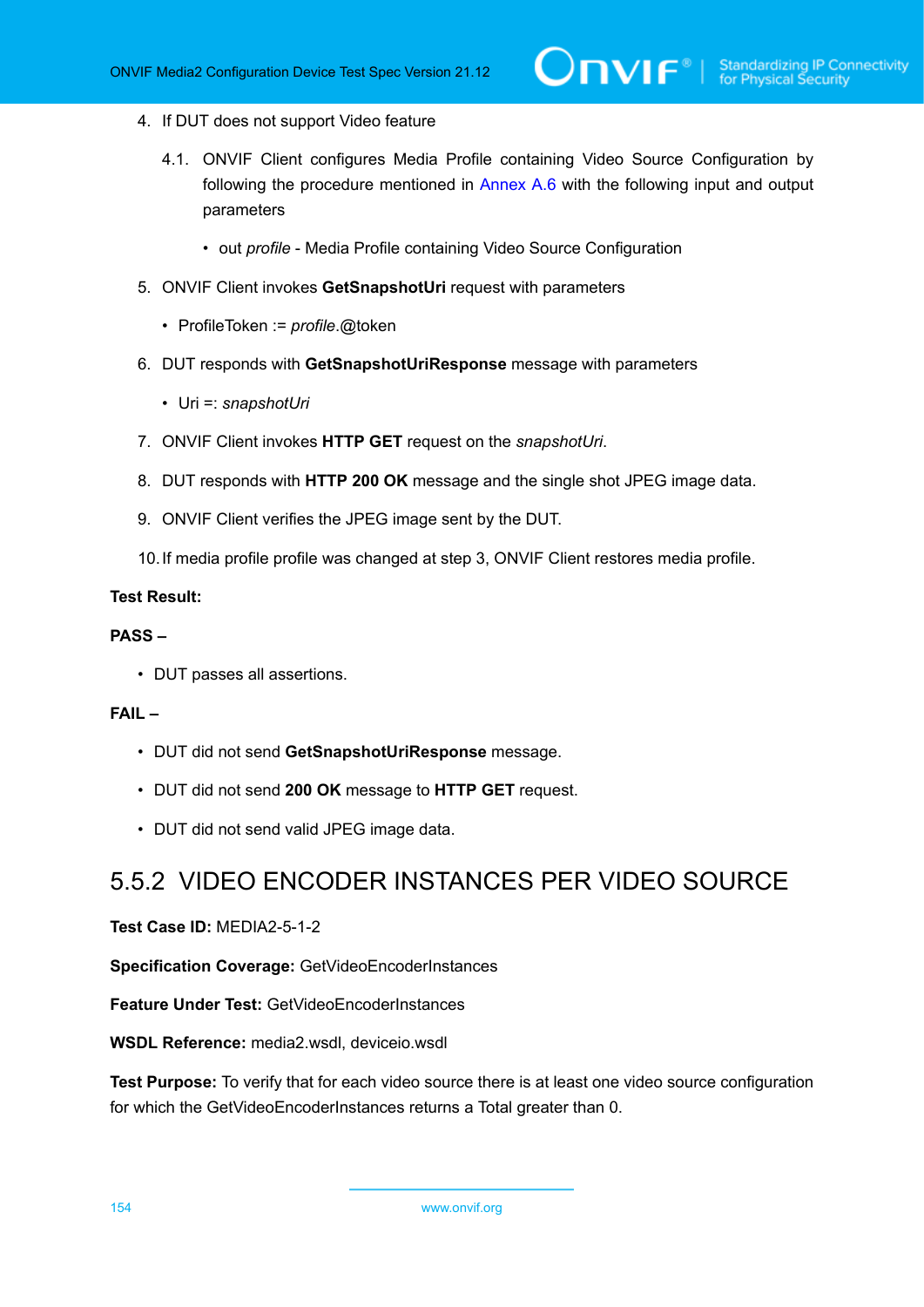4. If DUT does not support Video feature

   4.1. ONVIF Client configures Media Profile containing Video Source Configuration by following the procedure mentioned in Annex A.6 with the following input and output parameters

   - out *profile* - Media Profile containing Video Source Configuration

5. ONVIF Client invokes **GetSnapshotUri** request with parameters

   - ProfileToken := *profile*.@token

6. DUT responds with **GetSnapshotUriResponse** message with parameters

   - Uri =: *snapshotUri*

7. ONVIF Client invokes **HTTP GET** request on the *snapshotUri*.

8. DUT responds with **HTTP 200 OK** message and the single shot JPEG image data.

9. ONVIF Client verifies the JPEG image sent by the DUT.

10. If media profile profile was changed at step 3, ONVIF Client restores media profile.

**Test Result:**

**PASS –**

- DUT passes all assertions.

**FAIL –**

- DUT did not send **GetSnapshotUriResponse** message.
- DUT did not send **200 OK** message to **HTTP GET** request.
- DUT did not send valid JPEG image data.

## 5.5.2 VIDEO ENCODER INSTANCES PER VIDEO SOURCE

**Test Case ID:** MEDIA2-5-1-2

**Specification Coverage:** GetVideoEncoderInstances

**Feature Under Test:** GetVideoEncoderInstances

**WSDL Reference:** media2.wsdl, deviceio.wsdl

**Test Purpose:** To verify that for each video source there is at least one video source configuration for which the GetVideoEncoderInstances returns a Total greater than 0.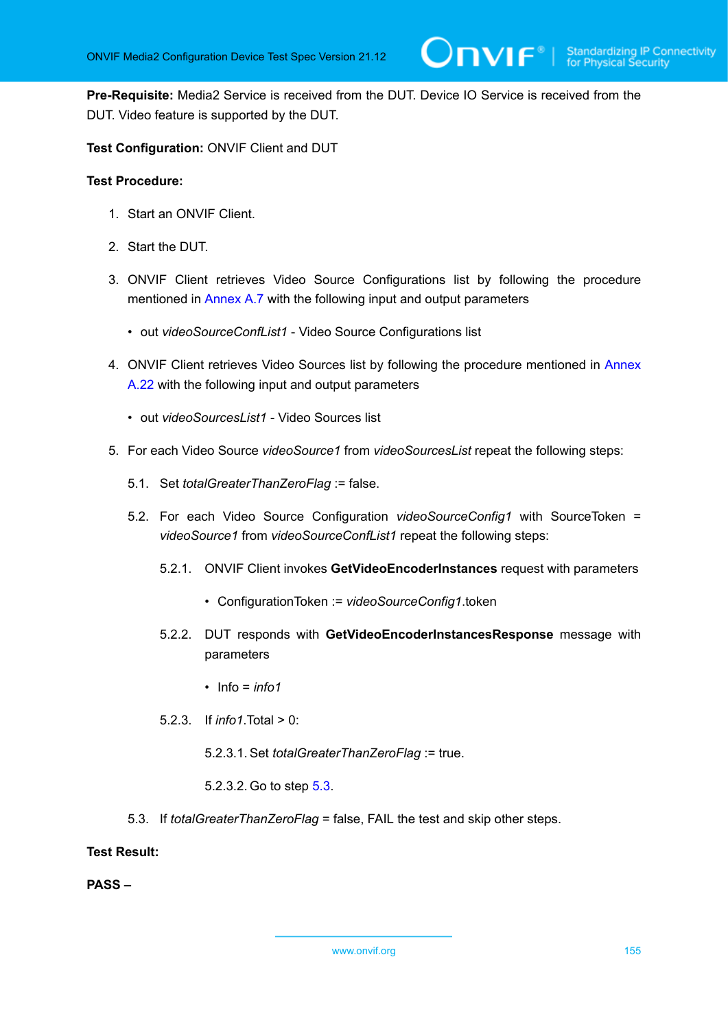**Pre-Requisite:** Media2 Service is received from the DUT. Device IO Service is received from the DUT. Video feature is supported by the DUT.

**Test Configuration:** ONVIF Client and DUT

**Test Procedure:**

1. Start an ONVIF Client.
2. Start the DUT.
3. ONVIF Client retrieves Video Source Configurations list by following the procedure mentioned in Annex A.7 with the following input and output parameters
   - out *videoSourceConfList1* - Video Source Configurations list
4. ONVIF Client retrieves Video Sources list by following the procedure mentioned in Annex A.22 with the following input and output parameters
   - out *videoSourcesList1* - Video Sources list
5. For each Video Source *videoSource1* from *videoSourcesList* repeat the following steps:

   5.1. Set *totalGreaterThanZeroFlag* := false.

   5.2. For each Video Source Configuration *videoSourceConfig1* with SourceToken = *videoSource1* from *videoSourceConfList1* repeat the following steps:

   5.2.1. ONVIF Client invokes **GetVideoEncoderInstances** request with parameters

   - ConfigurationToken := *videoSourceConfig1*.token

   5.2.2. DUT responds with **GetVideoEncoderInstancesResponse** message with parameters

   - Info = *info1*

   5.2.3. If *info1*.Total > 0:

   5.2.3.1. Set *totalGreaterThanZeroFlag* := true.

   5.2.3.2. Go to step 5.3.

   5.3. If *totalGreaterThanZeroFlag* = false, FAIL the test and skip other steps.

**Test Result:**

**PASS –**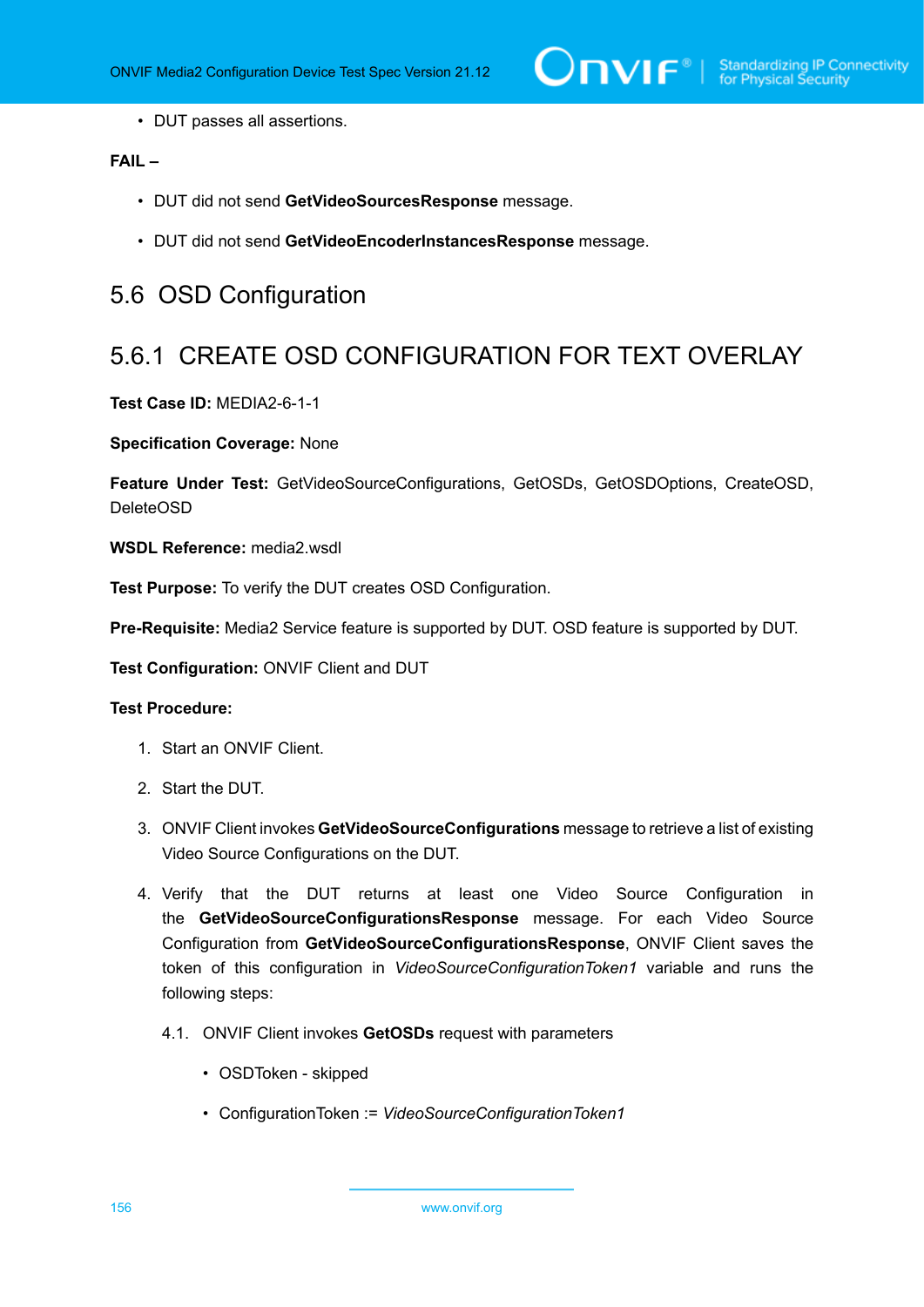- DUT passes all assertions.

**FAIL –**

- DUT did not send **GetVideoSourcesResponse** message.
- DUT did not send **GetVideoEncoderInstancesResponse** message.

## 5.6 OSD Configuration

### 5.6.1 CREATE OSD CONFIGURATION FOR TEXT OVERLAY

**Test Case ID:** MEDIA2-6-1-1

**Specification Coverage:** None

**Feature Under Test:** GetVideoSourceConfigurations, GetOSDs, GetOSDOptions, CreateOSD, DeleteOSD

**WSDL Reference:** media2.wsdl

**Test Purpose:** To verify the DUT creates OSD Configuration.

**Pre-Requisite:** Media2 Service feature is supported by DUT. OSD feature is supported by DUT.

**Test Configuration:** ONVIF Client and DUT

**Test Procedure:**

1. Start an ONVIF Client.
2. Start the DUT.
3. ONVIF Client invokes **GetVideoSourceConfigurations** message to retrieve a list of existing Video Source Configurations on the DUT.
4. Verify that the DUT returns at least one Video Source Configuration in the **GetVideoSourceConfigurationsResponse** message. For each Video Source Configuration from **GetVideoSourceConfigurationsResponse**, ONVIF Client saves the token of this configuration in *VideoSourceConfigurationToken1* variable and runs the following steps:

   4.1. ONVIF Client invokes **GetOSDs** request with parameters

   - OSDToken - skipped
   - ConfigurationToken := *VideoSourceConfigurationToken1*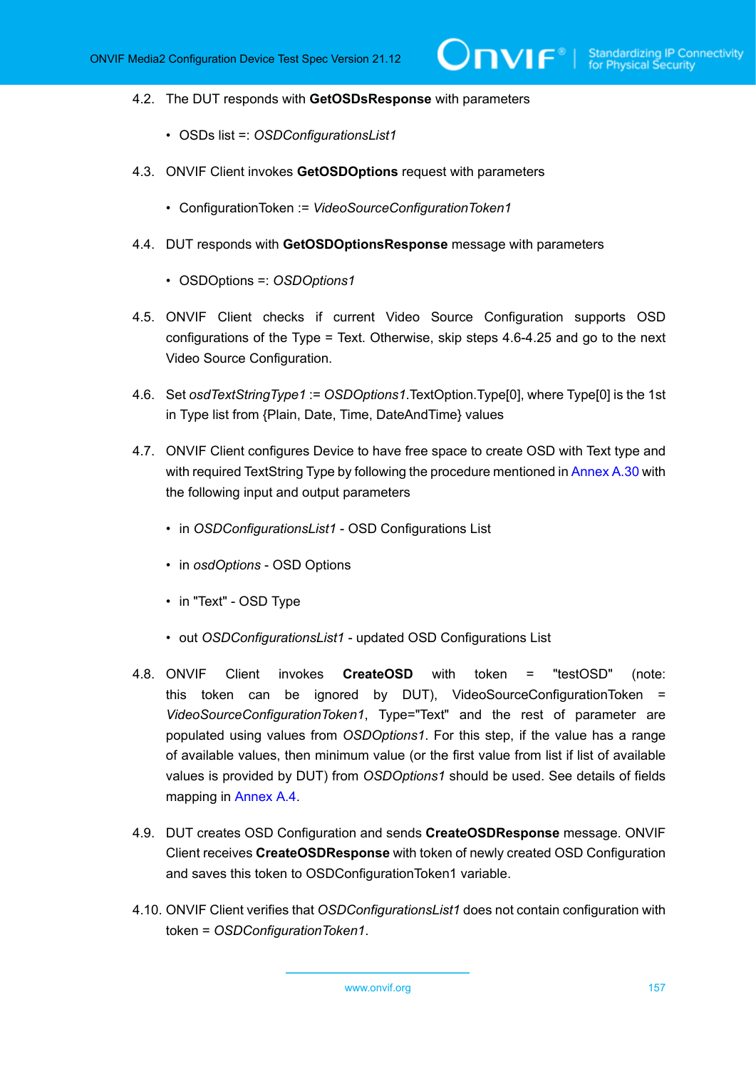4.2. The DUT responds with **GetOSDsResponse** with parameters

- OSDs list =: *OSDConfigurationsList1*

4.3. ONVIF Client invokes **GetOSDOptions** request with parameters

- ConfigurationToken := *VideoSourceConfigurationToken1*

4.4. DUT responds with **GetOSDOptionsResponse** message with parameters

- OSDOptions =: *OSDOptions1*

4.5. ONVIF Client checks if current Video Source Configuration supports OSD configurations of the Type = Text. Otherwise, skip steps 4.6-4.25 and go to the next Video Source Configuration.

4.6. Set *osdTextStringType1* := *OSDOptions1*.TextOption.Type[0], where Type[0] is the 1st in Type list from {Plain, Date, Time, DateAndTime} values

4.7. ONVIF Client configures Device to have free space to create OSD with Text type and with required TextString Type by following the procedure mentioned in Annex A.30 with the following input and output parameters

- in *OSDConfigurationsList1* - OSD Configurations List
- in *osdOptions* - OSD Options
- in "Text" - OSD Type
- out *OSDConfigurationsList1* - updated OSD Configurations List

4.8. ONVIF Client invokes **CreateOSD** with token = "testOSD" (note: this token can be ignored by DUT), VideoSourceConfigurationToken = *VideoSourceConfigurationToken1*, Type="Text" and the rest of parameter are populated using values from *OSDOptions1*. For this step, if the value has a range of available values, then minimum value (or the first value from list if list of available values is provided by DUT) from *OSDOptions1* should be used. See details of fields mapping in Annex A.4.

4.9. DUT creates OSD Configuration and sends **CreateOSDResponse** message. ONVIF Client receives **CreateOSDResponse** with token of newly created OSD Configuration and saves this token to OSDConfigurationToken1 variable.

4.10. ONVIF Client verifies that *OSDConfigurationsList1* does not contain configuration with token = *OSDConfigurationToken1*.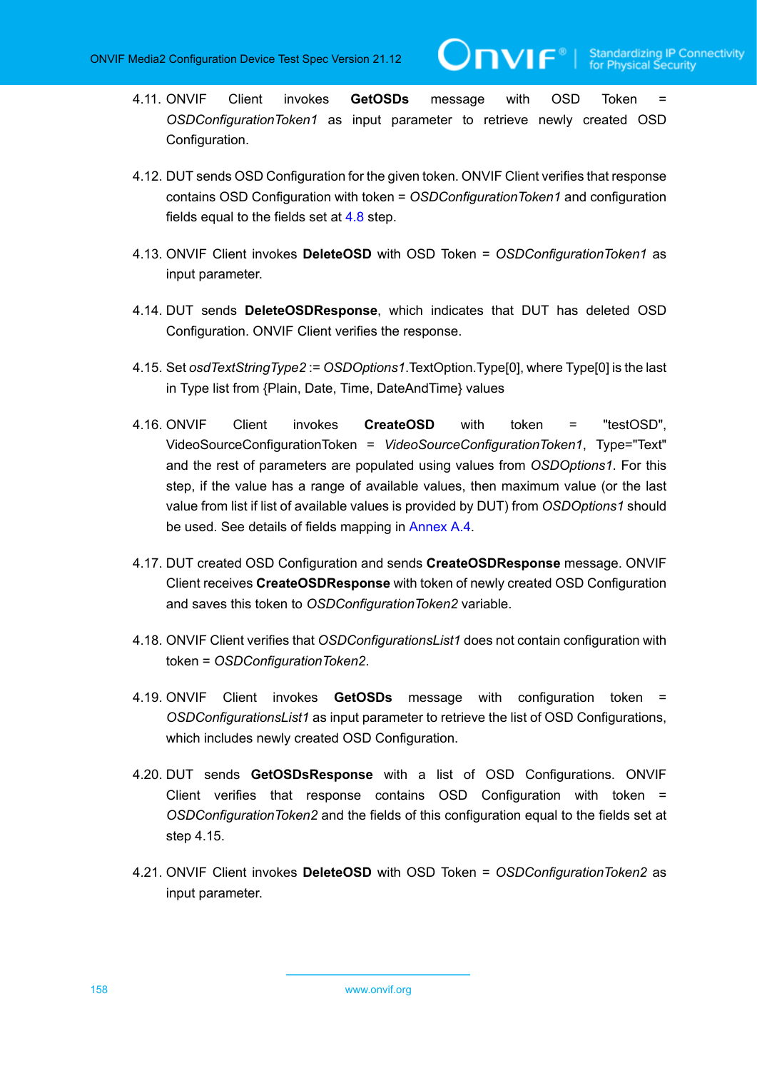4.11. ONVIF Client invokes **GetOSDs** message with OSD Token = *OSDConfigurationToken1* as input parameter to retrieve newly created OSD Configuration.

4.12. DUT sends OSD Configuration for the given token. ONVIF Client verifies that response contains OSD Configuration with token = *OSDConfigurationToken1* and configuration fields equal to the fields set at 4.8 step.

4.13. ONVIF Client invokes **DeleteOSD** with OSD Token = *OSDConfigurationToken1* as input parameter.

4.14. DUT sends **DeleteOSDResponse**, which indicates that DUT has deleted OSD Configuration. ONVIF Client verifies the response.

4.15. Set *osdTextStringType2* := *OSDOptions1*.TextOption.Type[0], where Type[0] is the last in Type list from {Plain, Date, Time, DateAndTime} values

4.16. ONVIF Client invokes **CreateOSD** with token = "testOSD", VideoSourceConfigurationToken = *VideoSourceConfigurationToken1*, Type="Text" and the rest of parameters are populated using values from *OSDOptions1*. For this step, if the value has a range of available values, then maximum value (or the last value from list if list of available values is provided by DUT) from *OSDOptions1* should be used. See details of fields mapping in Annex A.4.

4.17. DUT created OSD Configuration and sends **CreateOSDResponse** message. ONVIF Client receives **CreateOSDResponse** with token of newly created OSD Configuration and saves this token to *OSDConfigurationToken2* variable.

4.18. ONVIF Client verifies that *OSDConfigurationsList1* does not contain configuration with token = *OSDConfigurationToken2*.

4.19. ONVIF Client invokes **GetOSDs** message with configuration token = *OSDConfigurationsList1* as input parameter to retrieve the list of OSD Configurations, which includes newly created OSD Configuration.

4.20. DUT sends **GetOSDsResponse** with a list of OSD Configurations. ONVIF Client verifies that response contains OSD Configuration with token = *OSDConfigurationToken2* and the fields of this configuration equal to the fields set at step 4.15.

4.21. ONVIF Client invokes **DeleteOSD** with OSD Token = *OSDConfigurationToken2* as input parameter.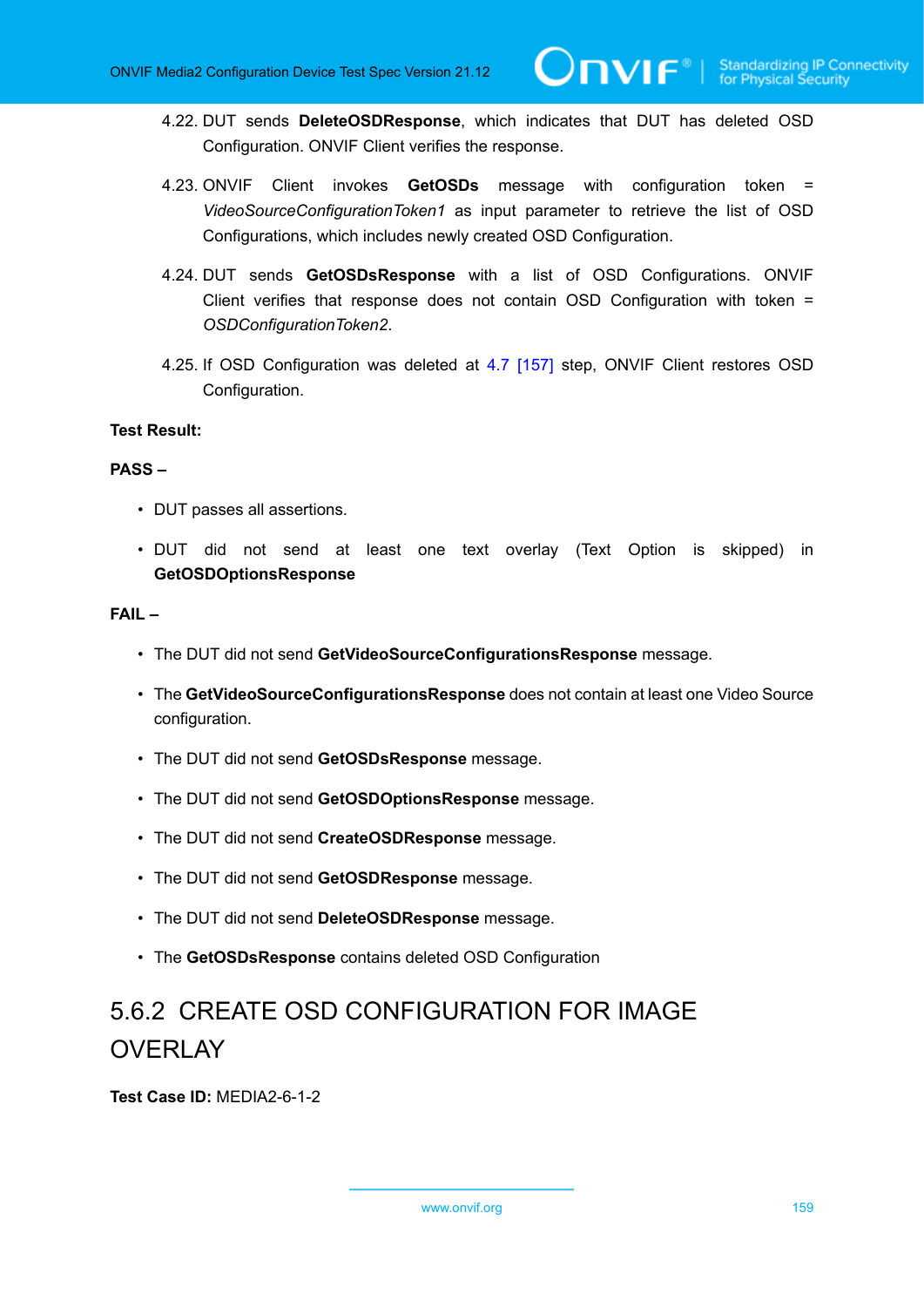4.22. DUT sends **DeleteOSDResponse**, which indicates that DUT has deleted OSD Configuration. ONVIF Client verifies the response.

4.23. ONVIF Client invokes **GetOSDs** message with configuration token = *VideoSourceConfigurationToken1* as input parameter to retrieve the list of OSD Configurations, which includes newly created OSD Configuration.

4.24. DUT sends **GetOSDsResponse** with a list of OSD Configurations. ONVIF Client verifies that response does not contain OSD Configuration with token = *OSDConfigurationToken2*.

4.25. If OSD Configuration was deleted at 4.7 [157] step, ONVIF Client restores OSD Configuration.

**Test Result:**

**PASS –**

- DUT passes all assertions.
- DUT did not send at least one text overlay (Text Option is skipped) in **GetOSDOptionsResponse**

**FAIL –**

- The DUT did not send **GetVideoSourceConfigurationsResponse** message.
- The **GetVideoSourceConfigurationsResponse** does not contain at least one Video Source configuration.
- The DUT did not send **GetOSDsResponse** message.
- The DUT did not send **GetOSDOptionsResponse** message.
- The DUT did not send **CreateOSDResponse** message.
- The DUT did not send **GetOSDResponse** message.
- The DUT did not send **DeleteOSDResponse** message.
- The **GetOSDsResponse** contains deleted OSD Configuration

### 5.6.2 CREATE OSD CONFIGURATION FOR IMAGE OVERLAY

**Test Case ID:** MEDIA2-6-1-2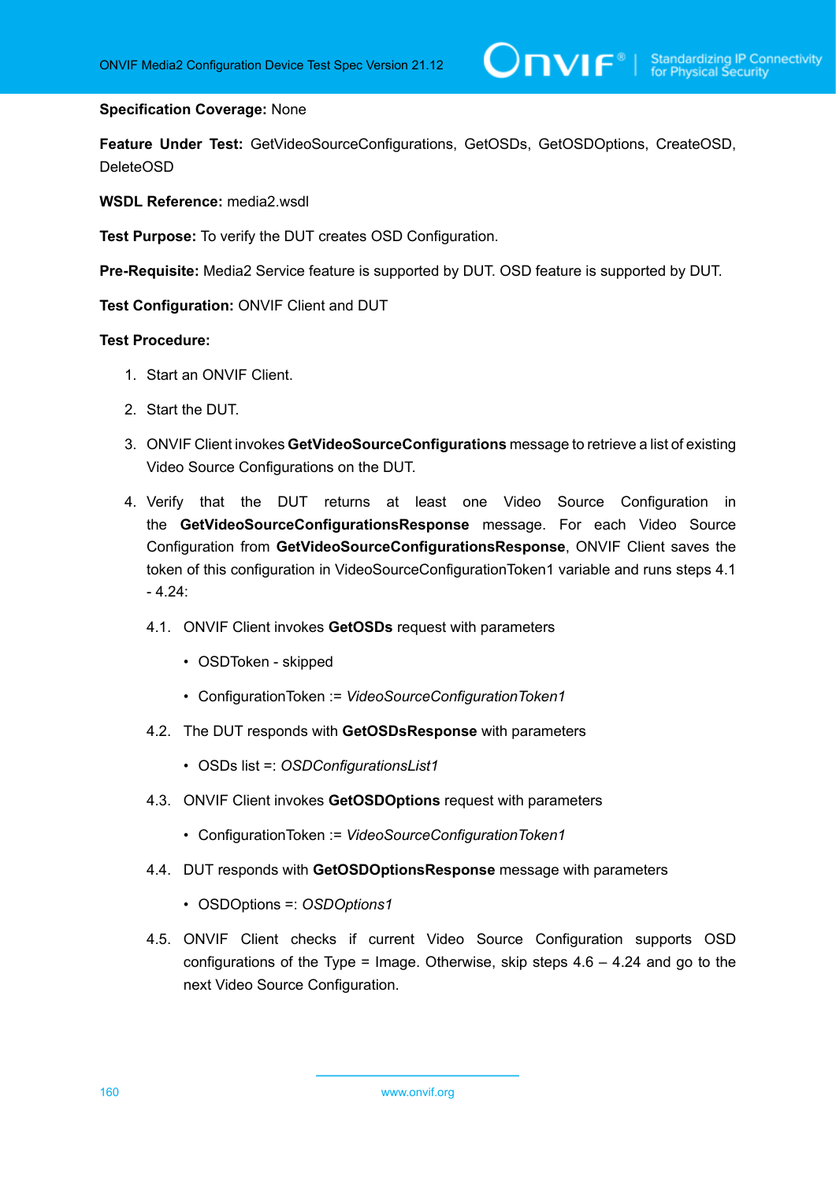**Specification Coverage:** None

**Feature Under Test:** GetVideoSourceConfigurations, GetOSDs, GetOSDOptions, CreateOSD, DeleteOSD

**WSDL Reference:** media2.wsdl

**Test Purpose:** To verify the DUT creates OSD Configuration.

**Pre-Requisite:** Media2 Service feature is supported by DUT. OSD feature is supported by DUT.

**Test Configuration:** ONVIF Client and DUT

**Test Procedure:**

1. Start an ONVIF Client.
2. Start the DUT.
3. ONVIF Client invokes **GetVideoSourceConfigurations** message to retrieve a list of existing Video Source Configurations on the DUT.
4. Verify that the DUT returns at least one Video Source Configuration in the **GetVideoSourceConfigurationsResponse** message. For each Video Source Configuration from **GetVideoSourceConfigurationsResponse**, ONVIF Client saves the token of this configuration in VideoSourceConfigurationToken1 variable and runs steps 4.1 - 4.24:

   4.1. ONVIF Client invokes **GetOSDs** request with parameters

   - OSDToken - skipped
   - ConfigurationToken := *VideoSourceConfigurationToken1*

   4.2. The DUT responds with **GetOSDsResponse** with parameters

   - OSDs list =: *OSDConfigurationsList1*

   4.3. ONVIF Client invokes **GetOSDOptions** request with parameters

   - ConfigurationToken := *VideoSourceConfigurationToken1*

   4.4. DUT responds with **GetOSDOptionsResponse** message with parameters

   - OSDOptions =: *OSDOptions1*

   4.5. ONVIF Client checks if current Video Source Configuration supports OSD configurations of the Type = Image. Otherwise, skip steps 4.6 – 4.24 and go to the next Video Source Configuration.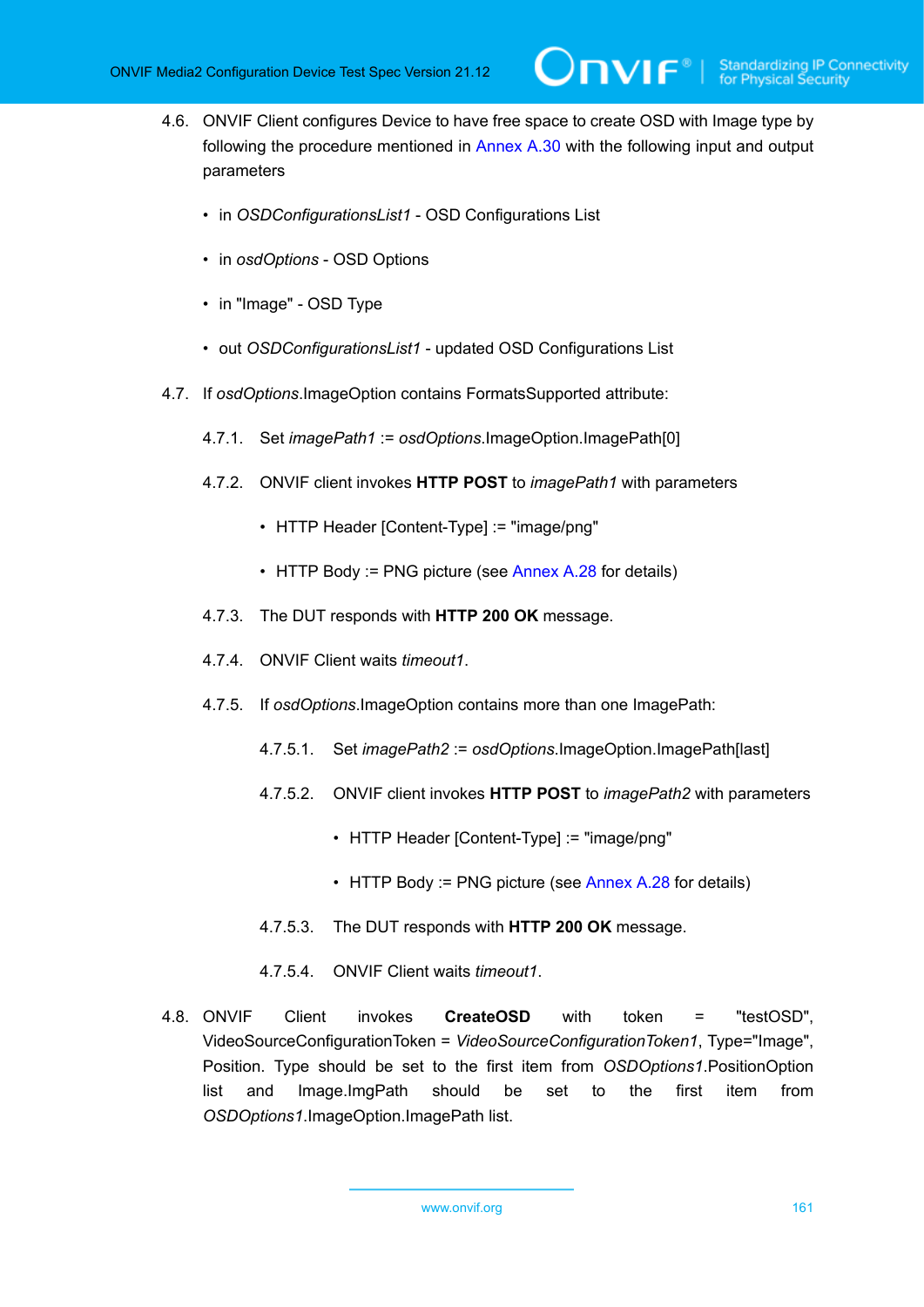4.6. ONVIF Client configures Device to have free space to create OSD with Image type by following the procedure mentioned in Annex A.30 with the following input and output parameters

- in *OSDConfigurationsList1* - OSD Configurations List
- in *osdOptions* - OSD Options
- in "Image" - OSD Type
- out *OSDConfigurationsList1* - updated OSD Configurations List

4.7. If *osdOptions*.ImageOption contains FormatsSupported attribute:

4.7.1. Set *imagePath1* := *osdOptions*.ImageOption.ImagePath[0]

4.7.2. ONVIF client invokes **HTTP POST** to *imagePath1* with parameters

- HTTP Header [Content-Type] := "image/png"
- HTTP Body := PNG picture (see Annex A.28 for details)

4.7.3. The DUT responds with **HTTP 200 OK** message.

4.7.4. ONVIF Client waits *timeout1*.

4.7.5. If *osdOptions*.ImageOption contains more than one ImagePath:

4.7.5.1. Set *imagePath2* := *osdOptions*.ImageOption.ImagePath[last]

4.7.5.2. ONVIF client invokes **HTTP POST** to *imagePath2* with parameters

- HTTP Header [Content-Type] := "image/png"
- HTTP Body := PNG picture (see Annex A.28 for details)

4.7.5.3. The DUT responds with **HTTP 200 OK** message.

4.7.5.4. ONVIF Client waits *timeout1*.

4.8. ONVIF Client invokes **CreateOSD** with token = "testOSD", VideoSourceConfigurationToken = *VideoSourceConfigurationToken1*, Type="Image", Position. Type should be set to the first item from *OSDOptions1*.PositionOption list and Image.ImgPath should be set to the first item from *OSDOptions1*.ImageOption.ImagePath list.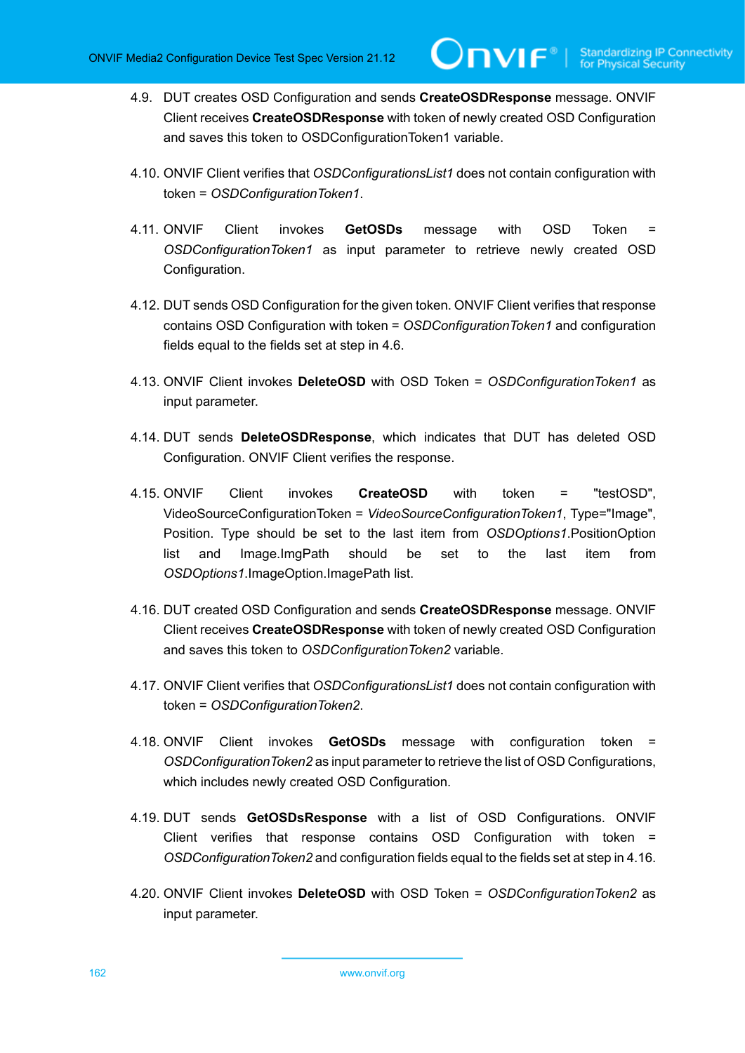4.9. DUT creates OSD Configuration and sends **CreateOSDResponse** message. ONVIF Client receives **CreateOSDResponse** with token of newly created OSD Configuration and saves this token to OSDConfigurationToken1 variable.

4.10. ONVIF Client verifies that *OSDConfigurationsList1* does not contain configuration with token = *OSDConfigurationToken1*.

4.11. ONVIF Client invokes **GetOSDs** message with OSD Token = *OSDConfigurationToken1* as input parameter to retrieve newly created OSD Configuration.

4.12. DUT sends OSD Configuration for the given token. ONVIF Client verifies that response contains OSD Configuration with token = *OSDConfigurationToken1* and configuration fields equal to the fields set at step in 4.6.

4.13. ONVIF Client invokes **DeleteOSD** with OSD Token = *OSDConfigurationToken1* as input parameter.

4.14. DUT sends **DeleteOSDResponse**, which indicates that DUT has deleted OSD Configuration. ONVIF Client verifies the response.

4.15. ONVIF Client invokes **CreateOSD** with token = "testOSD", VideoSourceConfigurationToken = *VideoSourceConfigurationToken1*, Type="Image", Position. Type should be set to the last item from *OSDOptions1*.PositionOption list and Image.ImgPath should be set to the last item from *OSDOptions1*.ImageOption.ImagePath list.

4.16. DUT created OSD Configuration and sends **CreateOSDResponse** message. ONVIF Client receives **CreateOSDResponse** with token of newly created OSD Configuration and saves this token to *OSDConfigurationToken2* variable.

4.17. ONVIF Client verifies that *OSDConfigurationsList1* does not contain configuration with token = *OSDConfigurationToken2*.

4.18. ONVIF Client invokes **GetOSDs** message with configuration token = *OSDConfigurationToken2* as input parameter to retrieve the list of OSD Configurations, which includes newly created OSD Configuration.

4.19. DUT sends **GetOSDsResponse** with a list of OSD Configurations. ONVIF Client verifies that response contains OSD Configuration with token = *OSDConfigurationToken2* and configuration fields equal to the fields set at step in 4.16.

4.20. ONVIF Client invokes **DeleteOSD** with OSD Token = *OSDConfigurationToken2* as input parameter.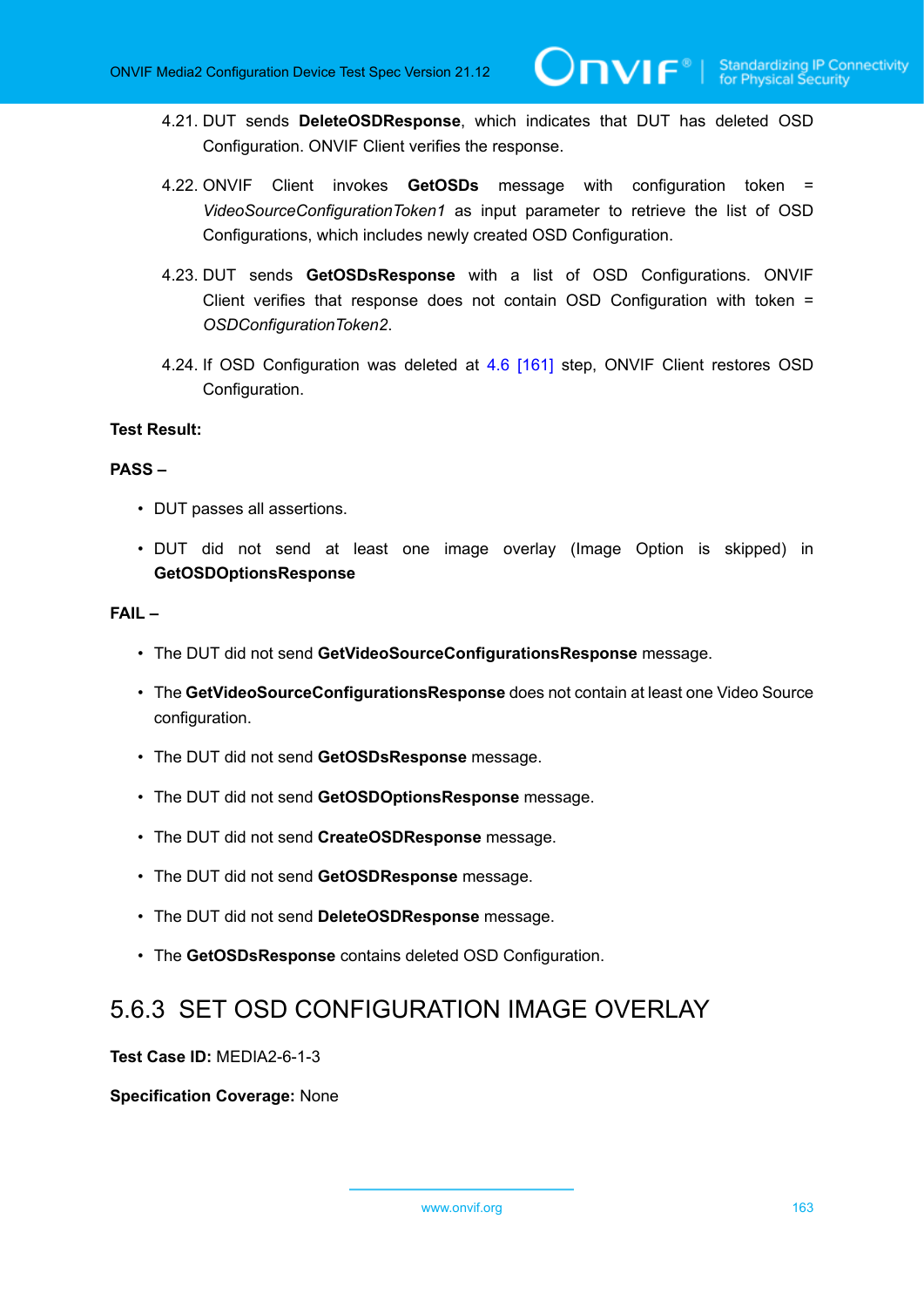4.21. DUT sends **DeleteOSDResponse**, which indicates that DUT has deleted OSD Configuration. ONVIF Client verifies the response.

4.22. ONVIF Client invokes **GetOSDs** message with configuration token = *VideoSourceConfigurationToken1* as input parameter to retrieve the list of OSD Configurations, which includes newly created OSD Configuration.

4.23. DUT sends **GetOSDsResponse** with a list of OSD Configurations. ONVIF Client verifies that response does not contain OSD Configuration with token = *OSDConfigurationToken2*.

4.24. If OSD Configuration was deleted at 4.6 [161] step, ONVIF Client restores OSD Configuration.

**Test Result:**

**PASS –**

- DUT passes all assertions.
- DUT did not send at least one image overlay (Image Option is skipped) in **GetOSDOptionsResponse**

**FAIL –**

- The DUT did not send **GetVideoSourceConfigurationsResponse** message.
- The **GetVideoSourceConfigurationsResponse** does not contain at least one Video Source configuration.
- The DUT did not send **GetOSDsResponse** message.
- The DUT did not send **GetOSDOptionsResponse** message.
- The DUT did not send **CreateOSDResponse** message.
- The DUT did not send **GetOSDResponse** message.
- The DUT did not send **DeleteOSDResponse** message.
- The **GetOSDsResponse** contains deleted OSD Configuration.

### 5.6.3 SET OSD CONFIGURATION IMAGE OVERLAY

**Test Case ID:** MEDIA2-6-1-3

**Specification Coverage:** None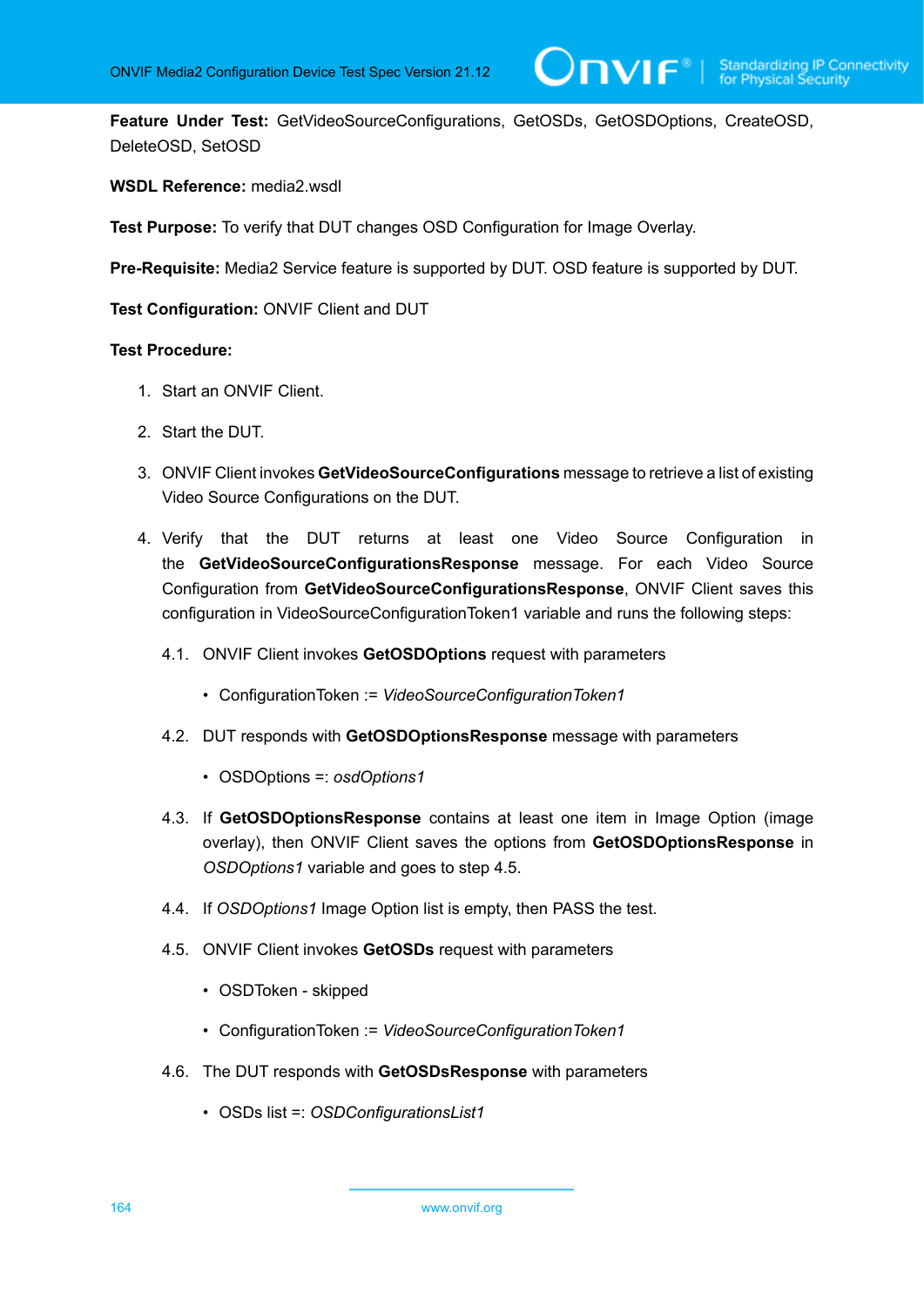**Feature Under Test:** GetVideoSourceConfigurations, GetOSDs, GetOSDOptions, CreateOSD, DeleteOSD, SetOSD

**WSDL Reference:** media2.wsdl

**Test Purpose:** To verify that DUT changes OSD Configuration for Image Overlay.

**Pre-Requisite:** Media2 Service feature is supported by DUT. OSD feature is supported by DUT.

**Test Configuration:** ONVIF Client and DUT

**Test Procedure:**

1. Start an ONVIF Client.
2. Start the DUT.
3. ONVIF Client invokes **GetVideoSourceConfigurations** message to retrieve a list of existing Video Source Configurations on the DUT.
4. Verify that the DUT returns at least one Video Source Configuration in the **GetVideoSourceConfigurationsResponse** message. For each Video Source Configuration from **GetVideoSourceConfigurationsResponse**, ONVIF Client saves this configuration in VideoSourceConfigurationToken1 variable and runs the following steps:

   4.1. ONVIF Client invokes **GetOSDOptions** request with parameters

   - ConfigurationToken := *VideoSourceConfigurationToken1*

   4.2. DUT responds with **GetOSDOptionsResponse** message with parameters

   - OSDOptions =: *osdOptions1*

   4.3. If **GetOSDOptionsResponse** contains at least one item in Image Option (image overlay), then ONVIF Client saves the options from **GetOSDOptionsResponse** in *OSDOptions1* variable and goes to step 4.5.

   4.4. If *OSDOptions1* Image Option list is empty, then PASS the test.

   4.5. ONVIF Client invokes **GetOSDs** request with parameters

   - OSDToken - skipped
   - ConfigurationToken := *VideoSourceConfigurationToken1*

   4.6. The DUT responds with **GetOSDsResponse** with parameters

   - OSDs list =: *OSDConfigurationsList1*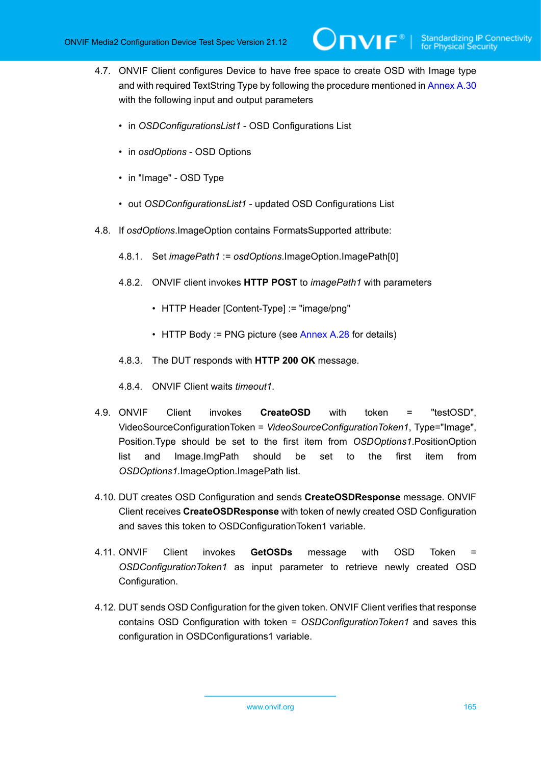4.7. ONVIF Client configures Device to have free space to create OSD with Image type and with required TextString Type by following the procedure mentioned in Annex A.30 with the following input and output parameters

- in *OSDConfigurationsList1* - OSD Configurations List
- in *osdOptions* - OSD Options
- in "Image" - OSD Type
- out *OSDConfigurationsList1* - updated OSD Configurations List

4.8. If *osdOptions*.ImageOption contains FormatsSupported attribute:

4.8.1. Set *imagePath1* := *osdOptions*.ImageOption.ImagePath[0]

4.8.2. ONVIF client invokes **HTTP POST** to *imagePath1* with parameters

- HTTP Header [Content-Type] := "image/png"
- HTTP Body := PNG picture (see Annex A.28 for details)

4.8.3. The DUT responds with **HTTP 200 OK** message.

4.8.4. ONVIF Client waits *timeout1*.

4.9. ONVIF Client invokes **CreateOSD** with token = "testOSD", VideoSourceConfigurationToken = *VideoSourceConfigurationToken1*, Type="Image", Position.Type should be set to the first item from *OSDOptions1*.PositionOption list and Image.ImgPath should be set to the first item from *OSDOptions1*.ImageOption.ImagePath list.

4.10. DUT creates OSD Configuration and sends **CreateOSDResponse** message. ONVIF Client receives **CreateOSDResponse** with token of newly created OSD Configuration and saves this token to OSDConfigurationToken1 variable.

4.11. ONVIF Client invokes **GetOSDs** message with OSD Token = *OSDConfigurationToken1* as input parameter to retrieve newly created OSD Configuration.

4.12. DUT sends OSD Configuration for the given token. ONVIF Client verifies that response contains OSD Configuration with token = *OSDConfigurationToken1* and saves this configuration in OSDConfigurations1 variable.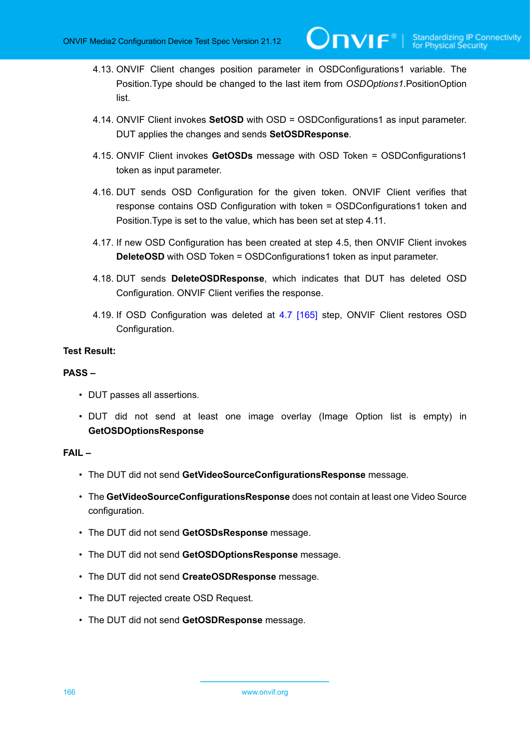4.13. ONVIF Client changes position parameter in OSDConfigurations1 variable. The Position.Type should be changed to the last item from *OSDOptions1*.PositionOption list.

4.14. ONVIF Client invokes **SetOSD** with OSD = OSDConfigurations1 as input parameter. DUT applies the changes and sends **SetOSDResponse**.

4.15. ONVIF Client invokes **GetOSDs** message with OSD Token = OSDConfigurations1 token as input parameter.

4.16. DUT sends OSD Configuration for the given token. ONVIF Client verifies that response contains OSD Configuration with token = OSDConfigurations1 token and Position.Type is set to the value, which has been set at step 4.11.

4.17. If new OSD Configuration has been created at step 4.5, then ONVIF Client invokes **DeleteOSD** with OSD Token = OSDConfigurations1 token as input parameter.

4.18. DUT sends **DeleteOSDResponse**, which indicates that DUT has deleted OSD Configuration. ONVIF Client verifies the response.

4.19. If OSD Configuration was deleted at 4.7 [165] step, ONVIF Client restores OSD Configuration.

**Test Result:**

**PASS –**

- DUT passes all assertions.
- DUT did not send at least one image overlay (Image Option list is empty) in **GetOSDOptionsResponse**

**FAIL –**

- The DUT did not send **GetVideoSourceConfigurationsResponse** message.
- The **GetVideoSourceConfigurationsResponse** does not contain at least one Video Source configuration.
- The DUT did not send **GetOSDsResponse** message.
- The DUT did not send **GetOSDOptionsResponse** message.
- The DUT did not send **CreateOSDResponse** message.
- The DUT rejected create OSD Request.
- The DUT did not send **GetOSDResponse** message.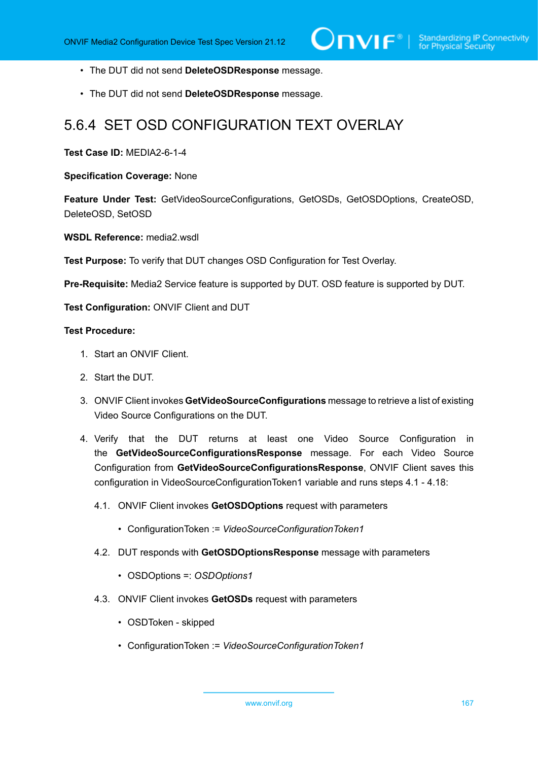- The DUT did not send **DeleteOSDResponse** message.
- The DUT did not send **DeleteOSDResponse** message.

## 5.6.4 SET OSD CONFIGURATION TEXT OVERLAY

**Test Case ID:** MEDIA2-6-1-4

**Specification Coverage:** None

**Feature Under Test:** GetVideoSourceConfigurations, GetOSDs, GetOSDOptions, CreateOSD, DeleteOSD, SetOSD

**WSDL Reference:** media2.wsdl

**Test Purpose:** To verify that DUT changes OSD Configuration for Test Overlay.

**Pre-Requisite:** Media2 Service feature is supported by DUT. OSD feature is supported by DUT.

**Test Configuration:** ONVIF Client and DUT

**Test Procedure:**

1. Start an ONVIF Client.
2. Start the DUT.
3. ONVIF Client invokes **GetVideoSourceConfigurations** message to retrieve a list of existing Video Source Configurations on the DUT.
4. Verify that the DUT returns at least one Video Source Configuration in the **GetVideoSourceConfigurationsResponse** message. For each Video Source Configuration from **GetVideoSourceConfigurationsResponse**, ONVIF Client saves this configuration in VideoSourceConfigurationToken1 variable and runs steps 4.1 - 4.18:

   4.1. ONVIF Client invokes **GetOSDOptions** request with parameters

   - ConfigurationToken := *VideoSourceConfigurationToken1*

   4.2. DUT responds with **GetOSDOptionsResponse** message with parameters

   - OSDOptions =: *OSDOptions1*

   4.3. ONVIF Client invokes **GetOSDs** request with parameters

   - OSDToken - skipped
   - ConfigurationToken := *VideoSourceConfigurationToken1*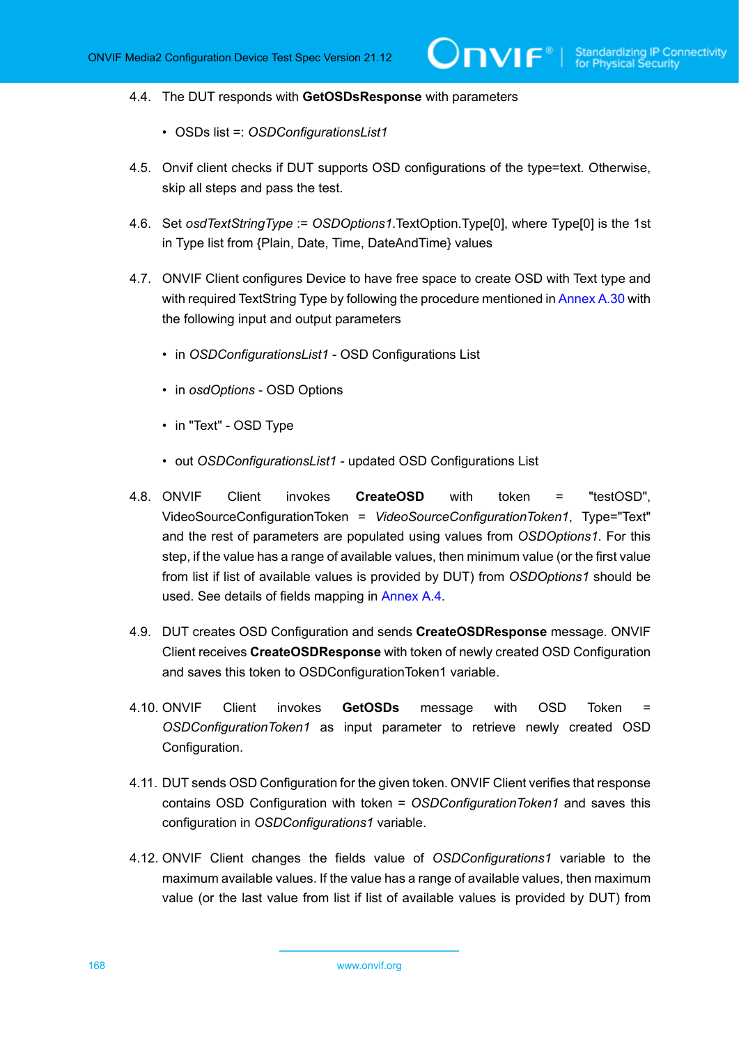4.4. The DUT responds with **GetOSDsResponse** with parameters

- OSDs list =: *OSDConfigurationsList1*

4.5. Onvif client checks if DUT supports OSD configurations of the type=text. Otherwise, skip all steps and pass the test.

4.6. Set *osdTextStringType* := *OSDOptions1*.TextOption.Type[0], where Type[0] is the 1st in Type list from {Plain, Date, Time, DateAndTime} values

4.7. ONVIF Client configures Device to have free space to create OSD with Text type and with required TextString Type by following the procedure mentioned in Annex A.30 with the following input and output parameters

- in *OSDConfigurationsList1* - OSD Configurations List
- in *osdOptions* - OSD Options
- in "Text" - OSD Type
- out *OSDConfigurationsList1* - updated OSD Configurations List

4.8. ONVIF Client invokes **CreateOSD** with token = "testOSD", VideoSourceConfigurationToken = *VideoSourceConfigurationToken1*, Type="Text" and the rest of parameters are populated using values from *OSDOptions1*. For this step, if the value has a range of available values, then minimum value (or the first value from list if list of available values is provided by DUT) from *OSDOptions1* should be used. See details of fields mapping in Annex A.4.

4.9. DUT creates OSD Configuration and sends **CreateOSDResponse** message. ONVIF Client receives **CreateOSDResponse** with token of newly created OSD Configuration and saves this token to OSDConfigurationToken1 variable.

4.10. ONVIF Client invokes **GetOSDs** message with OSD Token = *OSDConfigurationToken1* as input parameter to retrieve newly created OSD Configuration.

4.11. DUT sends OSD Configuration for the given token. ONVIF Client verifies that response contains OSD Configuration with token = *OSDConfigurationToken1* and saves this configuration in *OSDConfigurations1* variable.

4.12. ONVIF Client changes the fields value of *OSDConfigurations1* variable to the maximum available values. If the value has a range of available values, then maximum value (or the last value from list if list of available values is provided by DUT) from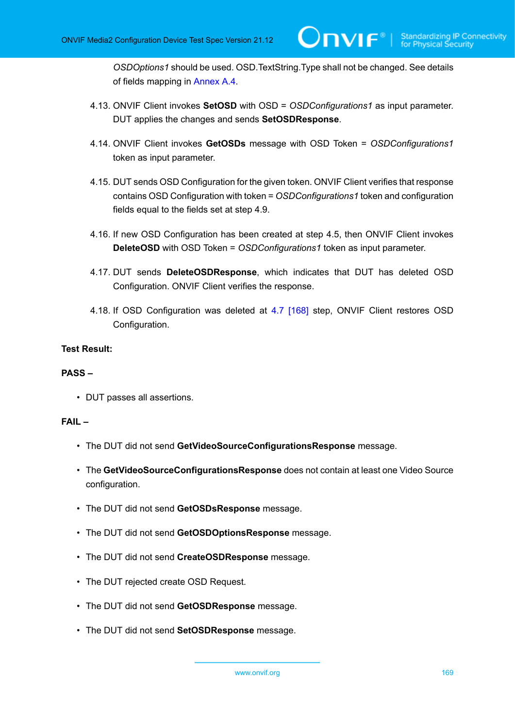*OSDOptions1* should be used. OSD.TextString.Type shall not be changed. See details of fields mapping in Annex A.4.

4.13. ONVIF Client invokes **SetOSD** with OSD = *OSDConfigurations1* as input parameter. DUT applies the changes and sends **SetOSDResponse**.

4.14. ONVIF Client invokes **GetOSDs** message with OSD Token = *OSDConfigurations1* token as input parameter.

4.15. DUT sends OSD Configuration for the given token. ONVIF Client verifies that response contains OSD Configuration with token = *OSDConfigurations1* token and configuration fields equal to the fields set at step 4.9.

4.16. If new OSD Configuration has been created at step 4.5, then ONVIF Client invokes **DeleteOSD** with OSD Token = *OSDConfigurations1* token as input parameter.

4.17. DUT sends **DeleteOSDResponse**, which indicates that DUT has deleted OSD Configuration. ONVIF Client verifies the response.

4.18. If OSD Configuration was deleted at 4.7 [168] step, ONVIF Client restores OSD Configuration.

**Test Result:**

**PASS –**

- DUT passes all assertions.

**FAIL –**

- The DUT did not send **GetVideoSourceConfigurationsResponse** message.
- The **GetVideoSourceConfigurationsResponse** does not contain at least one Video Source configuration.
- The DUT did not send **GetOSDsResponse** message.
- The DUT did not send **GetOSDOptionsResponse** message.
- The DUT did not send **CreateOSDResponse** message.
- The DUT rejected create OSD Request.
- The DUT did not send **GetOSDResponse** message.
- The DUT did not send **SetOSDResponse** message.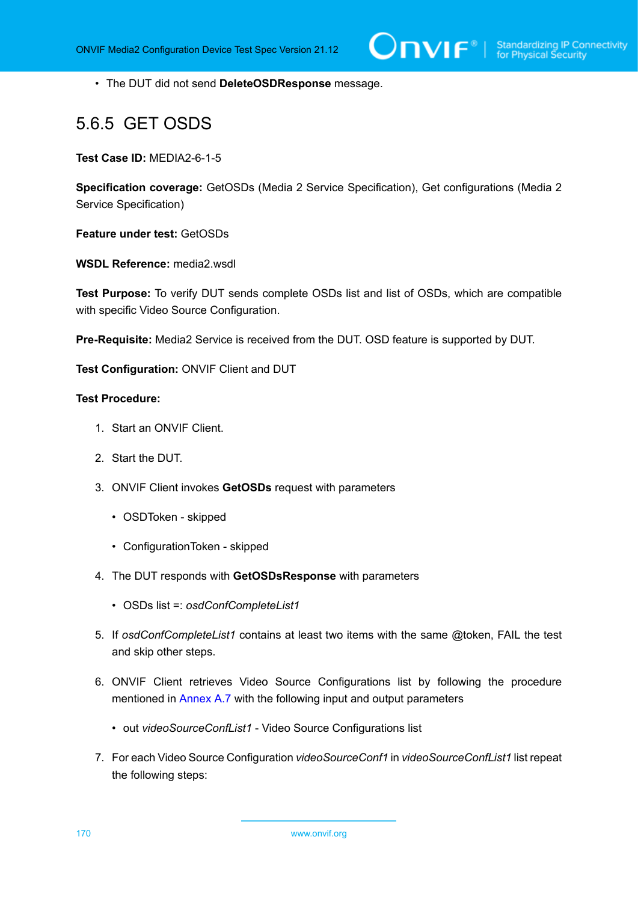- The DUT did not send **DeleteOSDResponse** message.

### 5.6.5 GET OSDS

**Test Case ID:** MEDIA2-6-1-5

**Specification coverage:** GetOSDs (Media 2 Service Specification), Get configurations (Media 2 Service Specification)

**Feature under test:** GetOSDs

**WSDL Reference:** media2.wsdl

**Test Purpose:** To verify DUT sends complete OSDs list and list of OSDs, which are compatible with specific Video Source Configuration.

**Pre-Requisite:** Media2 Service is received from the DUT. OSD feature is supported by DUT.

**Test Configuration:** ONVIF Client and DUT

**Test Procedure:**

1. Start an ONVIF Client.
2. Start the DUT.
3. ONVIF Client invokes **GetOSDs** request with parameters
   - OSDToken - skipped
   - ConfigurationToken - skipped
4. The DUT responds with **GetOSDsResponse** with parameters
   - OSDs list =: *osdConfCompleteList1*
5. If *osdConfCompleteList1* contains at least two items with the same @token, FAIL the test and skip other steps.
6. ONVIF Client retrieves Video Source Configurations list by following the procedure mentioned in Annex A.7 with the following input and output parameters
   - out *videoSourceConfList1* - Video Source Configurations list
7. For each Video Source Configuration *videoSourceConf1* in *videoSourceConfList1* list repeat the following steps: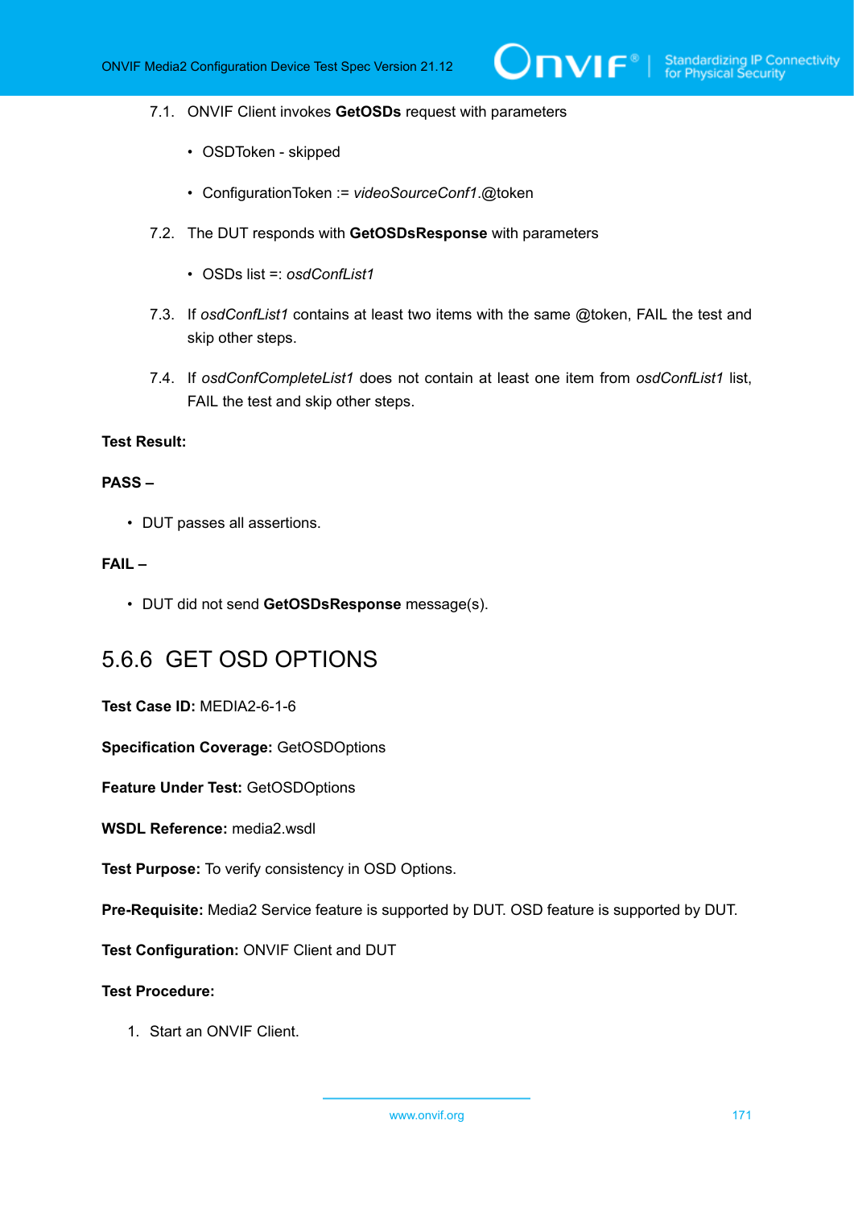7.1. ONVIF Client invokes **GetOSDs** request with parameters

- OSDToken - skipped
- ConfigurationToken := *videoSourceConf1*.@token

7.2. The DUT responds with **GetOSDsResponse** with parameters

- OSDs list =: *osdConfList1*

7.3. If *osdConfList1* contains at least two items with the same @token, FAIL the test and skip other steps.

7.4. If *osdConfCompleteList1* does not contain at least one item from *osdConfList1* list, FAIL the test and skip other steps.

**Test Result:**

**PASS –**

- DUT passes all assertions.

**FAIL –**

- DUT did not send **GetOSDsResponse** message(s).

## 5.6.6 GET OSD OPTIONS

**Test Case ID:** MEDIA2-6-1-6

**Specification Coverage:** GetOSDOptions

**Feature Under Test:** GetOSDOptions

**WSDL Reference:** media2.wsdl

**Test Purpose:** To verify consistency in OSD Options.

**Pre-Requisite:** Media2 Service feature is supported by DUT. OSD feature is supported by DUT.

**Test Configuration:** ONVIF Client and DUT

**Test Procedure:**

1. Start an ONVIF Client.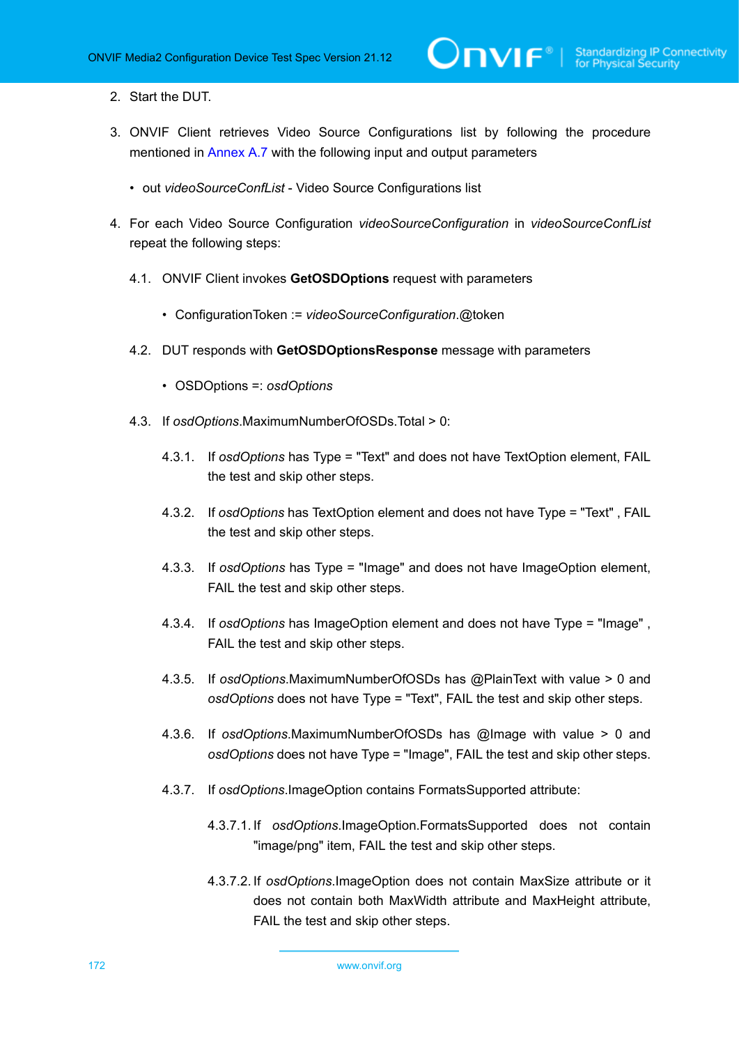2. Start the DUT.

3. ONVIF Client retrieves Video Source Configurations list by following the procedure mentioned in Annex A.7 with the following input and output parameters

   - out *videoSourceConfList* - Video Source Configurations list

4. For each Video Source Configuration *videoSourceConfiguration* in *videoSourceConfList* repeat the following steps:

   4.1. ONVIF Client invokes **GetOSDOptions** request with parameters

   - ConfigurationToken := *videoSourceConfiguration*.@token

   4.2. DUT responds with **GetOSDOptionsResponse** message with parameters

   - OSDOptions =: *osdOptions*

   4.3. If *osdOptions*.MaximumNumberOfOSDs.Total > 0:

   4.3.1. If *osdOptions* has Type = "Text" and does not have TextOption element, FAIL the test and skip other steps.

   4.3.2. If *osdOptions* has TextOption element and does not have Type = "Text" , FAIL the test and skip other steps.

   4.3.3. If *osdOptions* has Type = "Image" and does not have ImageOption element, FAIL the test and skip other steps.

   4.3.4. If *osdOptions* has ImageOption element and does not have Type = "Image" , FAIL the test and skip other steps.

   4.3.5. If *osdOptions*.MaximumNumberOfOSDs has @PlainText with value > 0 and *osdOptions* does not have Type = "Text", FAIL the test and skip other steps.

   4.3.6. If *osdOptions*.MaximumNumberOfOSDs has @Image with value > 0 and *osdOptions* does not have Type = "Image", FAIL the test and skip other steps.

   4.3.7. If *osdOptions*.ImageOption contains FormatsSupported attribute:

   4.3.7.1. If *osdOptions*.ImageOption.FormatsSupported does not contain "image/png" item, FAIL the test and skip other steps.

   4.3.7.2. If *osdOptions*.ImageOption does not contain MaxSize attribute or it does not contain both MaxWidth attribute and MaxHeight attribute, FAIL the test and skip other steps.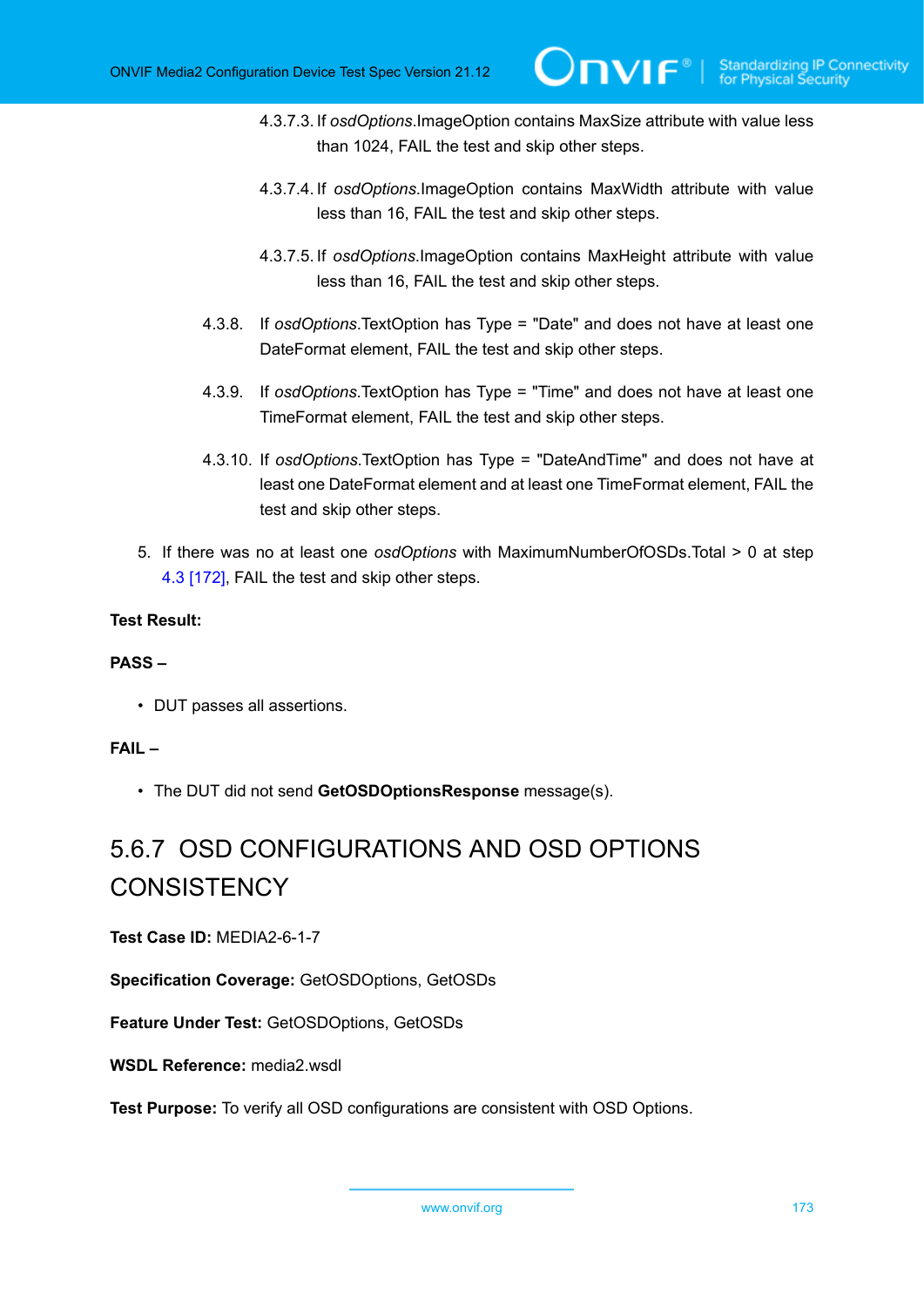4.3.7.3. If *osdOptions*.ImageOption contains MaxSize attribute with value less than 1024, FAIL the test and skip other steps.

4.3.7.4. If *osdOptions*.ImageOption contains MaxWidth attribute with value less than 16, FAIL the test and skip other steps.

4.3.7.5. If *osdOptions*.ImageOption contains MaxHeight attribute with value less than 16, FAIL the test and skip other steps.

4.3.8. If *osdOptions*.TextOption has Type = "Date" and does not have at least one DateFormat element, FAIL the test and skip other steps.

4.3.9. If *osdOptions*.TextOption has Type = "Time" and does not have at least one TimeFormat element, FAIL the test and skip other steps.

4.3.10. If *osdOptions*.TextOption has Type = "DateAndTime" and does not have at least one DateFormat element and at least one TimeFormat element, FAIL the test and skip other steps.

5. If there was no at least one *osdOptions* with MaximumNumberOfOSDs.Total > 0 at step 4.3 [172], FAIL the test and skip other steps.

**Test Result:**

**PASS –**

- DUT passes all assertions.

**FAIL –**

- The DUT did not send **GetOSDOptionsResponse** message(s).

## 5.6.7 OSD CONFIGURATIONS AND OSD OPTIONS CONSISTENCY

**Test Case ID:** MEDIA2-6-1-7

**Specification Coverage:** GetOSDOptions, GetOSDs

**Feature Under Test:** GetOSDOptions, GetOSDs

**WSDL Reference:** media2.wsdl

**Test Purpose:** To verify all OSD configurations are consistent with OSD Options.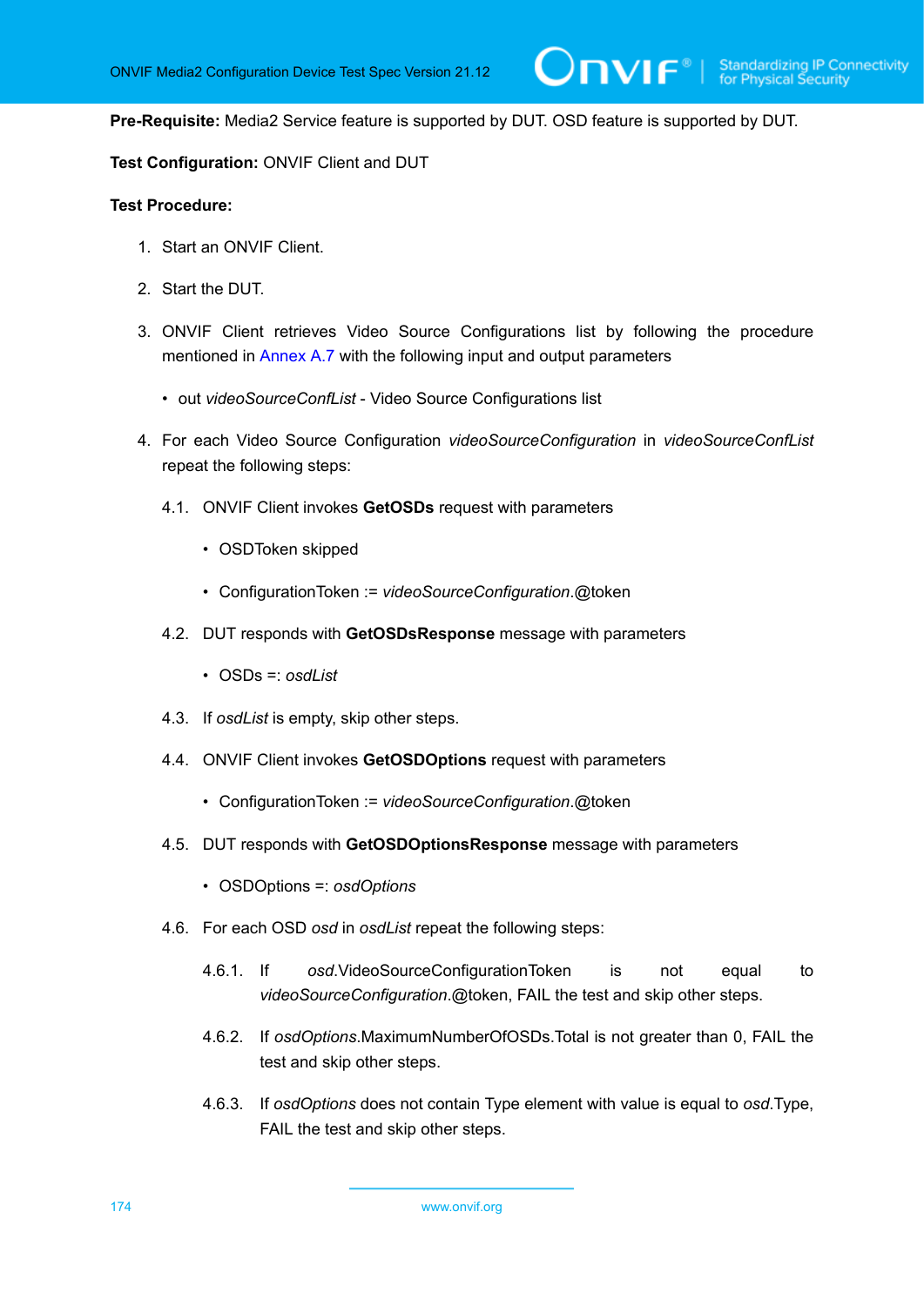**Pre-Requisite:** Media2 Service feature is supported by DUT. OSD feature is supported by DUT.

**Test Configuration:** ONVIF Client and DUT

**Test Procedure:**

1. Start an ONVIF Client.
2. Start the DUT.
3. ONVIF Client retrieves Video Source Configurations list by following the procedure mentioned in Annex A.7 with the following input and output parameters
   - out *videoSourceConfList* - Video Source Configurations list
4. For each Video Source Configuration *videoSourceConfiguration* in *videoSourceConfList* repeat the following steps:

   4.1. ONVIF Client invokes **GetOSDs** request with parameters
   - OSDToken skipped
   - ConfigurationToken := *videoSourceConfiguration*.@token

   4.2. DUT responds with **GetOSDsResponse** message with parameters
   - OSDs =: *osdList*

   4.3. If *osdList* is empty, skip other steps.

   4.4. ONVIF Client invokes **GetOSDOptions** request with parameters
   - ConfigurationToken := *videoSourceConfiguration*.@token

   4.5. DUT responds with **GetOSDOptionsResponse** message with parameters
   - OSDOptions =: *osdOptions*

   4.6. For each OSD *osd* in *osdList* repeat the following steps:

   4.6.1. If *osd*.VideoSourceConfigurationToken is not equal to *videoSourceConfiguration*.@token, FAIL the test and skip other steps.

   4.6.2. If *osdOptions*.MaximumNumberOfOSDs.Total is not greater than 0, FAIL the test and skip other steps.

   4.6.3. If *osdOptions* does not contain Type element with value is equal to *osd*.Type, FAIL the test and skip other steps.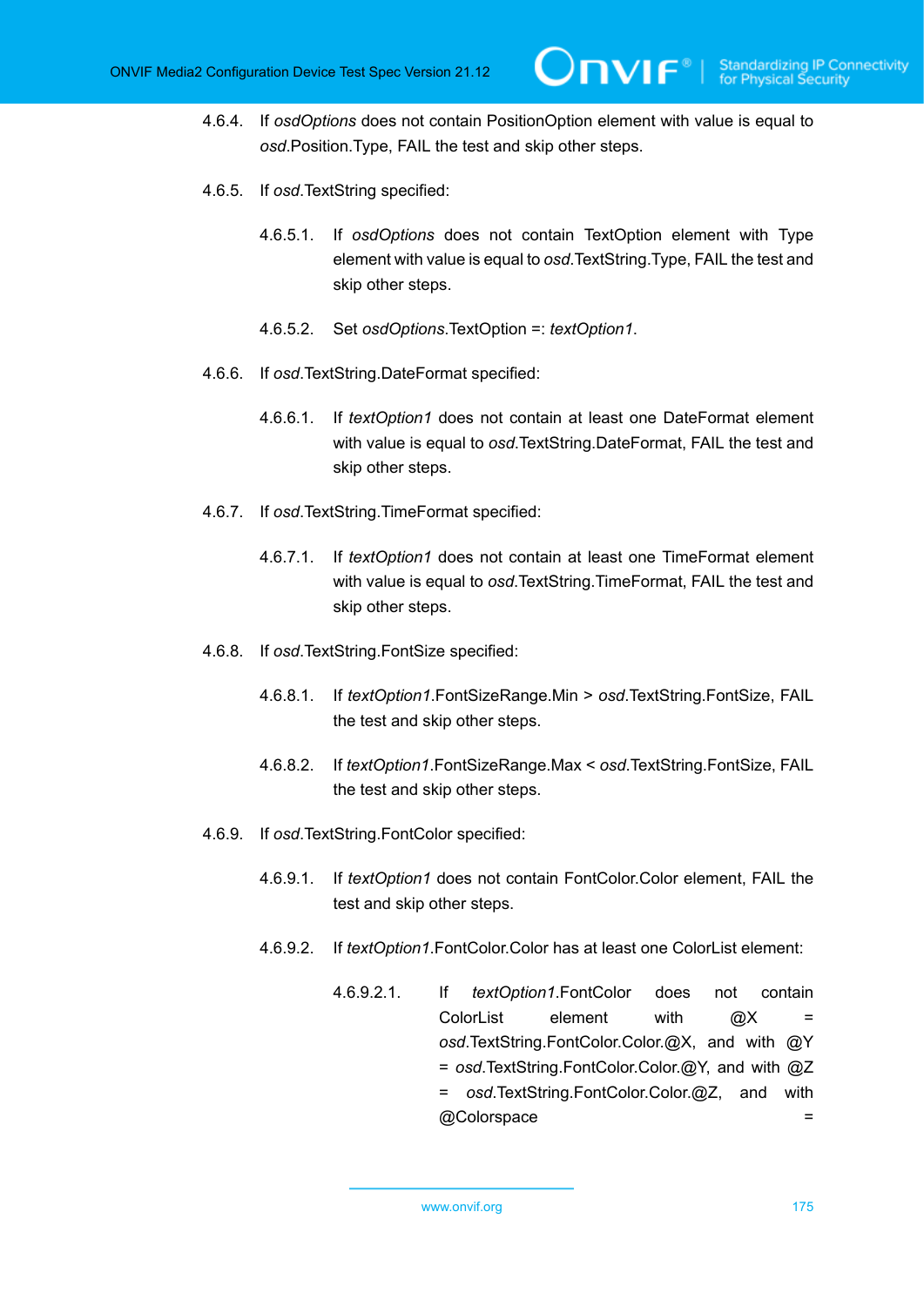4.6.4. If *osdOptions* does not contain PositionOption element with value is equal to *osd*.Position.Type, FAIL the test and skip other steps.

4.6.5. If *osd*.TextString specified:

4.6.5.1. If *osdOptions* does not contain TextOption element with Type element with value is equal to *osd*.TextString.Type, FAIL the test and skip other steps.

4.6.5.2. Set *osdOptions*.TextOption =: *textOption1*.

4.6.6. If *osd*.TextString.DateFormat specified:

4.6.6.1. If *textOption1* does not contain at least one DateFormat element with value is equal to *osd*.TextString.DateFormat, FAIL the test and skip other steps.

4.6.7. If *osd*.TextString.TimeFormat specified:

4.6.7.1. If *textOption1* does not contain at least one TimeFormat element with value is equal to *osd*.TextString.TimeFormat, FAIL the test and skip other steps.

4.6.8. If *osd*.TextString.FontSize specified:

4.6.8.1. If *textOption1*.FontSizeRange.Min > *osd*.TextString.FontSize, FAIL the test and skip other steps.

4.6.8.2. If *textOption1*.FontSizeRange.Max < *osd*.TextString.FontSize, FAIL the test and skip other steps.

4.6.9. If *osd*.TextString.FontColor specified:

4.6.9.1. If *textOption1* does not contain FontColor.Color element, FAIL the test and skip other steps.

4.6.9.2. If *textOption1*.FontColor.Color has at least one ColorList element:

4.6.9.2.1. If *textOption1*.FontColor does not contain ColorList element with @X = *osd*.TextString.FontColor.Color.@X, and with @Y = *osd*.TextString.FontColor.Color.@Y, and with @Z = *osd*.TextString.FontColor.Color.@Z, and with @Colorspace =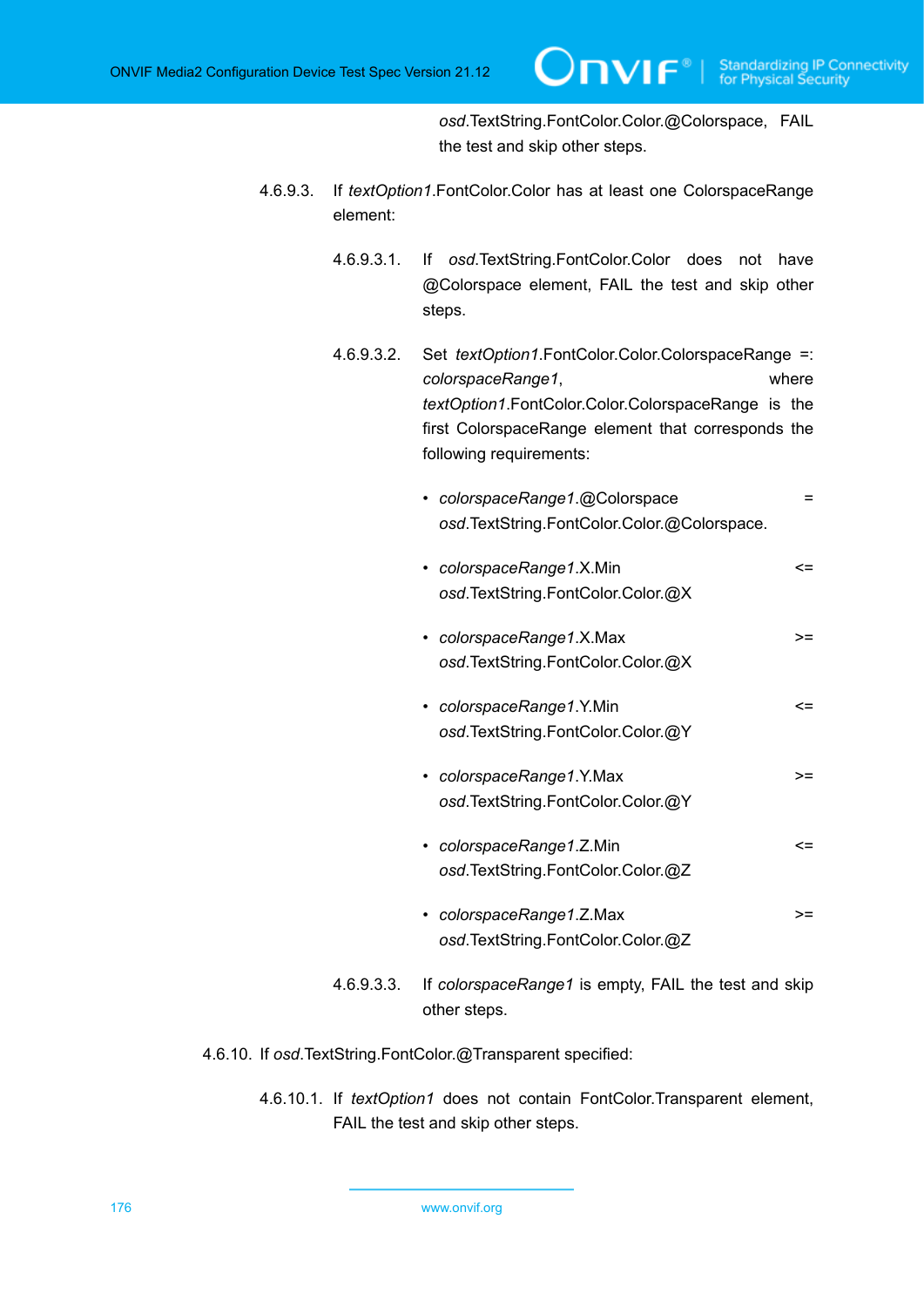*osd*.TextString.FontColor.Color.@Colorspace, FAIL the test and skip other steps.

4.6.9.3. If *textOption1*.FontColor.Color has at least one ColorspaceRange element:

4.6.9.3.1. If *osd*.TextString.FontColor.Color does not have @Colorspace element, FAIL the test and skip other steps.

4.6.9.3.2. Set *textOption1*.FontColor.Color.ColorspaceRange =: *colorspaceRange1*, where *textOption1*.FontColor.Color.ColorspaceRange is the first ColorspaceRange element that corresponds the following requirements:

- *colorspaceRange1*.@Colorspace = *osd*.TextString.FontColor.Color.@Colorspace.
- *colorspaceRange1*.X.Min <= *osd*.TextString.FontColor.Color.@X
- *colorspaceRange1*.X.Max >= *osd*.TextString.FontColor.Color.@X
- *colorspaceRange1*.Y.Min <= *osd*.TextString.FontColor.Color.@Y
- *colorspaceRange1*.Y.Max >= *osd*.TextString.FontColor.Color.@Y
- *colorspaceRange1*.Z.Min <= *osd*.TextString.FontColor.Color.@Z
- *colorspaceRange1*.Z.Max >= *osd*.TextString.FontColor.Color.@Z

4.6.9.3.3. If *colorspaceRange1* is empty, FAIL the test and skip other steps.

4.6.10. If *osd*.TextString.FontColor.@Transparent specified:

4.6.10.1. If *textOption1* does not contain FontColor.Transparent element, FAIL the test and skip other steps.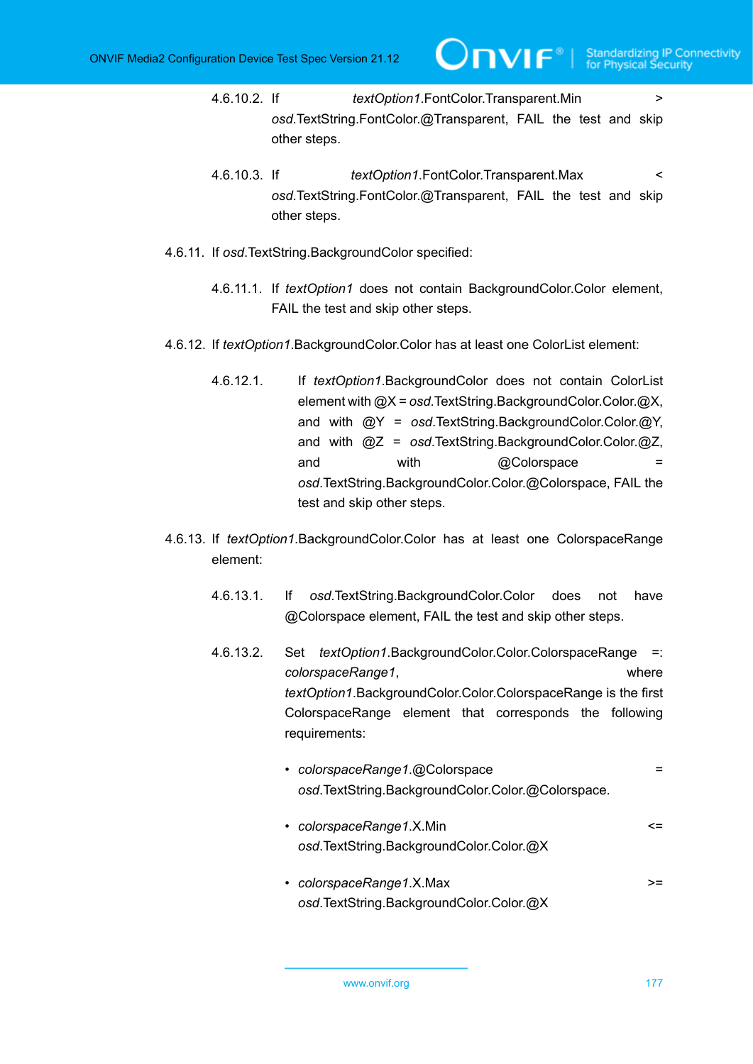4.6.10.2. If *textOption1*.FontColor.Transparent.Min > *osd*.TextString.FontColor.@Transparent, FAIL the test and skip other steps.

4.6.10.3. If *textOption1*.FontColor.Transparent.Max < *osd*.TextString.FontColor.@Transparent, FAIL the test and skip other steps.

4.6.11. If *osd*.TextString.BackgroundColor specified:

4.6.11.1. If *textOption1* does not contain BackgroundColor.Color element, FAIL the test and skip other steps.

4.6.12. If *textOption1*.BackgroundColor.Color has at least one ColorList element:

4.6.12.1. If *textOption1*.BackgroundColor does not contain ColorList element with @X = *osd*.TextString.BackgroundColor.Color.@X, and with @Y = *osd*.TextString.BackgroundColor.Color.@Y, and with @Z = *osd*.TextString.BackgroundColor.Color.@Z, and with @Colorspace = *osd*.TextString.BackgroundColor.Color.@Colorspace, FAIL the test and skip other steps.

4.6.13. If *textOption1*.BackgroundColor.Color has at least one ColorspaceRange element:

4.6.13.1. If *osd*.TextString.BackgroundColor.Color does not have @Colorspace element, FAIL the test and skip other steps.

4.6.13.2. Set *textOption1*.BackgroundColor.Color.ColorspaceRange =: *colorspaceRange1*, where *textOption1*.BackgroundColor.Color.ColorspaceRange is the first ColorspaceRange element that corresponds the following requirements:

- *colorspaceRange1*.@Colorspace = *osd*.TextString.BackgroundColor.Color.@Colorspace.
- *colorspaceRange1*.X.Min <= *osd*.TextString.BackgroundColor.Color.@X
- *colorspaceRange1*.X.Max >= *osd*.TextString.BackgroundColor.Color.@X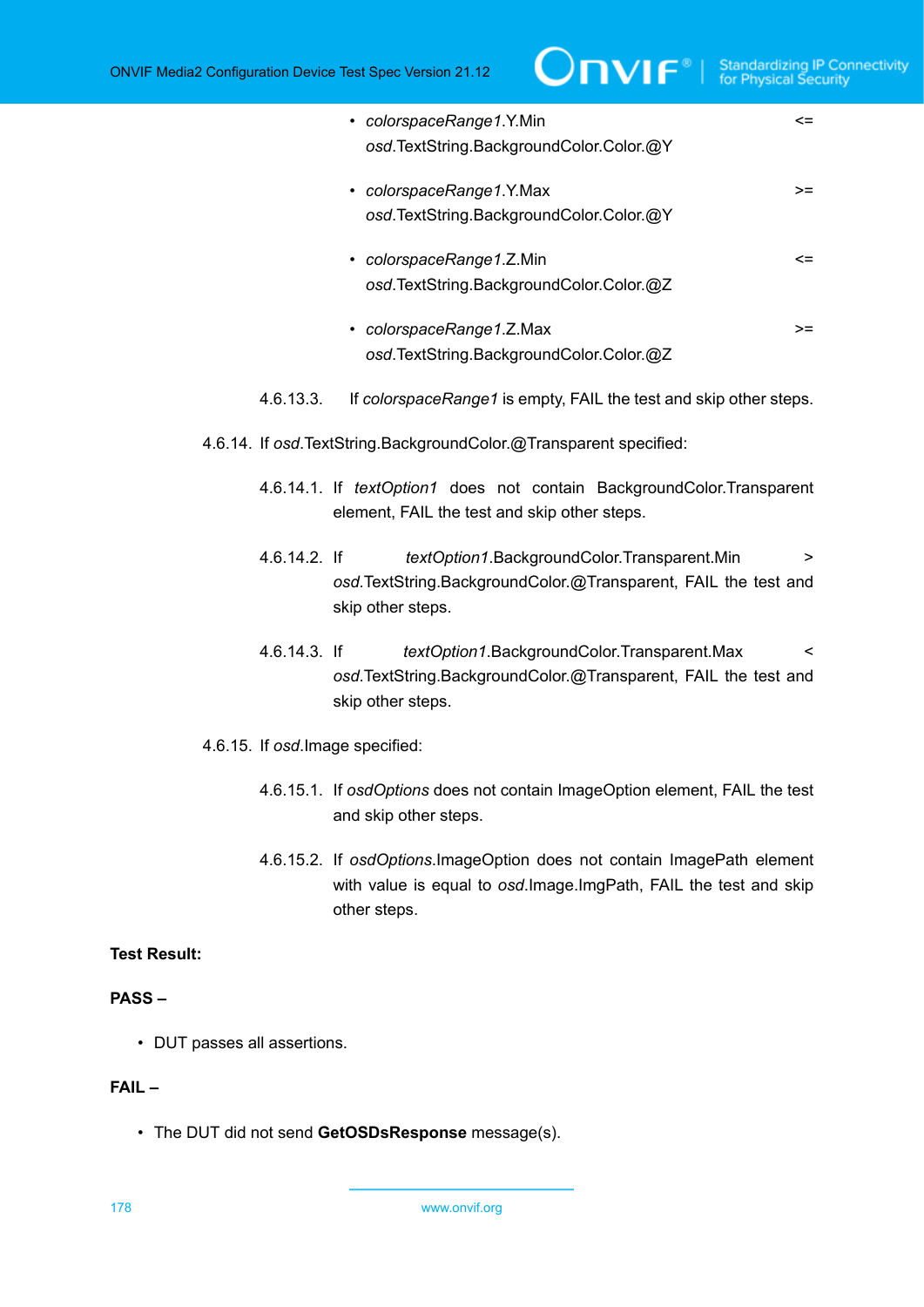- *colorspaceRange1*.Y.Min <= *osd*.TextString.BackgroundColor.Color.@Y
- *colorspaceRange1*.Y.Max >= *osd*.TextString.BackgroundColor.Color.@Y
- *colorspaceRange1*.Z.Min <= *osd*.TextString.BackgroundColor.Color.@Z
- *colorspaceRange1*.Z.Max >= *osd*.TextString.BackgroundColor.Color.@Z

4.6.13.3. If *colorspaceRange1* is empty, FAIL the test and skip other steps.

4.6.14. If *osd*.TextString.BackgroundColor.@Transparent specified:

4.6.14.1. If *textOption1* does not contain BackgroundColor.Transparent element, FAIL the test and skip other steps.

4.6.14.2. If *textOption1*.BackgroundColor.Transparent.Min > *osd*.TextString.BackgroundColor.@Transparent, FAIL the test and skip other steps.

4.6.14.3. If *textOption1*.BackgroundColor.Transparent.Max < *osd*.TextString.BackgroundColor.@Transparent, FAIL the test and skip other steps.

4.6.15. If *osd*.Image specified:

4.6.15.1. If *osdOptions* does not contain ImageOption element, FAIL the test and skip other steps.

4.6.15.2. If *osdOptions*.ImageOption does not contain ImagePath element with value is equal to *osd*.Image.ImgPath, FAIL the test and skip other steps.

**Test Result:**

**PASS –**

- DUT passes all assertions.

**FAIL –**

- The DUT did not send **GetOSDsResponse** message(s).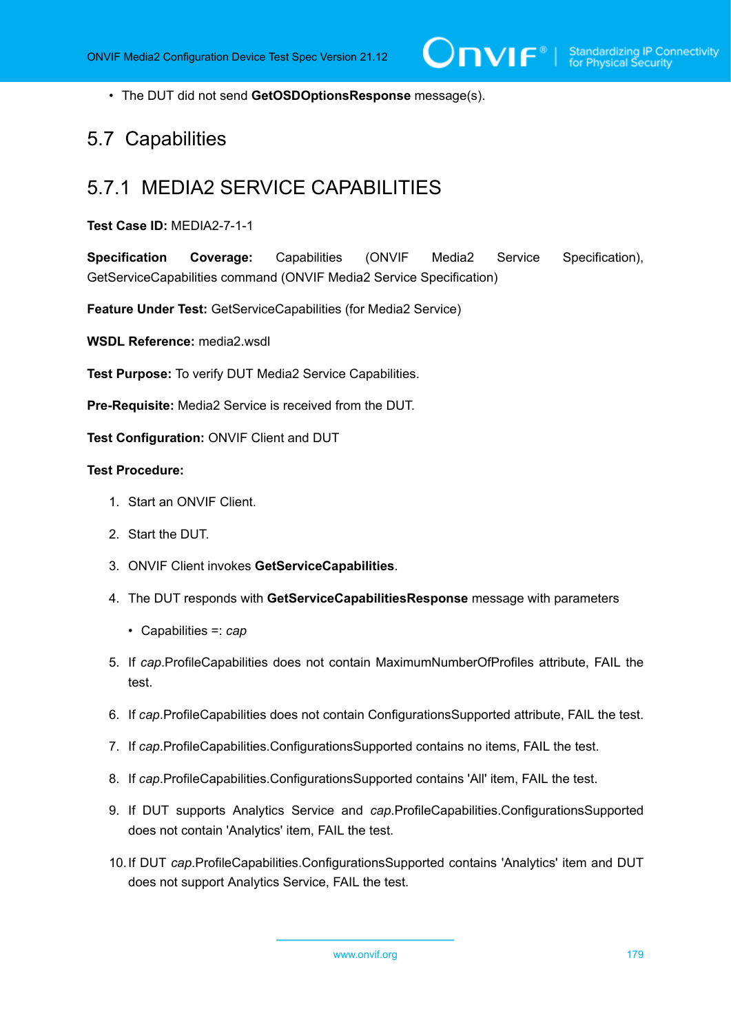- The DUT did not send **GetOSDOptionsResponse** message(s).

## 5.7 Capabilities

### 5.7.1 MEDIA2 SERVICE CAPABILITIES

**Test Case ID:** MEDIA2-7-1-1

**Specification Coverage:** Capabilities (ONVIF Media2 Service Specification), GetServiceCapabilities command (ONVIF Media2 Service Specification)

**Feature Under Test:** GetServiceCapabilities (for Media2 Service)

**WSDL Reference:** media2.wsdl

**Test Purpose:** To verify DUT Media2 Service Capabilities.

**Pre-Requisite:** Media2 Service is received from the DUT.

**Test Configuration:** ONVIF Client and DUT

**Test Procedure:**

1. Start an ONVIF Client.
2. Start the DUT.
3. ONVIF Client invokes **GetServiceCapabilities**.
4. The DUT responds with **GetServiceCapabilitiesResponse** message with parameters
   - Capabilities =: *cap*
5. If *cap*.ProfileCapabilities does not contain MaximumNumberOfProfiles attribute, FAIL the test.
6. If *cap*.ProfileCapabilities does not contain ConfigurationsSupported attribute, FAIL the test.
7. If *cap*.ProfileCapabilities.ConfigurationsSupported contains no items, FAIL the test.
8. If *cap*.ProfileCapabilities.ConfigurationsSupported contains 'All' item, FAIL the test.
9. If DUT supports Analytics Service and *cap*.ProfileCapabilities.ConfigurationsSupported does not contain 'Analytics' item, FAIL the test.
10. If DUT *cap*.ProfileCapabilities.ConfigurationsSupported contains 'Analytics' item and DUT does not support Analytics Service, FAIL the test.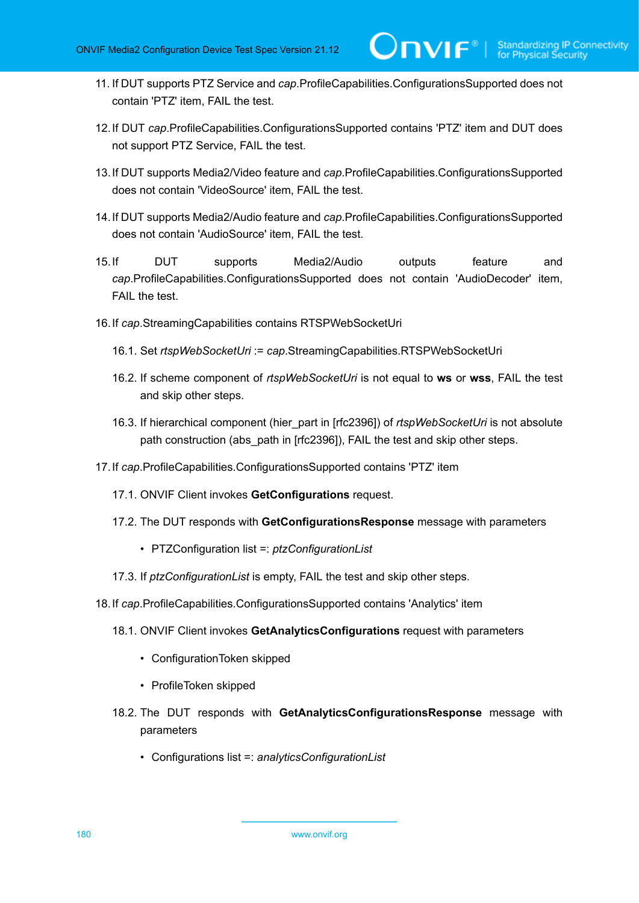11. If DUT supports PTZ Service and *cap*.ProfileCapabilities.ConfigurationsSupported does not contain 'PTZ' item, FAIL the test.

12. If DUT *cap*.ProfileCapabilities.ConfigurationsSupported contains 'PTZ' item and DUT does not support PTZ Service, FAIL the test.

13. If DUT supports Media2/Video feature and *cap*.ProfileCapabilities.ConfigurationsSupported does not contain 'VideoSource' item, FAIL the test.

14. If DUT supports Media2/Audio feature and *cap*.ProfileCapabilities.ConfigurationsSupported does not contain 'AudioSource' item, FAIL the test.

15. If DUT supports Media2/Audio outputs feature and *cap*.ProfileCapabilities.ConfigurationsSupported does not contain 'AudioDecoder' item, FAIL the test.

16. If *cap*.StreamingCapabilities contains RTSPWebSocketUri

    16.1. Set *rtspWebSocketUri* := *cap*.StreamingCapabilities.RTSPWebSocketUri

    16.2. If scheme component of *rtspWebSocketUri* is not equal to **ws** or **wss**, FAIL the test and skip other steps.

    16.3. If hierarchical component (hier_part in [rfc2396]) of *rtspWebSocketUri* is not absolute path construction (abs_path in [rfc2396]), FAIL the test and skip other steps.

17. If *cap*.ProfileCapabilities.ConfigurationsSupported contains 'PTZ' item

    17.1. ONVIF Client invokes **GetConfigurations** request.

    17.2. The DUT responds with **GetConfigurationsResponse** message with parameters

    - PTZConfiguration list =: *ptzConfigurationList*

    17.3. If *ptzConfigurationList* is empty, FAIL the test and skip other steps.

18. If *cap*.ProfileCapabilities.ConfigurationsSupported contains 'Analytics' item

    18.1. ONVIF Client invokes **GetAnalyticsConfigurations** request with parameters

    - ConfigurationToken skipped
    - ProfileToken skipped

    18.2. The DUT responds with **GetAnalyticsConfigurationsResponse** message with parameters

    - Configurations list =: *analyticsConfigurationList*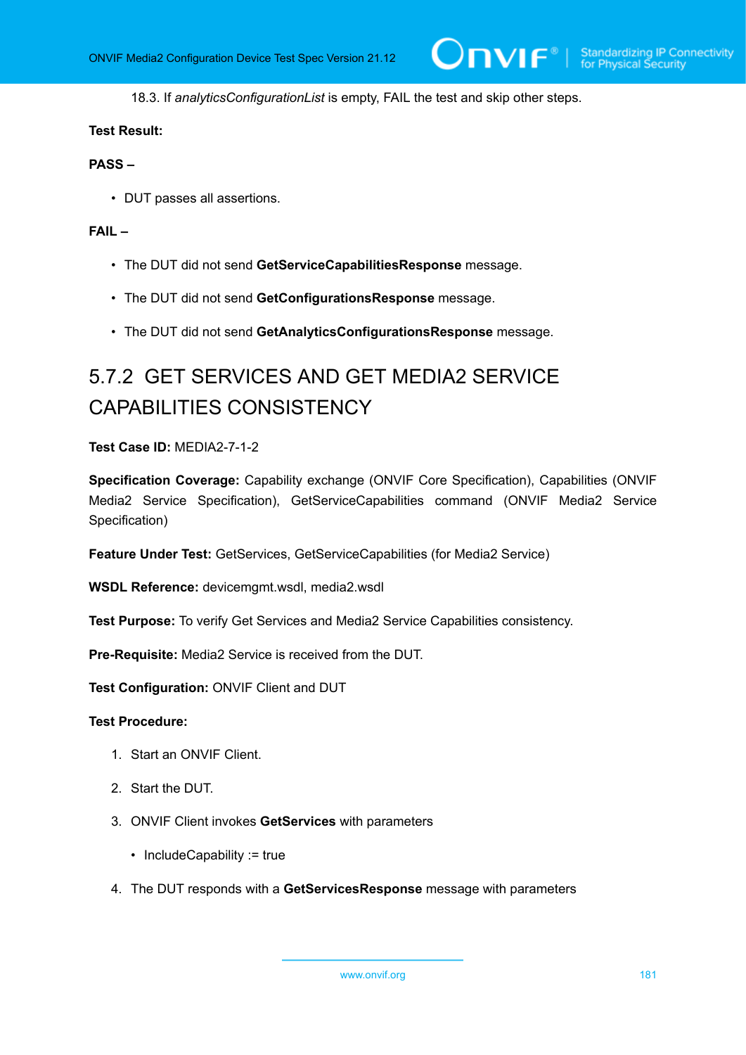18.3. If *analyticsConfigurationList* is empty, FAIL the test and skip other steps.

**Test Result:**

**PASS –**

- DUT passes all assertions.

**FAIL –**

- The DUT did not send **GetServiceCapabilitiesResponse** message.
- The DUT did not send **GetConfigurationsResponse** message.
- The DUT did not send **GetAnalyticsConfigurationsResponse** message.

### 5.7.2 GET SERVICES AND GET MEDIA2 SERVICE CAPABILITIES CONSISTENCY

**Test Case ID:** MEDIA2-7-1-2

**Specification Coverage:** Capability exchange (ONVIF Core Specification), Capabilities (ONVIF Media2 Service Specification), GetServiceCapabilities command (ONVIF Media2 Service Specification)

**Feature Under Test:** GetServices, GetServiceCapabilities (for Media2 Service)

**WSDL Reference:** devicemgmt.wsdl, media2.wsdl

**Test Purpose:** To verify Get Services and Media2 Service Capabilities consistency.

**Pre-Requisite:** Media2 Service is received from the DUT.

**Test Configuration:** ONVIF Client and DUT

**Test Procedure:**

1. Start an ONVIF Client.
2. Start the DUT.
3. ONVIF Client invokes **GetServices** with parameters
   - IncludeCapability := true
4. The DUT responds with a **GetServicesResponse** message with parameters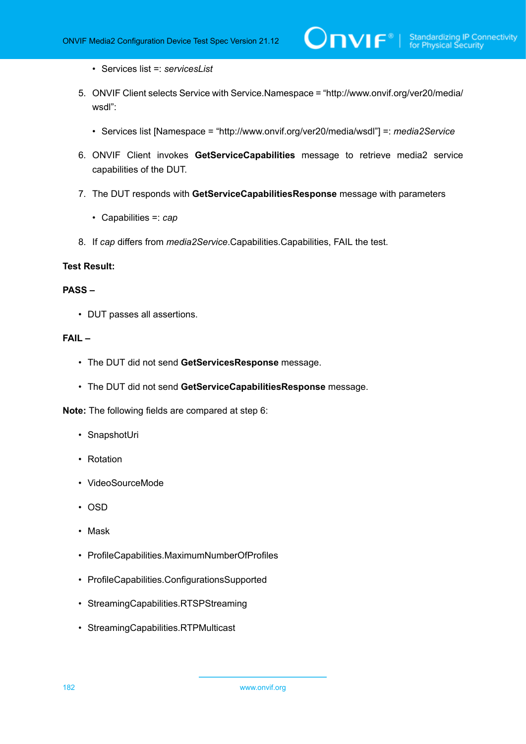- Services list =: *servicesList*

5. ONVIF Client selects Service with Service.Namespace = “http://www.onvif.org/ver20/media/wsdl”:

   - Services list [Namespace = “http://www.onvif.org/ver20/media/wsdl”] =: *media2Service*

6. ONVIF Client invokes **GetServiceCapabilities** message to retrieve media2 service capabilities of the DUT.

7. The DUT responds with **GetServiceCapabilitiesResponse** message with parameters

   - Capabilities =: *cap*

8. If *cap* differs from *media2Service*.Capabilities.Capabilities, FAIL the test.

**Test Result:**

**PASS –**

- DUT passes all assertions.

**FAIL –**

- The DUT did not send **GetServicesResponse** message.
- The DUT did not send **GetServiceCapabilitiesResponse** message.

**Note:** The following fields are compared at step 6:

- SnapshotUri
- Rotation
- VideoSourceMode
- OSD
- Mask
- ProfileCapabilities.MaximumNumberOfProfiles
- ProfileCapabilities.ConfigurationsSupported
- StreamingCapabilities.RTSPStreaming
- StreamingCapabilities.RTPMulticast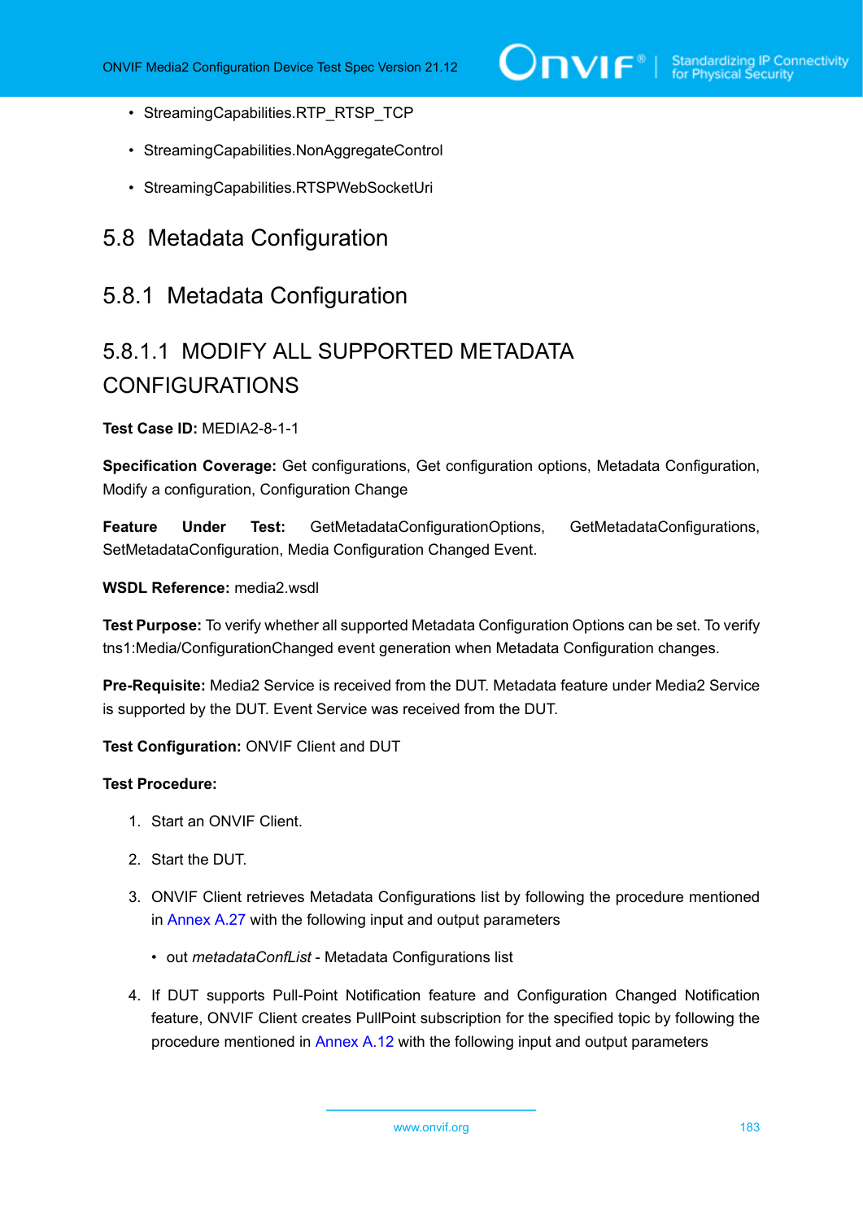- StreamingCapabilities.RTP_RTSP_TCP
- StreamingCapabilities.NonAggregateControl
- StreamingCapabilities.RTSPWebSocketUri

## 5.8 Metadata Configuration

### 5.8.1 Metadata Configuration

#### 5.8.1.1 MODIFY ALL SUPPORTED METADATA CONFIGURATIONS

**Test Case ID:** MEDIA2-8-1-1

**Specification Coverage:** Get configurations, Get configuration options, Metadata Configuration, Modify a configuration, Configuration Change

**Feature Under Test:** GetMetadataConfigurationOptions, GetMetadataConfigurations, SetMetadataConfiguration, Media Configuration Changed Event.

**WSDL Reference:** media2.wsdl

**Test Purpose:** To verify whether all supported Metadata Configuration Options can be set. To verify tns1:Media/ConfigurationChanged event generation when Metadata Configuration changes.

**Pre-Requisite:** Media2 Service is received from the DUT. Metadata feature under Media2 Service is supported by the DUT. Event Service was received from the DUT.

**Test Configuration:** ONVIF Client and DUT

**Test Procedure:**

1. Start an ONVIF Client.
2. Start the DUT.
3. ONVIF Client retrieves Metadata Configurations list by following the procedure mentioned in Annex A.27 with the following input and output parameters
   - out *metadataConfList* - Metadata Configurations list
4. If DUT supports Pull-Point Notification feature and Configuration Changed Notification feature, ONVIF Client creates PullPoint subscription for the specified topic by following the procedure mentioned in Annex A.12 with the following input and output parameters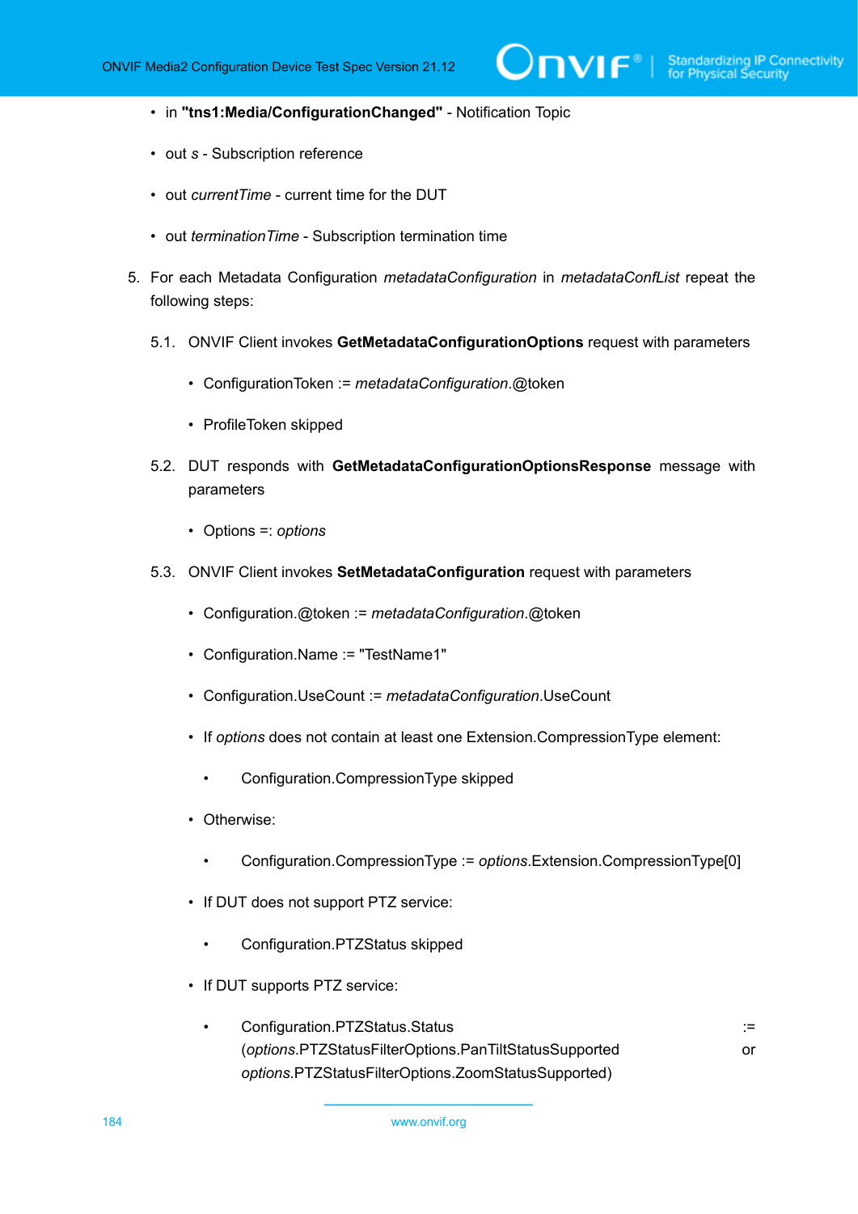- in **"tns1:Media/ConfigurationChanged"** - Notification Topic
- out *s* - Subscription reference
- out *currentTime* - current time for the DUT
- out *terminationTime* - Subscription termination time

5. For each Metadata Configuration *metadataConfiguration* in *metadataConfList* repeat the following steps:

   5.1. ONVIF Client invokes **GetMetadataConfigurationOptions** request with parameters

   - ConfigurationToken := *metadataConfiguration*.@token
   - ProfileToken skipped

   5.2. DUT responds with **GetMetadataConfigurationOptionsResponse** message with parameters

   - Options =: *options*

   5.3. ONVIF Client invokes **SetMetadataConfiguration** request with parameters

   - Configuration.@token := *metadataConfiguration*.@token
   - Configuration.Name := "TestName1"
   - Configuration.UseCount := *metadataConfiguration*.UseCount
   - If *options* does not contain at least one Extension.CompressionType element:
     - Configuration.CompressionType skipped
   - Otherwise:
     - Configuration.CompressionType := *options*.Extension.CompressionType[0]
   - If DUT does not support PTZ service:
     - Configuration.PTZStatus skipped
   - If DUT supports PTZ service:
     - Configuration.PTZStatus.Status := (*options*.PTZStatusFilterOptions.PanTiltStatusSupported or *options*.PTZStatusFilterOptions.ZoomStatusSupported)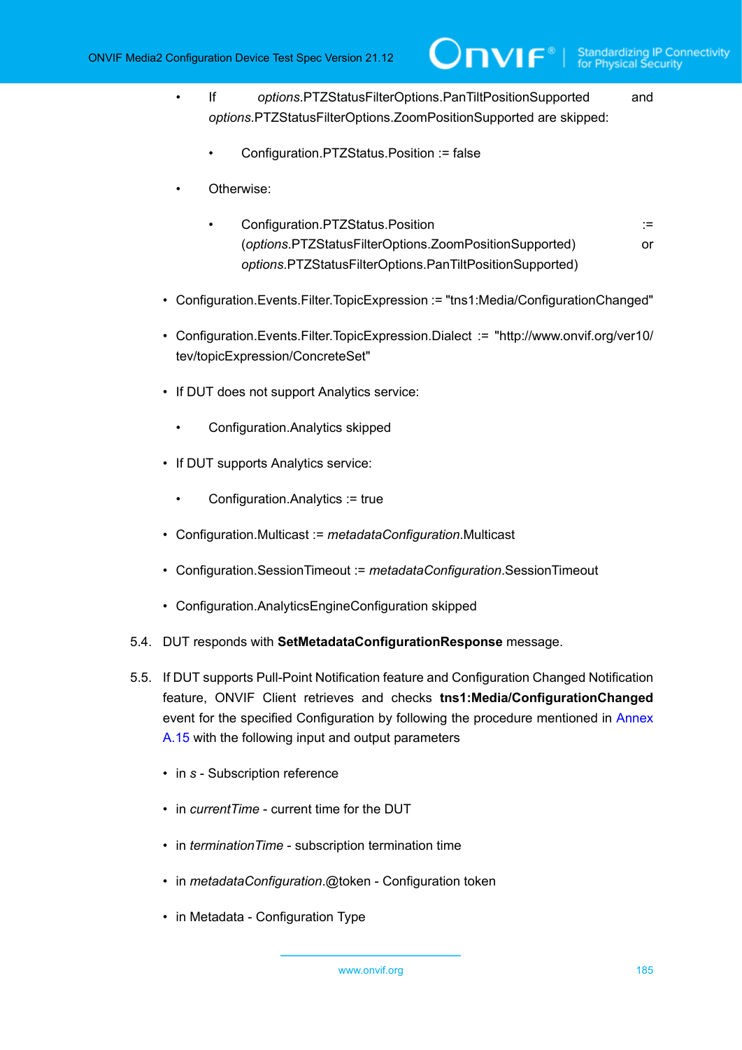- If *options*.PTZStatusFilterOptions.PanTiltPositionSupported and *options*.PTZStatusFilterOptions.ZoomPositionSupported are skipped:
  - Configuration.PTZStatus.Position := false
- Otherwise:
  - Configuration.PTZStatus.Position := (*options*.PTZStatusFilterOptions.ZoomPositionSupported) or *options*.PTZStatusFilterOptions.PanTiltPositionSupported)

- Configuration.Events.Filter.TopicExpression := "tns1:Media/ConfigurationChanged"
- Configuration.Events.Filter.TopicExpression.Dialect := "http://www.onvif.org/ver10/tev/topicExpression/ConcreteSet"
- If DUT does not support Analytics service:
  - Configuration.Analytics skipped
- If DUT supports Analytics service:
  - Configuration.Analytics := true
- Configuration.Multicast := *metadataConfiguration*.Multicast
- Configuration.SessionTimeout := *metadataConfiguration*.SessionTimeout
- Configuration.AnalyticsEngineConfiguration skipped

5.4. DUT responds with **SetMetadataConfigurationResponse** message.

5.5. If DUT supports Pull-Point Notification feature and Configuration Changed Notification feature, ONVIF Client retrieves and checks **tns1:Media/ConfigurationChanged** event for the specified Configuration by following the procedure mentioned in Annex A.15 with the following input and output parameters

- in *s* - Subscription reference
- in *currentTime* - current time for the DUT
- in *terminationTime* - subscription termination time
- in *metadataConfiguration*.@token - Configuration token
- in Metadata - Configuration Type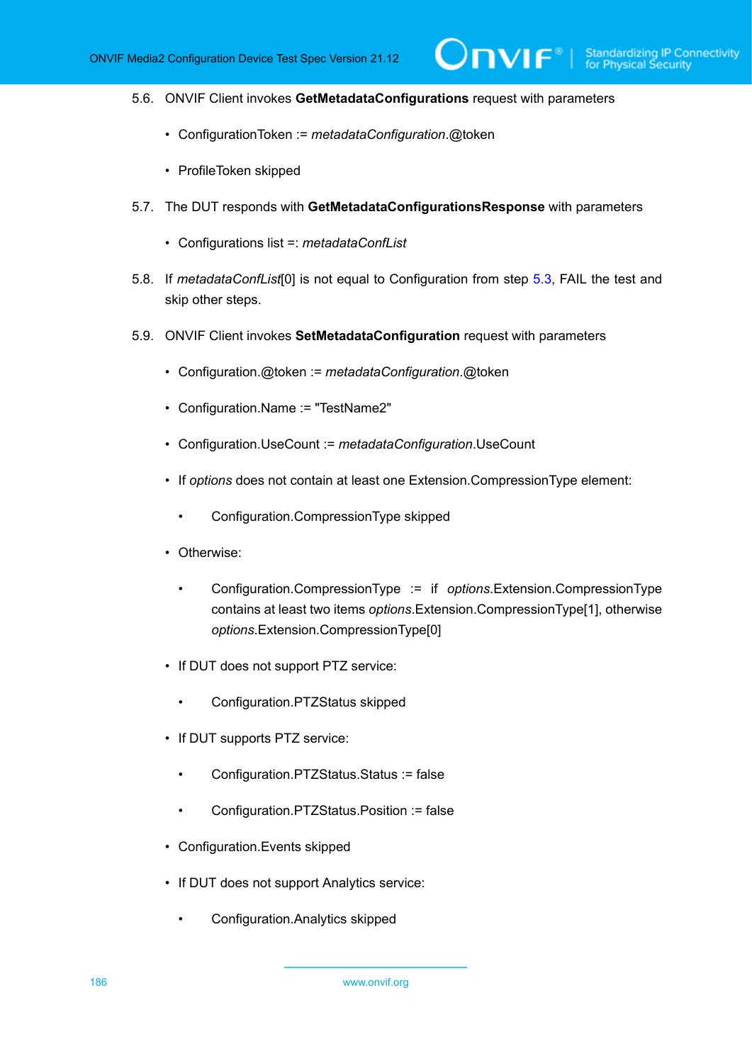5.6. ONVIF Client invokes **GetMetadataConfigurations** request with parameters

- ConfigurationToken := *metadataConfiguration*.@token
- ProfileToken skipped

5.7. The DUT responds with **GetMetadataConfigurationsResponse** with parameters

- Configurations list =: *metadataConfList*

5.8. If *metadataConfList*[0] is not equal to Configuration from step 5.3, FAIL the test and skip other steps.

5.9. ONVIF Client invokes **SetMetadataConfiguration** request with parameters

- Configuration.@token := *metadataConfiguration*.@token
- Configuration.Name := "TestName2"
- Configuration.UseCount := *metadataConfiguration*.UseCount
- If *options* does not contain at least one Extension.CompressionType element:
  - Configuration.CompressionType skipped
- Otherwise:
  - Configuration.CompressionType := if *options*.Extension.CompressionType contains at least two items *options*.Extension.CompressionType[1], otherwise *options*.Extension.CompressionType[0]
- If DUT does not support PTZ service:
  - Configuration.PTZStatus skipped
- If DUT supports PTZ service:
  - Configuration.PTZStatus.Status := false
  - Configuration.PTZStatus.Position := false
- Configuration.Events skipped
- If DUT does not support Analytics service:
  - Configuration.Analytics skipped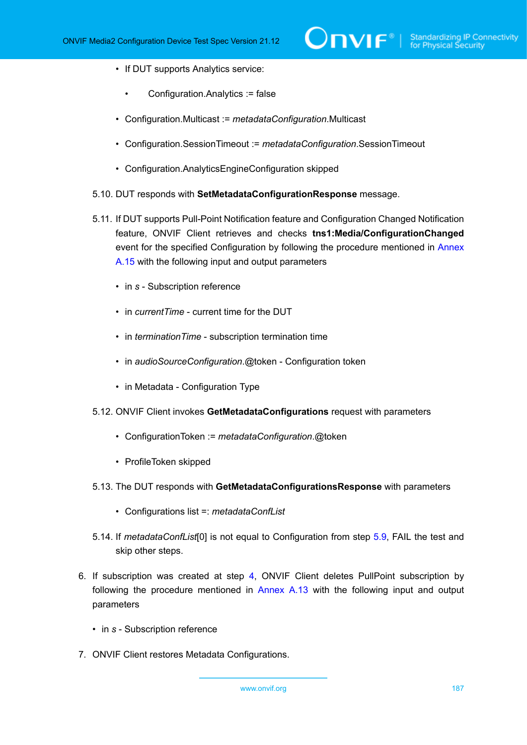- If DUT supports Analytics service:
  - Configuration.Analytics := false
- Configuration.Multicast := *metadataConfiguration*.Multicast
- Configuration.SessionTimeout := *metadataConfiguration*.SessionTimeout
- Configuration.AnalyticsEngineConfiguration skipped

5.10. DUT responds with **SetMetadataConfigurationResponse** message.

5.11. If DUT supports Pull-Point Notification feature and Configuration Changed Notification feature, ONVIF Client retrieves and checks **tns1:Media/ConfigurationChanged** event for the specified Configuration by following the procedure mentioned in Annex A.15 with the following input and output parameters

- in *s* - Subscription reference
- in *currentTime* - current time for the DUT
- in *terminationTime* - subscription termination time
- in *audioSourceConfiguration*.@token - Configuration token
- in Metadata - Configuration Type

5.12. ONVIF Client invokes **GetMetadataConfigurations** request with parameters

- ConfigurationToken := *metadataConfiguration*.@token
- ProfileToken skipped

5.13. The DUT responds with **GetMetadataConfigurationsResponse** with parameters

- Configurations list =: *metadataConfList*

5.14. If *metadataConfList*[0] is not equal to Configuration from step 5.9, FAIL the test and skip other steps.

6. If subscription was created at step 4, ONVIF Client deletes PullPoint subscription by following the procedure mentioned in Annex A.13 with the following input and output parameters

- in *s* - Subscription reference

7. ONVIF Client restores Metadata Configurations.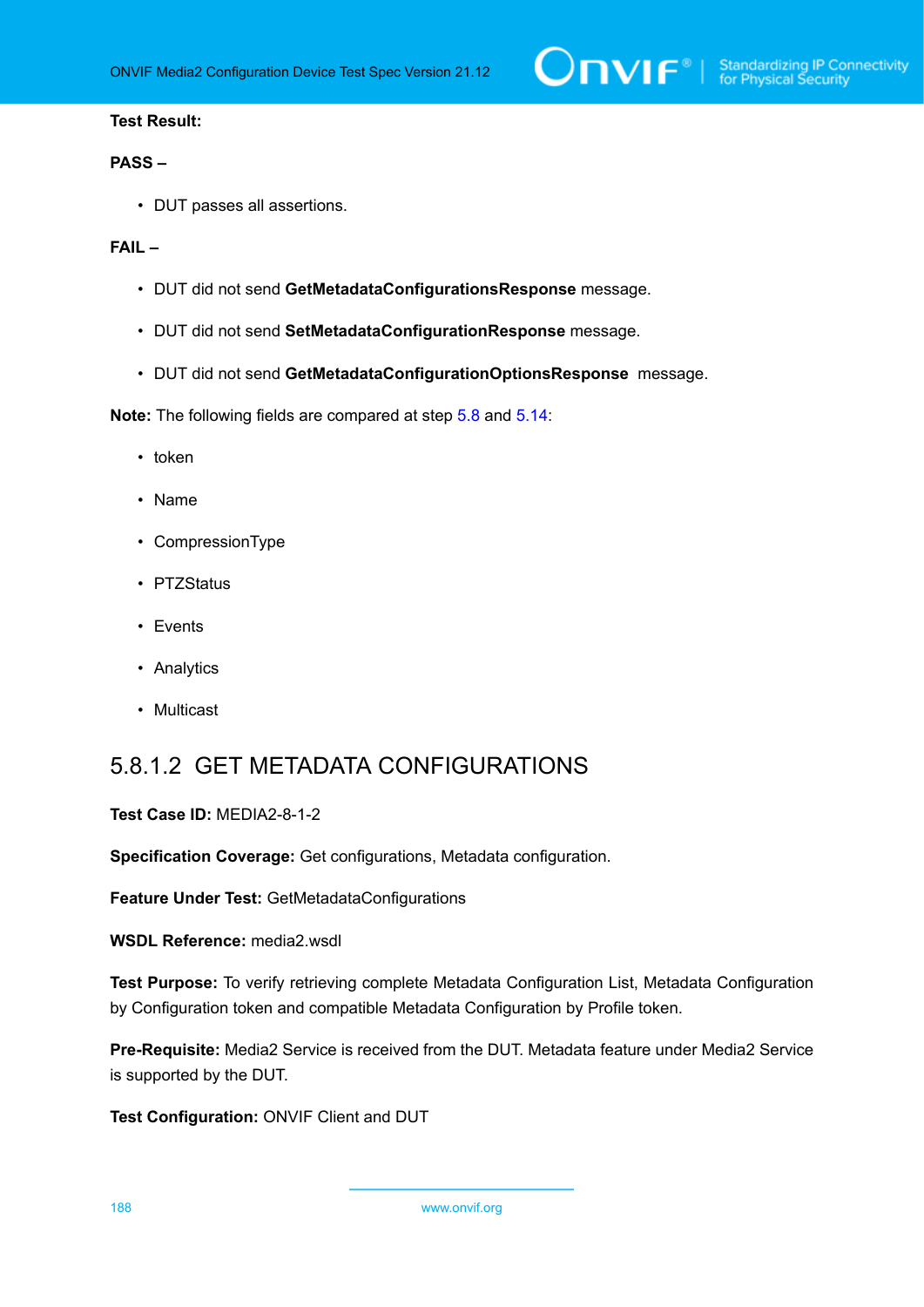**Test Result:**

**PASS –**

- DUT passes all assertions.

**FAIL –**

- DUT did not send **GetMetadataConfigurationsResponse** message.
- DUT did not send **SetMetadataConfigurationResponse** message.
- DUT did not send **GetMetadataConfigurationOptionsResponse** message.

**Note:** The following fields are compared at step 5.8 and 5.14:

- token
- Name
- CompressionType
- PTZStatus
- Events
- Analytics
- Multicast

### 5.8.1.2 GET METADATA CONFIGURATIONS

**Test Case ID:** MEDIA2-8-1-2

**Specification Coverage:** Get configurations, Metadata configuration.

**Feature Under Test:** GetMetadataConfigurations

**WSDL Reference:** media2.wsdl

**Test Purpose:** To verify retrieving complete Metadata Configuration List, Metadata Configuration by Configuration token and compatible Metadata Configuration by Profile token.

**Pre-Requisite:** Media2 Service is received from the DUT. Metadata feature under Media2 Service is supported by the DUT.

**Test Configuration:** ONVIF Client and DUT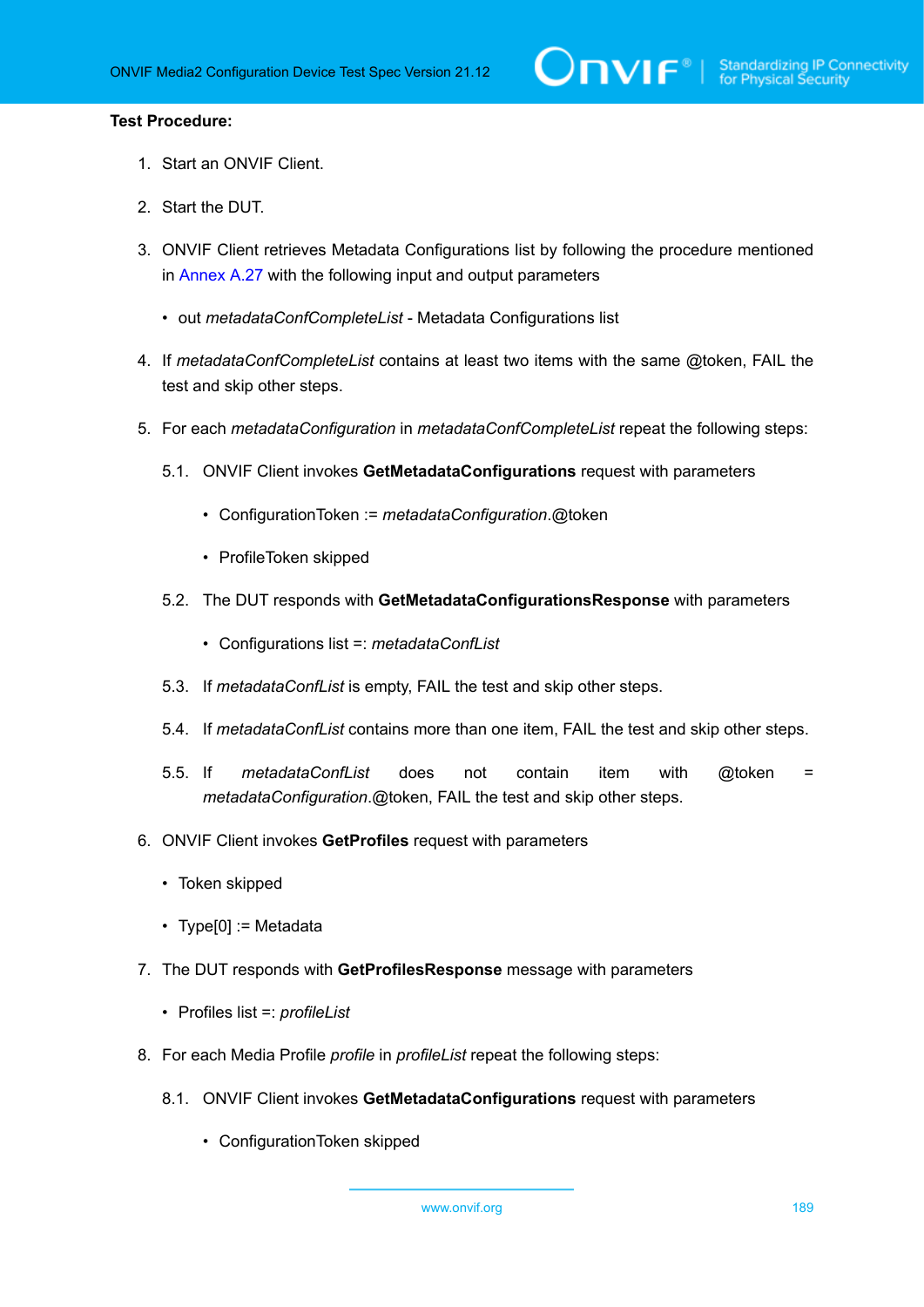**Test Procedure:**

1. Start an ONVIF Client.

2. Start the DUT.

3. ONVIF Client retrieves Metadata Configurations list by following the procedure mentioned in Annex A.27 with the following input and output parameters

   - out *metadataConfCompleteList* - Metadata Configurations list

4. If *metadataConfCompleteList* contains at least two items with the same @token, FAIL the test and skip other steps.

5. For each *metadataConfiguration* in *metadataConfCompleteList* repeat the following steps:

   5.1. ONVIF Client invokes **GetMetadataConfigurations** request with parameters

   - ConfigurationToken := *metadataConfiguration*.@token

   - ProfileToken skipped

   5.2. The DUT responds with **GetMetadataConfigurationsResponse** with parameters

   - Configurations list =: *metadataConfList*

   5.3. If *metadataConfList* is empty, FAIL the test and skip other steps.

   5.4. If *metadataConfList* contains more than one item, FAIL the test and skip other steps.

   5.5. If *metadataConfList* does not contain item with @token = *metadataConfiguration*.@token, FAIL the test and skip other steps.

6. ONVIF Client invokes **GetProfiles** request with parameters

   - Token skipped

   - Type[0] := Metadata

7. The DUT responds with **GetProfilesResponse** message with parameters

   - Profiles list =: *profileList*

8. For each Media Profile *profile* in *profileList* repeat the following steps:

   8.1. ONVIF Client invokes **GetMetadataConfigurations** request with parameters

   - ConfigurationToken skipped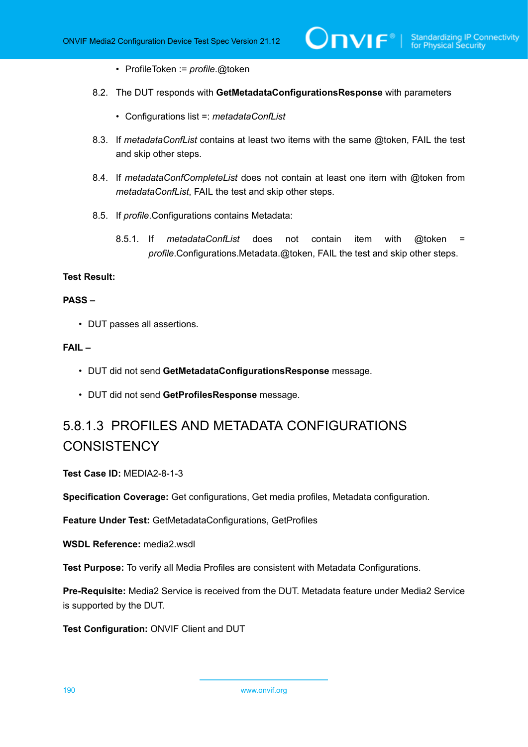- ProfileToken := *profile*.@token

8.2. The DUT responds with **GetMetadataConfigurationsResponse** with parameters

- Configurations list =: *metadataConfList*

8.3. If *metadataConfList* contains at least two items with the same @token, FAIL the test and skip other steps.

8.4. If *metadataConfCompleteList* does not contain at least one item with @token from *metadataConfList*, FAIL the test and skip other steps.

8.5. If *profile*.Configurations contains Metadata:

8.5.1. If *metadataConfList* does not contain item with @token = *profile*.Configurations.Metadata.@token, FAIL the test and skip other steps.

**Test Result:**

**PASS –**

- DUT passes all assertions.

**FAIL –**

- DUT did not send **GetMetadataConfigurationsResponse** message.
- DUT did not send **GetProfilesResponse** message.

### 5.8.1.3 PROFILES AND METADATA CONFIGURATIONS CONSISTENCY

**Test Case ID:** MEDIA2-8-1-3

**Specification Coverage:** Get configurations, Get media profiles, Metadata configuration.

**Feature Under Test:** GetMetadataConfigurations, GetProfiles

**WSDL Reference:** media2.wsdl

**Test Purpose:** To verify all Media Profiles are consistent with Metadata Configurations.

**Pre-Requisite:** Media2 Service is received from the DUT. Metadata feature under Media2 Service is supported by the DUT.

**Test Configuration:** ONVIF Client and DUT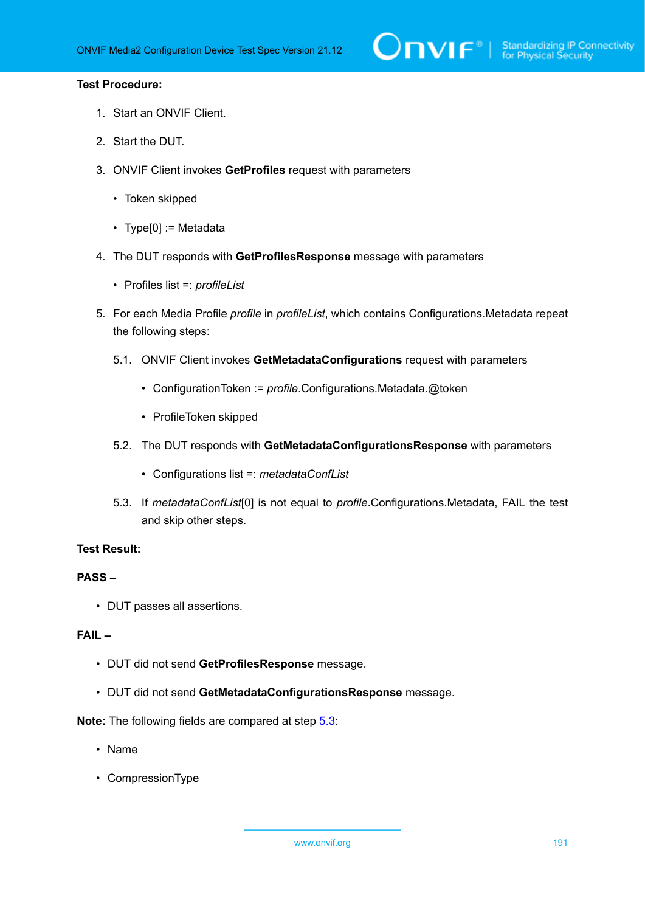**Test Procedure:**

1. Start an ONVIF Client.

2. Start the DUT.

3. ONVIF Client invokes **GetProfiles** request with parameters

   - Token skipped

   - Type[0] := Metadata

4. The DUT responds with **GetProfilesResponse** message with parameters

   - Profiles list =: *profileList*

5. For each Media Profile *profile* in *profileList*, which contains Configurations.Metadata repeat the following steps:

   5.1. ONVIF Client invokes **GetMetadataConfigurations** request with parameters

      - ConfigurationToken := *profile*.Configurations.Metadata.@token

      - ProfileToken skipped

   5.2. The DUT responds with **GetMetadataConfigurationsResponse** with parameters

      - Configurations list =: *metadataConfList*

   5.3. If *metadataConfList*[0] is not equal to *profile*.Configurations.Metadata, FAIL the test and skip other steps.

**Test Result:**

**PASS –**

- DUT passes all assertions.

**FAIL –**

- DUT did not send **GetProfilesResponse** message.

- DUT did not send **GetMetadataConfigurationsResponse** message.

**Note:** The following fields are compared at step 5.3:

- Name

- CompressionType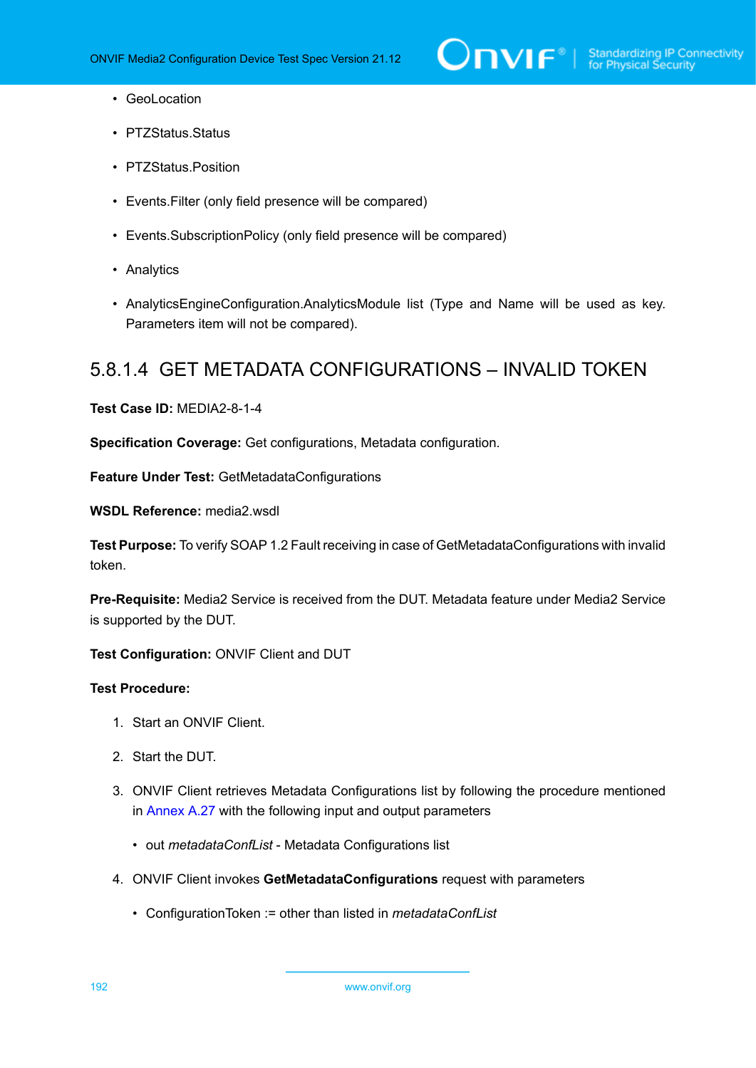- GeoLocation
- PTZStatus.Status
- PTZStatus.Position
- Events.Filter (only field presence will be compared)
- Events.SubscriptionPolicy (only field presence will be compared)
- Analytics
- AnalyticsEngineConfiguration.AnalyticsModule list (Type and Name will be used as key. Parameters item will not be compared).

### 5.8.1.4 GET METADATA CONFIGURATIONS – INVALID TOKEN

**Test Case ID:** MEDIA2-8-1-4

**Specification Coverage:** Get configurations, Metadata configuration.

**Feature Under Test:** GetMetadataConfigurations

**WSDL Reference:** media2.wsdl

**Test Purpose:** To verify SOAP 1.2 Fault receiving in case of GetMetadataConfigurations with invalid token.

**Pre-Requisite:** Media2 Service is received from the DUT. Metadata feature under Media2 Service is supported by the DUT.

**Test Configuration:** ONVIF Client and DUT

**Test Procedure:**

1. Start an ONVIF Client.
2. Start the DUT.
3. ONVIF Client retrieves Metadata Configurations list by following the procedure mentioned in Annex A.27 with the following input and output parameters
   - out *metadataConfList* - Metadata Configurations list
4. ONVIF Client invokes **GetMetadataConfigurations** request with parameters
   - ConfigurationToken := other than listed in *metadataConfList*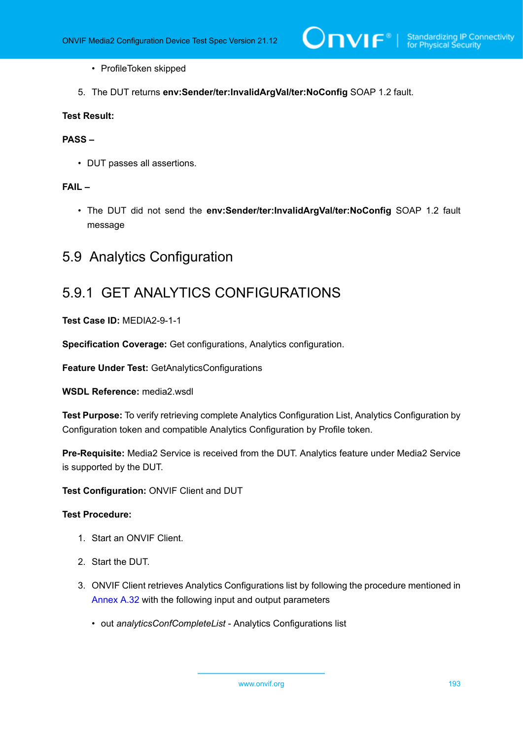- ProfileToken skipped

5. The DUT returns **env:Sender/ter:InvalidArgVal/ter:NoConfig** SOAP 1.2 fault.

**Test Result:**

**PASS –**

- DUT passes all assertions.

**FAIL –**

- The DUT did not send the **env:Sender/ter:InvalidArgVal/ter:NoConfig** SOAP 1.2 fault message

## 5.9 Analytics Configuration

### 5.9.1 GET ANALYTICS CONFIGURATIONS

**Test Case ID:** MEDIA2-9-1-1

**Specification Coverage:** Get configurations, Analytics configuration.

**Feature Under Test:** GetAnalyticsConfigurations

**WSDL Reference:** media2.wsdl

**Test Purpose:** To verify retrieving complete Analytics Configuration List, Analytics Configuration by Configuration token and compatible Analytics Configuration by Profile token.

**Pre-Requisite:** Media2 Service is received from the DUT. Analytics feature under Media2 Service is supported by the DUT.

**Test Configuration:** ONVIF Client and DUT

**Test Procedure:**

1. Start an ONVIF Client.
2. Start the DUT.
3. ONVIF Client retrieves Analytics Configurations list by following the procedure mentioned in Annex A.32 with the following input and output parameters
    - out *analyticsConfCompleteList* - Analytics Configurations list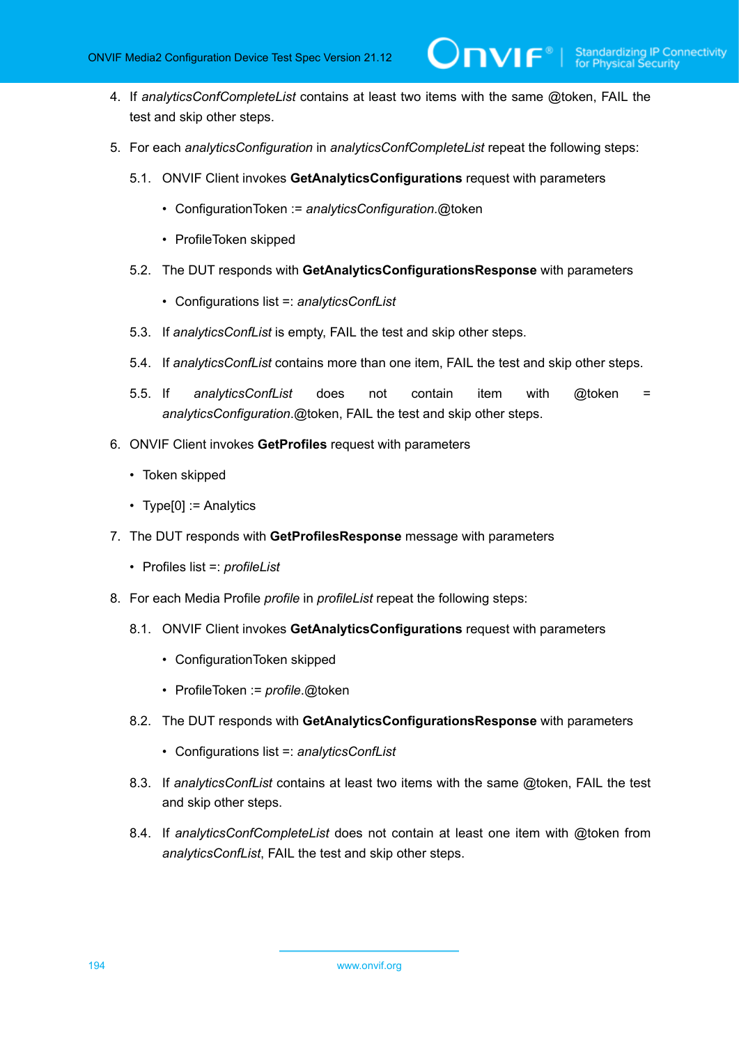4. If *analyticsConfCompleteList* contains at least two items with the same @token, FAIL the test and skip other steps.

5. For each *analyticsConfiguration* in *analyticsConfCompleteList* repeat the following steps:

   5.1. ONVIF Client invokes **GetAnalyticsConfigurations** request with parameters

   - ConfigurationToken := *analyticsConfiguration*.@token
   - ProfileToken skipped

   5.2. The DUT responds with **GetAnalyticsConfigurationsResponse** with parameters

   - Configurations list =: *analyticsConfList*

   5.3. If *analyticsConfList* is empty, FAIL the test and skip other steps.

   5.4. If *analyticsConfList* contains more than one item, FAIL the test and skip other steps.

   5.5. If *analyticsConfList* does not contain item with @token = *analyticsConfiguration*.@token, FAIL the test and skip other steps.

6. ONVIF Client invokes **GetProfiles** request with parameters

   - Token skipped
   - Type[0] := Analytics

7. The DUT responds with **GetProfilesResponse** message with parameters

   - Profiles list =: *profileList*

8. For each Media Profile *profile* in *profileList* repeat the following steps:

   8.1. ONVIF Client invokes **GetAnalyticsConfigurations** request with parameters

   - ConfigurationToken skipped
   - ProfileToken := *profile*.@token

   8.2. The DUT responds with **GetAnalyticsConfigurationsResponse** with parameters

   - Configurations list =: *analyticsConfList*

   8.3. If *analyticsConfList* contains at least two items with the same @token, FAIL the test and skip other steps.

   8.4. If *analyticsConfCompleteList* does not contain at least one item with @token from *analyticsConfList*, FAIL the test and skip other steps.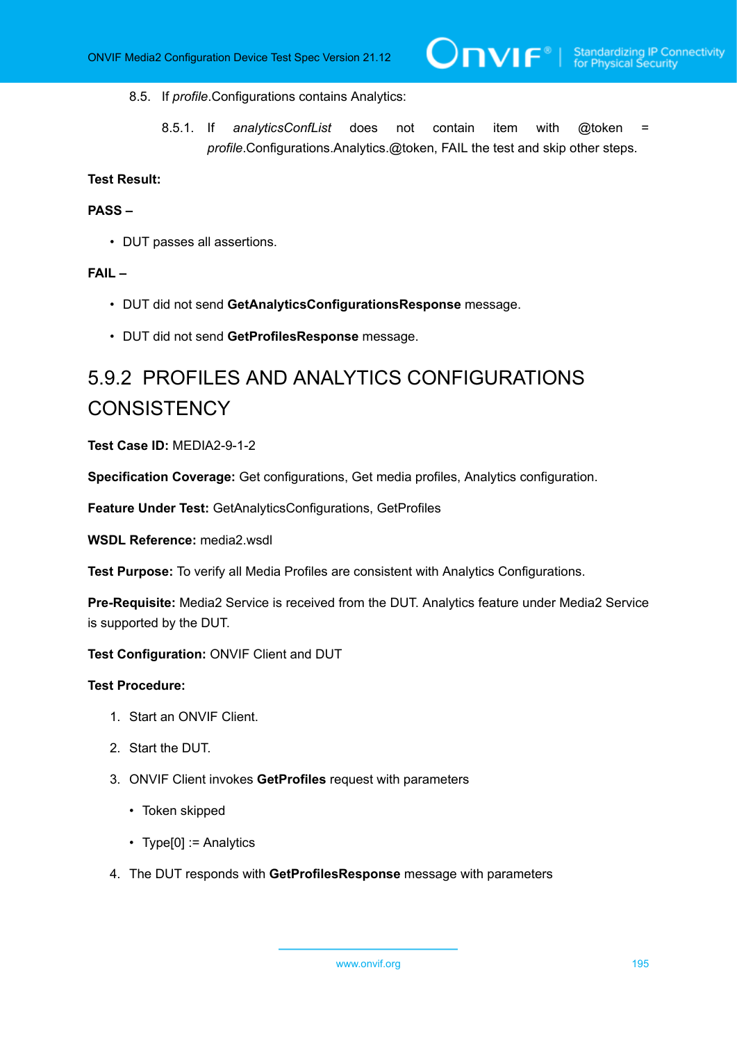8.5. If *profile*.Configurations contains Analytics:

   8.5.1. If *analyticsConfList* does not contain item with @token = *profile*.Configurations.Analytics.@token, FAIL the test and skip other steps.

**Test Result:**

**PASS –**

- DUT passes all assertions.

**FAIL –**

- DUT did not send **GetAnalyticsConfigurationsResponse** message.
- DUT did not send **GetProfilesResponse** message.

### 5.9.2 PROFILES AND ANALYTICS CONFIGURATIONS CONSISTENCY

**Test Case ID:** MEDIA2-9-1-2

**Specification Coverage:** Get configurations, Get media profiles, Analytics configuration.

**Feature Under Test:** GetAnalyticsConfigurations, GetProfiles

**WSDL Reference:** media2.wsdl

**Test Purpose:** To verify all Media Profiles are consistent with Analytics Configurations.

**Pre-Requisite:** Media2 Service is received from the DUT. Analytics feature under Media2 Service is supported by the DUT.

**Test Configuration:** ONVIF Client and DUT

**Test Procedure:**

1. Start an ONVIF Client.
2. Start the DUT.
3. ONVIF Client invokes **GetProfiles** request with parameters
   - Token skipped
   - Type[0] := Analytics
4. The DUT responds with **GetProfilesResponse** message with parameters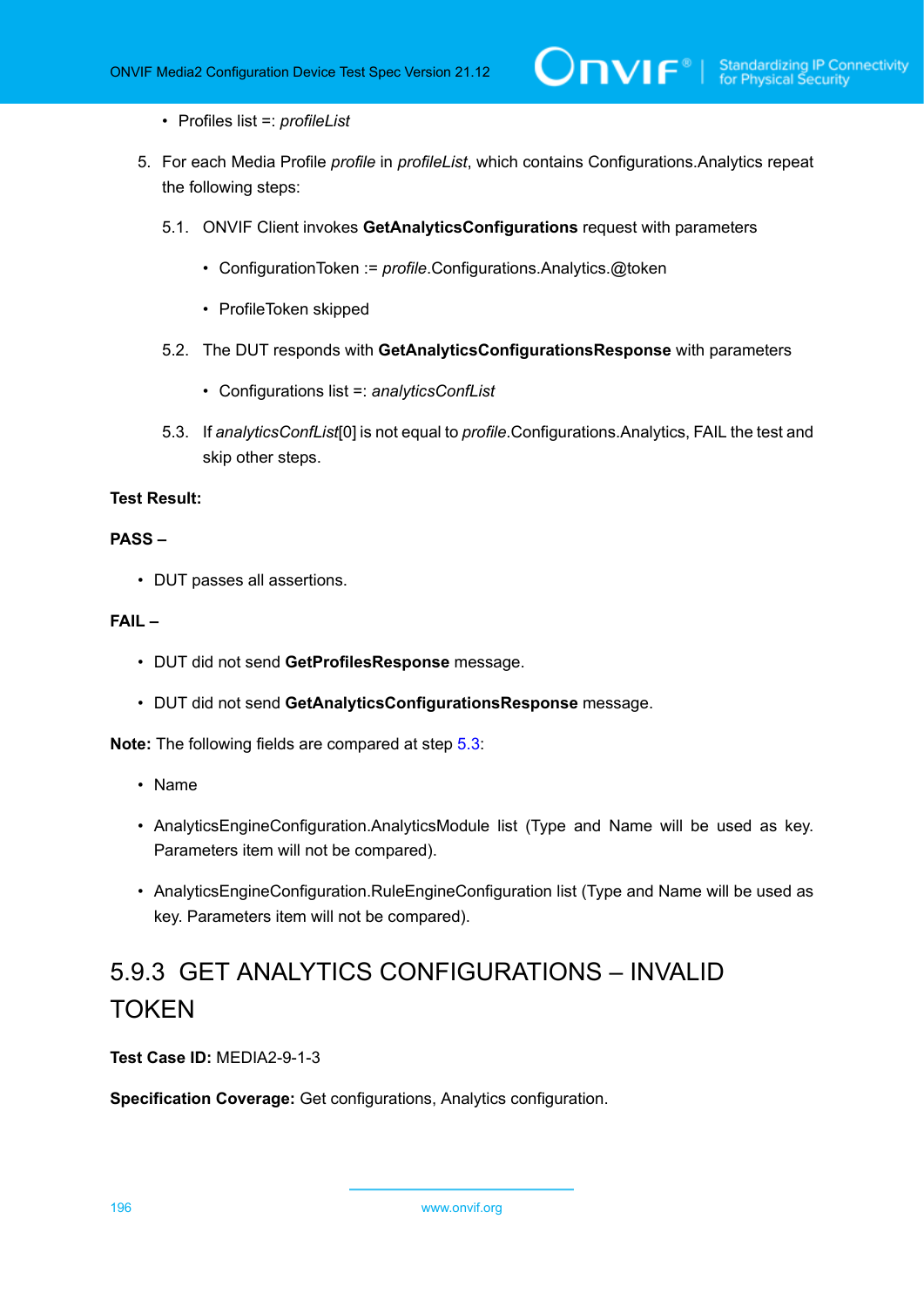- Profiles list =: *profileList*

5. For each Media Profile *profile* in *profileList*, which contains Configurations.Analytics repeat the following steps:

   5.1. ONVIF Client invokes **GetAnalyticsConfigurations** request with parameters

      - ConfigurationToken := *profile*.Configurations.Analytics.@token
      - ProfileToken skipped

   5.2. The DUT responds with **GetAnalyticsConfigurationsResponse** with parameters

      - Configurations list =: *analyticsConfList*

   5.3. If *analyticsConfList*[0] is not equal to *profile*.Configurations.Analytics, FAIL the test and skip other steps.

**Test Result:**

**PASS –**

- DUT passes all assertions.

**FAIL –**

- DUT did not send **GetProfilesResponse** message.
- DUT did not send **GetAnalyticsConfigurationsResponse** message.

**Note:** The following fields are compared at step 5.3:

- Name
- AnalyticsEngineConfiguration.AnalyticsModule list (Type and Name will be used as key. Parameters item will not be compared).
- AnalyticsEngineConfiguration.RuleEngineConfiguration list (Type and Name will be used as key. Parameters item will not be compared).

## 5.9.3 GET ANALYTICS CONFIGURATIONS – INVALID TOKEN

**Test Case ID:** MEDIA2-9-1-3

**Specification Coverage:** Get configurations, Analytics configuration.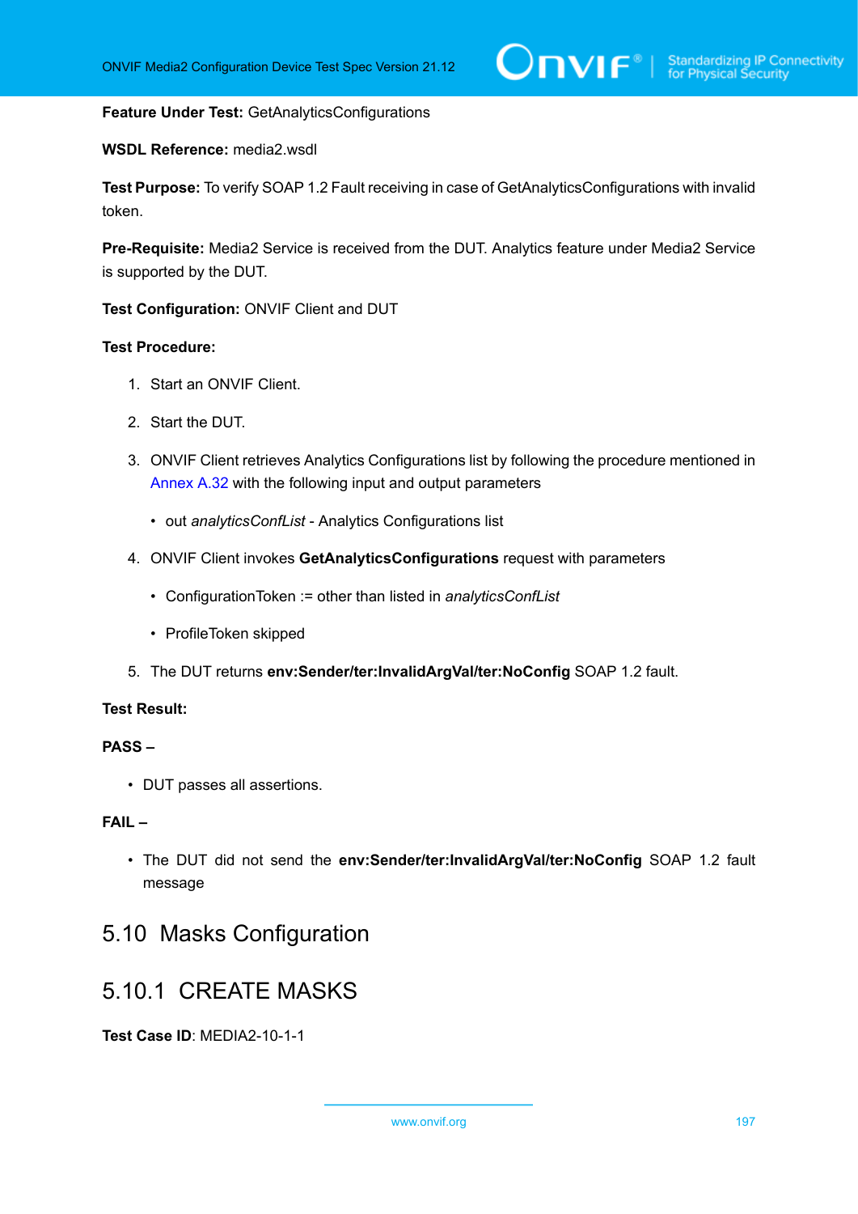**Feature Under Test:** GetAnalyticsConfigurations

**WSDL Reference:** media2.wsdl

**Test Purpose:** To verify SOAP 1.2 Fault receiving in case of GetAnalyticsConfigurations with invalid token.

**Pre-Requisite:** Media2 Service is received from the DUT. Analytics feature under Media2 Service is supported by the DUT.

**Test Configuration:** ONVIF Client and DUT

**Test Procedure:**

1. Start an ONVIF Client.
2. Start the DUT.
3. ONVIF Client retrieves Analytics Configurations list by following the procedure mentioned in Annex A.32 with the following input and output parameters
   - out *analyticsConfList* - Analytics Configurations list
4. ONVIF Client invokes **GetAnalyticsConfigurations** request with parameters
   - ConfigurationToken := other than listed in *analyticsConfList*
   - ProfileToken skipped
5. The DUT returns **env:Sender/ter:InvalidArgVal/ter:NoConfig** SOAP 1.2 fault.

**Test Result:**

**PASS –**

- DUT passes all assertions.

**FAIL –**

- The DUT did not send the **env:Sender/ter:InvalidArgVal/ter:NoConfig** SOAP 1.2 fault message

## 5.10 Masks Configuration

### 5.10.1 CREATE MASKS

**Test Case ID**: MEDIA2-10-1-1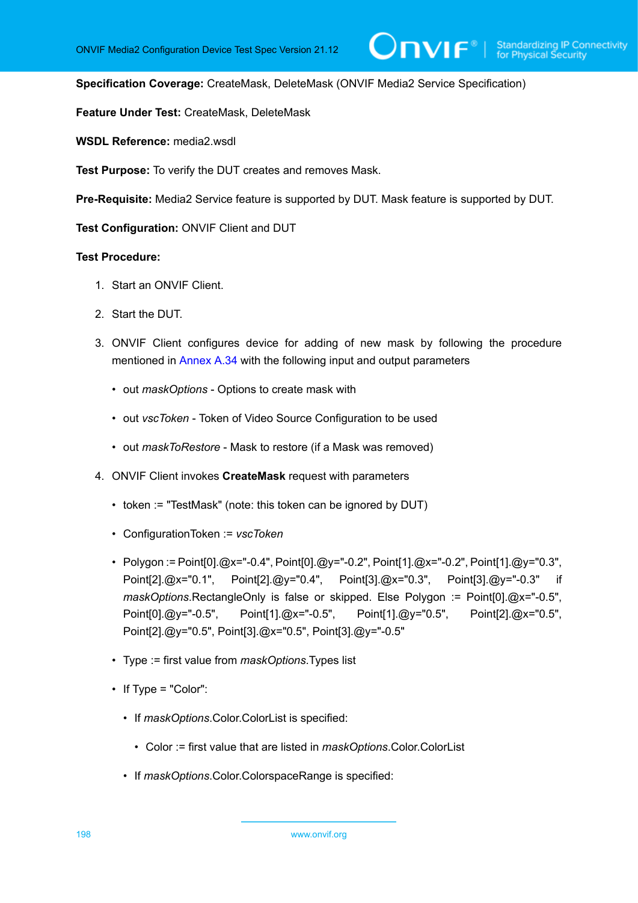**Specification Coverage:** CreateMask, DeleteMask (ONVIF Media2 Service Specification)

**Feature Under Test:** CreateMask, DeleteMask

**WSDL Reference:** media2.wsdl

**Test Purpose:** To verify the DUT creates and removes Mask.

**Pre-Requisite:** Media2 Service feature is supported by DUT. Mask feature is supported by DUT.

**Test Configuration:** ONVIF Client and DUT

**Test Procedure:**

1. Start an ONVIF Client.

2. Start the DUT.

3. ONVIF Client configures device for adding of new mask by following the procedure mentioned in Annex A.34 with the following input and output parameters

   - out *maskOptions* - Options to create mask with

   - out *vscToken* - Token of Video Source Configuration to be used

   - out *maskToRestore* - Mask to restore (if a Mask was removed)

4. ONVIF Client invokes **CreateMask** request with parameters

   - token := "TestMask" (note: this token can be ignored by DUT)

   - ConfigurationToken := *vscToken*

   - Polygon := Point[0].@x="-0.4", Point[0].@y="-0.2", Point[1].@x="-0.2", Point[1].@y="0.3", Point[2].@x="0.1", Point[2].@y="0.4", Point[3].@x="0.3", Point[3].@y="-0.3" if *maskOptions*.RectangleOnly is false or skipped. Else Polygon := Point[0].@x="-0.5", Point[0].@y="-0.5", Point[1].@x="-0.5", Point[1].@y="0.5", Point[2].@x="0.5", Point[2].@y="0.5", Point[3].@x="0.5", Point[3].@y="-0.5"

   - Type := first value from *maskOptions*.Types list

   - If Type = "Color":

     - If *maskOptions*.Color.ColorList is specified:

       - Color := first value that are listed in *maskOptions*.Color.ColorList

     - If *maskOptions*.Color.ColorspaceRange is specified: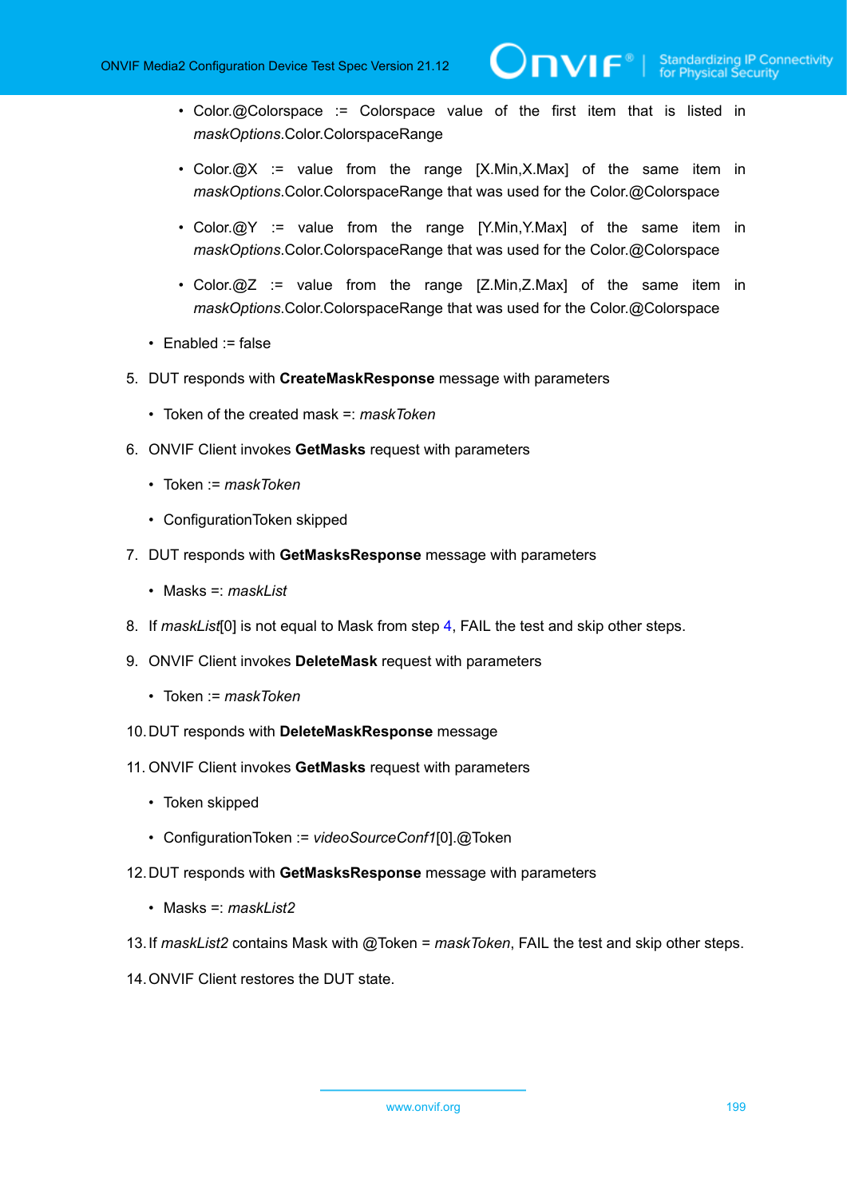- Color.@Colorspace := Colorspace value of the first item that is listed in *maskOptions*.Color.ColorspaceRange
        - Color.@X := value from the range [X.Min,X.Max] of the same item in *maskOptions*.Color.ColorspaceRange that was used for the Color.@Colorspace
        - Color.@Y := value from the range [Y.Min,Y.Max] of the same item in *maskOptions*.Color.ColorspaceRange that was used for the Color.@Colorspace
        - Color.@Z := value from the range [Z.Min,Z.Max] of the same item in *maskOptions*.Color.ColorspaceRange that was used for the Color.@Colorspace
    - Enabled := false

5. DUT responds with **CreateMaskResponse** message with parameters
    - Token of the created mask =: *maskToken*
6. ONVIF Client invokes **GetMasks** request with parameters
    - Token := *maskToken*
    - ConfigurationToken skipped
7. DUT responds with **GetMasksResponse** message with parameters
    - Masks =: *maskList*
8. If *maskList*[0] is not equal to Mask from step 4, FAIL the test and skip other steps.
9. ONVIF Client invokes **DeleteMask** request with parameters
    - Token := *maskToken*
10. DUT responds with **DeleteMaskResponse** message
11. ONVIF Client invokes **GetMasks** request with parameters
    - Token skipped
    - ConfigurationToken := *videoSourceConf1*[0].@Token
12. DUT responds with **GetMasksResponse** message with parameters
    - Masks =: *maskList2*
13. If *maskList2* contains Mask with @Token = *maskToken*, FAIL the test and skip other steps.
14. ONVIF Client restores the DUT state.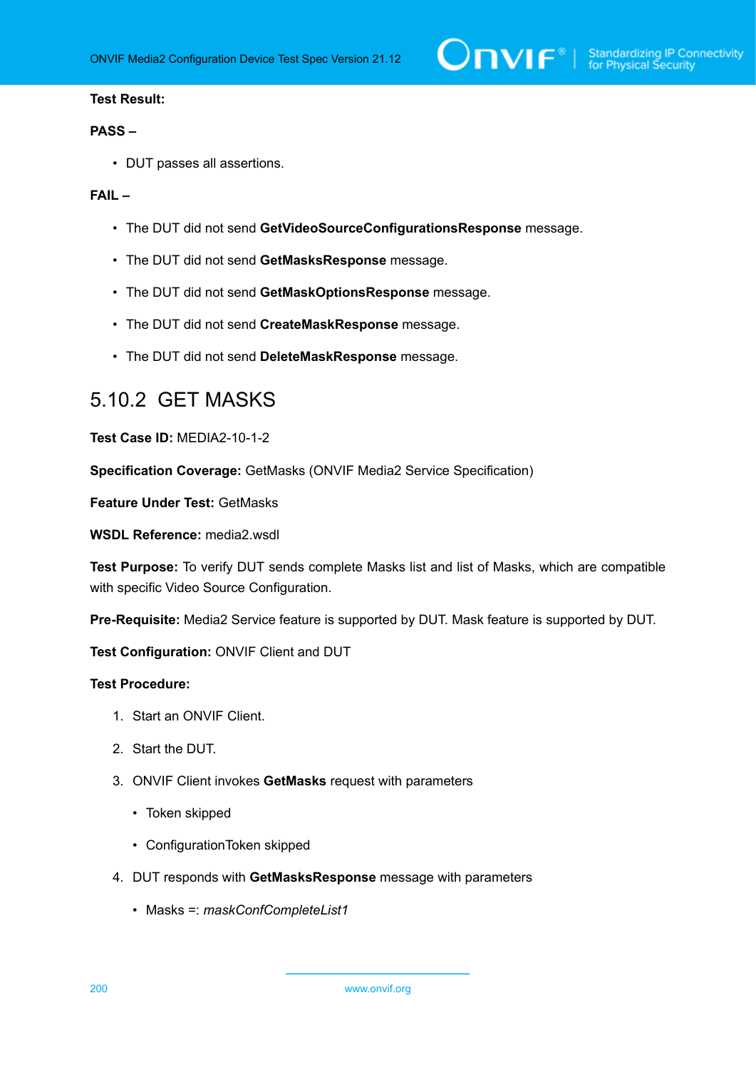**Test Result:**

**PASS –**

- DUT passes all assertions.

**FAIL –**

- The DUT did not send **GetVideoSourceConfigurationsResponse** message.
- The DUT did not send **GetMasksResponse** message.
- The DUT did not send **GetMaskOptionsResponse** message.
- The DUT did not send **CreateMaskResponse** message.
- The DUT did not send **DeleteMaskResponse** message.

## 5.10.2 GET MASKS

**Test Case ID:** MEDIA2-10-1-2

**Specification Coverage:** GetMasks (ONVIF Media2 Service Specification)

**Feature Under Test:** GetMasks

**WSDL Reference:** media2.wsdl

**Test Purpose:** To verify DUT sends complete Masks list and list of Masks, which are compatible with specific Video Source Configuration.

**Pre-Requisite:** Media2 Service feature is supported by DUT. Mask feature is supported by DUT.

**Test Configuration:** ONVIF Client and DUT

**Test Procedure:**

1. Start an ONVIF Client.
2. Start the DUT.
3. ONVIF Client invokes **GetMasks** request with parameters
   - Token skipped
   - ConfigurationToken skipped
4. DUT responds with **GetMasksResponse** message with parameters
   - Masks =: *maskConfCompleteList1*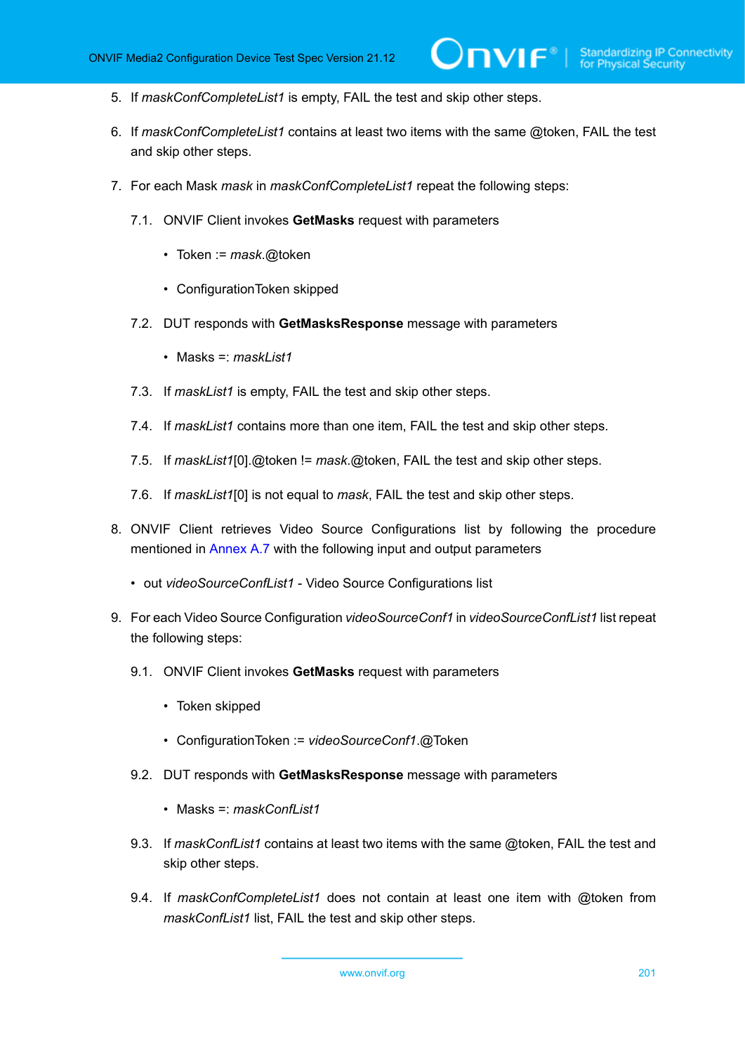5. If *maskConfCompleteList1* is empty, FAIL the test and skip other steps.

6. If *maskConfCompleteList1* contains at least two items with the same @token, FAIL the test and skip other steps.

7. For each Mask *mask* in *maskConfCompleteList1* repeat the following steps:

   7.1. ONVIF Client invokes **GetMasks** request with parameters

   - Token := *mask*.@token
   - ConfigurationToken skipped

   7.2. DUT responds with **GetMasksResponse** message with parameters

   - Masks =: *maskList1*

   7.3. If *maskList1* is empty, FAIL the test and skip other steps.

   7.4. If *maskList1* contains more than one item, FAIL the test and skip other steps.

   7.5. If *maskList1*[0].@token != *mask*.@token, FAIL the test and skip other steps.

   7.6. If *maskList1*[0] is not equal to *mask*, FAIL the test and skip other steps.

8. ONVIF Client retrieves Video Source Configurations list by following the procedure mentioned in Annex A.7 with the following input and output parameters

   - out *videoSourceConfList1* - Video Source Configurations list

9. For each Video Source Configuration *videoSourceConf1* in *videoSourceConfList1* list repeat the following steps:

   9.1. ONVIF Client invokes **GetMasks** request with parameters

   - Token skipped
   - ConfigurationToken := *videoSourceConf1*.@Token

   9.2. DUT responds with **GetMasksResponse** message with parameters

   - Masks =: *maskConfList1*

   9.3. If *maskConfList1* contains at least two items with the same @token, FAIL the test and skip other steps.

   9.4. If *maskConfCompleteList1* does not contain at least one item with @token from *maskConfList1* list, FAIL the test and skip other steps.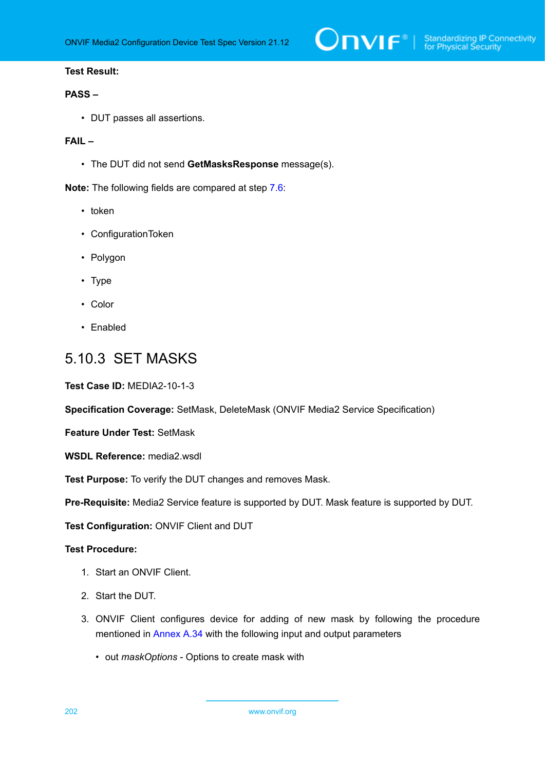**Test Result:**

**PASS –**

- DUT passes all assertions.

**FAIL –**

- The DUT did not send **GetMasksResponse** message(s).

**Note:** The following fields are compared at step 7.6:

- token
- ConfigurationToken
- Polygon
- Type
- Color
- Enabled

## 5.10.3 SET MASKS

**Test Case ID:** MEDIA2-10-1-3

**Specification Coverage:** SetMask, DeleteMask (ONVIF Media2 Service Specification)

**Feature Under Test:** SetMask

**WSDL Reference:** media2.wsdl

**Test Purpose:** To verify the DUT changes and removes Mask.

**Pre-Requisite:** Media2 Service feature is supported by DUT. Mask feature is supported by DUT.

**Test Configuration:** ONVIF Client and DUT

**Test Procedure:**

1. Start an ONVIF Client.
2. Start the DUT.
3. ONVIF Client configures device for adding of new mask by following the procedure mentioned in Annex A.34 with the following input and output parameters
    - out *maskOptions* - Options to create mask with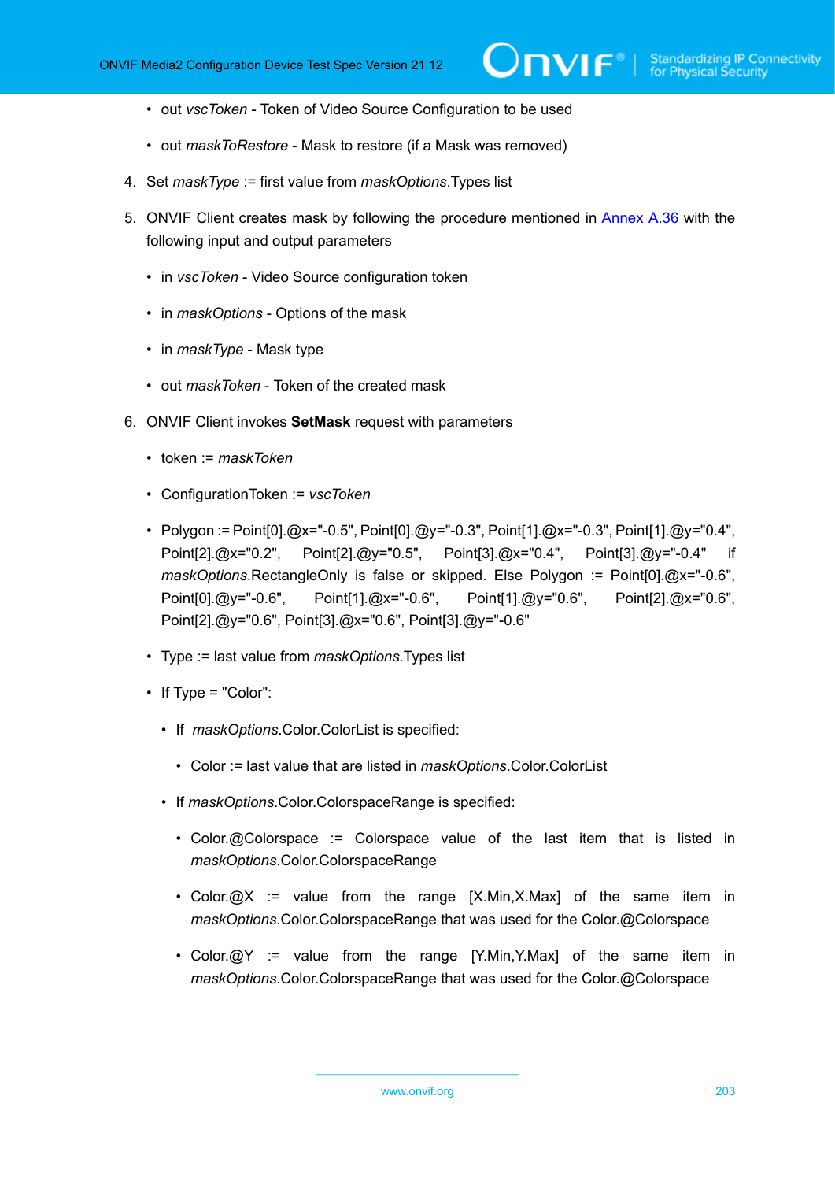- out *vscToken* - Token of Video Source Configuration to be used
- out *maskToRestore* - Mask to restore (if a Mask was removed)

4. Set *maskType* := first value from *maskOptions*.Types list

5. ONVIF Client creates mask by following the procedure mentioned in Annex A.36 with the following input and output parameters

   - in *vscToken* - Video Source configuration token
   - in *maskOptions* - Options of the mask
   - in *maskType* - Mask type
   - out *maskToken* - Token of the created mask

6. ONVIF Client invokes **SetMask** request with parameters

   - token := *maskToken*
   - ConfigurationToken := *vscToken*
   - Polygon := Point[0].@x="-0.5", Point[0].@y="-0.3", Point[1].@x="-0.3", Point[1].@y="0.4", Point[2].@x="0.2", Point[2].@y="0.5", Point[3].@x="0.4", Point[3].@y="-0.4" if *maskOptions*.RectangleOnly is false or skipped. Else Polygon := Point[0].@x="-0.6", Point[0].@y="-0.6", Point[1].@x="-0.6", Point[1].@y="0.6", Point[2].@x="0.6", Point[2].@y="0.6", Point[3].@x="0.6", Point[3].@y="-0.6"
   - Type := last value from *maskOptions*.Types list
   - If Type = "Color":
     - If *maskOptions*.Color.ColorList is specified:
       - Color := last value that are listed in *maskOptions*.Color.ColorList
     - If *maskOptions*.Color.ColorspaceRange is specified:
       - Color.@Colorspace := Colorspace value of the last item that is listed in *maskOptions*.Color.ColorspaceRange
       - Color.@X := value from the range [X.Min,X.Max] of the same item in *maskOptions*.Color.ColorspaceRange that was used for the Color.@Colorspace
       - Color.@Y := value from the range [Y.Min,Y.Max] of the same item in *maskOptions*.Color.ColorspaceRange that was used for the Color.@Colorspace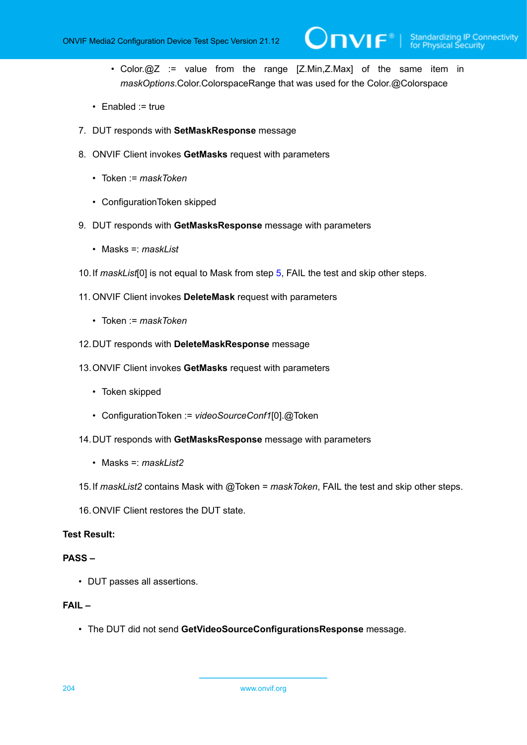- Color.@Z := value from the range [Z.Min,Z.Max] of the same item in *maskOptions*.Color.ColorspaceRange that was used for the Color.@Colorspace

- Enabled := true

7. DUT responds with **SetMaskResponse** message

8. ONVIF Client invokes **GetMasks** request with parameters

   - Token := *maskToken*
   - ConfigurationToken skipped

9. DUT responds with **GetMasksResponse** message with parameters

   - Masks =: *maskList*

10. If *maskList*[0] is not equal to Mask from step 5, FAIL the test and skip other steps.

11. ONVIF Client invokes **DeleteMask** request with parameters

    - Token := *maskToken*

12. DUT responds with **DeleteMaskResponse** message

13. ONVIF Client invokes **GetMasks** request with parameters

    - Token skipped
    - ConfigurationToken := *videoSourceConf1*[0].@Token

14. DUT responds with **GetMasksResponse** message with parameters

    - Masks =: *maskList2*

15. If *maskList2* contains Mask with @Token = *maskToken*, FAIL the test and skip other steps.

16. ONVIF Client restores the DUT state.

**Test Result:**

**PASS –**

- DUT passes all assertions.

**FAIL –**

- The DUT did not send **GetVideoSourceConfigurationsResponse** message.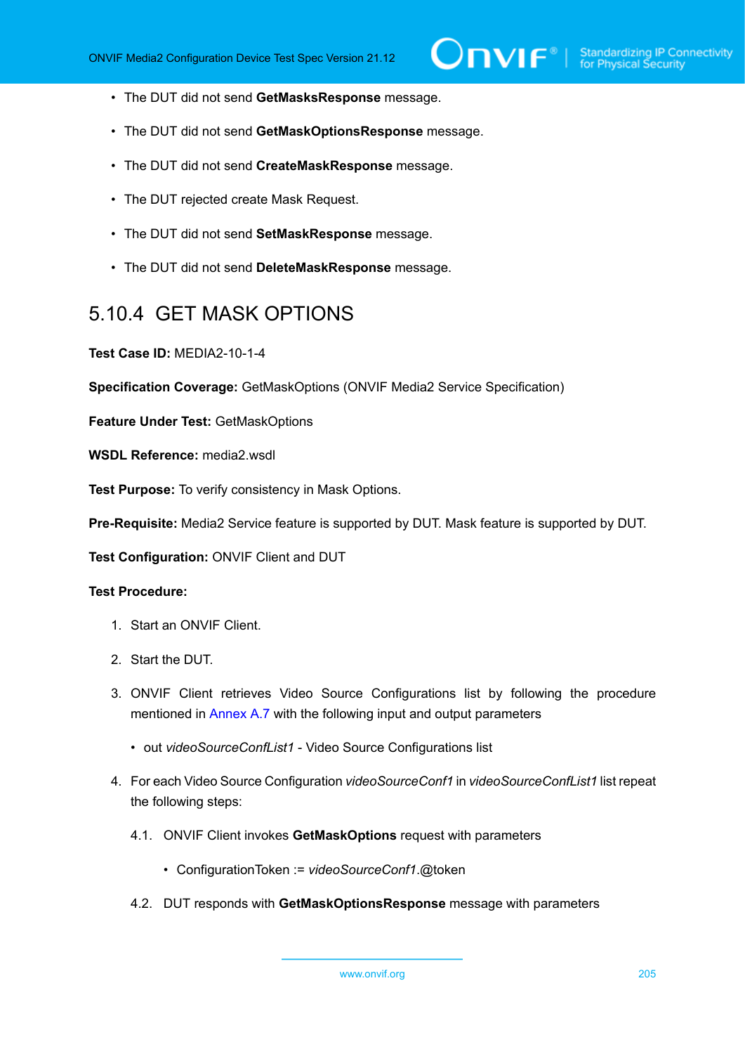- The DUT did not send **GetMasksResponse** message.
- The DUT did not send **GetMaskOptionsResponse** message.
- The DUT did not send **CreateMaskResponse** message.
- The DUT rejected create Mask Request.
- The DUT did not send **SetMaskResponse** message.
- The DUT did not send **DeleteMaskResponse** message.

### 5.10.4 GET MASK OPTIONS

**Test Case ID:** MEDIA2-10-1-4

**Specification Coverage:** GetMaskOptions (ONVIF Media2 Service Specification)

**Feature Under Test:** GetMaskOptions

**WSDL Reference:** media2.wsdl

**Test Purpose:** To verify consistency in Mask Options.

**Pre-Requisite:** Media2 Service feature is supported by DUT. Mask feature is supported by DUT.

**Test Configuration:** ONVIF Client and DUT

**Test Procedure:**

1. Start an ONVIF Client.
2. Start the DUT.
3. ONVIF Client retrieves Video Source Configurations list by following the procedure mentioned in Annex A.7 with the following input and output parameters
   - out *videoSourceConfList1* - Video Source Configurations list
4. For each Video Source Configuration *videoSourceConf1* in *videoSourceConfList1* list repeat the following steps:

   4.1. ONVIF Client invokes **GetMaskOptions** request with parameters
      - ConfigurationToken := *videoSourceConf1*.@token

   4.2. DUT responds with **GetMaskOptionsResponse** message with parameters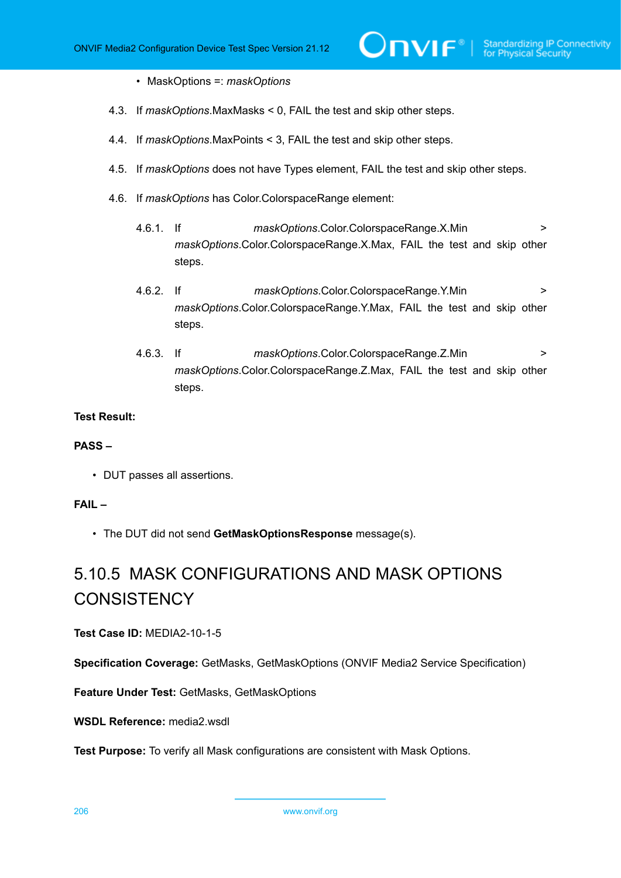- MaskOptions =: *maskOptions*

4.3. If *maskOptions*.MaxMasks < 0, FAIL the test and skip other steps.

4.4. If *maskOptions*.MaxPoints < 3, FAIL the test and skip other steps.

4.5. If *maskOptions* does not have Types element, FAIL the test and skip other steps.

4.6. If *maskOptions* has Color.ColorspaceRange element:

4.6.1. If *maskOptions*.Color.ColorspaceRange.X.Min > *maskOptions*.Color.ColorspaceRange.X.Max, FAIL the test and skip other steps.

4.6.2. If *maskOptions*.Color.ColorspaceRange.Y.Min > *maskOptions*.Color.ColorspaceRange.Y.Max, FAIL the test and skip other steps.

4.6.3. If *maskOptions*.Color.ColorspaceRange.Z.Min > *maskOptions*.Color.ColorspaceRange.Z.Max, FAIL the test and skip other steps.

**Test Result:**

**PASS –**

- DUT passes all assertions.

**FAIL –**

- The DUT did not send **GetMaskOptionsResponse** message(s).

## 5.10.5 MASK CONFIGURATIONS AND MASK OPTIONS CONSISTENCY

**Test Case ID:** MEDIA2-10-1-5

**Specification Coverage:** GetMasks, GetMaskOptions (ONVIF Media2 Service Specification)

**Feature Under Test:** GetMasks, GetMaskOptions

**WSDL Reference:** media2.wsdl

**Test Purpose:** To verify all Mask configurations are consistent with Mask Options.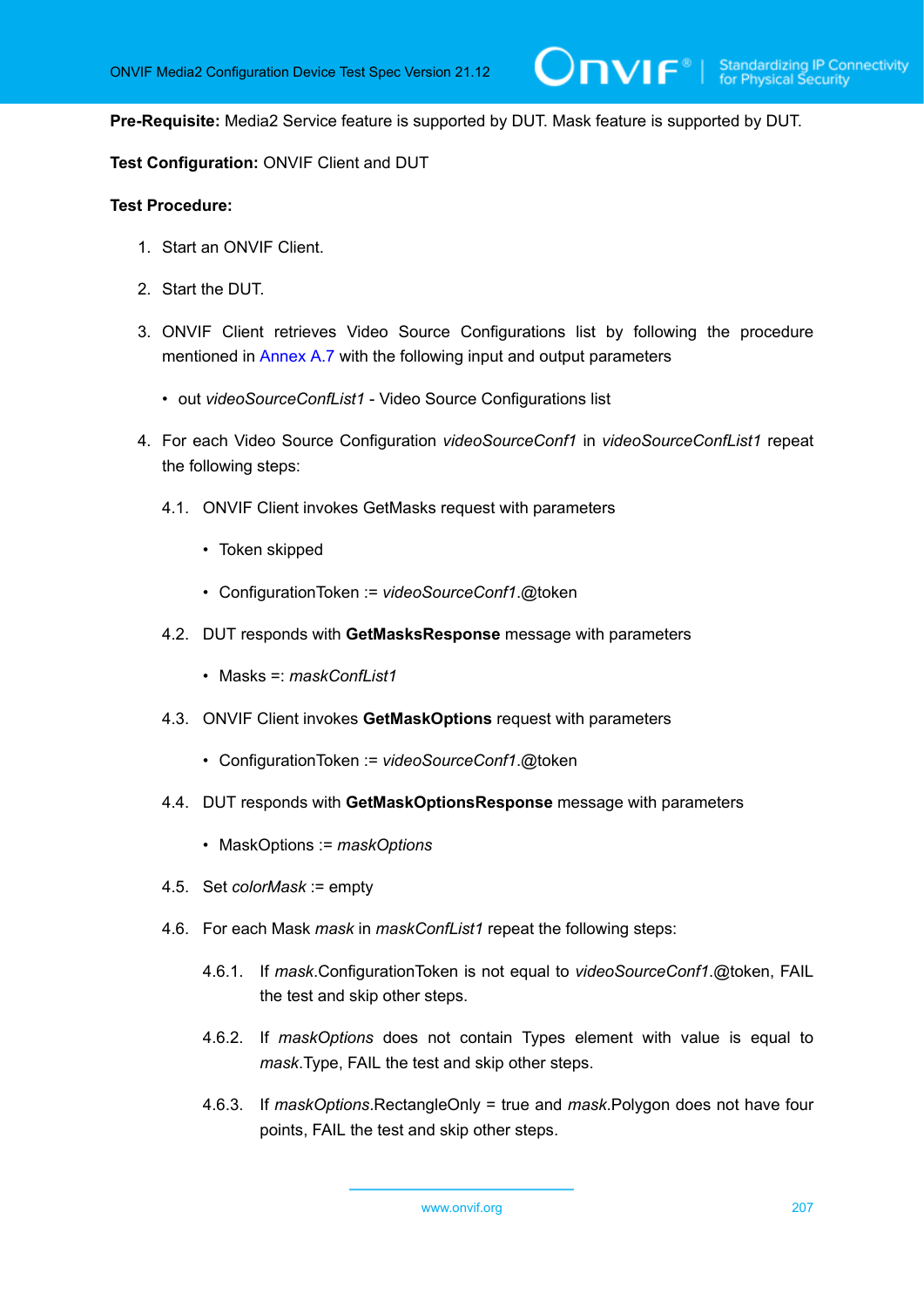**Pre-Requisite:** Media2 Service feature is supported by DUT. Mask feature is supported by DUT.

**Test Configuration:** ONVIF Client and DUT

**Test Procedure:**

1. Start an ONVIF Client.
2. Start the DUT.
3. ONVIF Client retrieves Video Source Configurations list by following the procedure mentioned in Annex A.7 with the following input and output parameters
   - out *videoSourceConfList1* - Video Source Configurations list
4. For each Video Source Configuration *videoSourceConf1* in *videoSourceConfList1* repeat the following steps:

   4.1. ONVIF Client invokes GetMasks request with parameters
   - Token skipped
   - ConfigurationToken := *videoSourceConf1*.@token

   4.2. DUT responds with **GetMasksResponse** message with parameters
   - Masks =: *maskConfList1*

   4.3. ONVIF Client invokes **GetMaskOptions** request with parameters
   - ConfigurationToken := *videoSourceConf1*.@token

   4.4. DUT responds with **GetMaskOptionsResponse** message with parameters
   - MaskOptions := *maskOptions*

   4.5. Set *colorMask* := empty

   4.6. For each Mask *mask* in *maskConfList1* repeat the following steps:

   4.6.1. If *mask*.ConfigurationToken is not equal to *videoSourceConf1*.@token, FAIL the test and skip other steps.

   4.6.2. If *maskOptions* does not contain Types element with value is equal to *mask*.Type, FAIL the test and skip other steps.

   4.6.3. If *maskOptions*.RectangleOnly = true and *mask*.Polygon does not have four points, FAIL the test and skip other steps.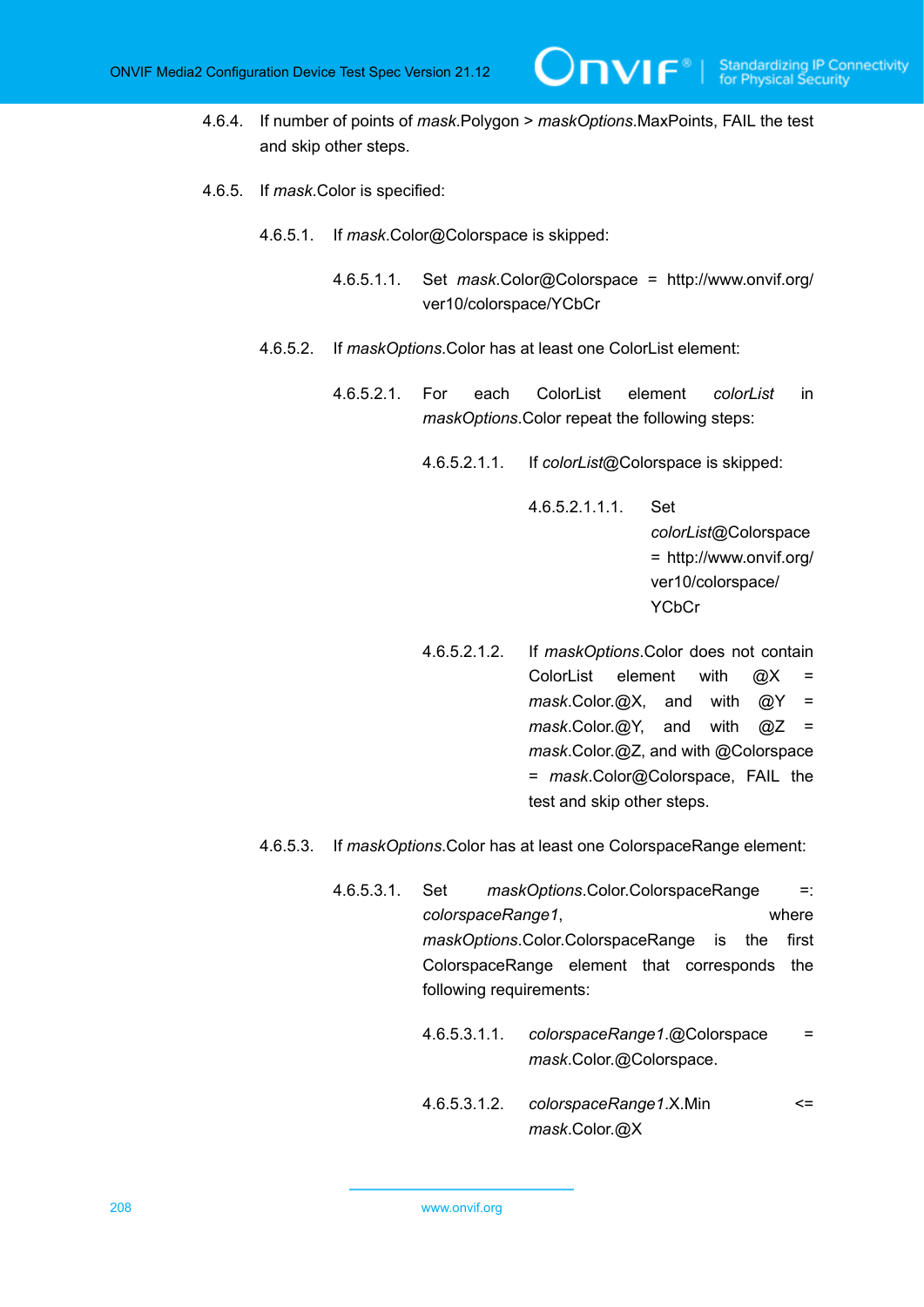4.6.4. If number of points of *mask*.Polygon > *maskOptions*.MaxPoints, FAIL the test and skip other steps.

4.6.5. If *mask*.Color is specified:

4.6.5.1. If *mask*.Color@Colorspace is skipped:

4.6.5.1.1. Set *mask*.Color@Colorspace = http://www.onvif.org/ver10/colorspace/YCbCr

4.6.5.2. If *maskOptions*.Color has at least one ColorList element:

4.6.5.2.1. For each ColorList element *colorList* in *maskOptions*.Color repeat the following steps:

4.6.5.2.1.1. If *colorList*@Colorspace is skipped:

4.6.5.2.1.1.1. Set *colorList*@Colorspace = http://www.onvif.org/ver10/colorspace/YCbCr

4.6.5.2.1.2. If *maskOptions*.Color does not contain ColorList element with @X = *mask*.Color.@X, and with @Y = *mask*.Color.@Y, and with @Z = *mask*.Color.@Z, and with @Colorspace = *mask*.Color@Colorspace, FAIL the test and skip other steps.

4.6.5.3. If *maskOptions*.Color has at least one ColorspaceRange element:

4.6.5.3.1. Set *maskOptions*.Color.ColorspaceRange =: *colorspaceRange1*, where *maskOptions*.Color.ColorspaceRange is the first ColorspaceRange element that corresponds the following requirements:

4.6.5.3.1.1. *colorspaceRange1*.@Colorspace = *mask*.Color.@Colorspace.

4.6.5.3.1.2. *colorspaceRange1*.X.Min <= *mask*.Color.@X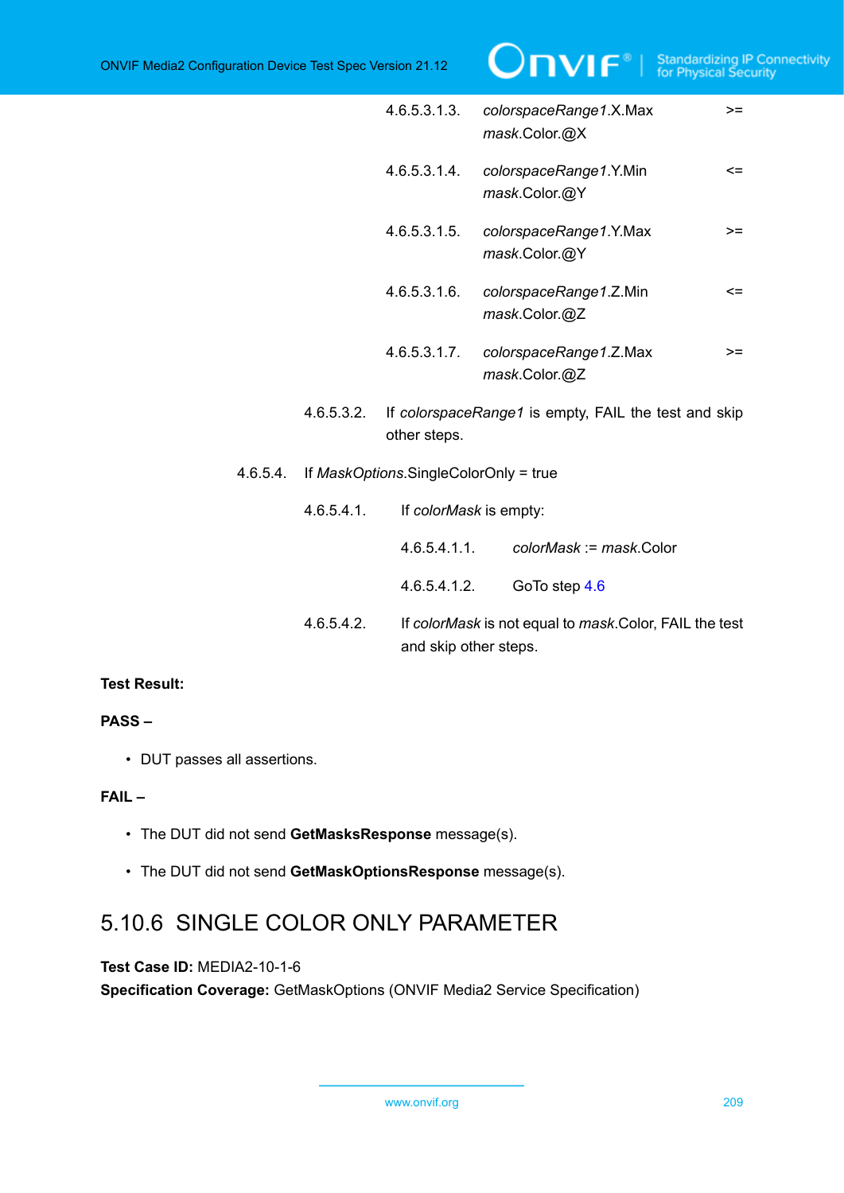4.6.5.3.1.3. *colorspaceRange1*.X.Max >= *mask*.Color.@X

4.6.5.3.1.4. *colorspaceRange1*.Y.Min <= *mask*.Color.@Y

4.6.5.3.1.5. *colorspaceRange1*.Y.Max >= *mask*.Color.@Y

4.6.5.3.1.6. *colorspaceRange1*.Z.Min <= *mask*.Color.@Z

4.6.5.3.1.7. *colorspaceRange1*.Z.Max >= *mask*.Color.@Z

4.6.5.3.2. If *colorspaceRange1* is empty, FAIL the test and skip other steps.

4.6.5.4. If *MaskOptions*.SingleColorOnly = true

4.6.5.4.1. If *colorMask* is empty:

4.6.5.4.1.1. *colorMask* := *mask*.Color

4.6.5.4.1.2. GoTo step 4.6

4.6.5.4.2. If *colorMask* is not equal to *mask*.Color, FAIL the test and skip other steps.

**Test Result:**

**PASS –**

- DUT passes all assertions.

**FAIL –**

- The DUT did not send **GetMasksResponse** message(s).
- The DUT did not send **GetMaskOptionsResponse** message(s).

## 5.10.6 SINGLE COLOR ONLY PARAMETER

**Test Case ID:** MEDIA2-10-1-6

**Specification Coverage:** GetMaskOptions (ONVIF Media2 Service Specification)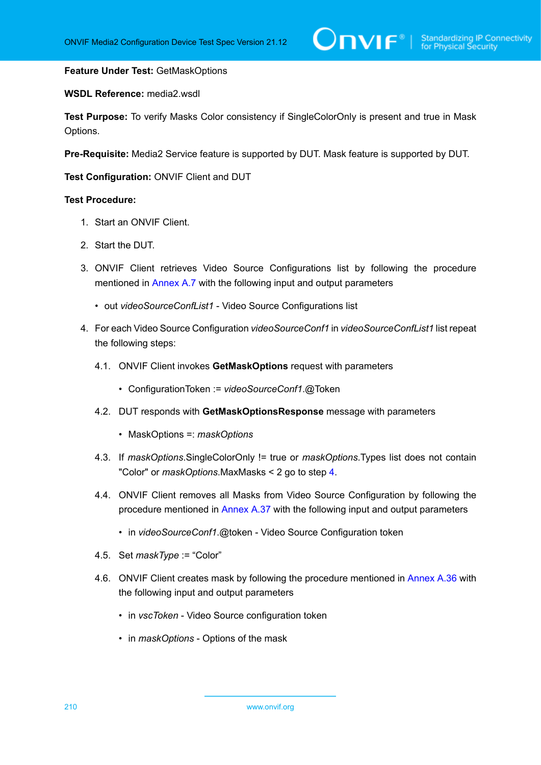**Feature Under Test:** GetMaskOptions

**WSDL Reference:** media2.wsdl

**Test Purpose:** To verify Masks Color consistency if SingleColorOnly is present and true in Mask Options.

**Pre-Requisite:** Media2 Service feature is supported by DUT. Mask feature is supported by DUT.

**Test Configuration:** ONVIF Client and DUT

**Test Procedure:**

1. Start an ONVIF Client.

2. Start the DUT.

3. ONVIF Client retrieves Video Source Configurations list by following the procedure mentioned in Annex A.7 with the following input and output parameters

   - out *videoSourceConfList1* - Video Source Configurations list

4. For each Video Source Configuration *videoSourceConf1* in *videoSourceConfList1* list repeat the following steps:

   4.1. ONVIF Client invokes **GetMaskOptions** request with parameters

   - ConfigurationToken := *videoSourceConf1*.@Token

   4.2. DUT responds with **GetMaskOptionsResponse** message with parameters

   - MaskOptions =: *maskOptions*

   4.3. If *maskOptions*.SingleColorOnly != true or *maskOptions*.Types list does not contain "Color" or *maskOptions*.MaxMasks < 2 go to step 4.

   4.4. ONVIF Client removes all Masks from Video Source Configuration by following the procedure mentioned in Annex A.37 with the following input and output parameters

   - in *videoSourceConf1*.@token - Video Source Configuration token

   4.5. Set *maskType* := "Color"

   4.6. ONVIF Client creates mask by following the procedure mentioned in Annex A.36 with the following input and output parameters

   - in *vscToken* - Video Source configuration token

   - in *maskOptions* - Options of the mask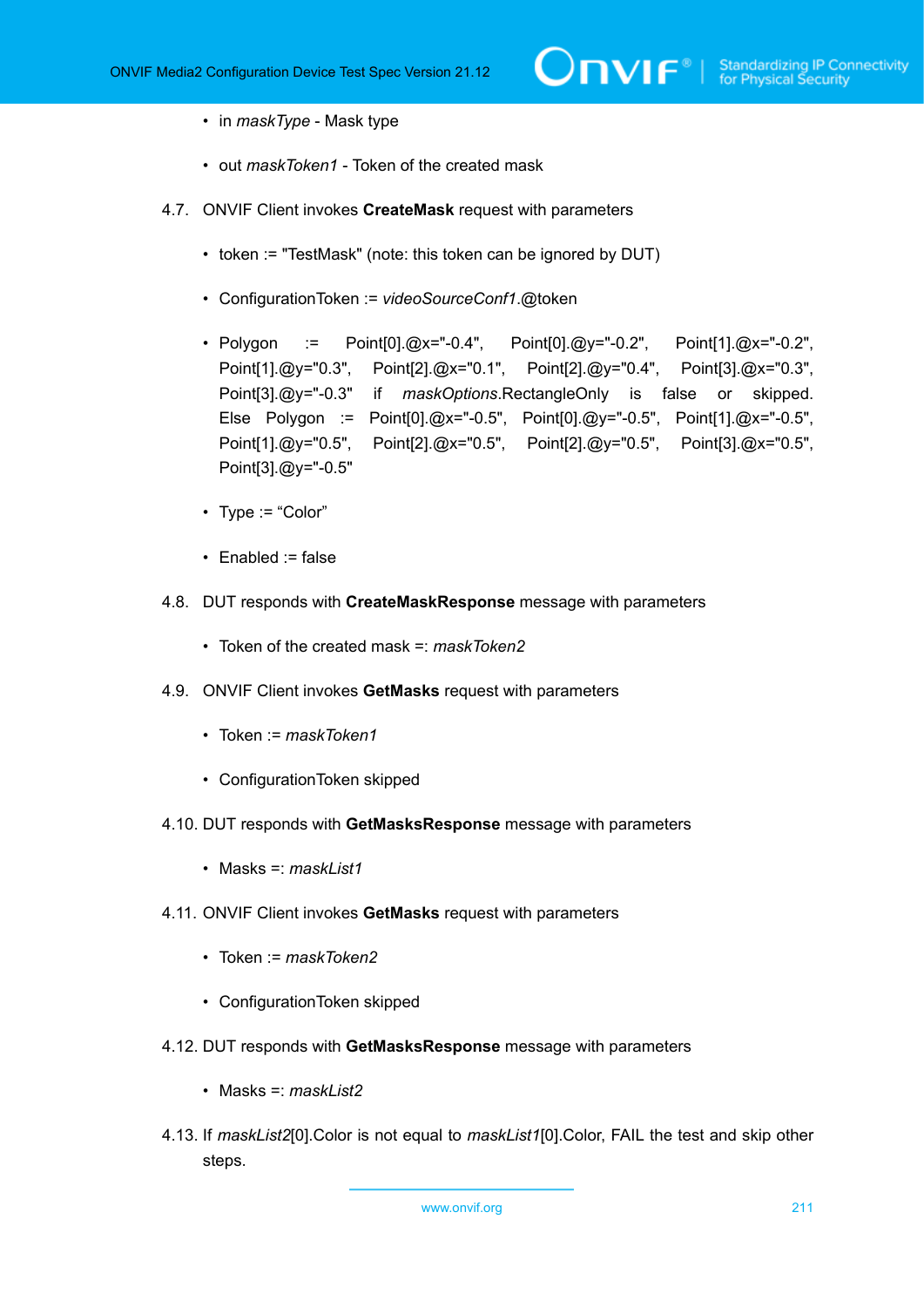- in *maskType* - Mask type
- out *maskToken1* - Token of the created mask

4.7. ONVIF Client invokes **CreateMask** request with parameters

- token := "TestMask" (note: this token can be ignored by DUT)
- ConfigurationToken := *videoSourceConf1*.@token
- Polygon := Point[0].@x="-0.4", Point[0].@y="-0.2", Point[1].@x="-0.2", Point[1].@y="0.3", Point[2].@x="0.1", Point[2].@y="0.4", Point[3].@x="0.3", Point[3].@y="-0.3" if *maskOptions*.RectangleOnly is false or skipped. Else Polygon := Point[0].@x="-0.5", Point[0].@y="-0.5", Point[1].@x="-0.5", Point[1].@y="0.5", Point[2].@x="0.5", Point[2].@y="0.5", Point[3].@x="0.5", Point[3].@y="-0.5"
- Type := “Color”
- Enabled := false

4.8. DUT responds with **CreateMaskResponse** message with parameters

- Token of the created mask =: *maskToken2*

4.9. ONVIF Client invokes **GetMasks** request with parameters

- Token := *maskToken1*
- ConfigurationToken skipped

4.10. DUT responds with **GetMasksResponse** message with parameters

- Masks =: *maskList1*

4.11. ONVIF Client invokes **GetMasks** request with parameters

- Token := *maskToken2*
- ConfigurationToken skipped

4.12. DUT responds with **GetMasksResponse** message with parameters

- Masks =: *maskList2*

4.13. If *maskList2*[0].Color is not equal to *maskList1*[0].Color, FAIL the test and skip other steps.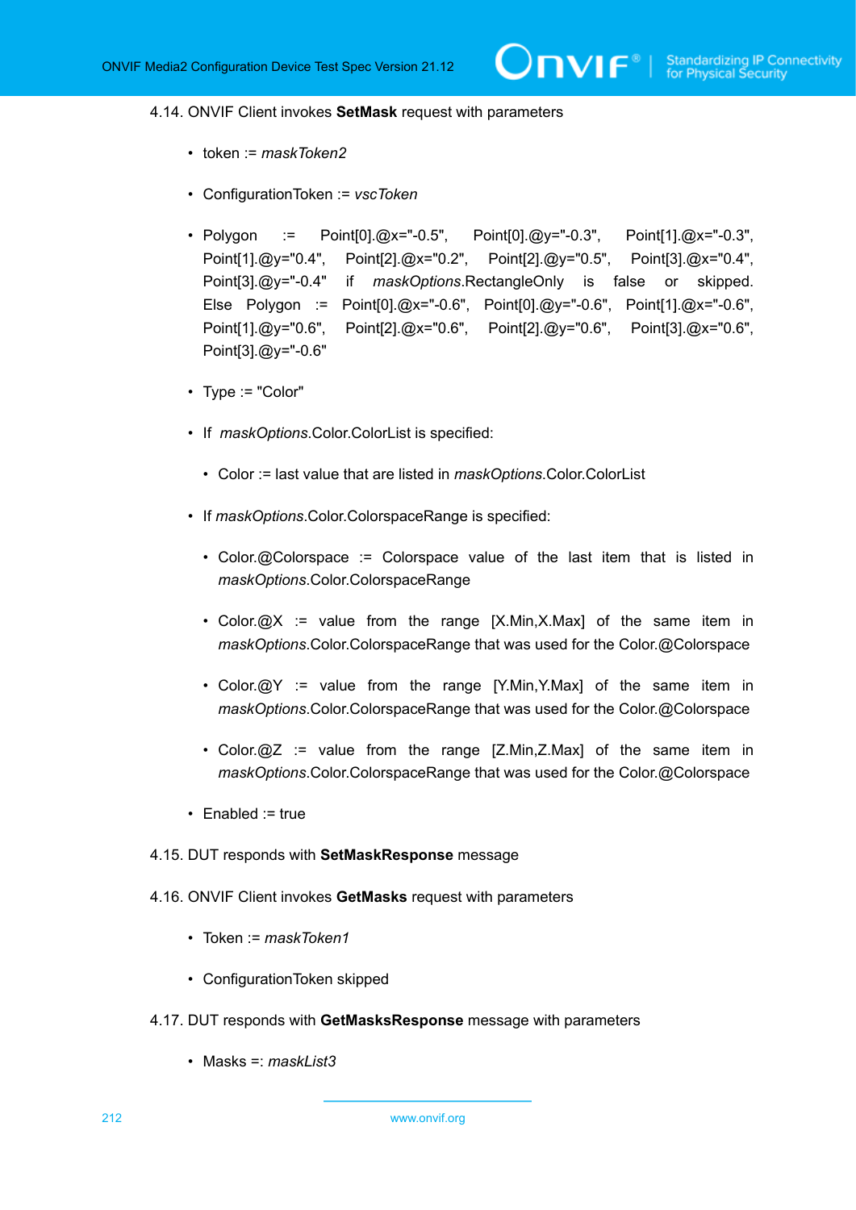4.14. ONVIF Client invokes **SetMask** request with parameters

- token := *maskToken2*
- ConfigurationToken := *vscToken*
- Polygon := Point[0].@x="-0.5", Point[0].@y="-0.3", Point[1].@x="-0.3", Point[1].@y="0.4", Point[2].@x="0.2", Point[2].@y="0.5", Point[3].@x="0.4", Point[3].@y="-0.4" if *maskOptions*.RectangleOnly is false or skipped. Else Polygon := Point[0].@x="-0.6", Point[0].@y="-0.6", Point[1].@x="-0.6", Point[1].@y="0.6", Point[2].@x="0.6", Point[2].@y="0.6", Point[3].@x="0.6", Point[3].@y="-0.6"
- Type := "Color"
- If *maskOptions*.Color.ColorList is specified:
  - Color := last value that are listed in *maskOptions*.Color.ColorList
- If *maskOptions*.Color.ColorspaceRange is specified:
  - Color.@Colorspace := Colorspace value of the last item that is listed in *maskOptions*.Color.ColorspaceRange
  - Color.@X := value from the range [X.Min,X.Max] of the same item in *maskOptions*.Color.ColorspaceRange that was used for the Color.@Colorspace
  - Color.@Y := value from the range [Y.Min,Y.Max] of the same item in *maskOptions*.Color.ColorspaceRange that was used for the Color.@Colorspace
  - Color.@Z := value from the range [Z.Min,Z.Max] of the same item in *maskOptions*.Color.ColorspaceRange that was used for the Color.@Colorspace
- Enabled := true

4.15. DUT responds with **SetMaskResponse** message

4.16. ONVIF Client invokes **GetMasks** request with parameters

- Token := *maskToken1*
- ConfigurationToken skipped

4.17. DUT responds with **GetMasksResponse** message with parameters

- Masks =: *maskList3*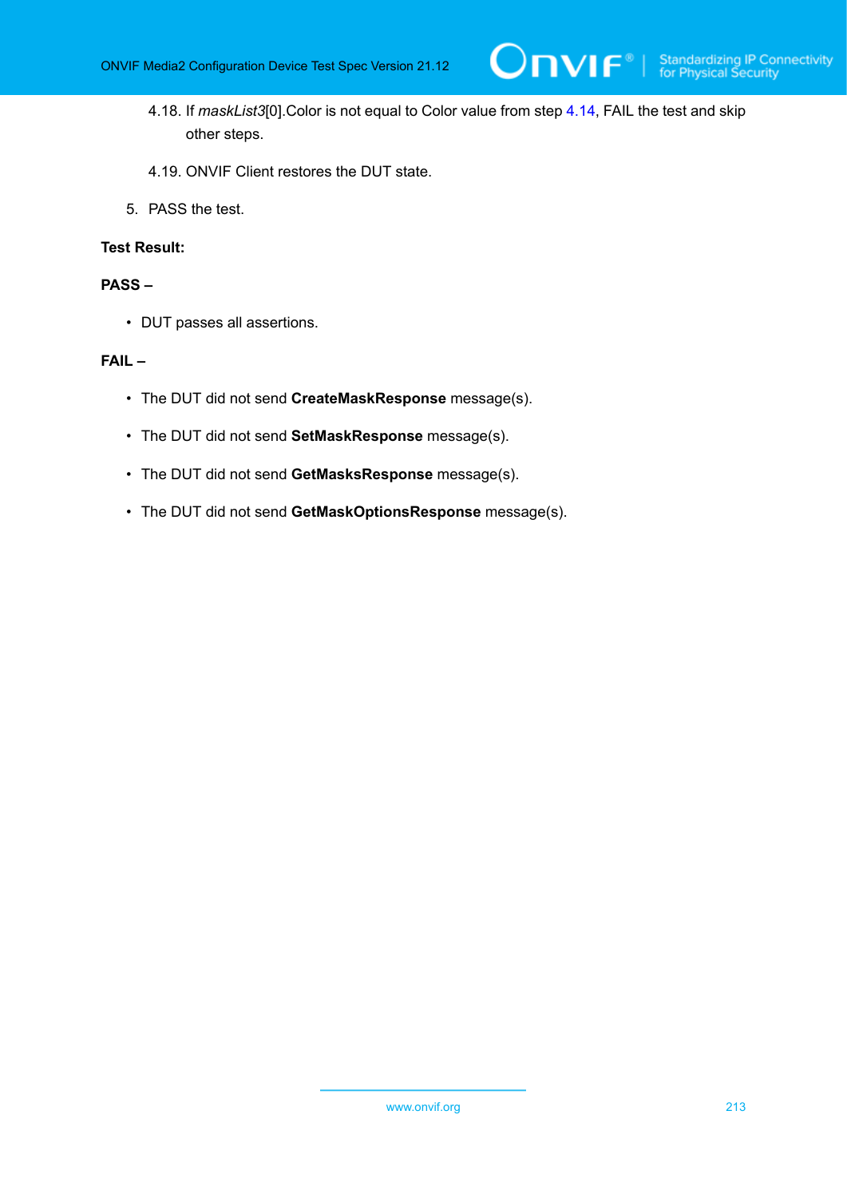4.18. If *maskList3*[0].Color is not equal to Color value from step 4.14, FAIL the test and skip other steps.

4.19. ONVIF Client restores the DUT state.

5. PASS the test.

**Test Result:**

**PASS –**

- DUT passes all assertions.

**FAIL –**

- The DUT did not send **CreateMaskResponse** message(s).
- The DUT did not send **SetMaskResponse** message(s).
- The DUT did not send **GetMasksResponse** message(s).
- The DUT did not send **GetMaskOptionsResponse** message(s).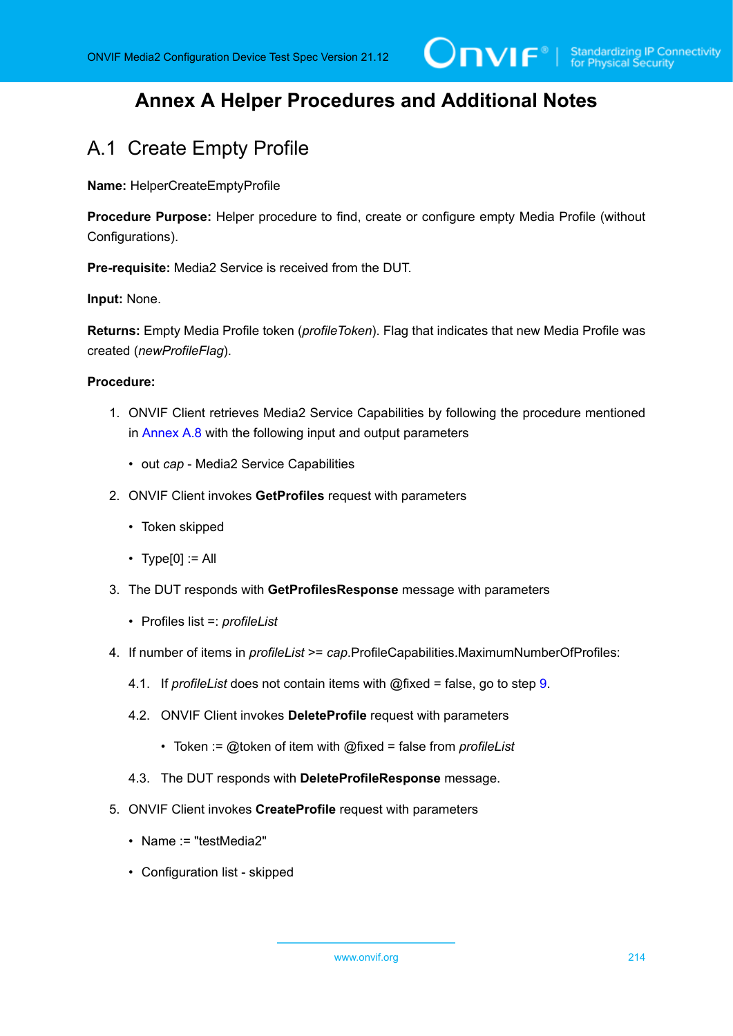# Annex A Helper Procedures and Additional Notes

## A.1 Create Empty Profile

**Name:** HelperCreateEmptyProfile

**Procedure Purpose:** Helper procedure to find, create or configure empty Media Profile (without Configurations).

**Pre-requisite:** Media2 Service is received from the DUT.

**Input:** None.

**Returns:** Empty Media Profile token (*profileToken*). Flag that indicates that new Media Profile was created (*newProfileFlag*).

**Procedure:**

1. ONVIF Client retrieves Media2 Service Capabilities by following the procedure mentioned in Annex A.8 with the following input and output parameters
   - out *cap* - Media2 Service Capabilities
2. ONVIF Client invokes **GetProfiles** request with parameters
   - Token skipped
   - Type[0] := All
3. The DUT responds with **GetProfilesResponse** message with parameters
   - Profiles list =: *profileList*
4. If number of items in *profileList* >= *cap*.ProfileCapabilities.MaximumNumberOfProfiles:

   4.1. If *profileList* does not contain items with @fixed = false, go to step 9.

   4.2. ONVIF Client invokes **DeleteProfile** request with parameters
   - Token := @token of item with @fixed = false from *profileList*

   4.3. The DUT responds with **DeleteProfileResponse** message.
5. ONVIF Client invokes **CreateProfile** request with parameters
   - Name := "testMedia2"
   - Configuration list - skipped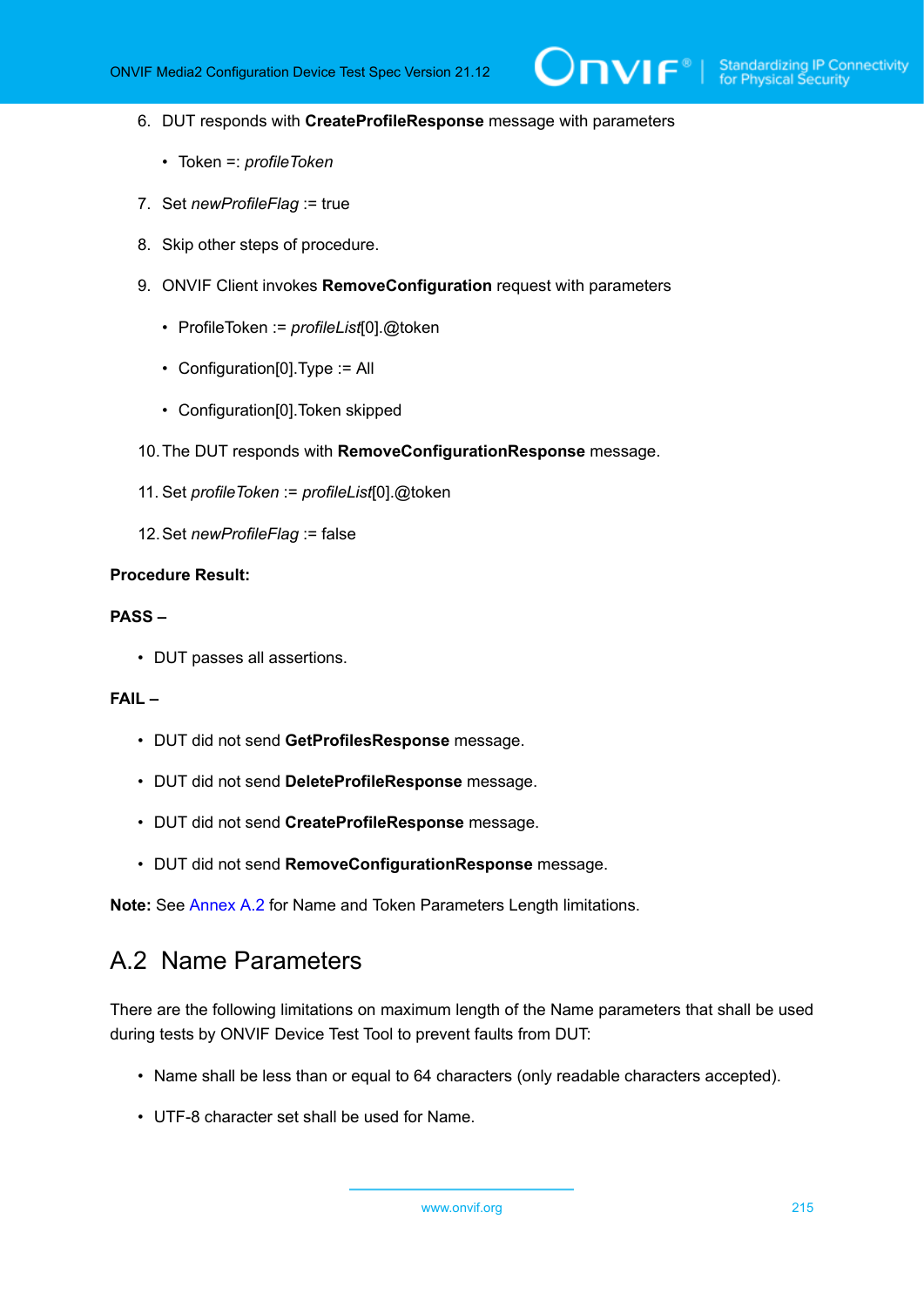6. DUT responds with **CreateProfileResponse** message with parameters

   - Token =: *profileToken*

7. Set *newProfileFlag* := true

8. Skip other steps of procedure.

9. ONVIF Client invokes **RemoveConfiguration** request with parameters

   - ProfileToken := *profileList*[0].@token
   - Configuration[0].Type := All
   - Configuration[0].Token skipped

10. The DUT responds with **RemoveConfigurationResponse** message.

11. Set *profileToken* := *profileList*[0].@token

12. Set *newProfileFlag* := false

**Procedure Result:**

**PASS –**

- DUT passes all assertions.

**FAIL –**

- DUT did not send **GetProfilesResponse** message.
- DUT did not send **DeleteProfileResponse** message.
- DUT did not send **CreateProfileResponse** message.
- DUT did not send **RemoveConfigurationResponse** message.

**Note:** See Annex A.2 for Name and Token Parameters Length limitations.

## A.2 Name Parameters

There are the following limitations on maximum length of the Name parameters that shall be used during tests by ONVIF Device Test Tool to prevent faults from DUT:

- Name shall be less than or equal to 64 characters (only readable characters accepted).
- UTF-8 character set shall be used for Name.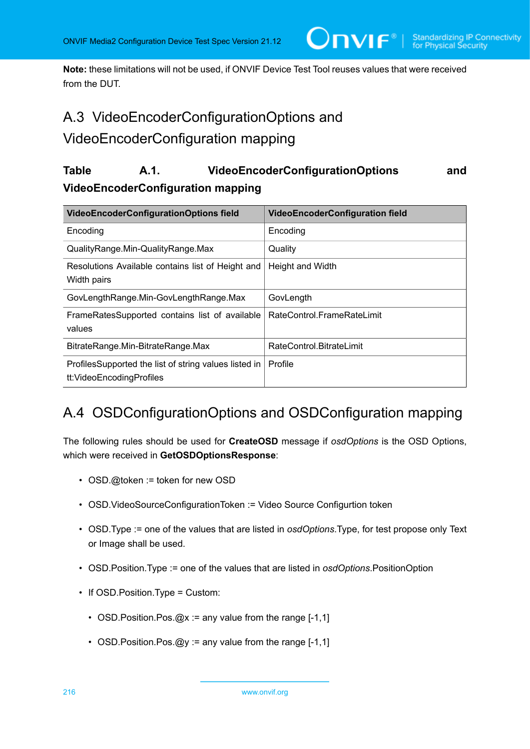**Note:** these limitations will not be used, if ONVIF Device Test Tool reuses values that were received from the DUT.

## A.3 VideoEncoderConfigurationOptions and VideoEncoderConfiguration mapping

**Table A.1. VideoEncoderConfigurationOptions and VideoEncoderConfiguration mapping**

| VideoEncoderConfigurationOptions field | VideoEncoderConfiguration field |
|---|---|
| Encoding | Encoding |
| QualityRange.Min-QualityRange.Max | Quality |
| Resolutions Available contains list of Height and Width pairs | Height and Width |
| GovLengthRange.Min-GovLengthRange.Max | GovLength |
| FrameRatesSupported contains list of available values | RateControl.FrameRateLimit |
| BitrateRange.Min-BitrateRange.Max | RateControl.BitrateLimit |
| ProfilesSupported the list of string values listed in tt:VideoEncodingProfiles | Profile |

## A.4 OSDConfigurationOptions and OSDConfiguration mapping

The following rules should be used for **CreateOSD** message if *osdOptions* is the OSD Options, which were received in **GetOSDOptionsResponse**:

- OSD.@token := token for new OSD
- OSD.VideoSourceConfigurationToken := Video Source Configurtion token
- OSD.Type := one of the values that are listed in *osdOptions*.Type, for test propose only Text or Image shall be used.
- OSD.Position.Type := one of the values that are listed in *osdOptions*.PositionOption
- If OSD.Position.Type = Custom:
  - OSD.Position.Pos.@x := any value from the range [-1,1]
  - OSD.Position.Pos.@y := any value from the range [-1,1]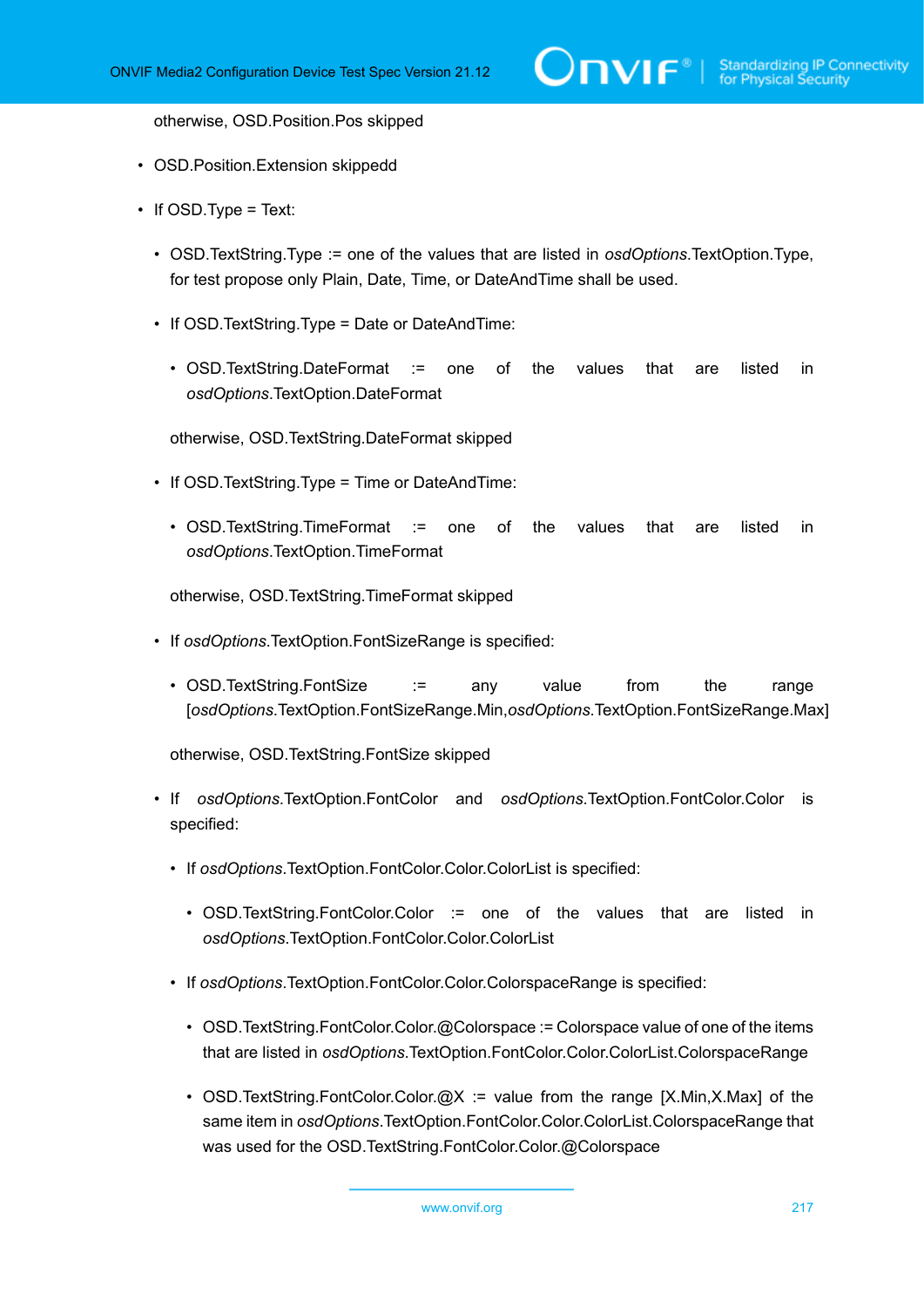otherwise, OSD.Position.Pos skipped

- OSD.Position.Extension skippedd
- If OSD.Type = Text:
  - OSD.TextString.Type := one of the values that are listed in *osdOptions*.TextOption.Type, for test propose only Plain, Date, Time, or DateAndTime shall be used.
  - If OSD.TextString.Type = Date or DateAndTime:
    - OSD.TextString.DateFormat := one of the values that are listed in *osdOptions*.TextOption.DateFormat

    otherwise, OSD.TextString.DateFormat skipped
  - If OSD.TextString.Type = Time or DateAndTime:
    - OSD.TextString.TimeFormat := one of the values that are listed in *osdOptions*.TextOption.TimeFormat

    otherwise, OSD.TextString.TimeFormat skipped
  - If *osdOptions*.TextOption.FontSizeRange is specified:
    - OSD.TextString.FontSize := any value from the range [*osdOptions*.TextOption.FontSizeRange.Min,*osdOptions*.TextOption.FontSizeRange.Max]

    otherwise, OSD.TextString.FontSize skipped
  - If *osdOptions*.TextOption.FontColor and *osdOptions*.TextOption.FontColor.Color is specified:
    - If *osdOptions*.TextOption.FontColor.Color.ColorList is specified:
      - OSD.TextString.FontColor.Color := one of the values that are listed in *osdOptions*.TextOption.FontColor.Color.ColorList
    - If *osdOptions*.TextOption.FontColor.Color.ColorspaceRange is specified:
      - OSD.TextString.FontColor.Color.@Colorspace := Colorspace value of one of the items that are listed in *osdOptions*.TextOption.FontColor.Color.ColorList.ColorspaceRange
      - OSD.TextString.FontColor.Color.@X := value from the range [X.Min,X.Max] of the same item in *osdOptions*.TextOption.FontColor.Color.ColorList.ColorspaceRange that was used for the OSD.TextString.FontColor.Color.@Colorspace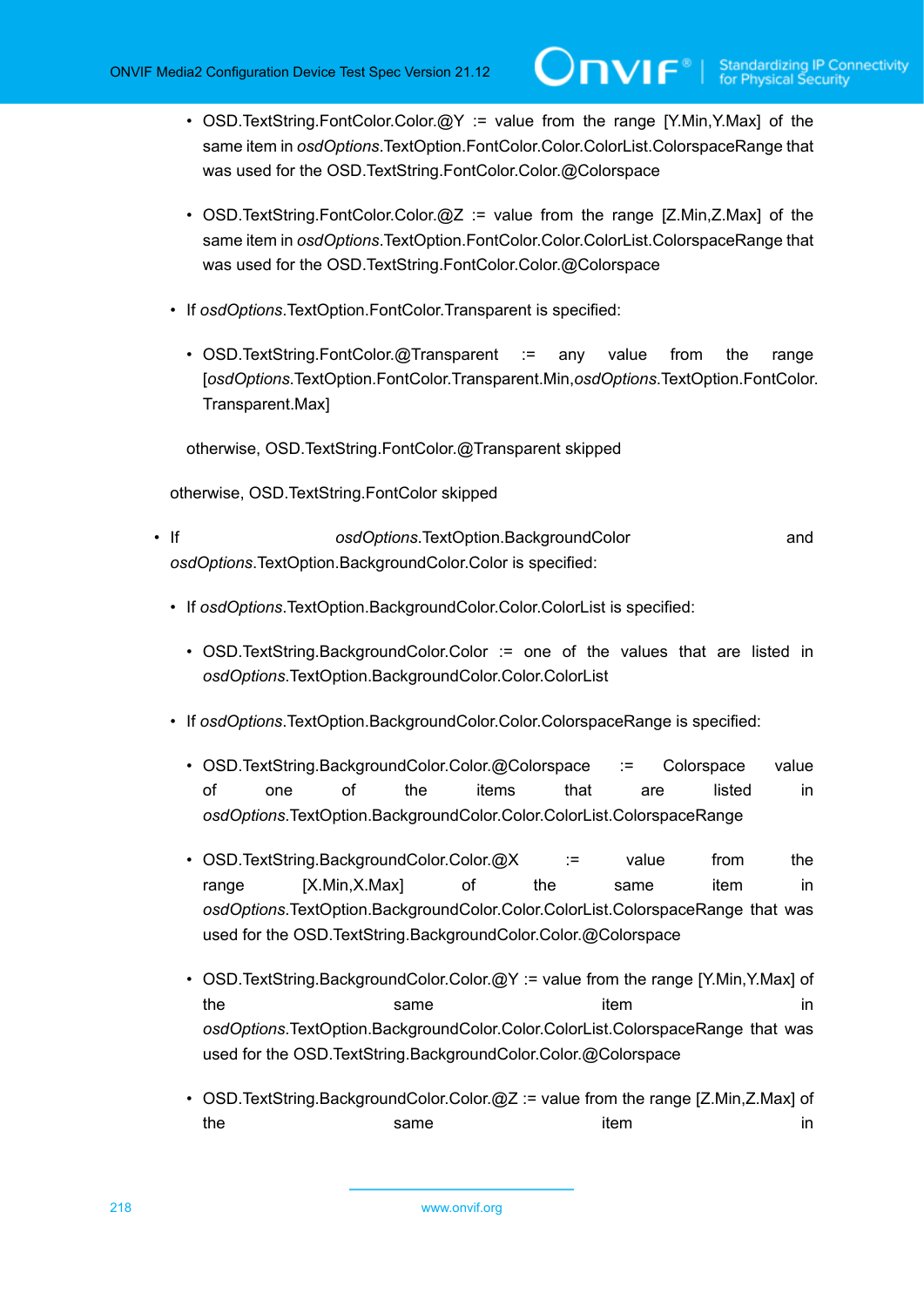- OSD.TextString.FontColor.Color.@Y := value from the range [Y.Min,Y.Max] of the same item in *osdOptions*.TextOption.FontColor.Color.ColorList.ColorspaceRange that was used for the OSD.TextString.FontColor.Color.@Colorspace

        - OSD.TextString.FontColor.Color.@Z := value from the range [Z.Min,Z.Max] of the same item in *osdOptions*.TextOption.FontColor.Color.ColorList.ColorspaceRange that was used for the OSD.TextString.FontColor.Color.@Colorspace

    - If *osdOptions*.TextOption.FontColor.Transparent is specified:

        - OSD.TextString.FontColor.@Transparent := any value from the range [*osdOptions*.TextOption.FontColor.Transparent.Min,*osdOptions*.TextOption.FontColor.Transparent.Max]

      otherwise, OSD.TextString.FontColor.@Transparent skipped

    otherwise, OSD.TextString.FontColor skipped

- If *osdOptions*.TextOption.BackgroundColor and *osdOptions*.TextOption.BackgroundColor.Color is specified:

    - If *osdOptions*.TextOption.BackgroundColor.Color.ColorList is specified:

        - OSD.TextString.BackgroundColor.Color := one of the values that are listed in *osdOptions*.TextOption.BackgroundColor.Color.ColorList

    - If *osdOptions*.TextOption.BackgroundColor.Color.ColorspaceRange is specified:

        - OSD.TextString.BackgroundColor.Color.@Colorspace := Colorspace value of one of the items that are listed in *osdOptions*.TextOption.BackgroundColor.Color.ColorList.ColorspaceRange

        - OSD.TextString.BackgroundColor.Color.@X := value from the range [X.Min,X.Max] of the same item in *osdOptions*.TextOption.BackgroundColor.Color.ColorList.ColorspaceRange that was used for the OSD.TextString.BackgroundColor.Color.@Colorspace

        - OSD.TextString.BackgroundColor.Color.@Y := value from the range [Y.Min,Y.Max] of the same item in *osdOptions*.TextOption.BackgroundColor.Color.ColorList.ColorspaceRange that was used for the OSD.TextString.BackgroundColor.Color.@Colorspace

        - OSD.TextString.BackgroundColor.Color.@Z := value from the range [Z.Min,Z.Max] of the same item in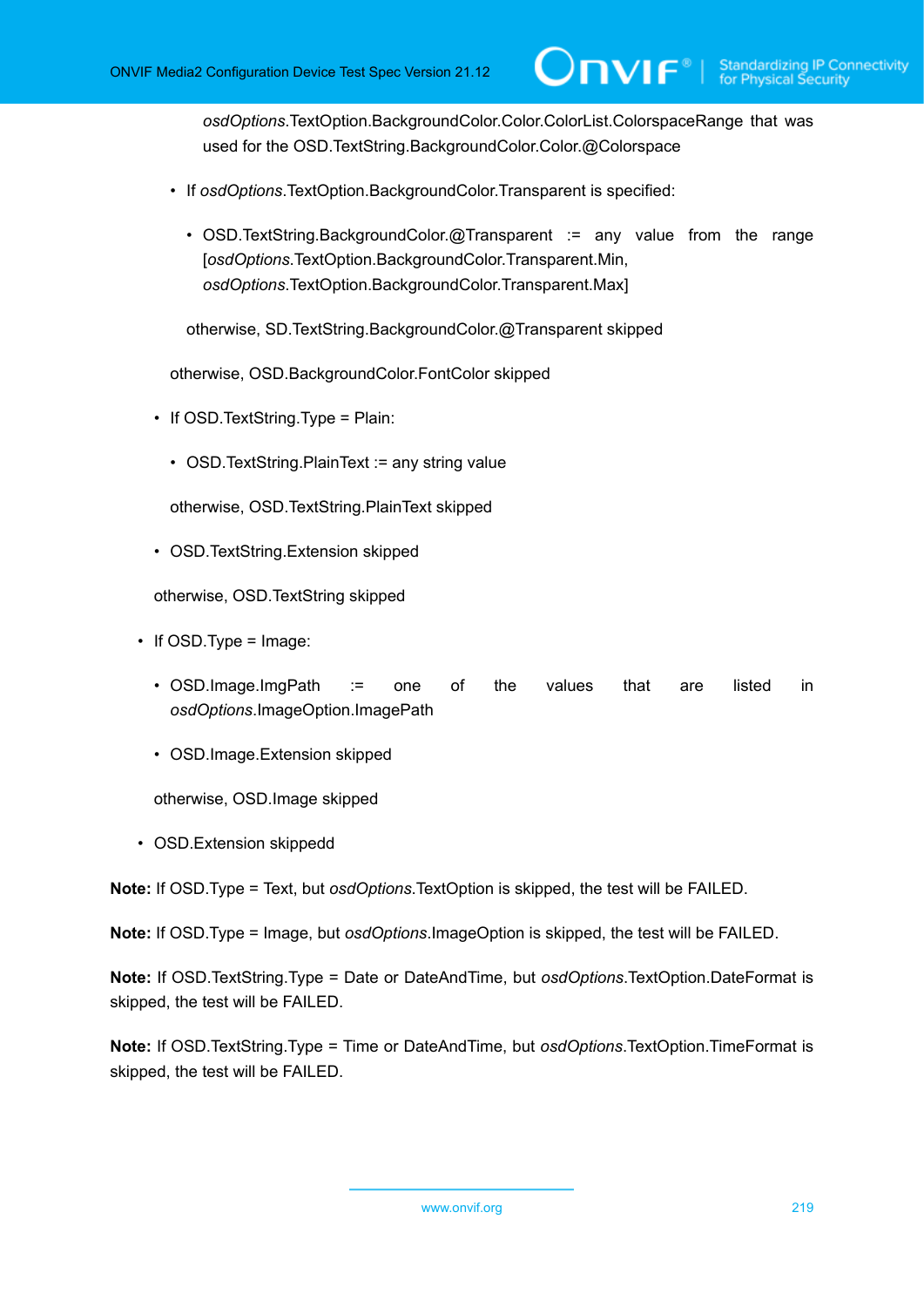*osdOptions*.TextOption.BackgroundColor.Color.ColorList.ColorspaceRange that was used for the OSD.TextString.BackgroundColor.Color.@Colorspace

            - If *osdOptions*.TextOption.BackgroundColor.Transparent is specified:

                - OSD.TextString.BackgroundColor.@Transparent := any value from the range [*osdOptions*.TextOption.BackgroundColor.Transparent.Min, *osdOptions*.TextOption.BackgroundColor.Transparent.Max]

              otherwise, SD.TextString.BackgroundColor.@Transparent skipped

          otherwise, OSD.BackgroundColor.FontColor skipped

        - If OSD.TextString.Type = Plain:

            - OSD.TextString.PlainText := any string value

          otherwise, OSD.TextString.PlainText skipped

        - OSD.TextString.Extension skipped

      otherwise, OSD.TextString skipped

    - If OSD.Type = Image:

        - OSD.Image.ImgPath := one of the values that are listed in *osdOptions*.ImagePath

        - OSD.Image.Extension skipped

      otherwise, OSD.Image skipped

    - OSD.Extension skippedd

**Note:** If OSD.Type = Text, but *osdOptions*.TextOption is skipped, the test will be FAILED.

**Note:** If OSD.Type = Image, but *osdOptions*.ImageOption is skipped, the test will be FAILED.

**Note:** If OSD.TextString.Type = Date or DateAndTime, but *osdOptions*.TextOption.DateFormat is skipped, the test will be FAILED.

**Note:** If OSD.TextString.Type = Time or DateAndTime, but *osdOptions*.TextOption.TimeFormat is skipped, the test will be FAILED.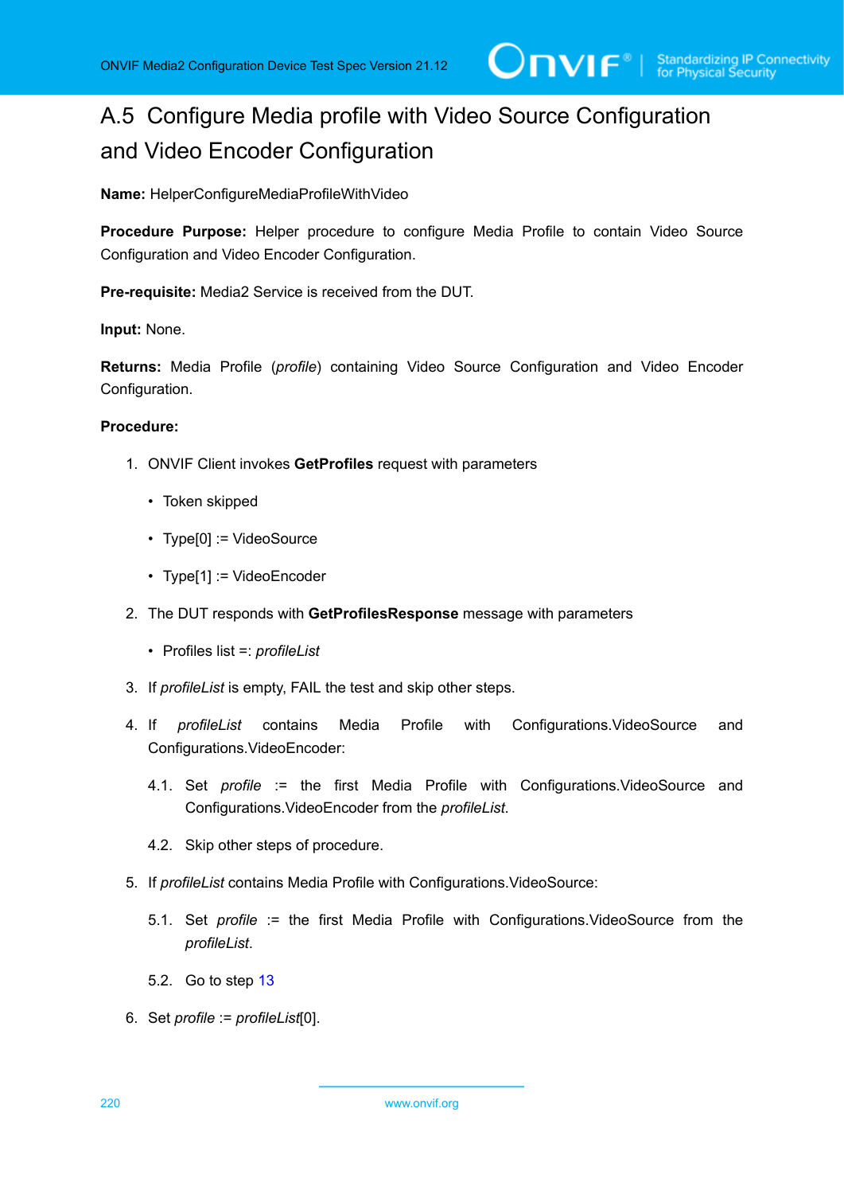## A.5 Configure Media profile with Video Source Configuration and Video Encoder Configuration

**Name:** HelperConfigureMediaProfileWithVideo

**Procedure Purpose:** Helper procedure to configure Media Profile to contain Video Source Configuration and Video Encoder Configuration.

**Pre-requisite:** Media2 Service is received from the DUT.

**Input:** None.

**Returns:** Media Profile (*profile*) containing Video Source Configuration and Video Encoder Configuration.

**Procedure:**

1. ONVIF Client invokes **GetProfiles** request with parameters
   - Token skipped
   - Type[0] := VideoSource
   - Type[1] := VideoEncoder
2. The DUT responds with **GetProfilesResponse** message with parameters
   - Profiles list =: *profileList*
3. If *profileList* is empty, FAIL the test and skip other steps.
4. If *profileList* contains Media Profile with Configurations.VideoSource and Configurations.VideoEncoder:
   - 4.1. Set *profile* := the first Media Profile with Configurations.VideoSource and Configurations.VideoEncoder from the *profileList*.
   - 4.2. Skip other steps of procedure.
5. If *profileList* contains Media Profile with Configurations.VideoSource:
   - 5.1. Set *profile* := the first Media Profile with Configurations.VideoSource from the *profileList*.
   - 5.2. Go to step 13
6. Set *profile* := *profileList*[0].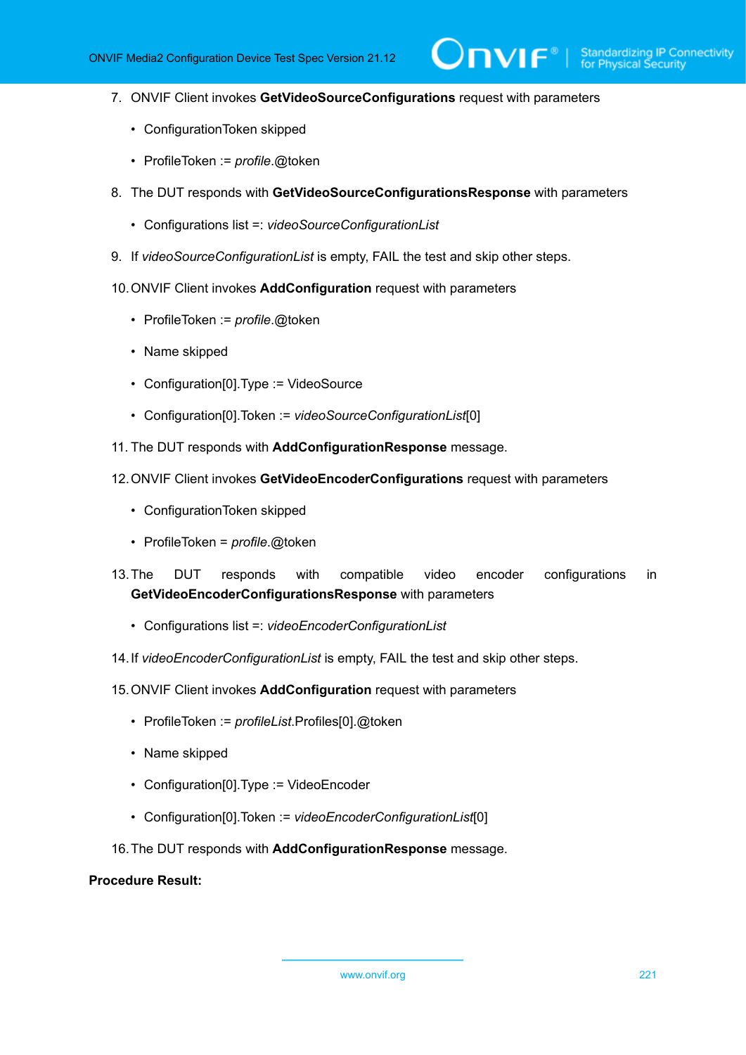7. ONVIF Client invokes **GetVideoSourceConfigurations** request with parameters

    - ConfigurationToken skipped

    - ProfileToken := *profile*.@token

8. The DUT responds with **GetVideoSourceConfigurationsResponse** with parameters

    - Configurations list =: *videoSourceConfigurationList*

9. If *videoSourceConfigurationList* is empty, FAIL the test and skip other steps.

10. ONVIF Client invokes **AddConfiguration** request with parameters

    - ProfileToken := *profile*.@token

    - Name skipped

    - Configuration[0].Type := VideoSource

    - Configuration[0].Token := *videoSourceConfigurationList*[0]

11. The DUT responds with **AddConfigurationResponse** message.

12. ONVIF Client invokes **GetVideoEncoderConfigurations** request with parameters

    - ConfigurationToken skipped

    - ProfileToken = *profile*.@token

13. The DUT responds with compatible video encoder configurations in **GetVideoEncoderConfigurationsResponse** with parameters

    - Configurations list =: *videoEncoderConfigurationList*

14. If *videoEncoderConfigurationList* is empty, FAIL the test and skip other steps.

15. ONVIF Client invokes **AddConfiguration** request with parameters

    - ProfileToken := *profileList*.Profiles[0].@token

    - Name skipped

    - Configuration[0].Type := VideoEncoder

    - Configuration[0].Token := *videoEncoderConfigurationList*[0]

16. The DUT responds with **AddConfigurationResponse** message.

**Procedure Result:**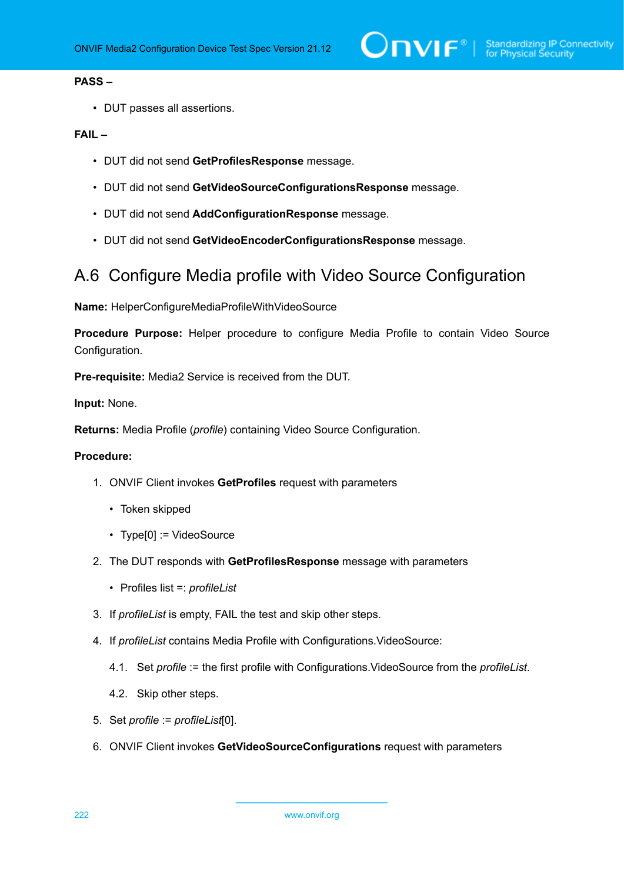**PASS –**

- DUT passes all assertions.

**FAIL –**

- DUT did not send **GetProfilesResponse** message.
- DUT did not send **GetVideoSourceConfigurationsResponse** message.
- DUT did not send **AddConfigurationResponse** message.
- DUT did not send **GetVideoEncoderConfigurationsResponse** message.

## A.6 Configure Media profile with Video Source Configuration

**Name:** HelperConfigureMediaProfileWithVideoSource

**Procedure Purpose:** Helper procedure to configure Media Profile to contain Video Source Configuration.

**Pre-requisite:** Media2 Service is received from the DUT.

**Input:** None.

**Returns:** Media Profile (*profile*) containing Video Source Configuration.

**Procedure:**

1. ONVIF Client invokes **GetProfiles** request with parameters
   - Token skipped
   - Type[0] := VideoSource
2. The DUT responds with **GetProfilesResponse** message with parameters
   - Profiles list =: *profileList*
3. If *profileList* is empty, FAIL the test and skip other steps.
4. If *profileList* contains Media Profile with Configurations.VideoSource:

   4.1. Set *profile* := the first profile with Configurations.VideoSource from the *profileList*.

   4.2. Skip other steps.
5. Set *profile* := *profileList*[0].
6. ONVIF Client invokes **GetVideoSourceConfigurations** request with parameters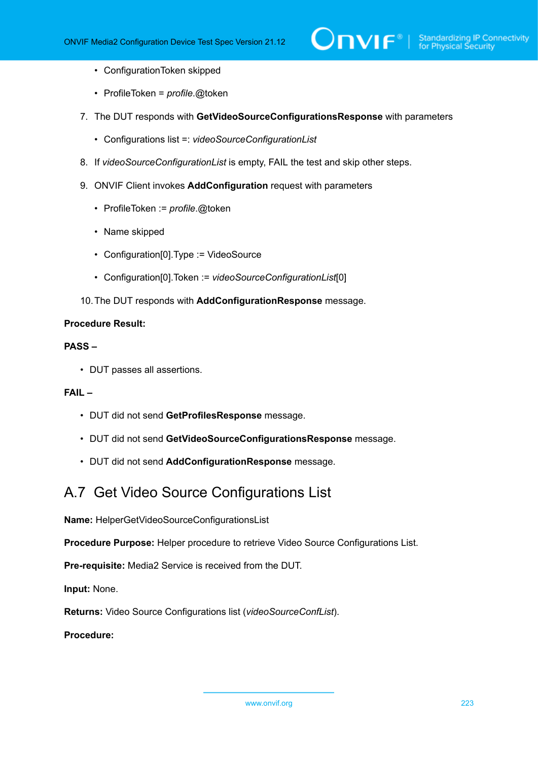- ConfigurationToken skipped
- ProfileToken = *profile*.@token

7. The DUT responds with **GetVideoSourceConfigurationsResponse** with parameters
   - Configurations list =: *videoSourceConfigurationList*
8. If *videoSourceConfigurationList* is empty, FAIL the test and skip other steps.
9. ONVIF Client invokes **AddConfiguration** request with parameters
   - ProfileToken := *profile*.@token
   - Name skipped
   - Configuration[0].Type := VideoSource
   - Configuration[0].Token := *videoSourceConfigurationList*[0]
10. The DUT responds with **AddConfigurationResponse** message.

**Procedure Result:**

**PASS –**

- DUT passes all assertions.

**FAIL –**

- DUT did not send **GetProfilesResponse** message.
- DUT did not send **GetVideoSourceConfigurationsResponse** message.
- DUT did not send **AddConfigurationResponse** message.

## A.7 Get Video Source Configurations List

**Name:** HelperGetVideoSourceConfigurationsList

**Procedure Purpose:** Helper procedure to retrieve Video Source Configurations List.

**Pre-requisite:** Media2 Service is received from the DUT.

**Input:** None.

**Returns:** Video Source Configurations list (*videoSourceConfList*).

**Procedure:**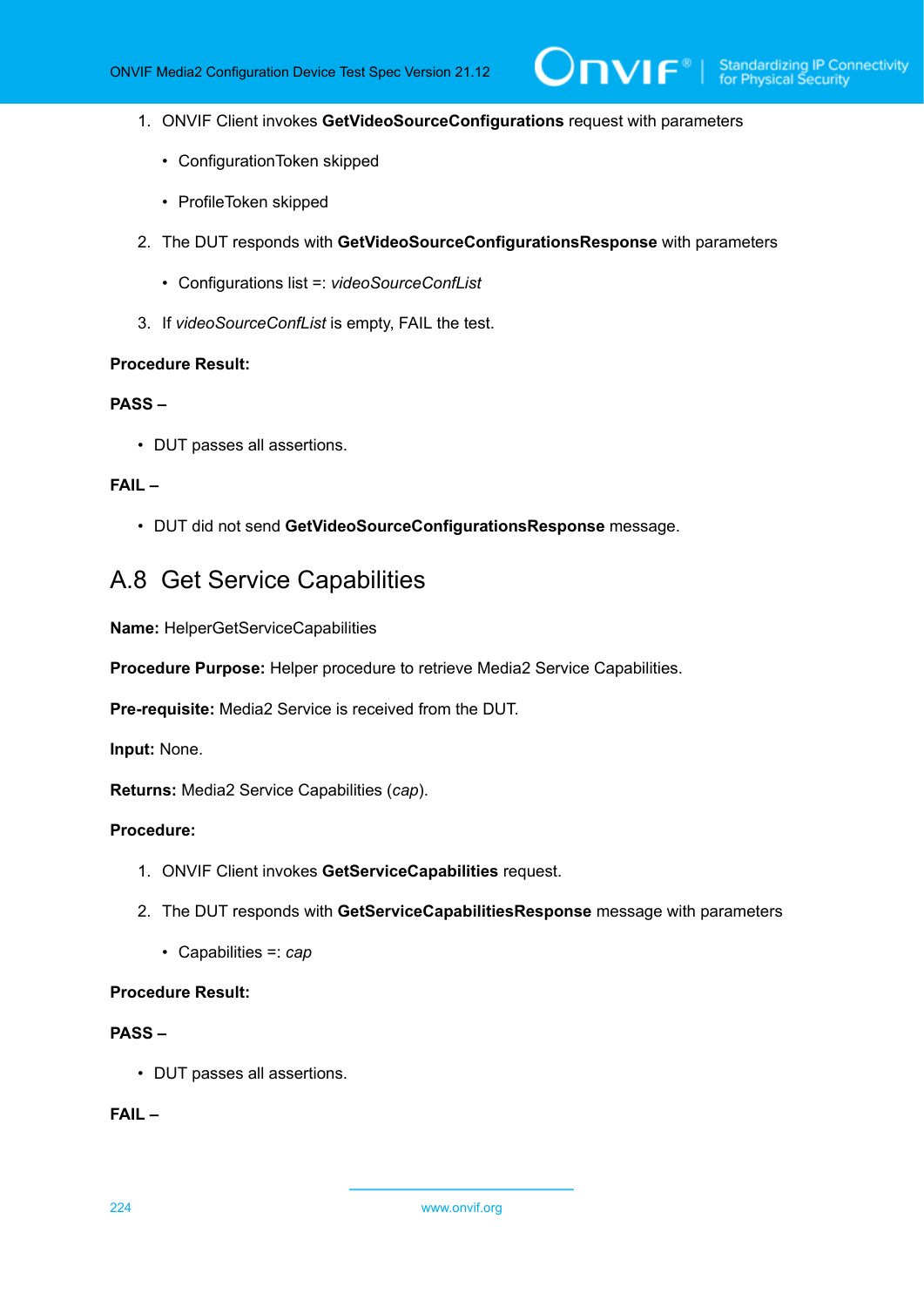1. ONVIF Client invokes **GetVideoSourceConfigurations** request with parameters

   - ConfigurationToken skipped

   - ProfileToken skipped

2. The DUT responds with **GetVideoSourceConfigurationsResponse** with parameters

   - Configurations list =: *videoSourceConfList*

3. If *videoSourceConfList* is empty, FAIL the test.

**Procedure Result:**

**PASS –**

- DUT passes all assertions.

**FAIL –**

- DUT did not send **GetVideoSourceConfigurationsResponse** message.

## A.8 Get Service Capabilities

**Name:** HelperGetServiceCapabilities

**Procedure Purpose:** Helper procedure to retrieve Media2 Service Capabilities.

**Pre-requisite:** Media2 Service is received from the DUT.

**Input:** None.

**Returns:** Media2 Service Capabilities (*cap*).

**Procedure:**

1. ONVIF Client invokes **GetServiceCapabilities** request.

2. The DUT responds with **GetServiceCapabilitiesResponse** message with parameters

   - Capabilities =: *cap*

**Procedure Result:**

**PASS –**

- DUT passes all assertions.

**FAIL –**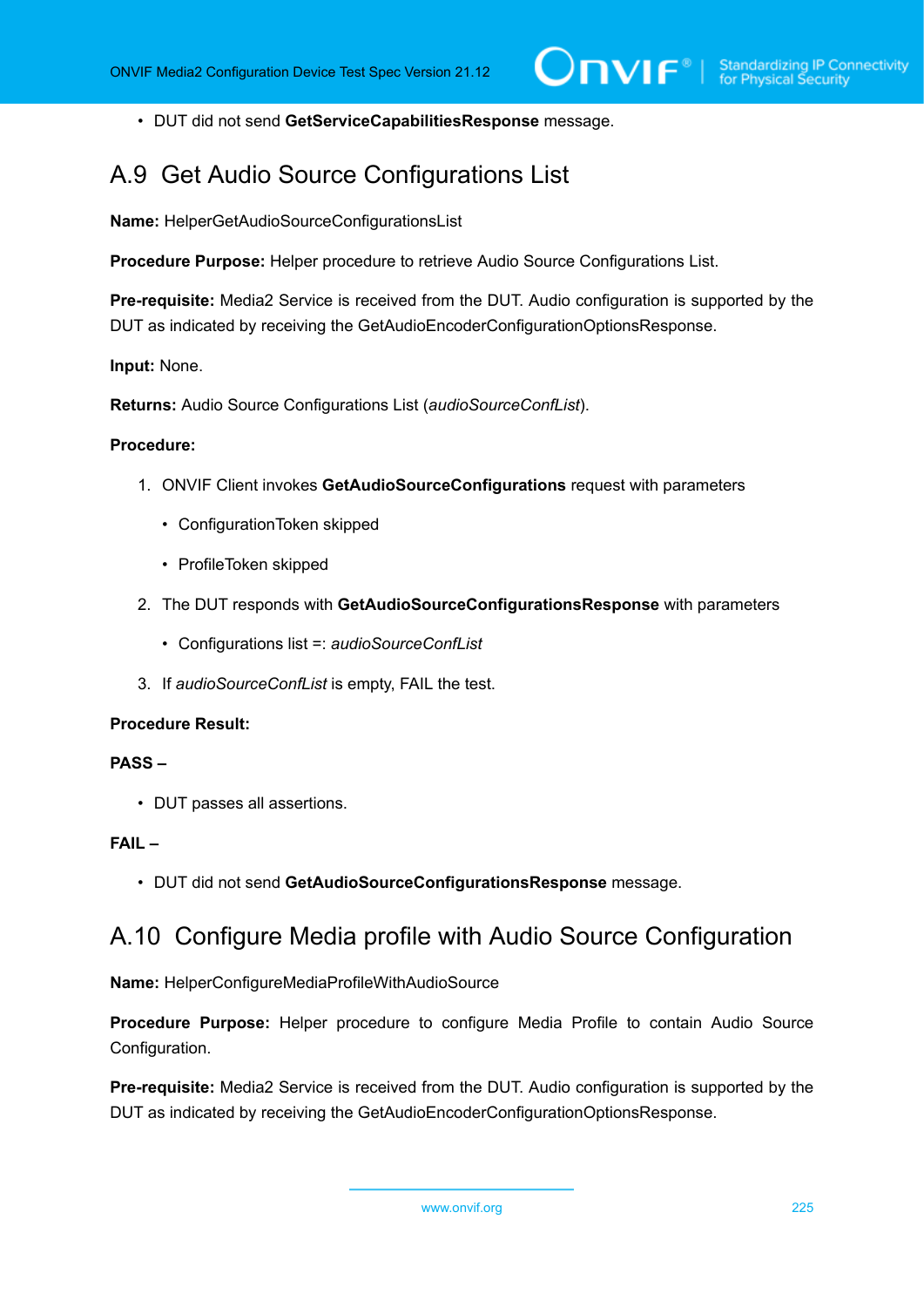- DUT did not send **GetServiceCapabilitiesResponse** message.

## A.9 Get Audio Source Configurations List

**Name:** HelperGetAudioSourceConfigurationsList

**Procedure Purpose:** Helper procedure to retrieve Audio Source Configurations List.

**Pre-requisite:** Media2 Service is received from the DUT. Audio configuration is supported by the DUT as indicated by receiving the GetAudioEncoderConfigurationOptionsResponse.

**Input:** None.

**Returns:** Audio Source Configurations List (*audioSourceConfList*).

**Procedure:**

1. ONVIF Client invokes **GetAudioSourceConfigurations** request with parameters
   - ConfigurationToken skipped
   - ProfileToken skipped
2. The DUT responds with **GetAudioSourceConfigurationsResponse** with parameters
   - Configurations list =: *audioSourceConfList*
3. If *audioSourceConfList* is empty, FAIL the test.

**Procedure Result:**

**PASS –**

- DUT passes all assertions.

**FAIL –**

- DUT did not send **GetAudioSourceConfigurationsResponse** message.

## A.10 Configure Media profile with Audio Source Configuration

**Name:** HelperConfigureMediaProfileWithAudioSource

**Procedure Purpose:** Helper procedure to configure Media Profile to contain Audio Source Configuration.

**Pre-requisite:** Media2 Service is received from the DUT. Audio configuration is supported by the DUT as indicated by receiving the GetAudioEncoderConfigurationOptionsResponse.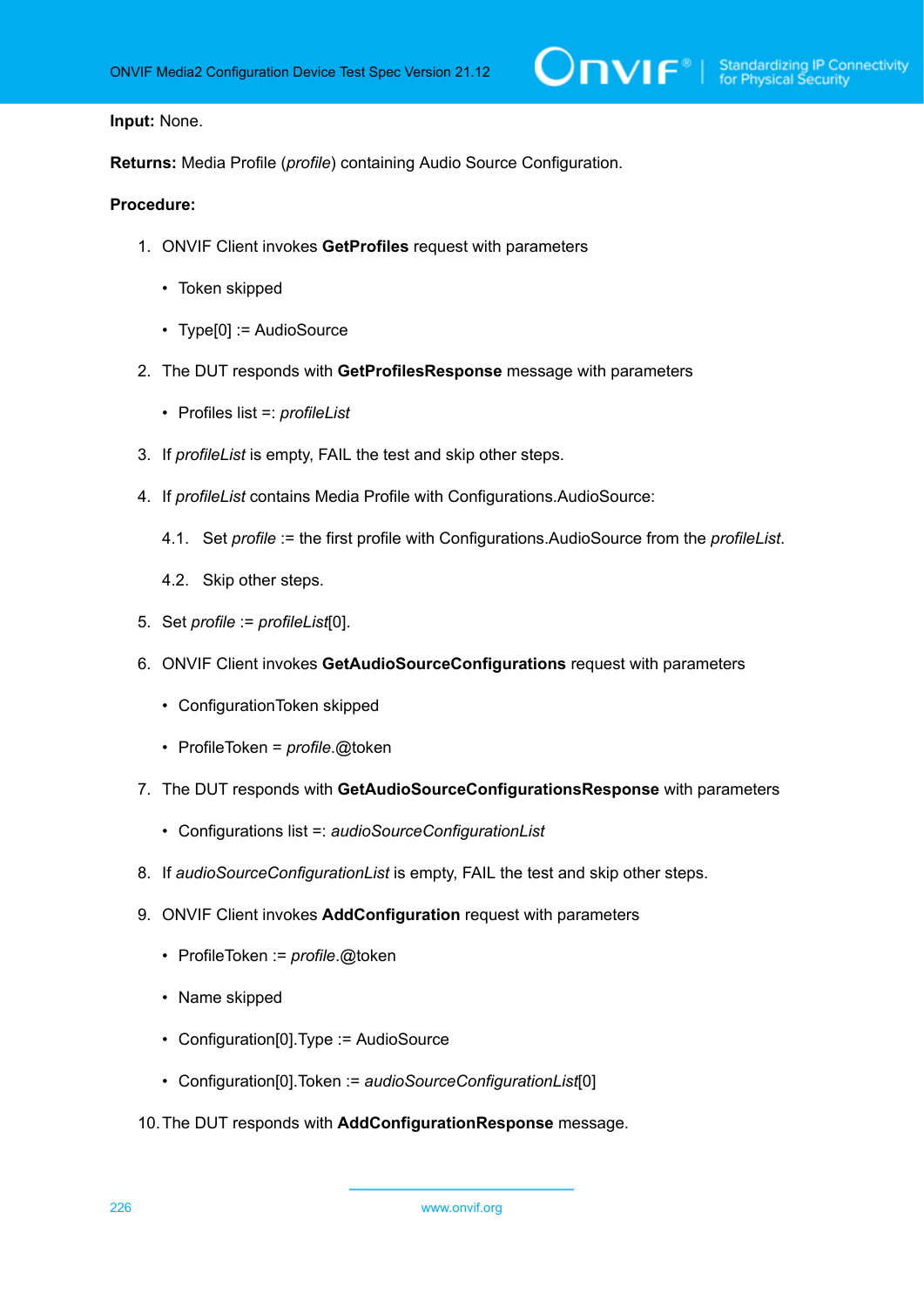**Input:** None.

**Returns:** Media Profile (*profile*) containing Audio Source Configuration.

**Procedure:**

1. ONVIF Client invokes **GetProfiles** request with parameters
   - Token skipped
   - Type[0] := AudioSource
2. The DUT responds with **GetProfilesResponse** message with parameters
   - Profiles list =: *profileList*
3. If *profileList* is empty, FAIL the test and skip other steps.
4. If *profileList* contains Media Profile with Configurations.AudioSource:

   4.1. Set *profile* := the first profile with Configurations.AudioSource from the *profileList*.

   4.2. Skip other steps.
5. Set *profile* := *profileList*[0].
6. ONVIF Client invokes **GetAudioSourceConfigurations** request with parameters
   - ConfigurationToken skipped
   - ProfileToken = *profile*.@token
7. The DUT responds with **GetAudioSourceConfigurationsResponse** with parameters
   - Configurations list =: *audioSourceConfigurationList*
8. If *audioSourceConfigurationList* is empty, FAIL the test and skip other steps.
9. ONVIF Client invokes **AddConfiguration** request with parameters
   - ProfileToken := *profile*.@token
   - Name skipped
   - Configuration[0].Type := AudioSource
   - Configuration[0].Token := *audioSourceConfigurationList*[0]
10. The DUT responds with **AddConfigurationResponse** message.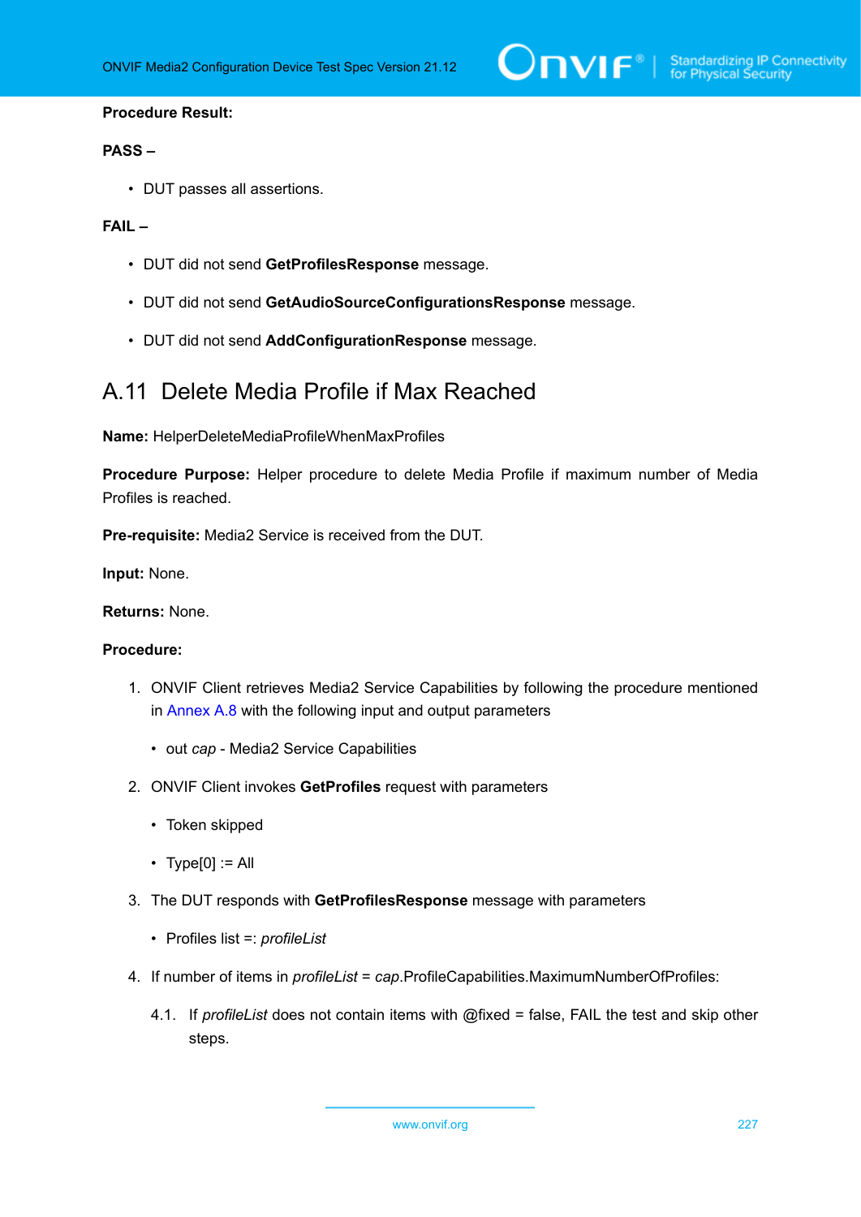**Procedure Result:**

**PASS –**

- DUT passes all assertions.

**FAIL –**

- DUT did not send **GetProfilesResponse** message.
- DUT did not send **GetAudioSourceConfigurationsResponse** message.
- DUT did not send **AddConfigurationResponse** message.

## A.11 Delete Media Profile if Max Reached

**Name:** HelperDeleteMediaProfileWhenMaxProfiles

**Procedure Purpose:** Helper procedure to delete Media Profile if maximum number of Media Profiles is reached.

**Pre-requisite:** Media2 Service is received from the DUT.

**Input:** None.

**Returns:** None.

**Procedure:**

1. ONVIF Client retrieves Media2 Service Capabilities by following the procedure mentioned in Annex A.8 with the following input and output parameters
   - out *cap* - Media2 Service Capabilities
2. ONVIF Client invokes **GetProfiles** request with parameters
   - Token skipped
   - Type[0] := All
3. The DUT responds with **GetProfilesResponse** message with parameters
   - Profiles list =: *profileList*
4. If number of items in *profileList* = *cap*.ProfileCapabilities.MaximumNumberOfProfiles:

   4.1. If *profileList* does not contain items with @fixed = false, FAIL the test and skip other steps.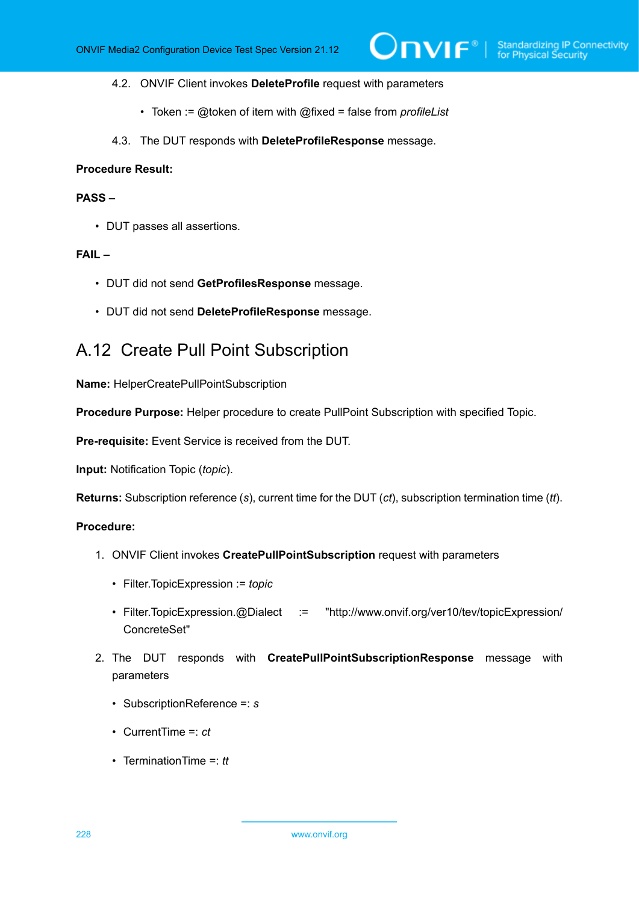4.2. ONVIF Client invokes **DeleteProfile** request with parameters

- Token := @token of item with @fixed = false from *profileList*

4.3. The DUT responds with **DeleteProfileResponse** message.

**Procedure Result:**

**PASS –**

- DUT passes all assertions.

**FAIL –**

- DUT did not send **GetProfilesResponse** message.
- DUT did not send **DeleteProfileResponse** message.

## A.12 Create Pull Point Subscription

**Name:** HelperCreatePullPointSubscription

**Procedure Purpose:** Helper procedure to create PullPoint Subscription with specified Topic.

**Pre-requisite:** Event Service is received from the DUT.

**Input:** Notification Topic (*topic*).

**Returns:** Subscription reference (*s*), current time for the DUT (*ct*), subscription termination time (*tt*).

**Procedure:**

1. ONVIF Client invokes **CreatePullPointSubscription** request with parameters
   - Filter.TopicExpression := *topic*
   - Filter.TopicExpression.@Dialect := "http://www.onvif.org/ver10/tev/topicExpression/ConcreteSet"
2. The DUT responds with **CreatePullPointSubscriptionResponse** message with parameters
   - SubscriptionReference =: *s*
   - CurrentTime =: *ct*
   - TerminationTime =: *tt*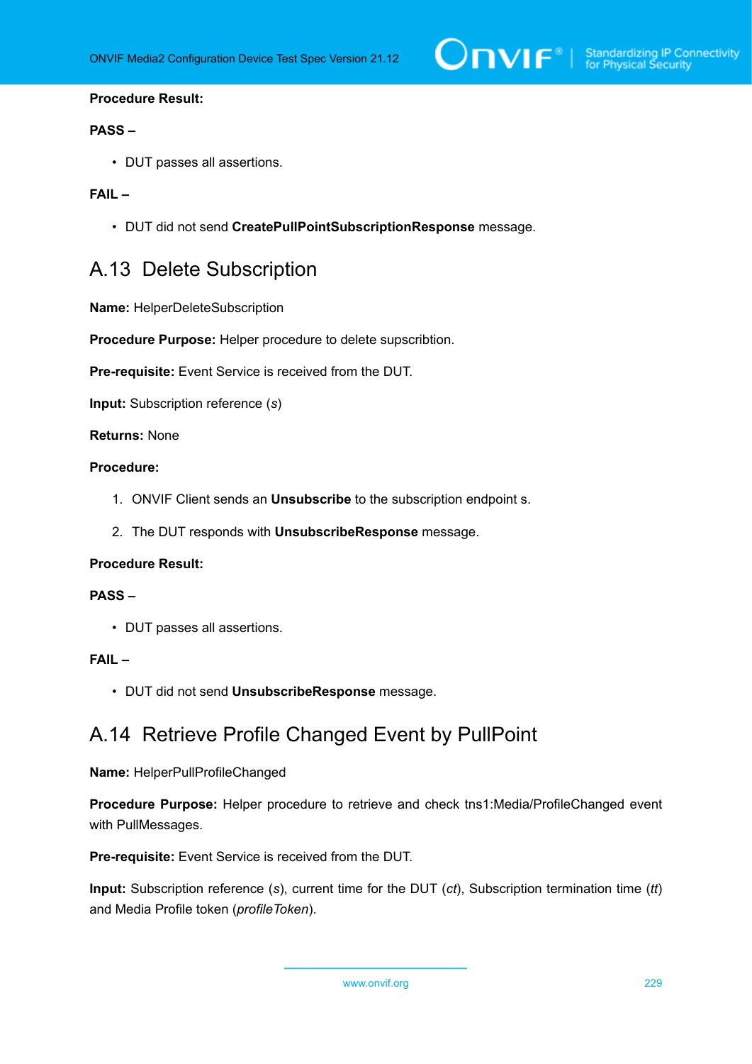**Procedure Result:**

**PASS –**

- DUT passes all assertions.

**FAIL –**

- DUT did not send **CreatePullPointSubscriptionResponse** message.

## A.13 Delete Subscription

**Name:** HelperDeleteSubscription

**Procedure Purpose:** Helper procedure to delete supscribtion.

**Pre-requisite:** Event Service is received from the DUT.

**Input:** Subscription reference (*s*)

**Returns:** None

**Procedure:**

1. ONVIF Client sends an **Unsubscribe** to the subscription endpoint s.
2. The DUT responds with **UnsubscribeResponse** message.

**Procedure Result:**

**PASS –**

- DUT passes all assertions.

**FAIL –**

- DUT did not send **UnsubscribeResponse** message.

## A.14 Retrieve Profile Changed Event by PullPoint

**Name:** HelperPullProfileChanged

**Procedure Purpose:** Helper procedure to retrieve and check tns1:Media/ProfileChanged event with PullMessages.

**Pre-requisite:** Event Service is received from the DUT.

**Input:** Subscription reference (*s*), current time for the DUT (*ct*), Subscription termination time (*tt*) and Media Profile token (*profileToken*).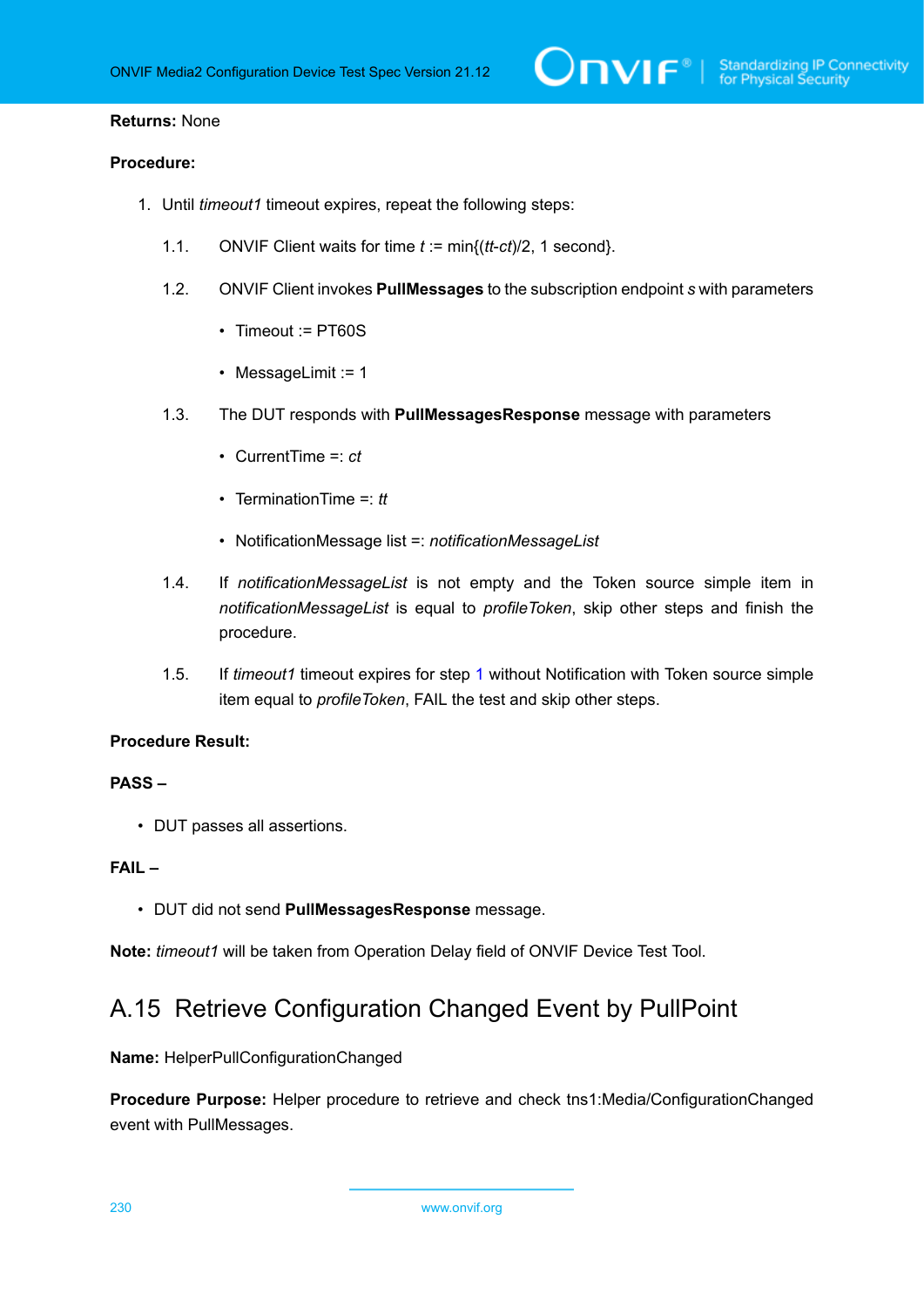**Returns:** None

**Procedure:**

1. Until *timeout1* timeout expires, repeat the following steps:

   1.1. ONVIF Client waits for time *t* := min{(*tt*-*ct*)/2, 1 second}.

   1.2. ONVIF Client invokes **PullMessages** to the subscription endpoint *s* with parameters

   - Timeout := PT60S
   - MessageLimit := 1

   1.3. The DUT responds with **PullMessagesResponse** message with parameters

   - CurrentTime =: *ct*
   - TerminationTime =: *tt*
   - NotificationMessage list =: *notificationMessageList*

   1.4. If *notificationMessageList* is not empty and the Token source simple item in *notificationMessageList* is equal to *profileToken*, skip other steps and finish the procedure.

   1.5. If *timeout1* timeout expires for step 1 without Notification with Token source simple item equal to *profileToken*, FAIL the test and skip other steps.

**Procedure Result:**

**PASS –**

- DUT passes all assertions.

**FAIL –**

- DUT did not send **PullMessagesResponse** message.

**Note:** *timeout1* will be taken from Operation Delay field of ONVIF Device Test Tool.

## A.15 Retrieve Configuration Changed Event by PullPoint

**Name:** HelperPullConfigurationChanged

**Procedure Purpose:** Helper procedure to retrieve and check tns1:Media/ConfigurationChanged event with PullMessages.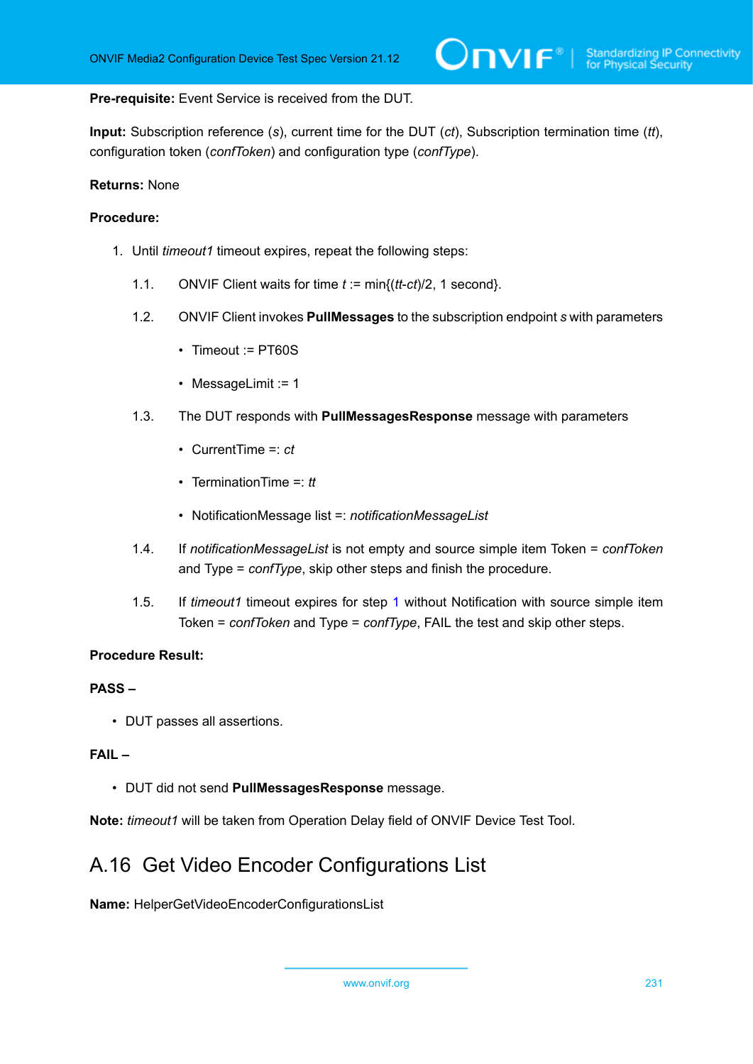**Pre-requisite:** Event Service is received from the DUT.

**Input:** Subscription reference (*s*), current time for the DUT (*ct*), Subscription termination time (*tt*), configuration token (*confToken*) and configuration type (*confType*).

**Returns:** None

**Procedure:**

1. Until *timeout1* timeout expires, repeat the following steps:

   1.1. ONVIF Client waits for time *t* := min{(*tt*-*ct*)/2, 1 second}.

   1.2. ONVIF Client invokes **PullMessages** to the subscription endpoint *s* with parameters

   - Timeout := PT60S
   - MessageLimit := 1

   1.3. The DUT responds with **PullMessagesResponse** message with parameters

   - CurrentTime =: *ct*
   - TerminationTime =: *tt*
   - NotificationMessage list =: *notificationMessageList*

   1.4. If *notificationMessageList* is not empty and source simple item Token = *confToken* and Type = *confType*, skip other steps and finish the procedure.

   1.5. If *timeout1* timeout expires for step 1 without Notification with source simple item Token = *confToken* and Type = *confType*, FAIL the test and skip other steps.

**Procedure Result:**

**PASS –**

- DUT passes all assertions.

**FAIL –**

- DUT did not send **PullMessagesResponse** message.

**Note:** *timeout1* will be taken from Operation Delay field of ONVIF Device Test Tool.

## A.16 Get Video Encoder Configurations List

**Name:** HelperGetVideoEncoderConfigurationsList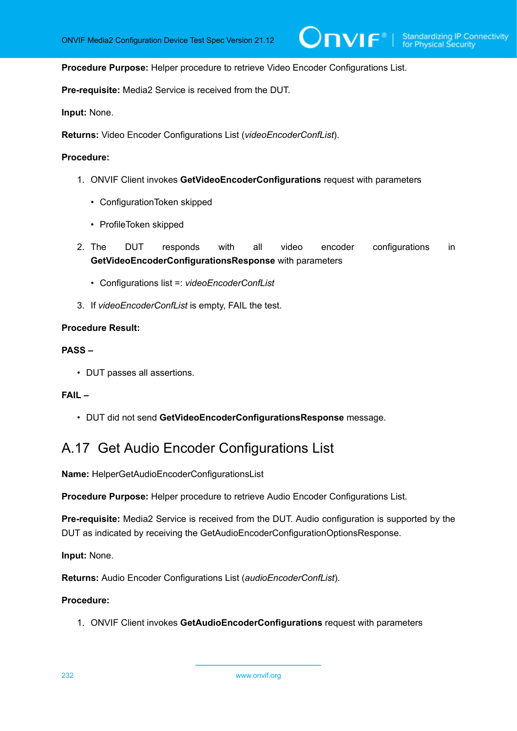**Procedure Purpose:** Helper procedure to retrieve Video Encoder Configurations List.

**Pre-requisite:** Media2 Service is received from the DUT.

**Input:** None.

**Returns:** Video Encoder Configurations List (*videoEncoderConfList*).

**Procedure:**

1. ONVIF Client invokes **GetVideoEncoderConfigurations** request with parameters
   - ConfigurationToken skipped
   - ProfileToken skipped
2. The DUT responds with all video encoder configurations in **GetVideoEncoderConfigurationsResponse** with parameters
   - Configurations list =: *videoEncoderConfList*
3. If *videoEncoderConfList* is empty, FAIL the test.

**Procedure Result:**

**PASS –**

- DUT passes all assertions.

**FAIL –**

- DUT did not send **GetVideoEncoderConfigurationsResponse** message.

## A.17 Get Audio Encoder Configurations List

**Name:** HelperGetAudioEncoderConfigurationsList

**Procedure Purpose:** Helper procedure to retrieve Audio Encoder Configurations List.

**Pre-requisite:** Media2 Service is received from the DUT. Audio configuration is supported by the DUT as indicated by receiving the GetAudioEncoderConfigurationOptionsResponse.

**Input:** None.

**Returns:** Audio Encoder Configurations List (*audioEncoderConfList*).

**Procedure:**

1. ONVIF Client invokes **GetAudioEncoderConfigurations** request with parameters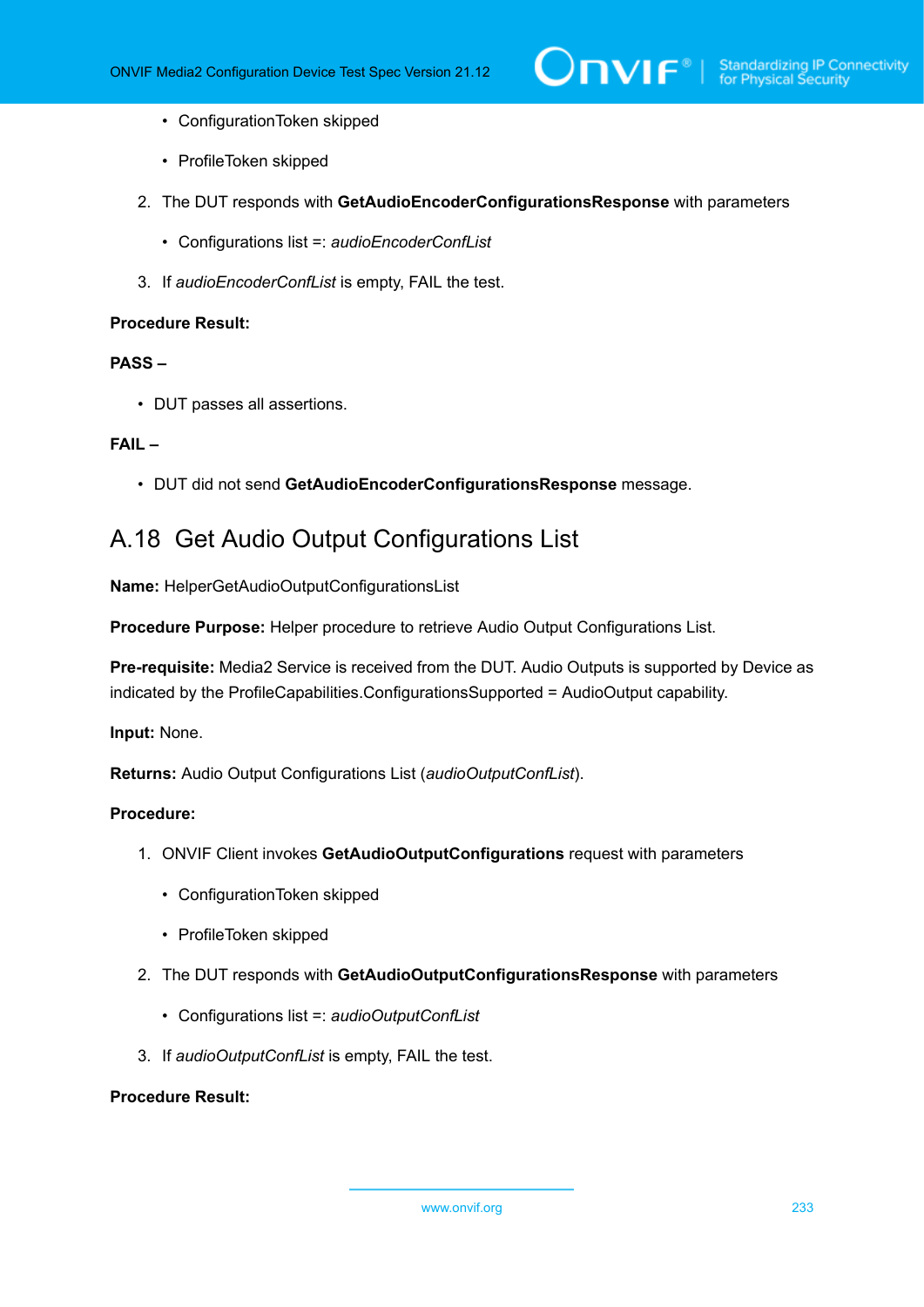- ConfigurationToken skipped
- ProfileToken skipped

2. The DUT responds with **GetAudioEncoderConfigurationsResponse** with parameters
   - Configurations list =: *audioEncoderConfList*

3. If *audioEncoderConfList* is empty, FAIL the test.

**Procedure Result:**

**PASS –**

- DUT passes all assertions.

**FAIL –**

- DUT did not send **GetAudioEncoderConfigurationsResponse** message.

## A.18 Get Audio Output Configurations List

**Name:** HelperGetAudioOutputConfigurationsList

**Procedure Purpose:** Helper procedure to retrieve Audio Output Configurations List.

**Pre-requisite:** Media2 Service is received from the DUT. Audio Outputs is supported by Device as indicated by the ProfileCapabilities.ConfigurationsSupported = AudioOutput capability.

**Input:** None.

**Returns:** Audio Output Configurations List (*audioOutputConfList*).

**Procedure:**

1. ONVIF Client invokes **GetAudioOutputConfigurations** request with parameters
   - ConfigurationToken skipped
   - ProfileToken skipped

2. The DUT responds with **GetAudioOutputConfigurationsResponse** with parameters
   - Configurations list =: *audioOutputConfList*

3. If *audioOutputConfList* is empty, FAIL the test.

**Procedure Result:**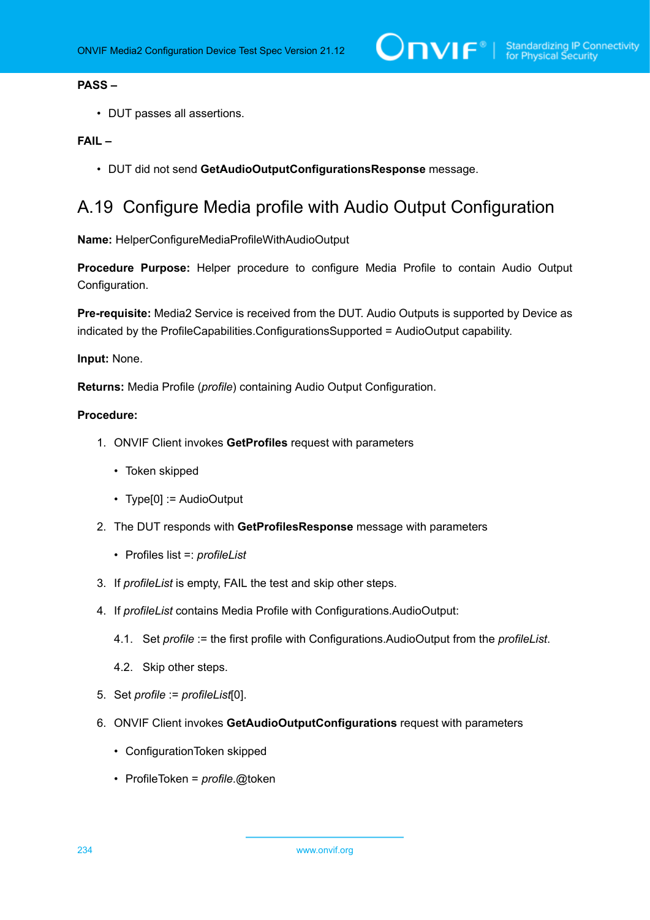**PASS –**

- DUT passes all assertions.

**FAIL –**

- DUT did not send **GetAudioOutputConfigurationsResponse** message.

## A.19 Configure Media profile with Audio Output Configuration

**Name:** HelperConfigureMediaProfileWithAudioOutput

**Procedure Purpose:** Helper procedure to configure Media Profile to contain Audio Output Configuration.

**Pre-requisite:** Media2 Service is received from the DUT. Audio Outputs is supported by Device as indicated by the ProfileCapabilities.ConfigurationsSupported = AudioOutput capability.

**Input:** None.

**Returns:** Media Profile (*profile*) containing Audio Output Configuration.

**Procedure:**

1. ONVIF Client invokes **GetProfiles** request with parameters
   - Token skipped
   - Type[0] := AudioOutput
2. The DUT responds with **GetProfilesResponse** message with parameters
   - Profiles list =: *profileList*
3. If *profileList* is empty, FAIL the test and skip other steps.
4. If *profileList* contains Media Profile with Configurations.AudioOutput:

   4.1. Set *profile* := the first profile with Configurations.AudioOutput from the *profileList*.

   4.2. Skip other steps.
5. Set *profile* := *profileList*[0].
6. ONVIF Client invokes **GetAudioOutputConfigurations** request with parameters
   - ConfigurationToken skipped
   - ProfileToken = *profile*.@token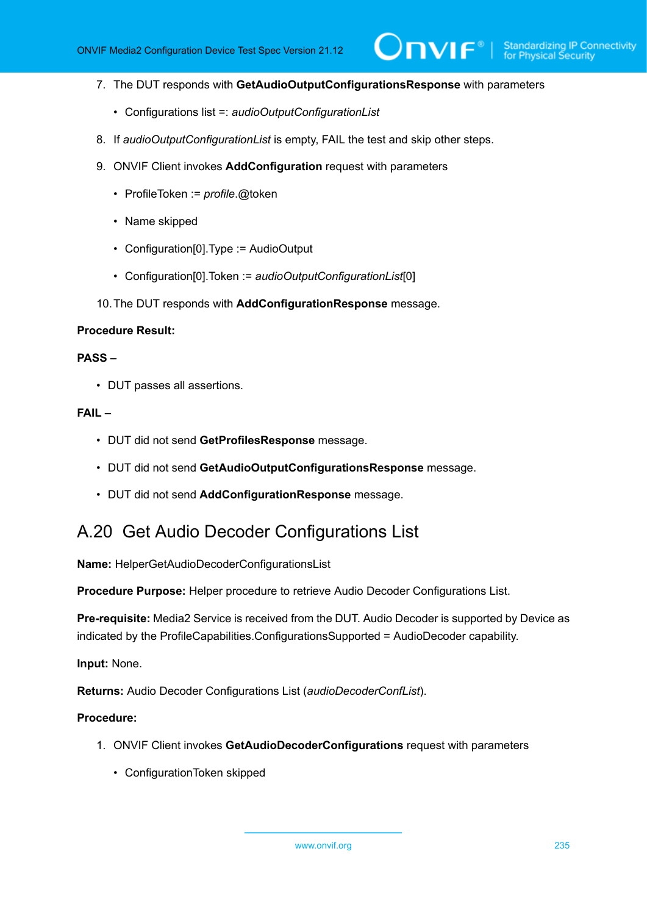7. The DUT responds with **GetAudioOutputConfigurationsResponse** with parameters

   - Configurations list =: *audioOutputConfigurationList*

8. If *audioOutputConfigurationList* is empty, FAIL the test and skip other steps.

9. ONVIF Client invokes **AddConfiguration** request with parameters

   - ProfileToken := *profile*.@token
   - Name skipped
   - Configuration[0].Type := AudioOutput
   - Configuration[0].Token := *audioOutputConfigurationList*[0]

10. The DUT responds with **AddConfigurationResponse** message.

**Procedure Result:**

**PASS –**

- DUT passes all assertions.

**FAIL –**

- DUT did not send **GetProfilesResponse** message.
- DUT did not send **GetAudioOutputConfigurationsResponse** message.
- DUT did not send **AddConfigurationResponse** message.

## A.20 Get Audio Decoder Configurations List

**Name:** HelperGetAudioDecoderConfigurationsList

**Procedure Purpose:** Helper procedure to retrieve Audio Decoder Configurations List.

**Pre-requisite:** Media2 Service is received from the DUT. Audio Decoder is supported by Device as indicated by the ProfileCapabilities.ConfigurationsSupported = AudioDecoder capability.

**Input:** None.

**Returns:** Audio Decoder Configurations List (*audioDecoderConfList*).

**Procedure:**

1. ONVIF Client invokes **GetAudioDecoderConfigurations** request with parameters

   - ConfigurationToken skipped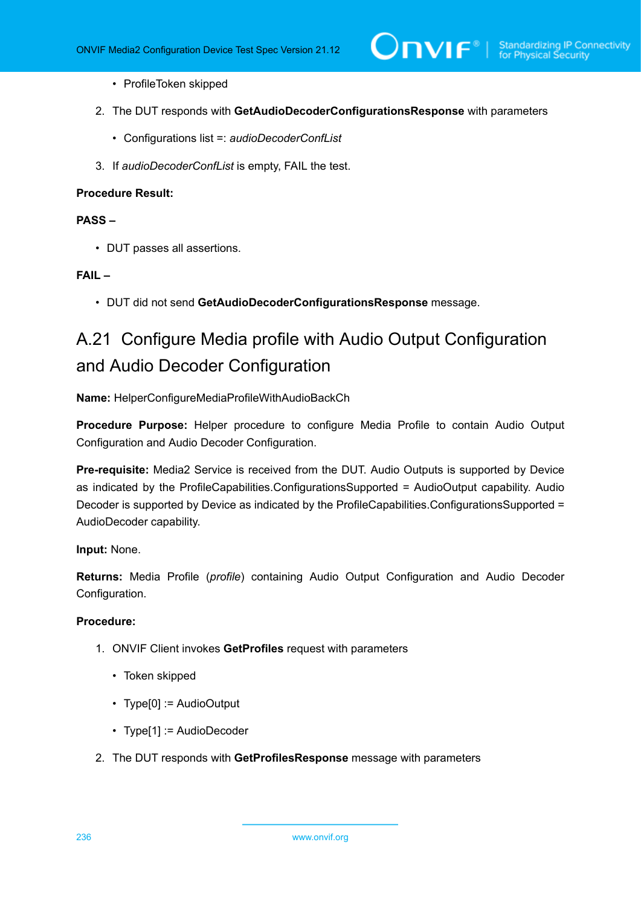- ProfileToken skipped

2. The DUT responds with **GetAudioDecoderConfigurationsResponse** with parameters

   - Configurations list =: *audioDecoderConfList*

3. If *audioDecoderConfList* is empty, FAIL the test.

**Procedure Result:**

**PASS –**

- DUT passes all assertions.

**FAIL –**

- DUT did not send **GetAudioDecoderConfigurationsResponse** message.

## A.21 Configure Media profile with Audio Output Configuration and Audio Decoder Configuration

**Name:** HelperConfigureMediaProfileWithAudioBackCh

**Procedure Purpose:** Helper procedure to configure Media Profile to contain Audio Output Configuration and Audio Decoder Configuration.

**Pre-requisite:** Media2 Service is received from the DUT. Audio Outputs is supported by Device as indicated by the ProfileCapabilities.ConfigurationsSupported = AudioOutput capability. Audio Decoder is supported by Device as indicated by the ProfileCapabilities.ConfigurationsSupported = AudioDecoder capability.

**Input:** None.

**Returns:** Media Profile (*profile*) containing Audio Output Configuration and Audio Decoder Configuration.

**Procedure:**

1. ONVIF Client invokes **GetProfiles** request with parameters

   - Token skipped
   - Type[0] := AudioOutput
   - Type[1] := AudioDecoder

2. The DUT responds with **GetProfilesResponse** message with parameters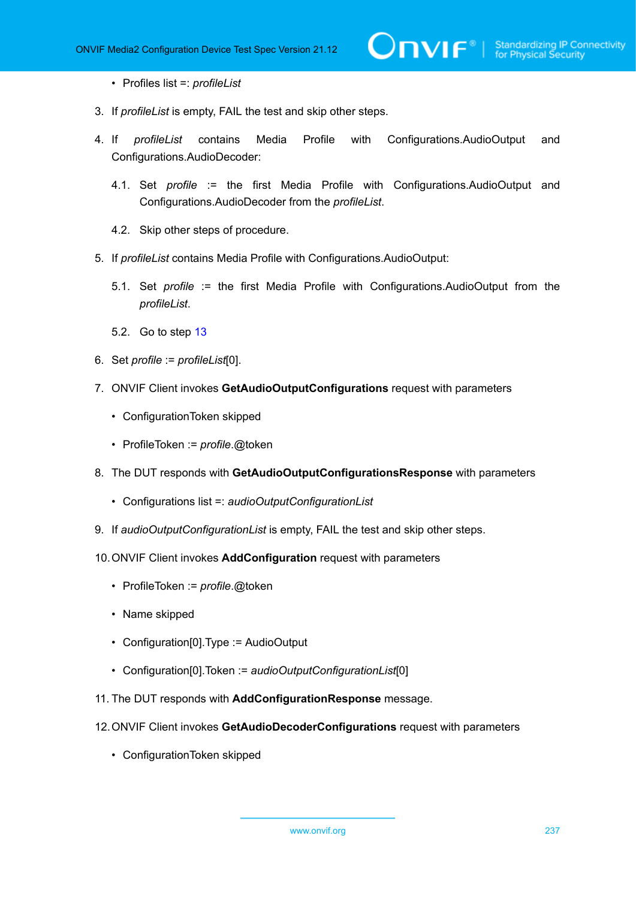- Profiles list =: *profileList*

3. If *profileList* is empty, FAIL the test and skip other steps.

4. If *profileList* contains Media Profile with Configurations.AudioOutput and Configurations.AudioDecoder:

   4.1. Set *profile* := the first Media Profile with Configurations.AudioOutput and Configurations.AudioDecoder from the *profileList*.

   4.2. Skip other steps of procedure.

5. If *profileList* contains Media Profile with Configurations.AudioOutput:

   5.1. Set *profile* := the first Media Profile with Configurations.AudioOutput from the *profileList*.

   5.2. Go to step 13

6. Set *profile* := *profileList*[0].

7. ONVIF Client invokes **GetAudioOutputConfigurations** request with parameters

   - ConfigurationToken skipped
   - ProfileToken := *profile*.@token

8. The DUT responds with **GetAudioOutputConfigurationsResponse** with parameters

   - Configurations list =: *audioOutputConfigurationList*

9. If *audioOutputConfigurationList* is empty, FAIL the test and skip other steps.

10. ONVIF Client invokes **AddConfiguration** request with parameters

    - ProfileToken := *profile*.@token
    - Name skipped
    - Configuration[0].Type := AudioOutput
    - Configuration[0].Token := *audioOutputConfigurationList*[0]

11. The DUT responds with **AddConfigurationResponse** message.

12. ONVIF Client invokes **GetAudioDecoderConfigurations** request with parameters

    - ConfigurationToken skipped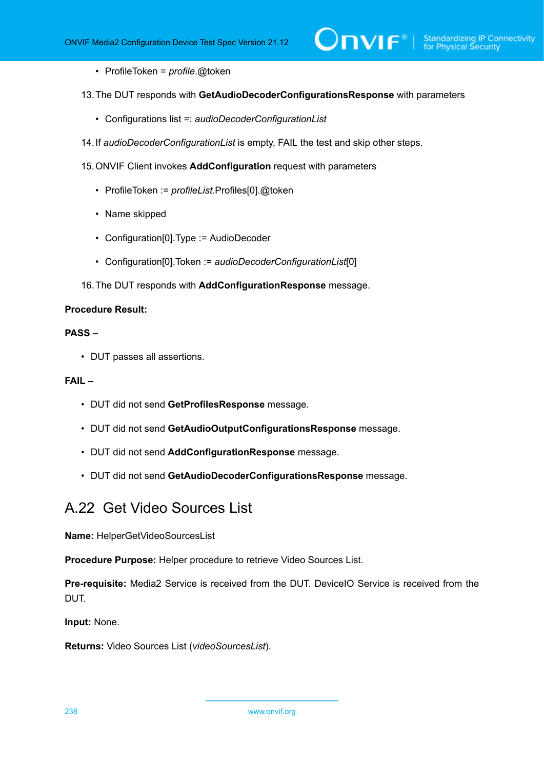- ProfileToken = *profile*.@token

13. The DUT responds with **GetAudioDecoderConfigurationsResponse** with parameters

    - Configurations list =: *audioDecoderConfigurationList*

14. If *audioDecoderConfigurationList* is empty, FAIL the test and skip other steps.

15. ONVIF Client invokes **AddConfiguration** request with parameters

    - ProfileToken := *profileList*.Profiles[0].@token
    - Name skipped
    - Configuration[0].Type := AudioDecoder
    - Configuration[0].Token := *audioDecoderConfigurationList*[0]

16. The DUT responds with **AddConfigurationResponse** message.

**Procedure Result:**

**PASS –**

- DUT passes all assertions.

**FAIL –**

- DUT did not send **GetProfilesResponse** message.
- DUT did not send **GetAudioOutputConfigurationsResponse** message.
- DUT did not send **AddConfigurationResponse** message.
- DUT did not send **GetAudioDecoderConfigurationsResponse** message.

## A.22 Get Video Sources List

**Name:** HelperGetVideoSourcesList

**Procedure Purpose:** Helper procedure to retrieve Video Sources List.

**Pre-requisite:** Media2 Service is received from the DUT. DeviceIO Service is received from the DUT.

**Input:** None.

**Returns:** Video Sources List (*videoSourcesList*).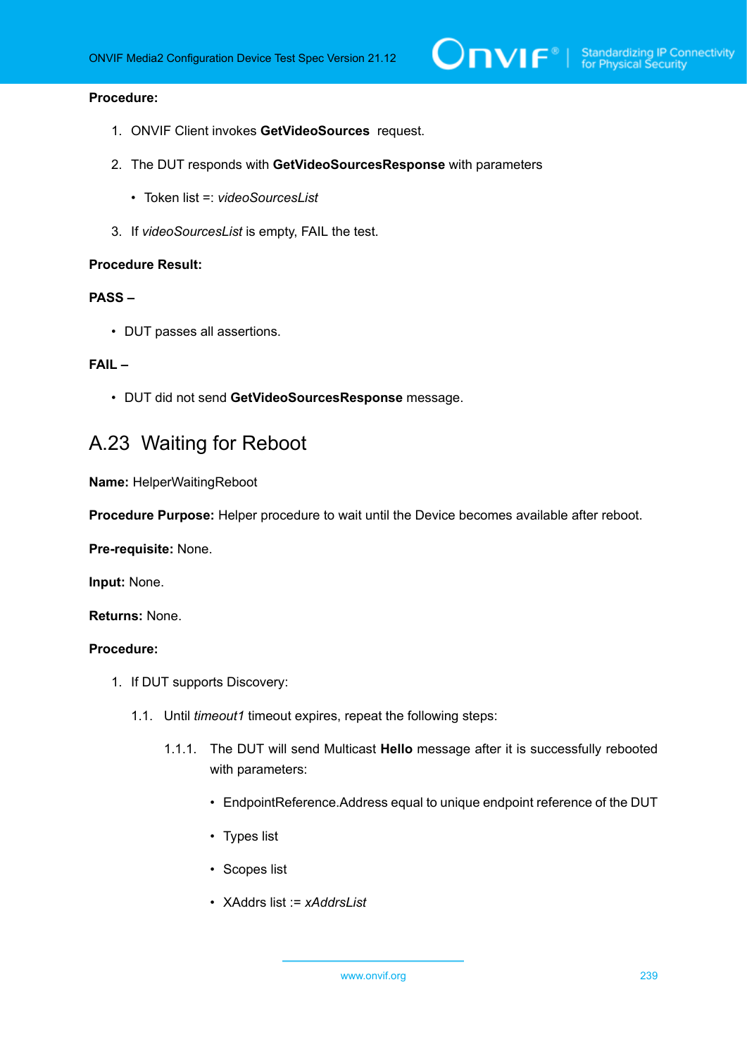**Procedure:**

1. ONVIF Client invokes **GetVideoSources** request.

2. The DUT responds with **GetVideoSourcesResponse** with parameters

   - Token list =: *videoSourcesList*

3. If *videoSourcesList* is empty, FAIL the test.

**Procedure Result:**

**PASS –**

- DUT passes all assertions.

**FAIL –**

- DUT did not send **GetVideoSourcesResponse** message.

## A.23 Waiting for Reboot

**Name:** HelperWaitingReboot

**Procedure Purpose:** Helper procedure to wait until the Device becomes available after reboot.

**Pre-requisite:** None.

**Input:** None.

**Returns:** None.

**Procedure:**

1. If DUT supports Discovery:

   1.1. Until *timeout1* timeout expires, repeat the following steps:

      1.1.1. The DUT will send Multicast **Hello** message after it is successfully rebooted with parameters:

      - EndpointReference.Address equal to unique endpoint reference of the DUT
      - Types list
      - Scopes list
      - XAddrs list := *xAddrsList*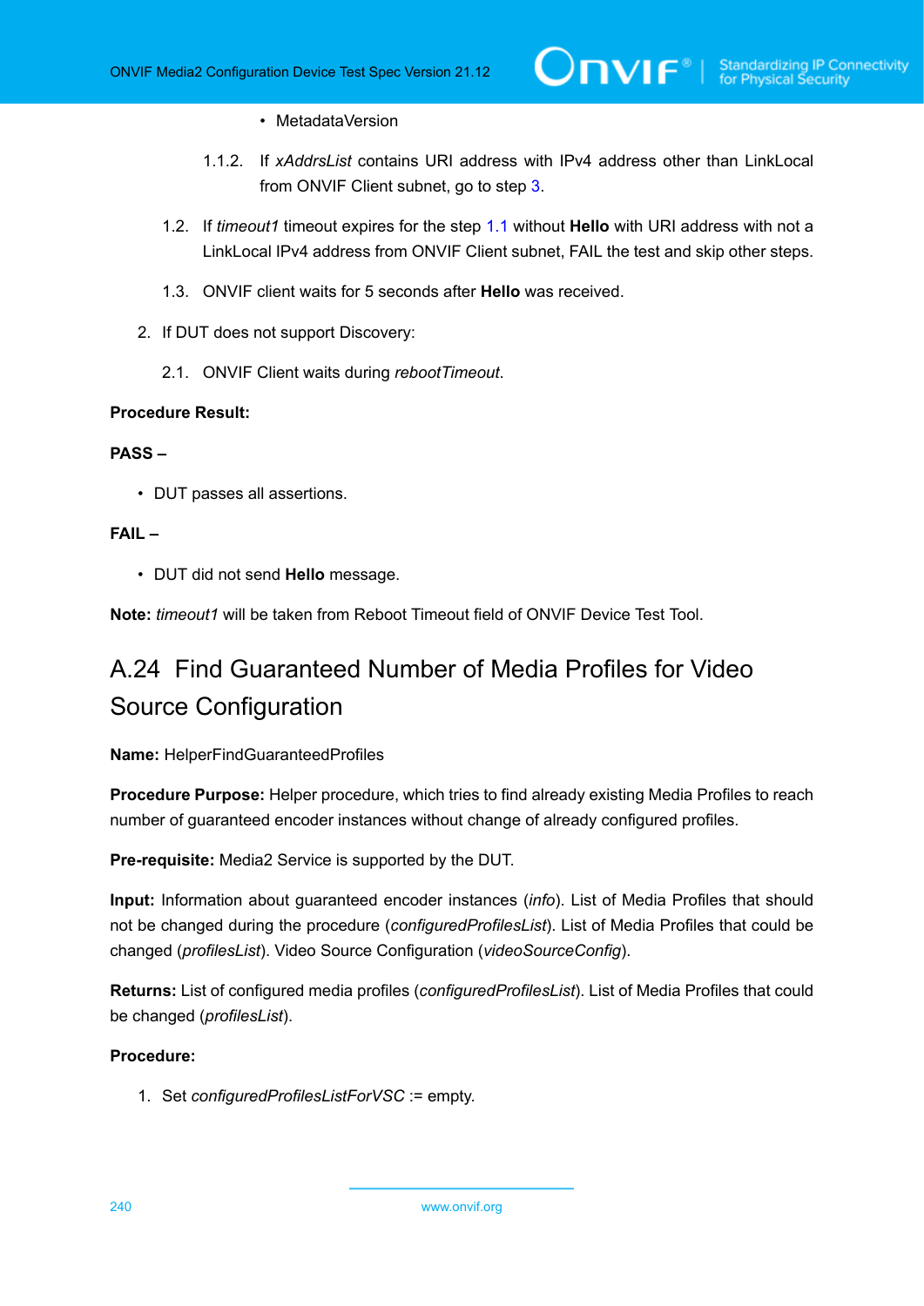- MetadataVersion

1.1.2. If *xAddrsList* contains URI address with IPv4 address other than LinkLocal from ONVIF Client subnet, go to step 3.

1.2. If *timeout1* timeout expires for the step 1.1 without **Hello** with URI address with not a LinkLocal IPv4 address from ONVIF Client subnet, FAIL the test and skip other steps.

1.3. ONVIF client waits for 5 seconds after **Hello** was received.

2. If DUT does not support Discovery:

2.1. ONVIF Client waits during *rebootTimeout*.

**Procedure Result:**

**PASS –**

- DUT passes all assertions.

**FAIL –**

- DUT did not send **Hello** message.

**Note:** *timeout1* will be taken from Reboot Timeout field of ONVIF Device Test Tool.

## A.24 Find Guaranteed Number of Media Profiles for Video Source Configuration

**Name:** HelperFindGuaranteedProfiles

**Procedure Purpose:** Helper procedure, which tries to find already existing Media Profiles to reach number of guaranteed encoder instances without change of already configured profiles.

**Pre-requisite:** Media2 Service is supported by the DUT.

**Input:** Information about guaranteed encoder instances (*info*). List of Media Profiles that should not be changed during the procedure (*configuredProfilesList*). List of Media Profiles that could be changed (*profilesList*). Video Source Configuration (*videoSourceConfig*).

**Returns:** List of configured media profiles (*configuredProfilesList*). List of Media Profiles that could be changed (*profilesList*).

**Procedure:**

1. Set *configuredProfilesListForVSC* := empty.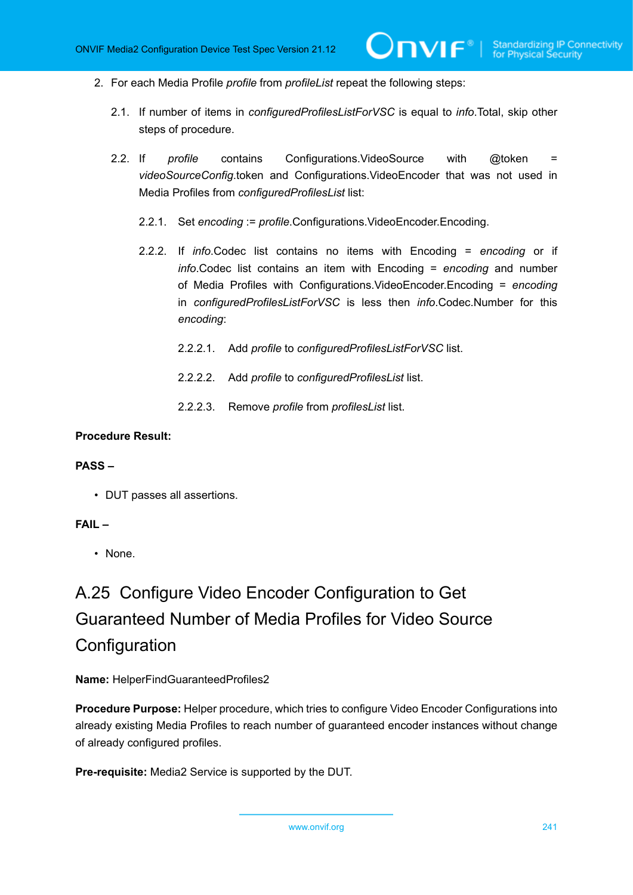2. For each Media Profile *profile* from *profileList* repeat the following steps:

   2.1. If number of items in *configuredProfilesListForVSC* is equal to *info*.Total, skip other steps of procedure.

   2.2. If *profile* contains Configurations.VideoSource with @token = *videoSourceConfig*.token and Configurations.VideoEncoder that was not used in Media Profiles from *configuredProfilesList* list:

      2.2.1. Set *encoding* := *profile*.Configurations.VideoEncoder.Encoding.

      2.2.2. If *info*.Codec list contains no items with Encoding = *encoding* or if *info*.Codec list contains an item with Encoding = *encoding* and number of Media Profiles with Configurations.VideoEncoder.Encoding = *encoding* in *configuredProfilesListForVSC* is less then *info*.Codec.Number for this *encoding*:

         2.2.2.1. Add *profile* to *configuredProfilesListForVSC* list.

         2.2.2.2. Add *profile* to *configuredProfilesList* list.

         2.2.2.3. Remove *profile* from *profilesList* list.

**Procedure Result:**

**PASS –**

- DUT passes all assertions.

**FAIL –**

- None.

## A.25 Configure Video Encoder Configuration to Get Guaranteed Number of Media Profiles for Video Source Configuration

**Name:** HelperFindGuaranteedProfiles2

**Procedure Purpose:** Helper procedure, which tries to configure Video Encoder Configurations into already existing Media Profiles to reach number of guaranteed encoder instances without change of already configured profiles.

**Pre-requisite:** Media2 Service is supported by the DUT.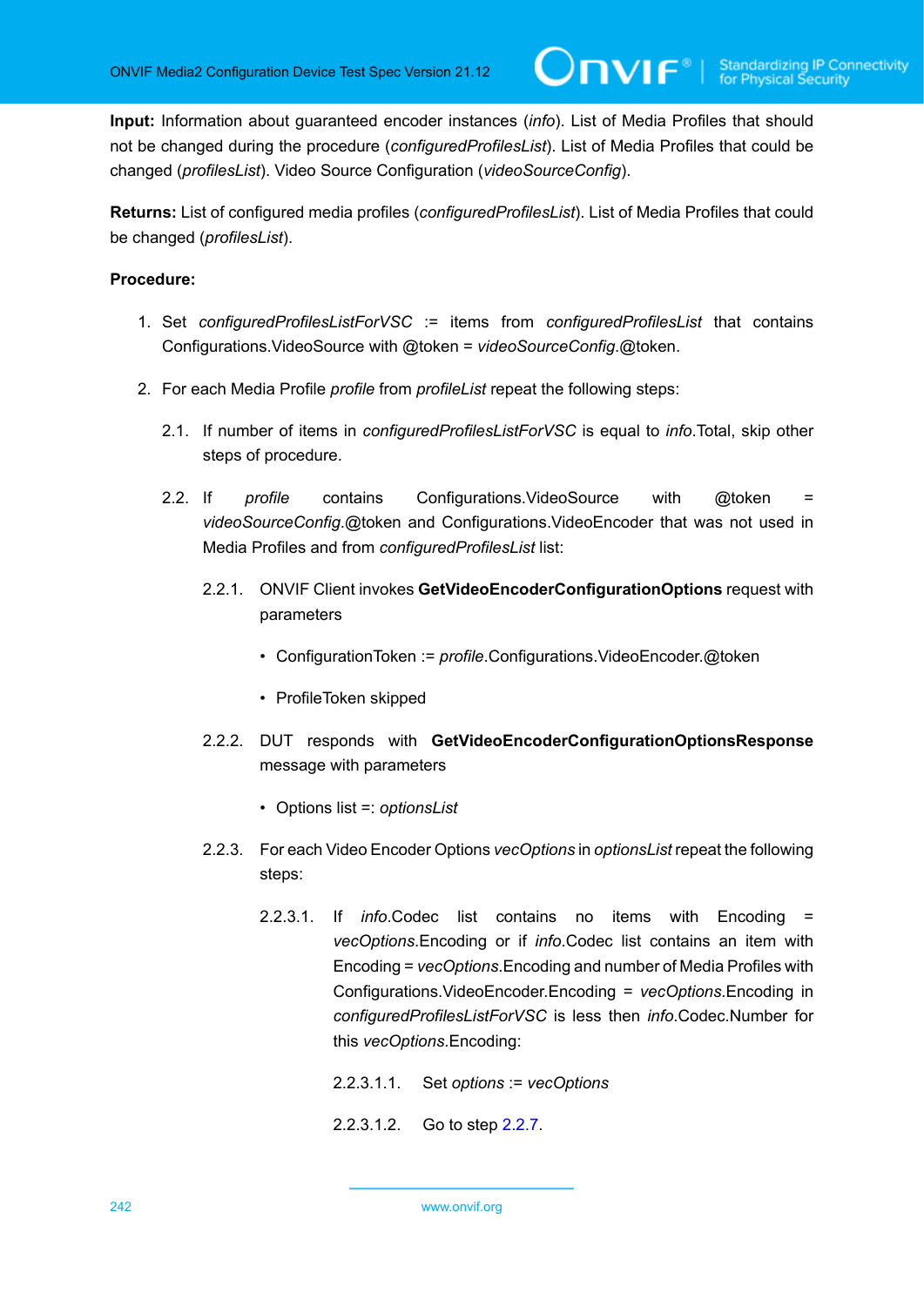**Input:** Information about guaranteed encoder instances (*info*). List of Media Profiles that should not be changed during the procedure (*configuredProfilesList*). List of Media Profiles that could be changed (*profilesList*). Video Source Configuration (*videoSourceConfig*).

**Returns:** List of configured media profiles (*configuredProfilesList*). List of Media Profiles that could be changed (*profilesList*).

**Procedure:**

1. Set *configuredProfilesListForVSC* := items from *configuredProfilesList* that contains Configurations.VideoSource with @token = *videoSourceConfig*.@token.

2. For each Media Profile *profile* from *profileList* repeat the following steps:

   2.1. If number of items in *configuredProfilesListForVSC* is equal to *info*.Total, skip other steps of procedure.

   2.2. If *profile* contains Configurations.VideoSource with @token = *videoSourceConfig*.@token and Configurations.VideoEncoder that was not used in Media Profiles and from *configuredProfilesList* list:

      2.2.1. ONVIF Client invokes **GetVideoEncoderConfigurationOptions** request with parameters

      - ConfigurationToken := *profile*.Configurations.VideoEncoder.@token
      - ProfileToken skipped

      2.2.2. DUT responds with **GetVideoEncoderConfigurationOptionsResponse** message with parameters

      - Options list =: *optionsList*

      2.2.3. For each Video Encoder Options *vecOptions* in *optionsList* repeat the following steps:

         2.2.3.1. If *info*.Codec list contains no items with Encoding = *vecOptions*.Encoding or if *info*.Codec list contains an item with Encoding = *vecOptions*.Encoding and number of Media Profiles with Configurations.VideoEncoder.Encoding = *vecOptions*.Encoding in *configuredProfilesListForVSC* is less then *info*.Codec.Number for this *vecOptions*.Encoding:

            2.2.3.1.1. Set *options* := *vecOptions*

            2.2.3.1.2. Go to step 2.2.7.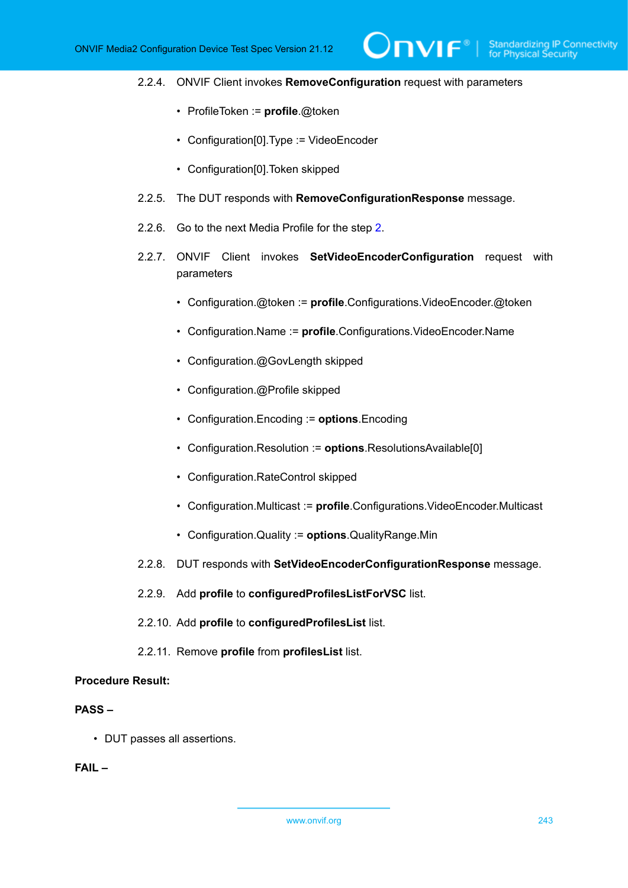2.2.4. ONVIF Client invokes **RemoveConfiguration** request with parameters

- ProfileToken := **profile**.@token
- Configuration[0].Type := VideoEncoder
- Configuration[0].Token skipped

2.2.5. The DUT responds with **RemoveConfigurationResponse** message.

2.2.6. Go to the next Media Profile for the step 2.

2.2.7. ONVIF Client invokes **SetVideoEncoderConfiguration** request with parameters

- Configuration.@token := **profile**.Configurations.VideoEncoder.@token
- Configuration.Name := **profile**.Configurations.VideoEncoder.Name
- Configuration.@GovLength skipped
- Configuration.@Profile skipped
- Configuration.Encoding := **options**.Encoding
- Configuration.Resolution := **options**.ResolutionsAvailable[0]
- Configuration.RateControl skipped
- Configuration.Multicast := **profile**.Configurations.VideoEncoder.Multicast
- Configuration.Quality := **options**.QualityRange.Min

2.2.8. DUT responds with **SetVideoEncoderConfigurationResponse** message.

2.2.9. Add **profile** to **configuredProfilesListForVSC** list.

2.2.10. Add **profile** to **configuredProfilesList** list.

2.2.11. Remove **profile** from **profilesList** list.

**Procedure Result:**

**PASS –**

- DUT passes all assertions.

**FAIL –**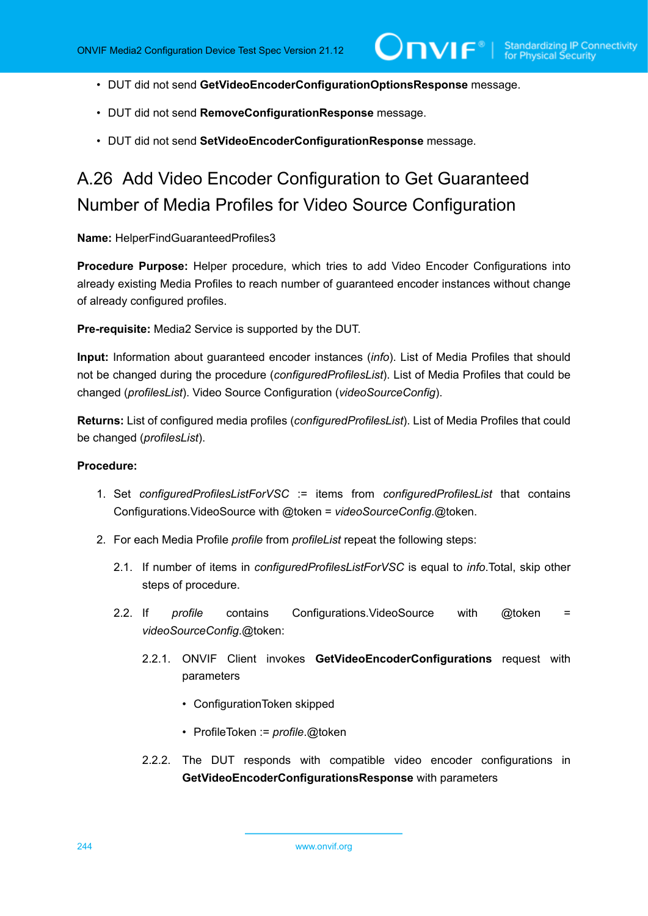- DUT did not send **GetVideoEncoderConfigurationOptionsResponse** message.
- DUT did not send **RemoveConfigurationResponse** message.
- DUT did not send **SetVideoEncoderConfigurationResponse** message.

## A.26 Add Video Encoder Configuration to Get Guaranteed Number of Media Profiles for Video Source Configuration

**Name:** HelperFindGuaranteedProfiles3

**Procedure Purpose:** Helper procedure, which tries to add Video Encoder Configurations into already existing Media Profiles to reach number of guaranteed encoder instances without change of already configured profiles.

**Pre-requisite:** Media2 Service is supported by the DUT.

**Input:** Information about guaranteed encoder instances (*info*). List of Media Profiles that should not be changed during the procedure (*configuredProfilesList*). List of Media Profiles that could be changed (*profilesList*). Video Source Configuration (*videoSourceConfig*).

**Returns:** List of configured media profiles (*configuredProfilesList*). List of Media Profiles that could be changed (*profilesList*).

**Procedure:**

1. Set *configuredProfilesListForVSC* := items from *configuredProfilesList* that contains Configurations.VideoSource with @token = *videoSourceConfig*.@token.
2. For each Media Profile *profile* from *profileList* repeat the following steps:
   - 2.1. If number of items in *configuredProfilesListForVSC* is equal to *info*.Total, skip other steps of procedure.
   - 2.2. If *profile* contains Configurations.VideoSource with @token = *videoSourceConfig*.@token:
     - 2.2.1. ONVIF Client invokes **GetVideoEncoderConfigurations** request with parameters
       - ConfigurationToken skipped
       - ProfileToken := *profile*.@token
     - 2.2.2. The DUT responds with compatible video encoder configurations in **GetVideoEncoderConfigurationsResponse** with parameters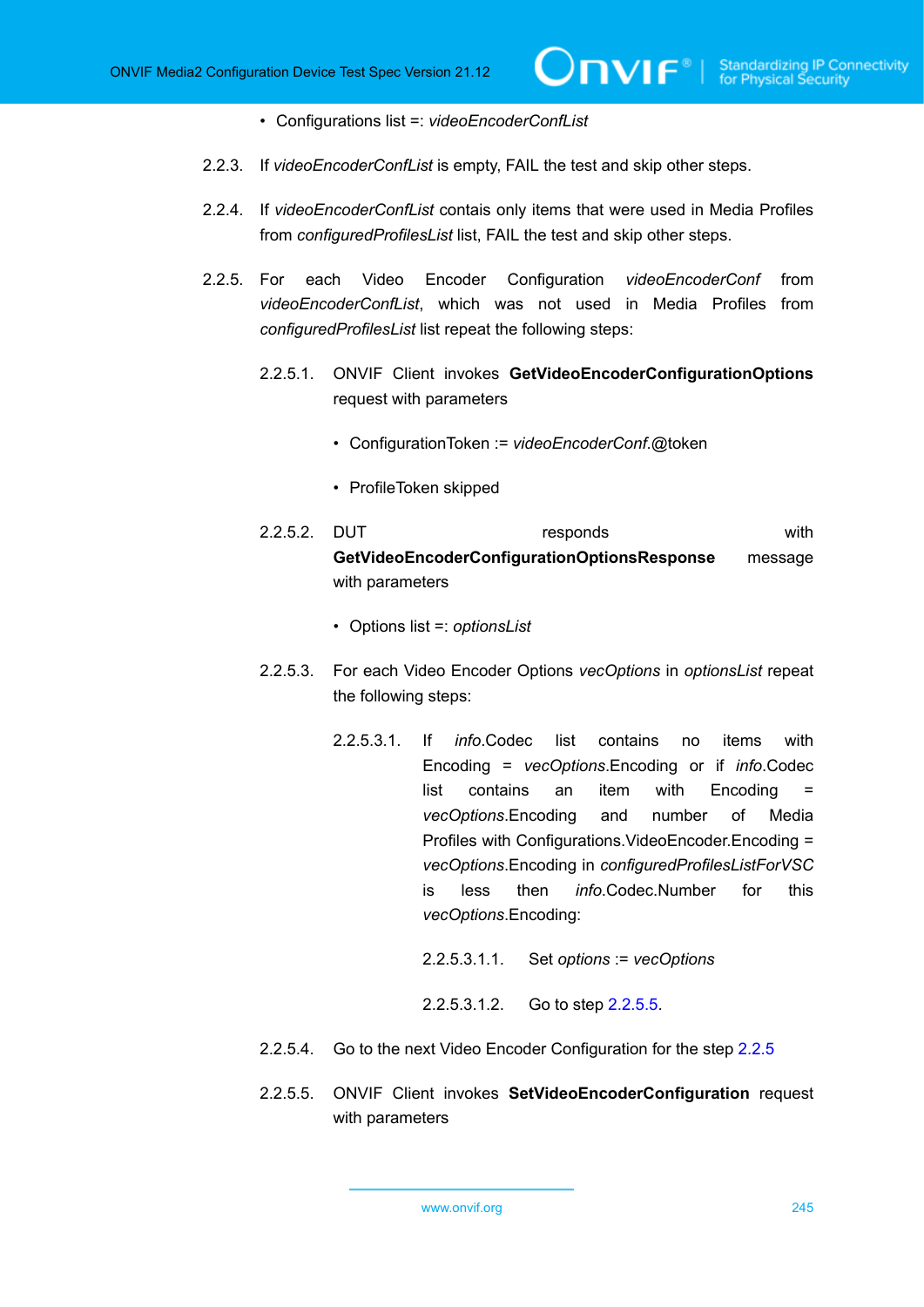- Configurations list =: *videoEncoderConfList*

2.2.3. If *videoEncoderConfList* is empty, FAIL the test and skip other steps.

2.2.4. If *videoEncoderConfList* contais only items that were used in Media Profiles from *configuredProfilesList* list, FAIL the test and skip other steps.

2.2.5. For each Video Encoder Configuration *videoEncoderConf* from *videoEncoderConfList*, which was not used in Media Profiles from *configuredProfilesList* list repeat the following steps:

2.2.5.1. ONVIF Client invokes **GetVideoEncoderConfigurationOptions** request with parameters

- ConfigurationToken := *videoEncoderConf*.@token
- ProfileToken skipped

2.2.5.2. DUT responds with **GetVideoEncoderConfigurationOptionsResponse** message with parameters

- Options list =: *optionsList*

2.2.5.3. For each Video Encoder Options *vecOptions* in *optionsList* repeat the following steps:

2.2.5.3.1. If *info*.Codec list contains no items with Encoding = *vecOptions*.Encoding or if *info*.Codec list contains an item with Encoding = *vecOptions*.Encoding and number of Media Profiles with Configurations.VideoEncoder.Encoding = *vecOptions*.Encoding in *configuredProfilesListForVSC* is less then *info*.Codec.Number for this *vecOptions*.Encoding:

2.2.5.3.1.1. Set *options* := *vecOptions*

2.2.5.3.1.2. Go to step 2.2.5.5.

2.2.5.4. Go to the next Video Encoder Configuration for the step 2.2.5

2.2.5.5. ONVIF Client invokes **SetVideoEncoderConfiguration** request with parameters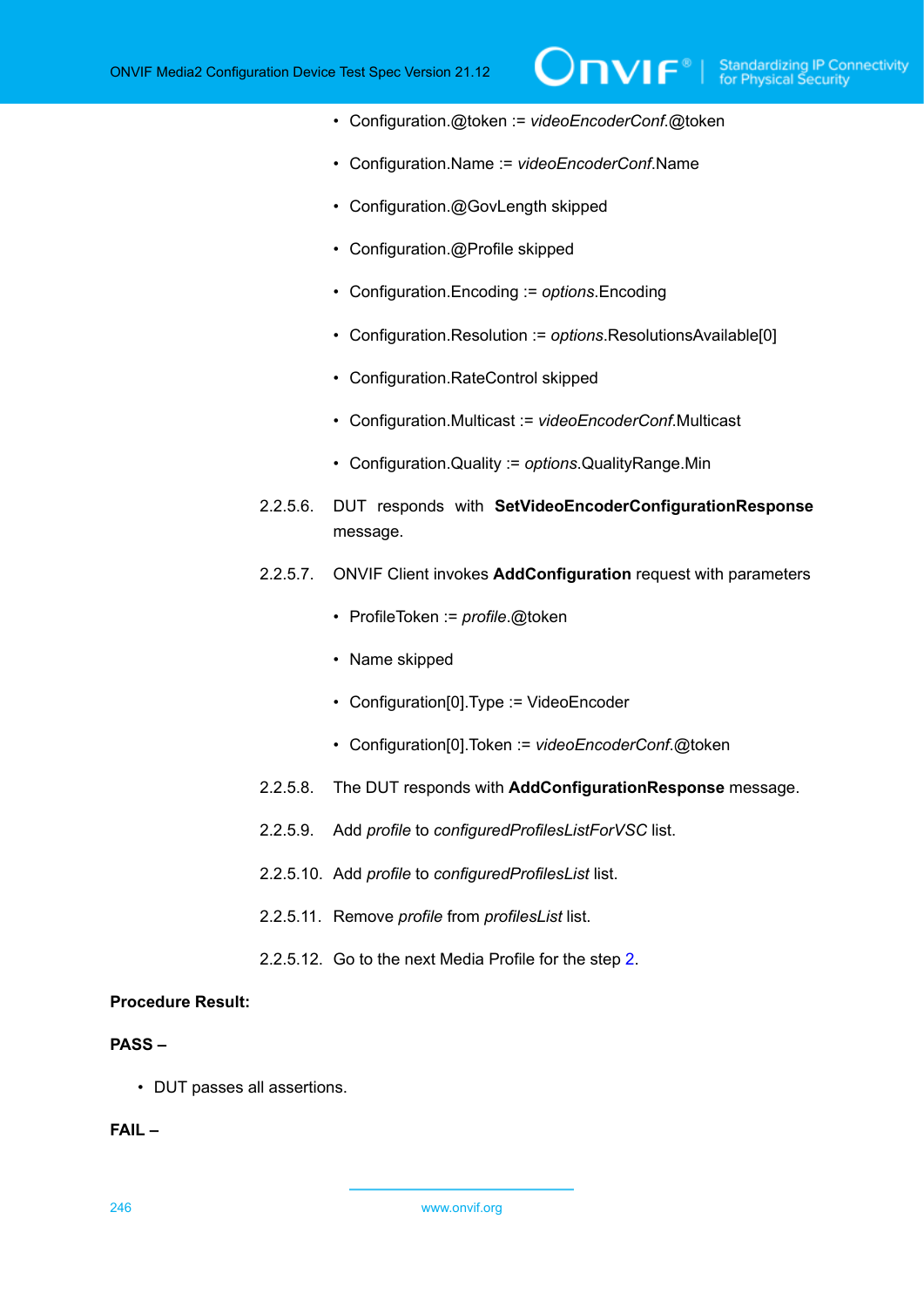- Configuration.@token := *videoEncoderConf*.@token
- Configuration.Name := *videoEncoderConf*.Name
- Configuration.@GovLength skipped
- Configuration.@Profile skipped
- Configuration.Encoding := *options*.Encoding
- Configuration.Resolution := *options*.ResolutionsAvailable[0]
- Configuration.RateControl skipped
- Configuration.Multicast := *videoEncoderConf*.Multicast
- Configuration.Quality := *options*.QualityRange.Min

2.2.5.6. DUT responds with **SetVideoEncoderConfigurationResponse** message.

2.2.5.7. ONVIF Client invokes **AddConfiguration** request with parameters

- ProfileToken := *profile*.@token
- Name skipped
- Configuration[0].Type := VideoEncoder
- Configuration[0].Token := *videoEncoderConf*.@token

2.2.5.8. The DUT responds with **AddConfigurationResponse** message.

2.2.5.9. Add *profile* to *configuredProfilesListForVSC* list.

2.2.5.10. Add *profile* to *configuredProfilesList* list.

2.2.5.11. Remove *profile* from *profilesList* list.

2.2.5.12. Go to the next Media Profile for the step 2.

**Procedure Result:**

**PASS –**

- DUT passes all assertions.

**FAIL –**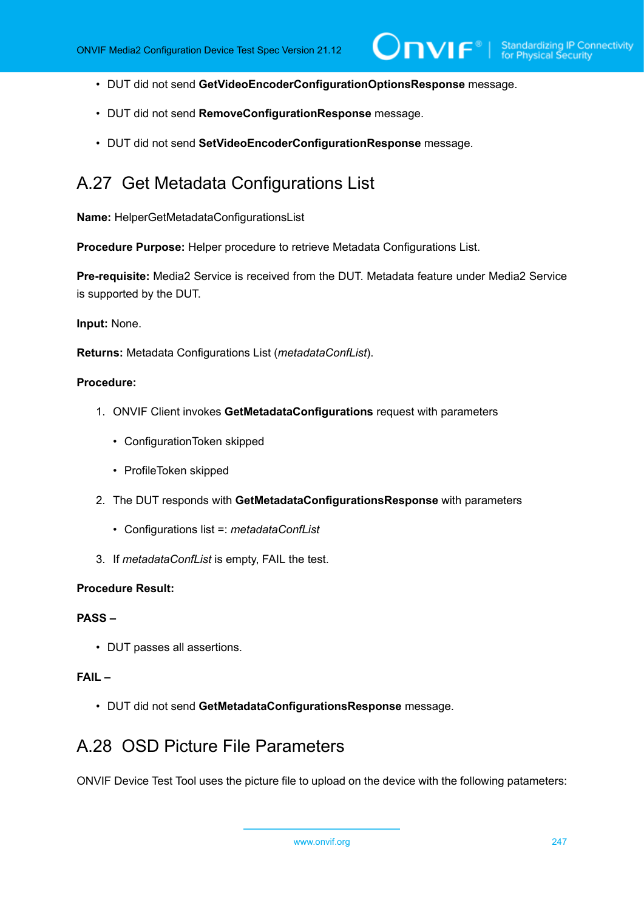- DUT did not send **GetVideoEncoderConfigurationOptionsResponse** message.
- DUT did not send **RemoveConfigurationResponse** message.
- DUT did not send **SetVideoEncoderConfigurationResponse** message.

## A.27 Get Metadata Configurations List

**Name:** HelperGetMetadataConfigurationsList

**Procedure Purpose:** Helper procedure to retrieve Metadata Configurations List.

**Pre-requisite:** Media2 Service is received from the DUT. Metadata feature under Media2 Service is supported by the DUT.

**Input:** None.

**Returns:** Metadata Configurations List (*metadataConfList*).

**Procedure:**

1. ONVIF Client invokes **GetMetadataConfigurations** request with parameters
   - ConfigurationToken skipped
   - ProfileToken skipped
2. The DUT responds with **GetMetadataConfigurationsResponse** with parameters
   - Configurations list =: *metadataConfList*
3. If *metadataConfList* is empty, FAIL the test.

**Procedure Result:**

**PASS –**

- DUT passes all assertions.

**FAIL –**

- DUT did not send **GetMetadataConfigurationsResponse** message.

## A.28 OSD Picture File Parameters

ONVIF Device Test Tool uses the picture file to upload on the device with the following patameters: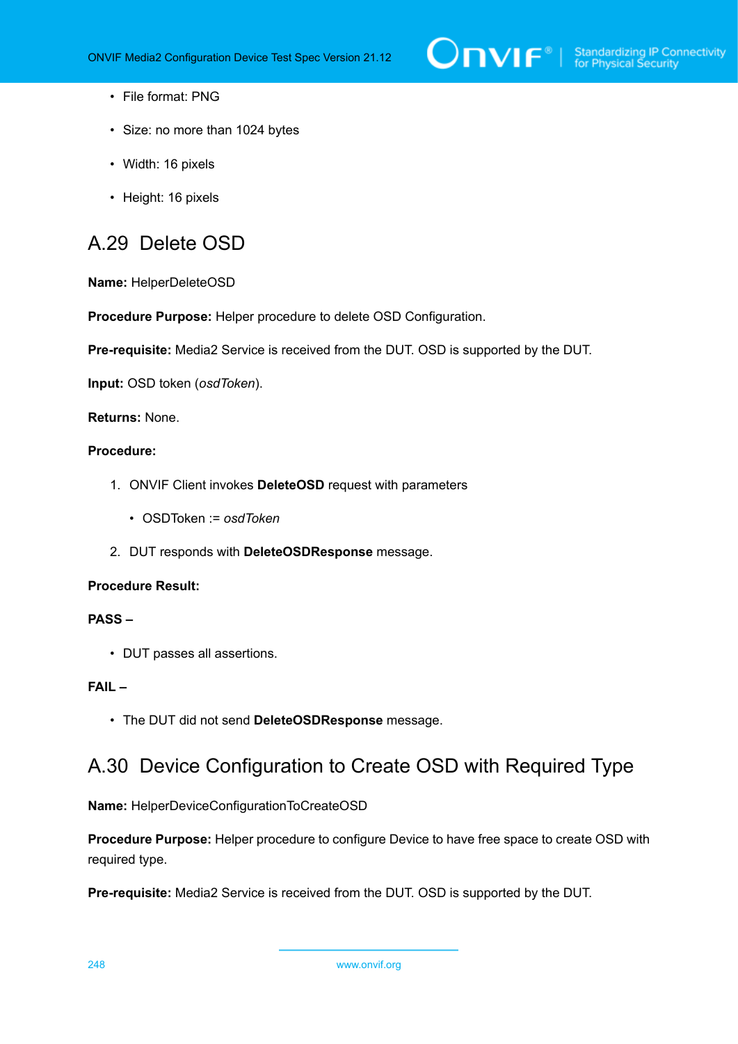- File format: PNG
- Size: no more than 1024 bytes
- Width: 16 pixels
- Height: 16 pixels

## A.29 Delete OSD

**Name:** HelperDeleteOSD

**Procedure Purpose:** Helper procedure to delete OSD Configuration.

**Pre-requisite:** Media2 Service is received from the DUT. OSD is supported by the DUT.

**Input:** OSD token (*osdToken*).

**Returns:** None.

**Procedure:**

1. ONVIF Client invokes **DeleteOSD** request with parameters
   - OSDToken := *osdToken*
2. DUT responds with **DeleteOSDResponse** message.

**Procedure Result:**

**PASS –**

- DUT passes all assertions.

**FAIL –**

- The DUT did not send **DeleteOSDResponse** message.

## A.30 Device Configuration to Create OSD with Required Type

**Name:** HelperDeviceConfigurationToCreateOSD

**Procedure Purpose:** Helper procedure to configure Device to have free space to create OSD with required type.

**Pre-requisite:** Media2 Service is received from the DUT. OSD is supported by the DUT.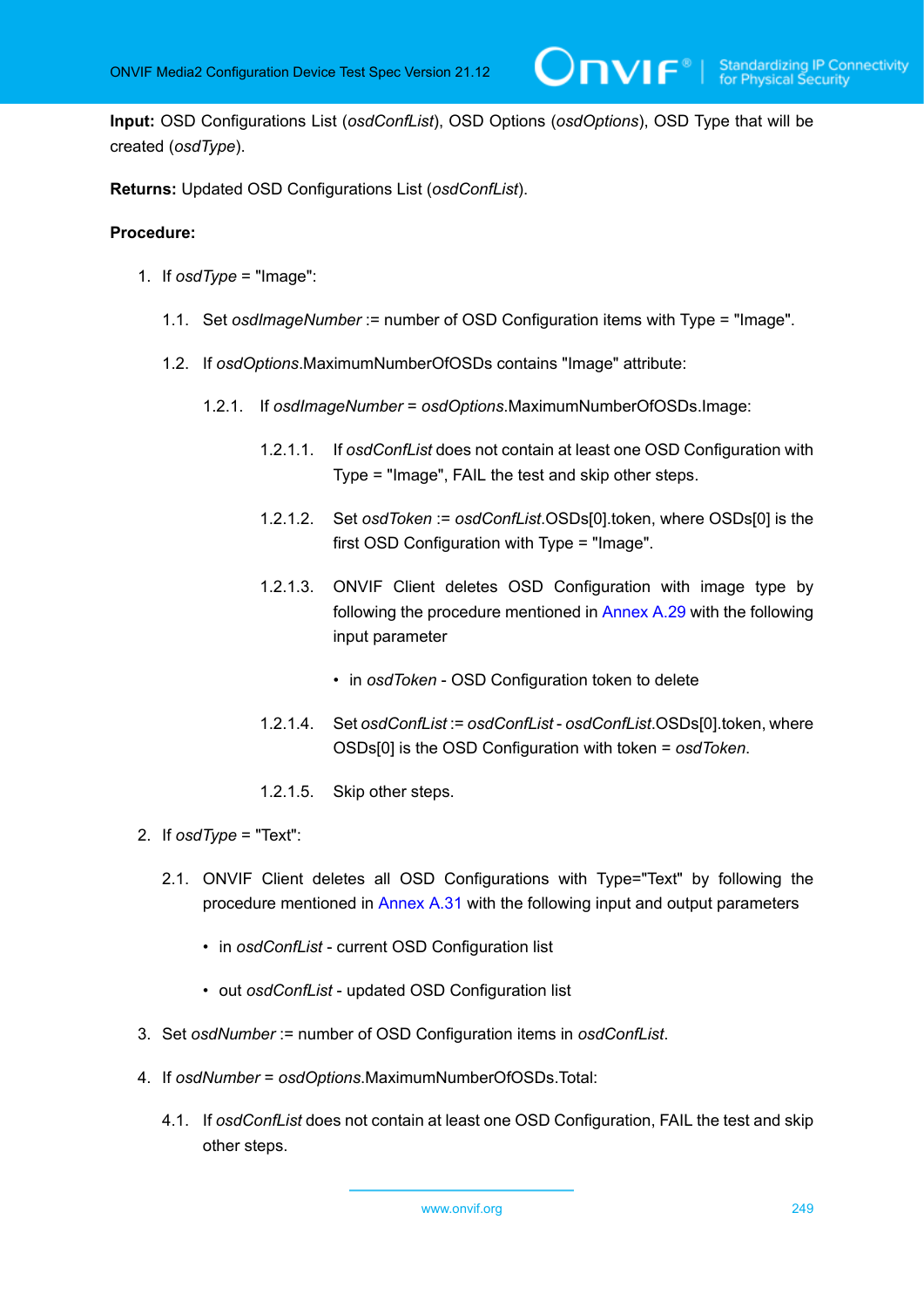**Input:** OSD Configurations List (*osdConfList*), OSD Options (*osdOptions*), OSD Type that will be created (*osdType*).

**Returns:** Updated OSD Configurations List (*osdConfList*).

**Procedure:**

1. If *osdType* = "Image":
   1.1. Set *osdImageNumber* := number of OSD Configuration items with Type = "Image".
   1.2. If *osdOptions*.MaximumNumberOfOSDs contains "Image" attribute:
      1.2.1. If *osdImageNumber* = *osdOptions*.MaximumNumberOfOSDs.Image:
         1.2.1.1. If *osdConfList* does not contain at least one OSD Configuration with Type = "Image", FAIL the test and skip other steps.
         1.2.1.2. Set *osdToken* := *osdConfList*.OSDs[0].token, where OSDs[0] is the first OSD Configuration with Type = "Image".
         1.2.1.3. ONVIF Client deletes OSD Configuration with image type by following the procedure mentioned in Annex A.29 with the following input parameter
            - in *osdToken* - OSD Configuration token to delete
         1.2.1.4. Set *osdConfList* := *osdConfList* - *osdConfList*.OSDs[0].token, where OSDs[0] is the OSD Configuration with token = *osdToken*.
         1.2.1.5. Skip other steps.
2. If *osdType* = "Text":
   2.1. ONVIF Client deletes all OSD Configurations with Type="Text" by following the procedure mentioned in Annex A.31 with the following input and output parameters
      - in *osdConfList* - current OSD Configuration list
      - out *osdConfList* - updated OSD Configuration list
3. Set *osdNumber* := number of OSD Configuration items in *osdConfList*.
4. If *osdNumber* = *osdOptions*.MaximumNumberOfOSDs.Total:
   4.1. If *osdConfList* does not contain at least one OSD Configuration, FAIL the test and skip other steps.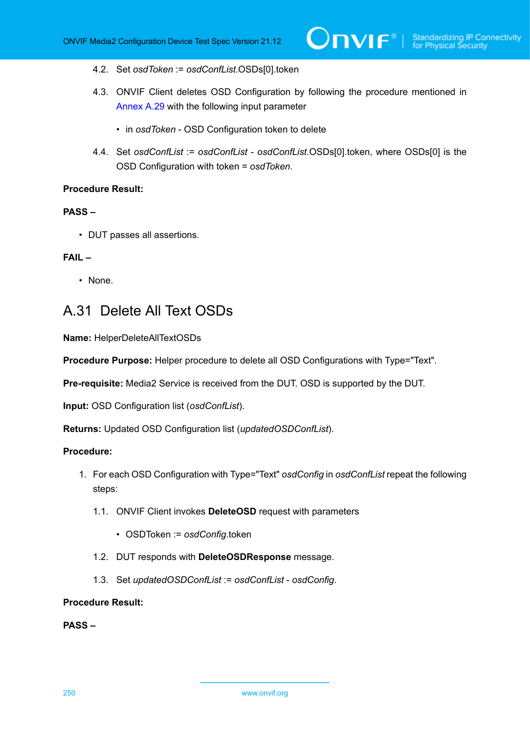4.2. Set *osdToken* := *osdConfList*.OSDs[0].token

4.3. ONVIF Client deletes OSD Configuration by following the procedure mentioned in Annex A.29 with the following input parameter

- in *osdToken* - OSD Configuration token to delete

4.4. Set *osdConfList* := *osdConfList* - *osdConfList*.OSDs[0].token, where OSDs[0] is the OSD Configuration with token = *osdToken*.

**Procedure Result:**

**PASS –**

- DUT passes all assertions.

**FAIL –**

- None.

## A.31 Delete All Text OSDs

**Name:** HelperDeleteAllTextOSDs

**Procedure Purpose:** Helper procedure to delete all OSD Configurations with Type="Text".

**Pre-requisite:** Media2 Service is received from the DUT. OSD is supported by the DUT.

**Input:** OSD Configuration list (*osdConfList*).

**Returns:** Updated OSD Configuration list (*updatedOSDConfList*).

**Procedure:**

1. For each OSD Configuration with Type="Text" *osdConfig* in *osdConfList* repeat the following steps:

   1.1. ONVIF Client invokes **DeleteOSD** request with parameters

   - OSDToken := *osdConfig*.token

   1.2. DUT responds with **DeleteOSDResponse** message.

   1.3. Set *updatedOSDConfList* := *osdConfList* - *osdConfig*.

**Procedure Result:**

**PASS –**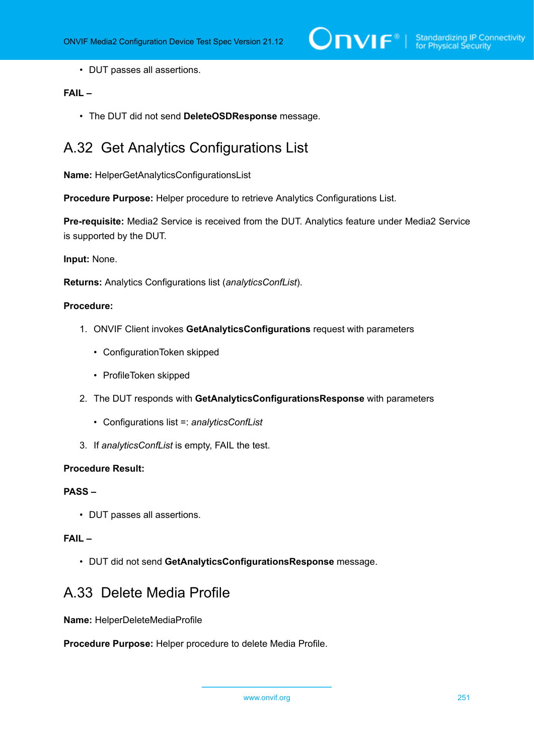- DUT passes all assertions.

**FAIL –**

- The DUT did not send **DeleteOSDResponse** message.

## A.32 Get Analytics Configurations List

**Name:** HelperGetAnalyticsConfigurationsList

**Procedure Purpose:** Helper procedure to retrieve Analytics Configurations List.

**Pre-requisite:** Media2 Service is received from the DUT. Analytics feature under Media2 Service is supported by the DUT.

**Input:** None.

**Returns:** Analytics Configurations list (*analyticsConfList*).

**Procedure:**

1. ONVIF Client invokes **GetAnalyticsConfigurations** request with parameters
   - ConfigurationToken skipped
   - ProfileToken skipped
2. The DUT responds with **GetAnalyticsConfigurationsResponse** with parameters
   - Configurations list =: *analyticsConfList*
3. If *analyticsConfList* is empty, FAIL the test.

**Procedure Result:**

**PASS –**

- DUT passes all assertions.

**FAIL –**

- DUT did not send **GetAnalyticsConfigurationsResponse** message.

## A.33 Delete Media Profile

**Name:** HelperDeleteMediaProfile

**Procedure Purpose:** Helper procedure to delete Media Profile.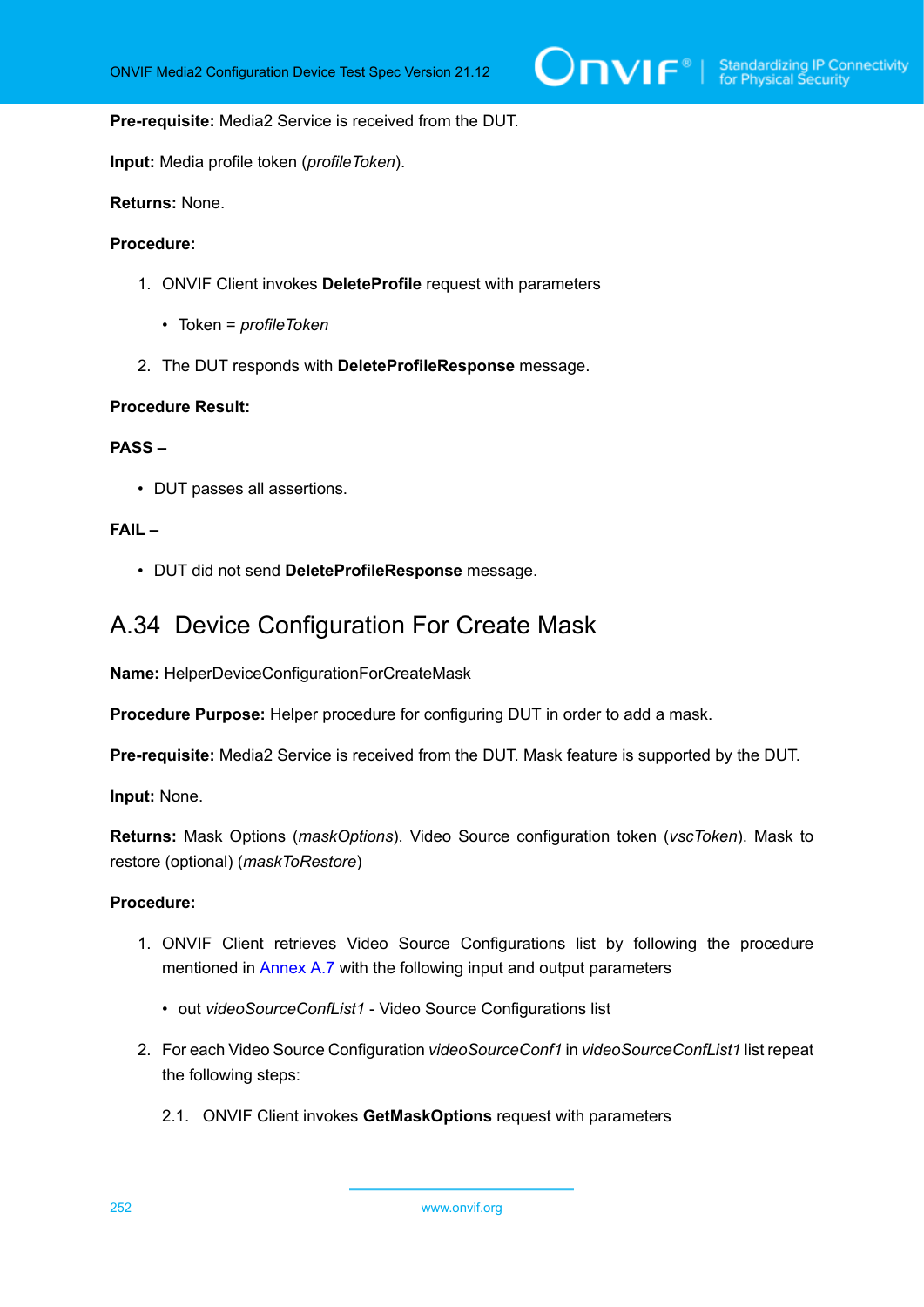**Pre-requisite:** Media2 Service is received from the DUT.

**Input:** Media profile token (*profileToken*).

**Returns:** None.

**Procedure:**

1. ONVIF Client invokes **DeleteProfile** request with parameters
   - Token = *profileToken*
2. The DUT responds with **DeleteProfileResponse** message.

**Procedure Result:**

**PASS –**

- DUT passes all assertions.

**FAIL –**

- DUT did not send **DeleteProfileResponse** message.

## A.34 Device Configuration For Create Mask

**Name:** HelperDeviceConfigurationForCreateMask

**Procedure Purpose:** Helper procedure for configuring DUT in order to add a mask.

**Pre-requisite:** Media2 Service is received from the DUT. Mask feature is supported by the DUT.

**Input:** None.

**Returns:** Mask Options (*maskOptions*). Video Source configuration token (*vscToken*). Mask to restore (optional) (*maskToRestore*)

**Procedure:**

1. ONVIF Client retrieves Video Source Configurations list by following the procedure mentioned in Annex A.7 with the following input and output parameters
   - out *videoSourceConfList1* - Video Source Configurations list
2. For each Video Source Configuration *videoSourceConf1* in *videoSourceConfList1* list repeat the following steps:

   2.1. ONVIF Client invokes **GetMaskOptions** request with parameters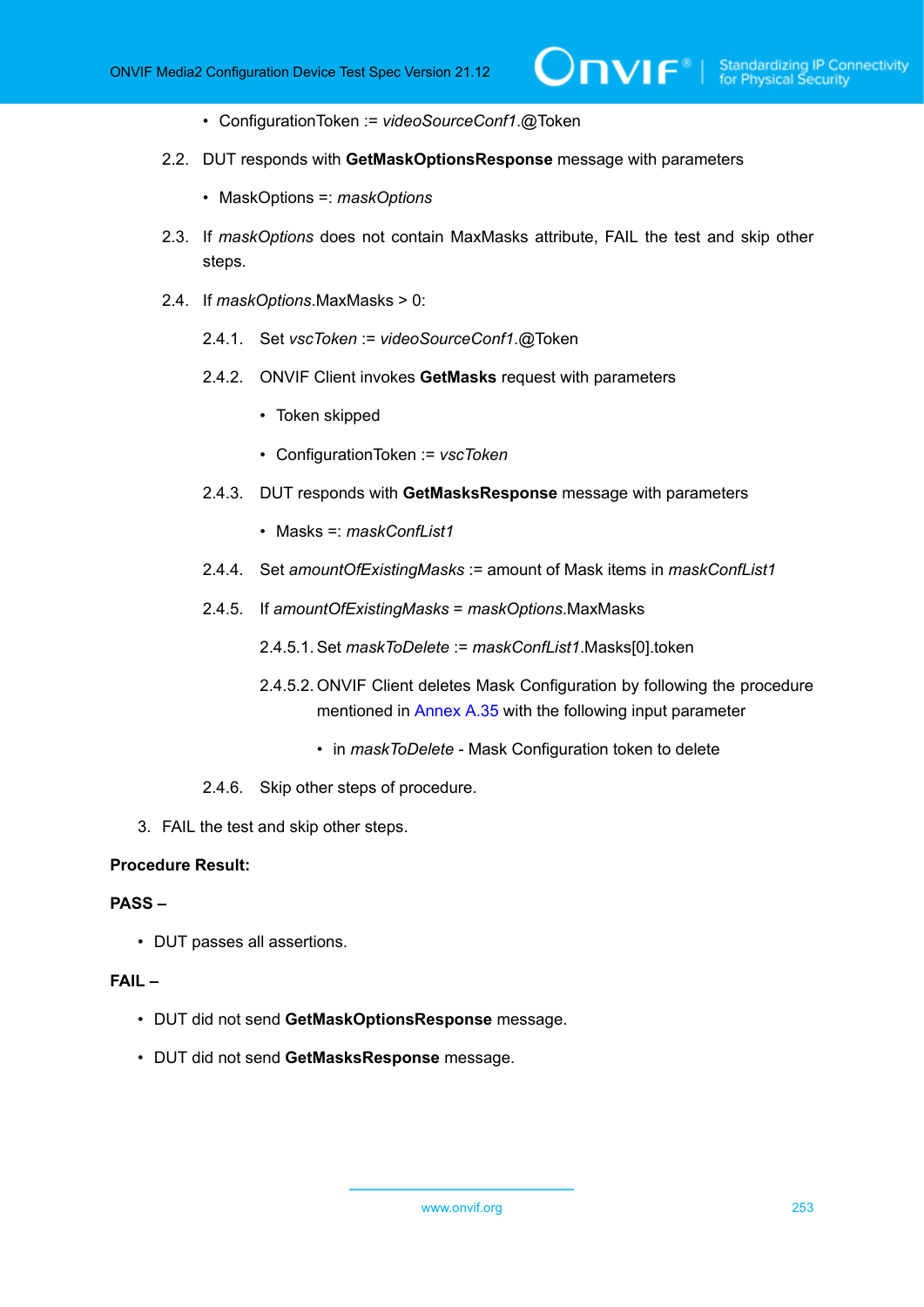- ConfigurationToken := *videoSourceConf1*.@Token

2.2. DUT responds with **GetMaskOptionsResponse** message with parameters

- MaskOptions =: *maskOptions*

2.3. If *maskOptions* does not contain MaxMasks attribute, FAIL the test and skip other steps.

2.4. If *maskOptions*.MaxMasks > 0:

2.4.1. Set *vscToken* := *videoSourceConf1*.@Token

2.4.2. ONVIF Client invokes **GetMasks** request with parameters

- Token skipped
- ConfigurationToken := *vscToken*

2.4.3. DUT responds with **GetMasksResponse** message with parameters

- Masks =: *maskConfList1*

2.4.4. Set *amountOfExistingMasks* := amount of Mask items in *maskConfList1*

2.4.5. If *amountOfExistingMasks* = *maskOptions*.MaxMasks

2.4.5.1. Set *maskToDelete* := *maskConfList1*.Masks[0].token

2.4.5.2. ONVIF Client deletes Mask Configuration by following the procedure mentioned in Annex A.35 with the following input parameter

- in *maskToDelete* - Mask Configuration token to delete

2.4.6. Skip other steps of procedure.

3. FAIL the test and skip other steps.

**Procedure Result:**

**PASS –**

- DUT passes all assertions.

**FAIL –**

- DUT did not send **GetMaskOptionsResponse** message.
- DUT did not send **GetMasksResponse** message.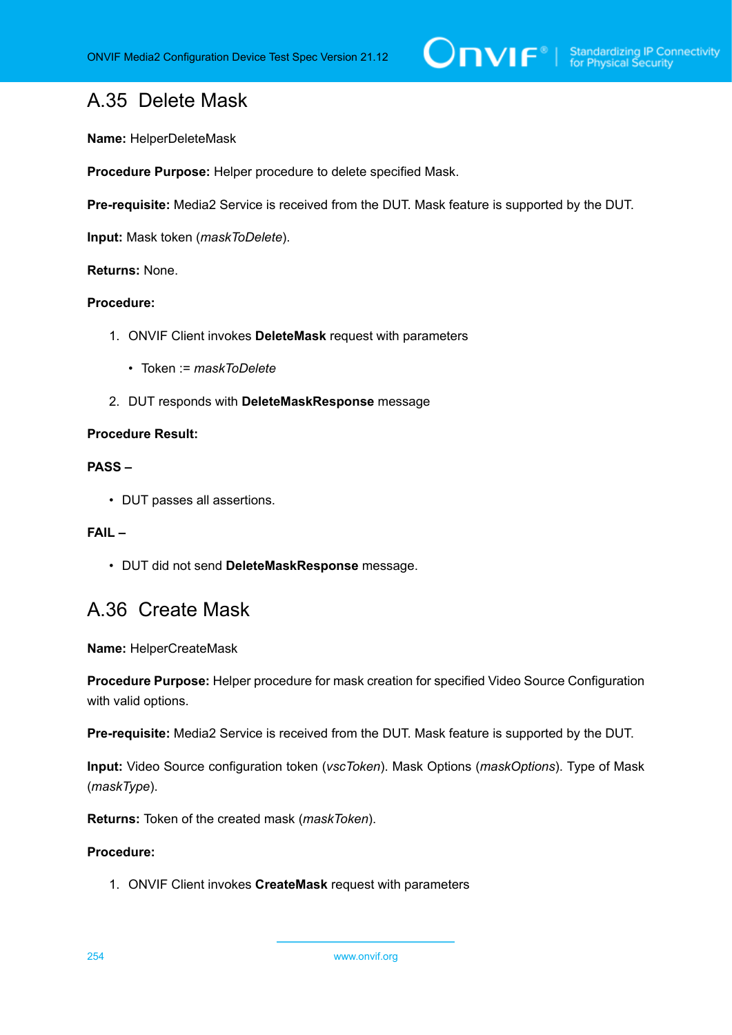## A.35 Delete Mask

**Name:** HelperDeleteMask

**Procedure Purpose:** Helper procedure to delete specified Mask.

**Pre-requisite:** Media2 Service is received from the DUT. Mask feature is supported by the DUT.

**Input:** Mask token (*maskToDelete*).

**Returns:** None.

**Procedure:**

1. ONVIF Client invokes **DeleteMask** request with parameters
   - Token := *maskToDelete*
2. DUT responds with **DeleteMaskResponse** message

**Procedure Result:**

**PASS –**

- DUT passes all assertions.

**FAIL –**

- DUT did not send **DeleteMaskResponse** message.

## A.36 Create Mask

**Name:** HelperCreateMask

**Procedure Purpose:** Helper procedure for mask creation for specified Video Source Configuration with valid options.

**Pre-requisite:** Media2 Service is received from the DUT. Mask feature is supported by the DUT.

**Input:** Video Source configuration token (*vscToken*). Mask Options (*maskOptions*). Type of Mask (*maskType*).

**Returns:** Token of the created mask (*maskToken*).

**Procedure:**

1. ONVIF Client invokes **CreateMask** request with parameters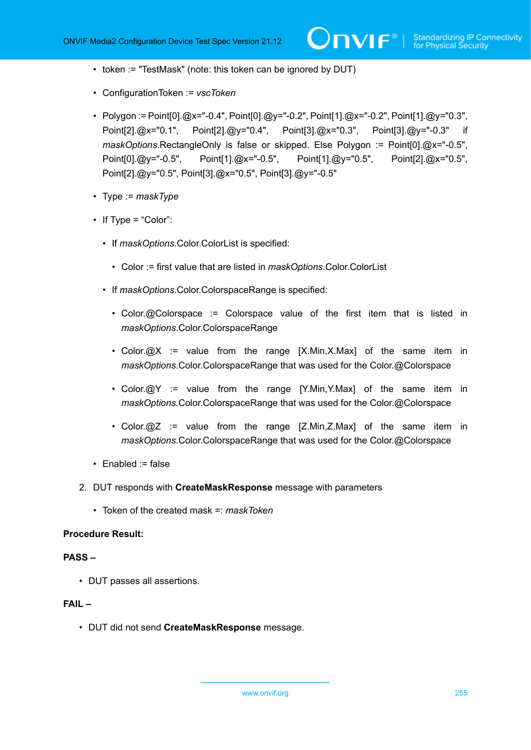- token := "TestMask" (note: this token can be ignored by DUT)
- ConfigurationToken := *vscToken*
- Polygon := Point[0].@x="-0.4", Point[0].@y="-0.2", Point[1].@x="-0.2", Point[1].@y="0.3", Point[2].@x="0.1", Point[2].@y="0.4", Point[3].@x="0.3", Point[3].@y="-0.3" if *maskOptions*.RectangleOnly is false or skipped. Else Polygon := Point[0].@x="-0.5", Point[0].@y="-0.5", Point[1].@x="-0.5", Point[1].@y="0.5", Point[2].@x="0.5", Point[2].@y="0.5", Point[3].@x="0.5", Point[3].@y="-0.5"
- Type := *maskType*
- If Type = "Color":
  - If *maskOptions*.Color.ColorList is specified:
    - Color := first value that are listed in *maskOptions*.Color.ColorList
  - If *maskOptions*.Color.ColorspaceRange is specified:
    - Color.@Colorspace := Colorspace value of the first item that is listed in *maskOptions*.Color.ColorspaceRange
    - Color.@X := value from the range [X.Min,X.Max] of the same item in *maskOptions*.Color.ColorspaceRange that was used for the Color.@Colorspace
    - Color.@Y := value from the range [Y.Min,Y.Max] of the same item in *maskOptions*.Color.ColorspaceRange that was used for the Color.@Colorspace
    - Color.@Z := value from the range [Z.Min,Z.Max] of the same item in *maskOptions*.Color.ColorspaceRange that was used for the Color.@Colorspace
- Enabled := false

2. DUT responds with **CreateMaskResponse** message with parameters
   - Token of the created mask =: *maskToken*

**Procedure Result:**

**PASS –**

- DUT passes all assertions.

**FAIL –**

- DUT did not send **CreateMaskResponse** message.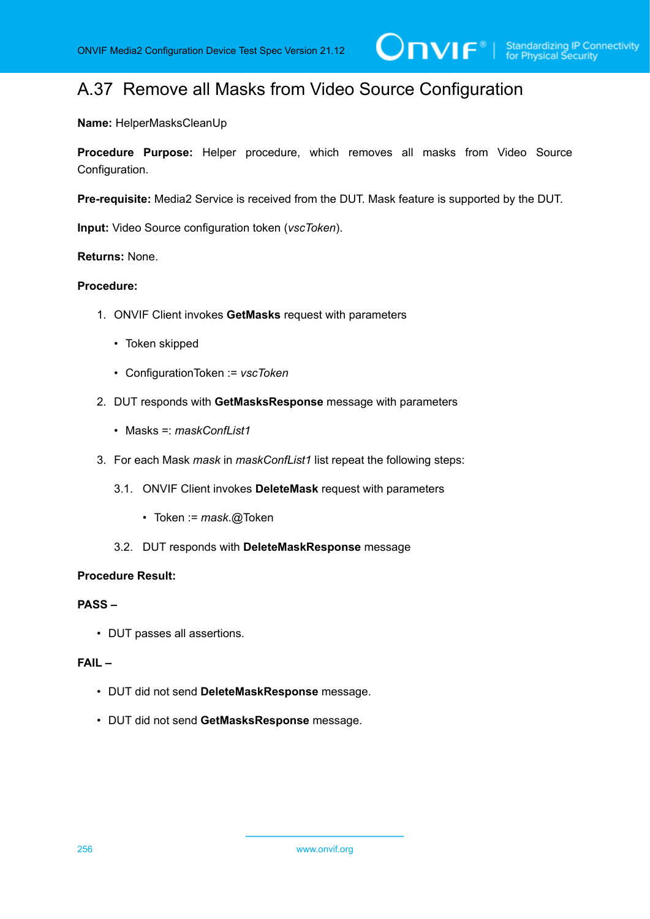## A.37 Remove all Masks from Video Source Configuration

**Name:** HelperMasksCleanUp

**Procedure Purpose:** Helper procedure, which removes all masks from Video Source Configuration.

**Pre-requisite:** Media2 Service is received from the DUT. Mask feature is supported by the DUT.

**Input:** Video Source configuration token (*vscToken*).

**Returns:** None.

**Procedure:**

1. ONVIF Client invokes **GetMasks** request with parameters
   - Token skipped
   - ConfigurationToken := *vscToken*
2. DUT responds with **GetMasksResponse** message with parameters
   - Masks =: *maskConfList1*
3. For each Mask *mask* in *maskConfList1* list repeat the following steps:

   3.1. ONVIF Client invokes **DeleteMask** request with parameters
   - Token := *mask*.@Token

   3.2. DUT responds with **DeleteMaskResponse** message

**Procedure Result:**

**PASS –**

- DUT passes all assertions.

**FAIL –**

- DUT did not send **DeleteMaskResponse** message.
- DUT did not send **GetMasksResponse** message.